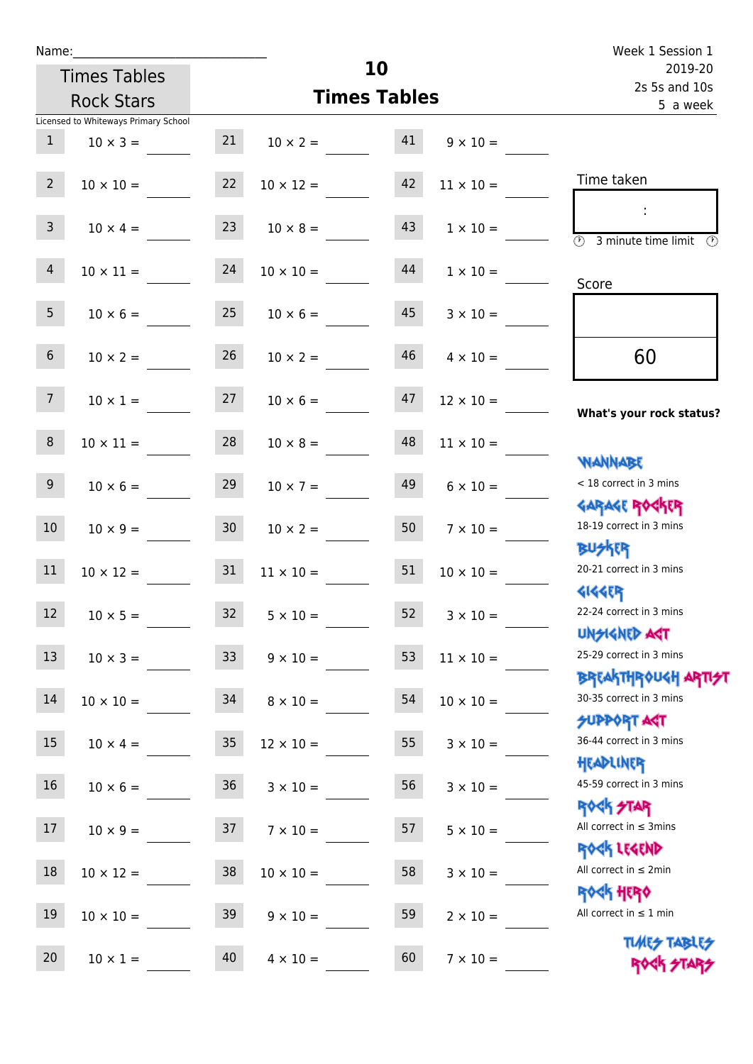Name:

Times Tables Rock Stars

# 10 Times Tables

Week 1 Session 1
2019-20
2s 5s and 10s
5 a week

Licensed to Whiteways Primary School

| | | | | | |
|---|---|---|---|---|---|
| 1 | 10 × 3 = | 21 | 10 × 2 = | 41 | 9 × 10 = |
| 2 | 10 × 10 = | 22 | 10 × 12 = | 42 | 11 × 10 = |
| 3 | 10 × 4 = | 23 | 10 × 8 = | 43 | 1 × 10 = |
| 4 | 10 × 11 = | 24 | 10 × 10 = | 44 | 1 × 10 = |
| 5 | 10 × 6 = | 25 | 10 × 6 = | 45 | 3 × 10 = |
| 6 | 10 × 2 = | 26 | 10 × 2 = | 46 | 4 × 10 = |
| 7 | 10 × 1 = | 27 | 10 × 6 = | 47 | 12 × 10 = |
| 8 | 10 × 11 = | 28 | 10 × 8 = | 48 | 11 × 10 = |
| 9 | 10 × 6 = | 29 | 10 × 7 = | 49 | 6 × 10 = |
| 10 | 10 × 9 = | 30 | 10 × 2 = | 50 | 7 × 10 = |
| 11 | 10 × 12 = | 31 | 11 × 10 = | 51 | 10 × 10 = |
| 12 | 10 × 5 = | 32 | 5 × 10 = | 52 | 3 × 10 = |
| 13 | 10 × 3 = | 33 | 9 × 10 = | 53 | 11 × 10 = |
| 14 | 10 × 10 = | 34 | 8 × 10 = | 54 | 10 × 10 = |
| 15 | 10 × 4 = | 35 | 12 × 10 = | 55 | 3 × 10 = |
| 16 | 10 × 6 = | 36 | 3 × 10 = | 56 | 3 × 10 = |
| 17 | 10 × 9 = | 37 | 7 × 10 = | 57 | 5 × 10 = |
| 18 | 10 × 12 = | 38 | 10 × 10 = | 58 | 3 × 10 = |
| 19 | 10 × 10 = | 39 | 9 × 10 = | 59 | 2 × 10 = |
| 20 | 10 × 1 = | 40 | 4 × 10 = | 60 | 7 × 10 = |

Time taken

:

3 minute time limit

Score

60

**What's your rock status?**

WANNABE
< 18 correct in 3 mins

GARAGE ROCKER
18-19 correct in 3 mins

BUSKER
20-21 correct in 3 mins

GIGGER
22-24 correct in 3 mins

UNSIGNED ACT
25-29 correct in 3 mins

BREAKTHROUGH ARTIST
30-35 correct in 3 mins

SUPPORT ACT
36-44 correct in 3 mins

HEADLINER
45-59 correct in 3 mins

ROCK STAR
All correct in ≤ 3mins

ROCK LEGEND
All correct in ≤ 2min

ROCK HERO
All correct in ≤ 1 min

TIMES TABLES ROCK STARS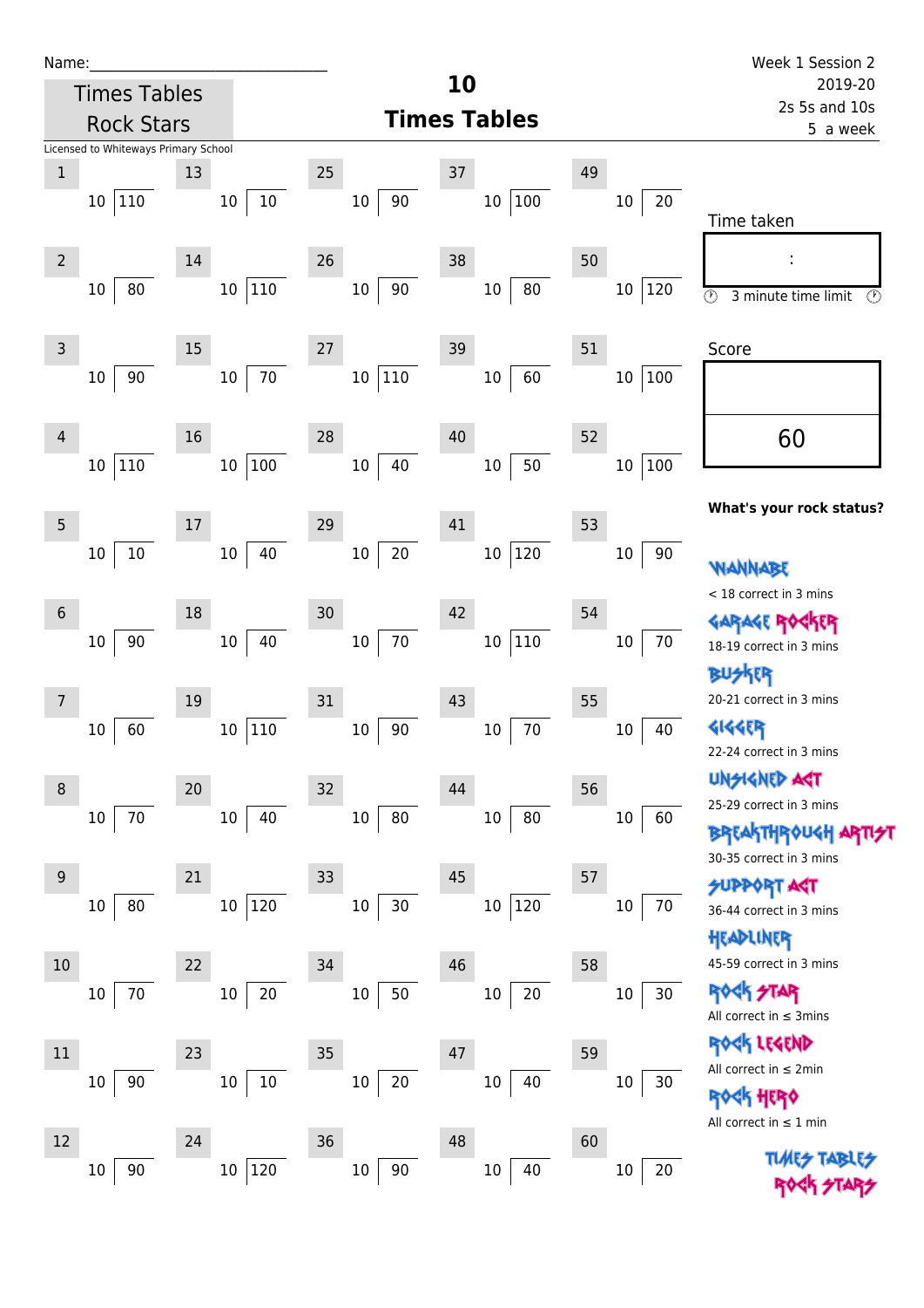Name:_____________________________

Times Tables Rock Stars

Licensed to Whiteways Primary School

# 10 Times Tables

Week 1 Session 2
2019-20
2s 5s and 10s
5 a week

| # | Question | # | Question | # | Question | # | Question | # | Question |
|---|---|---|---|---|---|---|---|---|---|
| 1 | 10 ⟌ 110 | 13 | 10 ⟌ 10 | 25 | 10 ⟌ 90 | 37 | 10 ⟌ 100 | 49 | 10 ⟌ 20 |
| 2 | 10 ⟌ 80 | 14 | 10 ⟌ 110 | 26 | 10 ⟌ 90 | 38 | 10 ⟌ 80 | 50 | 10 ⟌ 120 |
| 3 | 10 ⟌ 90 | 15 | 10 ⟌ 70 | 27 | 10 ⟌ 110 | 39 | 10 ⟌ 60 | 51 | 10 ⟌ 100 |
| 4 | 10 ⟌ 110 | 16 | 10 ⟌ 100 | 28 | 10 ⟌ 40 | 40 | 10 ⟌ 50 | 52 | 10 ⟌ 100 |
| 5 | 10 ⟌ 10 | 17 | 10 ⟌ 40 | 29 | 10 ⟌ 20 | 41 | 10 ⟌ 120 | 53 | 10 ⟌ 90 |
| 6 | 10 ⟌ 90 | 18 | 10 ⟌ 40 | 30 | 10 ⟌ 70 | 42 | 10 ⟌ 110 | 54 | 10 ⟌ 70 |
| 7 | 10 ⟌ 60 | 19 | 10 ⟌ 110 | 31 | 10 ⟌ 90 | 43 | 10 ⟌ 70 | 55 | 10 ⟌ 40 |
| 8 | 10 ⟌ 70 | 20 | 10 ⟌ 40 | 32 | 10 ⟌ 80 | 44 | 10 ⟌ 80 | 56 | 10 ⟌ 60 |
| 9 | 10 ⟌ 80 | 21 | 10 ⟌ 120 | 33 | 10 ⟌ 30 | 45 | 10 ⟌ 120 | 57 | 10 ⟌ 70 |
| 10 | 10 ⟌ 70 | 22 | 10 ⟌ 20 | 34 | 10 ⟌ 50 | 46 | 10 ⟌ 20 | 58 | 10 ⟌ 30 |
| 11 | 10 ⟌ 90 | 23 | 10 ⟌ 10 | 35 | 10 ⟌ 20 | 47 | 10 ⟌ 40 | 59 | 10 ⟌ 30 |
| 12 | 10 ⟌ 90 | 24 | 10 ⟌ 120 | 36 | 10 ⟌ 90 | 48 | 10 ⟌ 40 | 60 | 10 ⟌ 20 |

Time taken

:

3 minute time limit

Score

60

**What's your rock status?**

WANNABE
< 18 correct in 3 mins

GARAGE ROCKER
18-19 correct in 3 mins

BUSKER
20-21 correct in 3 mins

GIGGER
22-24 correct in 3 mins

UNSIGNED ACT
25-29 correct in 3 mins

BREAKTHROUGH ARTIST
30-35 correct in 3 mins

SUPPORT ACT
36-44 correct in 3 mins

HEADLINER
45-59 correct in 3 mins

ROCK STAR
All correct in ≤ 3mins

ROCK LEGEND
All correct in ≤ 2min

ROCK HERO
All correct in ≤ 1 min

TIMES TABLES ROCK STARS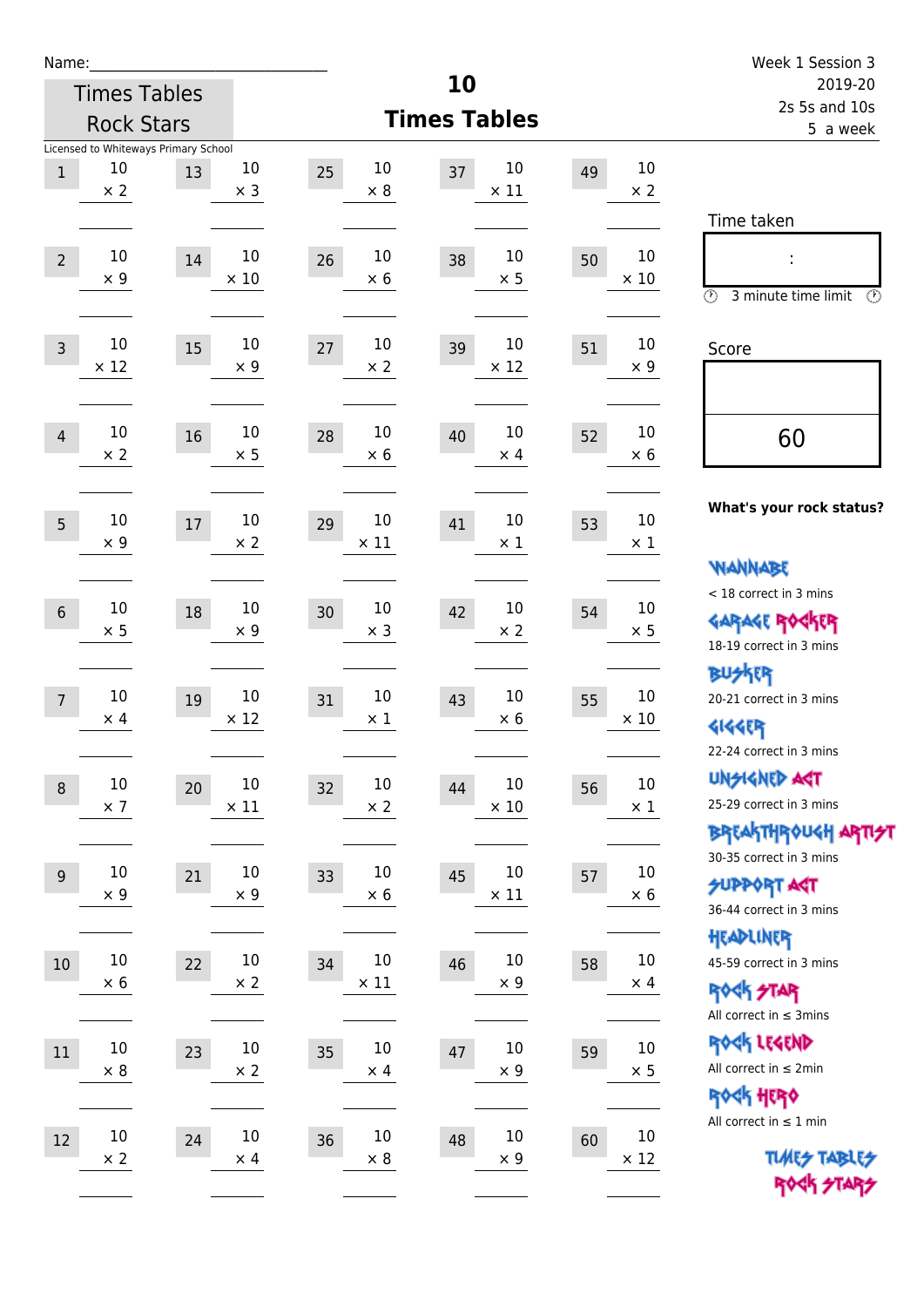Name:\_\_\_\_\_\_\_\_\_\_\_\_\_\_\_\_\_\_\_\_\_\_\_\_\_\_

Times Tables Rock Stars

# 10 Times Tables

Week 1 Session 3
2019-20
2s 5s and 10s
5 a week

Licensed to Whiteways Primary School

| # | Question | # | Question | # | Question | # | Question | # | Question |
|---|---|---|---|---|---|---|---|---|---|
| 1 | 10 × 2 | 13 | 10 × 3 | 25 | 10 × 8 | 37 | 10 × 11 | 49 | 10 × 2 |
| 2 | 10 × 9 | 14 | 10 × 10 | 26 | 10 × 6 | 38 | 10 × 5 | 50 | 10 × 10 |
| 3 | 10 × 12 | 15 | 10 × 9 | 27 | 10 × 2 | 39 | 10 × 12 | 51 | 10 × 9 |
| 4 | 10 × 2 | 16 | 10 × 5 | 28 | 10 × 6 | 40 | 10 × 4 | 52 | 10 × 6 |
| 5 | 10 × 9 | 17 | 10 × 2 | 29 | 10 × 11 | 41 | 10 × 1 | 53 | 10 × 1 |
| 6 | 10 × 5 | 18 | 10 × 9 | 30 | 10 × 3 | 42 | 10 × 2 | 54 | 10 × 5 |
| 7 | 10 × 4 | 19 | 10 × 12 | 31 | 10 × 1 | 43 | 10 × 6 | 55 | 10 × 10 |
| 8 | 10 × 7 | 20 | 10 × 11 | 32 | 10 × 2 | 44 | 10 × 10 | 56 | 10 × 1 |
| 9 | 10 × 9 | 21 | 10 × 9 | 33 | 10 × 6 | 45 | 10 × 11 | 57 | 10 × 6 |
| 10 | 10 × 6 | 22 | 10 × 2 | 34 | 10 × 11 | 46 | 10 × 9 | 58 | 10 × 4 |
| 11 | 10 × 8 | 23 | 10 × 2 | 35 | 10 × 4 | 47 | 10 × 9 | 59 | 10 × 5 |
| 12 | 10 × 2 | 24 | 10 × 4 | 36 | 10 × 8 | 48 | 10 × 9 | 60 | 10 × 12 |

Time taken

:

3 minute time limit

Score

60

**What's your rock status?**

WANNABE
< 18 correct in 3 mins

GARAGE ROCKER
18-19 correct in 3 mins

BUSKER
20-21 correct in 3 mins

GIGGER
22-24 correct in 3 mins

UNSIGNED ACT
25-29 correct in 3 mins

BREAKTHROUGH ARTIST
30-35 correct in 3 mins

SUPPORT ACT
36-44 correct in 3 mins

HEADLINER
45-59 correct in 3 mins

ROCK STAR
All correct in ≤ 3mins

ROCK LEGEND
All correct in ≤ 2min

ROCK HERO
All correct in ≤ 1 min

TIMES TABLES ROCK STARS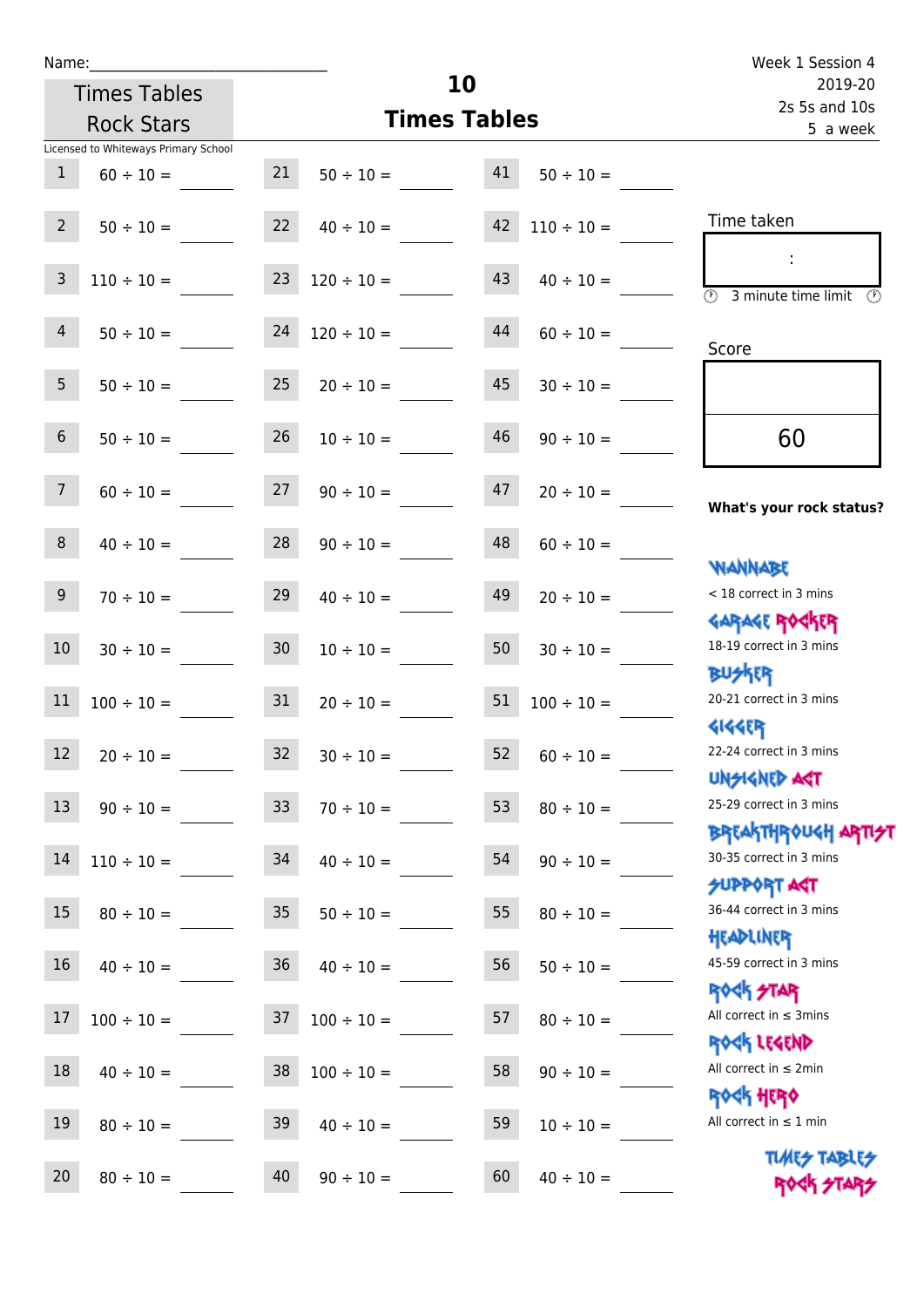Name:

# 10 Times Tables

Times Tables Rock Stars

Licensed to Whiteways Primary School

Week 1 Session 4
2019-20
2s 5s and 10s
5 a week

| # | Question | # | Question | # | Question |
|---|---|---|---|---|---|
| 1 | 60 ÷ 10 = | 21 | 50 ÷ 10 = | 41 | 50 ÷ 10 = |
| 2 | 50 ÷ 10 = | 22 | 40 ÷ 10 = | 42 | 110 ÷ 10 = |
| 3 | 110 ÷ 10 = | 23 | 120 ÷ 10 = | 43 | 40 ÷ 10 = |
| 4 | 50 ÷ 10 = | 24 | 120 ÷ 10 = | 44 | 60 ÷ 10 = |
| 5 | 50 ÷ 10 = | 25 | 20 ÷ 10 = | 45 | 30 ÷ 10 = |
| 6 | 50 ÷ 10 = | 26 | 10 ÷ 10 = | 46 | 90 ÷ 10 = |
| 7 | 60 ÷ 10 = | 27 | 90 ÷ 10 = | 47 | 20 ÷ 10 = |
| 8 | 40 ÷ 10 = | 28 | 90 ÷ 10 = | 48 | 60 ÷ 10 = |
| 9 | 70 ÷ 10 = | 29 | 40 ÷ 10 = | 49 | 20 ÷ 10 = |
| 10 | 30 ÷ 10 = | 30 | 10 ÷ 10 = | 50 | 30 ÷ 10 = |
| 11 | 100 ÷ 10 = | 31 | 20 ÷ 10 = | 51 | 100 ÷ 10 = |
| 12 | 20 ÷ 10 = | 32 | 30 ÷ 10 = | 52 | 60 ÷ 10 = |
| 13 | 90 ÷ 10 = | 33 | 70 ÷ 10 = | 53 | 80 ÷ 10 = |
| 14 | 110 ÷ 10 = | 34 | 40 ÷ 10 = | 54 | 90 ÷ 10 = |
| 15 | 80 ÷ 10 = | 35 | 50 ÷ 10 = | 55 | 80 ÷ 10 = |
| 16 | 40 ÷ 10 = | 36 | 40 ÷ 10 = | 56 | 50 ÷ 10 = |
| 17 | 100 ÷ 10 = | 37 | 100 ÷ 10 = | 57 | 80 ÷ 10 = |
| 18 | 40 ÷ 10 = | 38 | 100 ÷ 10 = | 58 | 90 ÷ 10 = |
| 19 | 80 ÷ 10 = | 39 | 40 ÷ 10 = | 59 | 10 ÷ 10 = |
| 20 | 80 ÷ 10 = | 40 | 90 ÷ 10 = | 60 | 40 ÷ 10 = |

Time taken

:

3 minute time limit

Score

60

**What's your rock status?**

WANNABE
< 18 correct in 3 mins

GARAGE ROCKER
18-19 correct in 3 mins

BUSKER
20-21 correct in 3 mins

GIGGER
22-24 correct in 3 mins

UNSIGNED ACT
25-29 correct in 3 mins

BREAKTHROUGH ARTIST
30-35 correct in 3 mins

SUPPORT ACT
36-44 correct in 3 mins

HEADLINER
45-59 correct in 3 mins

ROCK STAR
All correct in ≤ 3mins

ROCK LEGEND
All correct in ≤ 2min

ROCK HERO
All correct in ≤ 1 min

TIMES TABLES ROCK STARS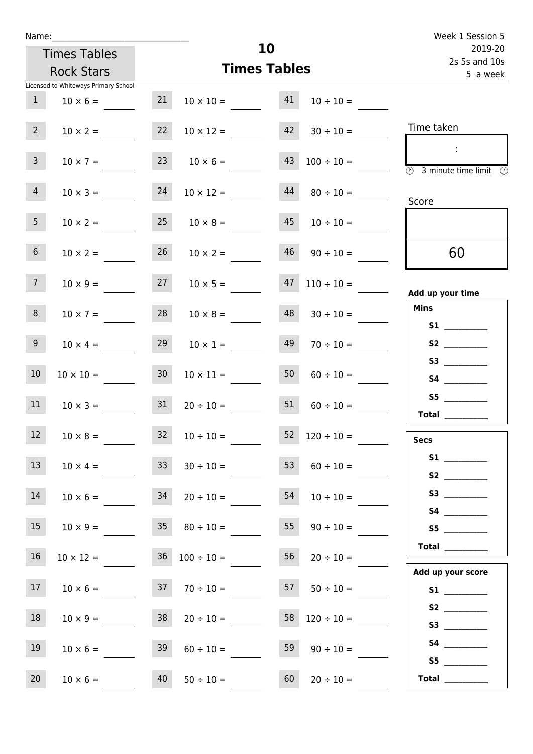Name:\_\_\_\_\_\_\_\_\_\_\_\_\_\_\_\_\_\_\_\_\_\_\_\_\_\_\_\_\_\_

Times Tables Rock Stars

Licensed to Whiteways Primary School

# 10
## Times Tables

Week 1 Session 5
2019-20
2s 5s and 10s
5 a week

| | | | | | |
|---|---|---|---|---|---|
| 1 | 10 × 6 = | 21 | 10 × 10 = | 41 | 10 ÷ 10 = |
| 2 | 10 × 2 = | 22 | 10 × 12 = | 42 | 30 ÷ 10 = |
| 3 | 10 × 7 = | 23 | 10 × 6 = | 43 | 100 ÷ 10 = |
| 4 | 10 × 3 = | 24 | 10 × 12 = | 44 | 80 ÷ 10 = |
| 5 | 10 × 2 = | 25 | 10 × 8 = | 45 | 10 ÷ 10 = |
| 6 | 10 × 2 = | 26 | 10 × 2 = | 46 | 90 ÷ 10 = |
| 7 | 10 × 9 = | 27 | 10 × 5 = | 47 | 110 ÷ 10 = |
| 8 | 10 × 7 = | 28 | 10 × 8 = | 48 | 30 ÷ 10 = |
| 9 | 10 × 4 = | 29 | 10 × 1 = | 49 | 70 ÷ 10 = |
| 10 | 10 × 10 = | 30 | 10 × 11 = | 50 | 60 ÷ 10 = |
| 11 | 10 × 3 = | 31 | 20 ÷ 10 = | 51 | 60 ÷ 10 = |
| 12 | 10 × 8 = | 32 | 10 ÷ 10 = | 52 | 120 ÷ 10 = |
| 13 | 10 × 4 = | 33 | 30 ÷ 10 = | 53 | 60 ÷ 10 = |
| 14 | 10 × 6 = | 34 | 20 ÷ 10 = | 54 | 10 ÷ 10 = |
| 15 | 10 × 9 = | 35 | 80 ÷ 10 = | 55 | 90 ÷ 10 = |
| 16 | 10 × 12 = | 36 | 100 ÷ 10 = | 56 | 20 ÷ 10 = |
| 17 | 10 × 6 = | 37 | 70 ÷ 10 = | 57 | 50 ÷ 10 = |
| 18 | 10 × 9 = | 38 | 20 ÷ 10 = | 58 | 120 ÷ 10 = |
| 19 | 10 × 6 = | 39 | 60 ÷ 10 = | 59 | 90 ÷ 10 = |
| 20 | 10 × 6 = | 40 | 50 ÷ 10 = | 60 | 20 ÷ 10 = |

Time taken

:

3 minute time limit

Score

60

**Add up your time**

**Mins**

**S1** \_\_\_\_\_\_\_\_\_\_
**S2** \_\_\_\_\_\_\_\_\_\_
**S3** \_\_\_\_\_\_\_\_\_\_
**S4** \_\_\_\_\_\_\_\_\_\_
**S5** \_\_\_\_\_\_\_\_\_\_
**Total** \_\_\_\_\_\_\_\_\_\_

**Secs**

**S1** \_\_\_\_\_\_\_\_\_\_
**S2** \_\_\_\_\_\_\_\_\_\_
**S3** \_\_\_\_\_\_\_\_\_\_
**S4** \_\_\_\_\_\_\_\_\_\_
**S5** \_\_\_\_\_\_\_\_\_\_
**Total** \_\_\_\_\_\_\_\_\_\_

**Add up your score**

**S1** \_\_\_\_\_\_\_\_\_\_
**S2** \_\_\_\_\_\_\_\_\_\_
**S3** \_\_\_\_\_\_\_\_\_\_
**S4** \_\_\_\_\_\_\_\_\_\_
**S5** \_\_\_\_\_\_\_\_\_\_
**Total** \_\_\_\_\_\_\_\_\_\_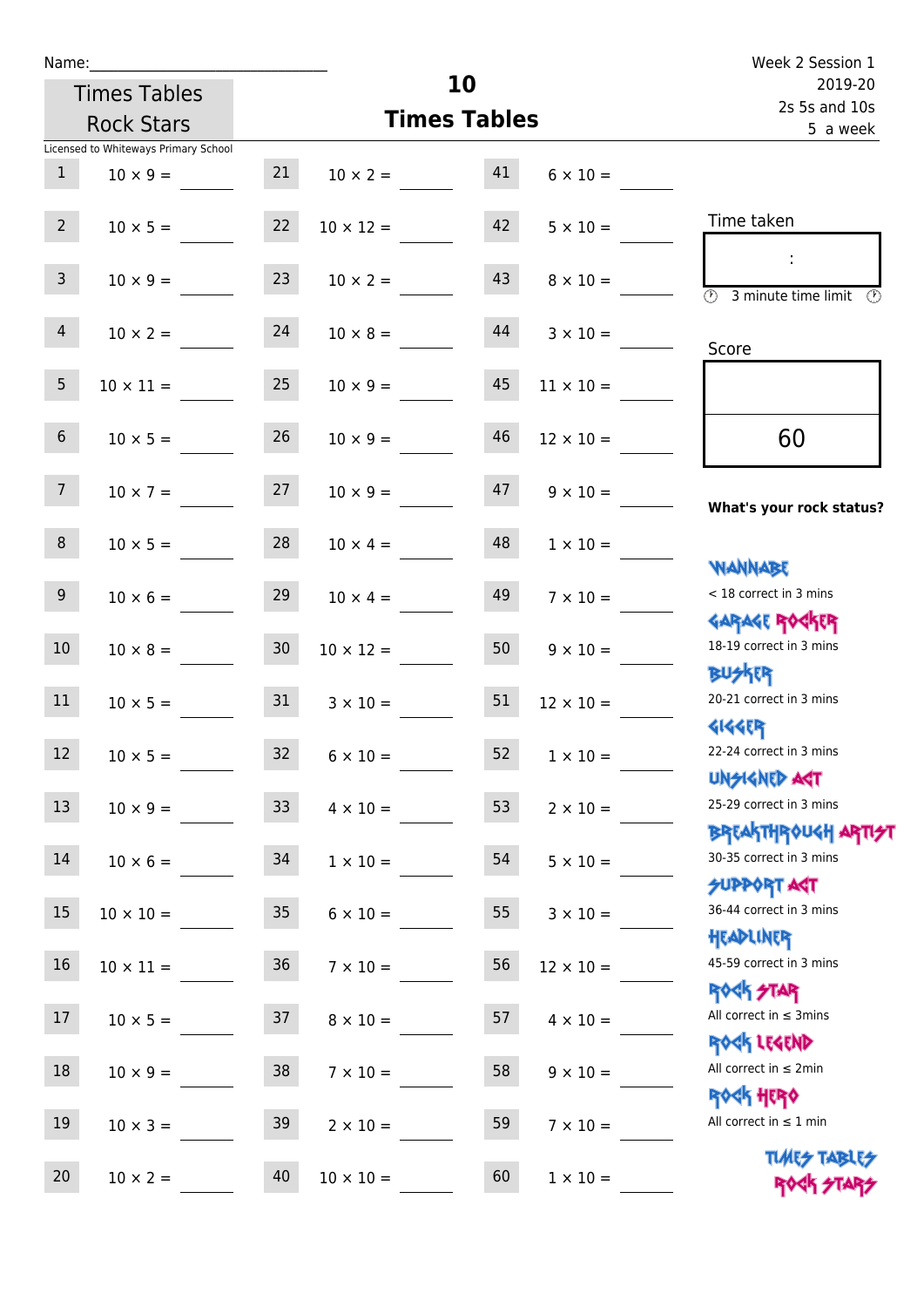Name:\_\_\_\_\_\_\_\_\_\_\_\_\_\_\_\_\_\_\_\_\_\_\_\_\_\_\_\_

Times Tables Rock Stars

# 10 Times Tables

Week 2 Session 1
2019-20
2s 5s and 10s
5 a week

Licensed to Whiteways Primary School

| | | | | | |
|---|---|---|---|---|---|
| 1 | $10 \times 9 =$ | 21 | $10 \times 2 =$ | 41 | $6 \times 10 =$ |
| 2 | $10 \times 5 =$ | 22 | $10 \times 12 =$ | 42 | $5 \times 10 =$ |
| 3 | $10 \times 9 =$ | 23 | $10 \times 2 =$ | 43 | $8 \times 10 =$ |
| 4 | $10 \times 2 =$ | 24 | $10 \times 8 =$ | 44 | $3 \times 10 =$ |
| 5 | $10 \times 11 =$ | 25 | $10 \times 9 =$ | 45 | $11 \times 10 =$ |
| 6 | $10 \times 5 =$ | 26 | $10 \times 9 =$ | 46 | $12 \times 10 =$ |
| 7 | $10 \times 7 =$ | 27 | $10 \times 9 =$ | 47 | $9 \times 10 =$ |
| 8 | $10 \times 5 =$ | 28 | $10 \times 4 =$ | 48 | $1 \times 10 =$ |
| 9 | $10 \times 6 =$ | 29 | $10 \times 4 =$ | 49 | $7 \times 10 =$ |
| 10 | $10 \times 8 =$ | 30 | $10 \times 12 =$ | 50 | $9 \times 10 =$ |
| 11 | $10 \times 5 =$ | 31 | $3 \times 10 =$ | 51 | $12 \times 10 =$ |
| 12 | $10 \times 5 =$ | 32 | $6 \times 10 =$ | 52 | $1 \times 10 =$ |
| 13 | $10 \times 9 =$ | 33 | $4 \times 10 =$ | 53 | $2 \times 10 =$ |
| 14 | $10 \times 6 =$ | 34 | $1 \times 10 =$ | 54 | $5 \times 10 =$ |
| 15 | $10 \times 10 =$ | 35 | $6 \times 10 =$ | 55 | $3 \times 10 =$ |
| 16 | $10 \times 11 =$ | 36 | $7 \times 10 =$ | 56 | $12 \times 10 =$ |
| 17 | $10 \times 5 =$ | 37 | $8 \times 10 =$ | 57 | $4 \times 10 =$ |
| 18 | $10 \times 9 =$ | 38 | $7 \times 10 =$ | 58 | $9 \times 10 =$ |
| 19 | $10 \times 3 =$ | 39 | $2 \times 10 =$ | 59 | $7 \times 10 =$ |
| 20 | $10 \times 2 =$ | 40 | $10 \times 10 =$ | 60 | $1 \times 10 =$ |

Time taken

:

3 minute time limit

Score

60

**What's your rock status?**

WANNABE
< 18 correct in 3 mins

GARAGE ROCKER
18-19 correct in 3 mins

BUSKER
20-21 correct in 3 mins

GIGGER
22-24 correct in 3 mins

UNSIGNED ACT
25-29 correct in 3 mins

BREAKTHROUGH ARTIST
30-35 correct in 3 mins

SUPPORT ACT
36-44 correct in 3 mins

HEADLINER
45-59 correct in 3 mins

ROCK STAR
All correct in ≤ 3mins

ROCK LEGEND
All correct in ≤ 2min

ROCK HERO
All correct in ≤ 1 min

TIMES TABLES ROCK STARS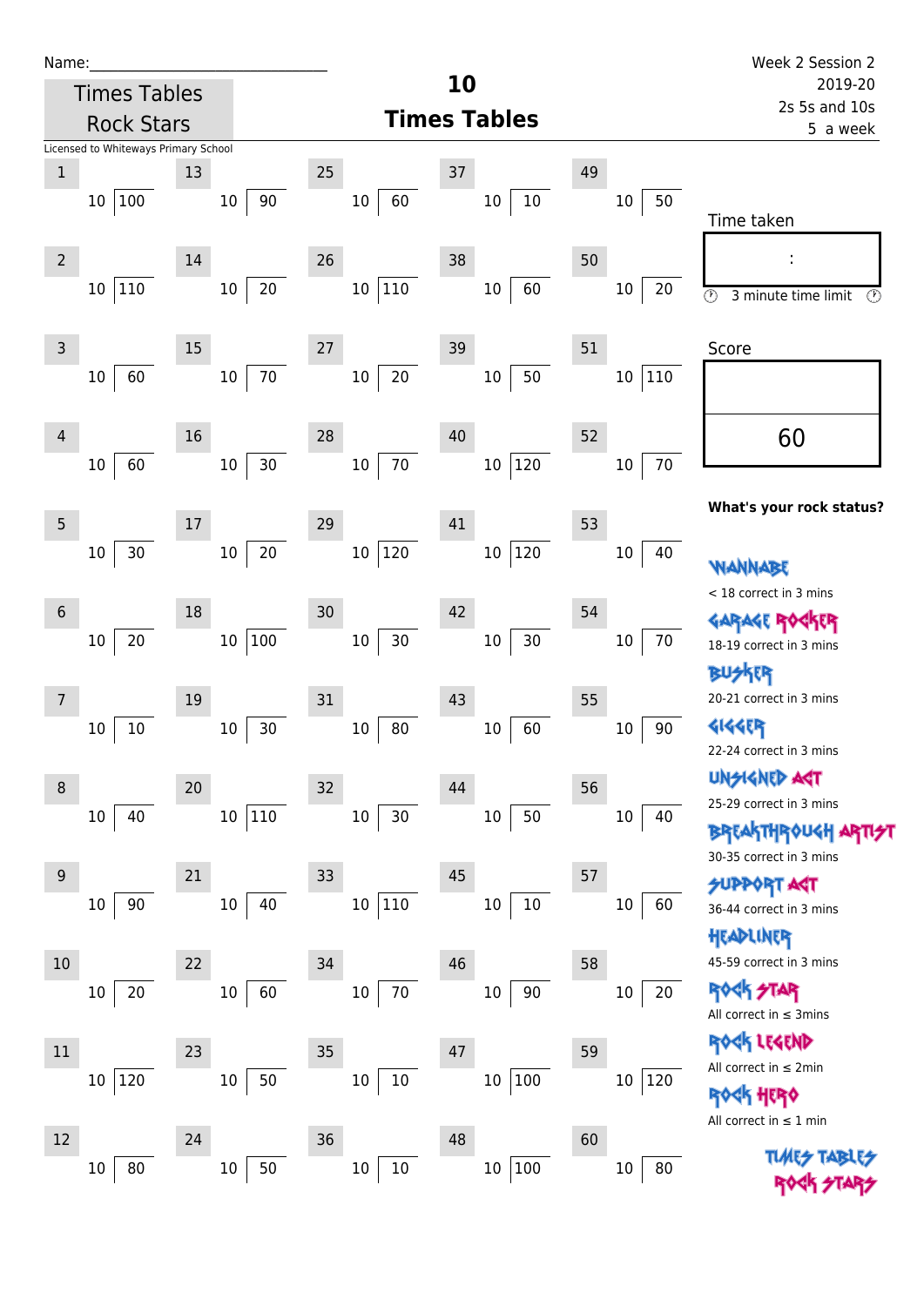Name:

Times Tables Rock Stars

# 10 Times Tables

Week 2 Session 2
2019-20
2s 5s and 10s
5 a week

Licensed to Whiteways Primary School

| # | Question | # | Question | # | Question | # | Question | # | Question |
|---|---|---|---|---|---|---|---|---|---|
| 1 | 10 ⟌ 100 | 13 | 10 ⟌ 90 | 25 | 10 ⟌ 60 | 37 | 10 ⟌ 10 | 49 | 10 ⟌ 50 |
| 2 | 10 ⟌ 110 | 14 | 10 ⟌ 20 | 26 | 10 ⟌ 110 | 38 | 10 ⟌ 60 | 50 | 10 ⟌ 20 |
| 3 | 10 ⟌ 60 | 15 | 10 ⟌ 70 | 27 | 10 ⟌ 20 | 39 | 10 ⟌ 50 | 51 | 10 ⟌ 110 |
| 4 | 10 ⟌ 60 | 16 | 10 ⟌ 30 | 28 | 10 ⟌ 70 | 40 | 10 ⟌ 120 | 52 | 10 ⟌ 70 |
| 5 | 10 ⟌ 30 | 17 | 10 ⟌ 20 | 29 | 10 ⟌ 120 | 41 | 10 ⟌ 120 | 53 | 10 ⟌ 40 |
| 6 | 10 ⟌ 20 | 18 | 10 ⟌ 100 | 30 | 10 ⟌ 30 | 42 | 10 ⟌ 30 | 54 | 10 ⟌ 70 |
| 7 | 10 ⟌ 10 | 19 | 10 ⟌ 30 | 31 | 10 ⟌ 80 | 43 | 10 ⟌ 60 | 55 | 10 ⟌ 90 |
| 8 | 10 ⟌ 40 | 20 | 10 ⟌ 110 | 32 | 10 ⟌ 30 | 44 | 10 ⟌ 50 | 56 | 10 ⟌ 40 |
| 9 | 10 ⟌ 90 | 21 | 10 ⟌ 40 | 33 | 10 ⟌ 110 | 45 | 10 ⟌ 10 | 57 | 10 ⟌ 60 |
| 10 | 10 ⟌ 20 | 22 | 10 ⟌ 60 | 34 | 10 ⟌ 70 | 46 | 10 ⟌ 90 | 58 | 10 ⟌ 20 |
| 11 | 10 ⟌ 120 | 23 | 10 ⟌ 50 | 35 | 10 ⟌ 10 | 47 | 10 ⟌ 100 | 59 | 10 ⟌ 120 |
| 12 | 10 ⟌ 80 | 24 | 10 ⟌ 50 | 36 | 10 ⟌ 10 | 48 | 10 ⟌ 100 | 60 | 10 ⟌ 80 |

Time taken

:

3 minute time limit

Score

60

**What's your rock status?**

WANNABE
< 18 correct in 3 mins

GARAGE ROCKER
18-19 correct in 3 mins

BUSKER
20-21 correct in 3 mins

GIGGER
22-24 correct in 3 mins

UNSIGNED ACT
25-29 correct in 3 mins

BREAKTHROUGH ARTIST
30-35 correct in 3 mins

SUPPORT ACT
36-44 correct in 3 mins

HEADLINER
45-59 correct in 3 mins

ROCK STAR
All correct in ≤ 3mins

ROCK LEGEND
All correct in ≤ 2min

ROCK HERO
All correct in ≤ 1 min

TIMES TABLES ROCK STARS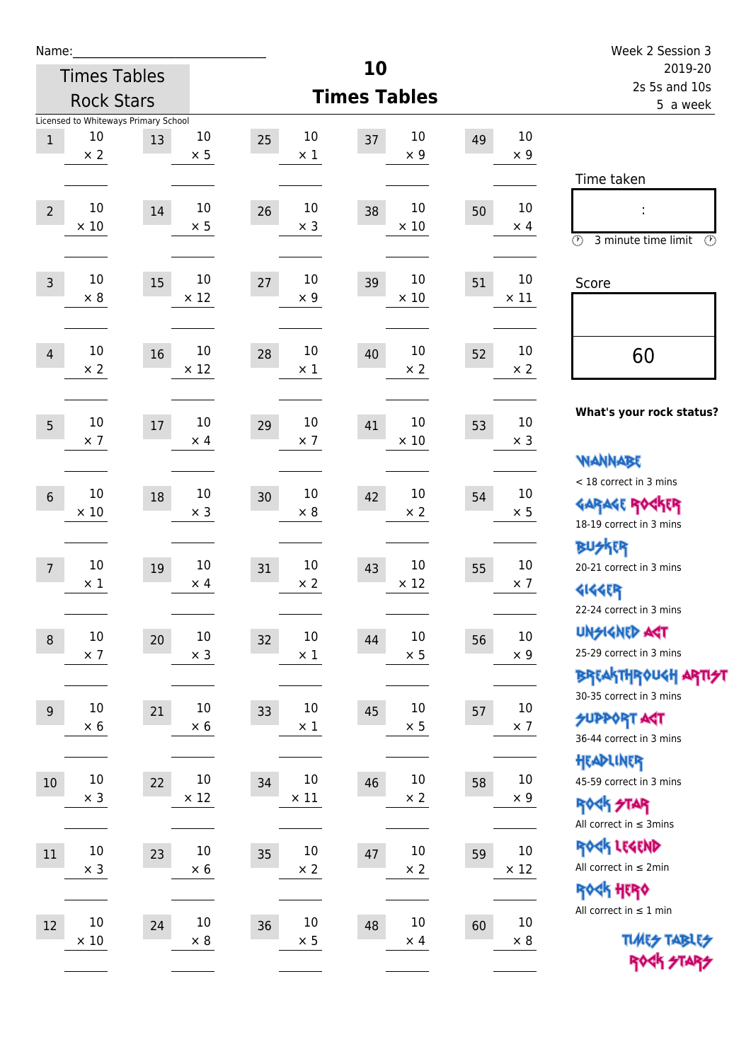Name:\_\_\_\_\_\_\_\_\_\_\_\_\_\_\_\_\_\_\_\_\_\_\_\_\_\_\_\_

Times Tables Rock Stars

Licensed to Whiteways Primary School

# 10 Times Tables

Week 2 Session 3
2019-20
2s 5s and 10s
5 a week

| # | Question | # | Question | # | Question | # | Question | # | Question |
|---|---|---|---|---|---|---|---|---|---|
| 1 | 10 × 2 | 13 | 10 × 5 | 25 | 10 × 1 | 37 | 10 × 9 | 49 | 10 × 9 |
| 2 | 10 × 10 | 14 | 10 × 5 | 26 | 10 × 3 | 38 | 10 × 10 | 50 | 10 × 4 |
| 3 | 10 × 8 | 15 | 10 × 12 | 27 | 10 × 9 | 39 | 10 × 10 | 51 | 10 × 11 |
| 4 | 10 × 2 | 16 | 10 × 12 | 28 | 10 × 1 | 40 | 10 × 2 | 52 | 10 × 2 |
| 5 | 10 × 7 | 17 | 10 × 4 | 29 | 10 × 7 | 41 | 10 × 10 | 53 | 10 × 3 |
| 6 | 10 × 10 | 18 | 10 × 3 | 30 | 10 × 8 | 42 | 10 × 2 | 54 | 10 × 5 |
| 7 | 10 × 1 | 19 | 10 × 4 | 31 | 10 × 2 | 43 | 10 × 12 | 55 | 10 × 7 |
| 8 | 10 × 7 | 20 | 10 × 3 | 32 | 10 × 1 | 44 | 10 × 5 | 56 | 10 × 9 |
| 9 | 10 × 6 | 21 | 10 × 6 | 33 | 10 × 1 | 45 | 10 × 5 | 57 | 10 × 7 |
| 10 | 10 × 3 | 22 | 10 × 12 | 34 | 10 × 11 | 46 | 10 × 2 | 58 | 10 × 9 |
| 11 | 10 × 3 | 23 | 10 × 6 | 35 | 10 × 2 | 47 | 10 × 2 | 59 | 10 × 12 |
| 12 | 10 × 10 | 24 | 10 × 8 | 36 | 10 × 5 | 48 | 10 × 4 | 60 | 10 × 8 |

Time taken

:

3 minute time limit

Score

60

**What's your rock status?**

WANNABE
< 18 correct in 3 mins

GARAGE ROCKER
18-19 correct in 3 mins

BUSKER
20-21 correct in 3 mins

GIGGER
22-24 correct in 3 mins

UNSIGNED ACT
25-29 correct in 3 mins

BREAKTHROUGH ARTIST
30-35 correct in 3 mins

SUPPORT ACT
36-44 correct in 3 mins

HEADLINER
45-59 correct in 3 mins

ROCK STAR
All correct in ≤ 3mins

ROCK LEGEND
All correct in ≤ 2min

ROCK HERO
All correct in ≤ 1 min

TIMES TABLES ROCK STARS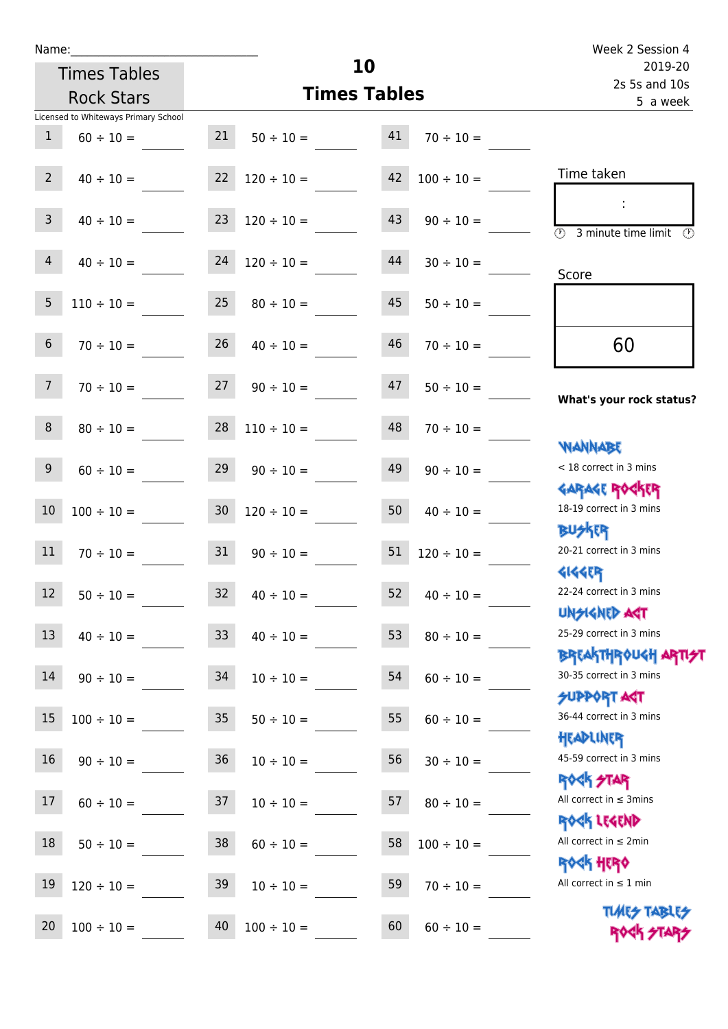Name:\_\_\_\_\_\_\_\_\_\_\_\_\_\_\_\_\_\_\_\_\_\_\_\_\_\_\_\_\_

Times Tables Rock Stars

Licensed to Whiteways Primary School

# 10 Times Tables

Week 2 Session 4
2019-20
2s 5s and 10s
5 a week

| | | | | | |
|---|---|---|---|---|---|
| 1 | 60 ÷ 10 = \_\_\_\_ | 21 | 50 ÷ 10 = \_\_\_\_ | 41 | 70 ÷ 10 = \_\_\_\_ |
| 2 | 40 ÷ 10 = \_\_\_\_ | 22 | 120 ÷ 10 = \_\_\_\_ | 42 | 100 ÷ 10 = \_\_\_\_ |
| 3 | 40 ÷ 10 = \_\_\_\_ | 23 | 120 ÷ 10 = \_\_\_\_ | 43 | 90 ÷ 10 = \_\_\_\_ |
| 4 | 40 ÷ 10 = \_\_\_\_ | 24 | 120 ÷ 10 = \_\_\_\_ | 44 | 30 ÷ 10 = \_\_\_\_ |
| 5 | 110 ÷ 10 = \_\_\_\_ | 25 | 80 ÷ 10 = \_\_\_\_ | 45 | 50 ÷ 10 = \_\_\_\_ |
| 6 | 70 ÷ 10 = \_\_\_\_ | 26 | 40 ÷ 10 = \_\_\_\_ | 46 | 70 ÷ 10 = \_\_\_\_ |
| 7 | 70 ÷ 10 = \_\_\_\_ | 27 | 90 ÷ 10 = \_\_\_\_ | 47 | 50 ÷ 10 = \_\_\_\_ |
| 8 | 80 ÷ 10 = \_\_\_\_ | 28 | 110 ÷ 10 = \_\_\_\_ | 48 | 70 ÷ 10 = \_\_\_\_ |
| 9 | 60 ÷ 10 = \_\_\_\_ | 29 | 90 ÷ 10 = \_\_\_\_ | 49 | 90 ÷ 10 = \_\_\_\_ |
| 10 | 100 ÷ 10 = \_\_\_\_ | 30 | 120 ÷ 10 = \_\_\_\_ | 50 | 40 ÷ 10 = \_\_\_\_ |
| 11 | 70 ÷ 10 = \_\_\_\_ | 31 | 90 ÷ 10 = \_\_\_\_ | 51 | 120 ÷ 10 = \_\_\_\_ |
| 12 | 50 ÷ 10 = \_\_\_\_ | 32 | 40 ÷ 10 = \_\_\_\_ | 52 | 40 ÷ 10 = \_\_\_\_ |
| 13 | 40 ÷ 10 = \_\_\_\_ | 33 | 40 ÷ 10 = \_\_\_\_ | 53 | 80 ÷ 10 = \_\_\_\_ |
| 14 | 90 ÷ 10 = \_\_\_\_ | 34 | 10 ÷ 10 = \_\_\_\_ | 54 | 60 ÷ 10 = \_\_\_\_ |
| 15 | 100 ÷ 10 = \_\_\_\_ | 35 | 50 ÷ 10 = \_\_\_\_ | 55 | 60 ÷ 10 = \_\_\_\_ |
| 16 | 90 ÷ 10 = \_\_\_\_ | 36 | 10 ÷ 10 = \_\_\_\_ | 56 | 30 ÷ 10 = \_\_\_\_ |
| 17 | 60 ÷ 10 = \_\_\_\_ | 37 | 10 ÷ 10 = \_\_\_\_ | 57 | 80 ÷ 10 = \_\_\_\_ |
| 18 | 50 ÷ 10 = \_\_\_\_ | 38 | 60 ÷ 10 = \_\_\_\_ | 58 | 100 ÷ 10 = \_\_\_\_ |
| 19 | 120 ÷ 10 = \_\_\_\_ | 39 | 10 ÷ 10 = \_\_\_\_ | 59 | 70 ÷ 10 = \_\_\_\_ |
| 20 | 100 ÷ 10 = \_\_\_\_ | 40 | 100 ÷ 10 = \_\_\_\_ | 60 | 60 ÷ 10 = \_\_\_\_ |

Time taken

:

3 minute time limit

Score

60

**What's your rock status?**

WANNABE
< 18 correct in 3 mins

GARAGE ROCKER
18-19 correct in 3 mins

BUSKER
20-21 correct in 3 mins

GIGGER
22-24 correct in 3 mins

UNSIGNED ACT
25-29 correct in 3 mins

BREAKTHROUGH ARTIST
30-35 correct in 3 mins

SUPPORT ACT
36-44 correct in 3 mins

HEADLINER
45-59 correct in 3 mins

ROCK STAR
All correct in ≤ 3mins

ROCK LEGEND
All correct in ≤ 2min

ROCK HERO
All correct in ≤ 1 min

TIMES TABLES ROCK STARS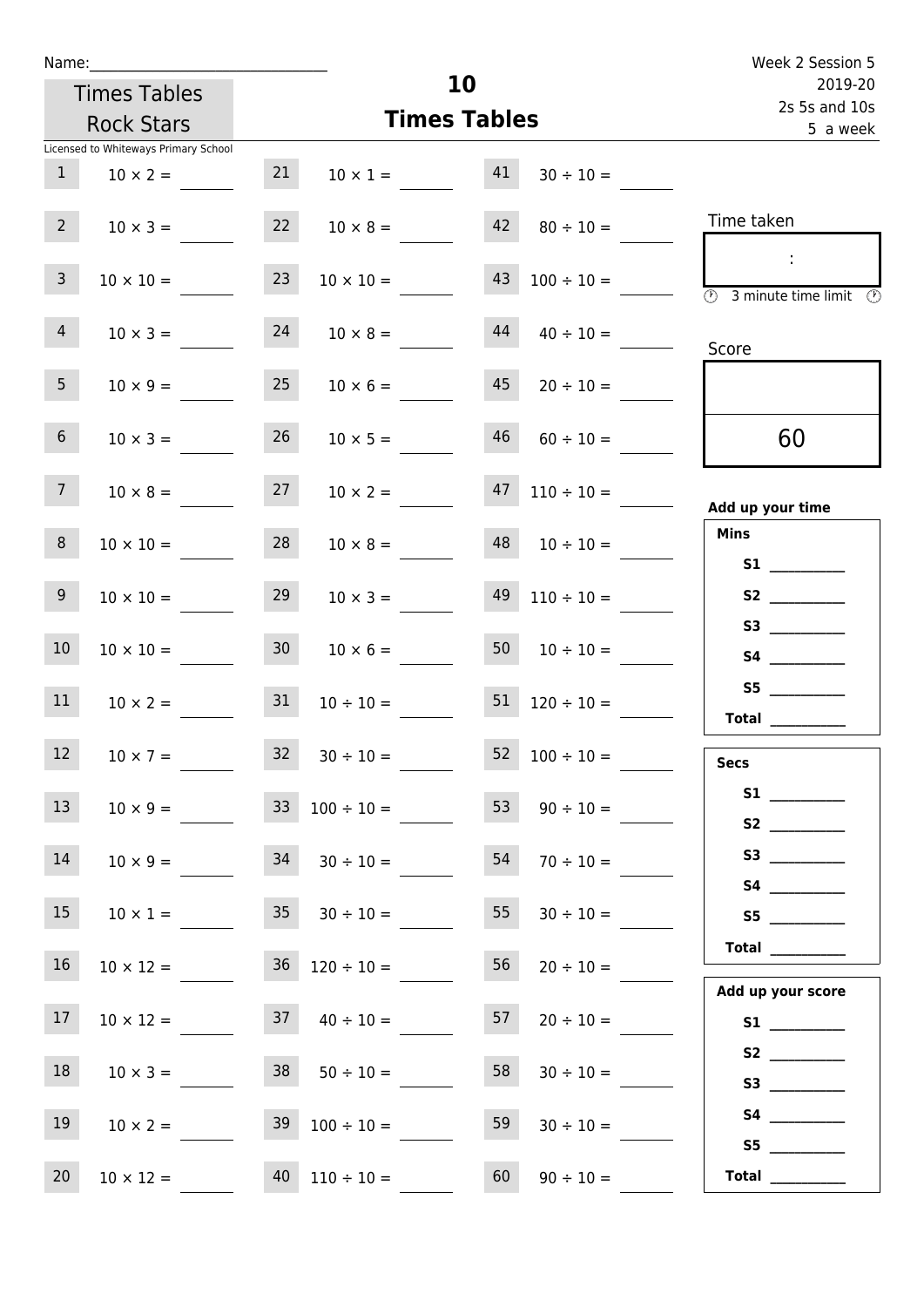Name:______________________________

Times Tables Rock Stars

Licensed to Whiteways Primary School

# 10
## Times Tables

Week 2 Session 5
2019-20
2s 5s and 10s
5 a week

| | | | | | |
|---|---|---|---|---|---|
| 1 | $10 \times 2 =$ | 21 | $10 \times 1 =$ | 41 | $30 \div 10 =$ |
| 2 | $10 \times 3 =$ | 22 | $10 \times 8 =$ | 42 | $80 \div 10 =$ |
| 3 | $10 \times 10 =$ | 23 | $10 \times 10 =$ | 43 | $100 \div 10 =$ |
| 4 | $10 \times 3 =$ | 24 | $10 \times 8 =$ | 44 | $40 \div 10 =$ |
| 5 | $10 \times 9 =$ | 25 | $10 \times 6 =$ | 45 | $20 \div 10 =$ |
| 6 | $10 \times 3 =$ | 26 | $10 \times 5 =$ | 46 | $60 \div 10 =$ |
| 7 | $10 \times 8 =$ | 27 | $10 \times 2 =$ | 47 | $110 \div 10 =$ |
| 8 | $10 \times 10 =$ | 28 | $10 \times 8 =$ | 48 | $10 \div 10 =$ |
| 9 | $10 \times 10 =$ | 29 | $10 \times 3 =$ | 49 | $110 \div 10 =$ |
| 10 | $10 \times 10 =$ | 30 | $10 \times 6 =$ | 50 | $10 \div 10 =$ |
| 11 | $10 \times 2 =$ | 31 | $10 \div 10 =$ | 51 | $120 \div 10 =$ |
| 12 | $10 \times 7 =$ | 32 | $30 \div 10 =$ | 52 | $100 \div 10 =$ |
| 13 | $10 \times 9 =$ | 33 | $100 \div 10 =$ | 53 | $90 \div 10 =$ |
| 14 | $10 \times 9 =$ | 34 | $30 \div 10 =$ | 54 | $70 \div 10 =$ |
| 15 | $10 \times 1 =$ | 35 | $30 \div 10 =$ | 55 | $30 \div 10 =$ |
| 16 | $10 \times 12 =$ | 36 | $120 \div 10 =$ | 56 | $20 \div 10 =$ |
| 17 | $10 \times 12 =$ | 37 | $40 \div 10 =$ | 57 | $20 \div 10 =$ |
| 18 | $10 \times 3 =$ | 38 | $50 \div 10 =$ | 58 | $30 \div 10 =$ |
| 19 | $10 \times 2 =$ | 39 | $100 \div 10 =$ | 59 | $30 \div 10 =$ |
| 20 | $10 \times 12 =$ | 40 | $110 \div 10 =$ | 60 | $90 \div 10 =$ |

Time taken

:

3 minute time limit

Score

60

**Add up your time**

**Mins**

**S1** __________
**S2** __________
**S3** __________
**S4** __________
**S5** __________
**Total** __________

**Secs**

**S1** __________
**S2** __________
**S3** __________
**S4** __________
**S5** __________
**Total** __________

**Add up your score**

**S1** __________
**S2** __________
**S3** __________
**S4** __________
**S5** __________
**Total** __________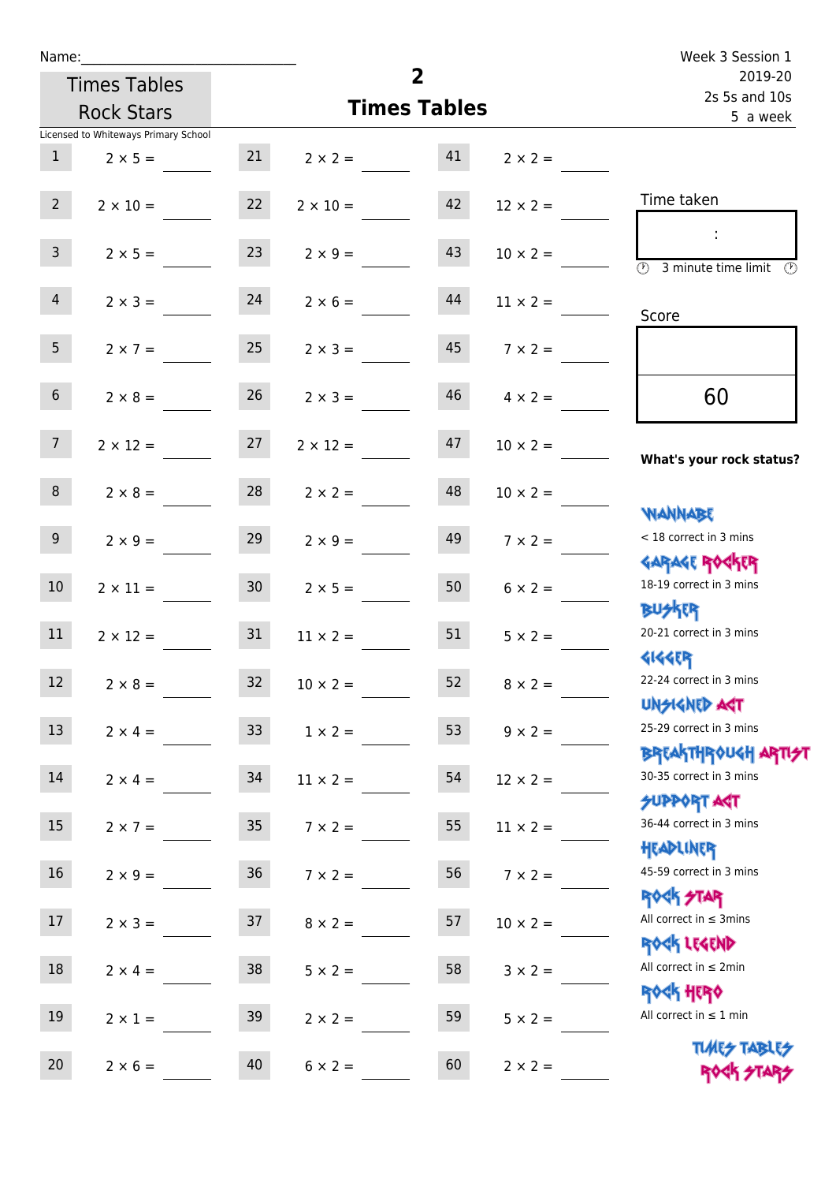Name:\_\_\_\_\_\_\_\_\_\_\_\_\_\_\_\_\_\_\_\_\_\_\_\_\_\_\_\_\_\_

Times Tables Rock Stars

Licensed to Whiteways Primary School

# 2
## Times Tables

Week 3 Session 1
2019-20
2s 5s and 10s
5 a week

| | | | | | |
|---|---|---|---|---|---|
| 1 | 2 × 5 = | 21 | 2 × 2 = | 41 | 2 × 2 = |
| 2 | 2 × 10 = | 22 | 2 × 10 = | 42 | 12 × 2 = |
| 3 | 2 × 5 = | 23 | 2 × 9 = | 43 | 10 × 2 = |
| 4 | 2 × 3 = | 24 | 2 × 6 = | 44 | 11 × 2 = |
| 5 | 2 × 7 = | 25 | 2 × 3 = | 45 | 7 × 2 = |
| 6 | 2 × 8 = | 26 | 2 × 3 = | 46 | 4 × 2 = |
| 7 | 2 × 12 = | 27 | 2 × 12 = | 47 | 10 × 2 = |
| 8 | 2 × 8 = | 28 | 2 × 2 = | 48 | 10 × 2 = |
| 9 | 2 × 9 = | 29 | 2 × 9 = | 49 | 7 × 2 = |
| 10 | 2 × 11 = | 30 | 2 × 5 = | 50 | 6 × 2 = |
| 11 | 2 × 12 = | 31 | 11 × 2 = | 51 | 5 × 2 = |
| 12 | 2 × 8 = | 32 | 10 × 2 = | 52 | 8 × 2 = |
| 13 | 2 × 4 = | 33 | 1 × 2 = | 53 | 9 × 2 = |
| 14 | 2 × 4 = | 34 | 11 × 2 = | 54 | 12 × 2 = |
| 15 | 2 × 7 = | 35 | 7 × 2 = | 55 | 11 × 2 = |
| 16 | 2 × 9 = | 36 | 7 × 2 = | 56 | 7 × 2 = |
| 17 | 2 × 3 = | 37 | 8 × 2 = | 57 | 10 × 2 = |
| 18 | 2 × 4 = | 38 | 5 × 2 = | 58 | 3 × 2 = |
| 19 | 2 × 1 = | 39 | 2 × 2 = | 59 | 5 × 2 = |
| 20 | 2 × 6 = | 40 | 6 × 2 = | 60 | 2 × 2 = |

Time taken

:

3 minute time limit

Score

60

**What's your rock status?**

WANNABE
< 18 correct in 3 mins

GARAGE ROCKER
18-19 correct in 3 mins

BUSKER
20-21 correct in 3 mins

GIGGER
22-24 correct in 3 mins

UNSIGNED ACT
25-29 correct in 3 mins

BREAKTHROUGH ARTIST
30-35 correct in 3 mins

SUPPORT ACT
36-44 correct in 3 mins

HEADLINER
45-59 correct in 3 mins

ROCK STAR
All correct in ≤ 3mins

ROCK LEGEND
All correct in ≤ 2min

ROCK HERO
All correct in ≤ 1 min

TIMES TABLES ROCK STARS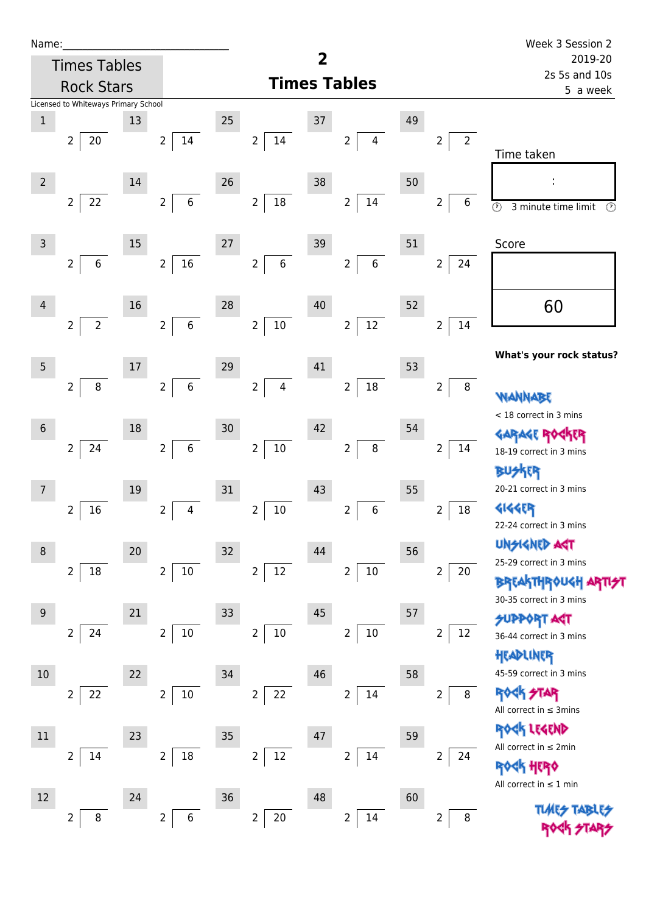Name:______________________________

Times Tables Rock Stars

Licensed to Whiteways Primary School

# 2 Times Tables

Week 3 Session 2
2019-20
2s 5s and 10s
5 a week

| # | Question | # | Question | # | Question | # | Question | # | Question |
|---|---|---|---|---|---|---|---|---|---|
| 1 | 2 ⟌ 20 | 13 | 2 ⟌ 14 | 25 | 2 ⟌ 14 | 37 | 2 ⟌ 4 | 49 | 2 ⟌ 2 |
| 2 | 2 ⟌ 22 | 14 | 2 ⟌ 6 | 26 | 2 ⟌ 18 | 38 | 2 ⟌ 14 | 50 | 2 ⟌ 6 |
| 3 | 2 ⟌ 6 | 15 | 2 ⟌ 16 | 27 | 2 ⟌ 6 | 39 | 2 ⟌ 6 | 51 | 2 ⟌ 24 |
| 4 | 2 ⟌ 2 | 16 | 2 ⟌ 6 | 28 | 2 ⟌ 10 | 40 | 2 ⟌ 12 | 52 | 2 ⟌ 14 |
| 5 | 2 ⟌ 8 | 17 | 2 ⟌ 6 | 29 | 2 ⟌ 4 | 41 | 2 ⟌ 18 | 53 | 2 ⟌ 8 |
| 6 | 2 ⟌ 24 | 18 | 2 ⟌ 6 | 30 | 2 ⟌ 10 | 42 | 2 ⟌ 8 | 54 | 2 ⟌ 14 |
| 7 | 2 ⟌ 16 | 19 | 2 ⟌ 4 | 31 | 2 ⟌ 10 | 43 | 2 ⟌ 6 | 55 | 2 ⟌ 18 |
| 8 | 2 ⟌ 18 | 20 | 2 ⟌ 10 | 32 | 2 ⟌ 12 | 44 | 2 ⟌ 10 | 56 | 2 ⟌ 20 |
| 9 | 2 ⟌ 24 | 21 | 2 ⟌ 10 | 33 | 2 ⟌ 10 | 45 | 2 ⟌ 10 | 57 | 2 ⟌ 12 |
| 10 | 2 ⟌ 22 | 22 | 2 ⟌ 10 | 34 | 2 ⟌ 22 | 46 | 2 ⟌ 14 | 58 | 2 ⟌ 8 |
| 11 | 2 ⟌ 14 | 23 | 2 ⟌ 18 | 35 | 2 ⟌ 12 | 47 | 2 ⟌ 14 | 59 | 2 ⟌ 24 |
| 12 | 2 ⟌ 8 | 24 | 2 ⟌ 6 | 36 | 2 ⟌ 20 | 48 | 2 ⟌ 14 | 60 | 2 ⟌ 8 |

Time taken

:

3 minute time limit

Score

60

**What's your rock status?**

WANNABE
< 18 correct in 3 mins

GARAGE ROCKER
18-19 correct in 3 mins

BUSKER
20-21 correct in 3 mins

GIGGER
22-24 correct in 3 mins

UNSIGNED ACT
25-29 correct in 3 mins

BREAKTHROUGH ARTIST
30-35 correct in 3 mins

SUPPORT ACT
36-44 correct in 3 mins

HEADLINER
45-59 correct in 3 mins

ROCK STAR
All correct in ≤ 3mins

ROCK LEGEND
All correct in ≤ 2min

ROCK HERO
All correct in ≤ 1 min

TIMES TABLES ROCK STARS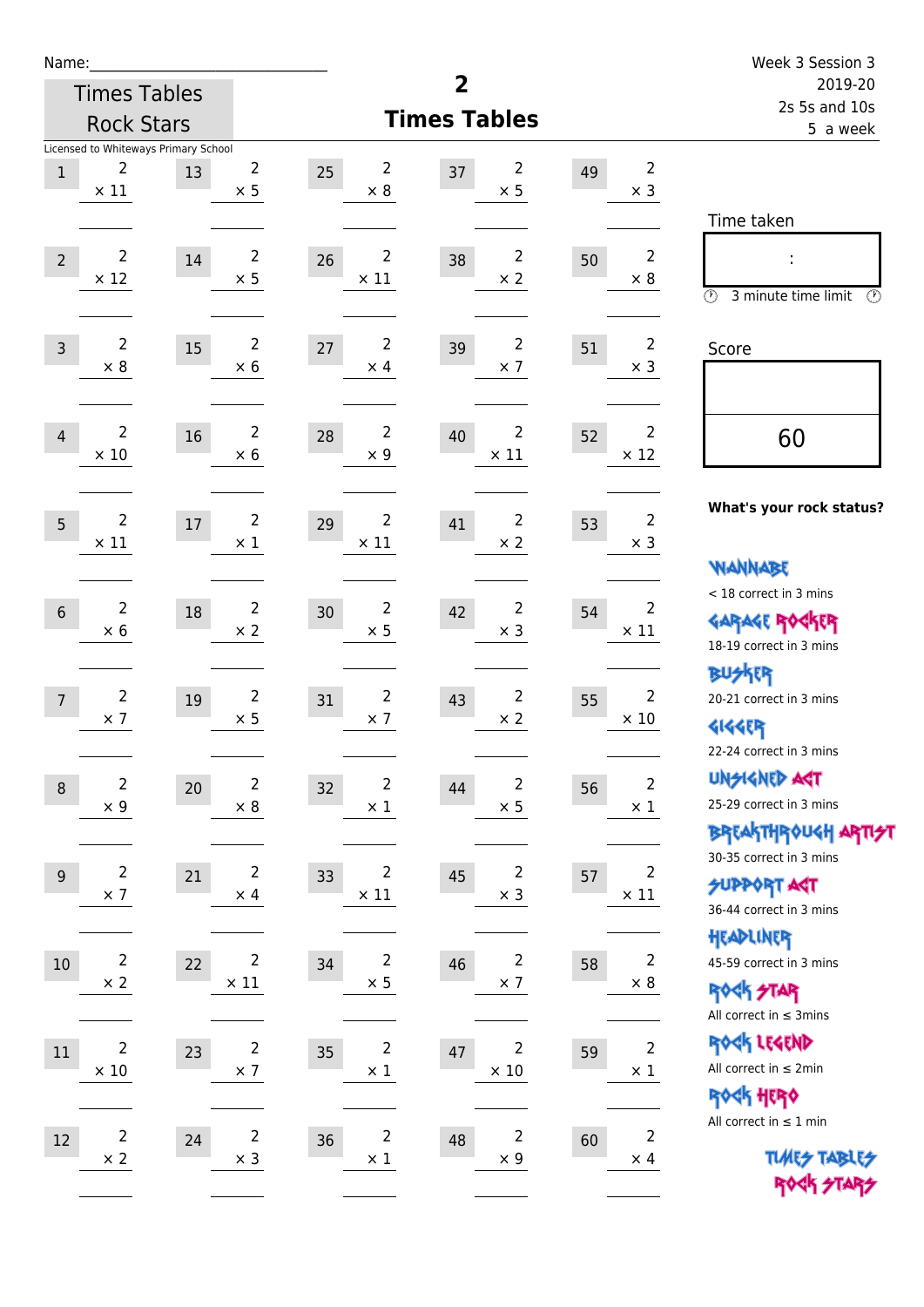Name:\_\_\_\_\_\_\_\_\_\_\_\_\_\_\_\_\_\_\_\_\_\_\_\_\_\_\_\_

Times Tables Rock Stars

Licensed to Whiteways Primary School

# 2
## Times Tables

Week 3 Session 3
2019-20
2s 5s and 10s
5 a week

| # | Question | # | Question | # | Question | # | Question | # | Question |
|---|---|---|---|---|---|---|---|---|---|
| 1 | 2 × 11 | 13 | 2 × 5 | 25 | 2 × 8 | 37 | 2 × 5 | 49 | 2 × 3 |
| 2 | 2 × 12 | 14 | 2 × 5 | 26 | 2 × 11 | 38 | 2 × 2 | 50 | 2 × 8 |
| 3 | 2 × 8 | 15 | 2 × 6 | 27 | 2 × 4 | 39 | 2 × 7 | 51 | 2 × 3 |
| 4 | 2 × 10 | 16 | 2 × 6 | 28 | 2 × 9 | 40 | 2 × 11 | 52 | 2 × 12 |
| 5 | 2 × 11 | 17 | 2 × 1 | 29 | 2 × 11 | 41 | 2 × 2 | 53 | 2 × 3 |
| 6 | 2 × 6 | 18 | 2 × 2 | 30 | 2 × 5 | 42 | 2 × 3 | 54 | 2 × 11 |
| 7 | 2 × 7 | 19 | 2 × 5 | 31 | 2 × 7 | 43 | 2 × 2 | 55 | 2 × 10 |
| 8 | 2 × 9 | 20 | 2 × 8 | 32 | 2 × 1 | 44 | 2 × 5 | 56 | 2 × 1 |
| 9 | 2 × 7 | 21 | 2 × 4 | 33 | 2 × 11 | 45 | 2 × 3 | 57 | 2 × 11 |
| 10 | 2 × 2 | 22 | 2 × 11 | 34 | 2 × 5 | 46 | 2 × 7 | 58 | 2 × 8 |
| 11 | 2 × 10 | 23 | 2 × 7 | 35 | 2 × 1 | 47 | 2 × 10 | 59 | 2 × 1 |
| 12 | 2 × 2 | 24 | 2 × 3 | 36 | 2 × 1 | 48 | 2 × 9 | 60 | 2 × 4 |

Time taken

:

3 minute time limit

Score

60

**What's your rock status?**

WANNABE
< 18 correct in 3 mins

GARAGE ROCKER
18-19 correct in 3 mins

BUSKER
20-21 correct in 3 mins

GIGGER
22-24 correct in 3 mins

UNSIGNED ACT
25-29 correct in 3 mins

BREAKTHROUGH ARTIST
30-35 correct in 3 mins

SUPPORT ACT
36-44 correct in 3 mins

HEADLINER
45-59 correct in 3 mins

ROCK STAR
All correct in ≤ 3mins

ROCK LEGEND
All correct in ≤ 2min

ROCK HERO
All correct in ≤ 1 min

TIMES TABLES ROCK STARS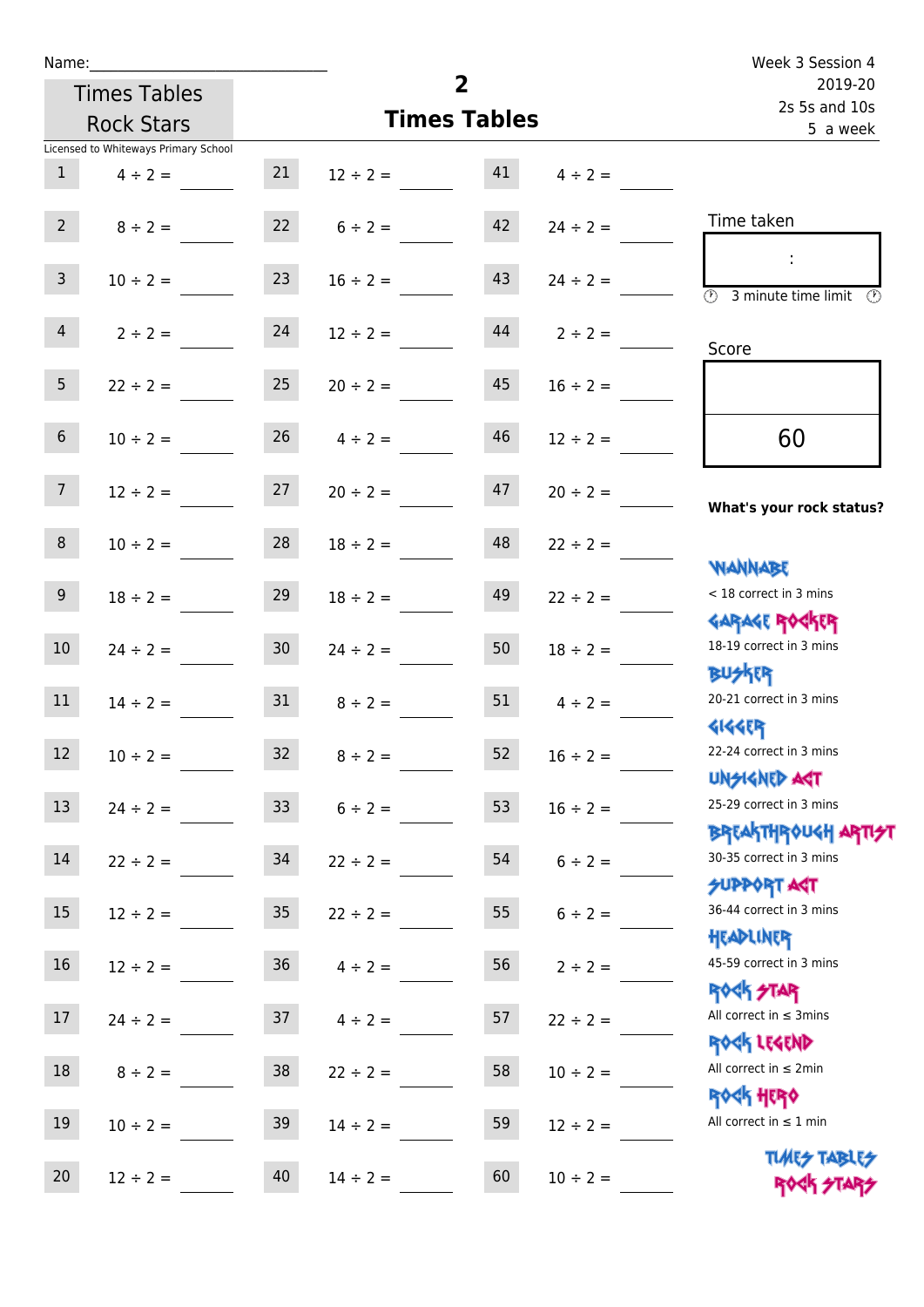Name:\_\_\_\_\_\_\_\_\_\_\_\_\_\_\_\_\_\_\_\_\_\_\_\_\_\_\_\_

Times Tables Rock Stars

Licensed to Whiteways Primary School

# 2

## Times Tables

Week 3 Session 4
2019-20
2s 5s and 10s
5 a week

| | | | | | |
|---|---|---|---|---|---|
| 1 | 4 ÷ 2 = | 21 | 12 ÷ 2 = | 41 | 4 ÷ 2 = |
| 2 | 8 ÷ 2 = | 22 | 6 ÷ 2 = | 42 | 24 ÷ 2 = |
| 3 | 10 ÷ 2 = | 23 | 16 ÷ 2 = | 43 | 24 ÷ 2 = |
| 4 | 2 ÷ 2 = | 24 | 12 ÷ 2 = | 44 | 2 ÷ 2 = |
| 5 | 22 ÷ 2 = | 25 | 20 ÷ 2 = | 45 | 16 ÷ 2 = |
| 6 | 10 ÷ 2 = | 26 | 4 ÷ 2 = | 46 | 12 ÷ 2 = |
| 7 | 12 ÷ 2 = | 27 | 20 ÷ 2 = | 47 | 20 ÷ 2 = |
| 8 | 10 ÷ 2 = | 28 | 18 ÷ 2 = | 48 | 22 ÷ 2 = |
| 9 | 18 ÷ 2 = | 29 | 18 ÷ 2 = | 49 | 22 ÷ 2 = |
| 10 | 24 ÷ 2 = | 30 | 24 ÷ 2 = | 50 | 18 ÷ 2 = |
| 11 | 14 ÷ 2 = | 31 | 8 ÷ 2 = | 51 | 4 ÷ 2 = |
| 12 | 10 ÷ 2 = | 32 | 8 ÷ 2 = | 52 | 16 ÷ 2 = |
| 13 | 24 ÷ 2 = | 33 | 6 ÷ 2 = | 53 | 16 ÷ 2 = |
| 14 | 22 ÷ 2 = | 34 | 22 ÷ 2 = | 54 | 6 ÷ 2 = |
| 15 | 12 ÷ 2 = | 35 | 22 ÷ 2 = | 55 | 6 ÷ 2 = |
| 16 | 12 ÷ 2 = | 36 | 4 ÷ 2 = | 56 | 2 ÷ 2 = |
| 17 | 24 ÷ 2 = | 37 | 4 ÷ 2 = | 57 | 22 ÷ 2 = |
| 18 | 8 ÷ 2 = | 38 | 22 ÷ 2 = | 58 | 10 ÷ 2 = |
| 19 | 10 ÷ 2 = | 39 | 14 ÷ 2 = | 59 | 12 ÷ 2 = |
| 20 | 12 ÷ 2 = | 40 | 14 ÷ 2 = | 60 | 10 ÷ 2 = |

Time taken

:

3 minute time limit

Score

60

**What's your rock status?**

WANNABE
< 18 correct in 3 mins

GARAGE ROCKER
18-19 correct in 3 mins

BUSKER
20-21 correct in 3 mins

GIGGER
22-24 correct in 3 mins

UNSIGNED ACT
25-29 correct in 3 mins

BREAKTHROUGH ARTIST
30-35 correct in 3 mins

SUPPORT ACT
36-44 correct in 3 mins

HEADLINER
45-59 correct in 3 mins

ROCK STAR
All correct in ≤ 3mins

ROCK LEGEND
All correct in ≤ 2min

ROCK HERO
All correct in ≤ 1 min

TIMES TABLES ROCK STARS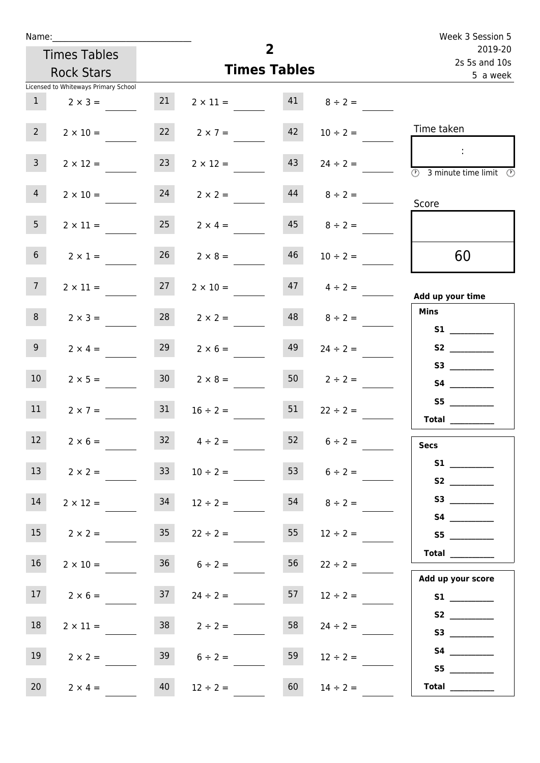Name:______________________________

Times Tables Rock Stars

Licensed to Whiteways Primary School

# 2
## Times Tables

Week 3 Session 5
2019-20
2s 5s and 10s
5 a week

| | | | | | |
|---|---|---|---|---|---|
| 1 | $2 \times 3 =$ | 21 | $2 \times 11 =$ | 41 | $8 \div 2 =$ |
| 2 | $2 \times 10 =$ | 22 | $2 \times 7 =$ | 42 | $10 \div 2 =$ |
| 3 | $2 \times 12 =$ | 23 | $2 \times 12 =$ | 43 | $24 \div 2 =$ |
| 4 | $2 \times 10 =$ | 24 | $2 \times 2 =$ | 44 | $8 \div 2 =$ |
| 5 | $2 \times 11 =$ | 25 | $2 \times 4 =$ | 45 | $8 \div 2 =$ |
| 6 | $2 \times 1 =$ | 26 | $2 \times 8 =$ | 46 | $10 \div 2 =$ |
| 7 | $2 \times 11 =$ | 27 | $2 \times 10 =$ | 47 | $4 \div 2 =$ |
| 8 | $2 \times 3 =$ | 28 | $2 \times 2 =$ | 48 | $8 \div 2 =$ |
| 9 | $2 \times 4 =$ | 29 | $2 \times 6 =$ | 49 | $24 \div 2 =$ |
| 10 | $2 \times 5 =$ | 30 | $2 \times 8 =$ | 50 | $2 \div 2 =$ |
| 11 | $2 \times 7 =$ | 31 | $16 \div 2 =$ | 51 | $22 \div 2 =$ |
| 12 | $2 \times 6 =$ | 32 | $4 \div 2 =$ | 52 | $6 \div 2 =$ |
| 13 | $2 \times 2 =$ | 33 | $10 \div 2 =$ | 53 | $6 \div 2 =$ |
| 14 | $2 \times 12 =$ | 34 | $12 \div 2 =$ | 54 | $8 \div 2 =$ |
| 15 | $2 \times 2 =$ | 35 | $22 \div 2 =$ | 55 | $12 \div 2 =$ |
| 16 | $2 \times 10 =$ | 36 | $6 \div 2 =$ | 56 | $22 \div 2 =$ |
| 17 | $2 \times 6 =$ | 37 | $24 \div 2 =$ | 57 | $12 \div 2 =$ |
| 18 | $2 \times 11 =$ | 38 | $2 \div 2 =$ | 58 | $24 \div 2 =$ |
| 19 | $2 \times 2 =$ | 39 | $6 \div 2 =$ | 59 | $12 \div 2 =$ |
| 20 | $2 \times 4 =$ | 40 | $12 \div 2 =$ | 60 | $14 \div 2 =$ |

Time taken

:

3 minute time limit

Score

60

**Add up your time**

**Mins**

**S1** __________
**S2** __________
**S3** __________
**S4** __________
**S5** __________
**Total** __________

**Secs**

**S1** __________
**S2** __________
**S3** __________
**S4** __________
**S5** __________
**Total** __________

**Add up your score**

**S1** __________
**S2** __________
**S3** __________
**S4** __________
**S5** __________
**Total** __________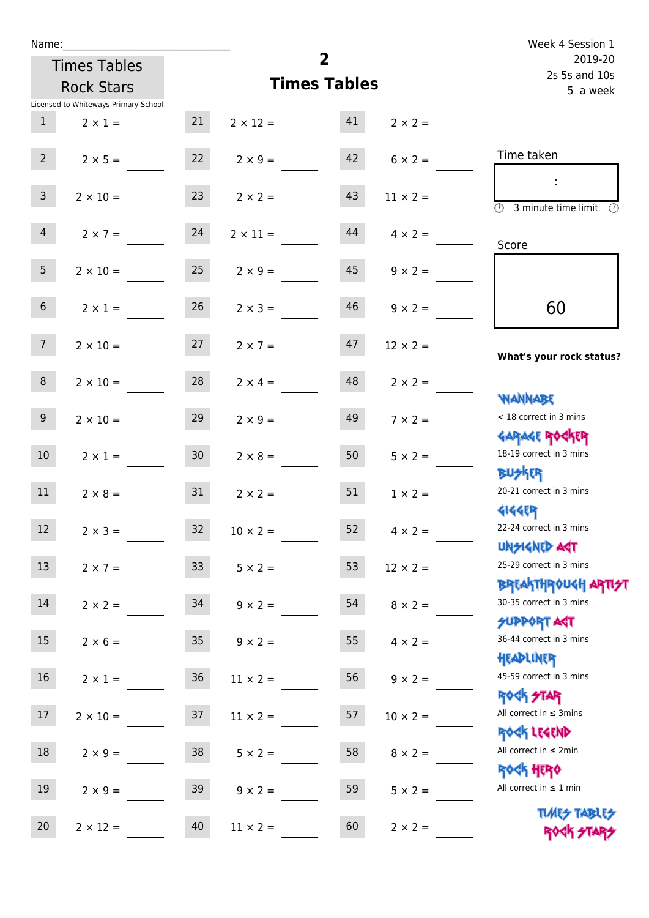Name:_____________________________

Times Tables Rock Stars

Licensed to Whiteways Primary School

# 2
## Times Tables

Week 4 Session 1
2019-20
2s 5s and 10s
5 a week

| | | | | | |
|---|---|---|---|---|---|
| 1 | 2 × 1 = ____ | 21 | 2 × 12 = ____ | 41 | 2 × 2 = ____ |
| 2 | 2 × 5 = ____ | 22 | 2 × 9 = ____ | 42 | 6 × 2 = ____ |
| 3 | 2 × 10 = ____ | 23 | 2 × 2 = ____ | 43 | 11 × 2 = ____ |
| 4 | 2 × 7 = ____ | 24 | 2 × 11 = ____ | 44 | 4 × 2 = ____ |
| 5 | 2 × 10 = ____ | 25 | 2 × 9 = ____ | 45 | 9 × 2 = ____ |
| 6 | 2 × 1 = ____ | 26 | 2 × 3 = ____ | 46 | 9 × 2 = ____ |
| 7 | 2 × 10 = ____ | 27 | 2 × 7 = ____ | 47 | 12 × 2 = ____ |
| 8 | 2 × 10 = ____ | 28 | 2 × 4 = ____ | 48 | 2 × 2 = ____ |
| 9 | 2 × 10 = ____ | 29 | 2 × 9 = ____ | 49 | 7 × 2 = ____ |
| 10 | 2 × 1 = ____ | 30 | 2 × 8 = ____ | 50 | 5 × 2 = ____ |
| 11 | 2 × 8 = ____ | 31 | 2 × 2 = ____ | 51 | 1 × 2 = ____ |
| 12 | 2 × 3 = ____ | 32 | 10 × 2 = ____ | 52 | 4 × 2 = ____ |
| 13 | 2 × 7 = ____ | 33 | 5 × 2 = ____ | 53 | 12 × 2 = ____ |
| 14 | 2 × 2 = ____ | 34 | 9 × 2 = ____ | 54 | 8 × 2 = ____ |
| 15 | 2 × 6 = ____ | 35 | 9 × 2 = ____ | 55 | 4 × 2 = ____ |
| 16 | 2 × 1 = ____ | 36 | 11 × 2 = ____ | 56 | 9 × 2 = ____ |
| 17 | 2 × 10 = ____ | 37 | 11 × 2 = ____ | 57 | 10 × 2 = ____ |
| 18 | 2 × 9 = ____ | 38 | 5 × 2 = ____ | 58 | 8 × 2 = ____ |
| 19 | 2 × 9 = ____ | 39 | 9 × 2 = ____ | 59 | 5 × 2 = ____ |
| 20 | 2 × 12 = ____ | 40 | 11 × 2 = ____ | 60 | 2 × 2 = ____ |

Time taken

:

3 minute time limit

Score

60

**What's your rock status?**

WANNABE
< 18 correct in 3 mins

GARAGE ROCKER
18-19 correct in 3 mins

BUSKER
20-21 correct in 3 mins

GIGGER
22-24 correct in 3 mins

UNSIGNED ACT
25-29 correct in 3 mins

BREAKTHROUGH ARTIST
30-35 correct in 3 mins

SUPPORT ACT
36-44 correct in 3 mins

HEADLINER
45-59 correct in 3 mins

ROCK STAR
All correct in ≤ 3mins

ROCK LEGEND
All correct in ≤ 2min

ROCK HERO
All correct in ≤ 1 min

TIMES TABLES ROCK STARS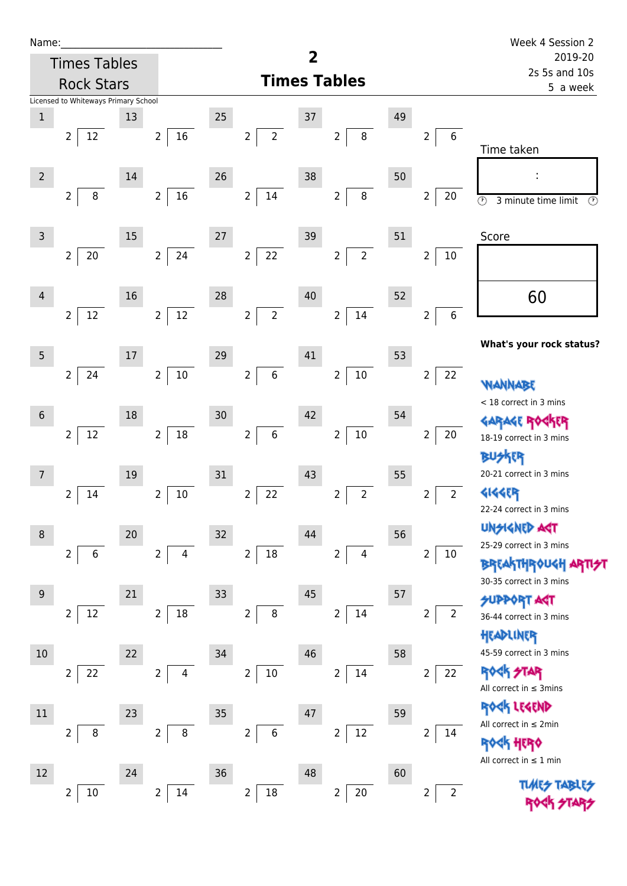Name:\_\_\_\_\_\_\_\_\_\_\_\_\_\_\_\_\_\_\_\_\_\_\_\_\_\_\_\_

Times Tables Rock Stars

Licensed to Whiteways Primary School

# 2
## Times Tables

Week 4 Session 2
2019-20
2s 5s and 10s
5 a week

| # | Question | # | Question | # | Question | # | Question | # | Question |
|---|---|---|---|---|---|---|---|---|---|
| 1 | 2 ) 12 | 13 | 2 ) 16 | 25 | 2 ) 2 | 37 | 2 ) 8 | 49 | 2 ) 6 |
| 2 | 2 ) 8 | 14 | 2 ) 16 | 26 | 2 ) 14 | 38 | 2 ) 8 | 50 | 2 ) 20 |
| 3 | 2 ) 20 | 15 | 2 ) 24 | 27 | 2 ) 22 | 39 | 2 ) 2 | 51 | 2 ) 10 |
| 4 | 2 ) 12 | 16 | 2 ) 12 | 28 | 2 ) 2 | 40 | 2 ) 14 | 52 | 2 ) 6 |
| 5 | 2 ) 24 | 17 | 2 ) 10 | 29 | 2 ) 6 | 41 | 2 ) 10 | 53 | 2 ) 22 |
| 6 | 2 ) 12 | 18 | 2 ) 18 | 30 | 2 ) 6 | 42 | 2 ) 10 | 54 | 2 ) 20 |
| 7 | 2 ) 14 | 19 | 2 ) 10 | 31 | 2 ) 22 | 43 | 2 ) 2 | 55 | 2 ) 2 |
| 8 | 2 ) 6 | 20 | 2 ) 4 | 32 | 2 ) 18 | 44 | 2 ) 4 | 56 | 2 ) 10 |
| 9 | 2 ) 12 | 21 | 2 ) 18 | 33 | 2 ) 8 | 45 | 2 ) 14 | 57 | 2 ) 2 |
| 10 | 2 ) 22 | 22 | 2 ) 4 | 34 | 2 ) 10 | 46 | 2 ) 14 | 58 | 2 ) 22 |
| 11 | 2 ) 8 | 23 | 2 ) 8 | 35 | 2 ) 6 | 47 | 2 ) 12 | 59 | 2 ) 14 |
| 12 | 2 ) 10 | 24 | 2 ) 14 | 36 | 2 ) 18 | 48 | 2 ) 20 | 60 | 2 ) 2 |

Time taken

:

3 minute time limit

Score

60

**What's your rock status?**

WANNABE
< 18 correct in 3 mins

GARAGE ROCKER
18-19 correct in 3 mins

BUSKER
20-21 correct in 3 mins

GIGGER
22-24 correct in 3 mins

UNSIGNED ACT
25-29 correct in 3 mins

BREAKTHROUGH ARTIST
30-35 correct in 3 mins

SUPPORT ACT
36-44 correct in 3 mins

HEADLINER
45-59 correct in 3 mins

ROCK STAR
All correct in ≤ 3mins

ROCK LEGEND
All correct in ≤ 2min

ROCK HERO
All correct in ≤ 1 min

TIMES TABLES ROCK STARS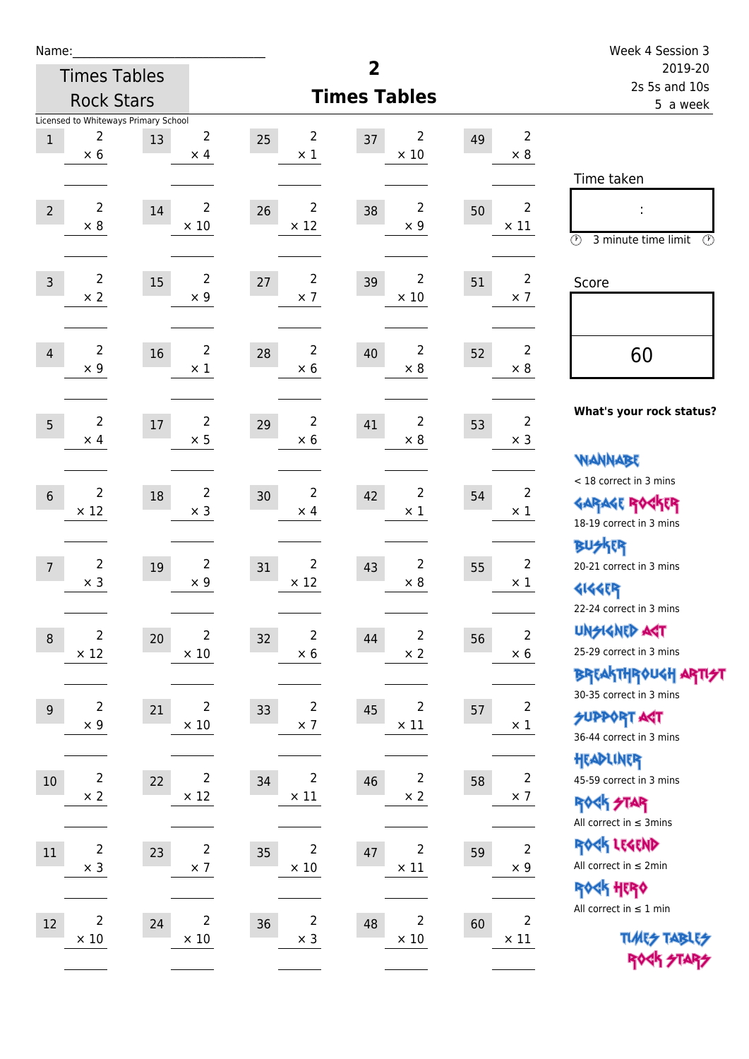Name:_______________________

Times Tables Rock Stars

Licensed to Whiteways Primary School

# 2
## Times Tables

Week 4 Session 3
2019-20
2s 5s and 10s
5 a week

| # | Question | # | Question | # | Question | # | Question | # | Question |
|---|---|---|---|---|---|---|---|---|---|
| 1 | 2 × 6 | 13 | 2 × 4 | 25 | 2 × 1 | 37 | 2 × 10 | 49 | 2 × 8 |
| 2 | 2 × 8 | 14 | 2 × 10 | 26 | 2 × 12 | 38 | 2 × 9 | 50 | 2 × 11 |
| 3 | 2 × 2 | 15 | 2 × 9 | 27 | 2 × 7 | 39 | 2 × 10 | 51 | 2 × 7 |
| 4 | 2 × 9 | 16 | 2 × 1 | 28 | 2 × 6 | 40 | 2 × 8 | 52 | 2 × 8 |
| 5 | 2 × 4 | 17 | 2 × 5 | 29 | 2 × 6 | 41 | 2 × 8 | 53 | 2 × 3 |
| 6 | 2 × 12 | 18 | 2 × 3 | 30 | 2 × 4 | 42 | 2 × 1 | 54 | 2 × 1 |
| 7 | 2 × 3 | 19 | 2 × 9 | 31 | 2 × 12 | 43 | 2 × 8 | 55 | 2 × 1 |
| 8 | 2 × 12 | 20 | 2 × 10 | 32 | 2 × 6 | 44 | 2 × 2 | 56 | 2 × 6 |
| 9 | 2 × 9 | 21 | 2 × 10 | 33 | 2 × 7 | 45 | 2 × 11 | 57 | 2 × 1 |
| 10 | 2 × 2 | 22 | 2 × 12 | 34 | 2 × 11 | 46 | 2 × 2 | 58 | 2 × 7 |
| 11 | 2 × 3 | 23 | 2 × 7 | 35 | 2 × 10 | 47 | 2 × 11 | 59 | 2 × 9 |
| 12 | 2 × 10 | 24 | 2 × 10 | 36 | 2 × 3 | 48 | 2 × 10 | 60 | 2 × 11 |

Time taken

:

3 minute time limit

Score

60

**What's your rock status?**

WANNABE
< 18 correct in 3 mins

GARAGE ROCKER
18-19 correct in 3 mins

BUSKER
20-21 correct in 3 mins

GIGGER
22-24 correct in 3 mins

UNSIGNED ACT
25-29 correct in 3 mins

BREAKTHROUGH ARTIST
30-35 correct in 3 mins

SUPPORT ACT
36-44 correct in 3 mins

HEADLINER
45-59 correct in 3 mins

ROCK STAR
All correct in ≤ 3mins

ROCK LEGEND
All correct in ≤ 2min

ROCK HERO
All correct in ≤ 1 min

TIMES TABLES ROCK STARS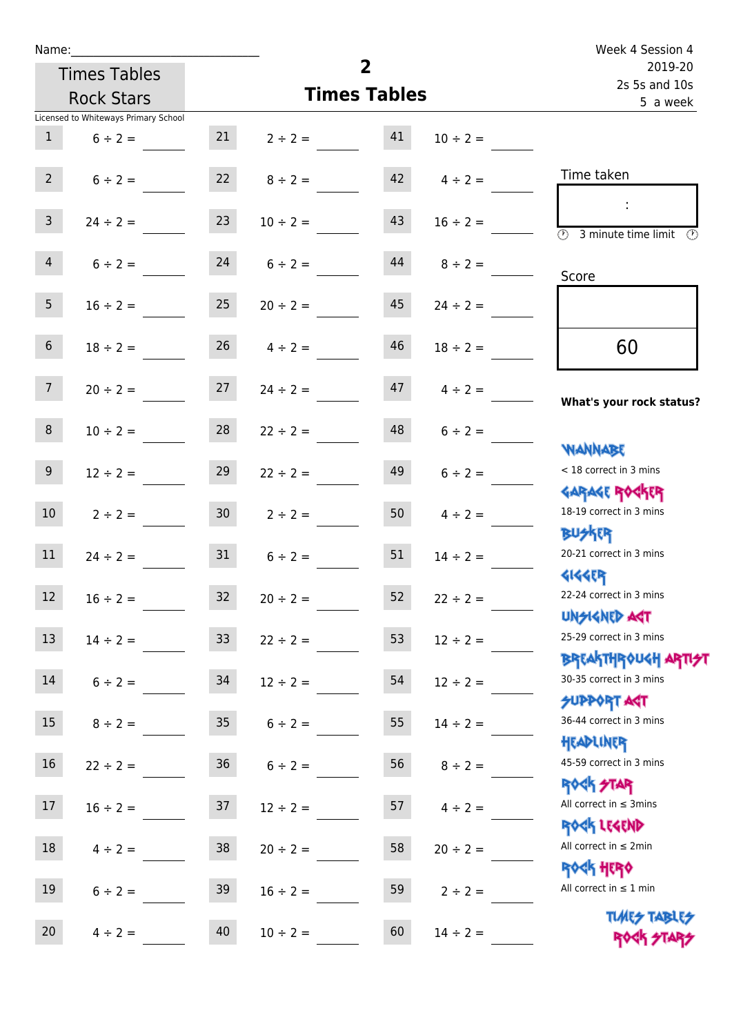Name:______________________________

Times Tables Rock Stars

Licensed to Whiteways Primary School

# 2
## Times Tables

Week 4 Session 4
2019-20
2s 5s and 10s
5 a week

| | | | | | |
|---|---|---|---|---|---|
| 1 | $6 \div 2 =$ ____ | 21 | $2 \div 2 =$ ____ | 41 | $10 \div 2 =$ ____ |
| 2 | $6 \div 2 =$ ____ | 22 | $8 \div 2 =$ ____ | 42 | $4 \div 2 =$ ____ |
| 3 | $24 \div 2 =$ ____ | 23 | $10 \div 2 =$ ____ | 43 | $16 \div 2 =$ ____ |
| 4 | $6 \div 2 =$ ____ | 24 | $6 \div 2 =$ ____ | 44 | $8 \div 2 =$ ____ |
| 5 | $16 \div 2 =$ ____ | 25 | $20 \div 2 =$ ____ | 45 | $24 \div 2 =$ ____ |
| 6 | $18 \div 2 =$ ____ | 26 | $4 \div 2 =$ ____ | 46 | $18 \div 2 =$ ____ |
| 7 | $20 \div 2 =$ ____ | 27 | $24 \div 2 =$ ____ | 47 | $4 \div 2 =$ ____ |
| 8 | $10 \div 2 =$ ____ | 28 | $22 \div 2 =$ ____ | 48 | $6 \div 2 =$ ____ |
| 9 | $12 \div 2 =$ ____ | 29 | $22 \div 2 =$ ____ | 49 | $6 \div 2 =$ ____ |
| 10 | $2 \div 2 =$ ____ | 30 | $2 \div 2 =$ ____ | 50 | $4 \div 2 =$ ____ |
| 11 | $24 \div 2 =$ ____ | 31 | $6 \div 2 =$ ____ | 51 | $14 \div 2 =$ ____ |
| 12 | $16 \div 2 =$ ____ | 32 | $20 \div 2 =$ ____ | 52 | $22 \div 2 =$ ____ |
| 13 | $14 \div 2 =$ ____ | 33 | $22 \div 2 =$ ____ | 53 | $12 \div 2 =$ ____ |
| 14 | $6 \div 2 =$ ____ | 34 | $12 \div 2 =$ ____ | 54 | $12 \div 2 =$ ____ |
| 15 | $8 \div 2 =$ ____ | 35 | $6 \div 2 =$ ____ | 55 | $14 \div 2 =$ ____ |
| 16 | $22 \div 2 =$ ____ | 36 | $6 \div 2 =$ ____ | 56 | $8 \div 2 =$ ____ |
| 17 | $16 \div 2 =$ ____ | 37 | $12 \div 2 =$ ____ | 57 | $4 \div 2 =$ ____ |
| 18 | $4 \div 2 =$ ____ | 38 | $20 \div 2 =$ ____ | 58 | $20 \div 2 =$ ____ |
| 19 | $6 \div 2 =$ ____ | 39 | $16 \div 2 =$ ____ | 59 | $2 \div 2 =$ ____ |
| 20 | $4 \div 2 =$ ____ | 40 | $10 \div 2 =$ ____ | 60 | $14 \div 2 =$ ____ |

Time taken

:

3 minute time limit

Score

60

**What's your rock status?**

WANNABE
< 18 correct in 3 mins

GARAGE ROCKER
18-19 correct in 3 mins

BUSKER
20-21 correct in 3 mins

GIGGER
22-24 correct in 3 mins

UNSIGNED ACT
25-29 correct in 3 mins

BREAKTHROUGH ARTIST
30-35 correct in 3 mins

SUPPORT ACT
36-44 correct in 3 mins

HEADLINER
45-59 correct in 3 mins

ROCK STAR
All correct in ≤ 3mins

ROCK LEGEND
All correct in ≤ 2min

ROCK HERO
All correct in ≤ 1 min

TIMES TABLES ROCK STARS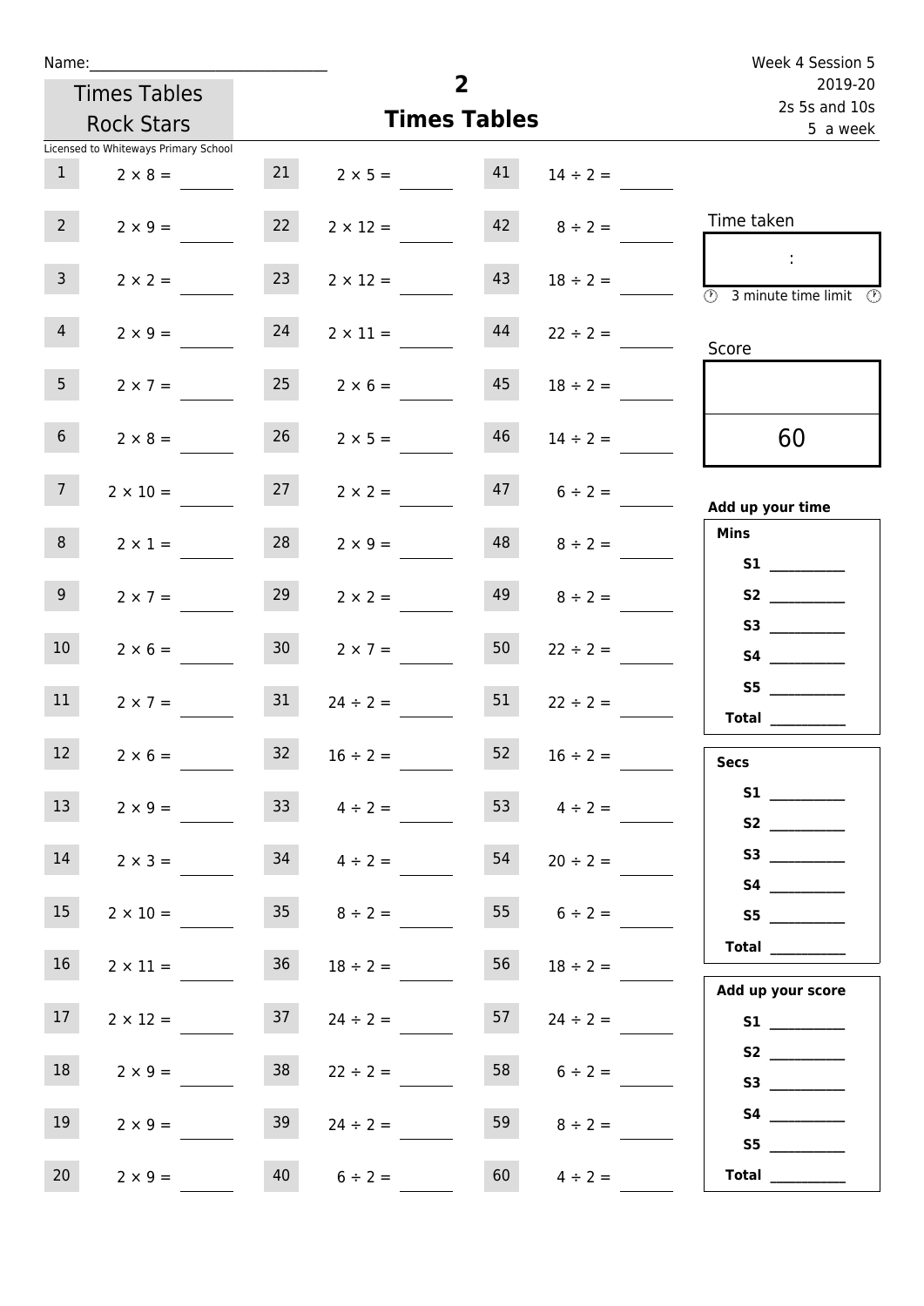Name:______________________________

Times Tables Rock Stars

Licensed to Whiteways Primary School

# 2
## Times Tables

Week 4 Session 5
2019-20
2s 5s and 10s
5 a week

| | | | | | |
|---|---|---|---|---|---|
| 1 | $2 \times 8 =$ ______ | 21 | $2 \times 5 =$ ______ | 41 | $14 \div 2 =$ ______ |
| 2 | $2 \times 9 =$ ______ | 22 | $2 \times 12 =$ ______ | 42 | $8 \div 2 =$ ______ |
| 3 | $2 \times 2 =$ ______ | 23 | $2 \times 12 =$ ______ | 43 | $18 \div 2 =$ ______ |
| 4 | $2 \times 9 =$ ______ | 24 | $2 \times 11 =$ ______ | 44 | $22 \div 2 =$ ______ |
| 5 | $2 \times 7 =$ ______ | 25 | $2 \times 6 =$ ______ | 45 | $18 \div 2 =$ ______ |
| 6 | $2 \times 8 =$ ______ | 26 | $2 \times 5 =$ ______ | 46 | $14 \div 2 =$ ______ |
| 7 | $2 \times 10 =$ ______ | 27 | $2 \times 2 =$ ______ | 47 | $6 \div 2 =$ ______ |
| 8 | $2 \times 1 =$ ______ | 28 | $2 \times 9 =$ ______ | 48 | $8 \div 2 =$ ______ |
| 9 | $2 \times 7 =$ ______ | 29 | $2 \times 2 =$ ______ | 49 | $8 \div 2 =$ ______ |
| 10 | $2 \times 6 =$ ______ | 30 | $2 \times 7 =$ ______ | 50 | $22 \div 2 =$ ______ |
| 11 | $2 \times 7 =$ ______ | 31 | $24 \div 2 =$ ______ | 51 | $22 \div 2 =$ ______ |
| 12 | $2 \times 6 =$ ______ | 32 | $16 \div 2 =$ ______ | 52 | $16 \div 2 =$ ______ |
| 13 | $2 \times 9 =$ ______ | 33 | $4 \div 2 =$ ______ | 53 | $4 \div 2 =$ ______ |
| 14 | $2 \times 3 =$ ______ | 34 | $4 \div 2 =$ ______ | 54 | $20 \div 2 =$ ______ |
| 15 | $2 \times 10 =$ ______ | 35 | $8 \div 2 =$ ______ | 55 | $6 \div 2 =$ ______ |
| 16 | $2 \times 11 =$ ______ | 36 | $18 \div 2 =$ ______ | 56 | $18 \div 2 =$ ______ |
| 17 | $2 \times 12 =$ ______ | 37 | $24 \div 2 =$ ______ | 57 | $24 \div 2 =$ ______ |
| 18 | $2 \times 9 =$ ______ | 38 | $22 \div 2 =$ ______ | 58 | $6 \div 2 =$ ______ |
| 19 | $2 \times 9 =$ ______ | 39 | $24 \div 2 =$ ______ | 59 | $8 \div 2 =$ ______ |
| 20 | $2 \times 9 =$ ______ | 40 | $6 \div 2 =$ ______ | 60 | $4 \div 2 =$ ______ |

Time taken

:

3 minute time limit

Score

60

**Add up your time**

**Mins**

**S1** __________
**S2** __________
**S3** __________
**S4** __________
**S5** __________
**Total** __________

**Secs**

**S1** __________
**S2** __________
**S3** __________
**S4** __________
**S5** __________
**Total** __________

**Add up your score**

**S1** __________
**S2** __________
**S3** __________
**S4** __________
**S5** __________
**Total** __________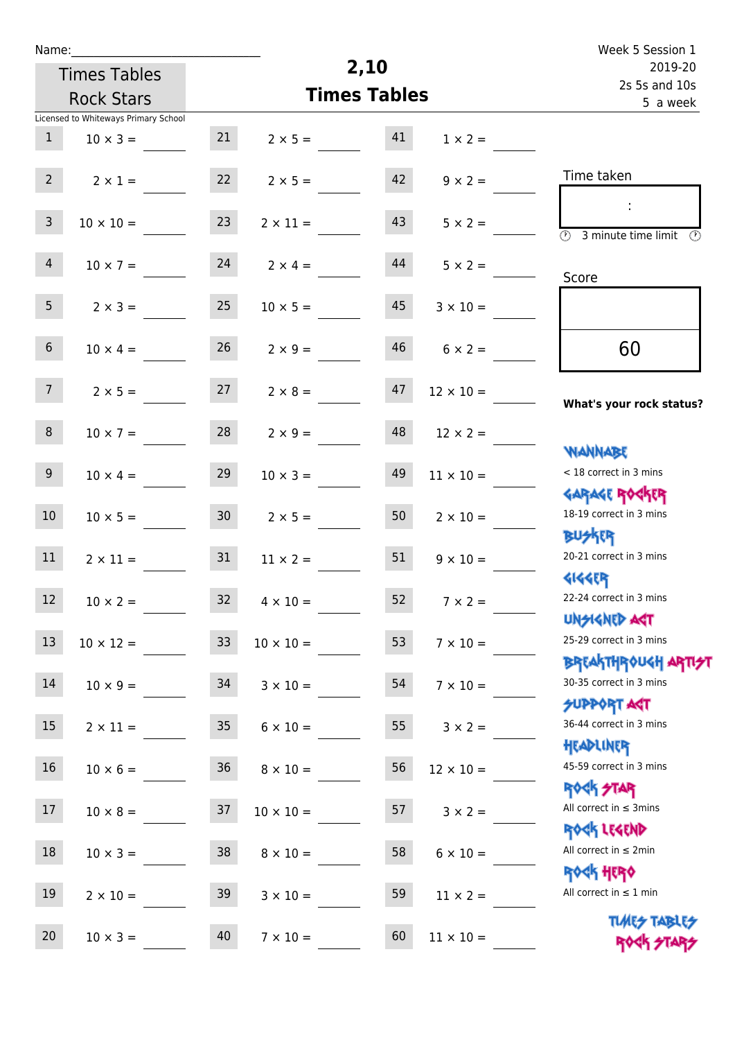Name:______________________________

Times Tables Rock Stars

Licensed to Whiteways Primary School

# 2,10 Times Tables

Week 5 Session 1
2019-20
2s 5s and 10s
5 a week

| | | | | | |
|---|---|---|---|---|---|
| 1 | 10 × 3 = | 21 | 2 × 5 = | 41 | 1 × 2 = |
| 2 | 2 × 1 = | 22 | 2 × 5 = | 42 | 9 × 2 = |
| 3 | 10 × 10 = | 23 | 2 × 11 = | 43 | 5 × 2 = |
| 4 | 10 × 7 = | 24 | 2 × 4 = | 44 | 5 × 2 = |
| 5 | 2 × 3 = | 25 | 10 × 5 = | 45 | 3 × 10 = |
| 6 | 10 × 4 = | 26 | 2 × 9 = | 46 | 6 × 2 = |
| 7 | 2 × 5 = | 27 | 2 × 8 = | 47 | 12 × 10 = |
| 8 | 10 × 7 = | 28 | 2 × 9 = | 48 | 12 × 2 = |
| 9 | 10 × 4 = | 29 | 10 × 3 = | 49 | 11 × 10 = |
| 10 | 10 × 5 = | 30 | 2 × 5 = | 50 | 2 × 10 = |
| 11 | 2 × 11 = | 31 | 11 × 2 = | 51 | 9 × 10 = |
| 12 | 10 × 2 = | 32 | 4 × 10 = | 52 | 7 × 2 = |
| 13 | 10 × 12 = | 33 | 10 × 10 = | 53 | 7 × 10 = |
| 14 | 10 × 9 = | 34 | 3 × 10 = | 54 | 7 × 10 = |
| 15 | 2 × 11 = | 35 | 6 × 10 = | 55 | 3 × 2 = |
| 16 | 10 × 6 = | 36 | 8 × 10 = | 56 | 12 × 10 = |
| 17 | 10 × 8 = | 37 | 10 × 10 = | 57 | 3 × 2 = |
| 18 | 10 × 3 = | 38 | 8 × 10 = | 58 | 6 × 10 = |
| 19 | 2 × 10 = | 39 | 3 × 10 = | 59 | 11 × 2 = |
| 20 | 10 × 3 = | 40 | 7 × 10 = | 60 | 11 × 10 = |

Time taken

:

3 minute time limit

Score

60

**What's your rock status?**

WANNABE
< 18 correct in 3 mins

GARAGE ROCKER
18-19 correct in 3 mins

BUSKER
20-21 correct in 3 mins

GIGGER
22-24 correct in 3 mins

UNSIGNED ACT
25-29 correct in 3 mins

BREAKTHROUGH ARTIST
30-35 correct in 3 mins

SUPPORT ACT
36-44 correct in 3 mins

HEADLINER
45-59 correct in 3 mins

ROCK STAR
All correct in ≤ 3mins

ROCK LEGEND
All correct in ≤ 2min

ROCK HERO
All correct in ≤ 1 min

TIMES TABLES ROCK STARS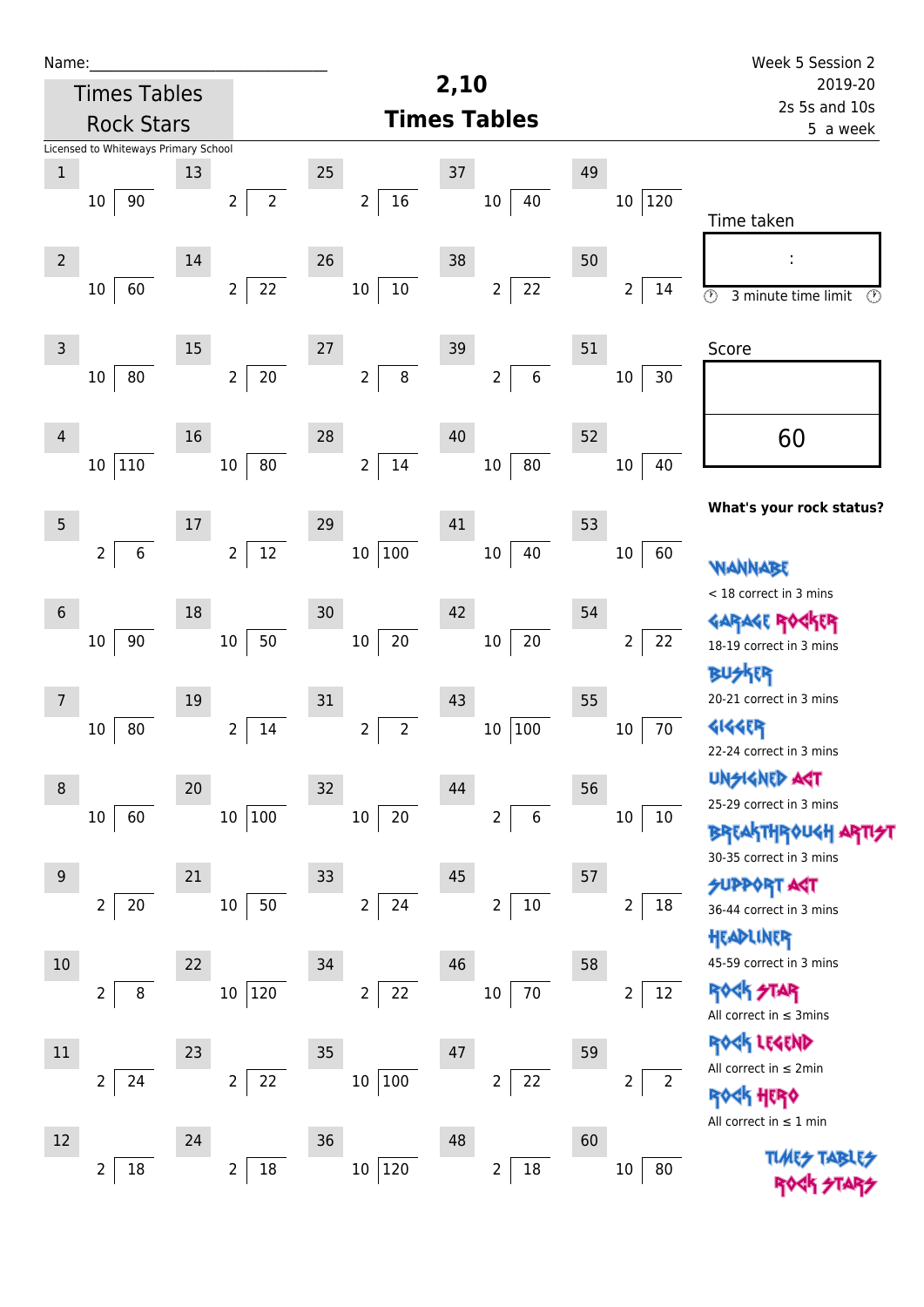Name:\_\_\_\_\_\_\_\_\_\_\_\_\_\_\_\_\_\_\_\_\_\_\_\_\_\_\_\_

Times Tables Rock Stars

Licensed to Whiteways Primary School

# 2,10 Times Tables

Week 5 Session 2
2019-20
2s 5s and 10s
5 a week

| # | Question | # | Question | # | Question | # | Question | # | Question |
|---|---|---|---|---|---|---|---|---|---|
| 1 | 10 ⟌ 90 | 13 | 2 ⟌ 2 | 25 | 2 ⟌ 16 | 37 | 10 ⟌ 40 | 49 | 10 ⟌ 120 |
| 2 | 10 ⟌ 60 | 14 | 2 ⟌ 22 | 26 | 10 ⟌ 10 | 38 | 2 ⟌ 22 | 50 | 2 ⟌ 14 |
| 3 | 10 ⟌ 80 | 15 | 2 ⟌ 20 | 27 | 2 ⟌ 8 | 39 | 2 ⟌ 6 | 51 | 10 ⟌ 30 |
| 4 | 10 ⟌ 110 | 16 | 10 ⟌ 80 | 28 | 2 ⟌ 14 | 40 | 10 ⟌ 80 | 52 | 10 ⟌ 40 |
| 5 | 2 ⟌ 6 | 17 | 2 ⟌ 12 | 29 | 10 ⟌ 100 | 41 | 10 ⟌ 40 | 53 | 10 ⟌ 60 |
| 6 | 10 ⟌ 90 | 18 | 10 ⟌ 50 | 30 | 10 ⟌ 20 | 42 | 10 ⟌ 20 | 54 | 2 ⟌ 22 |
| 7 | 10 ⟌ 80 | 19 | 2 ⟌ 14 | 31 | 2 ⟌ 2 | 43 | 10 ⟌ 100 | 55 | 10 ⟌ 70 |
| 8 | 10 ⟌ 60 | 20 | 10 ⟌ 100 | 32 | 10 ⟌ 20 | 44 | 2 ⟌ 6 | 56 | 10 ⟌ 10 |
| 9 | 2 ⟌ 20 | 21 | 10 ⟌ 50 | 33 | 2 ⟌ 24 | 45 | 2 ⟌ 10 | 57 | 2 ⟌ 18 |
| 10 | 2 ⟌ 8 | 22 | 10 ⟌ 120 | 34 | 2 ⟌ 22 | 46 | 10 ⟌ 70 | 58 | 2 ⟌ 12 |
| 11 | 2 ⟌ 24 | 23 | 2 ⟌ 22 | 35 | 10 ⟌ 100 | 47 | 2 ⟌ 22 | 59 | 2 ⟌ 2 |
| 12 | 2 ⟌ 18 | 24 | 2 ⟌ 18 | 36 | 10 ⟌ 120 | 48 | 2 ⟌ 18 | 60 | 10 ⟌ 80 |

Time taken

:

3 minute time limit

Score

60

**What's your rock status?**

WANNABE
< 18 correct in 3 mins

GARAGE ROCKER
18-19 correct in 3 mins

BUSKER
20-21 correct in 3 mins

GIGGER
22-24 correct in 3 mins

UNSIGNED ACT
25-29 correct in 3 mins

BREAKTHROUGH ARTIST
30-35 correct in 3 mins

SUPPORT ACT
36-44 correct in 3 mins

HEADLINER
45-59 correct in 3 mins

ROCK STAR
All correct in ≤ 3mins

ROCK LEGEND
All correct in ≤ 2min

ROCK HERO
All correct in ≤ 1 min

TIMES TABLES ROCK STARS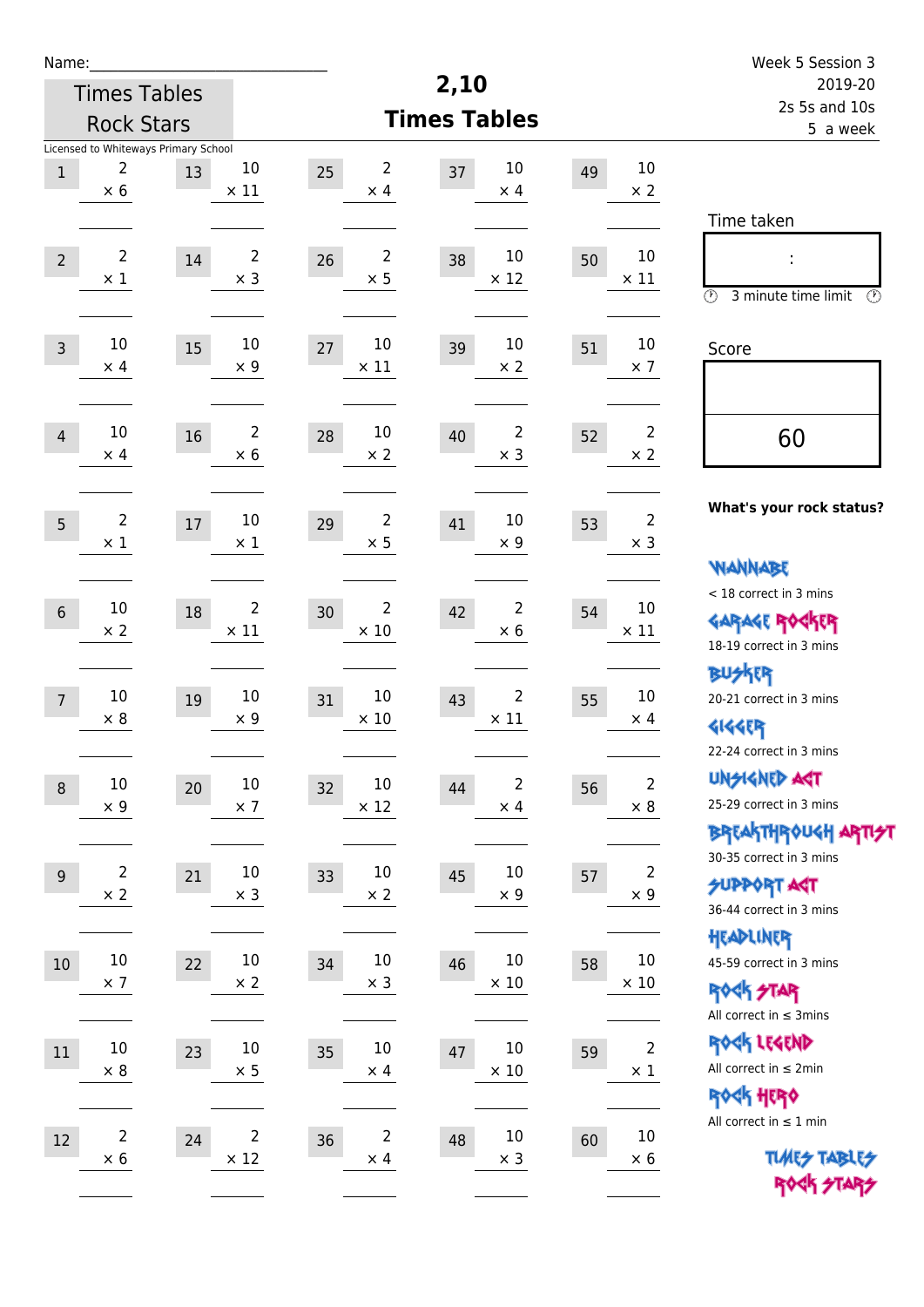Name:\_\_\_\_\_\_\_\_\_\_\_\_\_\_\_\_\_\_\_\_\_\_\_\_\_\_\_\_

Times Tables Rock Stars

Licensed to Whiteways Primary School

# 2,10 Times Tables

Week 5 Session 3
2019-20
2s 5s and 10s
5 a week

| | | | | | | | | | |
|---|---|---|---|---|---|---|---|---|---|
| 1 | 2 × 6 | 13 | 10 × 11 | 25 | 2 × 4 | 37 | 10 × 4 | 49 | 10 × 2 |
| 2 | 2 × 1 | 14 | 2 × 3 | 26 | 2 × 5 | 38 | 10 × 12 | 50 | 10 × 11 |
| 3 | 10 × 4 | 15 | 10 × 9 | 27 | 10 × 11 | 39 | 10 × 2 | 51 | 10 × 7 |
| 4 | 10 × 4 | 16 | 2 × 6 | 28 | 10 × 2 | 40 | 2 × 3 | 52 | 2 × 2 |
| 5 | 2 × 1 | 17 | 10 × 1 | 29 | 2 × 5 | 41 | 10 × 9 | 53 | 2 × 3 |
| 6 | 10 × 2 | 18 | 2 × 11 | 30 | 2 × 10 | 42 | 2 × 6 | 54 | 10 × 11 |
| 7 | 10 × 8 | 19 | 10 × 9 | 31 | 10 × 10 | 43 | 2 × 11 | 55 | 10 × 4 |
| 8 | 10 × 9 | 20 | 10 × 7 | 32 | 10 × 12 | 44 | 2 × 4 | 56 | 2 × 8 |
| 9 | 2 × 2 | 21 | 10 × 3 | 33 | 10 × 2 | 45 | 10 × 9 | 57 | 2 × 9 |
| 10 | 10 × 7 | 22 | 10 × 2 | 34 | 10 × 3 | 46 | 10 × 10 | 58 | 10 × 10 |
| 11 | 10 × 8 | 23 | 10 × 5 | 35 | 10 × 4 | 47 | 10 × 10 | 59 | 2 × 1 |
| 12 | 2 × 6 | 24 | 2 × 12 | 36 | 2 × 4 | 48 | 10 × 3 | 60 | 10 × 6 |

Time taken

:

3 minute time limit

Score

60

**What's your rock status?**

WANNABE
< 18 correct in 3 mins

GARAGE ROCKER
18-19 correct in 3 mins

BUSKER
20-21 correct in 3 mins

GIGGER
22-24 correct in 3 mins

UNSIGNED ACT
25-29 correct in 3 mins

BREAKTHROUGH ARTIST
30-35 correct in 3 mins

SUPPORT ACT
36-44 correct in 3 mins

HEADLINER
45-59 correct in 3 mins

ROCK STAR
All correct in ≤ 3mins

ROCK LEGEND
All correct in ≤ 2min

ROCK HERO
All correct in ≤ 1 min

TIMES TABLES ROCK STARS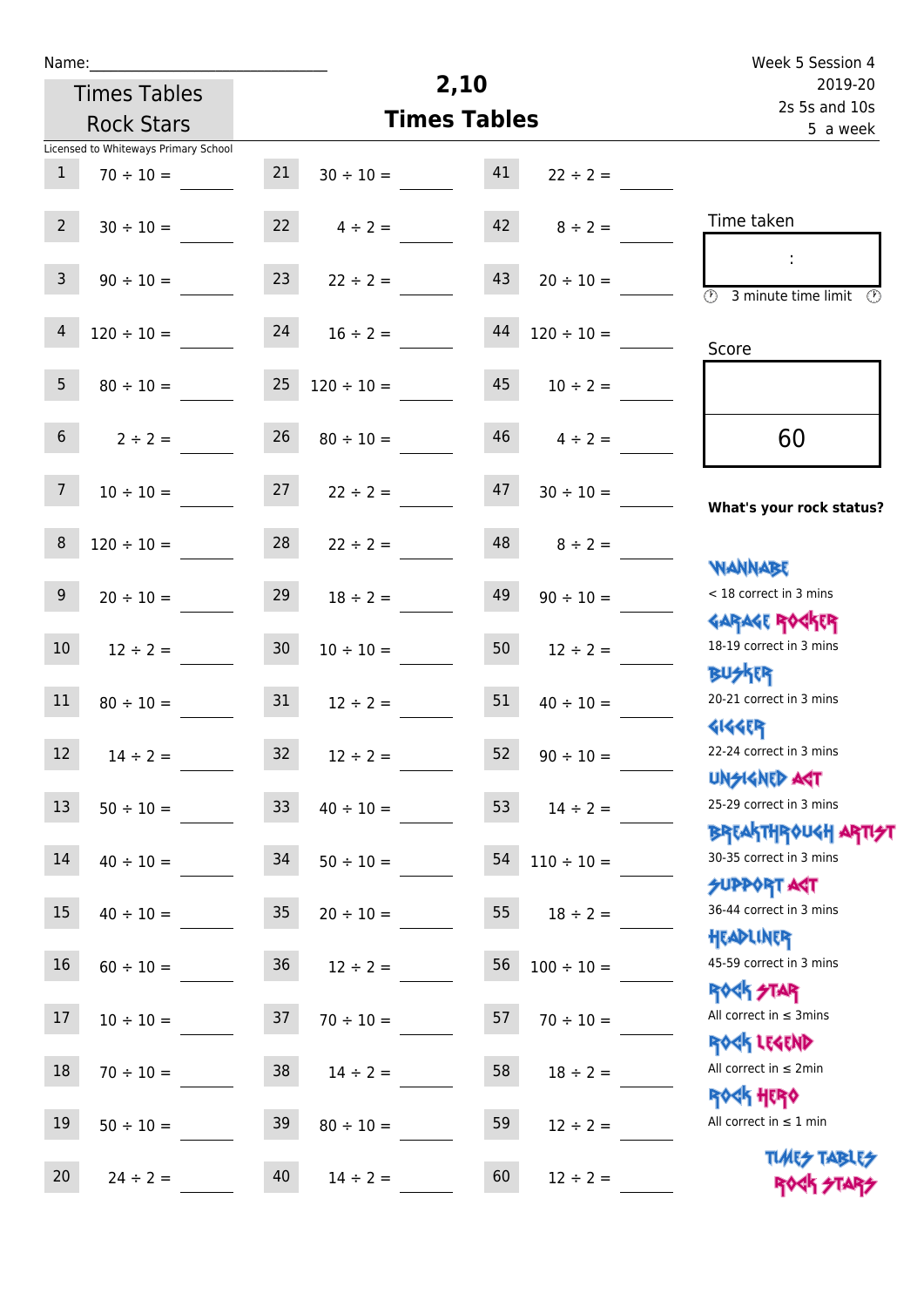Name:\_\_\_\_\_\_\_\_\_\_\_\_\_\_\_\_\_\_\_\_\_\_\_\_\_\_\_\_

Times Tables Rock Stars

Licensed to Whiteways Primary School

# 2,10 Times Tables

Week 5 Session 4
2019-20
2s 5s and 10s
5 a week

| | | | | | |
|---|---|---|---|---|---|
| 1 | 70 ÷ 10 = | 21 | 30 ÷ 10 = | 41 | 22 ÷ 2 = |
| 2 | 30 ÷ 10 = | 22 | 4 ÷ 2 = | 42 | 8 ÷ 2 = |
| 3 | 90 ÷ 10 = | 23 | 22 ÷ 2 = | 43 | 20 ÷ 10 = |
| 4 | 120 ÷ 10 = | 24 | 16 ÷ 2 = | 44 | 120 ÷ 10 = |
| 5 | 80 ÷ 10 = | 25 | 120 ÷ 10 = | 45 | 10 ÷ 2 = |
| 6 | 2 ÷ 2 = | 26 | 80 ÷ 10 = | 46 | 4 ÷ 2 = |
| 7 | 10 ÷ 10 = | 27 | 22 ÷ 2 = | 47 | 30 ÷ 10 = |
| 8 | 120 ÷ 10 = | 28 | 22 ÷ 2 = | 48 | 8 ÷ 2 = |
| 9 | 20 ÷ 10 = | 29 | 18 ÷ 2 = | 49 | 90 ÷ 10 = |
| 10 | 12 ÷ 2 = | 30 | 10 ÷ 10 = | 50 | 12 ÷ 2 = |
| 11 | 80 ÷ 10 = | 31 | 12 ÷ 2 = | 51 | 40 ÷ 10 = |
| 12 | 14 ÷ 2 = | 32 | 12 ÷ 2 = | 52 | 90 ÷ 10 = |
| 13 | 50 ÷ 10 = | 33 | 40 ÷ 10 = | 53 | 14 ÷ 2 = |
| 14 | 40 ÷ 10 = | 34 | 50 ÷ 10 = | 54 | 110 ÷ 10 = |
| 15 | 40 ÷ 10 = | 35 | 20 ÷ 10 = | 55 | 18 ÷ 2 = |
| 16 | 60 ÷ 10 = | 36 | 12 ÷ 2 = | 56 | 100 ÷ 10 = |
| 17 | 10 ÷ 10 = | 37 | 70 ÷ 10 = | 57 | 70 ÷ 10 = |
| 18 | 70 ÷ 10 = | 38 | 14 ÷ 2 = | 58 | 18 ÷ 2 = |
| 19 | 50 ÷ 10 = | 39 | 80 ÷ 10 = | 59 | 12 ÷ 2 = |
| 20 | 24 ÷ 2 = | 40 | 14 ÷ 2 = | 60 | 12 ÷ 2 = |

Time taken

:

3 minute time limit

Score

60

**What's your rock status?**

WANNABE
< 18 correct in 3 mins

GARAGE ROCKER
18-19 correct in 3 mins

BUSKER
20-21 correct in 3 mins

GIGGER
22-24 correct in 3 mins

UNSIGNED ACT
25-29 correct in 3 mins

BREAKTHROUGH ARTIST
30-35 correct in 3 mins

SUPPORT ACT
36-44 correct in 3 mins

HEADLINER
45-59 correct in 3 mins

ROCK STAR
All correct in ≤ 3mins

ROCK LEGEND
All correct in ≤ 2min

ROCK HERO
All correct in ≤ 1 min

TIMES TABLES ROCK STARS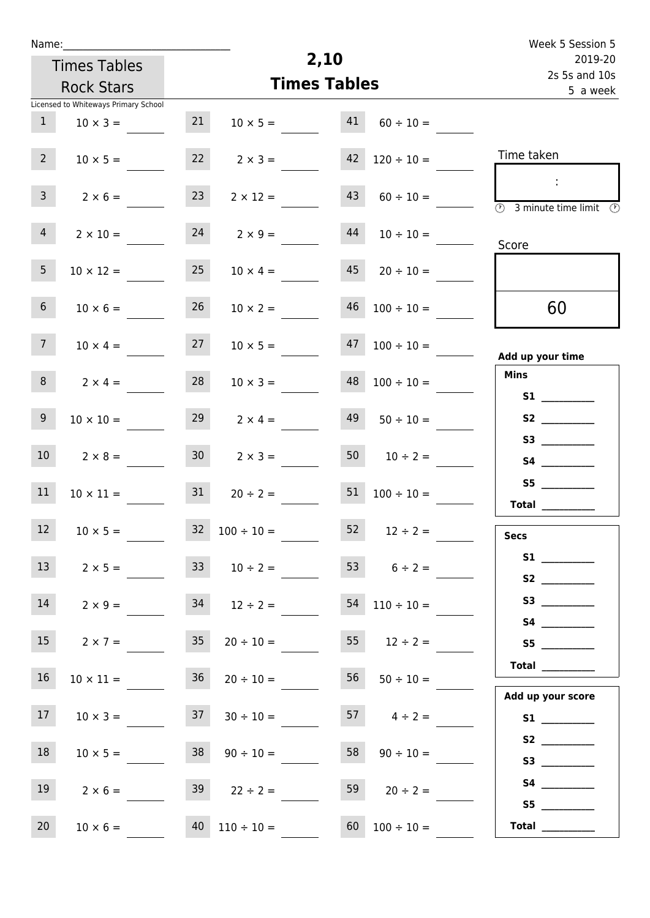Name:______________________________

Times Tables Rock Stars

Licensed to Whiteways Primary School

# 2,10 Times Tables

Week 5 Session 5
2019-20
2s 5s and 10s
5 a week

| | | | | | |
|---|---|---|---|---|---|
| 1 | $10 \times 3 =$ | 21 | $10 \times 5 =$ | 41 | $60 \div 10 =$ |
| 2 | $10 \times 5 =$ | 22 | $2 \times 3 =$ | 42 | $120 \div 10 =$ |
| 3 | $2 \times 6 =$ | 23 | $2 \times 12 =$ | 43 | $60 \div 10 =$ |
| 4 | $2 \times 10 =$ | 24 | $2 \times 9 =$ | 44 | $10 \div 10 =$ |
| 5 | $10 \times 12 =$ | 25 | $10 \times 4 =$ | 45 | $20 \div 10 =$ |
| 6 | $10 \times 6 =$ | 26 | $10 \times 2 =$ | 46 | $100 \div 10 =$ |
| 7 | $10 \times 4 =$ | 27 | $10 \times 5 =$ | 47 | $100 \div 10 =$ |
| 8 | $2 \times 4 =$ | 28 | $10 \times 3 =$ | 48 | $100 \div 10 =$ |
| 9 | $10 \times 10 =$ | 29 | $2 \times 4 =$ | 49 | $50 \div 10 =$ |
| 10 | $2 \times 8 =$ | 30 | $2 \times 3 =$ | 50 | $10 \div 2 =$ |
| 11 | $10 \times 11 =$ | 31 | $20 \div 2 =$ | 51 | $100 \div 10 =$ |
| 12 | $10 \times 5 =$ | 32 | $100 \div 10 =$ | 52 | $12 \div 2 =$ |
| 13 | $2 \times 5 =$ | 33 | $10 \div 2 =$ | 53 | $6 \div 2 =$ |
| 14 | $2 \times 9 =$ | 34 | $12 \div 2 =$ | 54 | $110 \div 10 =$ |
| 15 | $2 \times 7 =$ | 35 | $20 \div 10 =$ | 55 | $12 \div 2 =$ |
| 16 | $10 \times 11 =$ | 36 | $20 \div 10 =$ | 56 | $50 \div 10 =$ |
| 17 | $10 \times 3 =$ | 37 | $30 \div 10 =$ | 57 | $4 \div 2 =$ |
| 18 | $10 \times 5 =$ | 38 | $90 \div 10 =$ | 58 | $90 \div 10 =$ |
| 19 | $2 \times 6 =$ | 39 | $22 \div 2 =$ | 59 | $20 \div 2 =$ |
| 20 | $10 \times 6 =$ | 40 | $110 \div 10 =$ | 60 | $100 \div 10 =$ |

Time taken

:

3 minute time limit

Score

60

**Add up your time**

**Mins**

**S1** __________
**S2** __________
**S3** __________
**S4** __________
**S5** __________
**Total** __________

**Secs**

**S1** __________
**S2** __________
**S3** __________
**S4** __________
**S5** __________
**Total** __________

**Add up your score**

**S1** __________
**S2** __________
**S3** __________
**S4** __________
**S5** __________
**Total** __________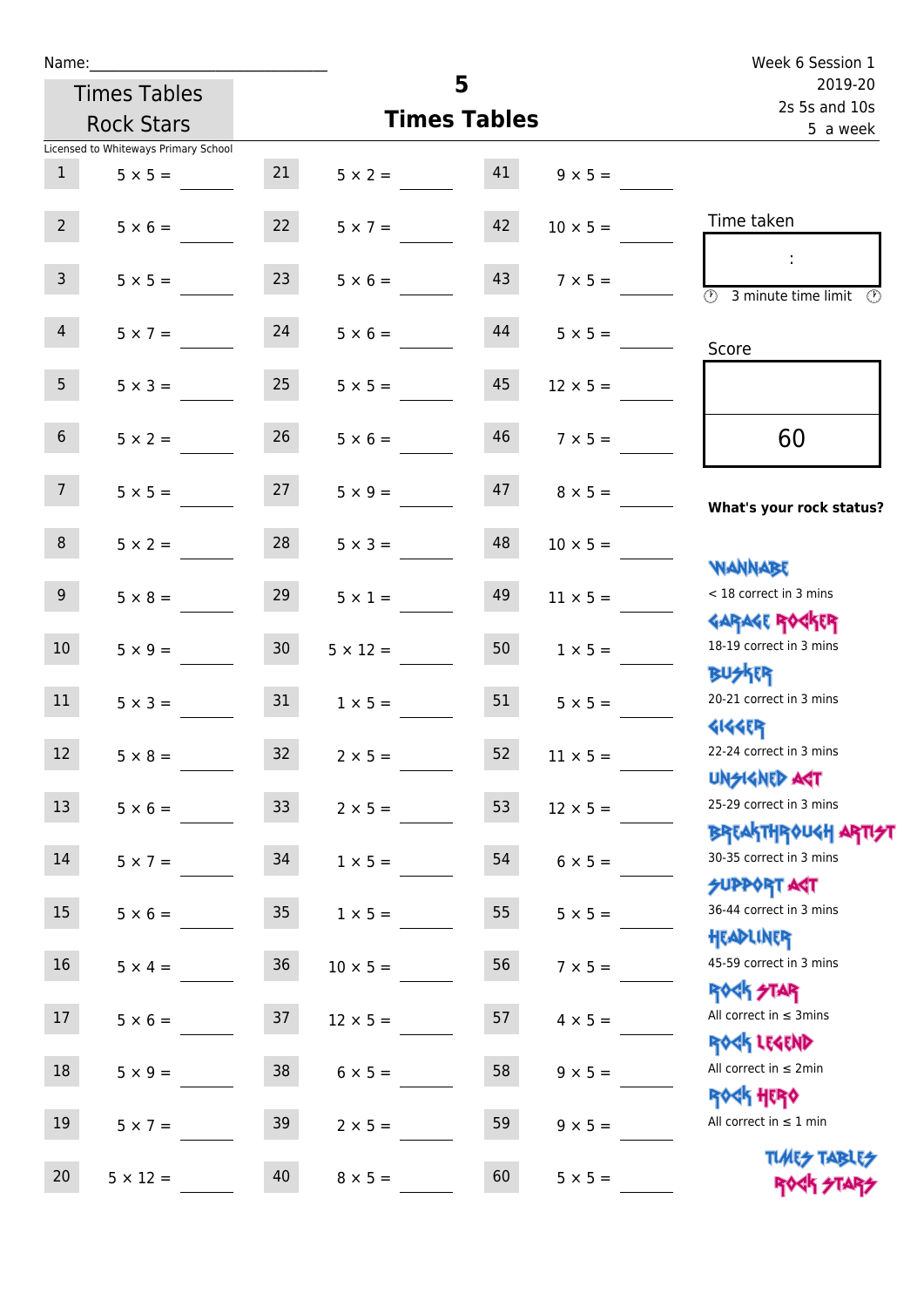Name:\_\_\_\_\_\_\_\_\_\_\_\_\_\_\_\_\_\_\_\_\_\_\_\_\_\_\_\_

Times Tables Rock Stars

Licensed to Whiteways Primary School

# 5 Times Tables

Week 6 Session 1
2019-20
2s 5s and 10s
5 a week

| | | | | | |
|---|---|---|---|---|---|
| 1 | 5 × 5 = | 21 | 5 × 2 = | 41 | 9 × 5 = |
| 2 | 5 × 6 = | 22 | 5 × 7 = | 42 | 10 × 5 = |
| 3 | 5 × 5 = | 23 | 5 × 6 = | 43 | 7 × 5 = |
| 4 | 5 × 7 = | 24 | 5 × 6 = | 44 | 5 × 5 = |
| 5 | 5 × 3 = | 25 | 5 × 5 = | 45 | 12 × 5 = |
| 6 | 5 × 2 = | 26 | 5 × 6 = | 46 | 7 × 5 = |
| 7 | 5 × 5 = | 27 | 5 × 9 = | 47 | 8 × 5 = |
| 8 | 5 × 2 = | 28 | 5 × 3 = | 48 | 10 × 5 = |
| 9 | 5 × 8 = | 29 | 5 × 1 = | 49 | 11 × 5 = |
| 10 | 5 × 9 = | 30 | 5 × 12 = | 50 | 1 × 5 = |
| 11 | 5 × 3 = | 31 | 1 × 5 = | 51 | 5 × 5 = |
| 12 | 5 × 8 = | 32 | 2 × 5 = | 52 | 11 × 5 = |
| 13 | 5 × 6 = | 33 | 2 × 5 = | 53 | 12 × 5 = |
| 14 | 5 × 7 = | 34 | 1 × 5 = | 54 | 6 × 5 = |
| 15 | 5 × 6 = | 35 | 1 × 5 = | 55 | 5 × 5 = |
| 16 | 5 × 4 = | 36 | 10 × 5 = | 56 | 7 × 5 = |
| 17 | 5 × 6 = | 37 | 12 × 5 = | 57 | 4 × 5 = |
| 18 | 5 × 9 = | 38 | 6 × 5 = | 58 | 9 × 5 = |
| 19 | 5 × 7 = | 39 | 2 × 5 = | 59 | 9 × 5 = |
| 20 | 5 × 12 = | 40 | 8 × 5 = | 60 | 5 × 5 = |

Time taken

:

3 minute time limit

Score

60

**What's your rock status?**

WANNABE
< 18 correct in 3 mins

GARAGE ROCKER
18-19 correct in 3 mins

BUSKER
20-21 correct in 3 mins

GIGGER
22-24 correct in 3 mins

UNSIGNED ACT
25-29 correct in 3 mins

BREAKTHROUGH ARTIST
30-35 correct in 3 mins

SUPPORT ACT
36-44 correct in 3 mins

HEADLINER
45-59 correct in 3 mins

ROCK STAR
All correct in ≤ 3mins

ROCK LEGEND
All correct in ≤ 2min

ROCK HERO
All correct in ≤ 1 min

TIMES TABLES ROCK STARS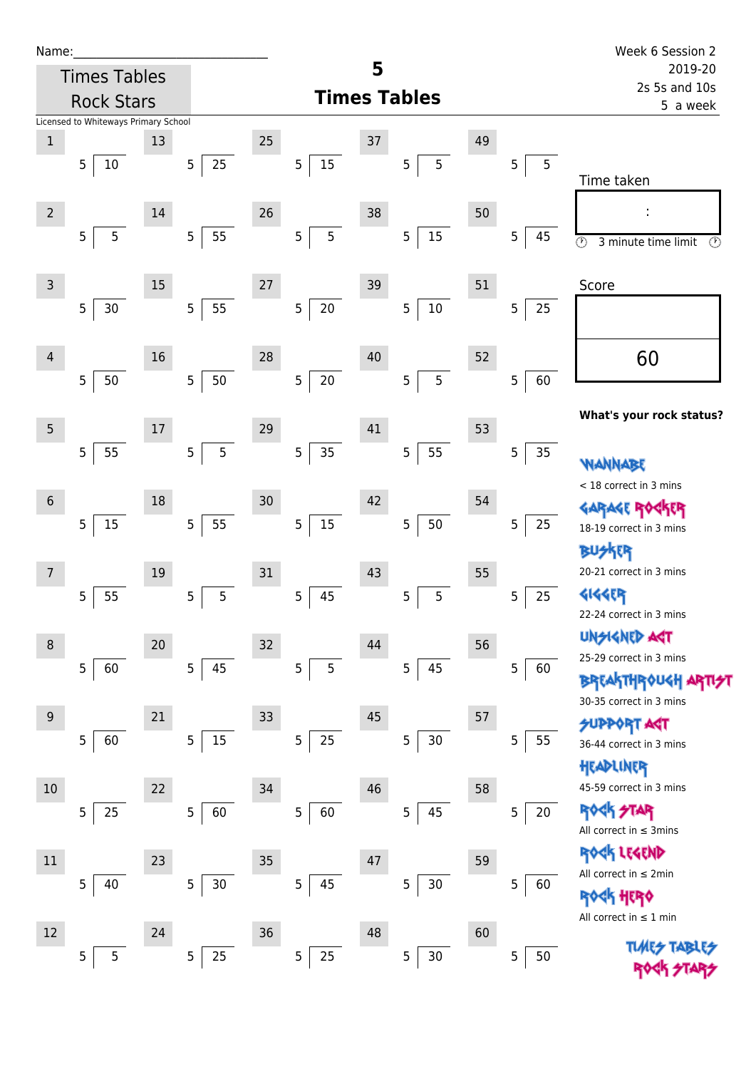Name:

# Times Tables Rock Stars

Licensed to Whiteways Primary School

## 5 Times Tables

Week 6 Session 2
2019-20
2s 5s and 10s
5 a week

| # | Question | # | Question | # | Question | # | Question | # | Question |
|---|---|---|---|---|---|---|---|---|---|
| 1 | 5 ⟌ 10 | 13 | 5 ⟌ 25 | 25 | 5 ⟌ 15 | 37 | 5 ⟌ 5 | 49 | 5 ⟌ 5 |
| 2 | 5 ⟌ 5 | 14 | 5 ⟌ 55 | 26 | 5 ⟌ 5 | 38 | 5 ⟌ 15 | 50 | 5 ⟌ 45 |
| 3 | 5 ⟌ 30 | 15 | 5 ⟌ 55 | 27 | 5 ⟌ 20 | 39 | 5 ⟌ 10 | 51 | 5 ⟌ 25 |
| 4 | 5 ⟌ 50 | 16 | 5 ⟌ 50 | 28 | 5 ⟌ 20 | 40 | 5 ⟌ 5 | 52 | 5 ⟌ 60 |
| 5 | 5 ⟌ 55 | 17 | 5 ⟌ 5 | 29 | 5 ⟌ 35 | 41 | 5 ⟌ 55 | 53 | 5 ⟌ 35 |
| 6 | 5 ⟌ 15 | 18 | 5 ⟌ 55 | 30 | 5 ⟌ 15 | 42 | 5 ⟌ 50 | 54 | 5 ⟌ 25 |
| 7 | 5 ⟌ 55 | 19 | 5 ⟌ 5 | 31 | 5 ⟌ 45 | 43 | 5 ⟌ 5 | 55 | 5 ⟌ 25 |
| 8 | 5 ⟌ 60 | 20 | 5 ⟌ 45 | 32 | 5 ⟌ 5 | 44 | 5 ⟌ 45 | 56 | 5 ⟌ 60 |
| 9 | 5 ⟌ 60 | 21 | 5 ⟌ 15 | 33 | 5 ⟌ 25 | 45 | 5 ⟌ 30 | 57 | 5 ⟌ 55 |
| 10 | 5 ⟌ 25 | 22 | 5 ⟌ 60 | 34 | 5 ⟌ 60 | 46 | 5 ⟌ 45 | 58 | 5 ⟌ 20 |
| 11 | 5 ⟌ 40 | 23 | 5 ⟌ 30 | 35 | 5 ⟌ 45 | 47 | 5 ⟌ 30 | 59 | 5 ⟌ 60 |
| 12 | 5 ⟌ 5 | 24 | 5 ⟌ 25 | 36 | 5 ⟌ 25 | 48 | 5 ⟌ 30 | 60 | 5 ⟌ 50 |

Time taken

:

3 minute time limit

Score

60

**What's your rock status?**

- WANNABE: < 18 correct in 3 mins
- GARAGE ROCKER: 18-19 correct in 3 mins
- BUSKER: 20-21 correct in 3 mins
- GIGGER: 22-24 correct in 3 mins
- UNSIGNED ACT: 25-29 correct in 3 mins
- BREAKTHROUGH ARTIST: 30-35 correct in 3 mins
- SUPPORT ACT: 36-44 correct in 3 mins
- HEADLINER: 45-59 correct in 3 mins
- ROCK STAR: All correct in ≤ 3mins
- ROCK LEGEND: All correct in ≤ 2min
- ROCK HERO: All correct in ≤ 1 min

TIMES TABLES ROCK STARS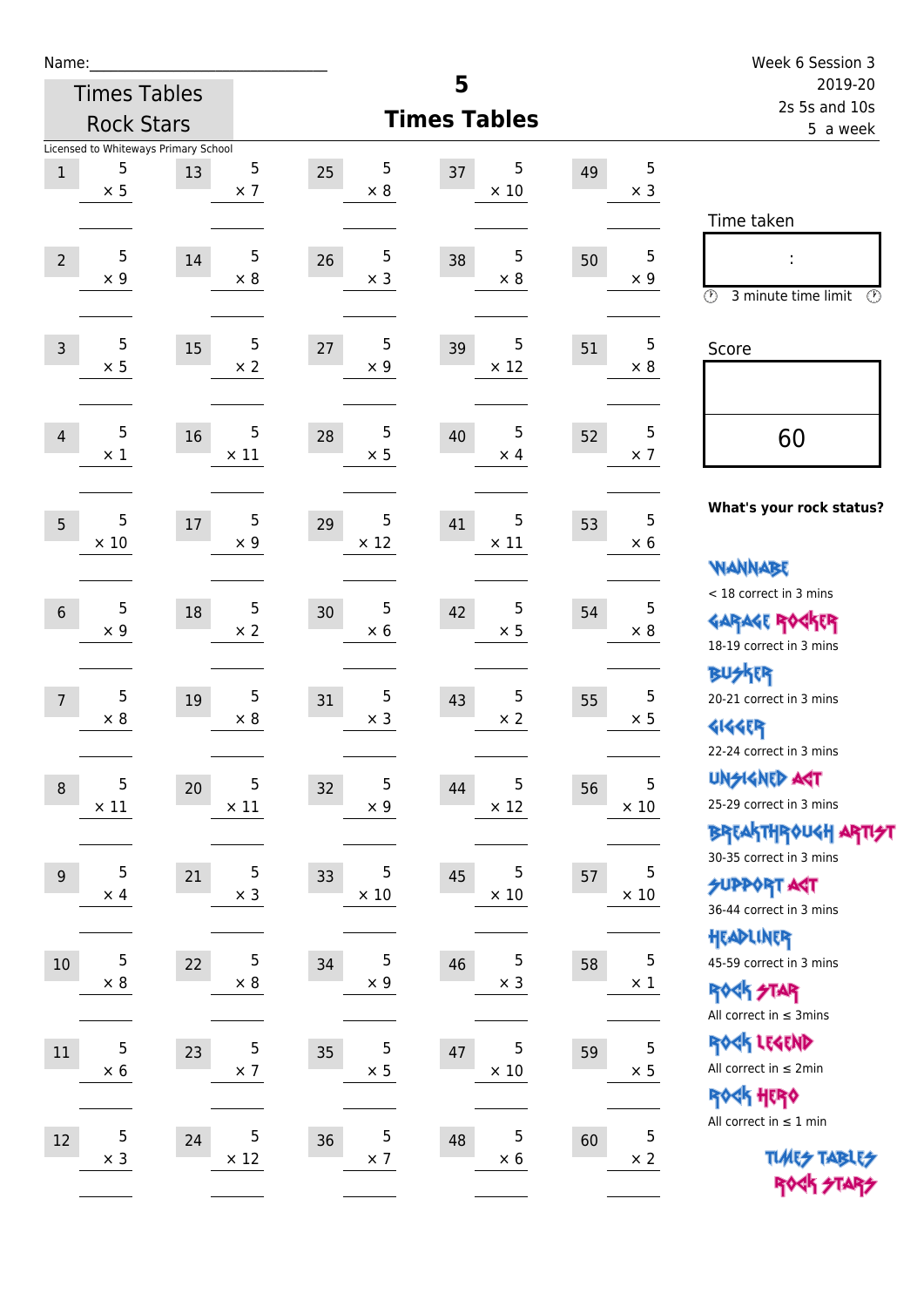Name:\_\_\_\_\_\_\_\_\_\_\_\_\_\_\_\_\_\_\_\_\_\_\_\_\_\_\_\_

Times Tables Rock Stars

Licensed to Whiteways Primary School

# 5
## Times Tables

Week 6 Session 3
2019-20
2s 5s and 10s
5 a week

| | | | | | | | | | |
|---|---|---|---|---|---|---|---|---|---|
| 1 | 5 × 5 | 13 | 5 × 7 | 25 | 5 × 8 | 37 | 5 × 10 | 49 | 5 × 3 |
| 2 | 5 × 9 | 14 | 5 × 8 | 26 | 5 × 3 | 38 | 5 × 8 | 50 | 5 × 9 |
| 3 | 5 × 5 | 15 | 5 × 2 | 27 | 5 × 9 | 39 | 5 × 12 | 51 | 5 × 8 |
| 4 | 5 × 1 | 16 | 5 × 11 | 28 | 5 × 5 | 40 | 5 × 4 | 52 | 5 × 7 |
| 5 | 5 × 10 | 17 | 5 × 9 | 29 | 5 × 12 | 41 | 5 × 11 | 53 | 5 × 6 |
| 6 | 5 × 9 | 18 | 5 × 2 | 30 | 5 × 6 | 42 | 5 × 5 | 54 | 5 × 8 |
| 7 | 5 × 8 | 19 | 5 × 8 | 31 | 5 × 3 | 43 | 5 × 2 | 55 | 5 × 5 |
| 8 | 5 × 11 | 20 | 5 × 11 | 32 | 5 × 9 | 44 | 5 × 12 | 56 | 5 × 10 |
| 9 | 5 × 4 | 21 | 5 × 3 | 33 | 5 × 10 | 45 | 5 × 10 | 57 | 5 × 10 |
| 10 | 5 × 8 | 22 | 5 × 8 | 34 | 5 × 9 | 46 | 5 × 3 | 58 | 5 × 1 |
| 11 | 5 × 6 | 23 | 5 × 7 | 35 | 5 × 5 | 47 | 5 × 10 | 59 | 5 × 5 |
| 12 | 5 × 3 | 24 | 5 × 12 | 36 | 5 × 7 | 48 | 5 × 6 | 60 | 5 × 2 |

Time taken

:

3 minute time limit

Score

60

**What's your rock status?**

WANNABE
< 18 correct in 3 mins

GARAGE ROCKER
18-19 correct in 3 mins

BUSKER
20-21 correct in 3 mins

GIGGER
22-24 correct in 3 mins

UNSIGNED ACT
25-29 correct in 3 mins

BREAKTHROUGH ARTIST
30-35 correct in 3 mins

SUPPORT ACT
36-44 correct in 3 mins

HEADLINER
45-59 correct in 3 mins

ROCK STAR
All correct in ≤ 3mins

ROCK LEGEND
All correct in ≤ 2min

ROCK HERO
All correct in ≤ 1 min

TIMES TABLES ROCK STARS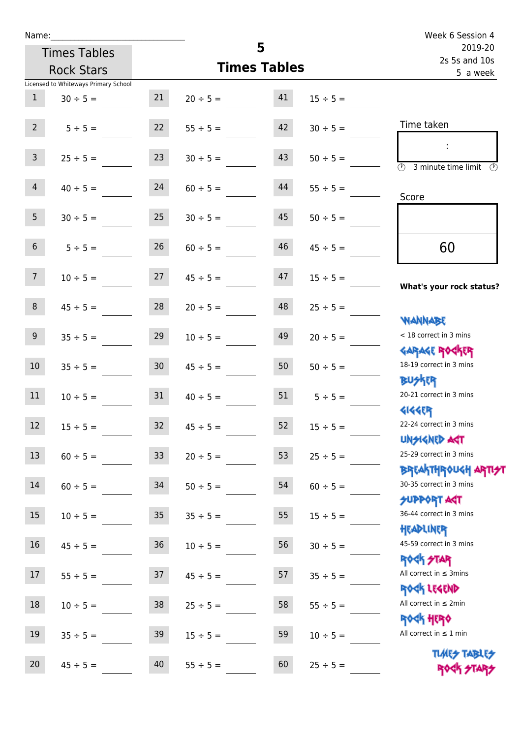Name:

Times Tables Rock Stars

# 5 Times Tables

Week 6 Session 4
2019-20
2s 5s and 10s
5 a week

Licensed to Whiteways Primary School

| | | | | | |
|---|---|---|---|---|---|
| 1 | 30 ÷ 5 = | 21 | 20 ÷ 5 = | 41 | 15 ÷ 5 = |
| 2 | 5 ÷ 5 = | 22 | 55 ÷ 5 = | 42 | 30 ÷ 5 = |
| 3 | 25 ÷ 5 = | 23 | 30 ÷ 5 = | 43 | 50 ÷ 5 = |
| 4 | 40 ÷ 5 = | 24 | 60 ÷ 5 = | 44 | 55 ÷ 5 = |
| 5 | 30 ÷ 5 = | 25 | 30 ÷ 5 = | 45 | 50 ÷ 5 = |
| 6 | 5 ÷ 5 = | 26 | 60 ÷ 5 = | 46 | 45 ÷ 5 = |
| 7 | 10 ÷ 5 = | 27 | 45 ÷ 5 = | 47 | 15 ÷ 5 = |
| 8 | 45 ÷ 5 = | 28 | 20 ÷ 5 = | 48 | 25 ÷ 5 = |
| 9 | 35 ÷ 5 = | 29 | 10 ÷ 5 = | 49 | 20 ÷ 5 = |
| 10 | 35 ÷ 5 = | 30 | 45 ÷ 5 = | 50 | 50 ÷ 5 = |
| 11 | 10 ÷ 5 = | 31 | 40 ÷ 5 = | 51 | 5 ÷ 5 = |
| 12 | 15 ÷ 5 = | 32 | 45 ÷ 5 = | 52 | 15 ÷ 5 = |
| 13 | 60 ÷ 5 = | 33 | 20 ÷ 5 = | 53 | 25 ÷ 5 = |
| 14 | 60 ÷ 5 = | 34 | 50 ÷ 5 = | 54 | 60 ÷ 5 = |
| 15 | 10 ÷ 5 = | 35 | 35 ÷ 5 = | 55 | 15 ÷ 5 = |
| 16 | 45 ÷ 5 = | 36 | 10 ÷ 5 = | 56 | 30 ÷ 5 = |
| 17 | 55 ÷ 5 = | 37 | 45 ÷ 5 = | 57 | 35 ÷ 5 = |
| 18 | 10 ÷ 5 = | 38 | 25 ÷ 5 = | 58 | 55 ÷ 5 = |
| 19 | 35 ÷ 5 = | 39 | 15 ÷ 5 = | 59 | 10 ÷ 5 = |
| 20 | 45 ÷ 5 = | 40 | 55 ÷ 5 = | 60 | 25 ÷ 5 = |

Time taken

:

3 minute time limit

Score

60

**What's your rock status?**

WANNABE
< 18 correct in 3 mins

GARAGE ROCKER
18-19 correct in 3 mins

BUSKER
20-21 correct in 3 mins

GIGGER
22-24 correct in 3 mins

UNSIGNED ACT
25-29 correct in 3 mins

BREAKTHROUGH ARTIST
30-35 correct in 3 mins

SUPPORT ACT
36-44 correct in 3 mins

HEADLINER
45-59 correct in 3 mins

ROCK STAR
All correct in ≤ 3mins

ROCK LEGEND
All correct in ≤ 2min

ROCK HERO
All correct in ≤ 1 min

TIMES TABLES ROCK STARS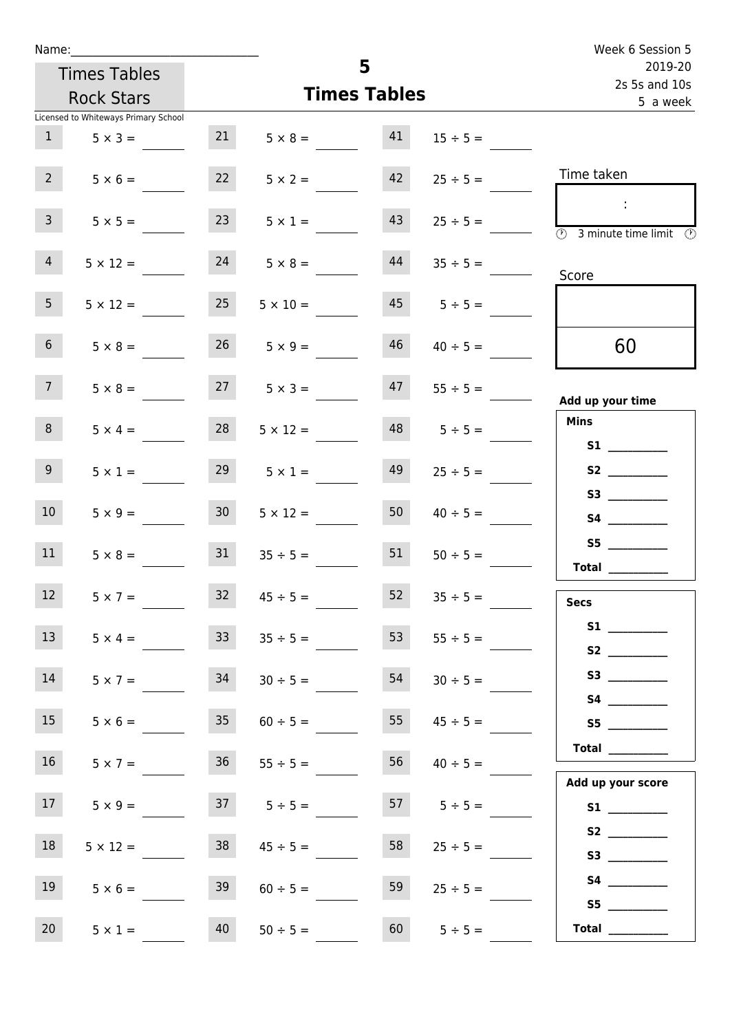Name:_______________________________

Times Tables Rock Stars

Licensed to Whiteways Primary School

# 5
## Times Tables

Week 6 Session 5
2019-20
2s 5s and 10s
5 a week

| | | | | | |
|---|---|---|---|---|---|
| 1 | $5 \times 3 =$ | 21 | $5 \times 8 =$ | 41 | $15 \div 5 =$ |
| 2 | $5 \times 6 =$ | 22 | $5 \times 2 =$ | 42 | $25 \div 5 =$ |
| 3 | $5 \times 5 =$ | 23 | $5 \times 1 =$ | 43 | $25 \div 5 =$ |
| 4 | $5 \times 12 =$ | 24 | $5 \times 8 =$ | 44 | $35 \div 5 =$ |
| 5 | $5 \times 12 =$ | 25 | $5 \times 10 =$ | 45 | $5 \div 5 =$ |
| 6 | $5 \times 8 =$ | 26 | $5 \times 9 =$ | 46 | $40 \div 5 =$ |
| 7 | $5 \times 8 =$ | 27 | $5 \times 3 =$ | 47 | $55 \div 5 =$ |
| 8 | $5 \times 4 =$ | 28 | $5 \times 12 =$ | 48 | $5 \div 5 =$ |
| 9 | $5 \times 1 =$ | 29 | $5 \times 1 =$ | 49 | $25 \div 5 =$ |
| 10 | $5 \times 9 =$ | 30 | $5 \times 12 =$ | 50 | $40 \div 5 =$ |
| 11 | $5 \times 8 =$ | 31 | $35 \div 5 =$ | 51 | $50 \div 5 =$ |
| 12 | $5 \times 7 =$ | 32 | $45 \div 5 =$ | 52 | $35 \div 5 =$ |
| 13 | $5 \times 4 =$ | 33 | $35 \div 5 =$ | 53 | $55 \div 5 =$ |
| 14 | $5 \times 7 =$ | 34 | $30 \div 5 =$ | 54 | $30 \div 5 =$ |
| 15 | $5 \times 6 =$ | 35 | $60 \div 5 =$ | 55 | $45 \div 5 =$ |
| 16 | $5 \times 7 =$ | 36 | $55 \div 5 =$ | 56 | $40 \div 5 =$ |
| 17 | $5 \times 9 =$ | 37 | $5 \div 5 =$ | 57 | $5 \div 5 =$ |
| 18 | $5 \times 12 =$ | 38 | $45 \div 5 =$ | 58 | $25 \div 5 =$ |
| 19 | $5 \times 6 =$ | 39 | $60 \div 5 =$ | 59 | $25 \div 5 =$ |
| 20 | $5 \times 1 =$ | 40 | $50 \div 5 =$ | 60 | $5 \div 5 =$ |

Time taken

:

3 minute time limit

Score

60

**Add up your time**

**Mins**
- **S1** __________
- **S2** __________
- **S3** __________
- **S4** __________
- **S5** __________
- **Total** __________

**Secs**
- **S1** __________
- **S2** __________
- **S3** __________
- **S4** __________
- **S5** __________
- **Total** __________

**Add up your score**
- **S1** __________
- **S2** __________
- **S3** __________
- **S4** __________
- **S5** __________
- **Total** __________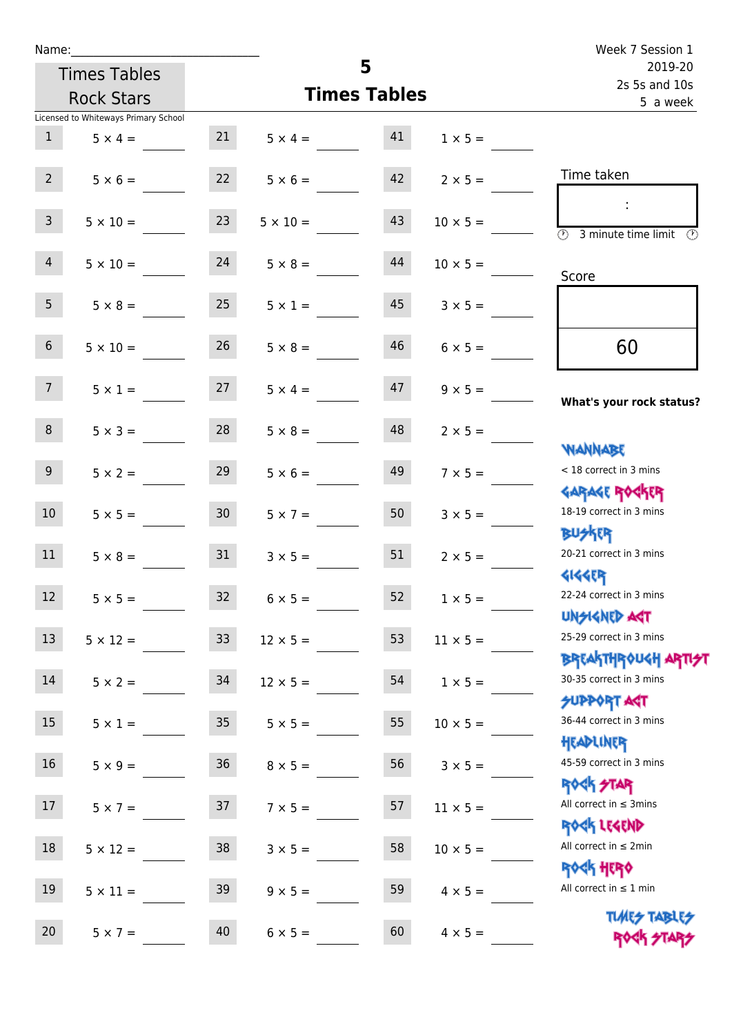Name:______________________________

Times Tables Rock Stars

Licensed to Whiteways Primary School

# 5
## Times Tables

Week 7 Session 1
2019-20
2s 5s and 10s
5 a week

| | | | | | |
|---|---|---|---|---|---|
| 1 | 5 × 4 = | 21 | 5 × 4 = | 41 | 1 × 5 = |
| 2 | 5 × 6 = | 22 | 5 × 6 = | 42 | 2 × 5 = |
| 3 | 5 × 10 = | 23 | 5 × 10 = | 43 | 10 × 5 = |
| 4 | 5 × 10 = | 24 | 5 × 8 = | 44 | 10 × 5 = |
| 5 | 5 × 8 = | 25 | 5 × 1 = | 45 | 3 × 5 = |
| 6 | 5 × 10 = | 26 | 5 × 8 = | 46 | 6 × 5 = |
| 7 | 5 × 1 = | 27 | 5 × 4 = | 47 | 9 × 5 = |
| 8 | 5 × 3 = | 28 | 5 × 8 = | 48 | 2 × 5 = |
| 9 | 5 × 2 = | 29 | 5 × 6 = | 49 | 7 × 5 = |
| 10 | 5 × 5 = | 30 | 5 × 7 = | 50 | 3 × 5 = |
| 11 | 5 × 8 = | 31 | 3 × 5 = | 51 | 2 × 5 = |
| 12 | 5 × 5 = | 32 | 6 × 5 = | 52 | 1 × 5 = |
| 13 | 5 × 12 = | 33 | 12 × 5 = | 53 | 11 × 5 = |
| 14 | 5 × 2 = | 34 | 12 × 5 = | 54 | 1 × 5 = |
| 15 | 5 × 1 = | 35 | 5 × 5 = | 55 | 10 × 5 = |
| 16 | 5 × 9 = | 36 | 8 × 5 = | 56 | 3 × 5 = |
| 17 | 5 × 7 = | 37 | 7 × 5 = | 57 | 11 × 5 = |
| 18 | 5 × 12 = | 38 | 3 × 5 = | 58 | 10 × 5 = |
| 19 | 5 × 11 = | 39 | 9 × 5 = | 59 | 4 × 5 = |
| 20 | 5 × 7 = | 40 | 6 × 5 = | 60 | 4 × 5 = |

Time taken

:

3 minute time limit

Score

60

**What's your rock status?**

WANNABE
< 18 correct in 3 mins

GARAGE ROCKER
18-19 correct in 3 mins

BUSKER
20-21 correct in 3 mins

GIGGER
22-24 correct in 3 mins

UNSIGNED ACT
25-29 correct in 3 mins

BREAKTHROUGH ARTIST
30-35 correct in 3 mins

SUPPORT ACT
36-44 correct in 3 mins

HEADLINER
45-59 correct in 3 mins

ROCK STAR
All correct in ≤ 3mins

ROCK LEGEND
All correct in ≤ 2min

ROCK HERO
All correct in ≤ 1 min

TIMES TABLES ROCK STARS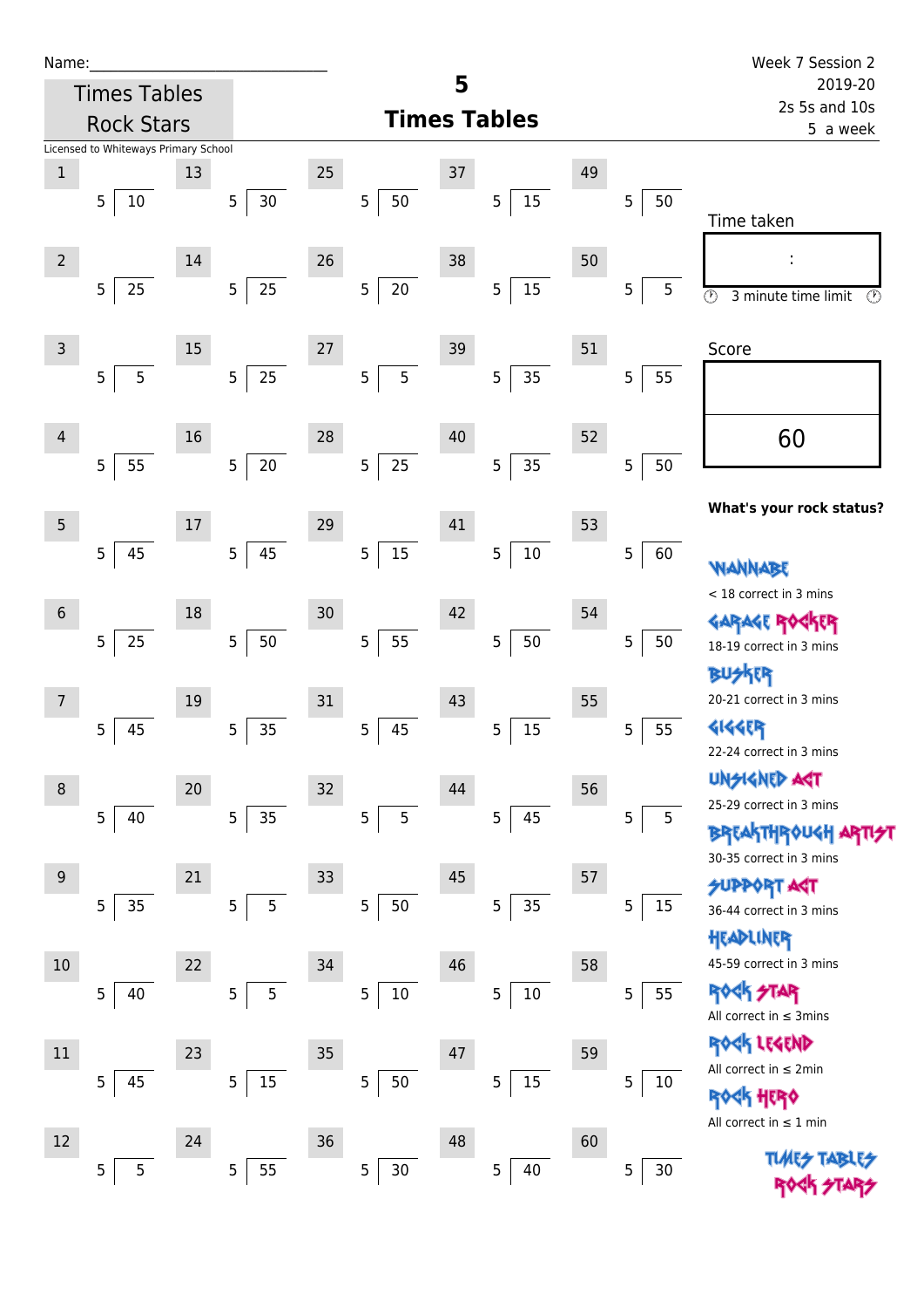Name:\_\_\_\_\_\_\_\_\_\_\_\_\_\_\_\_\_\_\_\_\_\_\_\_\_\_\_\_

Times Tables Rock Stars

Licensed to Whiteways Primary School

# 5 Times Tables

Week 7 Session 2
2019-20
2s 5s and 10s
5 a week

| # | Question | # | Question | # | Question | # | Question | # | Question |
|---|---|---|---|---|---|---|---|---|---|
| 1 | 5 ⟌ 10 | 13 | 5 ⟌ 30 | 25 | 5 ⟌ 50 | 37 | 5 ⟌ 15 | 49 | 5 ⟌ 50 |
| 2 | 5 ⟌ 25 | 14 | 5 ⟌ 25 | 26 | 5 ⟌ 20 | 38 | 5 ⟌ 15 | 50 | 5 ⟌ 5 |
| 3 | 5 ⟌ 5 | 15 | 5 ⟌ 25 | 27 | 5 ⟌ 5 | 39 | 5 ⟌ 35 | 51 | 5 ⟌ 55 |
| 4 | 5 ⟌ 55 | 16 | 5 ⟌ 20 | 28 | 5 ⟌ 25 | 40 | 5 ⟌ 35 | 52 | 5 ⟌ 50 |
| 5 | 5 ⟌ 45 | 17 | 5 ⟌ 45 | 29 | 5 ⟌ 15 | 41 | 5 ⟌ 10 | 53 | 5 ⟌ 60 |
| 6 | 5 ⟌ 25 | 18 | 5 ⟌ 50 | 30 | 5 ⟌ 55 | 42 | 5 ⟌ 50 | 54 | 5 ⟌ 50 |
| 7 | 5 ⟌ 45 | 19 | 5 ⟌ 35 | 31 | 5 ⟌ 45 | 43 | 5 ⟌ 15 | 55 | 5 ⟌ 55 |
| 8 | 5 ⟌ 40 | 20 | 5 ⟌ 35 | 32 | 5 ⟌ 5 | 44 | 5 ⟌ 45 | 56 | 5 ⟌ 5 |
| 9 | 5 ⟌ 35 | 21 | 5 ⟌ 5 | 33 | 5 ⟌ 50 | 45 | 5 ⟌ 35 | 57 | 5 ⟌ 15 |
| 10 | 5 ⟌ 40 | 22 | 5 ⟌ 5 | 34 | 5 ⟌ 10 | 46 | 5 ⟌ 10 | 58 | 5 ⟌ 55 |
| 11 | 5 ⟌ 45 | 23 | 5 ⟌ 15 | 35 | 5 ⟌ 50 | 47 | 5 ⟌ 15 | 59 | 5 ⟌ 10 |
| 12 | 5 ⟌ 5 | 24 | 5 ⟌ 55 | 36 | 5 ⟌ 30 | 48 | 5 ⟌ 40 | 60 | 5 ⟌ 30 |

Time taken

:

3 minute time limit

Score

60

**What's your rock status?**

WANNABE
< 18 correct in 3 mins

GARAGE ROCKER
18-19 correct in 3 mins

BUSKER
20-21 correct in 3 mins

GIGGER
22-24 correct in 3 mins

UNSIGNED ACT
25-29 correct in 3 mins

BREAKTHROUGH ARTIST
30-35 correct in 3 mins

SUPPORT ACT
36-44 correct in 3 mins

HEADLINER
45-59 correct in 3 mins

ROCK STAR
All correct in ≤ 3mins

ROCK LEGEND
All correct in ≤ 2min

ROCK HERO
All correct in ≤ 1 min

TIMES TABLES ROCK STARS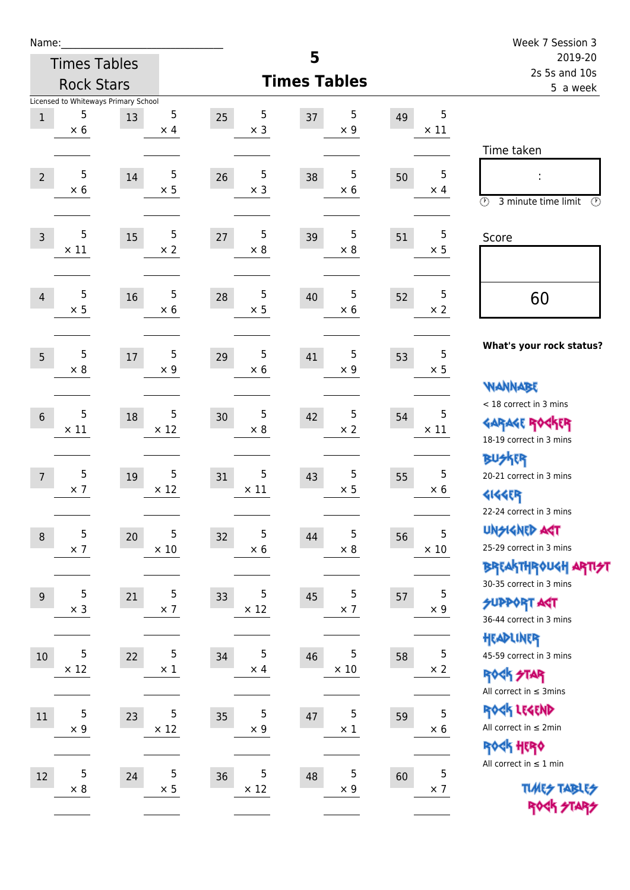Name:\_\_\_\_\_\_\_\_\_\_\_\_\_\_\_\_\_\_\_\_\_\_\_\_\_\_\_\_

Times Tables Rock Stars

Licensed to Whiteways Primary School

# 5
# Times Tables

Week 7 Session 3
2019-20
2s 5s and 10s
5 a week

| # | Question | # | Question | # | Question | # | Question | # | Question |
|---|---|---|---|---|---|---|---|---|---|
| 1 | 5 × 6 | 13 | 5 × 4 | 25 | 5 × 3 | 37 | 5 × 9 | 49 | 5 × 11 |
| 2 | 5 × 6 | 14 | 5 × 5 | 26 | 5 × 3 | 38 | 5 × 6 | 50 | 5 × 4 |
| 3 | 5 × 11 | 15 | 5 × 2 | 27 | 5 × 8 | 39 | 5 × 8 | 51 | 5 × 5 |
| 4 | 5 × 5 | 16 | 5 × 6 | 28 | 5 × 5 | 40 | 5 × 6 | 52 | 5 × 2 |
| 5 | 5 × 8 | 17 | 5 × 9 | 29 | 5 × 6 | 41 | 5 × 9 | 53 | 5 × 5 |
| 6 | 5 × 11 | 18 | 5 × 12 | 30 | 5 × 8 | 42 | 5 × 2 | 54 | 5 × 11 |
| 7 | 5 × 7 | 19 | 5 × 12 | 31 | 5 × 11 | 43 | 5 × 5 | 55 | 5 × 6 |
| 8 | 5 × 7 | 20 | 5 × 10 | 32 | 5 × 6 | 44 | 5 × 8 | 56 | 5 × 10 |
| 9 | 5 × 3 | 21 | 5 × 7 | 33 | 5 × 12 | 45 | 5 × 7 | 57 | 5 × 9 |
| 10 | 5 × 12 | 22 | 5 × 1 | 34 | 5 × 4 | 46 | 5 × 10 | 58 | 5 × 2 |
| 11 | 5 × 9 | 23 | 5 × 12 | 35 | 5 × 9 | 47 | 5 × 1 | 59 | 5 × 6 |
| 12 | 5 × 8 | 24 | 5 × 5 | 36 | 5 × 12 | 48 | 5 × 9 | 60 | 5 × 7 |

Time taken

:

3 minute time limit

Score

60

**What's your rock status?**

WANNABE
< 18 correct in 3 mins

GARAGE ROCKER
18-19 correct in 3 mins

BUSKER
20-21 correct in 3 mins

GIGGER
22-24 correct in 3 mins

UNSIGNED ACT
25-29 correct in 3 mins

BREAKTHROUGH ARTIST
30-35 correct in 3 mins

SUPPORT ACT
36-44 correct in 3 mins

HEADLINER
45-59 correct in 3 mins

ROCK STAR
All correct in ≤ 3mins

ROCK LEGEND
All correct in ≤ 2min

ROCK HERO
All correct in ≤ 1 min

TIMES TABLES ROCK STARS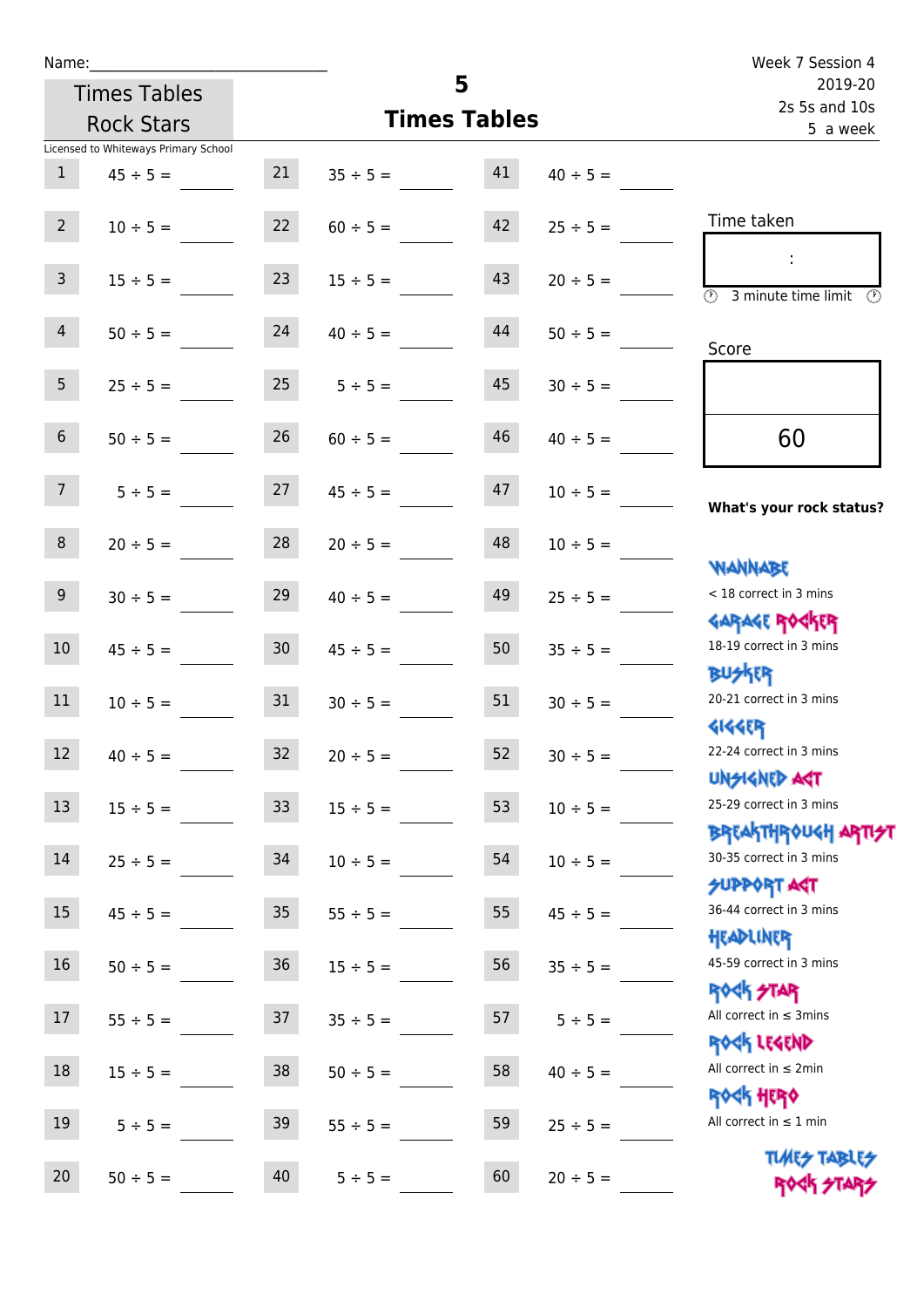Name:\_\_\_\_\_\_\_\_\_\_\_\_\_\_\_\_\_\_\_\_\_\_\_\_\_\_\_\_

Times Tables Rock Stars

# 5
## Times Tables

Week 7 Session 4
2019-20
2s 5s and 10s
5 a week

Licensed to Whiteways Primary School

| | | | | | |
|---|---|---|---|---|---|
| 1 | 45 ÷ 5 = \_\_\_\_ | 21 | 35 ÷ 5 = \_\_\_\_ | 41 | 40 ÷ 5 = \_\_\_\_ |
| 2 | 10 ÷ 5 = \_\_\_\_ | 22 | 60 ÷ 5 = \_\_\_\_ | 42 | 25 ÷ 5 = \_\_\_\_ |
| 3 | 15 ÷ 5 = \_\_\_\_ | 23 | 15 ÷ 5 = \_\_\_\_ | 43 | 20 ÷ 5 = \_\_\_\_ |
| 4 | 50 ÷ 5 = \_\_\_\_ | 24 | 40 ÷ 5 = \_\_\_\_ | 44 | 50 ÷ 5 = \_\_\_\_ |
| 5 | 25 ÷ 5 = \_\_\_\_ | 25 | 5 ÷ 5 = \_\_\_\_ | 45 | 30 ÷ 5 = \_\_\_\_ |
| 6 | 50 ÷ 5 = \_\_\_\_ | 26 | 60 ÷ 5 = \_\_\_\_ | 46 | 40 ÷ 5 = \_\_\_\_ |
| 7 | 5 ÷ 5 = \_\_\_\_ | 27 | 45 ÷ 5 = \_\_\_\_ | 47 | 10 ÷ 5 = \_\_\_\_ |
| 8 | 20 ÷ 5 = \_\_\_\_ | 28 | 20 ÷ 5 = \_\_\_\_ | 48 | 10 ÷ 5 = \_\_\_\_ |
| 9 | 30 ÷ 5 = \_\_\_\_ | 29 | 40 ÷ 5 = \_\_\_\_ | 49 | 25 ÷ 5 = \_\_\_\_ |
| 10 | 45 ÷ 5 = \_\_\_\_ | 30 | 45 ÷ 5 = \_\_\_\_ | 50 | 35 ÷ 5 = \_\_\_\_ |
| 11 | 10 ÷ 5 = \_\_\_\_ | 31 | 30 ÷ 5 = \_\_\_\_ | 51 | 30 ÷ 5 = \_\_\_\_ |
| 12 | 40 ÷ 5 = \_\_\_\_ | 32 | 20 ÷ 5 = \_\_\_\_ | 52 | 30 ÷ 5 = \_\_\_\_ |
| 13 | 15 ÷ 5 = \_\_\_\_ | 33 | 15 ÷ 5 = \_\_\_\_ | 53 | 10 ÷ 5 = \_\_\_\_ |
| 14 | 25 ÷ 5 = \_\_\_\_ | 34 | 10 ÷ 5 = \_\_\_\_ | 54 | 10 ÷ 5 = \_\_\_\_ |
| 15 | 45 ÷ 5 = \_\_\_\_ | 35 | 55 ÷ 5 = \_\_\_\_ | 55 | 45 ÷ 5 = \_\_\_\_ |
| 16 | 50 ÷ 5 = \_\_\_\_ | 36 | 15 ÷ 5 = \_\_\_\_ | 56 | 35 ÷ 5 = \_\_\_\_ |
| 17 | 55 ÷ 5 = \_\_\_\_ | 37 | 35 ÷ 5 = \_\_\_\_ | 57 | 5 ÷ 5 = \_\_\_\_ |
| 18 | 15 ÷ 5 = \_\_\_\_ | 38 | 50 ÷ 5 = \_\_\_\_ | 58 | 40 ÷ 5 = \_\_\_\_ |
| 19 | 5 ÷ 5 = \_\_\_\_ | 39 | 55 ÷ 5 = \_\_\_\_ | 59 | 25 ÷ 5 = \_\_\_\_ |
| 20 | 50 ÷ 5 = \_\_\_\_ | 40 | 5 ÷ 5 = \_\_\_\_ | 60 | 20 ÷ 5 = \_\_\_\_ |

Time taken

:

3 minute time limit

Score

60

**What's your rock status?**

WANNABE
< 18 correct in 3 mins

GARAGE ROCKER
18-19 correct in 3 mins

BUSKER
20-21 correct in 3 mins

GIGGER
22-24 correct in 3 mins

UNSIGNED ACT
25-29 correct in 3 mins

BREAKTHROUGH ARTIST
30-35 correct in 3 mins

SUPPORT ACT
36-44 correct in 3 mins

HEADLINER
45-59 correct in 3 mins

ROCK STAR
All correct in ≤ 3mins

ROCK LEGEND
All correct in ≤ 2min

ROCK HERO
All correct in ≤ 1 min

TIMES TABLES ROCK STARS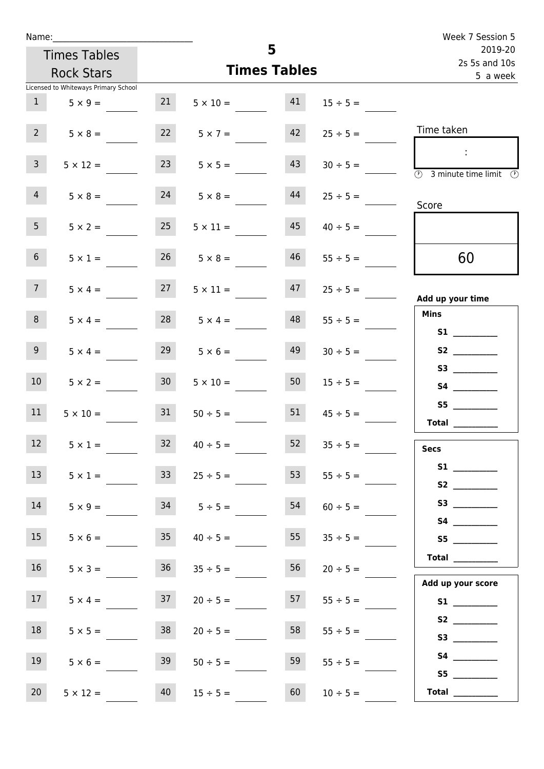Name:______________________________

Times Tables Rock Stars

Licensed to Whiteways Primary School

# 5
## Times Tables

Week 7 Session 5
2019-20
2s 5s and 10s
5 a week

| | | | | | |
|---|---|---|---|---|---|
| 1 | 5 × 9 = ____ | 21 | 5 × 10 = ____ | 41 | 15 ÷ 5 = ____ |
| 2 | 5 × 8 = ____ | 22 | 5 × 7 = ____ | 42 | 25 ÷ 5 = ____ |
| 3 | 5 × 12 = ____ | 23 | 5 × 5 = ____ | 43 | 30 ÷ 5 = ____ |
| 4 | 5 × 8 = ____ | 24 | 5 × 8 = ____ | 44 | 25 ÷ 5 = ____ |
| 5 | 5 × 2 = ____ | 25 | 5 × 11 = ____ | 45 | 40 ÷ 5 = ____ |
| 6 | 5 × 1 = ____ | 26 | 5 × 8 = ____ | 46 | 55 ÷ 5 = ____ |
| 7 | 5 × 4 = ____ | 27 | 5 × 11 = ____ | 47 | 25 ÷ 5 = ____ |
| 8 | 5 × 4 = ____ | 28 | 5 × 4 = ____ | 48 | 55 ÷ 5 = ____ |
| 9 | 5 × 4 = ____ | 29 | 5 × 6 = ____ | 49 | 30 ÷ 5 = ____ |
| 10 | 5 × 2 = ____ | 30 | 5 × 10 = ____ | 50 | 15 ÷ 5 = ____ |
| 11 | 5 × 10 = ____ | 31 | 50 ÷ 5 = ____ | 51 | 45 ÷ 5 = ____ |
| 12 | 5 × 1 = ____ | 32 | 40 ÷ 5 = ____ | 52 | 35 ÷ 5 = ____ |
| 13 | 5 × 1 = ____ | 33 | 25 ÷ 5 = ____ | 53 | 55 ÷ 5 = ____ |
| 14 | 5 × 9 = ____ | 34 | 5 ÷ 5 = ____ | 54 | 60 ÷ 5 = ____ |
| 15 | 5 × 6 = ____ | 35 | 40 ÷ 5 = ____ | 55 | 35 ÷ 5 = ____ |
| 16 | 5 × 3 = ____ | 36 | 35 ÷ 5 = ____ | 56 | 20 ÷ 5 = ____ |
| 17 | 5 × 4 = ____ | 37 | 20 ÷ 5 = ____ | 57 | 55 ÷ 5 = ____ |
| 18 | 5 × 5 = ____ | 38 | 20 ÷ 5 = ____ | 58 | 55 ÷ 5 = ____ |
| 19 | 5 × 6 = ____ | 39 | 50 ÷ 5 = ____ | 59 | 55 ÷ 5 = ____ |
| 20 | 5 × 12 = ____ | 40 | 15 ÷ 5 = ____ | 60 | 10 ÷ 5 = ____ |

Time taken

:

3 minute time limit

Score

60

**Add up your time**

**Mins**
**S1** ________
**S2** ________
**S3** ________
**S4** ________
**S5** ________
**Total** ________

**Secs**
**S1** ________
**S2** ________
**S3** ________
**S4** ________
**S5** ________
**Total** ________

**Add up your score**
**S1** ________
**S2** ________
**S3** ________
**S4** ________
**S5** ________
**Total** ________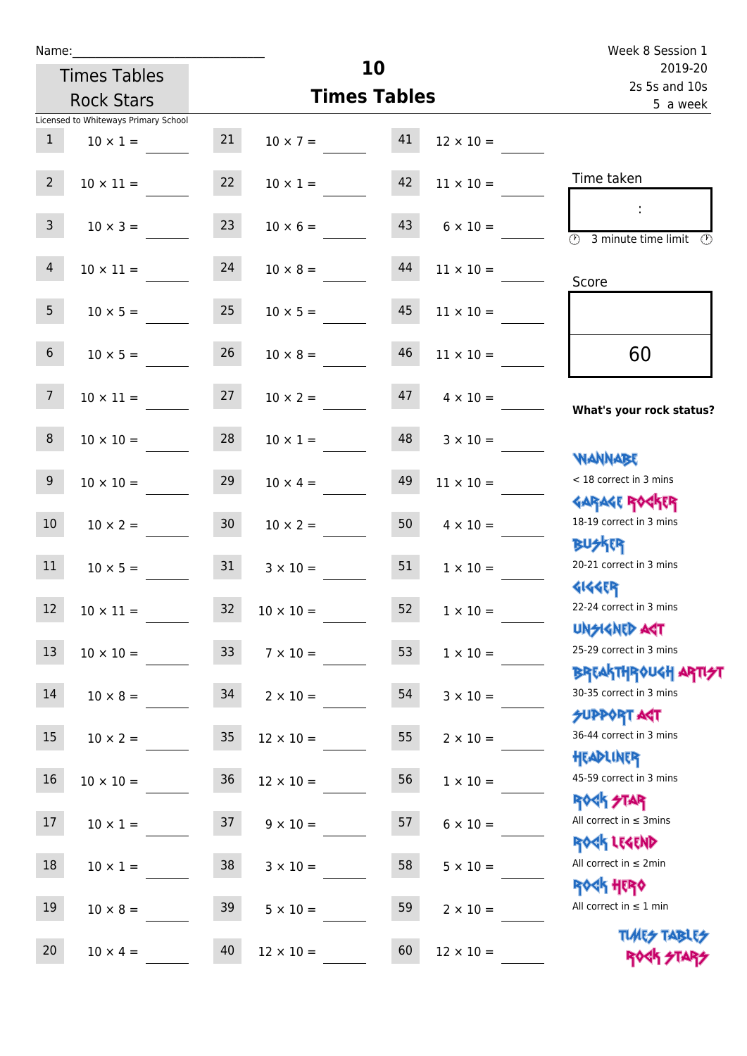Name:\_\_\_\_\_\_\_\_\_\_\_\_\_\_\_\_\_\_\_\_\_\_\_\_\_\_\_

Times Tables Rock Stars

Licensed to Whiteways Primary School

# 10 Times Tables

Week 8 Session 1
2019-20
2s 5s and 10s
5 a week

| | | | | | |
|---|---|---|---|---|---|
| 1 | 10 × 1 = | 21 | 10 × 7 = | 41 | 12 × 10 = |
| 2 | 10 × 11 = | 22 | 10 × 1 = | 42 | 11 × 10 = |
| 3 | 10 × 3 = | 23 | 10 × 6 = | 43 | 6 × 10 = |
| 4 | 10 × 11 = | 24 | 10 × 8 = | 44 | 11 × 10 = |
| 5 | 10 × 5 = | 25 | 10 × 5 = | 45 | 11 × 10 = |
| 6 | 10 × 5 = | 26 | 10 × 8 = | 46 | 11 × 10 = |
| 7 | 10 × 11 = | 27 | 10 × 2 = | 47 | 4 × 10 = |
| 8 | 10 × 10 = | 28 | 10 × 1 = | 48 | 3 × 10 = |
| 9 | 10 × 10 = | 29 | 10 × 4 = | 49 | 11 × 10 = |
| 10 | 10 × 2 = | 30 | 10 × 2 = | 50 | 4 × 10 = |
| 11 | 10 × 5 = | 31 | 3 × 10 = | 51 | 1 × 10 = |
| 12 | 10 × 11 = | 32 | 10 × 10 = | 52 | 1 × 10 = |
| 13 | 10 × 10 = | 33 | 7 × 10 = | 53 | 1 × 10 = |
| 14 | 10 × 8 = | 34 | 2 × 10 = | 54 | 3 × 10 = |
| 15 | 10 × 2 = | 35 | 12 × 10 = | 55 | 2 × 10 = |
| 16 | 10 × 10 = | 36 | 12 × 10 = | 56 | 1 × 10 = |
| 17 | 10 × 1 = | 37 | 9 × 10 = | 57 | 6 × 10 = |
| 18 | 10 × 1 = | 38 | 3 × 10 = | 58 | 5 × 10 = |
| 19 | 10 × 8 = | 39 | 5 × 10 = | 59 | 2 × 10 = |
| 20 | 10 × 4 = | 40 | 12 × 10 = | 60 | 12 × 10 = |

Time taken

:

3 minute time limit

Score

60

**What's your rock status?**

WANNABE
< 18 correct in 3 mins

GARAGE ROCKER
18-19 correct in 3 mins

BUSKER
20-21 correct in 3 mins

GIGGER
22-24 correct in 3 mins

UNSIGNED ACT
25-29 correct in 3 mins

BREAKTHROUGH ARTIST
30-35 correct in 3 mins

SUPPORT ACT
36-44 correct in 3 mins

HEADLINER
45-59 correct in 3 mins

ROCK STAR
All correct in ≤ 3mins

ROCK LEGEND
All correct in ≤ 2min

ROCK HERO
All correct in ≤ 1 min

TIMES TABLES ROCK STARS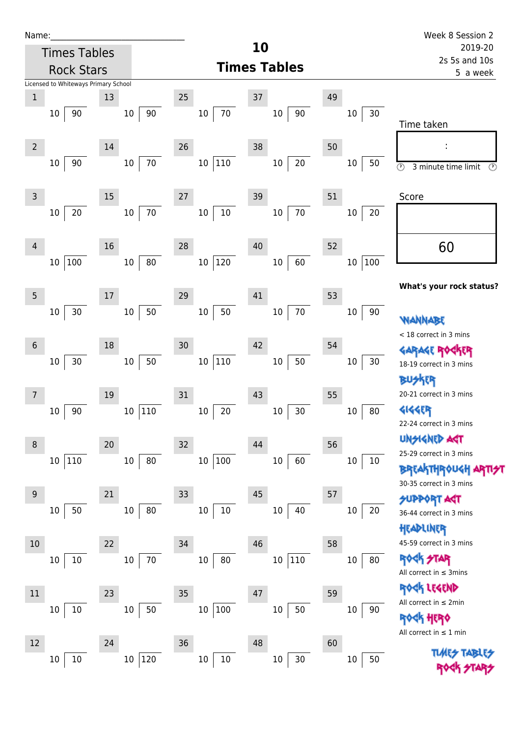Name:\_\_\_\_\_\_\_\_\_\_\_\_\_\_\_\_\_\_\_\_\_\_\_\_\_\_\_\_

Times Tables Rock Stars

Licensed to Whiteways Primary School

# 10 Times Tables

Week 8 Session 2
2019-20
2s 5s and 10s
5 a week

| # | Question | # | Question | # | Question | # | Question | # | Question |
|---|---|---|---|---|---|---|---|---|---|
| 1 | 10 ⟌ 90 | 13 | 10 ⟌ 90 | 25 | 10 ⟌ 70 | 37 | 10 ⟌ 90 | 49 | 10 ⟌ 30 |
| 2 | 10 ⟌ 90 | 14 | 10 ⟌ 70 | 26 | 10 ⟌ 110 | 38 | 10 ⟌ 20 | 50 | 10 ⟌ 50 |
| 3 | 10 ⟌ 20 | 15 | 10 ⟌ 70 | 27 | 10 ⟌ 10 | 39 | 10 ⟌ 70 | 51 | 10 ⟌ 20 |
| 4 | 10 ⟌ 100 | 16 | 10 ⟌ 80 | 28 | 10 ⟌ 120 | 40 | 10 ⟌ 60 | 52 | 10 ⟌ 100 |
| 5 | 10 ⟌ 30 | 17 | 10 ⟌ 50 | 29 | 10 ⟌ 50 | 41 | 10 ⟌ 70 | 53 | 10 ⟌ 90 |
| 6 | 10 ⟌ 30 | 18 | 10 ⟌ 50 | 30 | 10 ⟌ 110 | 42 | 10 ⟌ 50 | 54 | 10 ⟌ 30 |
| 7 | 10 ⟌ 90 | 19 | 10 ⟌ 110 | 31 | 10 ⟌ 20 | 43 | 10 ⟌ 30 | 55 | 10 ⟌ 80 |
| 8 | 10 ⟌ 110 | 20 | 10 ⟌ 80 | 32 | 10 ⟌ 100 | 44 | 10 ⟌ 60 | 56 | 10 ⟌ 10 |
| 9 | 10 ⟌ 50 | 21 | 10 ⟌ 80 | 33 | 10 ⟌ 10 | 45 | 10 ⟌ 40 | 57 | 10 ⟌ 20 |
| 10 | 10 ⟌ 10 | 22 | 10 ⟌ 70 | 34 | 10 ⟌ 80 | 46 | 10 ⟌ 110 | 58 | 10 ⟌ 80 |
| 11 | 10 ⟌ 10 | 23 | 10 ⟌ 50 | 35 | 10 ⟌ 100 | 47 | 10 ⟌ 50 | 59 | 10 ⟌ 90 |
| 12 | 10 ⟌ 10 | 24 | 10 ⟌ 120 | 36 | 10 ⟌ 10 | 48 | 10 ⟌ 30 | 60 | 10 ⟌ 50 |

Time taken

:

3 minute time limit

Score

60

**What's your rock status?**

WANNABE
< 18 correct in 3 mins

GARAGE ROCKER
18-19 correct in 3 mins

BUSKER
20-21 correct in 3 mins

GIGGER
22-24 correct in 3 mins

UNSIGNED ACT
25-29 correct in 3 mins

BREAKTHROUGH ARTIST
30-35 correct in 3 mins

SUPPORT ACT
36-44 correct in 3 mins

HEADLINER
45-59 correct in 3 mins

ROCK STAR
All correct in ≤ 3mins

ROCK LEGEND
All correct in ≤ 2min

ROCK HERO
All correct in ≤ 1 min

TIMES TABLES ROCK STARS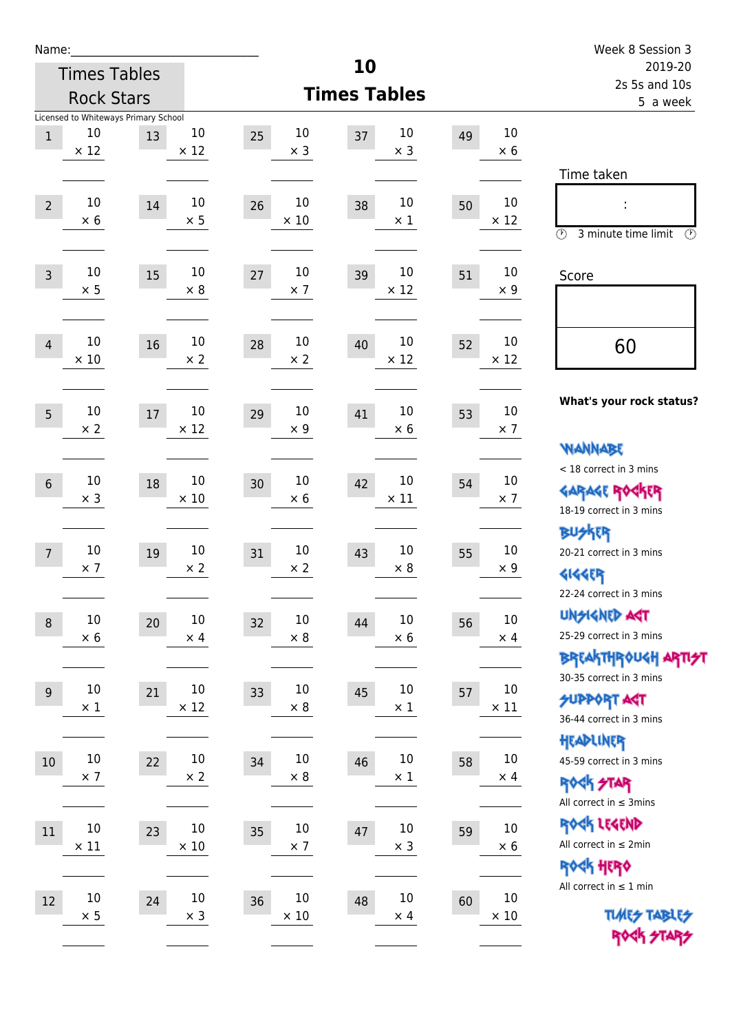Name:

Times Tables Rock Stars

Licensed to Whiteways Primary School

# 10 Times Tables

Week 8 Session 3
2019-20
2s 5s and 10s
5 a week

| # | Question | # | Question | # | Question | # | Question | # | Question |
|---|---|---|---|---|---|---|---|---|---|
| 1 | 10 × 12 | 13 | 10 × 12 | 25 | 10 × 3 | 37 | 10 × 3 | 49 | 10 × 6 |
| 2 | 10 × 6 | 14 | 10 × 5 | 26 | 10 × 10 | 38 | 10 × 1 | 50 | 10 × 12 |
| 3 | 10 × 5 | 15 | 10 × 8 | 27 | 10 × 7 | 39 | 10 × 12 | 51 | 10 × 9 |
| 4 | 10 × 10 | 16 | 10 × 2 | 28 | 10 × 2 | 40 | 10 × 12 | 52 | 10 × 12 |
| 5 | 10 × 2 | 17 | 10 × 12 | 29 | 10 × 9 | 41 | 10 × 6 | 53 | 10 × 7 |
| 6 | 10 × 3 | 18 | 10 × 10 | 30 | 10 × 6 | 42 | 10 × 11 | 54 | 10 × 7 |
| 7 | 10 × 7 | 19 | 10 × 2 | 31 | 10 × 2 | 43 | 10 × 8 | 55 | 10 × 9 |
| 8 | 10 × 6 | 20 | 10 × 4 | 32 | 10 × 8 | 44 | 10 × 6 | 56 | 10 × 4 |
| 9 | 10 × 1 | 21 | 10 × 12 | 33 | 10 × 8 | 45 | 10 × 1 | 57 | 10 × 11 |
| 10 | 10 × 7 | 22 | 10 × 2 | 34 | 10 × 8 | 46 | 10 × 1 | 58 | 10 × 4 |
| 11 | 10 × 11 | 23 | 10 × 10 | 35 | 10 × 7 | 47 | 10 × 3 | 59 | 10 × 6 |
| 12 | 10 × 5 | 24 | 10 × 3 | 36 | 10 × 10 | 48 | 10 × 4 | 60 | 10 × 10 |

Time taken

:

3 minute time limit

Score

60

**What's your rock status?**

WANNABE
< 18 correct in 3 mins

GARAGE ROCKER
18-19 correct in 3 mins

BUSKER
20-21 correct in 3 mins

GIGGER
22-24 correct in 3 mins

UNSIGNED ACT
25-29 correct in 3 mins

BREAKTHROUGH ARTIST
30-35 correct in 3 mins

SUPPORT ACT
36-44 correct in 3 mins

HEADLINER
45-59 correct in 3 mins

ROCK STAR
All correct in ≤ 3mins

ROCK LEGEND
All correct in ≤ 2min

ROCK HERO
All correct in ≤ 1 min

TIMES TABLES ROCK STARS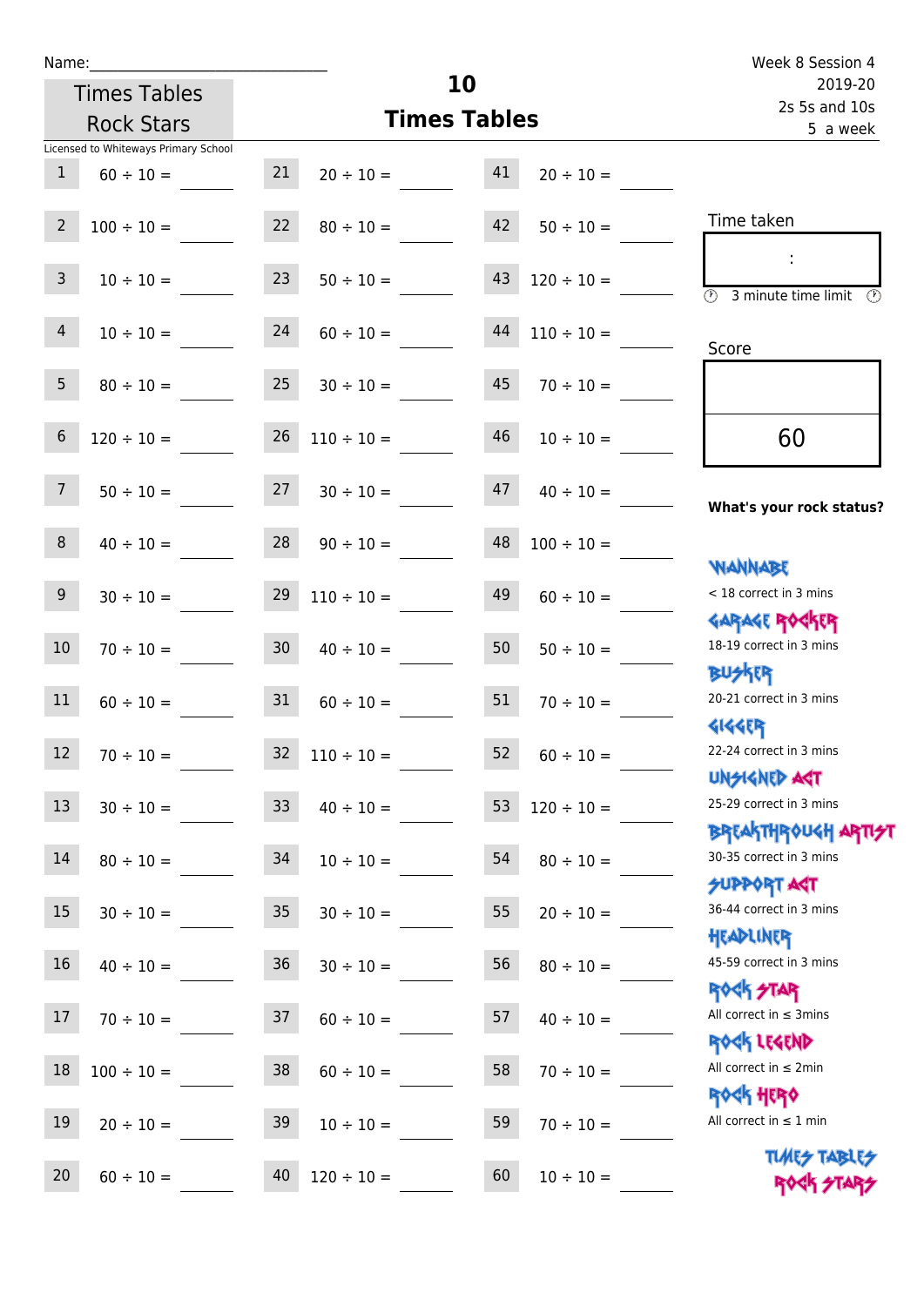Name:

Times Tables Rock Stars

# 10 Times Tables

Week 8 Session 4
2019-20
2s 5s and 10s
5 a week

Licensed to Whiteways Primary School

| | | | | | |
|---|---|---|---|---|---|
| 1 | 60 ÷ 10 = | 21 | 20 ÷ 10 = | 41 | 20 ÷ 10 = |
| 2 | 100 ÷ 10 = | 22 | 80 ÷ 10 = | 42 | 50 ÷ 10 = |
| 3 | 10 ÷ 10 = | 23 | 50 ÷ 10 = | 43 | 120 ÷ 10 = |
| 4 | 10 ÷ 10 = | 24 | 60 ÷ 10 = | 44 | 110 ÷ 10 = |
| 5 | 80 ÷ 10 = | 25 | 30 ÷ 10 = | 45 | 70 ÷ 10 = |
| 6 | 120 ÷ 10 = | 26 | 110 ÷ 10 = | 46 | 10 ÷ 10 = |
| 7 | 50 ÷ 10 = | 27 | 30 ÷ 10 = | 47 | 40 ÷ 10 = |
| 8 | 40 ÷ 10 = | 28 | 90 ÷ 10 = | 48 | 100 ÷ 10 = |
| 9 | 30 ÷ 10 = | 29 | 110 ÷ 10 = | 49 | 60 ÷ 10 = |
| 10 | 70 ÷ 10 = | 30 | 40 ÷ 10 = | 50 | 50 ÷ 10 = |
| 11 | 60 ÷ 10 = | 31 | 60 ÷ 10 = | 51 | 70 ÷ 10 = |
| 12 | 70 ÷ 10 = | 32 | 110 ÷ 10 = | 52 | 60 ÷ 10 = |
| 13 | 30 ÷ 10 = | 33 | 40 ÷ 10 = | 53 | 120 ÷ 10 = |
| 14 | 80 ÷ 10 = | 34 | 10 ÷ 10 = | 54 | 80 ÷ 10 = |
| 15 | 30 ÷ 10 = | 35 | 30 ÷ 10 = | 55 | 20 ÷ 10 = |
| 16 | 40 ÷ 10 = | 36 | 30 ÷ 10 = | 56 | 80 ÷ 10 = |
| 17 | 70 ÷ 10 = | 37 | 60 ÷ 10 = | 57 | 40 ÷ 10 = |
| 18 | 100 ÷ 10 = | 38 | 60 ÷ 10 = | 58 | 70 ÷ 10 = |
| 19 | 20 ÷ 10 = | 39 | 10 ÷ 10 = | 59 | 70 ÷ 10 = |
| 20 | 60 ÷ 10 = | 40 | 120 ÷ 10 = | 60 | 10 ÷ 10 = |

Time taken

:

3 minute time limit

Score

60

**What's your rock status?**

WANNABE
< 18 correct in 3 mins

GARAGE ROCKER
18-19 correct in 3 mins

BUSKER
20-21 correct in 3 mins

GIGGER
22-24 correct in 3 mins

UNSIGNED ACT
25-29 correct in 3 mins

BREAKTHROUGH ARTIST
30-35 correct in 3 mins

SUPPORT ACT
36-44 correct in 3 mins

HEADLINER
45-59 correct in 3 mins

ROCK STAR
All correct in ≤ 3mins

ROCK LEGEND
All correct in ≤ 2min

ROCK HERO
All correct in ≤ 1 min

TIMES TABLES ROCK STARS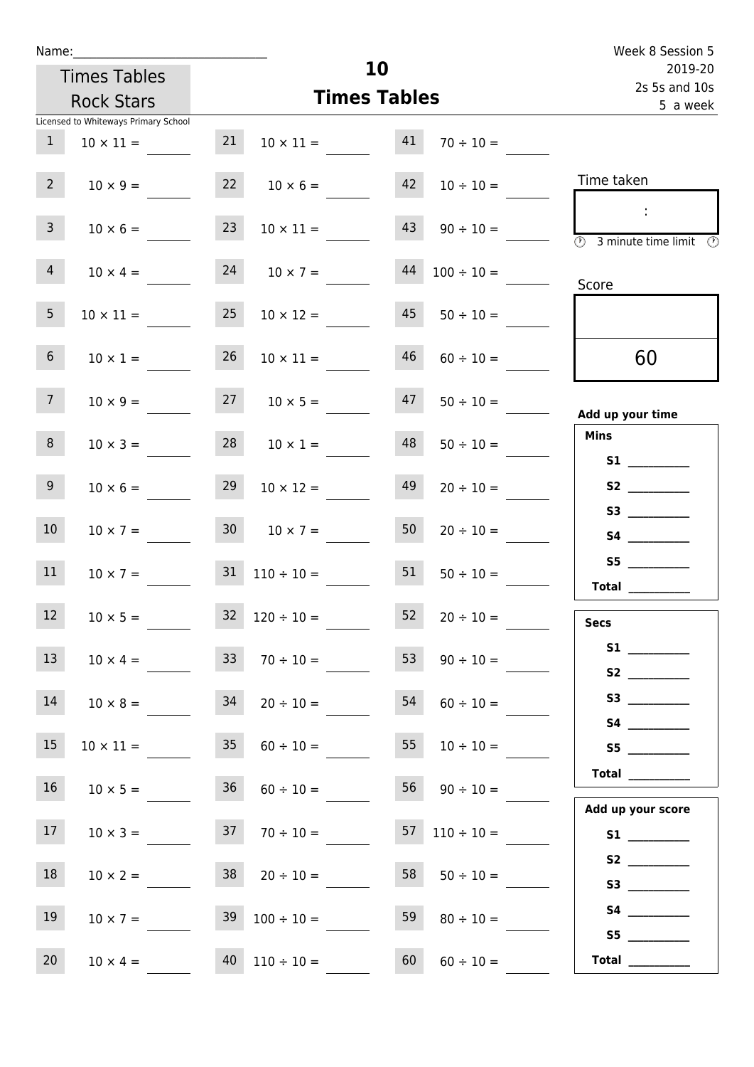Name:______________________________

Times Tables Rock Stars

Licensed to Whiteways Primary School

# 10
## Times Tables

Week 8 Session 5
2019-20
2s 5s and 10s
5 a week

| | | | | | |
|---|---|---|---|---|---|
| 1 | 10 × 11 = | 21 | 10 × 11 = | 41 | 70 ÷ 10 = |
| 2 | 10 × 9 = | 22 | 10 × 6 = | 42 | 10 ÷ 10 = |
| 3 | 10 × 6 = | 23 | 10 × 11 = | 43 | 90 ÷ 10 = |
| 4 | 10 × 4 = | 24 | 10 × 7 = | 44 | 100 ÷ 10 = |
| 5 | 10 × 11 = | 25 | 10 × 12 = | 45 | 50 ÷ 10 = |
| 6 | 10 × 1 = | 26 | 10 × 11 = | 46 | 60 ÷ 10 = |
| 7 | 10 × 9 = | 27 | 10 × 5 = | 47 | 50 ÷ 10 = |
| 8 | 10 × 3 = | 28 | 10 × 1 = | 48 | 50 ÷ 10 = |
| 9 | 10 × 6 = | 29 | 10 × 12 = | 49 | 20 ÷ 10 = |
| 10 | 10 × 7 = | 30 | 10 × 7 = | 50 | 20 ÷ 10 = |
| 11 | 10 × 7 = | 31 | 110 ÷ 10 = | 51 | 50 ÷ 10 = |
| 12 | 10 × 5 = | 32 | 120 ÷ 10 = | 52 | 20 ÷ 10 = |
| 13 | 10 × 4 = | 33 | 70 ÷ 10 = | 53 | 90 ÷ 10 = |
| 14 | 10 × 8 = | 34 | 20 ÷ 10 = | 54 | 60 ÷ 10 = |
| 15 | 10 × 11 = | 35 | 60 ÷ 10 = | 55 | 10 ÷ 10 = |
| 16 | 10 × 5 = | 36 | 60 ÷ 10 = | 56 | 90 ÷ 10 = |
| 17 | 10 × 3 = | 37 | 70 ÷ 10 = | 57 | 110 ÷ 10 = |
| 18 | 10 × 2 = | 38 | 20 ÷ 10 = | 58 | 50 ÷ 10 = |
| 19 | 10 × 7 = | 39 | 100 ÷ 10 = | 59 | 80 ÷ 10 = |
| 20 | 10 × 4 = | 40 | 110 ÷ 10 = | 60 | 60 ÷ 10 = |

Time taken

:

3 minute time limit

Score

60

**Add up your time**

**Mins**

**S1** __________
**S2** __________
**S3** __________
**S4** __________
**S5** __________
**Total** __________

**Secs**

**S1** __________
**S2** __________
**S3** __________
**S4** __________
**S5** __________
**Total** __________

**Add up your score**

**S1** __________
**S2** __________
**S3** __________
**S4** __________
**S5** __________
**Total** __________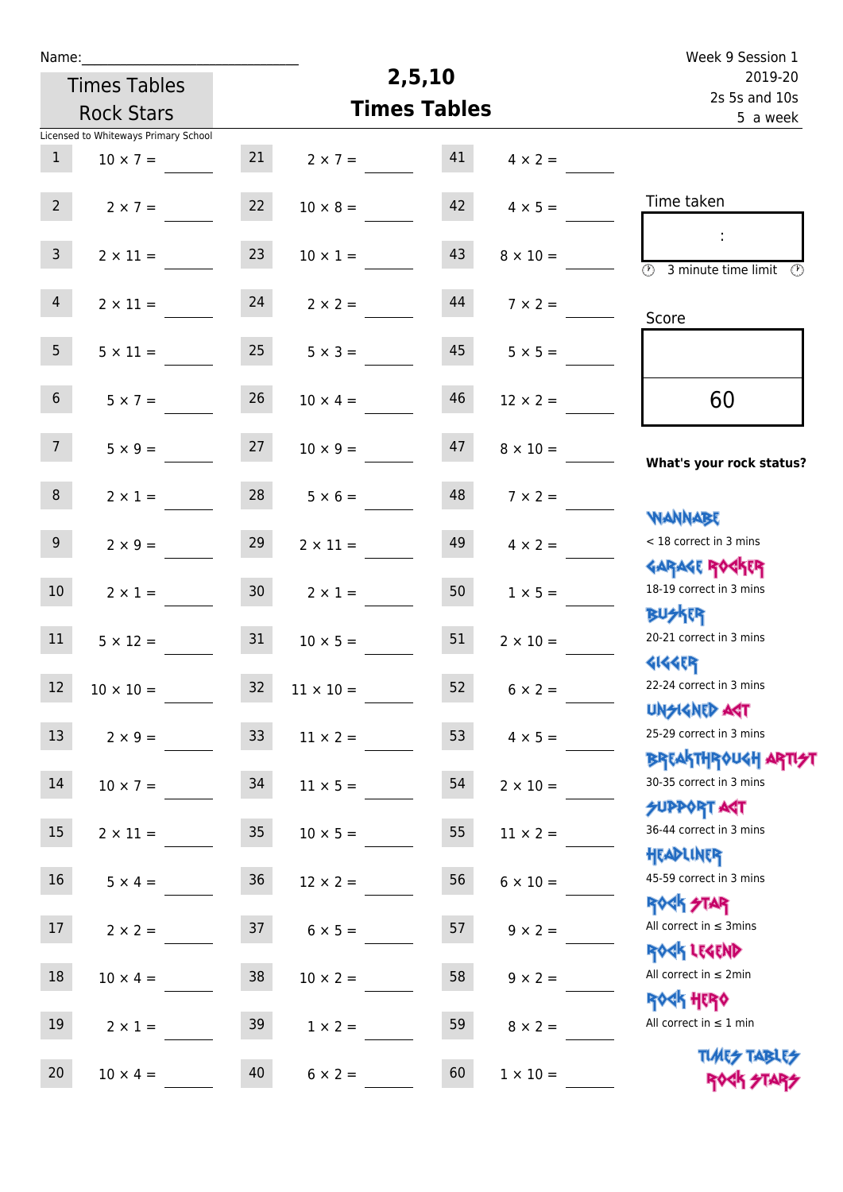Name:_____________________________

Times Tables Rock Stars

Licensed to Whiteways Primary School

# 2,5,10 Times Tables

Week 9 Session 1
2019-20
2s 5s and 10s
5 a week

| | | | | | |
|---|---|---|---|---|---|
| 1 | $10 \times 7 =$ | 21 | $2 \times 7 =$ | 41 | $4 \times 2 =$ |
| 2 | $2 \times 7 =$ | 22 | $10 \times 8 =$ | 42 | $4 \times 5 =$ |
| 3 | $2 \times 11 =$ | 23 | $10 \times 1 =$ | 43 | $8 \times 10 =$ |
| 4 | $2 \times 11 =$ | 24 | $2 \times 2 =$ | 44 | $7 \times 2 =$ |
| 5 | $5 \times 11 =$ | 25 | $5 \times 3 =$ | 45 | $5 \times 5 =$ |
| 6 | $5 \times 7 =$ | 26 | $10 \times 4 =$ | 46 | $12 \times 2 =$ |
| 7 | $5 \times 9 =$ | 27 | $10 \times 9 =$ | 47 | $8 \times 10 =$ |
| 8 | $2 \times 1 =$ | 28 | $5 \times 6 =$ | 48 | $7 \times 2 =$ |
| 9 | $2 \times 9 =$ | 29 | $2 \times 11 =$ | 49 | $4 \times 2 =$ |
| 10 | $2 \times 1 =$ | 30 | $2 \times 1 =$ | 50 | $1 \times 5 =$ |
| 11 | $5 \times 12 =$ | 31 | $10 \times 5 =$ | 51 | $2 \times 10 =$ |
| 12 | $10 \times 10 =$ | 32 | $11 \times 10 =$ | 52 | $6 \times 2 =$ |
| 13 | $2 \times 9 =$ | 33 | $11 \times 2 =$ | 53 | $4 \times 5 =$ |
| 14 | $10 \times 7 =$ | 34 | $11 \times 5 =$ | 54 | $2 \times 10 =$ |
| 15 | $2 \times 11 =$ | 35 | $10 \times 5 =$ | 55 | $11 \times 2 =$ |
| 16 | $5 \times 4 =$ | 36 | $12 \times 2 =$ | 56 | $6 \times 10 =$ |
| 17 | $2 \times 2 =$ | 37 | $6 \times 5 =$ | 57 | $9 \times 2 =$ |
| 18 | $10 \times 4 =$ | 38 | $10 \times 2 =$ | 58 | $9 \times 2 =$ |
| 19 | $2 \times 1 =$ | 39 | $1 \times 2 =$ | 59 | $8 \times 2 =$ |
| 20 | $10 \times 4 =$ | 40 | $6 \times 2 =$ | 60 | $1 \times 10 =$ |

Time taken

:

3 minute time limit

Score

60

**What's your rock status?**

WANNABE
< 18 correct in 3 mins

GARAGE ROCKER
18-19 correct in 3 mins

BUSKER
20-21 correct in 3 mins

GIGGER
22-24 correct in 3 mins

UNSIGNED ACT
25-29 correct in 3 mins

BREAKTHROUGH ARTIST
30-35 correct in 3 mins

SUPPORT ACT
36-44 correct in 3 mins

HEADLINER
45-59 correct in 3 mins

ROCK STAR
All correct in ≤ 3mins

ROCK LEGEND
All correct in ≤ 2min

ROCK HERO
All correct in ≤ 1 min

TIMES TABLES ROCK STARS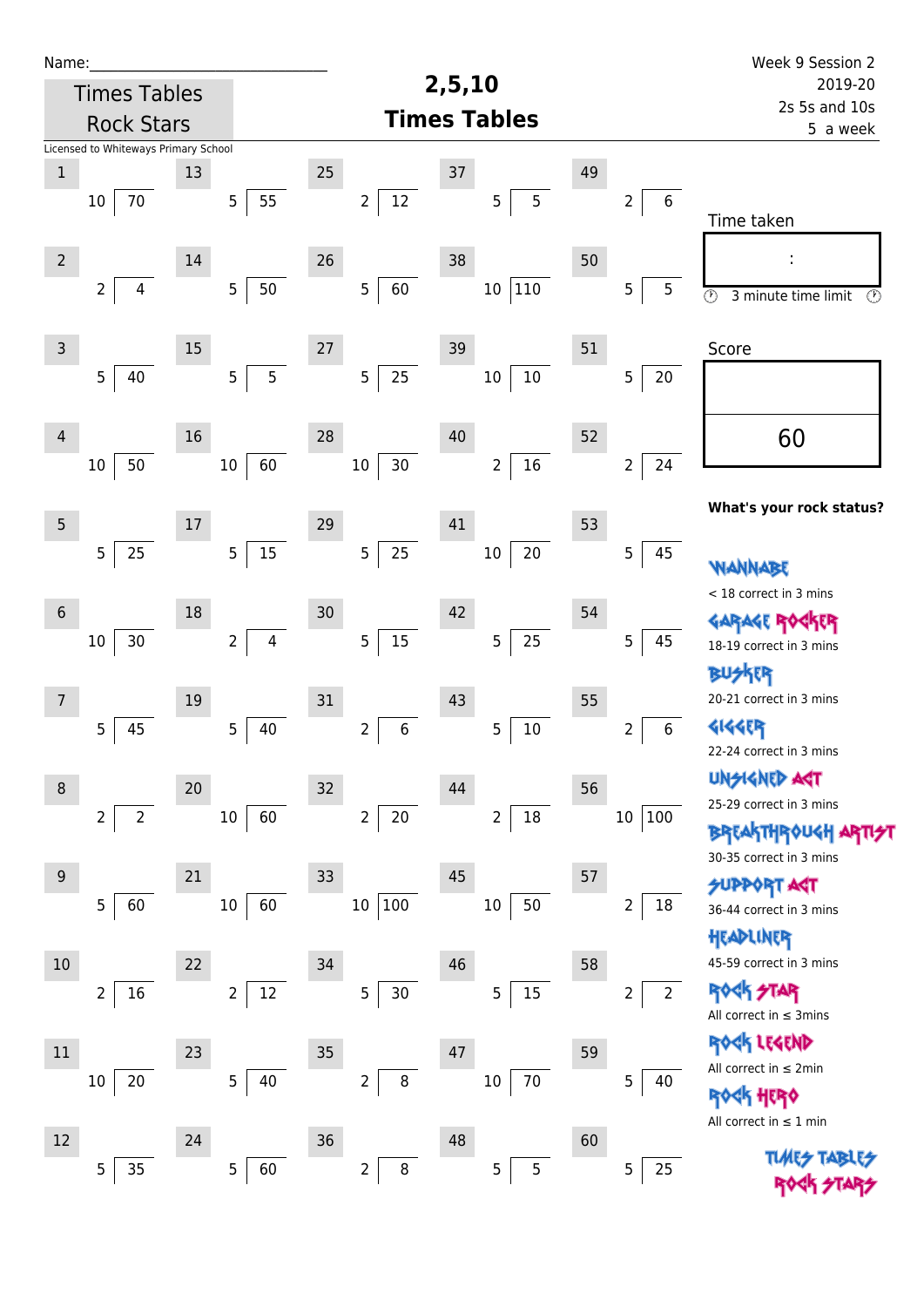Name:\_\_\_\_\_\_\_\_\_\_\_\_\_\_\_\_\_\_\_\_\_\_\_\_\_\_\_\_

Times Tables Rock Stars

Licensed to Whiteways Primary School

# 2,5,10 Times Tables

Week 9 Session 2
2019-20
2s 5s and 10s
5 a week

| No. | Question | No. | Question | No. | Question | No. | Question | No. | Question |
|---|---|---|---|---|---|---|---|---|---|
| 1 | 10 ⟌ 70 | 13 | 5 ⟌ 55 | 25 | 2 ⟌ 12 | 37 | 5 ⟌ 5 | 49 | 2 ⟌ 6 |
| 2 | 2 ⟌ 4 | 14 | 5 ⟌ 50 | 26 | 5 ⟌ 60 | 38 | 10 ⟌ 110 | 50 | 5 ⟌ 5 |
| 3 | 5 ⟌ 40 | 15 | 5 ⟌ 5 | 27 | 5 ⟌ 25 | 39 | 10 ⟌ 10 | 51 | 5 ⟌ 20 |
| 4 | 10 ⟌ 50 | 16 | 10 ⟌ 60 | 28 | 10 ⟌ 30 | 40 | 2 ⟌ 16 | 52 | 2 ⟌ 24 |
| 5 | 5 ⟌ 25 | 17 | 5 ⟌ 15 | 29 | 5 ⟌ 25 | 41 | 10 ⟌ 20 | 53 | 5 ⟌ 45 |
| 6 | 10 ⟌ 30 | 18 | 2 ⟌ 4 | 30 | 5 ⟌ 15 | 42 | 5 ⟌ 25 | 54 | 5 ⟌ 45 |
| 7 | 5 ⟌ 45 | 19 | 5 ⟌ 40 | 31 | 2 ⟌ 6 | 43 | 5 ⟌ 10 | 55 | 2 ⟌ 6 |
| 8 | 2 ⟌ 2 | 20 | 10 ⟌ 60 | 32 | 2 ⟌ 20 | 44 | 2 ⟌ 18 | 56 | 10 ⟌ 100 |
| 9 | 5 ⟌ 60 | 21 | 10 ⟌ 60 | 33 | 10 ⟌ 100 | 45 | 10 ⟌ 50 | 57 | 2 ⟌ 18 |
| 10 | 2 ⟌ 16 | 22 | 2 ⟌ 12 | 34 | 5 ⟌ 30 | 46 | 5 ⟌ 15 | 58 | 2 ⟌ 2 |
| 11 | 10 ⟌ 20 | 23 | 5 ⟌ 40 | 35 | 2 ⟌ 8 | 47 | 10 ⟌ 70 | 59 | 5 ⟌ 40 |
| 12 | 5 ⟌ 35 | 24 | 5 ⟌ 60 | 36 | 2 ⟌ 8 | 48 | 5 ⟌ 5 | 60 | 5 ⟌ 25 |

Time taken

:

3 minute time limit

Score

60

**What's your rock status?**

WANNABE
< 18 correct in 3 mins

GARAGE ROCKER
18-19 correct in 3 mins

BUSKER
20-21 correct in 3 mins

GIGGER
22-24 correct in 3 mins

UNSIGNED ACT
25-29 correct in 3 mins

BREAKTHROUGH ARTIST
30-35 correct in 3 mins

SUPPORT ACT
36-44 correct in 3 mins

HEADLINER
45-59 correct in 3 mins

ROCK STAR
All correct in ≤ 3mins

ROCK LEGEND
All correct in ≤ 2min

ROCK HERO
All correct in ≤ 1 min

TIMES TABLES ROCK STARS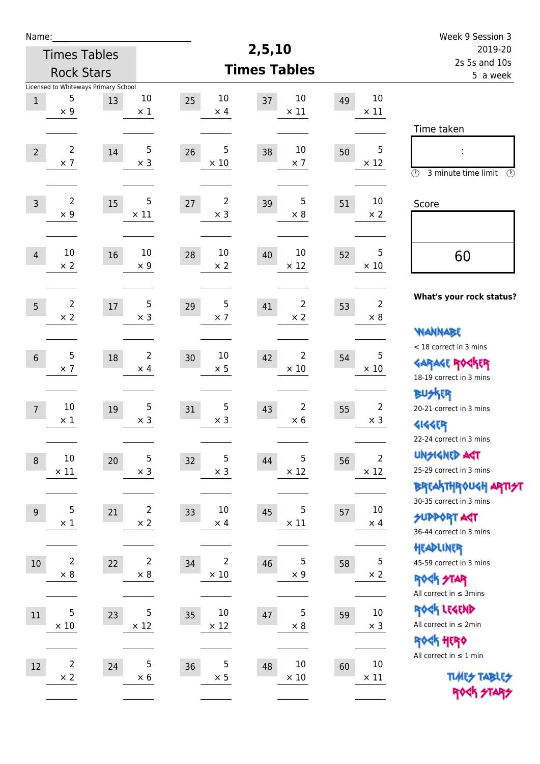Name:\_\_\_\_\_\_\_\_\_\_\_\_\_\_\_\_\_\_\_\_\_\_\_\_\_\_\_\_

Times Tables Rock Stars

Licensed to Whiteways Primary School

# 2,5,10 Times Tables

Week 9 Session 3
2019-20
2s 5s and 10s
5 a week

| # | Question | # | Question | # | Question | # | Question | # | Question |
|---|---|---|---|---|---|---|---|---|---|
| 1 | 5 × 9 | 13 | 10 × 1 | 25 | 10 × 4 | 37 | 10 × 11 | 49 | 10 × 11 |
| 2 | 2 × 7 | 14 | 5 × 3 | 26 | 5 × 10 | 38 | 10 × 7 | 50 | 5 × 12 |
| 3 | 2 × 9 | 15 | 5 × 11 | 27 | 2 × 3 | 39 | 5 × 8 | 51 | 10 × 2 |
| 4 | 10 × 2 | 16 | 10 × 9 | 28 | 10 × 2 | 40 | 10 × 12 | 52 | 5 × 10 |
| 5 | 2 × 2 | 17 | 5 × 3 | 29 | 5 × 7 | 41 | 2 × 2 | 53 | 2 × 8 |
| 6 | 5 × 7 | 18 | 2 × 4 | 30 | 10 × 5 | 42 | 2 × 10 | 54 | 5 × 10 |
| 7 | 10 × 1 | 19 | 5 × 3 | 31 | 5 × 3 | 43 | 2 × 6 | 55 | 2 × 3 |
| 8 | 10 × 11 | 20 | 5 × 3 | 32 | 5 × 3 | 44 | 5 × 12 | 56 | 2 × 12 |
| 9 | 5 × 1 | 21 | 2 × 2 | 33 | 10 × 4 | 45 | 5 × 11 | 57 | 10 × 4 |
| 10 | 2 × 8 | 22 | 2 × 8 | 34 | 2 × 10 | 46 | 5 × 9 | 58 | 5 × 2 |
| 11 | 5 × 10 | 23 | 5 × 12 | 35 | 10 × 12 | 47 | 5 × 8 | 59 | 10 × 3 |
| 12 | 2 × 2 | 24 | 5 × 6 | 36 | 5 × 5 | 48 | 10 × 10 | 60 | 10 × 11 |

Time taken

:

3 minute time limit

Score

60

**What's your rock status?**

WANNABE
< 18 correct in 3 mins

GARAGE ROCKER
18-19 correct in 3 mins

BUSKER
20-21 correct in 3 mins

GIGGER
22-24 correct in 3 mins

UNSIGNED ACT
25-29 correct in 3 mins

BREAKTHROUGH ARTIST
30-35 correct in 3 mins

SUPPORT ACT
36-44 correct in 3 mins

HEADLINER
45-59 correct in 3 mins

ROCK STAR
All correct in ≤ 3mins

ROCK LEGEND
All correct in ≤ 2min

ROCK HERO
All correct in ≤ 1 min

TIMES TABLES ROCK STARS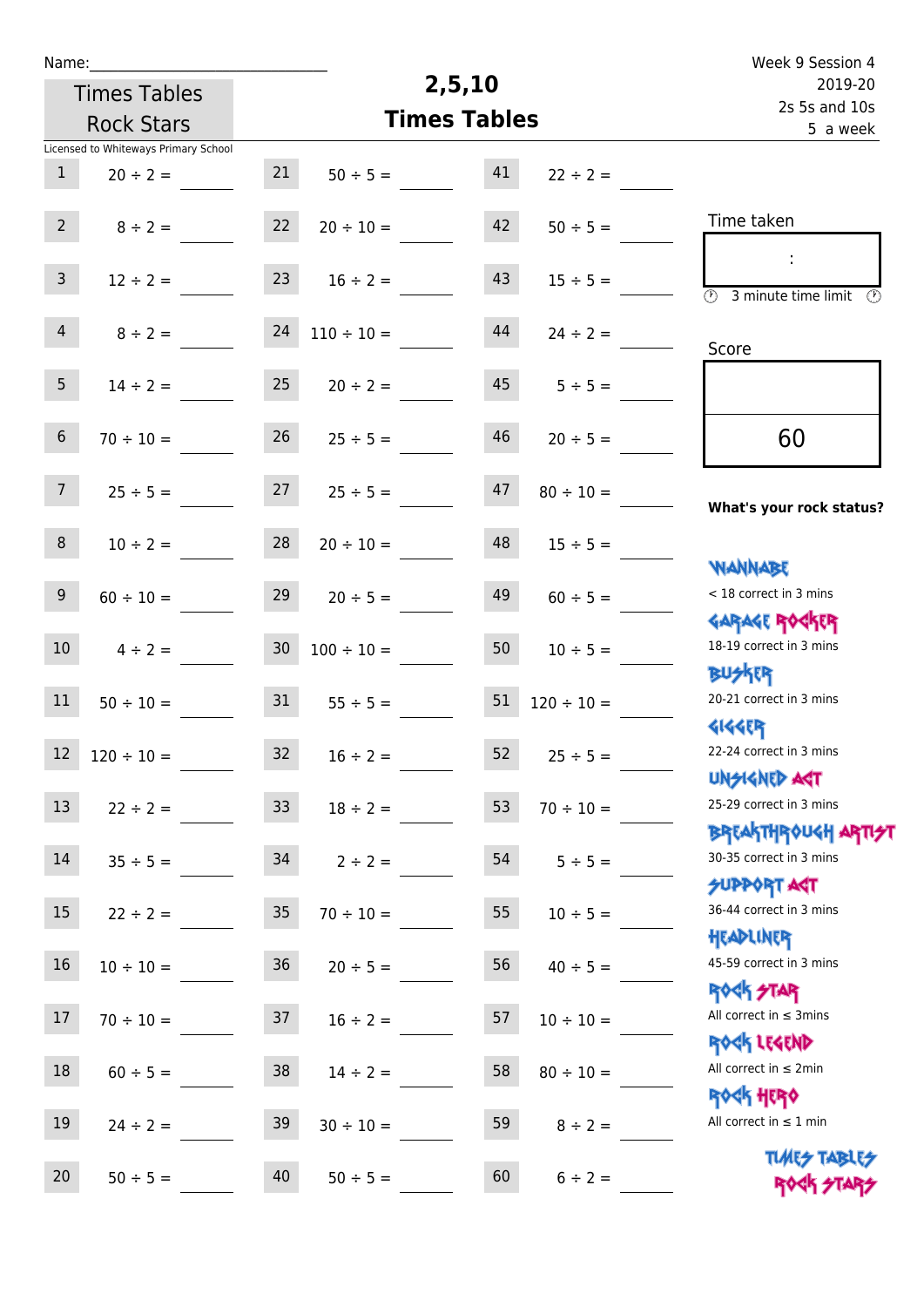Name:______________________________

**Times Tables Rock Stars**

# 2,5,10 Times Tables

Week 9 Session 4
2019-20
2s 5s and 10s
5 a week

Licensed to Whiteways Primary School

| | | | | | |
|---|---|---|---|---|---|
| 1 | 20 ÷ 2 = ____ | 21 | 50 ÷ 5 = ____ | 41 | 22 ÷ 2 = ____ |
| 2 | 8 ÷ 2 = ____ | 22 | 20 ÷ 10 = ____ | 42 | 50 ÷ 5 = ____ |
| 3 | 12 ÷ 2 = ____ | 23 | 16 ÷ 2 = ____ | 43 | 15 ÷ 5 = ____ |
| 4 | 8 ÷ 2 = ____ | 24 | 110 ÷ 10 = ____ | 44 | 24 ÷ 2 = ____ |
| 5 | 14 ÷ 2 = ____ | 25 | 20 ÷ 2 = ____ | 45 | 5 ÷ 5 = ____ |
| 6 | 70 ÷ 10 = ____ | 26 | 25 ÷ 5 = ____ | 46 | 20 ÷ 5 = ____ |
| 7 | 25 ÷ 5 = ____ | 27 | 25 ÷ 5 = ____ | 47 | 80 ÷ 10 = ____ |
| 8 | 10 ÷ 2 = ____ | 28 | 20 ÷ 10 = ____ | 48 | 15 ÷ 5 = ____ |
| 9 | 60 ÷ 10 = ____ | 29 | 20 ÷ 5 = ____ | 49 | 60 ÷ 5 = ____ |
| 10 | 4 ÷ 2 = ____ | 30 | 100 ÷ 10 = ____ | 50 | 10 ÷ 5 = ____ |
| 11 | 50 ÷ 10 = ____ | 31 | 55 ÷ 5 = ____ | 51 | 120 ÷ 10 = ____ |
| 12 | 120 ÷ 10 = ____ | 32 | 16 ÷ 2 = ____ | 52 | 25 ÷ 5 = ____ |
| 13 | 22 ÷ 2 = ____ | 33 | 18 ÷ 2 = ____ | 53 | 70 ÷ 10 = ____ |
| 14 | 35 ÷ 5 = ____ | 34 | 2 ÷ 2 = ____ | 54 | 5 ÷ 5 = ____ |
| 15 | 22 ÷ 2 = ____ | 35 | 70 ÷ 10 = ____ | 55 | 10 ÷ 5 = ____ |
| 16 | 10 ÷ 10 = ____ | 36 | 20 ÷ 5 = ____ | 56 | 40 ÷ 5 = ____ |
| 17 | 70 ÷ 10 = ____ | 37 | 16 ÷ 2 = ____ | 57 | 10 ÷ 10 = ____ |
| 18 | 60 ÷ 5 = ____ | 38 | 14 ÷ 2 = ____ | 58 | 80 ÷ 10 = ____ |
| 19 | 24 ÷ 2 = ____ | 39 | 30 ÷ 10 = ____ | 59 | 8 ÷ 2 = ____ |
| 20 | 50 ÷ 5 = ____ | 40 | 50 ÷ 5 = ____ | 60 | 6 ÷ 2 = ____ |

Time taken

:

3 minute time limit

Score

60

**What's your rock status?**

WANNABE
< 18 correct in 3 mins

GARAGE ROCKER
18-19 correct in 3 mins

BUSKER
20-21 correct in 3 mins

GIGGER
22-24 correct in 3 mins

UNSIGNED ACT
25-29 correct in 3 mins

BREAKTHROUGH ARTIST
30-35 correct in 3 mins

SUPPORT ACT
36-44 correct in 3 mins

HEADLINER
45-59 correct in 3 mins

ROCK STAR
All correct in ≤ 3mins

ROCK LEGEND
All correct in ≤ 2min

ROCK HERO
All correct in ≤ 1 min

TIMES TABLES ROCK STARS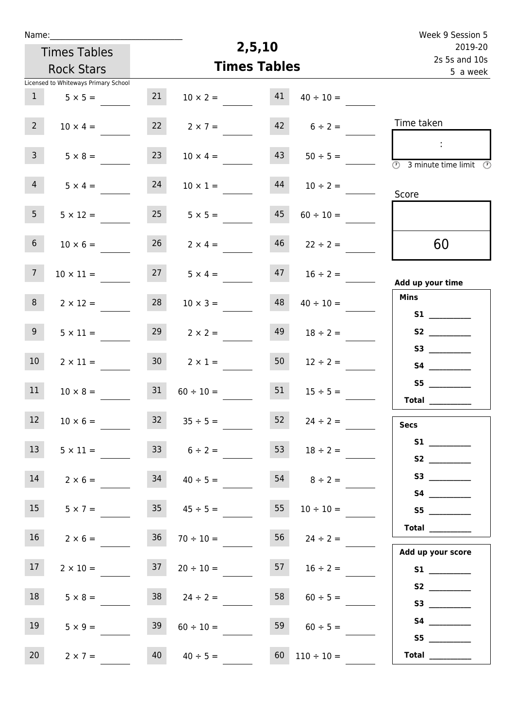Name:\_\_\_\_\_\_\_\_\_\_\_\_\_\_\_\_\_\_\_\_\_\_\_\_\_\_\_\_\_\_

Times Tables Rock Stars

Licensed to Whiteways Primary School

# 2,5,10 Times Tables

Week 9 Session 5
2019-20
2s 5s and 10s
5 a week

| | | | | | |
|---|---|---|---|---|---|
| 1 | $5 \times 5 =$ | 21 | $10 \times 2 =$ | 41 | $40 \div 10 =$ |
| 2 | $10 \times 4 =$ | 22 | $2 \times 7 =$ | 42 | $6 \div 2 =$ |
| 3 | $5 \times 8 =$ | 23 | $10 \times 4 =$ | 43 | $50 \div 5 =$ |
| 4 | $5 \times 4 =$ | 24 | $10 \times 1 =$ | 44 | $10 \div 2 =$ |
| 5 | $5 \times 12 =$ | 25 | $5 \times 5 =$ | 45 | $60 \div 10 =$ |
| 6 | $10 \times 6 =$ | 26 | $2 \times 4 =$ | 46 | $22 \div 2 =$ |
| 7 | $10 \times 11 =$ | 27 | $5 \times 4 =$ | 47 | $16 \div 2 =$ |
| 8 | $2 \times 12 =$ | 28 | $10 \times 3 =$ | 48 | $40 \div 10 =$ |
| 9 | $5 \times 11 =$ | 29 | $2 \times 2 =$ | 49 | $18 \div 2 =$ |
| 10 | $2 \times 11 =$ | 30 | $2 \times 1 =$ | 50 | $12 \div 2 =$ |
| 11 | $10 \times 8 =$ | 31 | $60 \div 10 =$ | 51 | $15 \div 5 =$ |
| 12 | $10 \times 6 =$ | 32 | $35 \div 5 =$ | 52 | $24 \div 2 =$ |
| 13 | $5 \times 11 =$ | 33 | $6 \div 2 =$ | 53 | $18 \div 2 =$ |
| 14 | $2 \times 6 =$ | 34 | $40 \div 5 =$ | 54 | $8 \div 2 =$ |
| 15 | $5 \times 7 =$ | 35 | $45 \div 5 =$ | 55 | $10 \div 10 =$ |
| 16 | $2 \times 6 =$ | 36 | $70 \div 10 =$ | 56 | $24 \div 2 =$ |
| 17 | $2 \times 10 =$ | 37 | $20 \div 10 =$ | 57 | $16 \div 2 =$ |
| 18 | $5 \times 8 =$ | 38 | $24 \div 2 =$ | 58 | $60 \div 5 =$ |
| 19 | $5 \times 9 =$ | 39 | $60 \div 10 =$ | 59 | $60 \div 5 =$ |
| 20 | $2 \times 7 =$ | 40 | $40 \div 5 =$ | 60 | $110 \div 10 =$ |

Time taken

:

3 minute time limit

Score

60

**Add up your time**

**Mins**

**S1** \_\_\_\_\_\_\_\_\_\_
**S2** \_\_\_\_\_\_\_\_\_\_
**S3** \_\_\_\_\_\_\_\_\_\_
**S4** \_\_\_\_\_\_\_\_\_\_
**S5** \_\_\_\_\_\_\_\_\_\_
**Total** \_\_\_\_\_\_\_\_\_\_

**Secs**

**S1** \_\_\_\_\_\_\_\_\_\_
**S2** \_\_\_\_\_\_\_\_\_\_
**S3** \_\_\_\_\_\_\_\_\_\_
**S4** \_\_\_\_\_\_\_\_\_\_
**S5** \_\_\_\_\_\_\_\_\_\_
**Total** \_\_\_\_\_\_\_\_\_\_

**Add up your score**

**S1** \_\_\_\_\_\_\_\_\_\_
**S2** \_\_\_\_\_\_\_\_\_\_
**S3** \_\_\_\_\_\_\_\_\_\_
**S4** \_\_\_\_\_\_\_\_\_\_
**S5** \_\_\_\_\_\_\_\_\_\_
**Total** \_\_\_\_\_\_\_\_\_\_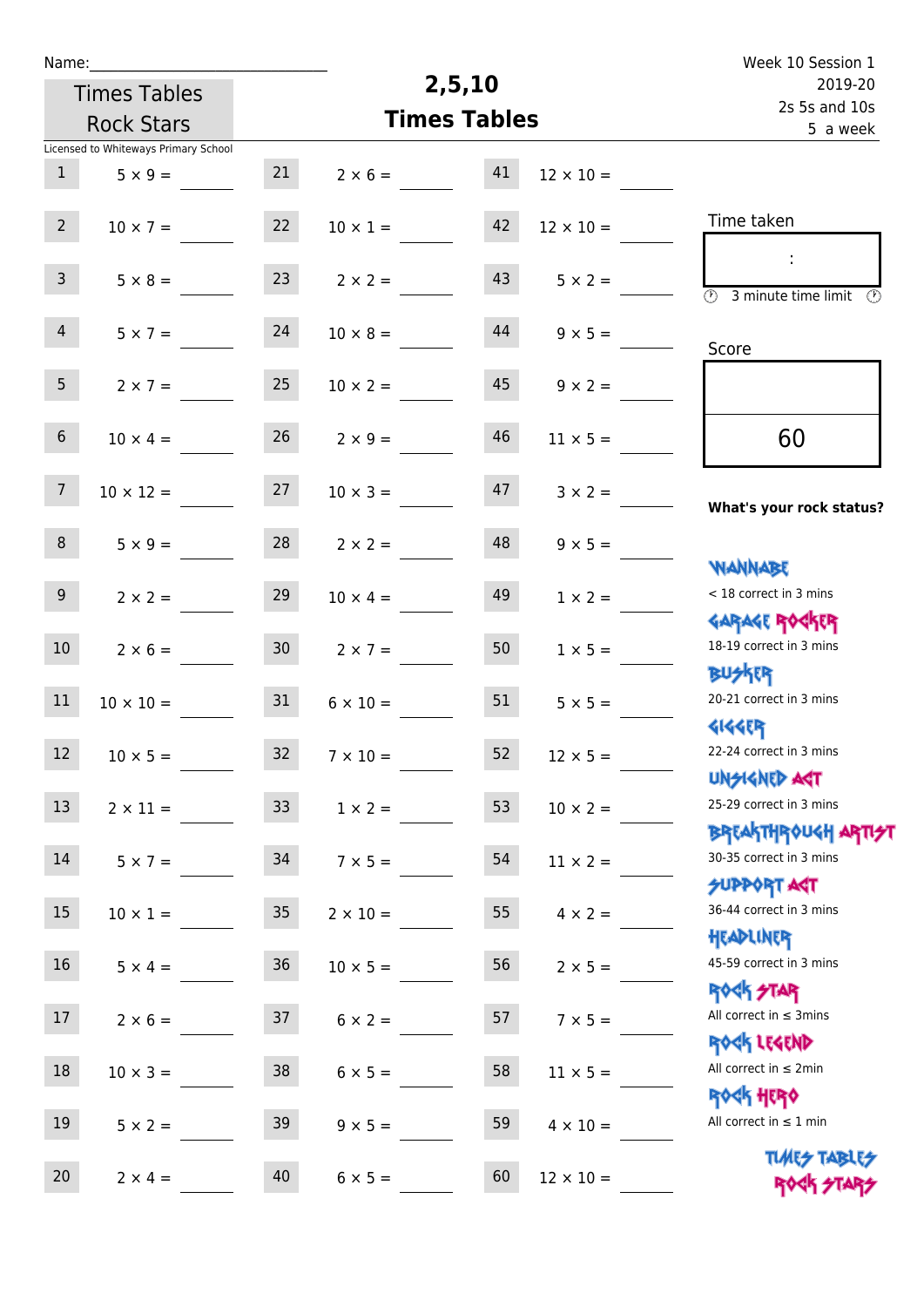Name:_____________________________

Times Tables Rock Stars

Licensed to Whiteways Primary School

# 2,5,10
## Times Tables

Week 10 Session 1
2019-20
2s 5s and 10s
5 a week

| | | | | | |
|---|---|---|---|---|---|
| 1 | $5 \times 9 =$ ____ | 21 | $2 \times 6 =$ ____ | 41 | $12 \times 10 =$ ____ |
| 2 | $10 \times 7 =$ ____ | 22 | $10 \times 1 =$ ____ | 42 | $12 \times 10 =$ ____ |
| 3 | $5 \times 8 =$ ____ | 23 | $2 \times 2 =$ ____ | 43 | $5 \times 2 =$ ____ |
| 4 | $5 \times 7 =$ ____ | 24 | $10 \times 8 =$ ____ | 44 | $9 \times 5 =$ ____ |
| 5 | $2 \times 7 =$ ____ | 25 | $10 \times 2 =$ ____ | 45 | $9 \times 2 =$ ____ |
| 6 | $10 \times 4 =$ ____ | 26 | $2 \times 9 =$ ____ | 46 | $11 \times 5 =$ ____ |
| 7 | $10 \times 12 =$ ____ | 27 | $10 \times 3 =$ ____ | 47 | $3 \times 2 =$ ____ |
| 8 | $5 \times 9 =$ ____ | 28 | $2 \times 2 =$ ____ | 48 | $9 \times 5 =$ ____ |
| 9 | $2 \times 2 =$ ____ | 29 | $10 \times 4 =$ ____ | 49 | $1 \times 2 =$ ____ |
| 10 | $2 \times 6 =$ ____ | 30 | $2 \times 7 =$ ____ | 50 | $1 \times 5 =$ ____ |
| 11 | $10 \times 10 =$ ____ | 31 | $6 \times 10 =$ ____ | 51 | $5 \times 5 =$ ____ |
| 12 | $10 \times 5 =$ ____ | 32 | $7 \times 10 =$ ____ | 52 | $12 \times 5 =$ ____ |
| 13 | $2 \times 11 =$ ____ | 33 | $1 \times 2 =$ ____ | 53 | $10 \times 2 =$ ____ |
| 14 | $5 \times 7 =$ ____ | 34 | $7 \times 5 =$ ____ | 54 | $11 \times 2 =$ ____ |
| 15 | $10 \times 1 =$ ____ | 35 | $2 \times 10 =$ ____ | 55 | $4 \times 2 =$ ____ |
| 16 | $5 \times 4 =$ ____ | 36 | $10 \times 5 =$ ____ | 56 | $2 \times 5 =$ ____ |
| 17 | $2 \times 6 =$ ____ | 37 | $6 \times 2 =$ ____ | 57 | $7 \times 5 =$ ____ |
| 18 | $10 \times 3 =$ ____ | 38 | $6 \times 5 =$ ____ | 58 | $11 \times 5 =$ ____ |
| 19 | $5 \times 2 =$ ____ | 39 | $9 \times 5 =$ ____ | 59 | $4 \times 10 =$ ____ |
| 20 | $2 \times 4 =$ ____ | 40 | $6 \times 5 =$ ____ | 60 | $12 \times 10 =$ ____ |

Time taken

:

3 minute time limit

Score

60

**What's your rock status?**

WANNABE
< 18 correct in 3 mins

GARAGE ROCKER
18-19 correct in 3 mins

BUSKER
20-21 correct in 3 mins

GIGGER
22-24 correct in 3 mins

UNSIGNED ACT
25-29 correct in 3 mins

BREAKTHROUGH ARTIST
30-35 correct in 3 mins

SUPPORT ACT
36-44 correct in 3 mins

HEADLINER
45-59 correct in 3 mins

ROCK STAR
All correct in ≤ 3mins

ROCK LEGEND
All correct in ≤ 2min

ROCK HERO
All correct in ≤ 1 min

TIMES TABLES ROCK STARS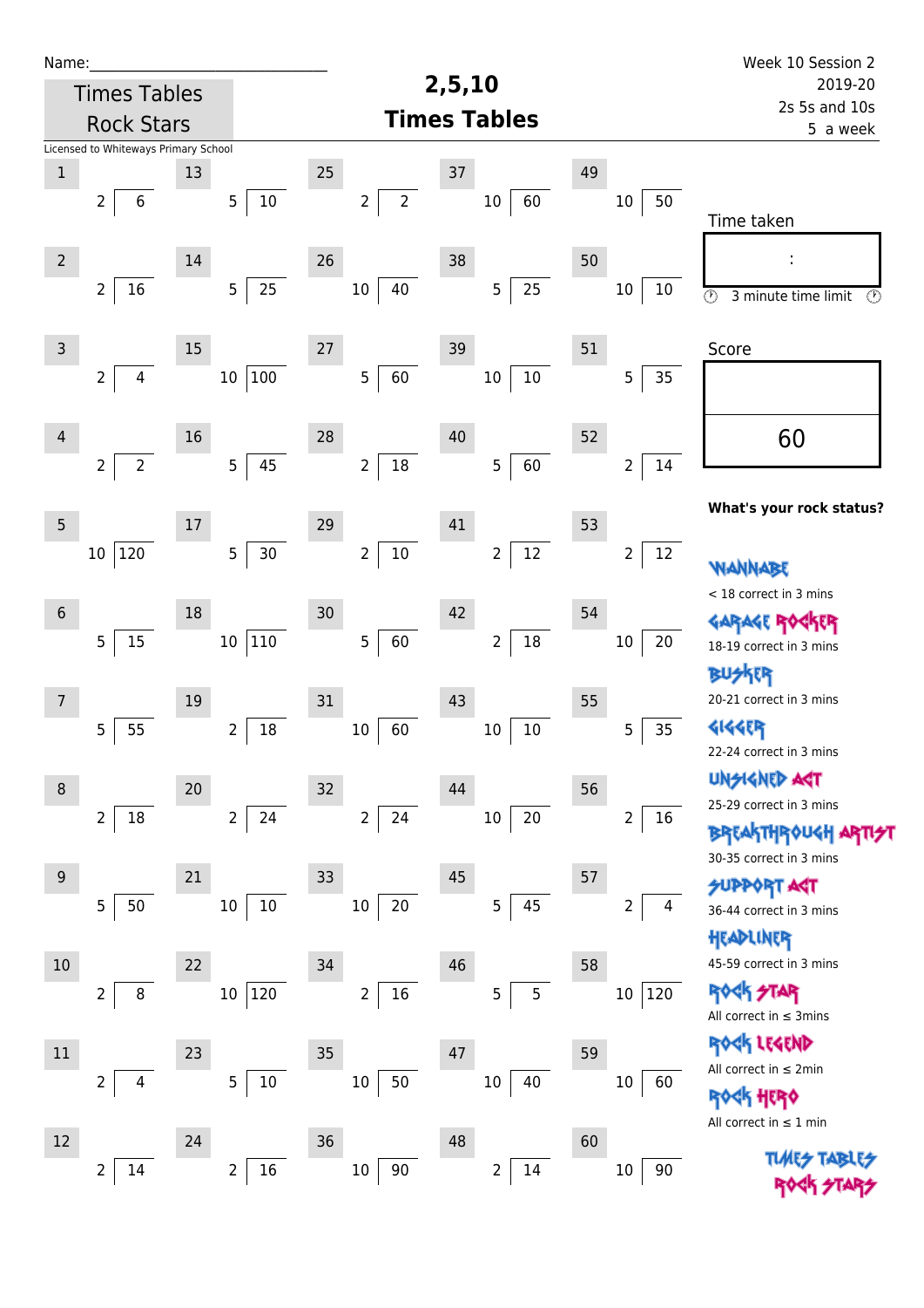Name:\_\_\_\_\_\_\_\_\_\_\_\_\_\_\_\_\_\_\_\_\_\_\_\_\_\_\_\_\_\_

Times Tables Rock Stars

Licensed to Whiteways Primary School

# 2,5,10 Times Tables

Week 10 Session 2
2019-20
2s 5s and 10s
5 a week

| # | Question | # | Question | # | Question | # | Question | # | Question |
|---|---|---|---|---|---|---|---|---|---|
| 1 | 2 ⟌ 6 | 13 | 5 ⟌ 10 | 25 | 2 ⟌ 2 | 37 | 10 ⟌ 60 | 49 | 10 ⟌ 50 |
| 2 | 2 ⟌ 16 | 14 | 5 ⟌ 25 | 26 | 10 ⟌ 40 | 38 | 5 ⟌ 25 | 50 | 10 ⟌ 10 |
| 3 | 2 ⟌ 4 | 15 | 10 ⟌ 100 | 27 | 5 ⟌ 60 | 39 | 10 ⟌ 10 | 51 | 5 ⟌ 35 |
| 4 | 2 ⟌ 2 | 16 | 5 ⟌ 45 | 28 | 2 ⟌ 18 | 40 | 5 ⟌ 60 | 52 | 2 ⟌ 14 |
| 5 | 10 ⟌ 120 | 17 | 5 ⟌ 30 | 29 | 2 ⟌ 10 | 41 | 2 ⟌ 12 | 53 | 2 ⟌ 12 |
| 6 | 5 ⟌ 15 | 18 | 10 ⟌ 110 | 30 | 5 ⟌ 60 | 42 | 2 ⟌ 18 | 54 | 10 ⟌ 20 |
| 7 | 5 ⟌ 55 | 19 | 2 ⟌ 18 | 31 | 10 ⟌ 60 | 43 | 10 ⟌ 10 | 55 | 5 ⟌ 35 |
| 8 | 2 ⟌ 18 | 20 | 2 ⟌ 24 | 32 | 2 ⟌ 24 | 44 | 10 ⟌ 20 | 56 | 2 ⟌ 16 |
| 9 | 5 ⟌ 50 | 21 | 10 ⟌ 10 | 33 | 10 ⟌ 20 | 45 | 5 ⟌ 45 | 57 | 2 ⟌ 4 |
| 10 | 2 ⟌ 8 | 22 | 10 ⟌ 120 | 34 | 2 ⟌ 16 | 46 | 5 ⟌ 5 | 58 | 10 ⟌ 120 |
| 11 | 2 ⟌ 4 | 23 | 5 ⟌ 10 | 35 | 10 ⟌ 50 | 47 | 10 ⟌ 40 | 59 | 10 ⟌ 60 |
| 12 | 2 ⟌ 14 | 24 | 2 ⟌ 16 | 36 | 10 ⟌ 90 | 48 | 2 ⟌ 14 | 60 | 10 ⟌ 90 |

Time taken

:

3 minute time limit

Score

60

**What's your rock status?**

WANNABE
< 18 correct in 3 mins

GARAGE ROCKER
18-19 correct in 3 mins

BUSKER
20-21 correct in 3 mins

GIGGER
22-24 correct in 3 mins

UNSIGNED ACT
25-29 correct in 3 mins

BREAKTHROUGH ARTIST
30-35 correct in 3 mins

SUPPORT ACT
36-44 correct in 3 mins

HEADLINER
45-59 correct in 3 mins

ROCK STAR
All correct in ≤ 3mins

ROCK LEGEND
All correct in ≤ 2min

ROCK HERO
All correct in ≤ 1 min

TIMES TABLES ROCK STARS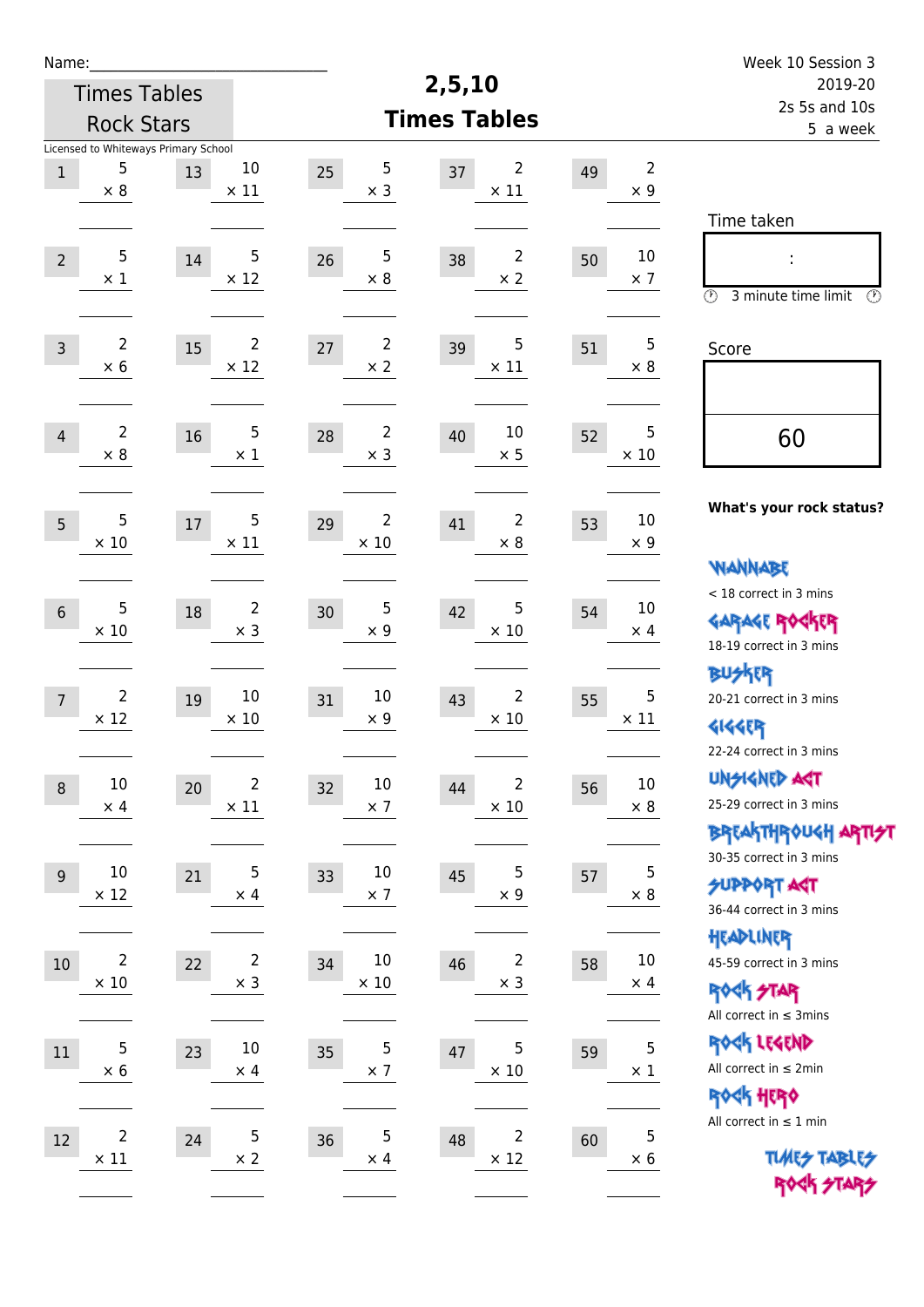Name:\_\_\_\_\_\_\_\_\_\_\_\_\_\_\_\_\_\_\_\_\_\_\_\_\_\_\_\_

Times Tables Rock Stars

Licensed to Whiteways Primary School

# 2,5,10 Times Tables

Week 10 Session 3
2019-20
2s 5s and 10s
5 a week

| # | Question | # | Question | # | Question | # | Question | # | Question |
|---|---|---|---|---|---|---|---|---|---|
| 1 | 5 × 8 | 13 | 10 × 11 | 25 | 5 × 3 | 37 | 2 × 11 | 49 | 2 × 9 |
| 2 | 5 × 1 | 14 | 5 × 12 | 26 | 5 × 8 | 38 | 2 × 2 | 50 | 10 × 7 |
| 3 | 2 × 6 | 15 | 2 × 12 | 27 | 2 × 2 | 39 | 5 × 11 | 51 | 5 × 8 |
| 4 | 2 × 8 | 16 | 5 × 1 | 28 | 2 × 3 | 40 | 10 × 5 | 52 | 5 × 10 |
| 5 | 5 × 10 | 17 | 5 × 11 | 29 | 2 × 10 | 41 | 2 × 8 | 53 | 10 × 9 |
| 6 | 5 × 10 | 18 | 2 × 3 | 30 | 5 × 9 | 42 | 5 × 10 | 54 | 10 × 4 |
| 7 | 2 × 12 | 19 | 10 × 10 | 31 | 10 × 9 | 43 | 2 × 10 | 55 | 5 × 11 |
| 8 | 10 × 4 | 20 | 2 × 11 | 32 | 10 × 7 | 44 | 2 × 10 | 56 | 10 × 8 |
| 9 | 10 × 12 | 21 | 5 × 4 | 33 | 10 × 7 | 45 | 5 × 9 | 57 | 5 × 8 |
| 10 | 2 × 10 | 22 | 2 × 3 | 34 | 10 × 10 | 46 | 2 × 3 | 58 | 10 × 4 |
| 11 | 5 × 6 | 23 | 10 × 4 | 35 | 5 × 7 | 47 | 5 × 10 | 59 | 5 × 1 |
| 12 | 2 × 11 | 24 | 5 × 2 | 36 | 5 × 4 | 48 | 2 × 12 | 60 | 5 × 6 |

Time taken

:

3 minute time limit

Score

60

**What's your rock status?**

WANNABE
< 18 correct in 3 mins

GARAGE ROCKER
18-19 correct in 3 mins

BUSKER
20-21 correct in 3 mins

GIGGER
22-24 correct in 3 mins

UNSIGNED ACT
25-29 correct in 3 mins

BREAKTHROUGH ARTIST
30-35 correct in 3 mins

SUPPORT ACT
36-44 correct in 3 mins

HEADLINER
45-59 correct in 3 mins

ROCK STAR
All correct in ≤ 3mins

ROCK LEGEND
All correct in ≤ 2min

ROCK HERO
All correct in ≤ 1 min

TIMES TABLES ROCK STARS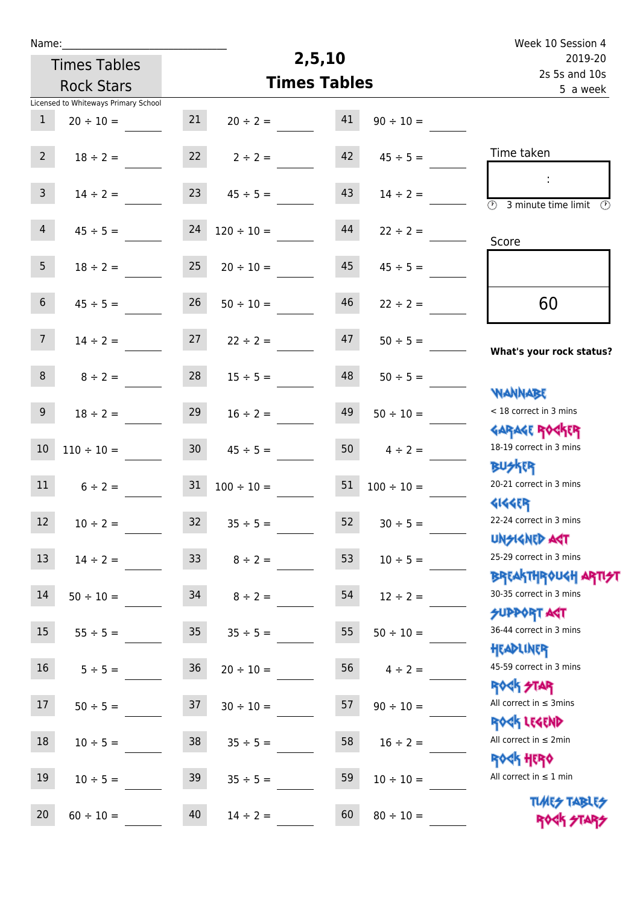Name:

Times Tables Rock Stars

# 2,5,10 Times Tables

Week 10 Session 4
2019-20
2s 5s and 10s
5 a week

Licensed to Whiteways Primary School

| | | | | | |
|---|---|---|---|---|---|
| 1 | 20 ÷ 10 = | 21 | 20 ÷ 2 = | 41 | 90 ÷ 10 = |
| 2 | 18 ÷ 2 = | 22 | 2 ÷ 2 = | 42 | 45 ÷ 5 = |
| 3 | 14 ÷ 2 = | 23 | 45 ÷ 5 = | 43 | 14 ÷ 2 = |
| 4 | 45 ÷ 5 = | 24 | 120 ÷ 10 = | 44 | 22 ÷ 2 = |
| 5 | 18 ÷ 2 = | 25 | 20 ÷ 10 = | 45 | 45 ÷ 5 = |
| 6 | 45 ÷ 5 = | 26 | 50 ÷ 10 = | 46 | 22 ÷ 2 = |
| 7 | 14 ÷ 2 = | 27 | 22 ÷ 2 = | 47 | 50 ÷ 5 = |
| 8 | 8 ÷ 2 = | 28 | 15 ÷ 5 = | 48 | 50 ÷ 5 = |
| 9 | 18 ÷ 2 = | 29 | 16 ÷ 2 = | 49 | 50 ÷ 10 = |
| 10 | 110 ÷ 10 = | 30 | 45 ÷ 5 = | 50 | 4 ÷ 2 = |
| 11 | 6 ÷ 2 = | 31 | 100 ÷ 10 = | 51 | 100 ÷ 10 = |
| 12 | 10 ÷ 2 = | 32 | 35 ÷ 5 = | 52 | 30 ÷ 5 = |
| 13 | 14 ÷ 2 = | 33 | 8 ÷ 2 = | 53 | 10 ÷ 5 = |
| 14 | 50 ÷ 10 = | 34 | 8 ÷ 2 = | 54 | 12 ÷ 2 = |
| 15 | 55 ÷ 5 = | 35 | 35 ÷ 5 = | 55 | 50 ÷ 10 = |
| 16 | 5 ÷ 5 = | 36 | 20 ÷ 10 = | 56 | 4 ÷ 2 = |
| 17 | 50 ÷ 5 = | 37 | 30 ÷ 10 = | 57 | 90 ÷ 10 = |
| 18 | 10 ÷ 5 = | 38 | 35 ÷ 5 = | 58 | 16 ÷ 2 = |
| 19 | 10 ÷ 5 = | 39 | 35 ÷ 5 = | 59 | 10 ÷ 10 = |
| 20 | 60 ÷ 10 = | 40 | 14 ÷ 2 = | 60 | 80 ÷ 10 = |

Time taken

:

3 minute time limit

Score

60

**What's your rock status?**

WANNABE
< 18 correct in 3 mins

GARAGE ROCKER
18-19 correct in 3 mins

BUSKER
20-21 correct in 3 mins

GIGGER
22-24 correct in 3 mins

UNSIGNED ACT
25-29 correct in 3 mins

BREAKTHROUGH ARTIST
30-35 correct in 3 mins

SUPPORT ACT
36-44 correct in 3 mins

HEADLINER
45-59 correct in 3 mins

ROCK STAR
All correct in ≤ 3mins

ROCK LEGEND
All correct in ≤ 2min

ROCK HERO
All correct in ≤ 1 min

TIMES TABLES ROCK STARS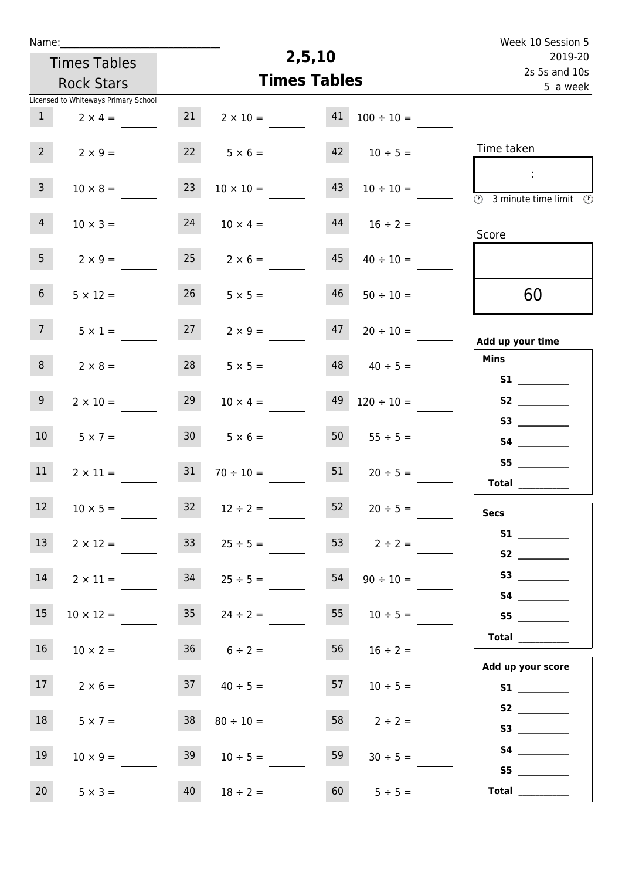Name:______________________________

Times Tables Rock Stars

Licensed to Whiteways Primary School

# 2,5,10 Times Tables

Week 10 Session 5
2019-20
2s 5s and 10s
5 a week

| | | | | | |
|---|---|---|---|---|---|
| 1 | $2 \times 4 =$ | 21 | $2 \times 10 =$ | 41 | $100 \div 10 =$ |
| 2 | $2 \times 9 =$ | 22 | $5 \times 6 =$ | 42 | $10 \div 5 =$ |
| 3 | $10 \times 8 =$ | 23 | $10 \times 10 =$ | 43 | $10 \div 10 =$ |
| 4 | $10 \times 3 =$ | 24 | $10 \times 4 =$ | 44 | $16 \div 2 =$ |
| 5 | $2 \times 9 =$ | 25 | $2 \times 6 =$ | 45 | $40 \div 10 =$ |
| 6 | $5 \times 12 =$ | 26 | $5 \times 5 =$ | 46 | $50 \div 10 =$ |
| 7 | $5 \times 1 =$ | 27 | $2 \times 9 =$ | 47 | $20 \div 10 =$ |
| 8 | $2 \times 8 =$ | 28 | $5 \times 5 =$ | 48 | $40 \div 5 =$ |
| 9 | $2 \times 10 =$ | 29 | $10 \times 4 =$ | 49 | $120 \div 10 =$ |
| 10 | $5 \times 7 =$ | 30 | $5 \times 6 =$ | 50 | $55 \div 5 =$ |
| 11 | $2 \times 11 =$ | 31 | $70 \div 10 =$ | 51 | $20 \div 5 =$ |
| 12 | $10 \times 5 =$ | 32 | $12 \div 2 =$ | 52 | $20 \div 5 =$ |
| 13 | $2 \times 12 =$ | 33 | $25 \div 5 =$ | 53 | $2 \div 2 =$ |
| 14 | $2 \times 11 =$ | 34 | $25 \div 5 =$ | 54 | $90 \div 10 =$ |
| 15 | $10 \times 12 =$ | 35 | $24 \div 2 =$ | 55 | $10 \div 5 =$ |
| 16 | $10 \times 2 =$ | 36 | $6 \div 2 =$ | 56 | $16 \div 2 =$ |
| 17 | $2 \times 6 =$ | 37 | $40 \div 5 =$ | 57 | $10 \div 5 =$ |
| 18 | $5 \times 7 =$ | 38 | $80 \div 10 =$ | 58 | $2 \div 2 =$ |
| 19 | $10 \times 9 =$ | 39 | $10 \div 5 =$ | 59 | $30 \div 5 =$ |
| 20 | $5 \times 3 =$ | 40 | $18 \div 2 =$ | 60 | $5 \div 5 =$ |

Time taken

:

3 minute time limit

Score

60

**Add up your time**

**Mins**

**S1** __________
**S2** __________
**S3** __________
**S4** __________
**S5** __________
**Total** __________

**Secs**

**S1** __________
**S2** __________
**S3** __________
**S4** __________
**S5** __________
**Total** __________

**Add up your score**

**S1** __________
**S2** __________
**S3** __________
**S4** __________
**S5** __________
**Total** __________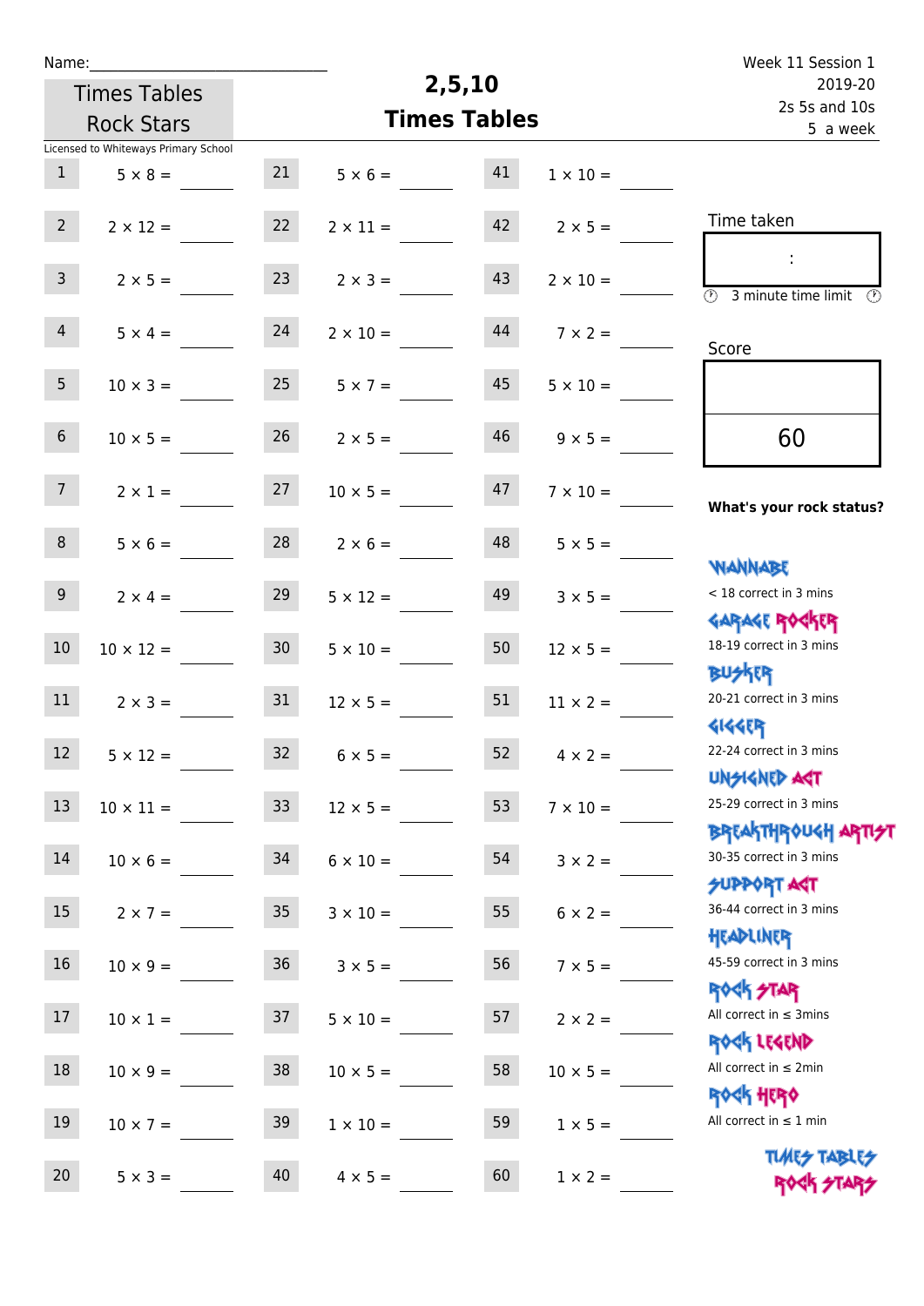Name:______________________________

Times Tables Rock Stars

Licensed to Whiteways Primary School

# 2,5,10 Times Tables

Week 11 Session 1
2019-20
2s 5s and 10s
5 a week

| | | | | | |
|---|---|---|---|---|---|
| 1 | $5 \times 8 =$ ____ | 21 | $5 \times 6 =$ ____ | 41 | $1 \times 10 =$ ____ |
| 2 | $2 \times 12 =$ ____ | 22 | $2 \times 11 =$ ____ | 42 | $2 \times 5 =$ ____ |
| 3 | $2 \times 5 =$ ____ | 23 | $2 \times 3 =$ ____ | 43 | $2 \times 10 =$ ____ |
| 4 | $5 \times 4 =$ ____ | 24 | $2 \times 10 =$ ____ | 44 | $7 \times 2 =$ ____ |
| 5 | $10 \times 3 =$ ____ | 25 | $5 \times 7 =$ ____ | 45 | $5 \times 10 =$ ____ |
| 6 | $10 \times 5 =$ ____ | 26 | $2 \times 5 =$ ____ | 46 | $9 \times 5 =$ ____ |
| 7 | $2 \times 1 =$ ____ | 27 | $10 \times 5 =$ ____ | 47 | $7 \times 10 =$ ____ |
| 8 | $5 \times 6 =$ ____ | 28 | $2 \times 6 =$ ____ | 48 | $5 \times 5 =$ ____ |
| 9 | $2 \times 4 =$ ____ | 29 | $5 \times 12 =$ ____ | 49 | $3 \times 5 =$ ____ |
| 10 | $10 \times 12 =$ ____ | 30 | $5 \times 10 =$ ____ | 50 | $12 \times 5 =$ ____ |
| 11 | $2 \times 3 =$ ____ | 31 | $12 \times 5 =$ ____ | 51 | $11 \times 2 =$ ____ |
| 12 | $5 \times 12 =$ ____ | 32 | $6 \times 5 =$ ____ | 52 | $4 \times 2 =$ ____ |
| 13 | $10 \times 11 =$ ____ | 33 | $12 \times 5 =$ ____ | 53 | $7 \times 10 =$ ____ |
| 14 | $10 \times 6 =$ ____ | 34 | $6 \times 10 =$ ____ | 54 | $3 \times 2 =$ ____ |
| 15 | $2 \times 7 =$ ____ | 35 | $3 \times 10 =$ ____ | 55 | $6 \times 2 =$ ____ |
| 16 | $10 \times 9 =$ ____ | 36 | $3 \times 5 =$ ____ | 56 | $7 \times 5 =$ ____ |
| 17 | $10 \times 1 =$ ____ | 37 | $5 \times 10 =$ ____ | 57 | $2 \times 2 =$ ____ |
| 18 | $10 \times 9 =$ ____ | 38 | $10 \times 5 =$ ____ | 58 | $10 \times 5 =$ ____ |
| 19 | $10 \times 7 =$ ____ | 39 | $1 \times 10 =$ ____ | 59 | $1 \times 5 =$ ____ |
| 20 | $5 \times 3 =$ ____ | 40 | $4 \times 5 =$ ____ | 60 | $1 \times 2 =$ ____ |

Time taken

:

3 minute time limit

Score

60

**What's your rock status?**

WANNABE
< 18 correct in 3 mins

GARAGE ROCKER
18-19 correct in 3 mins

BUSKER
20-21 correct in 3 mins

GIGGER
22-24 correct in 3 mins

UNSIGNED ACT
25-29 correct in 3 mins

BREAKTHROUGH ARTIST
30-35 correct in 3 mins

SUPPORT ACT
36-44 correct in 3 mins

HEADLINER
45-59 correct in 3 mins

ROCK STAR
All correct in ≤ 3mins

ROCK LEGEND
All correct in ≤ 2min

ROCK HERO
All correct in ≤ 1 min

TIMES TABLES ROCK STARS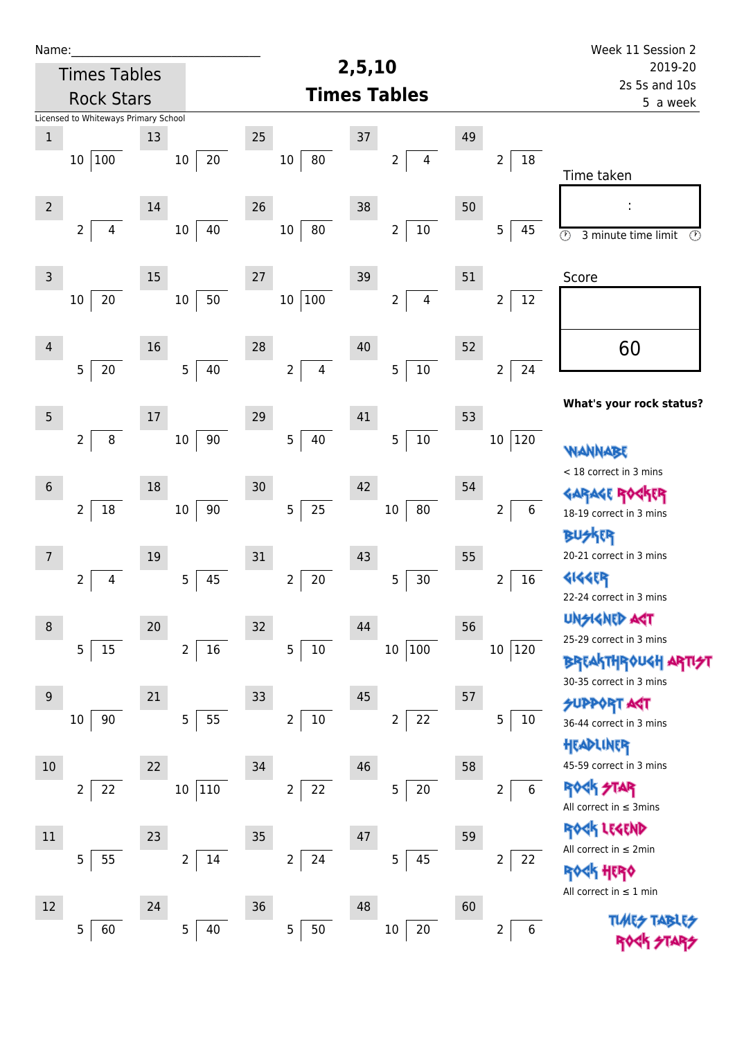Name:\_\_\_\_\_\_\_\_\_\_\_\_\_\_\_\_\_\_\_\_\_\_\_\_\_\_\_\_\_\_

Times Tables Rock Stars

Licensed to Whiteways Primary School

# 2,5,10 Times Tables

Week 11 Session 2
2019-20
2s 5s and 10s
5 a week

| # | Question | # | Question | # | Question | # | Question | # | Question |
|---|---|---|---|---|---|---|---|---|---|
| 1 | 10 ⟌ 100 | 13 | 10 ⟌ 20 | 25 | 10 ⟌ 80 | 37 | 2 ⟌ 4 | 49 | 2 ⟌ 18 |
| 2 | 2 ⟌ 4 | 14 | 10 ⟌ 40 | 26 | 10 ⟌ 80 | 38 | 2 ⟌ 10 | 50 | 5 ⟌ 45 |
| 3 | 10 ⟌ 20 | 15 | 10 ⟌ 50 | 27 | 10 ⟌ 100 | 39 | 2 ⟌ 4 | 51 | 2 ⟌ 12 |
| 4 | 5 ⟌ 20 | 16 | 5 ⟌ 40 | 28 | 2 ⟌ 4 | 40 | 5 ⟌ 10 | 52 | 2 ⟌ 24 |
| 5 | 2 ⟌ 8 | 17 | 10 ⟌ 90 | 29 | 5 ⟌ 40 | 41 | 5 ⟌ 10 | 53 | 10 ⟌ 120 |
| 6 | 2 ⟌ 18 | 18 | 10 ⟌ 90 | 30 | 5 ⟌ 25 | 42 | 10 ⟌ 80 | 54 | 2 ⟌ 6 |
| 7 | 2 ⟌ 4 | 19 | 5 ⟌ 45 | 31 | 2 ⟌ 20 | 43 | 5 ⟌ 30 | 55 | 2 ⟌ 16 |
| 8 | 5 ⟌ 15 | 20 | 2 ⟌ 16 | 32 | 5 ⟌ 10 | 44 | 10 ⟌ 100 | 56 | 10 ⟌ 120 |
| 9 | 10 ⟌ 90 | 21 | 5 ⟌ 55 | 33 | 2 ⟌ 10 | 45 | 2 ⟌ 22 | 57 | 5 ⟌ 10 |
| 10 | 2 ⟌ 22 | 22 | 10 ⟌ 110 | 34 | 2 ⟌ 22 | 46 | 5 ⟌ 20 | 58 | 2 ⟌ 6 |
| 11 | 5 ⟌ 55 | 23 | 2 ⟌ 14 | 35 | 2 ⟌ 24 | 47 | 5 ⟌ 45 | 59 | 2 ⟌ 22 |
| 12 | 5 ⟌ 60 | 24 | 5 ⟌ 40 | 36 | 5 ⟌ 50 | 48 | 10 ⟌ 20 | 60 | 2 ⟌ 6 |

Time taken

:

3 minute time limit

Score

60

**What's your rock status?**

WANNABE
< 18 correct in 3 mins

GARAGE ROCKER
18-19 correct in 3 mins

BUSKER
20-21 correct in 3 mins

GIGGER
22-24 correct in 3 mins

UNSIGNED ACT
25-29 correct in 3 mins

BREAKTHROUGH ARTIST
30-35 correct in 3 mins

SUPPORT ACT
36-44 correct in 3 mins

HEADLINER
45-59 correct in 3 mins

ROCK STAR
All correct in ≤ 3mins

ROCK LEGEND
All correct in ≤ 2min

ROCK HERO
All correct in ≤ 1 min

TIMES TABLES ROCK STARS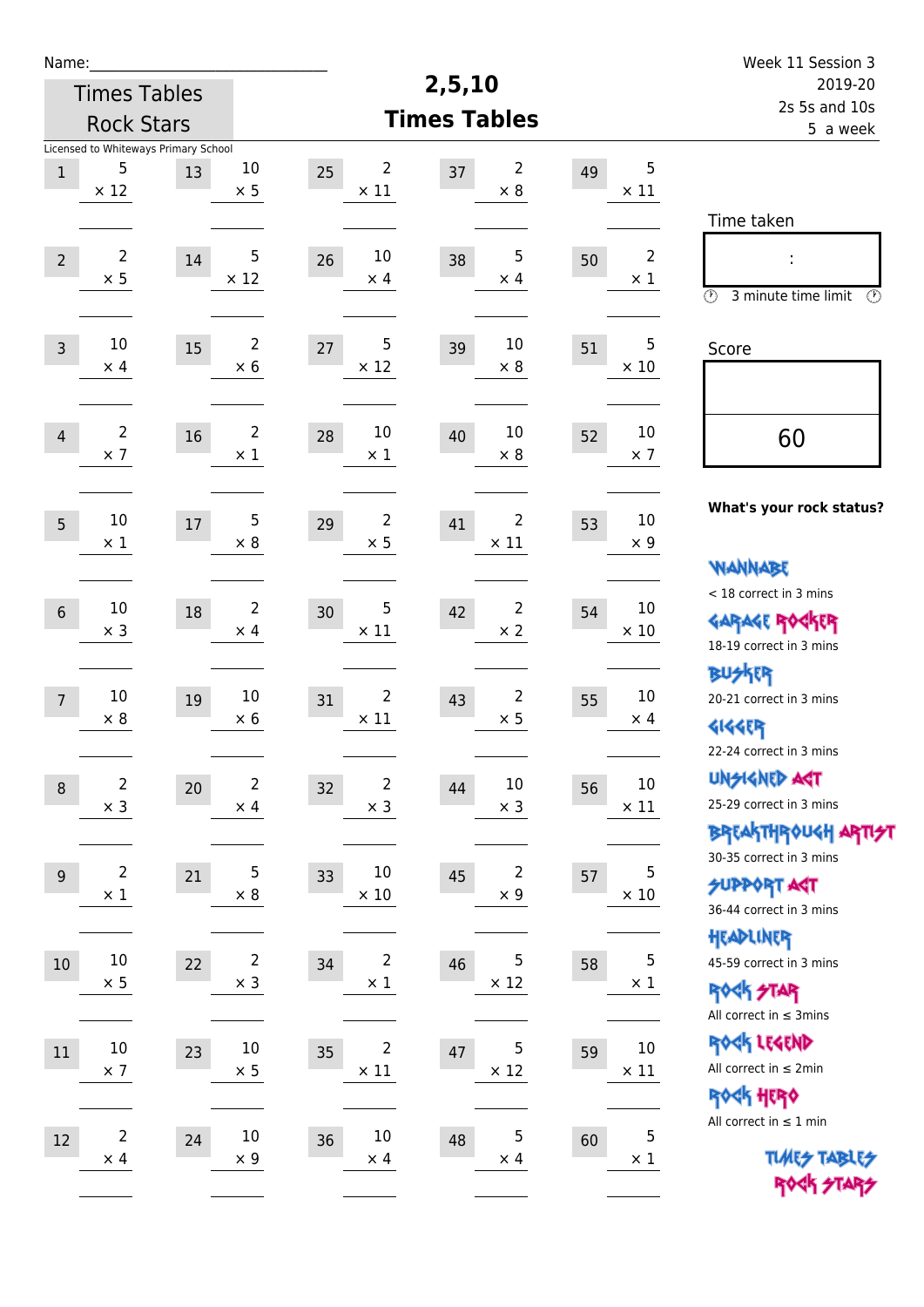Name:_______________________

Times Tables Rock Stars

Licensed to Whiteways Primary School

# 2,5,10 Times Tables

Week 11 Session 3
2019-20
2s 5s and 10s
5 a week

| | | | | | | | | | |
|---|---|---|---|---|---|---|---|---|---|
| 1 | 5 × 12 | 13 | 10 × 5 | 25 | 2 × 11 | 37 | 2 × 8 | 49 | 5 × 11 |
| 2 | 2 × 5 | 14 | 5 × 12 | 26 | 10 × 4 | 38 | 5 × 4 | 50 | 2 × 1 |
| 3 | 10 × 4 | 15 | 2 × 6 | 27 | 5 × 12 | 39 | 10 × 8 | 51 | 5 × 10 |
| 4 | 2 × 7 | 16 | 2 × 1 | 28 | 10 × 1 | 40 | 10 × 8 | 52 | 10 × 7 |
| 5 | 10 × 1 | 17 | 5 × 8 | 29 | 2 × 5 | 41 | 2 × 11 | 53 | 10 × 9 |
| 6 | 10 × 3 | 18 | 2 × 4 | 30 | 5 × 11 | 42 | 2 × 2 | 54 | 10 × 10 |
| 7 | 10 × 8 | 19 | 10 × 6 | 31 | 2 × 11 | 43 | 2 × 5 | 55 | 10 × 4 |
| 8 | 2 × 3 | 20 | 2 × 4 | 32 | 2 × 3 | 44 | 10 × 3 | 56 | 10 × 11 |
| 9 | 2 × 1 | 21 | 5 × 8 | 33 | 10 × 10 | 45 | 2 × 9 | 57 | 5 × 10 |
| 10 | 10 × 5 | 22 | 2 × 3 | 34 | 2 × 1 | 46 | 5 × 12 | 58 | 5 × 1 |
| 11 | 10 × 7 | 23 | 10 × 5 | 35 | 2 × 11 | 47 | 5 × 12 | 59 | 10 × 11 |
| 12 | 2 × 4 | 24 | 10 × 9 | 36 | 10 × 4 | 48 | 5 × 4 | 60 | 5 × 1 |

Time taken

:

3 minute time limit

Score

60

**What's your rock status?**

WANNABE
< 18 correct in 3 mins

GARAGE ROCKER
18-19 correct in 3 mins

BUSKER
20-21 correct in 3 mins

GIGGER
22-24 correct in 3 mins

UNSIGNED ACT
25-29 correct in 3 mins

BREAKTHROUGH ARTIST
30-35 correct in 3 mins

SUPPORT ACT
36-44 correct in 3 mins

HEADLINER
45-59 correct in 3 mins

ROCK STAR
All correct in ≤ 3mins

ROCK LEGEND
All correct in ≤ 2min

ROCK HERO
All correct in ≤ 1 min

TIMES TABLES ROCK STARS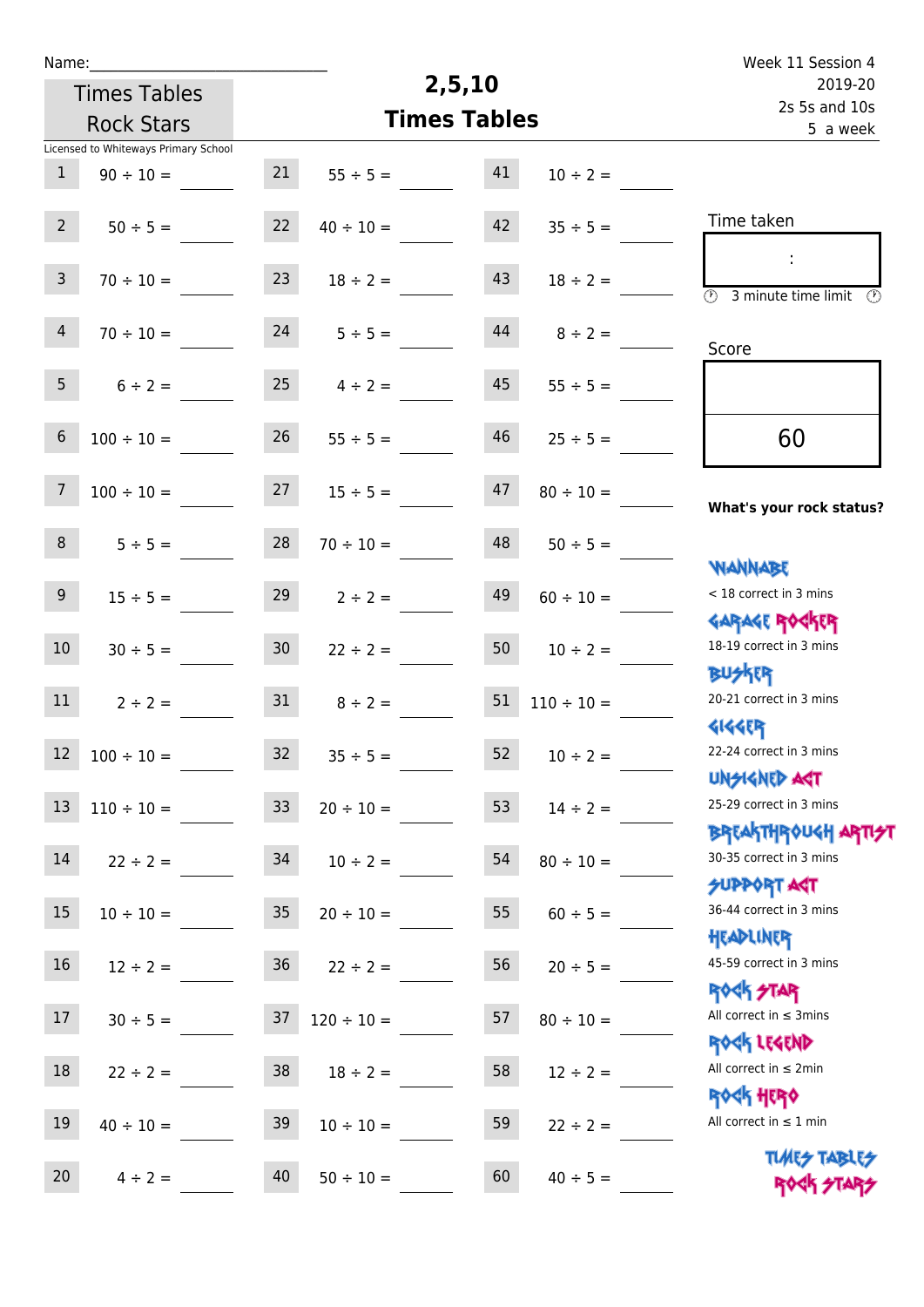Name:

Times Tables Rock Stars

Licensed to Whiteways Primary School

# 2,5,10 Times Tables

Week 11 Session 4
2019-20
2s 5s and 10s
5 a week

| | | | | | |
|---|---|---|---|---|---|
| 1 | 90 ÷ 10 = | 21 | 55 ÷ 5 = | 41 | 10 ÷ 2 = |
| 2 | 50 ÷ 5 = | 22 | 40 ÷ 10 = | 42 | 35 ÷ 5 = |
| 3 | 70 ÷ 10 = | 23 | 18 ÷ 2 = | 43 | 18 ÷ 2 = |
| 4 | 70 ÷ 10 = | 24 | 5 ÷ 5 = | 44 | 8 ÷ 2 = |
| 5 | 6 ÷ 2 = | 25 | 4 ÷ 2 = | 45 | 55 ÷ 5 = |
| 6 | 100 ÷ 10 = | 26 | 55 ÷ 5 = | 46 | 25 ÷ 5 = |
| 7 | 100 ÷ 10 = | 27 | 15 ÷ 5 = | 47 | 80 ÷ 10 = |
| 8 | 5 ÷ 5 = | 28 | 70 ÷ 10 = | 48 | 50 ÷ 5 = |
| 9 | 15 ÷ 5 = | 29 | 2 ÷ 2 = | 49 | 60 ÷ 10 = |
| 10 | 30 ÷ 5 = | 30 | 22 ÷ 2 = | 50 | 10 ÷ 2 = |
| 11 | 2 ÷ 2 = | 31 | 8 ÷ 2 = | 51 | 110 ÷ 10 = |
| 12 | 100 ÷ 10 = | 32 | 35 ÷ 5 = | 52 | 10 ÷ 2 = |
| 13 | 110 ÷ 10 = | 33 | 20 ÷ 10 = | 53 | 14 ÷ 2 = |
| 14 | 22 ÷ 2 = | 34 | 10 ÷ 2 = | 54 | 80 ÷ 10 = |
| 15 | 10 ÷ 10 = | 35 | 20 ÷ 10 = | 55 | 60 ÷ 5 = |
| 16 | 12 ÷ 2 = | 36 | 22 ÷ 2 = | 56 | 20 ÷ 5 = |
| 17 | 30 ÷ 5 = | 37 | 120 ÷ 10 = | 57 | 80 ÷ 10 = |
| 18 | 22 ÷ 2 = | 38 | 18 ÷ 2 = | 58 | 12 ÷ 2 = |
| 19 | 40 ÷ 10 = | 39 | 10 ÷ 10 = | 59 | 22 ÷ 2 = |
| 20 | 4 ÷ 2 = | 40 | 50 ÷ 10 = | 60 | 40 ÷ 5 = |

Time taken

:

3 minute time limit

Score

60

**What's your rock status?**

WANNABE
< 18 correct in 3 mins

GARAGE ROCKER
18-19 correct in 3 mins

BUSKER
20-21 correct in 3 mins

GIGGER
22-24 correct in 3 mins

UNSIGNED ACT
25-29 correct in 3 mins

BREAKTHROUGH ARTIST
30-35 correct in 3 mins

SUPPORT ACT
36-44 correct in 3 mins

HEADLINER
45-59 correct in 3 mins

ROCK STAR
All correct in ≤ 3mins

ROCK LEGEND
All correct in ≤ 2min

ROCK HERO
All correct in ≤ 1 min

TIMES TABLES ROCK STARS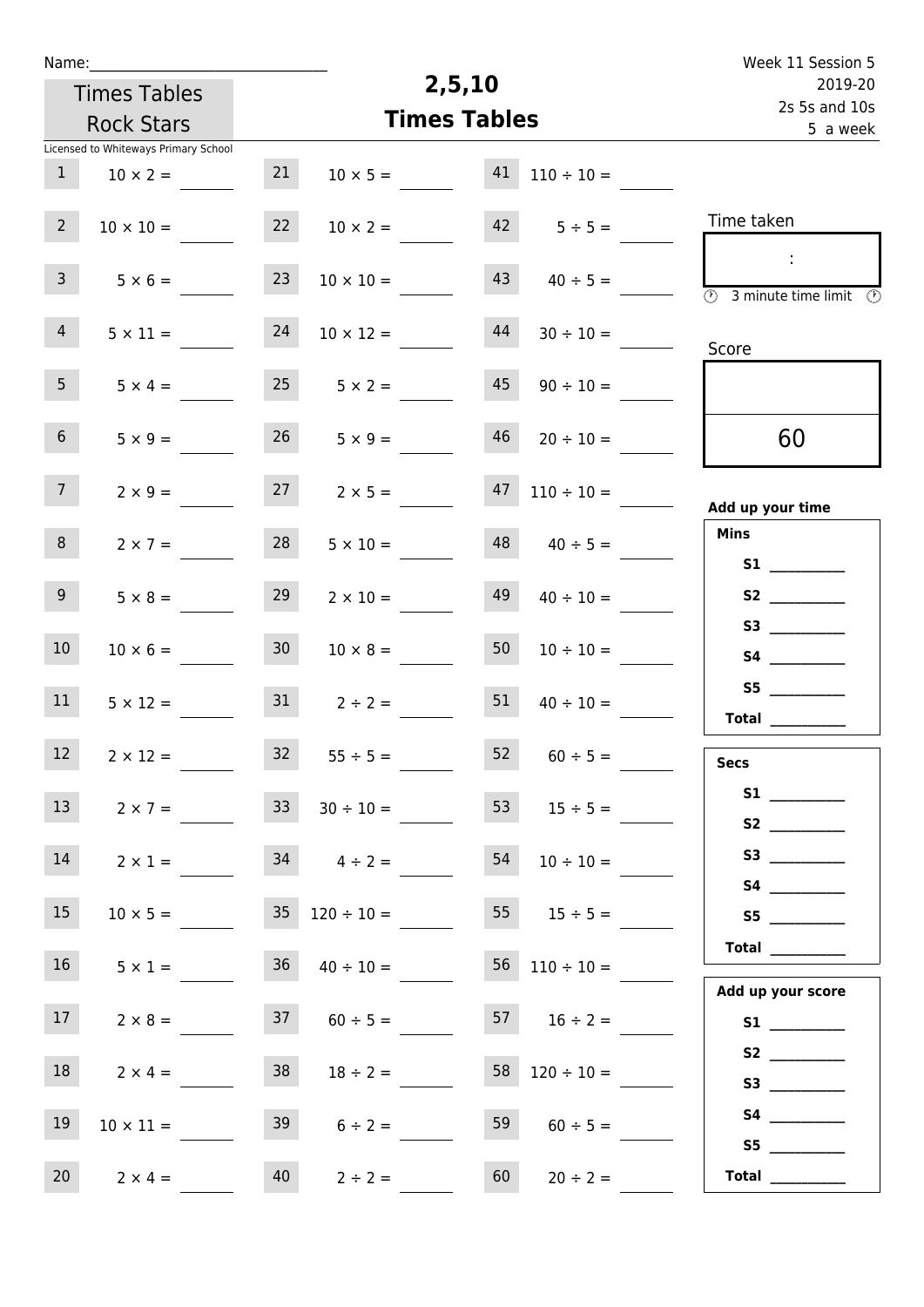Name:\_\_\_\_\_\_\_\_\_\_\_\_\_\_\_\_\_\_\_\_\_\_\_\_\_\_\_\_\_\_

Times Tables Rock Stars

Licensed to Whiteways Primary School

# 2,5,10 Times Tables

Week 11 Session 5
2019-20
2s 5s and 10s
5 a week

| | | | | | |
|---|---|---|---|---|---|
| 1 | $10 \times 2 =$ | 21 | $10 \times 5 =$ | 41 | $110 \div 10 =$ |
| 2 | $10 \times 10 =$ | 22 | $10 \times 2 =$ | 42 | $5 \div 5 =$ |
| 3 | $5 \times 6 =$ | 23 | $10 \times 10 =$ | 43 | $40 \div 5 =$ |
| 4 | $5 \times 11 =$ | 24 | $10 \times 12 =$ | 44 | $30 \div 10 =$ |
| 5 | $5 \times 4 =$ | 25 | $5 \times 2 =$ | 45 | $90 \div 10 =$ |
| 6 | $5 \times 9 =$ | 26 | $5 \times 9 =$ | 46 | $20 \div 10 =$ |
| 7 | $2 \times 9 =$ | 27 | $2 \times 5 =$ | 47 | $110 \div 10 =$ |
| 8 | $2 \times 7 =$ | 28 | $5 \times 10 =$ | 48 | $40 \div 5 =$ |
| 9 | $5 \times 8 =$ | 29 | $2 \times 10 =$ | 49 | $40 \div 10 =$ |
| 10 | $10 \times 6 =$ | 30 | $10 \times 8 =$ | 50 | $10 \div 10 =$ |
| 11 | $5 \times 12 =$ | 31 | $2 \div 2 =$ | 51 | $40 \div 10 =$ |
| 12 | $2 \times 12 =$ | 32 | $55 \div 5 =$ | 52 | $60 \div 5 =$ |
| 13 | $2 \times 7 =$ | 33 | $30 \div 10 =$ | 53 | $15 \div 5 =$ |
| 14 | $2 \times 1 =$ | 34 | $4 \div 2 =$ | 54 | $10 \div 10 =$ |
| 15 | $10 \times 5 =$ | 35 | $120 \div 10 =$ | 55 | $15 \div 5 =$ |
| 16 | $5 \times 1 =$ | 36 | $40 \div 10 =$ | 56 | $110 \div 10 =$ |
| 17 | $2 \times 8 =$ | 37 | $60 \div 5 =$ | 57 | $16 \div 2 =$ |
| 18 | $2 \times 4 =$ | 38 | $18 \div 2 =$ | 58 | $120 \div 10 =$ |
| 19 | $10 \times 11 =$ | 39 | $6 \div 2 =$ | 59 | $60 \div 5 =$ |
| 20 | $2 \times 4 =$ | 40 | $2 \div 2 =$ | 60 | $20 \div 2 =$ |

Time taken

:

3 minute time limit

Score

60

**Add up your time**

**Mins**
- **S1** \_\_\_\_\_\_\_\_\_\_
- **S2** \_\_\_\_\_\_\_\_\_\_
- **S3** \_\_\_\_\_\_\_\_\_\_
- **S4** \_\_\_\_\_\_\_\_\_\_
- **S5** \_\_\_\_\_\_\_\_\_\_
- **Total** \_\_\_\_\_\_\_\_\_\_

**Secs**
- **S1** \_\_\_\_\_\_\_\_\_\_
- **S2** \_\_\_\_\_\_\_\_\_\_
- **S3** \_\_\_\_\_\_\_\_\_\_
- **S4** \_\_\_\_\_\_\_\_\_\_
- **S5** \_\_\_\_\_\_\_\_\_\_
- **Total** \_\_\_\_\_\_\_\_\_\_

**Add up your score**
- **S1** \_\_\_\_\_\_\_\_\_\_
- **S2** \_\_\_\_\_\_\_\_\_\_
- **S3** \_\_\_\_\_\_\_\_\_\_
- **S4** \_\_\_\_\_\_\_\_\_\_
- **S5** \_\_\_\_\_\_\_\_\_\_
- **Total** \_\_\_\_\_\_\_\_\_\_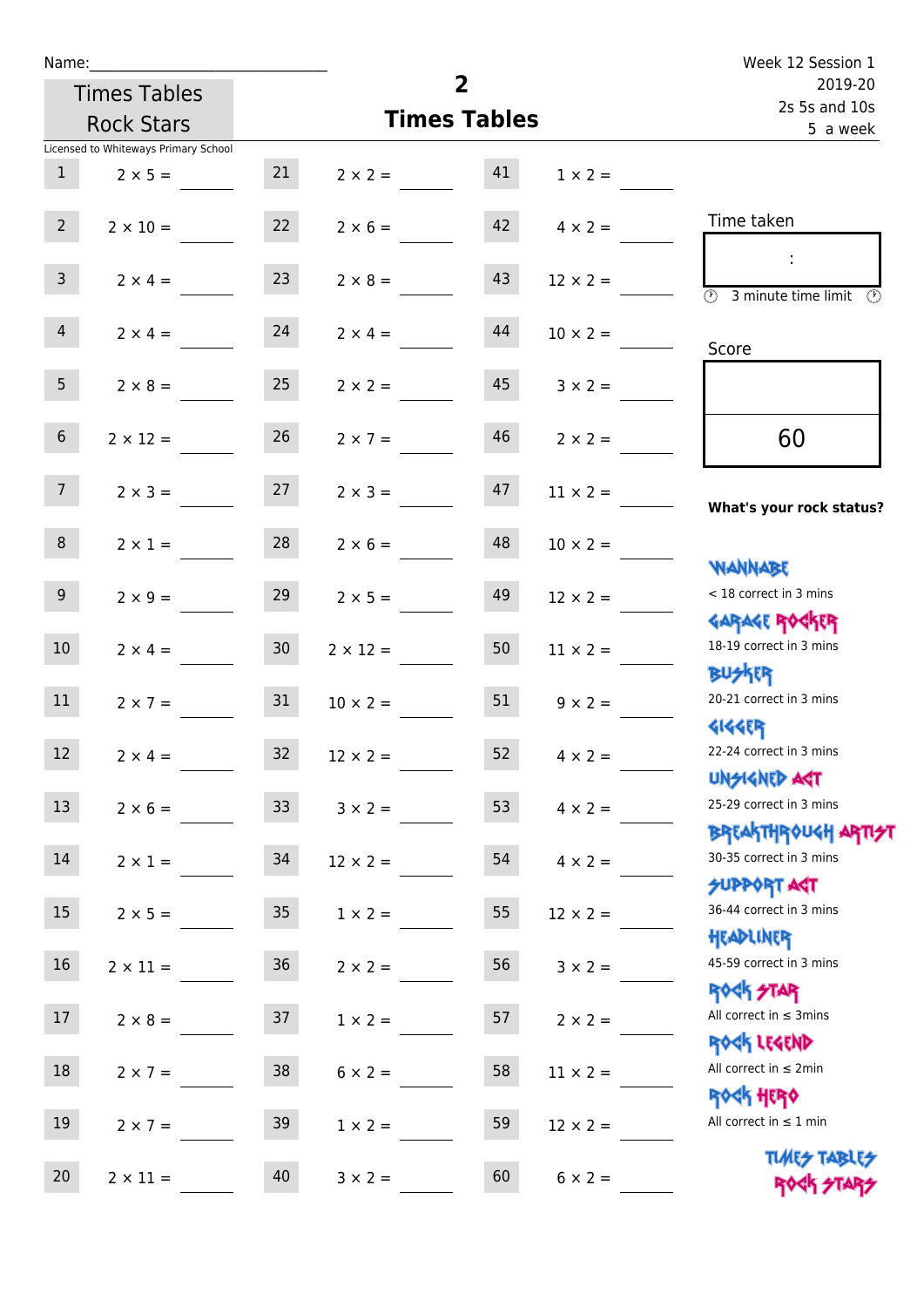Name:\_\_\_\_\_\_\_\_\_\_\_\_\_\_\_\_\_\_\_\_\_\_\_\_\_\_\_\_

Times Tables Rock Stars

Licensed to Whiteways Primary School

# 2
## Times Tables

Week 12 Session 1
2019-20
2s 5s and 10s
5 a week

| | | | | | |
|---|---|---|---|---|---|
| 1 | $2 \times 5 =$ | 21 | $2 \times 2 =$ | 41 | $1 \times 2 =$ |
| 2 | $2 \times 10 =$ | 22 | $2 \times 6 =$ | 42 | $4 \times 2 =$ |
| 3 | $2 \times 4 =$ | 23 | $2 \times 8 =$ | 43 | $12 \times 2 =$ |
| 4 | $2 \times 4 =$ | 24 | $2 \times 4 =$ | 44 | $10 \times 2 =$ |
| 5 | $2 \times 8 =$ | 25 | $2 \times 2 =$ | 45 | $3 \times 2 =$ |
| 6 | $2 \times 12 =$ | 26 | $2 \times 7 =$ | 46 | $2 \times 2 =$ |
| 7 | $2 \times 3 =$ | 27 | $2 \times 3 =$ | 47 | $11 \times 2 =$ |
| 8 | $2 \times 1 =$ | 28 | $2 \times 6 =$ | 48 | $10 \times 2 =$ |
| 9 | $2 \times 9 =$ | 29 | $2 \times 5 =$ | 49 | $12 \times 2 =$ |
| 10 | $2 \times 4 =$ | 30 | $2 \times 12 =$ | 50 | $11 \times 2 =$ |
| 11 | $2 \times 7 =$ | 31 | $10 \times 2 =$ | 51 | $9 \times 2 =$ |
| 12 | $2 \times 4 =$ | 32 | $12 \times 2 =$ | 52 | $4 \times 2 =$ |
| 13 | $2 \times 6 =$ | 33 | $3 \times 2 =$ | 53 | $4 \times 2 =$ |
| 14 | $2 \times 1 =$ | 34 | $12 \times 2 =$ | 54 | $4 \times 2 =$ |
| 15 | $2 \times 5 =$ | 35 | $1 \times 2 =$ | 55 | $12 \times 2 =$ |
| 16 | $2 \times 11 =$ | 36 | $2 \times 2 =$ | 56 | $3 \times 2 =$ |
| 17 | $2 \times 8 =$ | 37 | $1 \times 2 =$ | 57 | $2 \times 2 =$ |
| 18 | $2 \times 7 =$ | 38 | $6 \times 2 =$ | 58 | $11 \times 2 =$ |
| 19 | $2 \times 7 =$ | 39 | $1 \times 2 =$ | 59 | $12 \times 2 =$ |
| 20 | $2 \times 11 =$ | 40 | $3 \times 2 =$ | 60 | $6 \times 2 =$ |

Time taken

:

3 minute time limit

Score

60

**What's your rock status?**

WANNABE
< 18 correct in 3 mins

GARAGE ROCKER
18-19 correct in 3 mins

BUSKER
20-21 correct in 3 mins

GIGGER
22-24 correct in 3 mins

UNSIGNED ACT
25-29 correct in 3 mins

BREAKTHROUGH ARTIST
30-35 correct in 3 mins

SUPPORT ACT
36-44 correct in 3 mins

HEADLINER
45-59 correct in 3 mins

ROCK STAR
All correct in ≤ 3mins

ROCK LEGEND
All correct in ≤ 2min

ROCK HERO
All correct in ≤ 1 min

TIMES TABLES ROCK STARS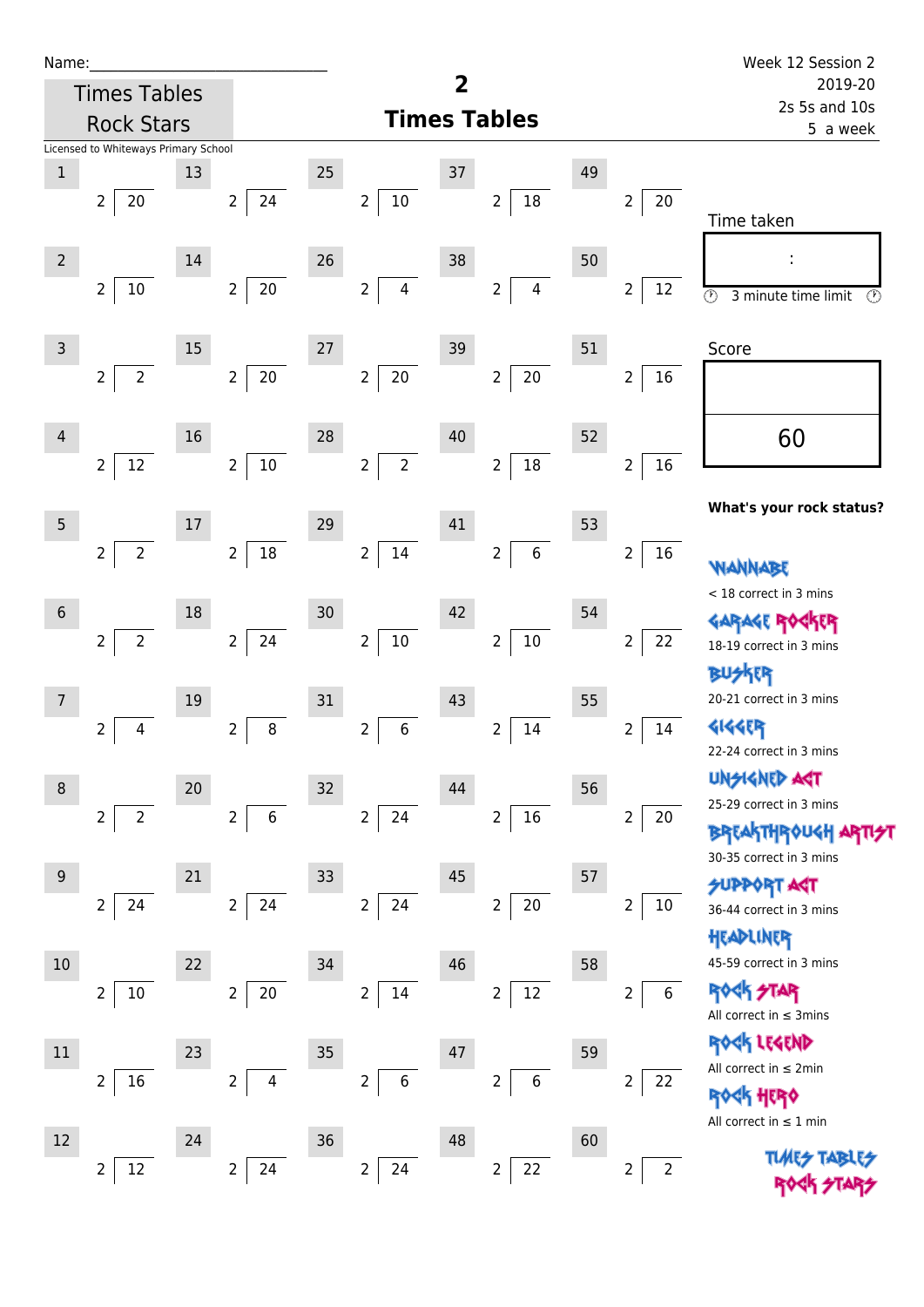Name:\_\_\_\_\_\_\_\_\_\_\_\_\_\_\_\_\_\_\_\_\_\_\_\_\_\_\_\_

Times Tables Rock Stars

Licensed to Whiteways Primary School

# 2
## Times Tables

Week 12 Session 2
2019-20
2s 5s and 10s
5 a week

| # | Question | # | Question | # | Question | # | Question | # | Question |
|---|---|---|---|---|---|---|---|---|---|
| 1 | 2 ⟌ 20 | 13 | 2 ⟌ 24 | 25 | 2 ⟌ 10 | 37 | 2 ⟌ 18 | 49 | 2 ⟌ 20 |
| 2 | 2 ⟌ 10 | 14 | 2 ⟌ 20 | 26 | 2 ⟌ 4 | 38 | 2 ⟌ 4 | 50 | 2 ⟌ 12 |
| 3 | 2 ⟌ 2 | 15 | 2 ⟌ 20 | 27 | 2 ⟌ 20 | 39 | 2 ⟌ 20 | 51 | 2 ⟌ 16 |
| 4 | 2 ⟌ 12 | 16 | 2 ⟌ 10 | 28 | 2 ⟌ 2 | 40 | 2 ⟌ 18 | 52 | 2 ⟌ 16 |
| 5 | 2 ⟌ 2 | 17 | 2 ⟌ 18 | 29 | 2 ⟌ 14 | 41 | 2 ⟌ 6 | 53 | 2 ⟌ 16 |
| 6 | 2 ⟌ 2 | 18 | 2 ⟌ 24 | 30 | 2 ⟌ 10 | 42 | 2 ⟌ 10 | 54 | 2 ⟌ 22 |
| 7 | 2 ⟌ 4 | 19 | 2 ⟌ 8 | 31 | 2 ⟌ 6 | 43 | 2 ⟌ 14 | 55 | 2 ⟌ 14 |
| 8 | 2 ⟌ 2 | 20 | 2 ⟌ 6 | 32 | 2 ⟌ 24 | 44 | 2 ⟌ 16 | 56 | 2 ⟌ 20 |
| 9 | 2 ⟌ 24 | 21 | 2 ⟌ 24 | 33 | 2 ⟌ 24 | 45 | 2 ⟌ 20 | 57 | 2 ⟌ 10 |
| 10 | 2 ⟌ 10 | 22 | 2 ⟌ 20 | 34 | 2 ⟌ 14 | 46 | 2 ⟌ 12 | 58 | 2 ⟌ 6 |
| 11 | 2 ⟌ 16 | 23 | 2 ⟌ 4 | 35 | 2 ⟌ 6 | 47 | 2 ⟌ 6 | 59 | 2 ⟌ 22 |
| 12 | 2 ⟌ 12 | 24 | 2 ⟌ 24 | 36 | 2 ⟌ 24 | 48 | 2 ⟌ 22 | 60 | 2 ⟌ 2 |

Time taken

:

3 minute time limit

Score

60

**What's your rock status?**

WANNABE
< 18 correct in 3 mins

GARAGE ROCKER
18-19 correct in 3 mins

BUSKER
20-21 correct in 3 mins

GIGGER
22-24 correct in 3 mins

UNSIGNED ACT
25-29 correct in 3 mins

BREAKTHROUGH ARTIST
30-35 correct in 3 mins

SUPPORT ACT
36-44 correct in 3 mins

HEADLINER
45-59 correct in 3 mins

ROCK STAR
All correct in ≤ 3mins

ROCK LEGEND
All correct in ≤ 2min

ROCK HERO
All correct in ≤ 1 min

TIMES TABLES ROCK STARS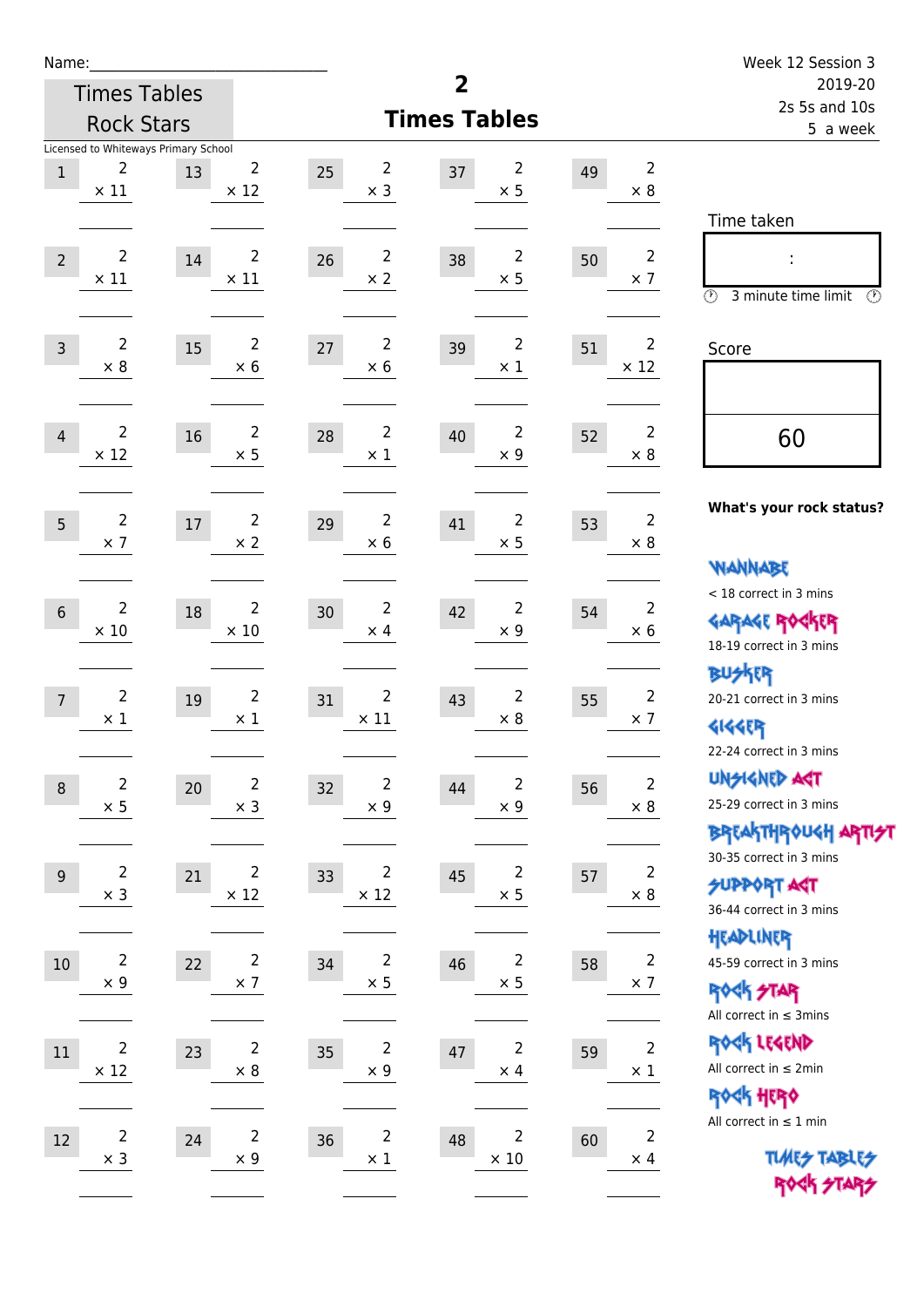Name:_______________________________

Times Tables Rock Stars

Licensed to Whiteways Primary School

# 2
## Times Tables

Week 12 Session 3
2019-20
2s 5s and 10s
5 a week

| # | Question | # | Question | # | Question | # | Question | # | Question |
|---|---|---|---|---|---|---|---|---|---|
| 1 | $2 \times 11$ | 13 | $2 \times 12$ | 25 | $2 \times 3$ | 37 | $2 \times 5$ | 49 | $2 \times 8$ |
| 2 | $2 \times 11$ | 14 | $2 \times 11$ | 26 | $2 \times 2$ | 38 | $2 \times 5$ | 50 | $2 \times 7$ |
| 3 | $2 \times 8$ | 15 | $2 \times 6$ | 27 | $2 \times 6$ | 39 | $2 \times 1$ | 51 | $2 \times 12$ |
| 4 | $2 \times 12$ | 16 | $2 \times 5$ | 28 | $2 \times 1$ | 40 | $2 \times 9$ | 52 | $2 \times 8$ |
| 5 | $2 \times 7$ | 17 | $2 \times 2$ | 29 | $2 \times 6$ | 41 | $2 \times 5$ | 53 | $2 \times 8$ |
| 6 | $2 \times 10$ | 18 | $2 \times 10$ | 30 | $2 \times 4$ | 42 | $2 \times 9$ | 54 | $2 \times 6$ |
| 7 | $2 \times 1$ | 19 | $2 \times 1$ | 31 | $2 \times 11$ | 43 | $2 \times 8$ | 55 | $2 \times 7$ |
| 8 | $2 \times 5$ | 20 | $2 \times 3$ | 32 | $2 \times 9$ | 44 | $2 \times 9$ | 56 | $2 \times 8$ |
| 9 | $2 \times 3$ | 21 | $2 \times 12$ | 33 | $2 \times 12$ | 45 | $2 \times 5$ | 57 | $2 \times 8$ |
| 10 | $2 \times 9$ | 22 | $2 \times 7$ | 34 | $2 \times 5$ | 46 | $2 \times 5$ | 58 | $2 \times 7$ |
| 11 | $2 \times 12$ | 23 | $2 \times 8$ | 35 | $2 \times 9$ | 47 | $2 \times 4$ | 59 | $2 \times 1$ |
| 12 | $2 \times 3$ | 24 | $2 \times 9$ | 36 | $2 \times 1$ | 48 | $2 \times 10$ | 60 | $2 \times 4$ |

Time taken

:

3 minute time limit

Score

60

**What's your rock status?**

Wannabe
< 18 correct in 3 mins

Garage Rocker
18-19 correct in 3 mins

Busker
20-21 correct in 3 mins

Gigger
22-24 correct in 3 mins

Unsigned Act
25-29 correct in 3 mins

Breakthrough Artist
30-35 correct in 3 mins

Support Act
36-44 correct in 3 mins

Headliner
45-59 correct in 3 mins

Rock Star
All correct in ≤ 3mins

Rock Legend
All correct in ≤ 2min

Rock Hero
All correct in ≤ 1 min

Times Tables Rock Stars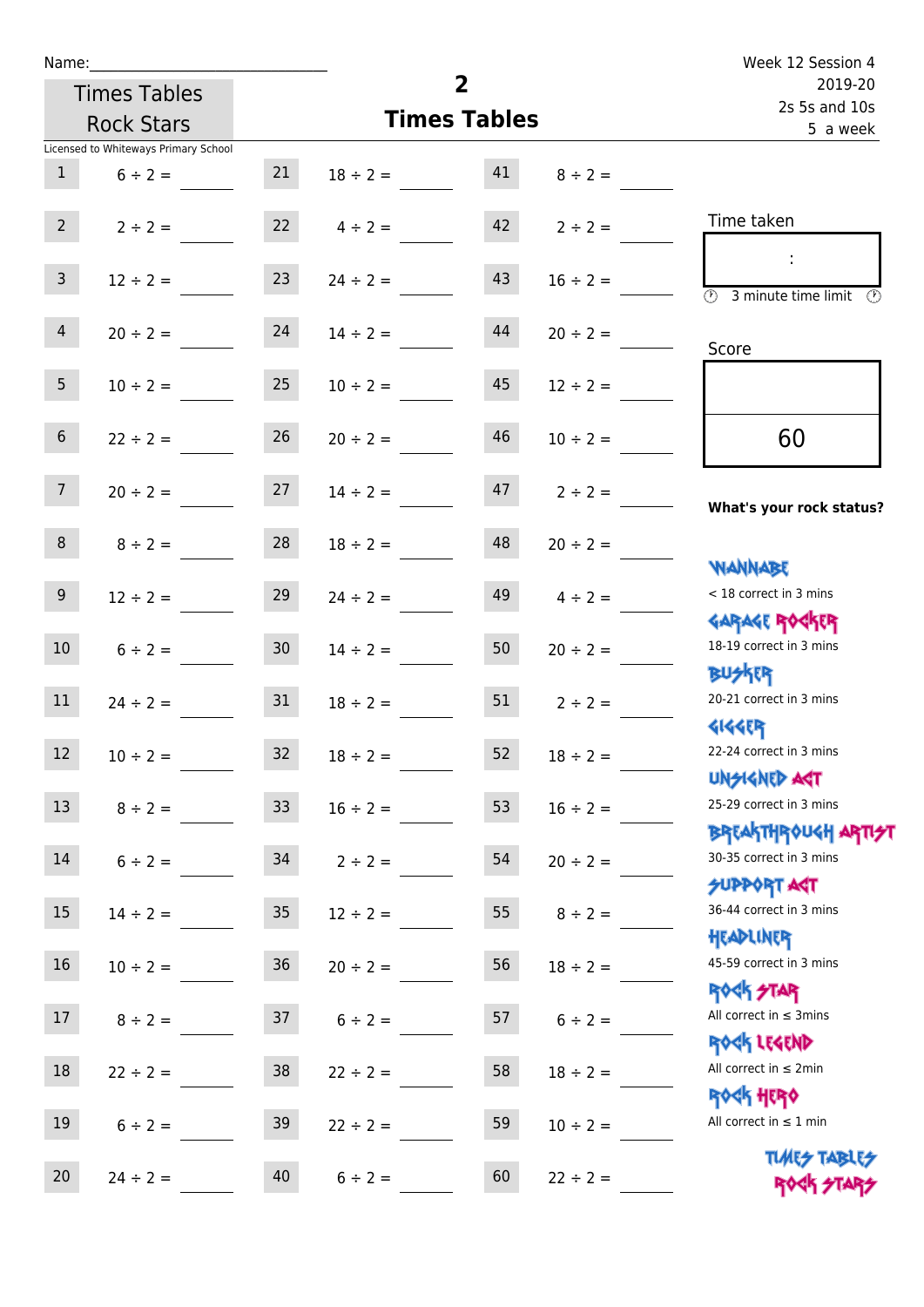Name:\_\_\_\_\_\_\_\_\_\_\_\_\_\_\_\_\_\_\_\_\_\_\_\_\_\_\_\_

Times Tables Rock Stars

# 2 Times Tables

Week 12 Session 4
2019-20
2s 5s and 10s
5 a week

Licensed to Whiteways Primary School

| | | | | | |
|---|---|---|---|---|---|
| 1 | $6 \div 2 =$ | 21 | $18 \div 2 =$ | 41 | $8 \div 2 =$ |
| 2 | $2 \div 2 =$ | 22 | $4 \div 2 =$ | 42 | $2 \div 2 =$ |
| 3 | $12 \div 2 =$ | 23 | $24 \div 2 =$ | 43 | $16 \div 2 =$ |
| 4 | $20 \div 2 =$ | 24 | $14 \div 2 =$ | 44 | $20 \div 2 =$ |
| 5 | $10 \div 2 =$ | 25 | $10 \div 2 =$ | 45 | $12 \div 2 =$ |
| 6 | $22 \div 2 =$ | 26 | $20 \div 2 =$ | 46 | $10 \div 2 =$ |
| 7 | $20 \div 2 =$ | 27 | $14 \div 2 =$ | 47 | $2 \div 2 =$ |
| 8 | $8 \div 2 =$ | 28 | $18 \div 2 =$ | 48 | $20 \div 2 =$ |
| 9 | $12 \div 2 =$ | 29 | $24 \div 2 =$ | 49 | $4 \div 2 =$ |
| 10 | $6 \div 2 =$ | 30 | $14 \div 2 =$ | 50 | $20 \div 2 =$ |
| 11 | $24 \div 2 =$ | 31 | $18 \div 2 =$ | 51 | $2 \div 2 =$ |
| 12 | $10 \div 2 =$ | 32 | $18 \div 2 =$ | 52 | $18 \div 2 =$ |
| 13 | $8 \div 2 =$ | 33 | $16 \div 2 =$ | 53 | $16 \div 2 =$ |
| 14 | $6 \div 2 =$ | 34 | $2 \div 2 =$ | 54 | $20 \div 2 =$ |
| 15 | $14 \div 2 =$ | 35 | $12 \div 2 =$ | 55 | $8 \div 2 =$ |
| 16 | $10 \div 2 =$ | 36 | $20 \div 2 =$ | 56 | $18 \div 2 =$ |
| 17 | $8 \div 2 =$ | 37 | $6 \div 2 =$ | 57 | $6 \div 2 =$ |
| 18 | $22 \div 2 =$ | 38 | $22 \div 2 =$ | 58 | $18 \div 2 =$ |
| 19 | $6 \div 2 =$ | 39 | $22 \div 2 =$ | 59 | $10 \div 2 =$ |
| 20 | $24 \div 2 =$ | 40 | $6 \div 2 =$ | 60 | $22 \div 2 =$ |

Time taken

:

3 minute time limit

Score

60

**What's your rock status?**

WANNABE
< 18 correct in 3 mins

GARAGE ROCKER
18-19 correct in 3 mins

BUSKER
20-21 correct in 3 mins

GIGGER
22-24 correct in 3 mins

UNSIGNED ACT
25-29 correct in 3 mins

BREAKTHROUGH ARTIST
30-35 correct in 3 mins

SUPPORT ACT
36-44 correct in 3 mins

HEADLINER
45-59 correct in 3 mins

ROCK STAR
All correct in ≤ 3mins

ROCK LEGEND
All correct in ≤ 2min

ROCK HERO
All correct in ≤ 1 min

TIMES TABLES ROCK STARS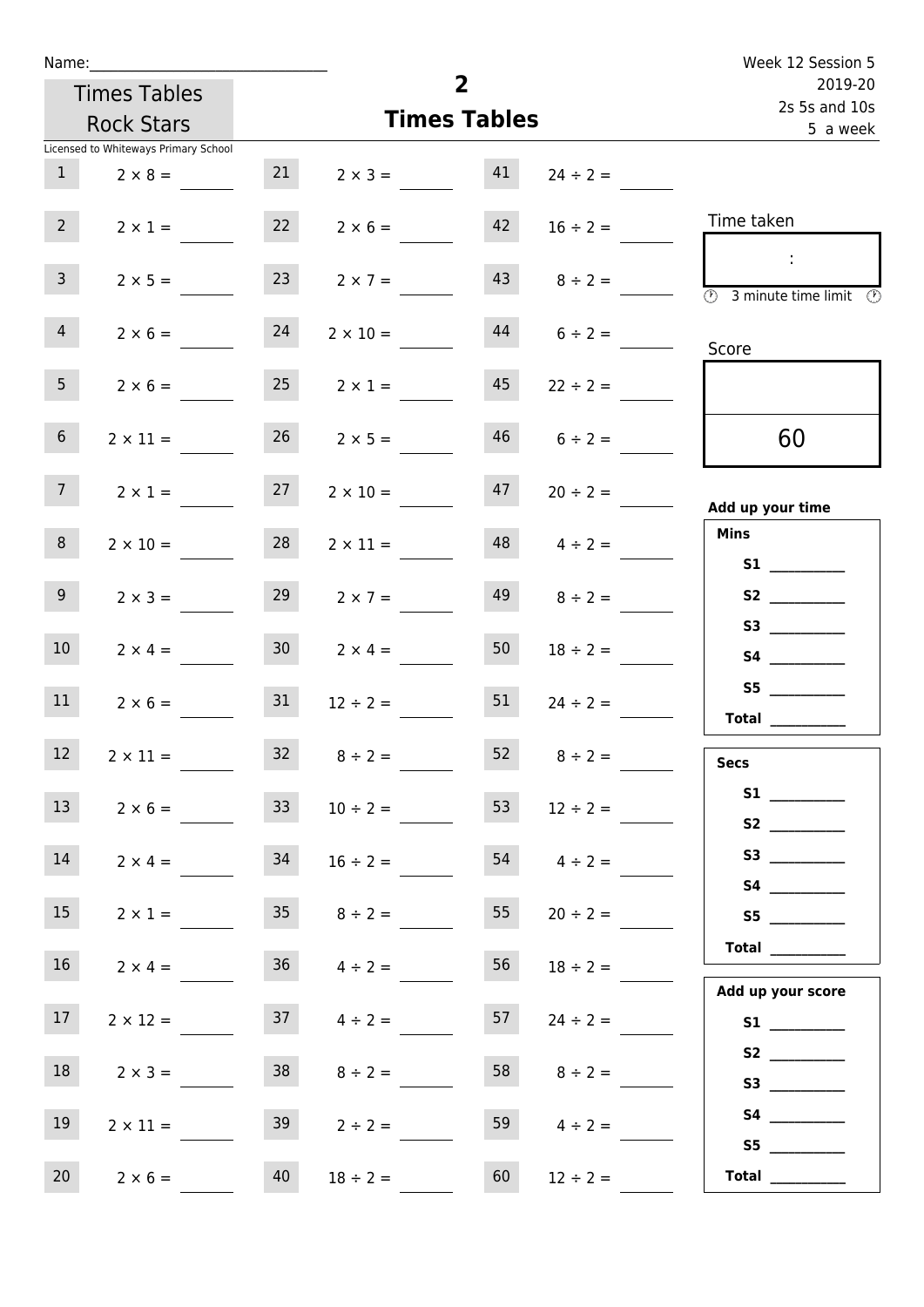Name:_______________________________

Times Tables Rock Stars

Licensed to Whiteways Primary School

# 2
## Times Tables

Week 12 Session 5
2019-20
2s 5s and 10s
5 a week

| | | | | | |
|---|---|---|---|---|---|
| 1 | $2 \times 8 =$ | 21 | $2 \times 3 =$ | 41 | $24 \div 2 =$ |
| 2 | $2 \times 1 =$ | 22 | $2 \times 6 =$ | 42 | $16 \div 2 =$ |
| 3 | $2 \times 5 =$ | 23 | $2 \times 7 =$ | 43 | $8 \div 2 =$ |
| 4 | $2 \times 6 =$ | 24 | $2 \times 10 =$ | 44 | $6 \div 2 =$ |
| 5 | $2 \times 6 =$ | 25 | $2 \times 1 =$ | 45 | $22 \div 2 =$ |
| 6 | $2 \times 11 =$ | 26 | $2 \times 5 =$ | 46 | $6 \div 2 =$ |
| 7 | $2 \times 1 =$ | 27 | $2 \times 10 =$ | 47 | $20 \div 2 =$ |
| 8 | $2 \times 10 =$ | 28 | $2 \times 11 =$ | 48 | $4 \div 2 =$ |
| 9 | $2 \times 3 =$ | 29 | $2 \times 7 =$ | 49 | $8 \div 2 =$ |
| 10 | $2 \times 4 =$ | 30 | $2 \times 4 =$ | 50 | $18 \div 2 =$ |
| 11 | $2 \times 6 =$ | 31 | $12 \div 2 =$ | 51 | $24 \div 2 =$ |
| 12 | $2 \times 11 =$ | 32 | $8 \div 2 =$ | 52 | $8 \div 2 =$ |
| 13 | $2 \times 6 =$ | 33 | $10 \div 2 =$ | 53 | $12 \div 2 =$ |
| 14 | $2 \times 4 =$ | 34 | $16 \div 2 =$ | 54 | $4 \div 2 =$ |
| 15 | $2 \times 1 =$ | 35 | $8 \div 2 =$ | 55 | $20 \div 2 =$ |
| 16 | $2 \times 4 =$ | 36 | $4 \div 2 =$ | 56 | $18 \div 2 =$ |
| 17 | $2 \times 12 =$ | 37 | $4 \div 2 =$ | 57 | $24 \div 2 =$ |
| 18 | $2 \times 3 =$ | 38 | $8 \div 2 =$ | 58 | $8 \div 2 =$ |
| 19 | $2 \times 11 =$ | 39 | $2 \div 2 =$ | 59 | $4 \div 2 =$ |
| 20 | $2 \times 6 =$ | 40 | $18 \div 2 =$ | 60 | $12 \div 2 =$ |

Time taken

:

3 minute time limit

Score

60

**Add up your time**

**Mins**

**S1** __________
**S2** __________
**S3** __________
**S4** __________
**S5** __________
**Total** __________

**Secs**

**S1** __________
**S2** __________
**S3** __________
**S4** __________
**S5** __________
**Total** __________

**Add up your score**

**S1** __________
**S2** __________
**S3** __________
**S4** __________
**S5** __________
**Total** __________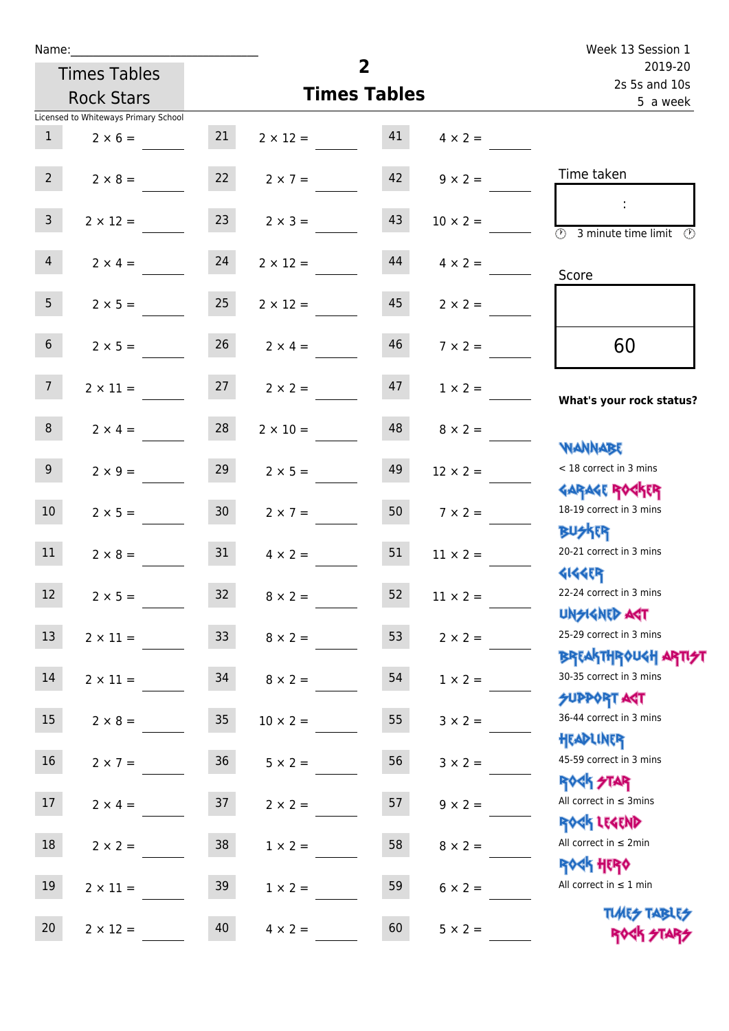Name:______________________________

Times Tables Rock Stars

Licensed to Whiteways Primary School

# 2
## Times Tables

Week 13 Session 1
2019-20
2s 5s and 10s
5 a week

| | | | | | |
|---|---|---|---|---|---|
| 1 | 2 × 6 = | 21 | 2 × 12 = | 41 | 4 × 2 = |
| 2 | 2 × 8 = | 22 | 2 × 7 = | 42 | 9 × 2 = |
| 3 | 2 × 12 = | 23 | 2 × 3 = | 43 | 10 × 2 = |
| 4 | 2 × 4 = | 24 | 2 × 12 = | 44 | 4 × 2 = |
| 5 | 2 × 5 = | 25 | 2 × 12 = | 45 | 2 × 2 = |
| 6 | 2 × 5 = | 26 | 2 × 4 = | 46 | 7 × 2 = |
| 7 | 2 × 11 = | 27 | 2 × 2 = | 47 | 1 × 2 = |
| 8 | 2 × 4 = | 28 | 2 × 10 = | 48 | 8 × 2 = |
| 9 | 2 × 9 = | 29 | 2 × 5 = | 49 | 12 × 2 = |
| 10 | 2 × 5 = | 30 | 2 × 7 = | 50 | 7 × 2 = |
| 11 | 2 × 8 = | 31 | 4 × 2 = | 51 | 11 × 2 = |
| 12 | 2 × 5 = | 32 | 8 × 2 = | 52 | 11 × 2 = |
| 13 | 2 × 11 = | 33 | 8 × 2 = | 53 | 2 × 2 = |
| 14 | 2 × 11 = | 34 | 8 × 2 = | 54 | 1 × 2 = |
| 15 | 2 × 8 = | 35 | 10 × 2 = | 55 | 3 × 2 = |
| 16 | 2 × 7 = | 36 | 5 × 2 = | 56 | 3 × 2 = |
| 17 | 2 × 4 = | 37 | 2 × 2 = | 57 | 9 × 2 = |
| 18 | 2 × 2 = | 38 | 1 × 2 = | 58 | 8 × 2 = |
| 19 | 2 × 11 = | 39 | 1 × 2 = | 59 | 6 × 2 = |
| 20 | 2 × 12 = | 40 | 4 × 2 = | 60 | 5 × 2 = |

Time taken

:

3 minute time limit

Score

60

**What's your rock status?**

WANNABE
< 18 correct in 3 mins

GARAGE ROCKER
18-19 correct in 3 mins

BUSKER
20-21 correct in 3 mins

GIGGER
22-24 correct in 3 mins

UNSIGNED ACT
25-29 correct in 3 mins

BREAKTHROUGH ARTIST
30-35 correct in 3 mins

SUPPORT ACT
36-44 correct in 3 mins

HEADLINER
45-59 correct in 3 mins

ROCK STAR
All correct in ≤ 3mins

ROCK LEGEND
All correct in ≤ 2min

ROCK HERO
All correct in ≤ 1 min

TIMES TABLES ROCK STARS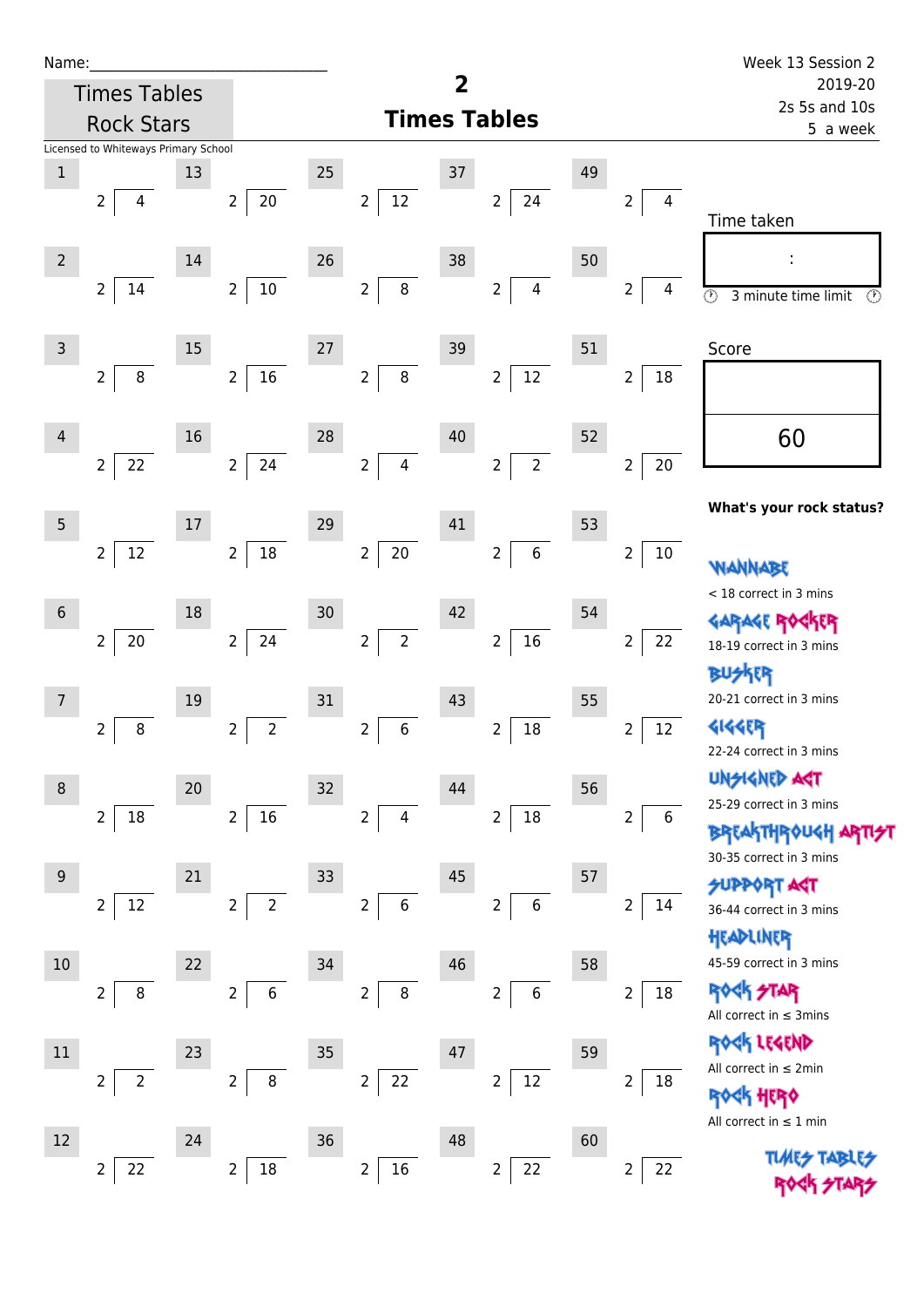Name:\_\_\_\_\_\_\_\_\_\_\_\_\_\_\_\_\_\_\_\_\_\_\_\_\_\_\_\_

Times Tables Rock Stars

# 2 Times Tables

Week 13 Session 2
2019-20
2s 5s and 10s
5 a week

Licensed to Whiteways Primary School

| # | Question | # | Question | # | Question | # | Question | # | Question |
|---|---|---|---|---|---|---|---|---|---|
| 1 | 2 ) 4 | 13 | 2 ) 20 | 25 | 2 ) 12 | 37 | 2 ) 24 | 49 | 2 ) 4 |
| 2 | 2 ) 14 | 14 | 2 ) 10 | 26 | 2 ) 8 | 38 | 2 ) 4 | 50 | 2 ) 4 |
| 3 | 2 ) 8 | 15 | 2 ) 16 | 27 | 2 ) 8 | 39 | 2 ) 12 | 51 | 2 ) 18 |
| 4 | 2 ) 22 | 16 | 2 ) 24 | 28 | 2 ) 4 | 40 | 2 ) 2 | 52 | 2 ) 20 |
| 5 | 2 ) 12 | 17 | 2 ) 18 | 29 | 2 ) 20 | 41 | 2 ) 6 | 53 | 2 ) 10 |
| 6 | 2 ) 20 | 18 | 2 ) 24 | 30 | 2 ) 2 | 42 | 2 ) 16 | 54 | 2 ) 22 |
| 7 | 2 ) 8 | 19 | 2 ) 2 | 31 | 2 ) 6 | 43 | 2 ) 18 | 55 | 2 ) 12 |
| 8 | 2 ) 18 | 20 | 2 ) 16 | 32 | 2 ) 4 | 44 | 2 ) 18 | 56 | 2 ) 6 |
| 9 | 2 ) 12 | 21 | 2 ) 2 | 33 | 2 ) 6 | 45 | 2 ) 6 | 57 | 2 ) 14 |
| 10 | 2 ) 8 | 22 | 2 ) 6 | 34 | 2 ) 8 | 46 | 2 ) 6 | 58 | 2 ) 18 |
| 11 | 2 ) 2 | 23 | 2 ) 8 | 35 | 2 ) 22 | 47 | 2 ) 12 | 59 | 2 ) 18 |
| 12 | 2 ) 22 | 24 | 2 ) 18 | 36 | 2 ) 16 | 48 | 2 ) 22 | 60 | 2 ) 22 |

Time taken

:

3 minute time limit

Score

60

**What's your rock status?**

WANNABE
< 18 correct in 3 mins

GARAGE ROCKER
18-19 correct in 3 mins

BUSKER
20-21 correct in 3 mins

GIGGER
22-24 correct in 3 mins

UNSIGNED ACT
25-29 correct in 3 mins

BREAKTHROUGH ARTIST
30-35 correct in 3 mins

SUPPORT ACT
36-44 correct in 3 mins

HEADLINER
45-59 correct in 3 mins

ROCK STAR
All correct in ≤ 3mins

ROCK LEGEND
All correct in ≤ 2min

ROCK HERO
All correct in ≤ 1 min

TIMES TABLES ROCK STARS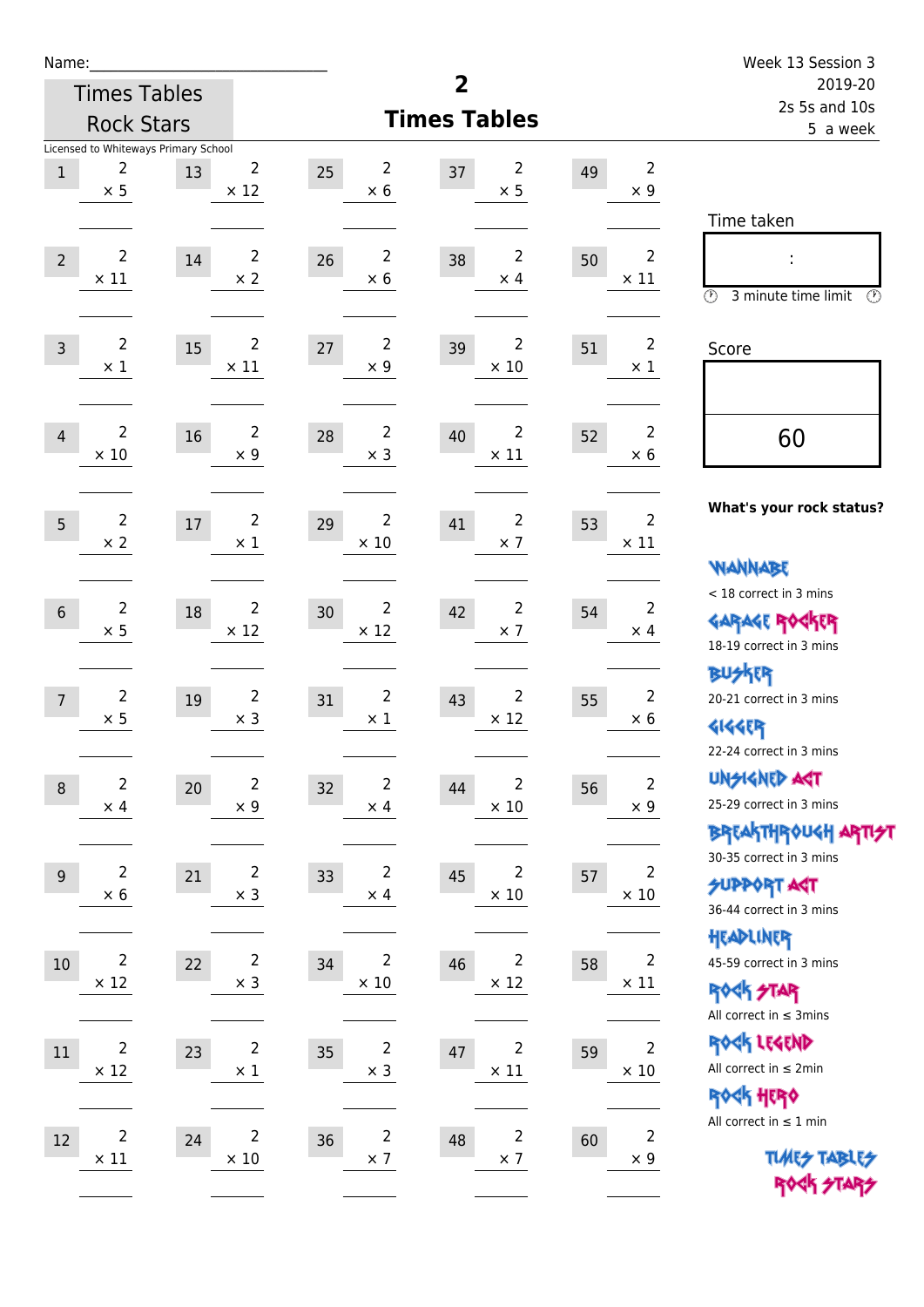Name:\_\_\_\_\_\_\_\_\_\_\_\_\_\_\_\_\_\_\_\_\_\_\_\_\_\_\_\_

Times Tables Rock Stars

Licensed to Whiteways Primary School

# 2 Times Tables

Week 13 Session 3
2019-20
2s 5s and 10s
5 a week

| # | | # | | # | | # | | # | |
|---|---|---|---|---|---|---|---|---|---|
| 1 | 2 × 5 | 13 | 2 × 12 | 25 | 2 × 6 | 37 | 2 × 5 | 49 | 2 × 9 |
| 2 | 2 × 11 | 14 | 2 × 2 | 26 | 2 × 6 | 38 | 2 × 4 | 50 | 2 × 11 |
| 3 | 2 × 1 | 15 | 2 × 11 | 27 | 2 × 9 | 39 | 2 × 10 | 51 | 2 × 1 |
| 4 | 2 × 10 | 16 | 2 × 9 | 28 | 2 × 3 | 40 | 2 × 11 | 52 | 2 × 6 |
| 5 | 2 × 2 | 17 | 2 × 1 | 29 | 2 × 10 | 41 | 2 × 7 | 53 | 2 × 11 |
| 6 | 2 × 5 | 18 | 2 × 12 | 30 | 2 × 12 | 42 | 2 × 7 | 54 | 2 × 4 |
| 7 | 2 × 5 | 19 | 2 × 3 | 31 | 2 × 1 | 43 | 2 × 12 | 55 | 2 × 6 |
| 8 | 2 × 4 | 20 | 2 × 9 | 32 | 2 × 4 | 44 | 2 × 10 | 56 | 2 × 9 |
| 9 | 2 × 6 | 21 | 2 × 3 | 33 | 2 × 4 | 45 | 2 × 10 | 57 | 2 × 10 |
| 10 | 2 × 12 | 22 | 2 × 3 | 34 | 2 × 10 | 46 | 2 × 12 | 58 | 2 × 11 |
| 11 | 2 × 12 | 23 | 2 × 1 | 35 | 2 × 3 | 47 | 2 × 11 | 59 | 2 × 10 |
| 12 | 2 × 11 | 24 | 2 × 10 | 36 | 2 × 7 | 48 | 2 × 7 | 60 | 2 × 9 |

Time taken

:

3 minute time limit

Score

60

**What's your rock status?**

WANNABE
< 18 correct in 3 mins

GARAGE ROCKER
18-19 correct in 3 mins

BUSKER
20-21 correct in 3 mins

GIGGER
22-24 correct in 3 mins

UNSIGNED ACT
25-29 correct in 3 mins

BREAKTHROUGH ARTIST
30-35 correct in 3 mins

SUPPORT ACT
36-44 correct in 3 mins

HEADLINER
45-59 correct in 3 mins

ROCK STAR
All correct in ≤ 3mins

ROCK LEGEND
All correct in ≤ 2min

ROCK HERO
All correct in ≤ 1 min

TIMES TABLES ROCK STARS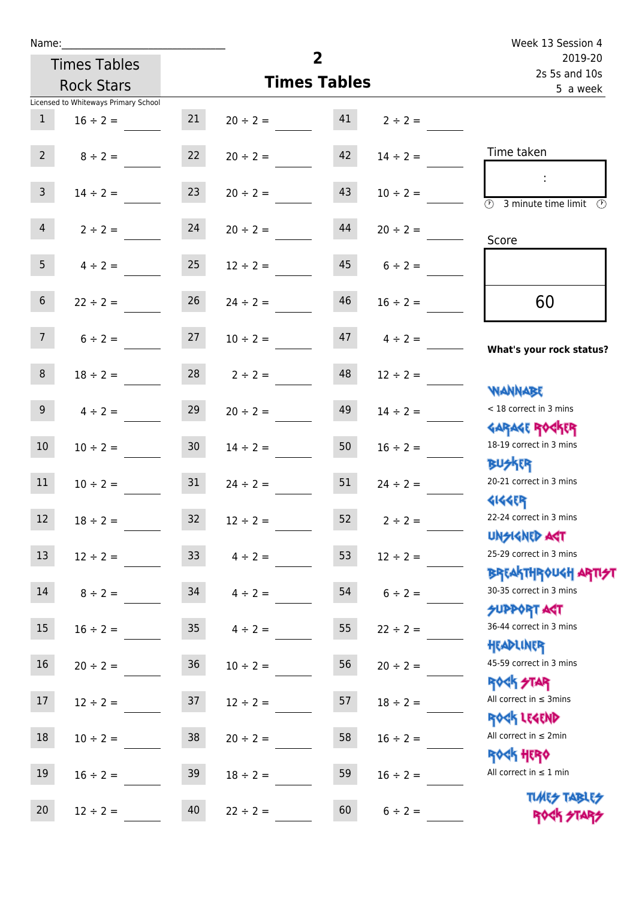Name:______________________________

Times Tables Rock Stars

Licensed to Whiteways Primary School

# 2 Times Tables

Week 13 Session 4
2019-20
2s 5s and 10s
5 a week

| | | | | | |
|---|---|---|---|---|---|
| 1 | $16 \div 2 =$ | 21 | $20 \div 2 =$ | 41 | $2 \div 2 =$ |
| 2 | $8 \div 2 =$ | 22 | $20 \div 2 =$ | 42 | $14 \div 2 =$ |
| 3 | $14 \div 2 =$ | 23 | $20 \div 2 =$ | 43 | $10 \div 2 =$ |
| 4 | $2 \div 2 =$ | 24 | $20 \div 2 =$ | 44 | $20 \div 2 =$ |
| 5 | $4 \div 2 =$ | 25 | $12 \div 2 =$ | 45 | $6 \div 2 =$ |
| 6 | $22 \div 2 =$ | 26 | $24 \div 2 =$ | 46 | $16 \div 2 =$ |
| 7 | $6 \div 2 =$ | 27 | $10 \div 2 =$ | 47 | $4 \div 2 =$ |
| 8 | $18 \div 2 =$ | 28 | $2 \div 2 =$ | 48 | $12 \div 2 =$ |
| 9 | $4 \div 2 =$ | 29 | $20 \div 2 =$ | 49 | $14 \div 2 =$ |
| 10 | $10 \div 2 =$ | 30 | $14 \div 2 =$ | 50 | $16 \div 2 =$ |
| 11 | $10 \div 2 =$ | 31 | $24 \div 2 =$ | 51 | $24 \div 2 =$ |
| 12 | $18 \div 2 =$ | 32 | $12 \div 2 =$ | 52 | $2 \div 2 =$ |
| 13 | $12 \div 2 =$ | 33 | $4 \div 2 =$ | 53 | $12 \div 2 =$ |
| 14 | $8 \div 2 =$ | 34 | $4 \div 2 =$ | 54 | $6 \div 2 =$ |
| 15 | $16 \div 2 =$ | 35 | $4 \div 2 =$ | 55 | $22 \div 2 =$ |
| 16 | $20 \div 2 =$ | 36 | $10 \div 2 =$ | 56 | $20 \div 2 =$ |
| 17 | $12 \div 2 =$ | 37 | $12 \div 2 =$ | 57 | $18 \div 2 =$ |
| 18 | $10 \div 2 =$ | 38 | $20 \div 2 =$ | 58 | $16 \div 2 =$ |
| 19 | $16 \div 2 =$ | 39 | $18 \div 2 =$ | 59 | $16 \div 2 =$ |
| 20 | $12 \div 2 =$ | 40 | $22 \div 2 =$ | 60 | $6 \div 2 =$ |

Time taken

:

3 minute time limit

Score

60

**What's your rock status?**

WANNABE
< 18 correct in 3 mins

GARAGE ROCKER
18-19 correct in 3 mins

BUSKER
20-21 correct in 3 mins

GIGGER
22-24 correct in 3 mins

UNSIGNED ACT
25-29 correct in 3 mins

BREAKTHROUGH ARTIST
30-35 correct in 3 mins

SUPPORT ACT
36-44 correct in 3 mins

HEADLINER
45-59 correct in 3 mins

ROCK STAR
All correct in ≤ 3mins

ROCK LEGEND
All correct in ≤ 2min

ROCK HERO
All correct in ≤ 1 min

TIMES TABLES ROCK STARS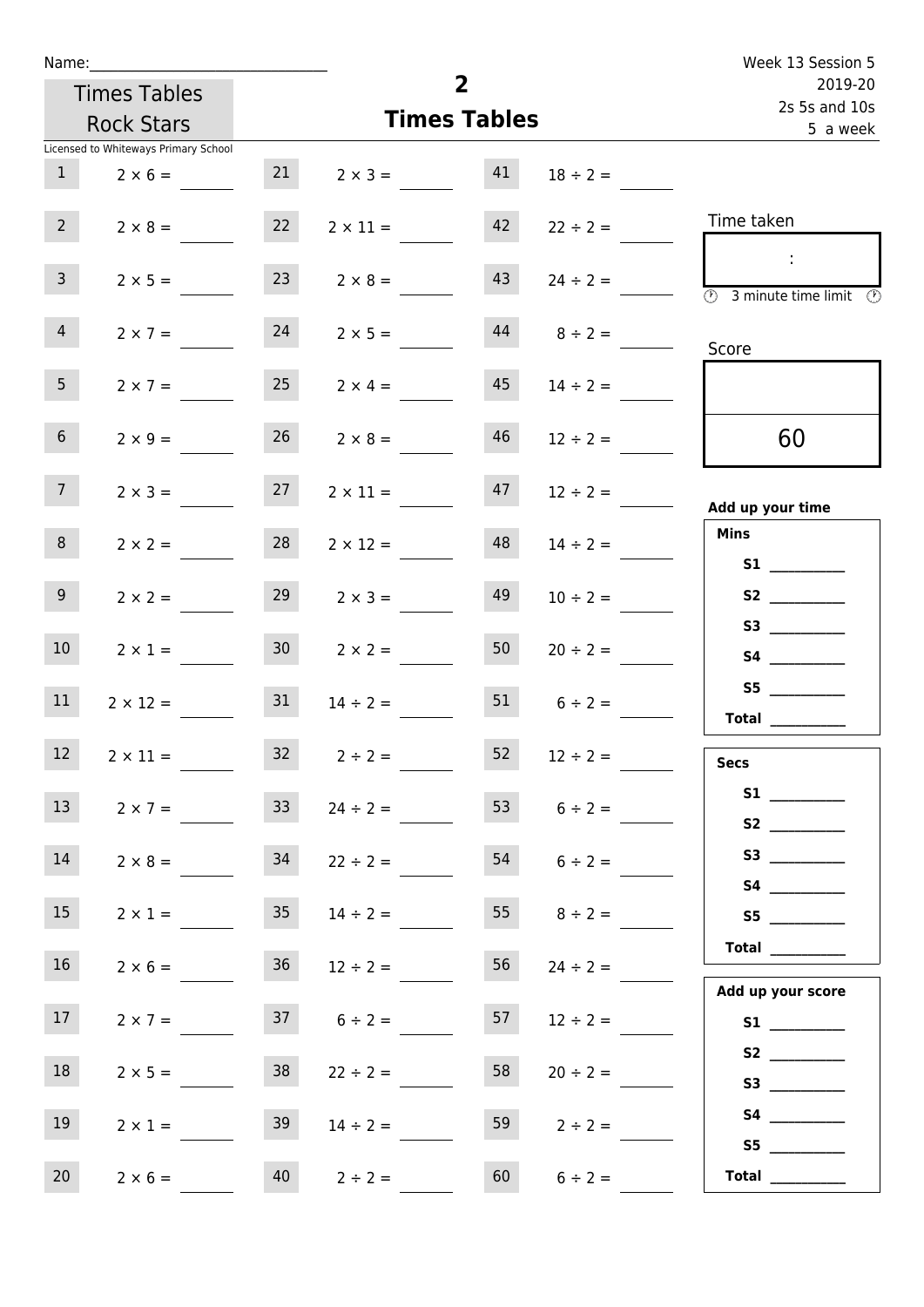Name:_____________________________

Week 13 Session 5
2019-20
2s 5s and 10s
5 a week

Times Tables Rock Stars

# 2
## Times Tables

Licensed to Whiteways Primary School

| | | | | | |
|---|---|---|---|---|---|
| 1 | $2 \times 6 =$ ____ | 21 | $2 \times 3 =$ ____ | 41 | $18 \div 2 =$ ____ |
| 2 | $2 \times 8 =$ ____ | 22 | $2 \times 11 =$ ____ | 42 | $22 \div 2 =$ ____ |
| 3 | $2 \times 5 =$ ____ | 23 | $2 \times 8 =$ ____ | 43 | $24 \div 2 =$ ____ |
| 4 | $2 \times 7 =$ ____ | 24 | $2 \times 5 =$ ____ | 44 | $8 \div 2 =$ ____ |
| 5 | $2 \times 7 =$ ____ | 25 | $2 \times 4 =$ ____ | 45 | $14 \div 2 =$ ____ |
| 6 | $2 \times 9 =$ ____ | 26 | $2 \times 8 =$ ____ | 46 | $12 \div 2 =$ ____ |
| 7 | $2 \times 3 =$ ____ | 27 | $2 \times 11 =$ ____ | 47 | $12 \div 2 =$ ____ |
| 8 | $2 \times 2 =$ ____ | 28 | $2 \times 12 =$ ____ | 48 | $14 \div 2 =$ ____ |
| 9 | $2 \times 2 =$ ____ | 29 | $2 \times 3 =$ ____ | 49 | $10 \div 2 =$ ____ |
| 10 | $2 \times 1 =$ ____ | 30 | $2 \times 2 =$ ____ | 50 | $20 \div 2 =$ ____ |
| 11 | $2 \times 12 =$ ____ | 31 | $14 \div 2 =$ ____ | 51 | $6 \div 2 =$ ____ |
| 12 | $2 \times 11 =$ ____ | 32 | $2 \div 2 =$ ____ | 52 | $12 \div 2 =$ ____ |
| 13 | $2 \times 7 =$ ____ | 33 | $24 \div 2 =$ ____ | 53 | $6 \div 2 =$ ____ |
| 14 | $2 \times 8 =$ ____ | 34 | $22 \div 2 =$ ____ | 54 | $6 \div 2 =$ ____ |
| 15 | $2 \times 1 =$ ____ | 35 | $14 \div 2 =$ ____ | 55 | $8 \div 2 =$ ____ |
| 16 | $2 \times 6 =$ ____ | 36 | $12 \div 2 =$ ____ | 56 | $24 \div 2 =$ ____ |
| 17 | $2 \times 7 =$ ____ | 37 | $6 \div 2 =$ ____ | 57 | $12 \div 2 =$ ____ |
| 18 | $2 \times 5 =$ ____ | 38 | $22 \div 2 =$ ____ | 58 | $20 \div 2 =$ ____ |
| 19 | $2 \times 1 =$ ____ | 39 | $14 \div 2 =$ ____ | 59 | $2 \div 2 =$ ____ |
| 20 | $2 \times 6 =$ ____ | 40 | $2 \div 2 =$ ____ | 60 | $6 \div 2 =$ ____ |

Time taken

:

3 minute time limit

Score

60

**Add up your time**

**Mins**

**S1** __________
**S2** __________
**S3** __________
**S4** __________
**S5** __________
**Total** __________

**Secs**

**S1** __________
**S2** __________
**S3** __________
**S4** __________
**S5** __________
**Total** __________

**Add up your score**

**S1** __________
**S2** __________
**S3** __________
**S4** __________
**S5** __________
**Total** __________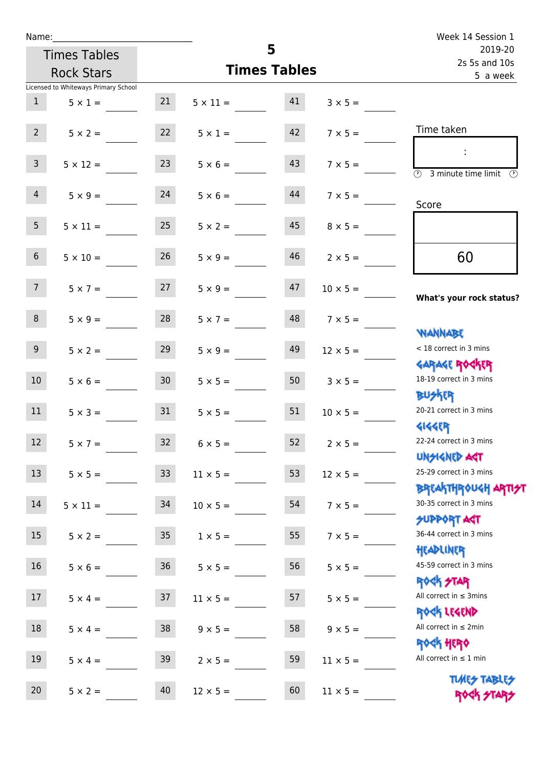Name:\_\_\_\_\_\_\_\_\_\_\_\_\_\_\_\_\_\_\_\_\_\_\_\_\_\_\_\_

Times Tables Rock Stars

# 5 Times Tables

Week 14 Session 1
2019-20
2s 5s and 10s
5 a week

Licensed to Whiteways Primary School

| | | | | | |
|---|---|---|---|---|---|
| 1 | $5 \times 1 =$ | 21 | $5 \times 11 =$ | 41 | $3 \times 5 =$ |
| 2 | $5 \times 2 =$ | 22 | $5 \times 1 =$ | 42 | $7 \times 5 =$ |
| 3 | $5 \times 12 =$ | 23 | $5 \times 6 =$ | 43 | $7 \times 5 =$ |
| 4 | $5 \times 9 =$ | 24 | $5 \times 6 =$ | 44 | $7 \times 5 =$ |
| 5 | $5 \times 11 =$ | 25 | $5 \times 2 =$ | 45 | $8 \times 5 =$ |
| 6 | $5 \times 10 =$ | 26 | $5 \times 9 =$ | 46 | $2 \times 5 =$ |
| 7 | $5 \times 7 =$ | 27 | $5 \times 9 =$ | 47 | $10 \times 5 =$ |
| 8 | $5 \times 9 =$ | 28 | $5 \times 7 =$ | 48 | $7 \times 5 =$ |
| 9 | $5 \times 2 =$ | 29 | $5 \times 9 =$ | 49 | $12 \times 5 =$ |
| 10 | $5 \times 6 =$ | 30 | $5 \times 5 =$ | 50 | $3 \times 5 =$ |
| 11 | $5 \times 3 =$ | 31 | $5 \times 5 =$ | 51 | $10 \times 5 =$ |
| 12 | $5 \times 7 =$ | 32 | $6 \times 5 =$ | 52 | $2 \times 5 =$ |
| 13 | $5 \times 5 =$ | 33 | $11 \times 5 =$ | 53 | $12 \times 5 =$ |
| 14 | $5 \times 11 =$ | 34 | $10 \times 5 =$ | 54 | $7 \times 5 =$ |
| 15 | $5 \times 2 =$ | 35 | $1 \times 5 =$ | 55 | $7 \times 5 =$ |
| 16 | $5 \times 6 =$ | 36 | $5 \times 5 =$ | 56 | $5 \times 5 =$ |
| 17 | $5 \times 4 =$ | 37 | $11 \times 5 =$ | 57 | $5 \times 5 =$ |
| 18 | $5 \times 4 =$ | 38 | $9 \times 5 =$ | 58 | $9 \times 5 =$ |
| 19 | $5 \times 4 =$ | 39 | $2 \times 5 =$ | 59 | $11 \times 5 =$ |
| 20 | $5 \times 2 =$ | 40 | $12 \times 5 =$ | 60 | $11 \times 5 =$ |

Time taken

:

3 minute time limit

Score

60

**What's your rock status?**

WANNABE
< 18 correct in 3 mins

GARAGE ROCKER
18-19 correct in 3 mins

BUSKER
20-21 correct in 3 mins

GIGGER
22-24 correct in 3 mins

UNSIGNED ACT
25-29 correct in 3 mins

BREAKTHROUGH ARTIST
30-35 correct in 3 mins

SUPPORT ACT
36-44 correct in 3 mins

HEADLINER
45-59 correct in 3 mins

ROCK STAR
All correct in ≤ 3mins

ROCK LEGEND
All correct in ≤ 2min

ROCK HERO
All correct in ≤ 1 min

TIMES TABLES ROCK STARS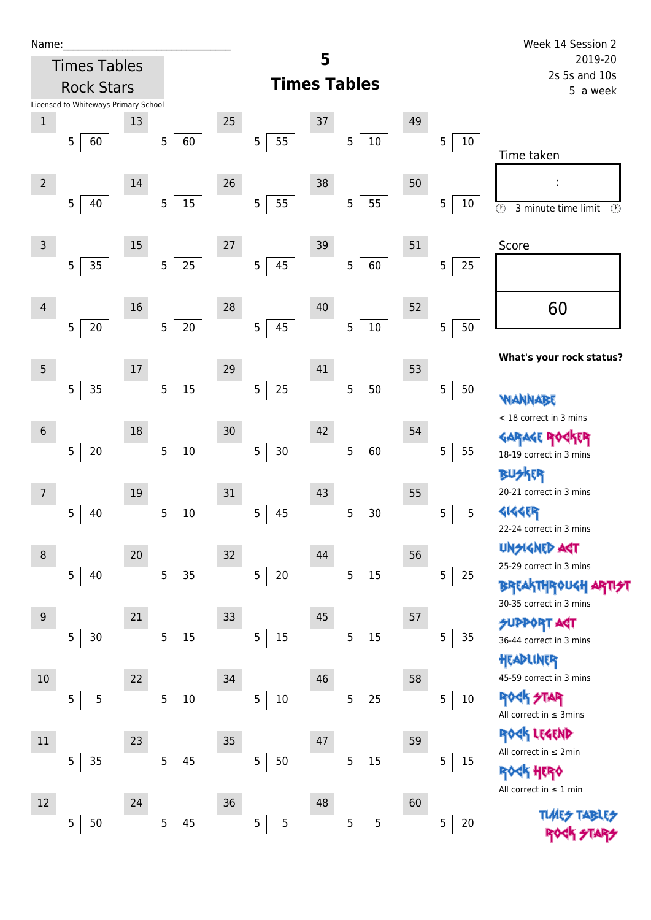Name:______________________________

Week 14 Session 2
2019-20
2s 5s and 10s
5 a week

Times Tables Rock Stars

# 5 Times Tables

Licensed to Whiteways Primary School

| # | Question | # | Question | # | Question | # | Question | # | Question |
|---|---|---|---|---|---|---|---|---|---|
| 1 | 5 ⟌ 60 | 13 | 5 ⟌ 60 | 25 | 5 ⟌ 55 | 37 | 5 ⟌ 10 | 49 | 5 ⟌ 10 |
| 2 | 5 ⟌ 40 | 14 | 5 ⟌ 15 | 26 | 5 ⟌ 55 | 38 | 5 ⟌ 55 | 50 | 5 ⟌ 10 |
| 3 | 5 ⟌ 35 | 15 | 5 ⟌ 25 | 27 | 5 ⟌ 45 | 39 | 5 ⟌ 60 | 51 | 5 ⟌ 25 |
| 4 | 5 ⟌ 20 | 16 | 5 ⟌ 20 | 28 | 5 ⟌ 45 | 40 | 5 ⟌ 10 | 52 | 5 ⟌ 50 |
| 5 | 5 ⟌ 35 | 17 | 5 ⟌ 15 | 29 | 5 ⟌ 25 | 41 | 5 ⟌ 50 | 53 | 5 ⟌ 50 |
| 6 | 5 ⟌ 20 | 18 | 5 ⟌ 10 | 30 | 5 ⟌ 30 | 42 | 5 ⟌ 60 | 54 | 5 ⟌ 55 |
| 7 | 5 ⟌ 40 | 19 | 5 ⟌ 10 | 31 | 5 ⟌ 45 | 43 | 5 ⟌ 30 | 55 | 5 ⟌ 5 |
| 8 | 5 ⟌ 40 | 20 | 5 ⟌ 35 | 32 | 5 ⟌ 20 | 44 | 5 ⟌ 15 | 56 | 5 ⟌ 25 |
| 9 | 5 ⟌ 30 | 21 | 5 ⟌ 15 | 33 | 5 ⟌ 15 | 45 | 5 ⟌ 15 | 57 | 5 ⟌ 35 |
| 10 | 5 ⟌ 5 | 22 | 5 ⟌ 10 | 34 | 5 ⟌ 10 | 46 | 5 ⟌ 25 | 58 | 5 ⟌ 10 |
| 11 | 5 ⟌ 35 | 23 | 5 ⟌ 45 | 35 | 5 ⟌ 50 | 47 | 5 ⟌ 15 | 59 | 5 ⟌ 15 |
| 12 | 5 ⟌ 50 | 24 | 5 ⟌ 45 | 36 | 5 ⟌ 5 | 48 | 5 ⟌ 5 | 60 | 5 ⟌ 20 |

Time taken

:

3 minute time limit

Score

60

**What's your rock status?**

WANNABE
< 18 correct in 3 mins

GARAGE ROCKER
18-19 correct in 3 mins

BUSKER
20-21 correct in 3 mins

GIGGER
22-24 correct in 3 mins

UNSIGNED ACT
25-29 correct in 3 mins

BREAKTHROUGH ARTIST
30-35 correct in 3 mins

SUPPORT ACT
36-44 correct in 3 mins

HEADLINER
45-59 correct in 3 mins

ROCK STAR
All correct in ≤ 3mins

ROCK LEGEND
All correct in ≤ 2min

ROCK HERO
All correct in ≤ 1 min

TIMES TABLES ROCK STARS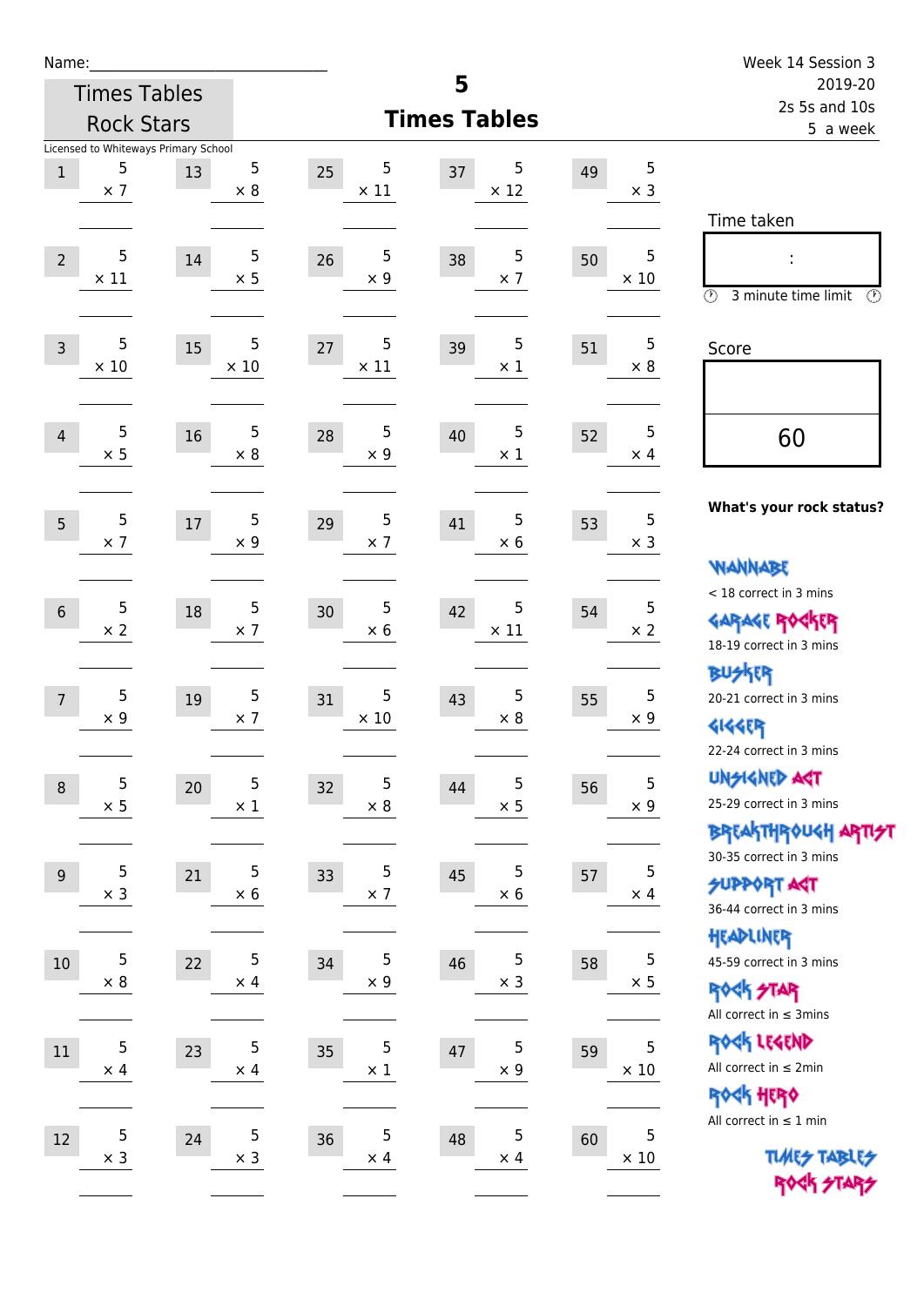Name:\_\_\_\_\_\_\_\_\_\_\_\_\_\_\_\_\_\_\_\_\_\_\_\_\_\_\_\_

Times Tables Rock Stars

Licensed to Whiteways Primary School

# 5 Times Tables

Week 14 Session 3
2019-20
2s 5s and 10s
5 a week

| # | Question | # | Question | # | Question | # | Question | # | Question |
|---|---|---|---|---|---|---|---|---|---|
| 1 | 5 × 7 | 13 | 5 × 8 | 25 | 5 × 11 | 37 | 5 × 12 | 49 | 5 × 3 |
| 2 | 5 × 11 | 14 | 5 × 5 | 26 | 5 × 9 | 38 | 5 × 7 | 50 | 5 × 10 |
| 3 | 5 × 10 | 15 | 5 × 10 | 27 | 5 × 11 | 39 | 5 × 1 | 51 | 5 × 8 |
| 4 | 5 × 5 | 16 | 5 × 8 | 28 | 5 × 9 | 40 | 5 × 1 | 52 | 5 × 4 |
| 5 | 5 × 7 | 17 | 5 × 9 | 29 | 5 × 7 | 41 | 5 × 6 | 53 | 5 × 3 |
| 6 | 5 × 2 | 18 | 5 × 7 | 30 | 5 × 6 | 42 | 5 × 11 | 54 | 5 × 2 |
| 7 | 5 × 9 | 19 | 5 × 7 | 31 | 5 × 10 | 43 | 5 × 8 | 55 | 5 × 9 |
| 8 | 5 × 5 | 20 | 5 × 1 | 32 | 5 × 8 | 44 | 5 × 5 | 56 | 5 × 9 |
| 9 | 5 × 3 | 21 | 5 × 6 | 33 | 5 × 7 | 45 | 5 × 6 | 57 | 5 × 4 |
| 10 | 5 × 8 | 22 | 5 × 4 | 34 | 5 × 9 | 46 | 5 × 3 | 58 | 5 × 5 |
| 11 | 5 × 4 | 23 | 5 × 4 | 35 | 5 × 1 | 47 | 5 × 9 | 59 | 5 × 10 |
| 12 | 5 × 3 | 24 | 5 × 3 | 36 | 5 × 4 | 48 | 5 × 4 | 60 | 5 × 10 |

Time taken

:

3 minute time limit

Score

60

**What's your rock status?**

WANNABE
< 18 correct in 3 mins

GARAGE ROCKER
18-19 correct in 3 mins

BUSKER
20-21 correct in 3 mins

GIGGER
22-24 correct in 3 mins

UNSIGNED ACT
25-29 correct in 3 mins

BREAKTHROUGH ARTIST
30-35 correct in 3 mins

SUPPORT ACT
36-44 correct in 3 mins

HEADLINER
45-59 correct in 3 mins

ROCK STAR
All correct in ≤ 3mins

ROCK LEGEND
All correct in ≤ 2min

ROCK HERO
All correct in ≤ 1 min

TIMES TABLES ROCK STARS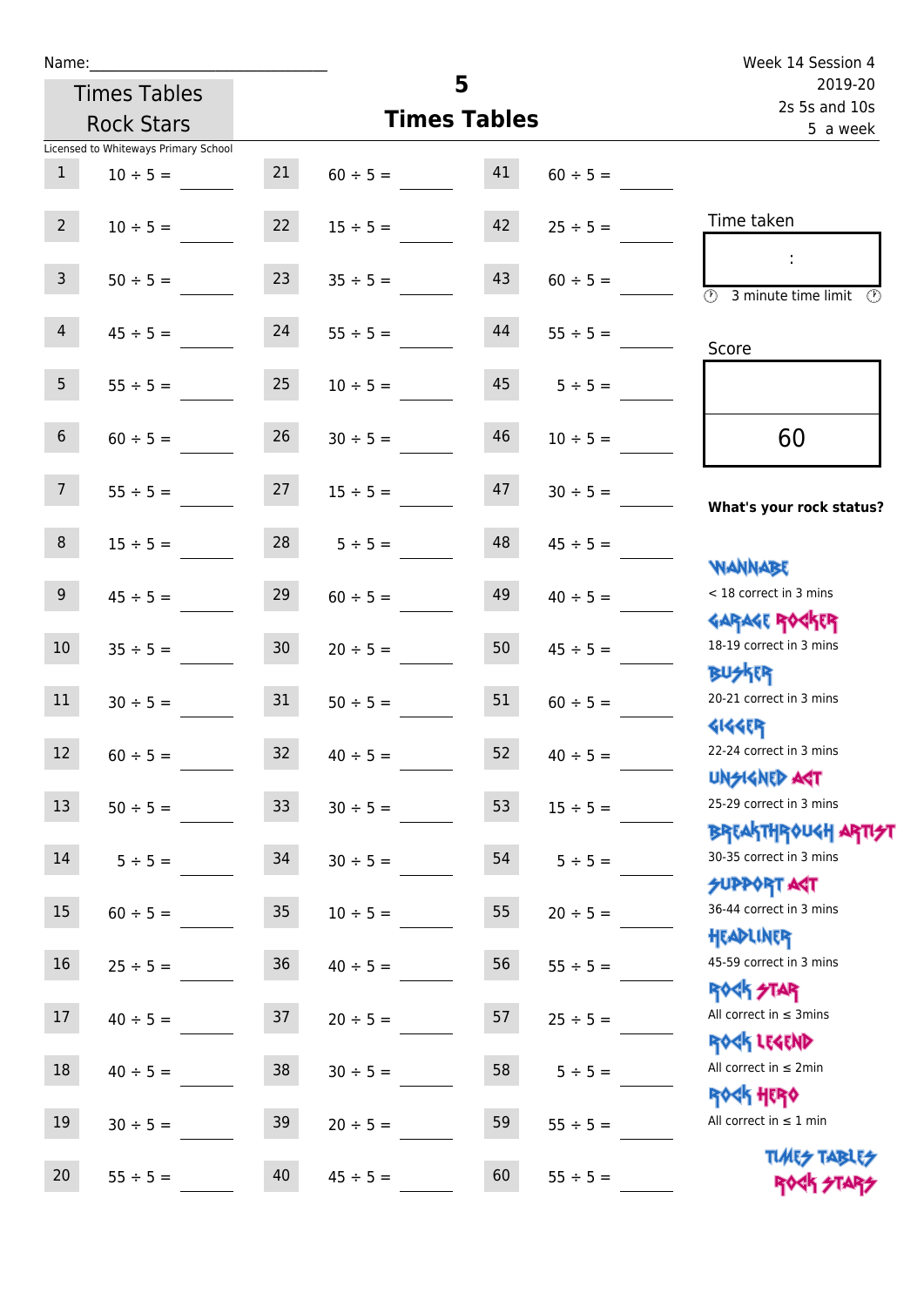Name:

Times Tables Rock Stars

# 5 Times Tables

Week 14 Session 4
2019-20
2s 5s and 10s
5 a week

Licensed to Whiteways Primary School

| | | | | | |
|---|---|---|---|---|---|
| 1 | 10 ÷ 5 = | 21 | 60 ÷ 5 = | 41 | 60 ÷ 5 = |
| 2 | 10 ÷ 5 = | 22 | 15 ÷ 5 = | 42 | 25 ÷ 5 = |
| 3 | 50 ÷ 5 = | 23 | 35 ÷ 5 = | 43 | 60 ÷ 5 = |
| 4 | 45 ÷ 5 = | 24 | 55 ÷ 5 = | 44 | 55 ÷ 5 = |
| 5 | 55 ÷ 5 = | 25 | 10 ÷ 5 = | 45 | 5 ÷ 5 = |
| 6 | 60 ÷ 5 = | 26 | 30 ÷ 5 = | 46 | 10 ÷ 5 = |
| 7 | 55 ÷ 5 = | 27 | 15 ÷ 5 = | 47 | 30 ÷ 5 = |
| 8 | 15 ÷ 5 = | 28 | 5 ÷ 5 = | 48 | 45 ÷ 5 = |
| 9 | 45 ÷ 5 = | 29 | 60 ÷ 5 = | 49 | 40 ÷ 5 = |
| 10 | 35 ÷ 5 = | 30 | 20 ÷ 5 = | 50 | 45 ÷ 5 = |
| 11 | 30 ÷ 5 = | 31 | 50 ÷ 5 = | 51 | 60 ÷ 5 = |
| 12 | 60 ÷ 5 = | 32 | 40 ÷ 5 = | 52 | 40 ÷ 5 = |
| 13 | 50 ÷ 5 = | 33 | 30 ÷ 5 = | 53 | 15 ÷ 5 = |
| 14 | 5 ÷ 5 = | 34 | 30 ÷ 5 = | 54 | 5 ÷ 5 = |
| 15 | 60 ÷ 5 = | 35 | 10 ÷ 5 = | 55 | 20 ÷ 5 = |
| 16 | 25 ÷ 5 = | 36 | 40 ÷ 5 = | 56 | 55 ÷ 5 = |
| 17 | 40 ÷ 5 = | 37 | 20 ÷ 5 = | 57 | 25 ÷ 5 = |
| 18 | 40 ÷ 5 = | 38 | 30 ÷ 5 = | 58 | 5 ÷ 5 = |
| 19 | 30 ÷ 5 = | 39 | 20 ÷ 5 = | 59 | 55 ÷ 5 = |
| 20 | 55 ÷ 5 = | 40 | 45 ÷ 5 = | 60 | 55 ÷ 5 = |

Time taken

:

3 minute time limit

Score

60

**What's your rock status?**

WANNABE
< 18 correct in 3 mins

GARAGE ROCKER
18-19 correct in 3 mins

BUSKER
20-21 correct in 3 mins

GIGGER
22-24 correct in 3 mins

UNSIGNED ACT
25-29 correct in 3 mins

BREAKTHROUGH ARTIST
30-35 correct in 3 mins

SUPPORT ACT
36-44 correct in 3 mins

HEADLINER
45-59 correct in 3 mins

ROCK STAR
All correct in ≤ 3mins

ROCK LEGEND
All correct in ≤ 2min

ROCK HERO
All correct in ≤ 1 min

TIMES TABLES ROCK STARS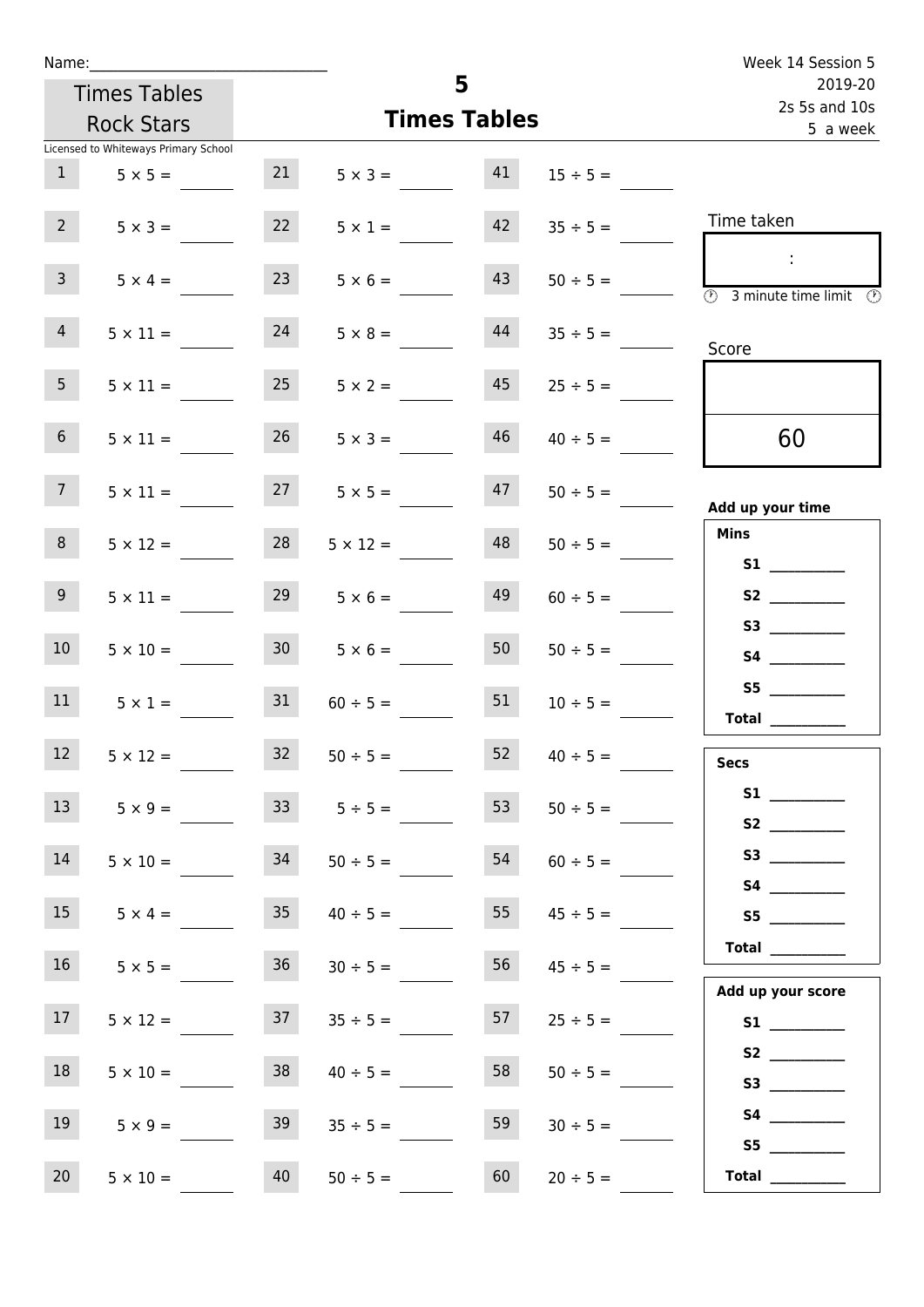Name:______________________________

Times Tables Rock Stars

Licensed to Whiteways Primary School

# 5
## Times Tables

Week 14 Session 5
2019-20
2s 5s and 10s
5 a week

| | | | | | |
|---|---|---|---|---|---|
| 1 | $5 \times 5 =$ ______ | 21 | $5 \times 3 =$ ______ | 41 | $15 \div 5 =$ ______ |
| 2 | $5 \times 3 =$ ______ | 22 | $5 \times 1 =$ ______ | 42 | $35 \div 5 =$ ______ |
| 3 | $5 \times 4 =$ ______ | 23 | $5 \times 6 =$ ______ | 43 | $50 \div 5 =$ ______ |
| 4 | $5 \times 11 =$ ______ | 24 | $5 \times 8 =$ ______ | 44 | $35 \div 5 =$ ______ |
| 5 | $5 \times 11 =$ ______ | 25 | $5 \times 2 =$ ______ | 45 | $25 \div 5 =$ ______ |
| 6 | $5 \times 11 =$ ______ | 26 | $5 \times 3 =$ ______ | 46 | $40 \div 5 =$ ______ |
| 7 | $5 \times 11 =$ ______ | 27 | $5 \times 5 =$ ______ | 47 | $50 \div 5 =$ ______ |
| 8 | $5 \times 12 =$ ______ | 28 | $5 \times 12 =$ ______ | 48 | $50 \div 5 =$ ______ |
| 9 | $5 \times 11 =$ ______ | 29 | $5 \times 6 =$ ______ | 49 | $60 \div 5 =$ ______ |
| 10 | $5 \times 10 =$ ______ | 30 | $5 \times 6 =$ ______ | 50 | $50 \div 5 =$ ______ |
| 11 | $5 \times 1 =$ ______ | 31 | $60 \div 5 =$ ______ | 51 | $10 \div 5 =$ ______ |
| 12 | $5 \times 12 =$ ______ | 32 | $50 \div 5 =$ ______ | 52 | $40 \div 5 =$ ______ |
| 13 | $5 \times 9 =$ ______ | 33 | $5 \div 5 =$ ______ | 53 | $50 \div 5 =$ ______ |
| 14 | $5 \times 10 =$ ______ | 34 | $50 \div 5 =$ ______ | 54 | $60 \div 5 =$ ______ |
| 15 | $5 \times 4 =$ ______ | 35 | $40 \div 5 =$ ______ | 55 | $45 \div 5 =$ ______ |
| 16 | $5 \times 5 =$ ______ | 36 | $30 \div 5 =$ ______ | 56 | $45 \div 5 =$ ______ |
| 17 | $5 \times 12 =$ ______ | 37 | $35 \div 5 =$ ______ | 57 | $25 \div 5 =$ ______ |
| 18 | $5 \times 10 =$ ______ | 38 | $40 \div 5 =$ ______ | 58 | $50 \div 5 =$ ______ |
| 19 | $5 \times 9 =$ ______ | 39 | $35 \div 5 =$ ______ | 59 | $30 \div 5 =$ ______ |
| 20 | $5 \times 10 =$ ______ | 40 | $50 \div 5 =$ ______ | 60 | $20 \div 5 =$ ______ |

Time taken

:

3 minute time limit

Score

60

**Add up your time**

**Mins**

**S1** __________
**S2** __________
**S3** __________
**S4** __________
**S5** __________
**Total** __________

**Secs**

**S1** __________
**S2** __________
**S3** __________
**S4** __________
**S5** __________
**Total** __________

**Add up your score**

**S1** __________
**S2** __________
**S3** __________
**S4** __________
**S5** __________
**Total** __________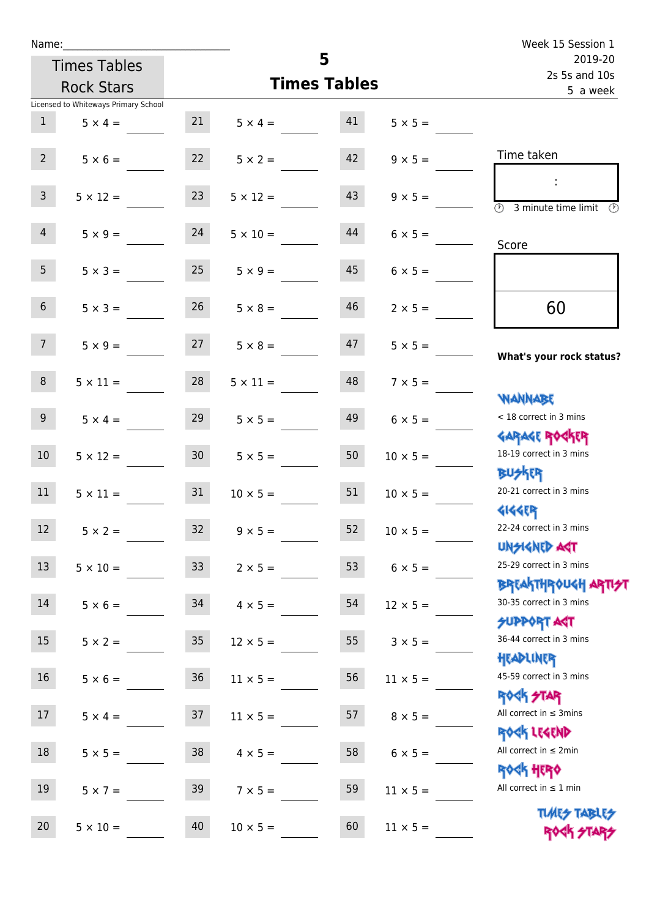Name:\_\_\_\_\_\_\_\_\_\_\_\_\_\_\_\_\_\_\_\_\_\_\_\_\_\_\_\_

Times Tables Rock Stars

Licensed to Whiteways Primary School

# 5
## Times Tables

Week 15 Session 1
2019-20
2s 5s and 10s
5 a week

| | | | | | |
|---|---|---|---|---|---|
| 1 | $5 \times 4 =$ | 21 | $5 \times 4 =$ | 41 | $5 \times 5 =$ |
| 2 | $5 \times 6 =$ | 22 | $5 \times 2 =$ | 42 | $9 \times 5 =$ |
| 3 | $5 \times 12 =$ | 23 | $5 \times 12 =$ | 43 | $9 \times 5 =$ |
| 4 | $5 \times 9 =$ | 24 | $5 \times 10 =$ | 44 | $6 \times 5 =$ |
| 5 | $5 \times 3 =$ | 25 | $5 \times 9 =$ | 45 | $6 \times 5 =$ |
| 6 | $5 \times 3 =$ | 26 | $5 \times 8 =$ | 46 | $2 \times 5 =$ |
| 7 | $5 \times 9 =$ | 27 | $5 \times 8 =$ | 47 | $5 \times 5 =$ |
| 8 | $5 \times 11 =$ | 28 | $5 \times 11 =$ | 48 | $7 \times 5 =$ |
| 9 | $5 \times 4 =$ | 29 | $5 \times 5 =$ | 49 | $6 \times 5 =$ |
| 10 | $5 \times 12 =$ | 30 | $5 \times 5 =$ | 50 | $10 \times 5 =$ |
| 11 | $5 \times 11 =$ | 31 | $10 \times 5 =$ | 51 | $10 \times 5 =$ |
| 12 | $5 \times 2 =$ | 32 | $9 \times 5 =$ | 52 | $10 \times 5 =$ |
| 13 | $5 \times 10 =$ | 33 | $2 \times 5 =$ | 53 | $6 \times 5 =$ |
| 14 | $5 \times 6 =$ | 34 | $4 \times 5 =$ | 54 | $12 \times 5 =$ |
| 15 | $5 \times 2 =$ | 35 | $12 \times 5 =$ | 55 | $3 \times 5 =$ |
| 16 | $5 \times 6 =$ | 36 | $11 \times 5 =$ | 56 | $11 \times 5 =$ |
| 17 | $5 \times 4 =$ | 37 | $11 \times 5 =$ | 57 | $8 \times 5 =$ |
| 18 | $5 \times 5 =$ | 38 | $4 \times 5 =$ | 58 | $6 \times 5 =$ |
| 19 | $5 \times 7 =$ | 39 | $7 \times 5 =$ | 59 | $11 \times 5 =$ |
| 20 | $5 \times 10 =$ | 40 | $10 \times 5 =$ | 60 | $11 \times 5 =$ |

Time taken

:

3 minute time limit

Score

60

**What's your rock status?**

WANNABE
< 18 correct in 3 mins

GARAGE ROCKER
18-19 correct in 3 mins

BUSKER
20-21 correct in 3 mins

GIGGER
22-24 correct in 3 mins

UNSIGNED ACT
25-29 correct in 3 mins

BREAKTHROUGH ARTIST
30-35 correct in 3 mins

SUPPORT ACT
36-44 correct in 3 mins

HEADLINER
45-59 correct in 3 mins

ROCK STAR
All correct in ≤ 3mins

ROCK LEGEND
All correct in ≤ 2min

ROCK HERO
All correct in ≤ 1 min

TIMES TABLES ROCK STARS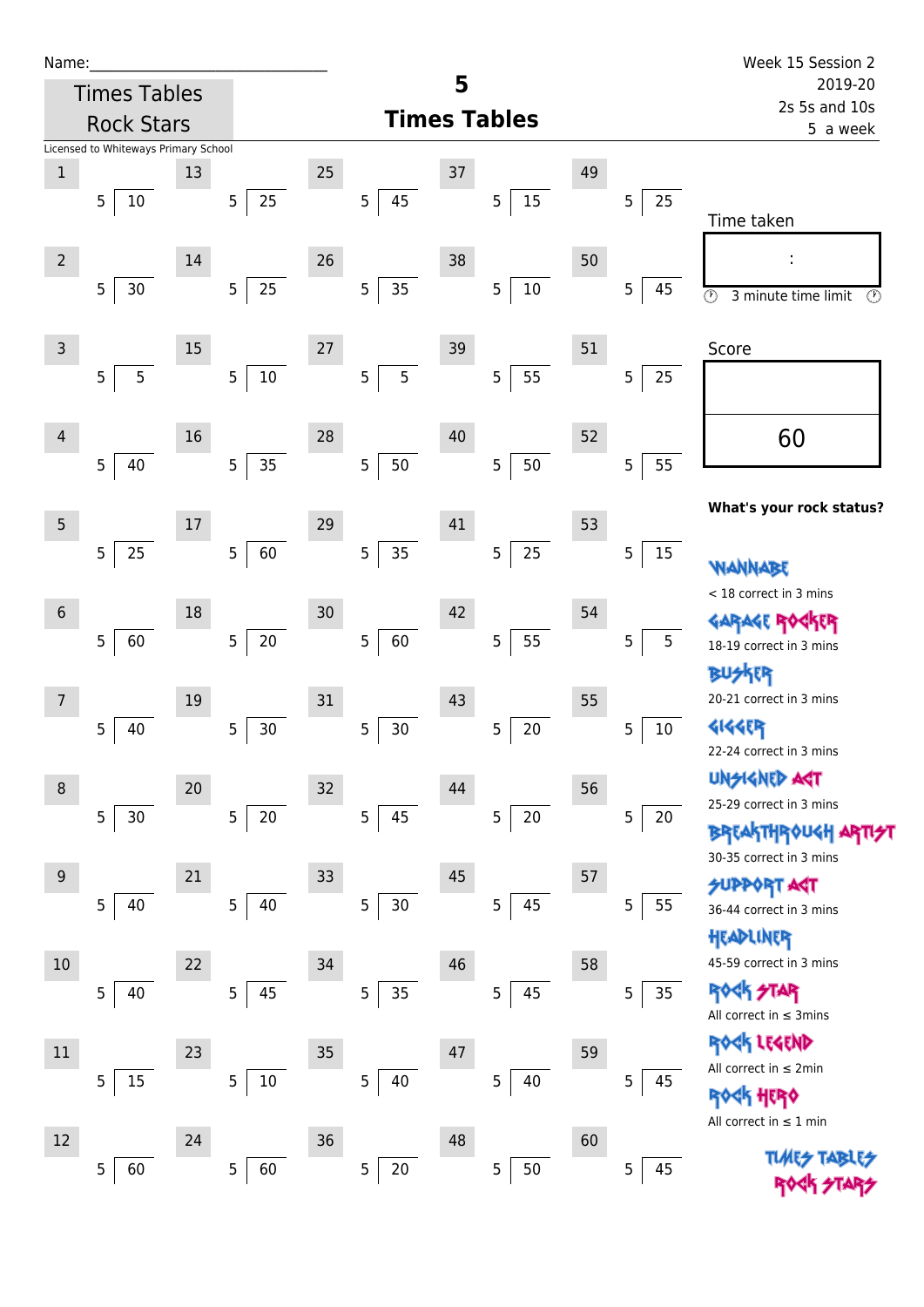Name:\_\_\_\_\_\_\_\_\_\_\_\_\_\_\_\_\_\_\_\_\_\_\_\_\_\_\_\_

Times Tables Rock Stars

Licensed to Whiteways Primary School

# 5 Times Tables

Week 15 Session 2
2019-20
2s 5s and 10s
5 a week

| # | Question | # | Question | # | Question | # | Question | # | Question |
|---|---|---|---|---|---|---|---|---|---|
| 1 | 5 ⟌ 10 | 13 | 5 ⟌ 25 | 25 | 5 ⟌ 45 | 37 | 5 ⟌ 15 | 49 | 5 ⟌ 25 |
| 2 | 5 ⟌ 30 | 14 | 5 ⟌ 25 | 26 | 5 ⟌ 35 | 38 | 5 ⟌ 10 | 50 | 5 ⟌ 45 |
| 3 | 5 ⟌ 5 | 15 | 5 ⟌ 10 | 27 | 5 ⟌ 5 | 39 | 5 ⟌ 55 | 51 | 5 ⟌ 25 |
| 4 | 5 ⟌ 40 | 16 | 5 ⟌ 35 | 28 | 5 ⟌ 50 | 40 | 5 ⟌ 50 | 52 | 5 ⟌ 55 |
| 5 | 5 ⟌ 25 | 17 | 5 ⟌ 60 | 29 | 5 ⟌ 35 | 41 | 5 ⟌ 25 | 53 | 5 ⟌ 15 |
| 6 | 5 ⟌ 60 | 18 | 5 ⟌ 20 | 30 | 5 ⟌ 60 | 42 | 5 ⟌ 55 | 54 | 5 ⟌ 5 |
| 7 | 5 ⟌ 40 | 19 | 5 ⟌ 30 | 31 | 5 ⟌ 30 | 43 | 5 ⟌ 20 | 55 | 5 ⟌ 10 |
| 8 | 5 ⟌ 30 | 20 | 5 ⟌ 20 | 32 | 5 ⟌ 45 | 44 | 5 ⟌ 20 | 56 | 5 ⟌ 20 |
| 9 | 5 ⟌ 40 | 21 | 5 ⟌ 40 | 33 | 5 ⟌ 30 | 45 | 5 ⟌ 45 | 57 | 5 ⟌ 55 |
| 10 | 5 ⟌ 40 | 22 | 5 ⟌ 45 | 34 | 5 ⟌ 35 | 46 | 5 ⟌ 45 | 58 | 5 ⟌ 35 |
| 11 | 5 ⟌ 15 | 23 | 5 ⟌ 10 | 35 | 5 ⟌ 40 | 47 | 5 ⟌ 40 | 59 | 5 ⟌ 45 |
| 12 | 5 ⟌ 60 | 24 | 5 ⟌ 60 | 36 | 5 ⟌ 20 | 48 | 5 ⟌ 50 | 60 | 5 ⟌ 45 |

Time taken

:

3 minute time limit

Score

60

**What's your rock status?**

WANNABE
< 18 correct in 3 mins

GARAGE ROCKER
18-19 correct in 3 mins

BUSKER
20-21 correct in 3 mins

GIGGER
22-24 correct in 3 mins

UNSIGNED ACT
25-29 correct in 3 mins

BREAKTHROUGH ARTIST
30-35 correct in 3 mins

SUPPORT ACT
36-44 correct in 3 mins

HEADLINER
45-59 correct in 3 mins

ROCK STAR
All correct in ≤ 3mins

ROCK LEGEND
All correct in ≤ 2min

ROCK HERO
All correct in ≤ 1 min

TIMES TABLES ROCK STARS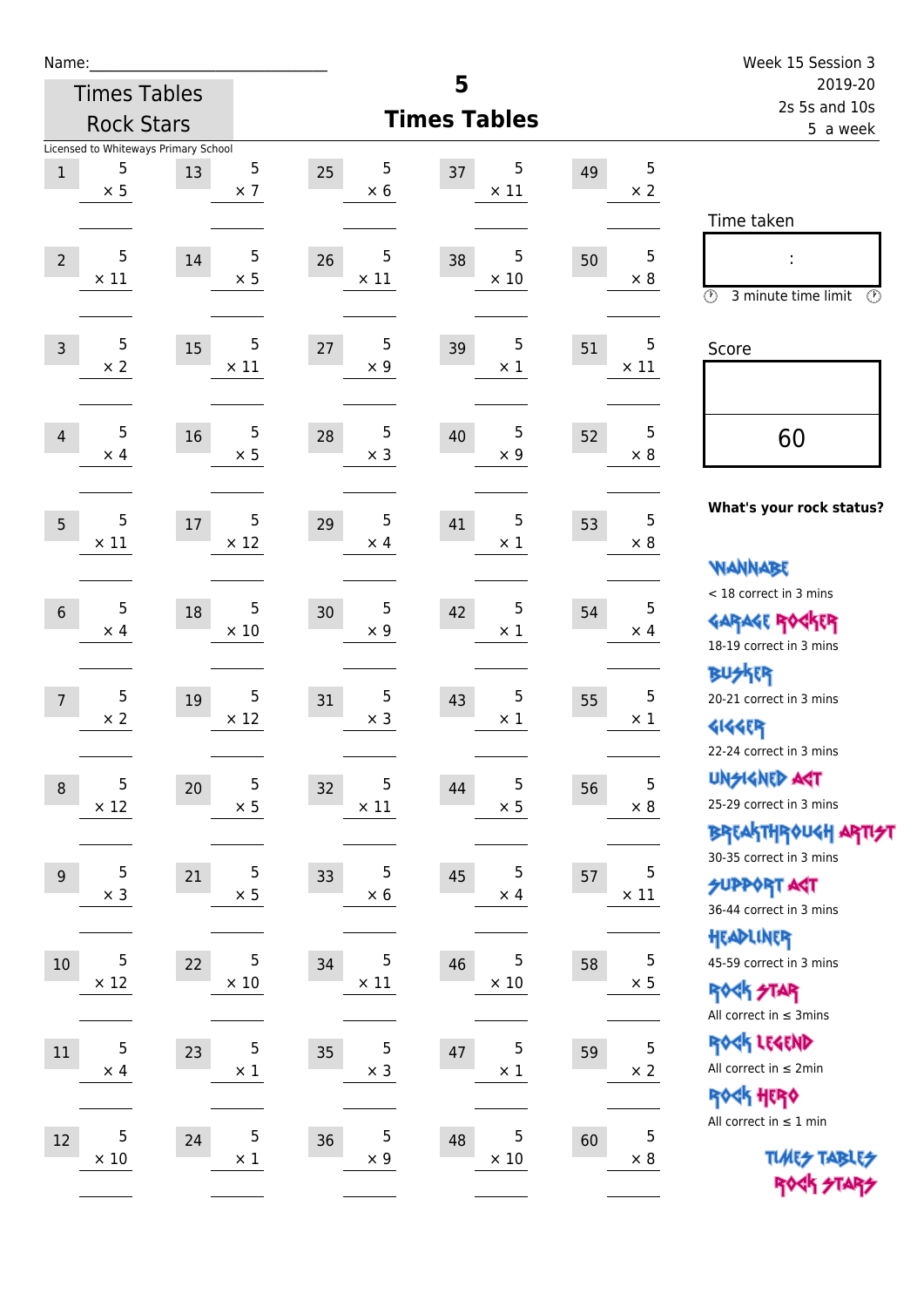Name:\_\_\_\_\_\_\_\_\_\_\_\_\_\_\_\_\_\_\_\_\_\_\_\_\_\_\_\_

Times Tables Rock Stars

Licensed to Whiteways Primary School

# 5 Times Tables

Week 15 Session 3
2019-20
2s 5s and 10s
5 a week

| # | | # | | # | | # | | # | |
|---|---|---|---|---|---|---|---|---|---|
| 1 | 5 × 5 | 13 | 5 × 7 | 25 | 5 × 6 | 37 | 5 × 11 | 49 | 5 × 2 |
| 2 | 5 × 11 | 14 | 5 × 5 | 26 | 5 × 11 | 38 | 5 × 10 | 50 | 5 × 8 |
| 3 | 5 × 2 | 15 | 5 × 11 | 27 | 5 × 9 | 39 | 5 × 1 | 51 | 5 × 11 |
| 4 | 5 × 4 | 16 | 5 × 5 | 28 | 5 × 3 | 40 | 5 × 9 | 52 | 5 × 8 |
| 5 | 5 × 11 | 17 | 5 × 12 | 29 | 5 × 4 | 41 | 5 × 1 | 53 | 5 × 8 |
| 6 | 5 × 4 | 18 | 5 × 10 | 30 | 5 × 9 | 42 | 5 × 1 | 54 | 5 × 4 |
| 7 | 5 × 2 | 19 | 5 × 12 | 31 | 5 × 3 | 43 | 5 × 1 | 55 | 5 × 1 |
| 8 | 5 × 12 | 20 | 5 × 5 | 32 | 5 × 11 | 44 | 5 × 5 | 56 | 5 × 8 |
| 9 | 5 × 3 | 21 | 5 × 5 | 33 | 5 × 6 | 45 | 5 × 4 | 57 | 5 × 11 |
| 10 | 5 × 12 | 22 | 5 × 10 | 34 | 5 × 11 | 46 | 5 × 10 | 58 | 5 × 5 |
| 11 | 5 × 4 | 23 | 5 × 1 | 35 | 5 × 3 | 47 | 5 × 1 | 59 | 5 × 2 |
| 12 | 5 × 10 | 24 | 5 × 1 | 36 | 5 × 9 | 48 | 5 × 10 | 60 | 5 × 8 |

Time taken

:

3 minute time limit

Score

60

**What's your rock status?**

WANNABE
< 18 correct in 3 mins

GARAGE ROCKER
18-19 correct in 3 mins

BUSKER
20-21 correct in 3 mins

GIGGER
22-24 correct in 3 mins

UNSIGNED ACT
25-29 correct in 3 mins

BREAKTHROUGH ARTIST
30-35 correct in 3 mins

SUPPORT ACT
36-44 correct in 3 mins

HEADLINER
45-59 correct in 3 mins

ROCK STAR
All correct in ≤ 3mins

ROCK LEGEND
All correct in ≤ 2min

ROCK HERO
All correct in ≤ 1 min

TIMES TABLES ROCK STARS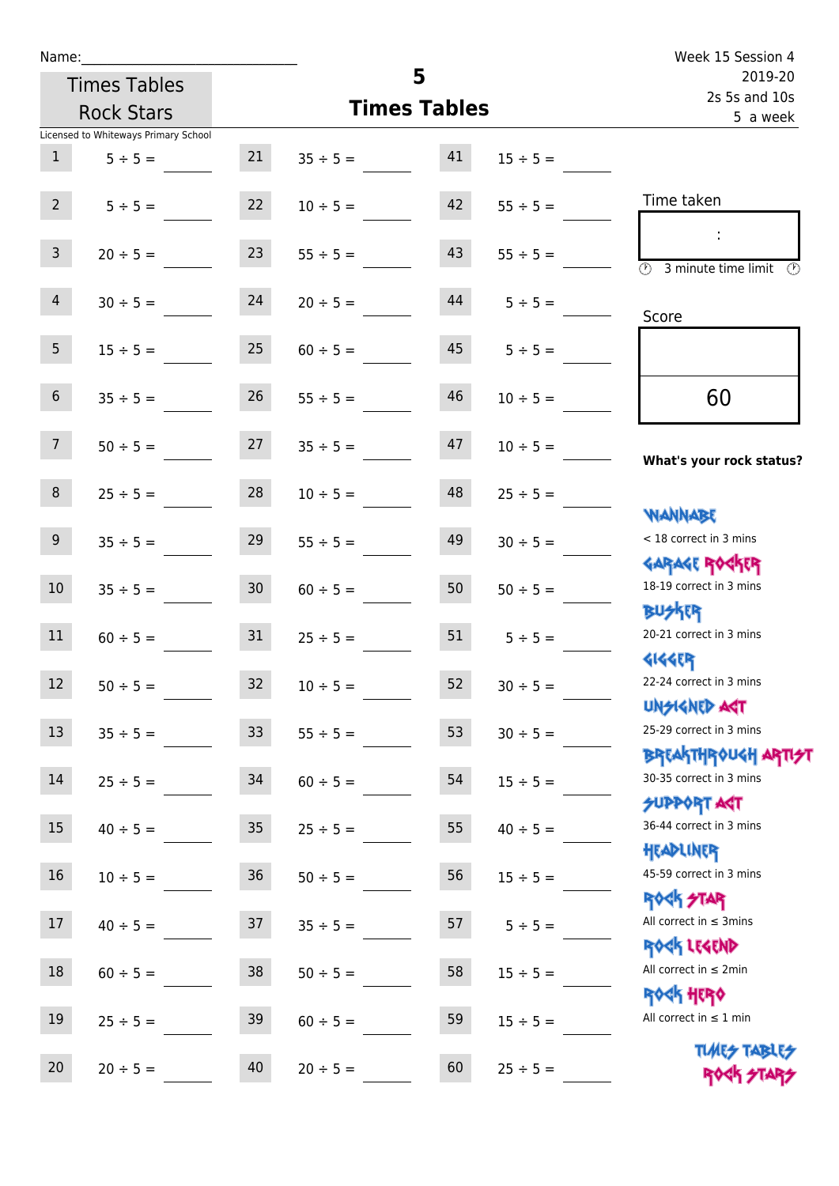Name:

Times Tables Rock Stars

Licensed to Whiteways Primary School

# 5
## Times Tables

Week 15 Session 4
2019-20
2s 5s and 10s
5 a week

| # | Question | # | Question | # | Question |
|---|---|---|---|---|---|
| 1 | 5 ÷ 5 = | 21 | 35 ÷ 5 = | 41 | 15 ÷ 5 = |
| 2 | 5 ÷ 5 = | 22 | 10 ÷ 5 = | 42 | 55 ÷ 5 = |
| 3 | 20 ÷ 5 = | 23 | 55 ÷ 5 = | 43 | 55 ÷ 5 = |
| 4 | 30 ÷ 5 = | 24 | 20 ÷ 5 = | 44 | 5 ÷ 5 = |
| 5 | 15 ÷ 5 = | 25 | 60 ÷ 5 = | 45 | 5 ÷ 5 = |
| 6 | 35 ÷ 5 = | 26 | 55 ÷ 5 = | 46 | 10 ÷ 5 = |
| 7 | 50 ÷ 5 = | 27 | 35 ÷ 5 = | 47 | 10 ÷ 5 = |
| 8 | 25 ÷ 5 = | 28 | 10 ÷ 5 = | 48 | 25 ÷ 5 = |
| 9 | 35 ÷ 5 = | 29 | 55 ÷ 5 = | 49 | 30 ÷ 5 = |
| 10 | 35 ÷ 5 = | 30 | 60 ÷ 5 = | 50 | 50 ÷ 5 = |
| 11 | 60 ÷ 5 = | 31 | 25 ÷ 5 = | 51 | 5 ÷ 5 = |
| 12 | 50 ÷ 5 = | 32 | 10 ÷ 5 = | 52 | 30 ÷ 5 = |
| 13 | 35 ÷ 5 = | 33 | 55 ÷ 5 = | 53 | 30 ÷ 5 = |
| 14 | 25 ÷ 5 = | 34 | 60 ÷ 5 = | 54 | 15 ÷ 5 = |
| 15 | 40 ÷ 5 = | 35 | 25 ÷ 5 = | 55 | 40 ÷ 5 = |
| 16 | 10 ÷ 5 = | 36 | 50 ÷ 5 = | 56 | 15 ÷ 5 = |
| 17 | 40 ÷ 5 = | 37 | 35 ÷ 5 = | 57 | 5 ÷ 5 = |
| 18 | 60 ÷ 5 = | 38 | 50 ÷ 5 = | 58 | 15 ÷ 5 = |
| 19 | 25 ÷ 5 = | 39 | 60 ÷ 5 = | 59 | 15 ÷ 5 = |
| 20 | 20 ÷ 5 = | 40 | 20 ÷ 5 = | 60 | 25 ÷ 5 = |

Time taken

:

3 minute time limit

Score

60

**What's your rock status?**

- WANNABE: < 18 correct in 3 mins
- GARAGE ROCKER: 18-19 correct in 3 mins
- BUSKER: 20-21 correct in 3 mins
- GIGGER: 22-24 correct in 3 mins
- UNSIGNED ACT: 25-29 correct in 3 mins
- BREAKTHROUGH ARTIST: 30-35 correct in 3 mins
- SUPPORT ACT: 36-44 correct in 3 mins
- HEADLINER: 45-59 correct in 3 mins
- ROCK STAR: All correct in ≤ 3mins
- ROCK LEGEND: All correct in ≤ 2min
- ROCK HERO: All correct in ≤ 1 min

TIMES TABLES ROCK STARS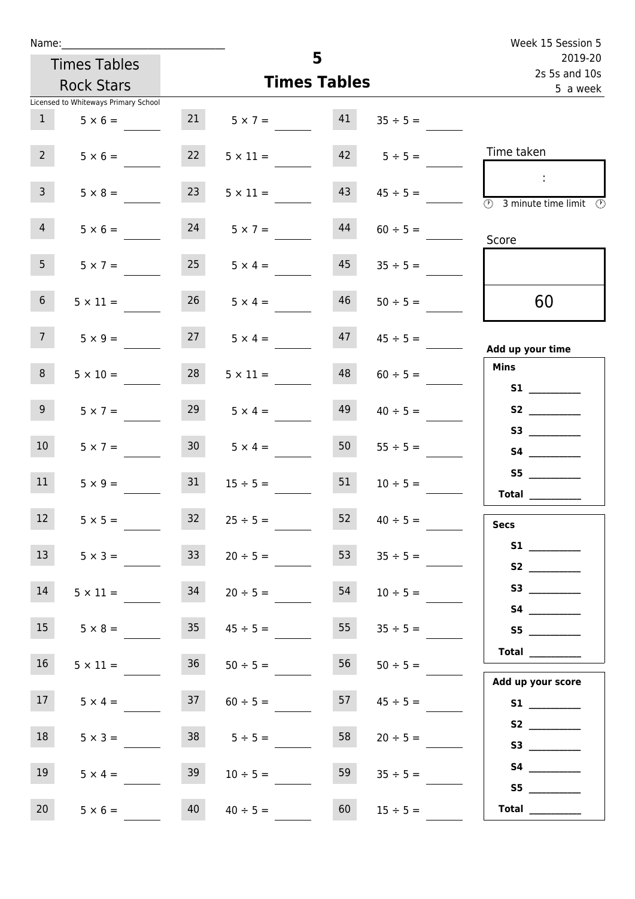Name:\_\_\_\_\_\_\_\_\_\_\_\_\_\_\_\_\_\_\_\_\_\_\_\_\_\_\_\_

Times Tables Rock Stars

Licensed to Whiteways Primary School

# 5
## Times Tables

Week 15 Session 5
2019-20
2s 5s and 10s
5 a week

| | | | | | |
|---|---|---|---|---|---|
| 1 | $5 \times 6 =$ | 21 | $5 \times 7 =$ | 41 | $35 \div 5 =$ |
| 2 | $5 \times 6 =$ | 22 | $5 \times 11 =$ | 42 | $5 \div 5 =$ |
| 3 | $5 \times 8 =$ | 23 | $5 \times 11 =$ | 43 | $45 \div 5 =$ |
| 4 | $5 \times 6 =$ | 24 | $5 \times 7 =$ | 44 | $60 \div 5 =$ |
| 5 | $5 \times 7 =$ | 25 | $5 \times 4 =$ | 45 | $35 \div 5 =$ |
| 6 | $5 \times 11 =$ | 26 | $5 \times 4 =$ | 46 | $50 \div 5 =$ |
| 7 | $5 \times 9 =$ | 27 | $5 \times 4 =$ | 47 | $45 \div 5 =$ |
| 8 | $5 \times 10 =$ | 28 | $5 \times 11 =$ | 48 | $60 \div 5 =$ |
| 9 | $5 \times 7 =$ | 29 | $5 \times 4 =$ | 49 | $40 \div 5 =$ |
| 10 | $5 \times 7 =$ | 30 | $5 \times 4 =$ | 50 | $55 \div 5 =$ |
| 11 | $5 \times 9 =$ | 31 | $15 \div 5 =$ | 51 | $10 \div 5 =$ |
| 12 | $5 \times 5 =$ | 32 | $25 \div 5 =$ | 52 | $40 \div 5 =$ |
| 13 | $5 \times 3 =$ | 33 | $20 \div 5 =$ | 53 | $35 \div 5 =$ |
| 14 | $5 \times 11 =$ | 34 | $20 \div 5 =$ | 54 | $10 \div 5 =$ |
| 15 | $5 \times 8 =$ | 35 | $45 \div 5 =$ | 55 | $35 \div 5 =$ |
| 16 | $5 \times 11 =$ | 36 | $50 \div 5 =$ | 56 | $50 \div 5 =$ |
| 17 | $5 \times 4 =$ | 37 | $60 \div 5 =$ | 57 | $45 \div 5 =$ |
| 18 | $5 \times 3 =$ | 38 | $5 \div 5 =$ | 58 | $20 \div 5 =$ |
| 19 | $5 \times 4 =$ | 39 | $10 \div 5 =$ | 59 | $35 \div 5 =$ |
| 20 | $5 \times 6 =$ | 40 | $40 \div 5 =$ | 60 | $15 \div 5 =$ |

Time taken

:

3 minute time limit

Score

60

**Add up your time**

**Mins**

**S1** \_\_\_\_\_\_\_\_\_\_
**S2** \_\_\_\_\_\_\_\_\_\_
**S3** \_\_\_\_\_\_\_\_\_\_
**S4** \_\_\_\_\_\_\_\_\_\_
**S5** \_\_\_\_\_\_\_\_\_\_
**Total** \_\_\_\_\_\_\_\_\_\_

**Secs**

**S1** \_\_\_\_\_\_\_\_\_\_
**S2** \_\_\_\_\_\_\_\_\_\_
**S3** \_\_\_\_\_\_\_\_\_\_
**S4** \_\_\_\_\_\_\_\_\_\_
**S5** \_\_\_\_\_\_\_\_\_\_
**Total** \_\_\_\_\_\_\_\_\_\_

**Add up your score**

**S1** \_\_\_\_\_\_\_\_\_\_
**S2** \_\_\_\_\_\_\_\_\_\_
**S3** \_\_\_\_\_\_\_\_\_\_
**S4** \_\_\_\_\_\_\_\_\_\_
**S5** \_\_\_\_\_\_\_\_\_\_
**Total** \_\_\_\_\_\_\_\_\_\_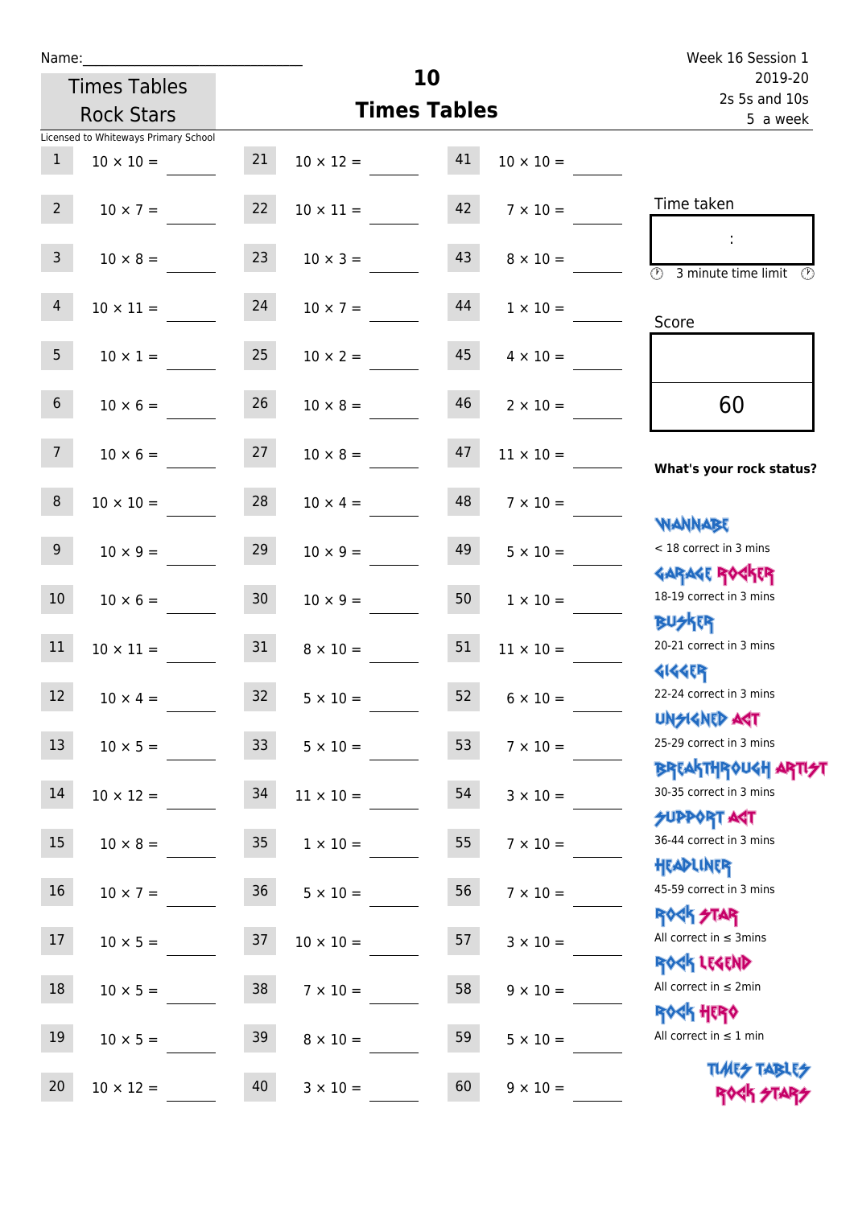Name:\_\_\_\_\_\_\_\_\_\_\_\_\_\_\_\_\_\_\_\_\_\_\_\_\_\_\_\_

Times Tables Rock Stars

Licensed to Whiteways Primary School

# 10 Times Tables

Week 16 Session 1
2019-20
2s 5s and 10s
5 a week

| | | | | | |
|---|---|---|---|---|---|
| 1 | 10 × 10 = | 21 | 10 × 12 = | 41 | 10 × 10 = |
| 2 | 10 × 7 = | 22 | 10 × 11 = | 42 | 7 × 10 = |
| 3 | 10 × 8 = | 23 | 10 × 3 = | 43 | 8 × 10 = |
| 4 | 10 × 11 = | 24 | 10 × 7 = | 44 | 1 × 10 = |
| 5 | 10 × 1 = | 25 | 10 × 2 = | 45 | 4 × 10 = |
| 6 | 10 × 6 = | 26 | 10 × 8 = | 46 | 2 × 10 = |
| 7 | 10 × 6 = | 27 | 10 × 8 = | 47 | 11 × 10 = |
| 8 | 10 × 10 = | 28 | 10 × 4 = | 48 | 7 × 10 = |
| 9 | 10 × 9 = | 29 | 10 × 9 = | 49 | 5 × 10 = |
| 10 | 10 × 6 = | 30 | 10 × 9 = | 50 | 1 × 10 = |
| 11 | 10 × 11 = | 31 | 8 × 10 = | 51 | 11 × 10 = |
| 12 | 10 × 4 = | 32 | 5 × 10 = | 52 | 6 × 10 = |
| 13 | 10 × 5 = | 33 | 5 × 10 = | 53 | 7 × 10 = |
| 14 | 10 × 12 = | 34 | 11 × 10 = | 54 | 3 × 10 = |
| 15 | 10 × 8 = | 35 | 1 × 10 = | 55 | 7 × 10 = |
| 16 | 10 × 7 = | 36 | 5 × 10 = | 56 | 7 × 10 = |
| 17 | 10 × 5 = | 37 | 10 × 10 = | 57 | 3 × 10 = |
| 18 | 10 × 5 = | 38 | 7 × 10 = | 58 | 9 × 10 = |
| 19 | 10 × 5 = | 39 | 8 × 10 = | 59 | 5 × 10 = |
| 20 | 10 × 12 = | 40 | 3 × 10 = | 60 | 9 × 10 = |

Time taken

:

3 minute time limit

Score

60

**What's your rock status?**

WANNABE
< 18 correct in 3 mins

GARAGE ROCKER
18-19 correct in 3 mins

BUSKER
20-21 correct in 3 mins

GIGGER
22-24 correct in 3 mins

UNSIGNED ACT
25-29 correct in 3 mins

BREAKTHROUGH ARTIST
30-35 correct in 3 mins

SUPPORT ACT
36-44 correct in 3 mins

HEADLINER
45-59 correct in 3 mins

ROCK STAR
All correct in ≤ 3mins

ROCK LEGEND
All correct in ≤ 2min

ROCK HERO
All correct in ≤ 1 min

TIMES TABLES ROCK STARS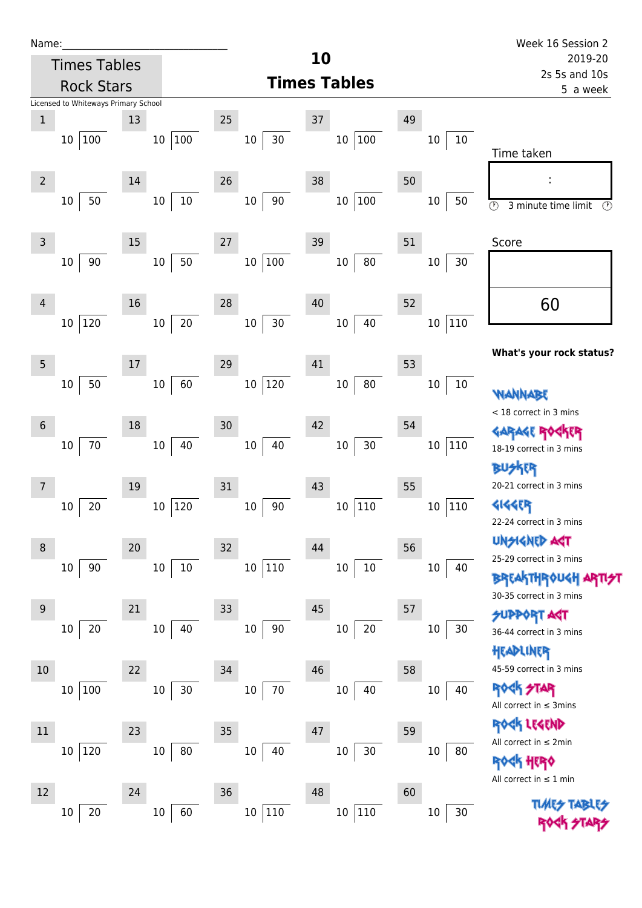Name:\_\_\_\_\_\_\_\_\_\_\_\_\_\_\_\_\_\_\_\_\_\_\_\_\_\_\_\_

Times Tables Rock Stars

# 10 Times Tables

Week 16 Session 2
2019-20
2s 5s and 10s
5 a week

Licensed to Whiteways Primary School

| # | Question | # | Question | # | Question | # | Question | # | Question |
|---|---|---|---|---|---|---|---|---|---|
| 1 | 100 ÷ 10 | 13 | 100 ÷ 10 | 25 | 30 ÷ 10 | 37 | 100 ÷ 10 | 49 | 10 ÷ 10 |
| 2 | 50 ÷ 10 | 14 | 10 ÷ 10 | 26 | 90 ÷ 10 | 38 | 100 ÷ 10 | 50 | 50 ÷ 10 |
| 3 | 90 ÷ 10 | 15 | 50 ÷ 10 | 27 | 100 ÷ 10 | 39 | 80 ÷ 10 | 51 | 30 ÷ 10 |
| 4 | 120 ÷ 10 | 16 | 20 ÷ 10 | 28 | 30 ÷ 10 | 40 | 40 ÷ 10 | 52 | 110 ÷ 10 |
| 5 | 50 ÷ 10 | 17 | 60 ÷ 10 | 29 | 120 ÷ 10 | 41 | 80 ÷ 10 | 53 | 10 ÷ 10 |
| 6 | 70 ÷ 10 | 18 | 40 ÷ 10 | 30 | 40 ÷ 10 | 42 | 30 ÷ 10 | 54 | 110 ÷ 10 |
| 7 | 20 ÷ 10 | 19 | 120 ÷ 10 | 31 | 90 ÷ 10 | 43 | 110 ÷ 10 | 55 | 110 ÷ 10 |
| 8 | 90 ÷ 10 | 20 | 10 ÷ 10 | 32 | 110 ÷ 10 | 44 | 10 ÷ 10 | 56 | 40 ÷ 10 |
| 9 | 20 ÷ 10 | 21 | 40 ÷ 10 | 33 | 90 ÷ 10 | 45 | 20 ÷ 10 | 57 | 30 ÷ 10 |
| 10 | 100 ÷ 10 | 22 | 30 ÷ 10 | 34 | 70 ÷ 10 | 46 | 40 ÷ 10 | 58 | 40 ÷ 10 |
| 11 | 120 ÷ 10 | 23 | 80 ÷ 10 | 35 | 40 ÷ 10 | 47 | 30 ÷ 10 | 59 | 80 ÷ 10 |
| 12 | 20 ÷ 10 | 24 | 60 ÷ 10 | 36 | 110 ÷ 10 | 48 | 110 ÷ 10 | 60 | 30 ÷ 10 |

Time taken

:

3 minute time limit

Score

60

**What's your rock status?**

WANNABE
< 18 correct in 3 mins

GARAGE ROCKER
18-19 correct in 3 mins

BUSKER
20-21 correct in 3 mins

GIGGER
22-24 correct in 3 mins

UNSIGNED ACT
25-29 correct in 3 mins

BREAKTHROUGH ARTIST
30-35 correct in 3 mins

SUPPORT ACT
36-44 correct in 3 mins

HEADLINER
45-59 correct in 3 mins

ROCK STAR
All correct in ≤ 3mins

ROCK LEGEND
All correct in ≤ 2min

ROCK HERO
All correct in ≤ 1 min

TIMES TABLES ROCK STARS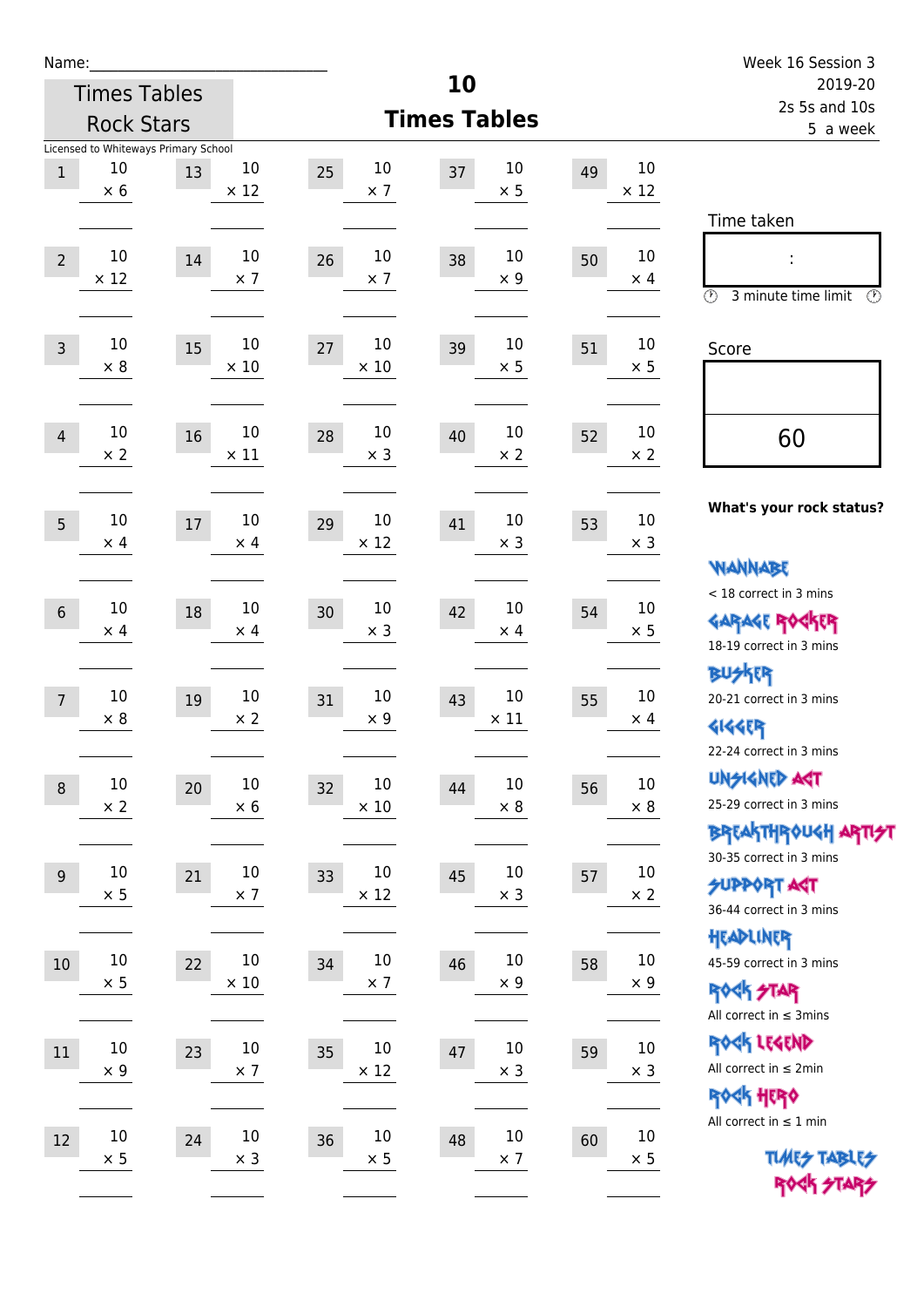Name:\_\_\_\_\_\_\_\_\_\_\_\_\_\_\_\_\_\_\_\_\_\_\_\_\_\_\_\_

Times Tables Rock Stars

Licensed to Whiteways Primary School

# 10 Times Tables

Week 16 Session 3
2019-20
2s 5s and 10s
5 a week

| # | Question | # | Question | # | Question | # | Question | # | Question |
|---|---|---|---|---|---|---|---|---|---|
| 1 | 10 × 6 | 13 | 10 × 12 | 25 | 10 × 7 | 37 | 10 × 5 | 49 | 10 × 12 |
| 2 | 10 × 12 | 14 | 10 × 7 | 26 | 10 × 7 | 38 | 10 × 9 | 50 | 10 × 4 |
| 3 | 10 × 8 | 15 | 10 × 10 | 27 | 10 × 10 | 39 | 10 × 5 | 51 | 10 × 5 |
| 4 | 10 × 2 | 16 | 10 × 11 | 28 | 10 × 3 | 40 | 10 × 2 | 52 | 10 × 2 |
| 5 | 10 × 4 | 17 | 10 × 4 | 29 | 10 × 12 | 41 | 10 × 3 | 53 | 10 × 3 |
| 6 | 10 × 4 | 18 | 10 × 4 | 30 | 10 × 3 | 42 | 10 × 4 | 54 | 10 × 5 |
| 7 | 10 × 8 | 19 | 10 × 2 | 31 | 10 × 9 | 43 | 10 × 11 | 55 | 10 × 4 |
| 8 | 10 × 2 | 20 | 10 × 6 | 32 | 10 × 10 | 44 | 10 × 8 | 56 | 10 × 8 |
| 9 | 10 × 5 | 21 | 10 × 7 | 33 | 10 × 12 | 45 | 10 × 3 | 57 | 10 × 2 |
| 10 | 10 × 5 | 22 | 10 × 10 | 34 | 10 × 7 | 46 | 10 × 9 | 58 | 10 × 9 |
| 11 | 10 × 9 | 23 | 10 × 7 | 35 | 10 × 12 | 47 | 10 × 3 | 59 | 10 × 3 |
| 12 | 10 × 5 | 24 | 10 × 3 | 36 | 10 × 5 | 48 | 10 × 7 | 60 | 10 × 5 |

Time taken

:

3 minute time limit

Score

60

**What's your rock status?**

WANNABE
< 18 correct in 3 mins

GARAGE ROCKER
18-19 correct in 3 mins

BUSKER
20-21 correct in 3 mins

GIGGER
22-24 correct in 3 mins

UNSIGNED ACT
25-29 correct in 3 mins

BREAKTHROUGH ARTIST
30-35 correct in 3 mins

SUPPORT ACT
36-44 correct in 3 mins

HEADLINER
45-59 correct in 3 mins

ROCK STAR
All correct in ≤ 3mins

ROCK LEGEND
All correct in ≤ 2min

ROCK HERO
All correct in ≤ 1 min

TIMES TABLES ROCK STARS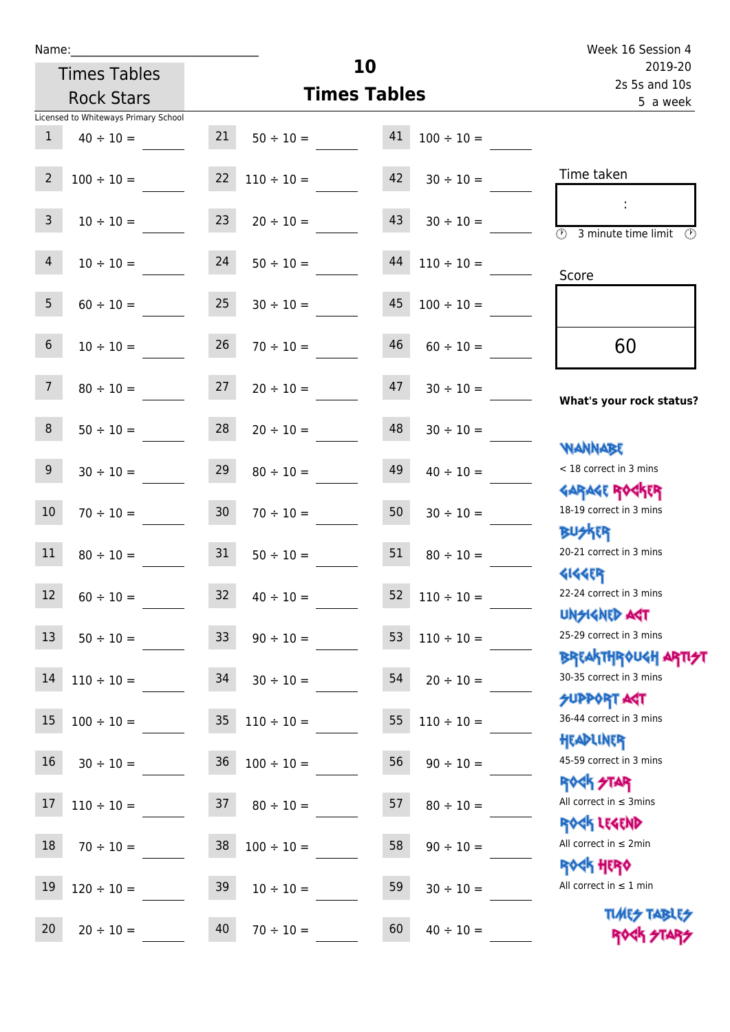Name:______________________________

Times Tables Rock Stars

Licensed to Whiteways Primary School

# 10
## Times Tables

Week 16 Session 4
2019-20
2s 5s and 10s
5 a week

| | | | | | |
|---|---|---|---|---|---|
| 1 | 40 ÷ 10 = | 21 | 50 ÷ 10 = | 41 | 100 ÷ 10 = |
| 2 | 100 ÷ 10 = | 22 | 110 ÷ 10 = | 42 | 30 ÷ 10 = |
| 3 | 10 ÷ 10 = | 23 | 20 ÷ 10 = | 43 | 30 ÷ 10 = |
| 4 | 10 ÷ 10 = | 24 | 50 ÷ 10 = | 44 | 110 ÷ 10 = |
| 5 | 60 ÷ 10 = | 25 | 30 ÷ 10 = | 45 | 100 ÷ 10 = |
| 6 | 10 ÷ 10 = | 26 | 70 ÷ 10 = | 46 | 60 ÷ 10 = |
| 7 | 80 ÷ 10 = | 27 | 20 ÷ 10 = | 47 | 30 ÷ 10 = |
| 8 | 50 ÷ 10 = | 28 | 20 ÷ 10 = | 48 | 30 ÷ 10 = |
| 9 | 30 ÷ 10 = | 29 | 80 ÷ 10 = | 49 | 40 ÷ 10 = |
| 10 | 70 ÷ 10 = | 30 | 70 ÷ 10 = | 50 | 30 ÷ 10 = |
| 11 | 80 ÷ 10 = | 31 | 50 ÷ 10 = | 51 | 80 ÷ 10 = |
| 12 | 60 ÷ 10 = | 32 | 40 ÷ 10 = | 52 | 110 ÷ 10 = |
| 13 | 50 ÷ 10 = | 33 | 90 ÷ 10 = | 53 | 110 ÷ 10 = |
| 14 | 110 ÷ 10 = | 34 | 30 ÷ 10 = | 54 | 20 ÷ 10 = |
| 15 | 100 ÷ 10 = | 35 | 110 ÷ 10 = | 55 | 110 ÷ 10 = |
| 16 | 30 ÷ 10 = | 36 | 100 ÷ 10 = | 56 | 90 ÷ 10 = |
| 17 | 110 ÷ 10 = | 37 | 80 ÷ 10 = | 57 | 80 ÷ 10 = |
| 18 | 70 ÷ 10 = | 38 | 100 ÷ 10 = | 58 | 90 ÷ 10 = |
| 19 | 120 ÷ 10 = | 39 | 10 ÷ 10 = | 59 | 30 ÷ 10 = |
| 20 | 20 ÷ 10 = | 40 | 70 ÷ 10 = | 60 | 40 ÷ 10 = |

Time taken

:

3 minute time limit

Score

60

**What's your rock status?**

WANNABE
< 18 correct in 3 mins

GARAGE ROCKER
18-19 correct in 3 mins

BUSKER
20-21 correct in 3 mins

GIGGER
22-24 correct in 3 mins

UNSIGNED ACT
25-29 correct in 3 mins

BREAKTHROUGH ARTIST
30-35 correct in 3 mins

SUPPORT ACT
36-44 correct in 3 mins

HEADLINER
45-59 correct in 3 mins

ROCK STAR
All correct in ≤ 3mins

ROCK LEGEND
All correct in ≤ 2min

ROCK HERO
All correct in ≤ 1 min

TIMES TABLES ROCK STARS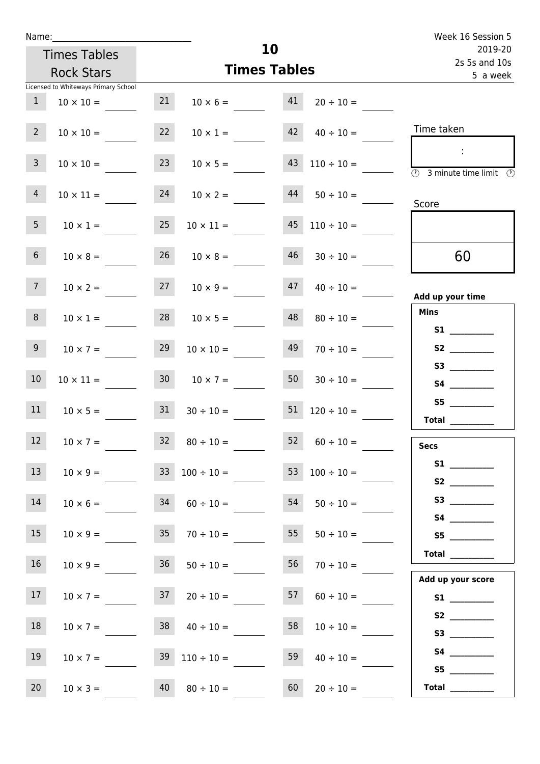Name:______________________________

Times Tables Rock Stars

Licensed to Whiteways Primary School

# 10
## Times Tables

Week 16 Session 5
2019-20
2s 5s and 10s
5 a week

| | | | | | |
|---|---|---|---|---|---|
| 1 | 10 × 10 = ____ | 21 | 10 × 6 = ____ | 41 | 20 ÷ 10 = ____ |
| 2 | 10 × 10 = ____ | 22 | 10 × 1 = ____ | 42 | 40 ÷ 10 = ____ |
| 3 | 10 × 10 = ____ | 23 | 10 × 5 = ____ | 43 | 110 ÷ 10 = ____ |
| 4 | 10 × 11 = ____ | 24 | 10 × 2 = ____ | 44 | 50 ÷ 10 = ____ |
| 5 | 10 × 1 = ____ | 25 | 10 × 11 = ____ | 45 | 110 ÷ 10 = ____ |
| 6 | 10 × 8 = ____ | 26 | 10 × 8 = ____ | 46 | 30 ÷ 10 = ____ |
| 7 | 10 × 2 = ____ | 27 | 10 × 9 = ____ | 47 | 40 ÷ 10 = ____ |
| 8 | 10 × 1 = ____ | 28 | 10 × 5 = ____ | 48 | 80 ÷ 10 = ____ |
| 9 | 10 × 7 = ____ | 29 | 10 × 10 = ____ | 49 | 70 ÷ 10 = ____ |
| 10 | 10 × 11 = ____ | 30 | 10 × 7 = ____ | 50 | 30 ÷ 10 = ____ |
| 11 | 10 × 5 = ____ | 31 | 30 ÷ 10 = ____ | 51 | 120 ÷ 10 = ____ |
| 12 | 10 × 7 = ____ | 32 | 80 ÷ 10 = ____ | 52 | 60 ÷ 10 = ____ |
| 13 | 10 × 9 = ____ | 33 | 100 ÷ 10 = ____ | 53 | 100 ÷ 10 = ____ |
| 14 | 10 × 6 = ____ | 34 | 60 ÷ 10 = ____ | 54 | 50 ÷ 10 = ____ |
| 15 | 10 × 9 = ____ | 35 | 70 ÷ 10 = ____ | 55 | 50 ÷ 10 = ____ |
| 16 | 10 × 9 = ____ | 36 | 50 ÷ 10 = ____ | 56 | 70 ÷ 10 = ____ |
| 17 | 10 × 7 = ____ | 37 | 20 ÷ 10 = ____ | 57 | 60 ÷ 10 = ____ |
| 18 | 10 × 7 = ____ | 38 | 40 ÷ 10 = ____ | 58 | 10 ÷ 10 = ____ |
| 19 | 10 × 7 = ____ | 39 | 110 ÷ 10 = ____ | 59 | 40 ÷ 10 = ____ |
| 20 | 10 × 3 = ____ | 40 | 80 ÷ 10 = ____ | 60 | 20 ÷ 10 = ____ |

Time taken

:

3 minute time limit

Score

60

**Add up your time**

**Mins**

**S1** __________
**S2** __________
**S3** __________
**S4** __________
**S5** __________
**Total** __________

**Secs**

**S1** __________
**S2** __________
**S3** __________
**S4** __________
**S5** __________
**Total** __________

**Add up your score**

**S1** __________
**S2** __________
**S3** __________
**S4** __________
**S5** __________
**Total** __________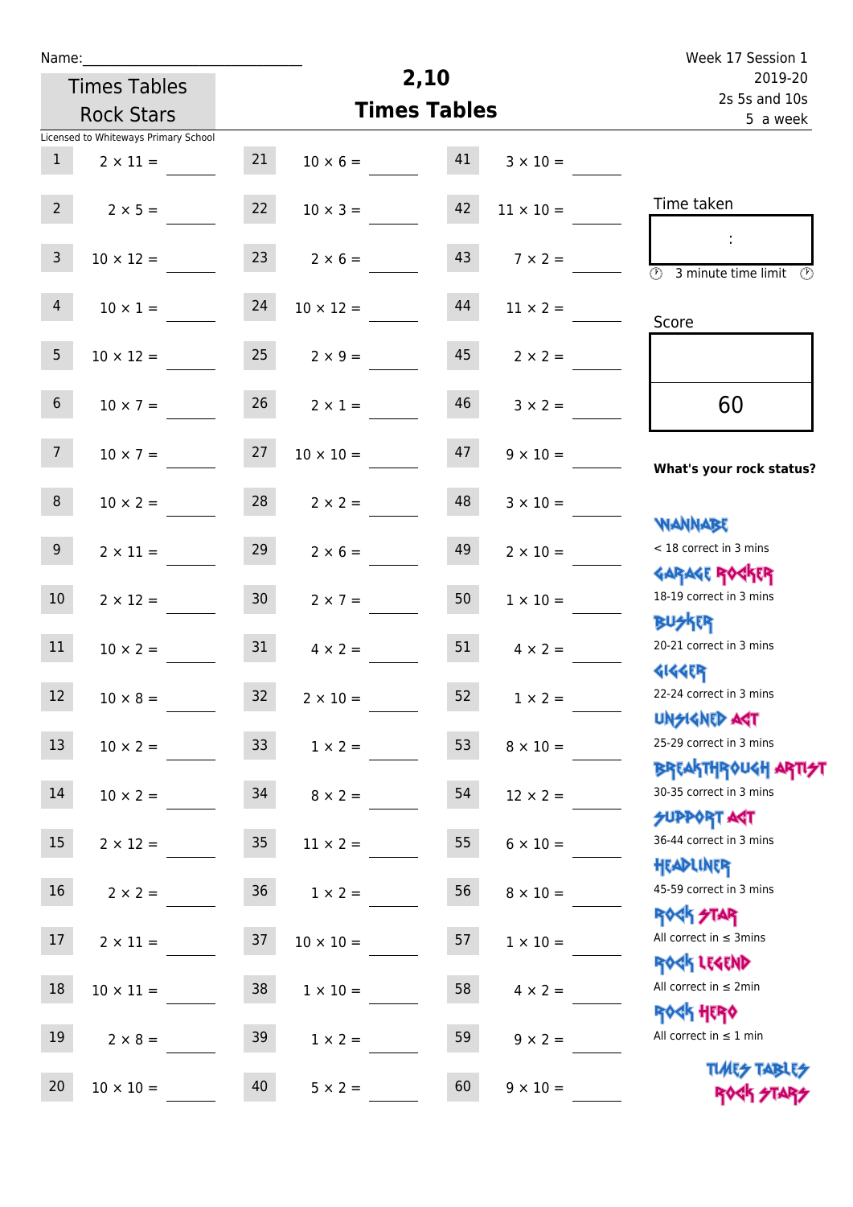Name:\_\_\_\_\_\_\_\_\_\_\_\_\_\_\_\_\_\_\_\_\_\_\_\_\_\_\_\_

Times Tables Rock Stars

Licensed to Whiteways Primary School

# 2,10 Times Tables

Week 17 Session 1
2019-20
2s 5s and 10s
5 a week

| | | | | | |
|---|---|---|---|---|---|
| 1 | 2 × 11 = | 21 | 10 × 6 = | 41 | 3 × 10 = |
| 2 | 2 × 5 = | 22 | 10 × 3 = | 42 | 11 × 10 = |
| 3 | 10 × 12 = | 23 | 2 × 6 = | 43 | 7 × 2 = |
| 4 | 10 × 1 = | 24 | 10 × 12 = | 44 | 11 × 2 = |
| 5 | 10 × 12 = | 25 | 2 × 9 = | 45 | 2 × 2 = |
| 6 | 10 × 7 = | 26 | 2 × 1 = | 46 | 3 × 2 = |
| 7 | 10 × 7 = | 27 | 10 × 10 = | 47 | 9 × 10 = |
| 8 | 10 × 2 = | 28 | 2 × 2 = | 48 | 3 × 10 = |
| 9 | 2 × 11 = | 29 | 2 × 6 = | 49 | 2 × 10 = |
| 10 | 2 × 12 = | 30 | 2 × 7 = | 50 | 1 × 10 = |
| 11 | 10 × 2 = | 31 | 4 × 2 = | 51 | 4 × 2 = |
| 12 | 10 × 8 = | 32 | 2 × 10 = | 52 | 1 × 2 = |
| 13 | 10 × 2 = | 33 | 1 × 2 = | 53 | 8 × 10 = |
| 14 | 10 × 2 = | 34 | 8 × 2 = | 54 | 12 × 2 = |
| 15 | 2 × 12 = | 35 | 11 × 2 = | 55 | 6 × 10 = |
| 16 | 2 × 2 = | 36 | 1 × 2 = | 56 | 8 × 10 = |
| 17 | 2 × 11 = | 37 | 10 × 10 = | 57 | 1 × 10 = |
| 18 | 10 × 11 = | 38 | 1 × 10 = | 58 | 4 × 2 = |
| 19 | 2 × 8 = | 39 | 1 × 2 = | 59 | 9 × 2 = |
| 20 | 10 × 10 = | 40 | 5 × 2 = | 60 | 9 × 10 = |

Time taken

:

3 minute time limit

Score

60

**What's your rock status?**

WANNABE
< 18 correct in 3 mins

GARAGE ROCKER
18-19 correct in 3 mins

BUSKER
20-21 correct in 3 mins

GIGGER
22-24 correct in 3 mins

UNSIGNED ACT
25-29 correct in 3 mins

BREAKTHROUGH ARTIST
30-35 correct in 3 mins

SUPPORT ACT
36-44 correct in 3 mins

HEADLINER
45-59 correct in 3 mins

ROCK STAR
All correct in ≤ 3mins

ROCK LEGEND
All correct in ≤ 2min

ROCK HERO
All correct in ≤ 1 min

TIMES TABLES ROCK STARS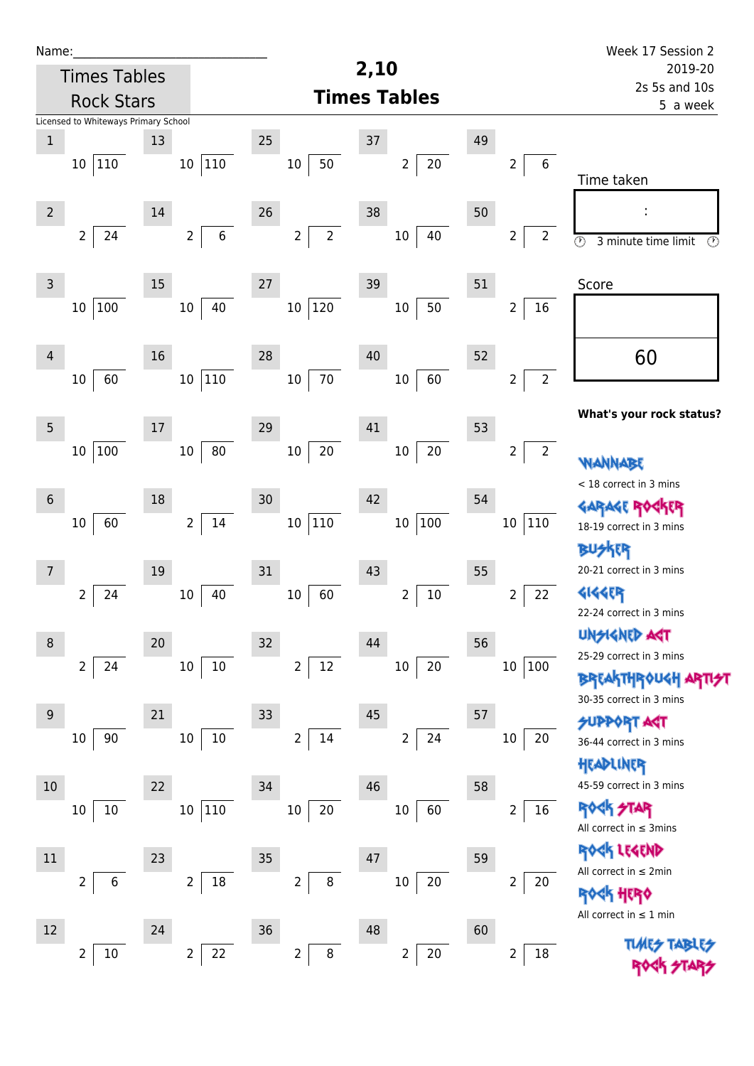Name:\_\_\_\_\_\_\_\_\_\_\_\_\_\_\_\_\_\_\_\_\_\_\_\_\_\_\_\_

Times Tables Rock Stars

Licensed to Whiteways Primary School

# 2,10 Times Tables

Week 17 Session 2
2019-20
2s 5s and 10s
5 a week

| # | Question | # | Question | # | Question | # | Question | # | Question |
|---|---|---|---|---|---|---|---|---|---|
| 1 | 10 ⟌ 110 | 13 | 10 ⟌ 110 | 25 | 10 ⟌ 50 | 37 | 2 ⟌ 20 | 49 | 2 ⟌ 6 |
| 2 | 2 ⟌ 24 | 14 | 2 ⟌ 6 | 26 | 2 ⟌ 2 | 38 | 10 ⟌ 40 | 50 | 2 ⟌ 2 |
| 3 | 10 ⟌ 100 | 15 | 10 ⟌ 40 | 27 | 10 ⟌ 120 | 39 | 10 ⟌ 50 | 51 | 2 ⟌ 16 |
| 4 | 10 ⟌ 60 | 16 | 10 ⟌ 110 | 28 | 10 ⟌ 70 | 40 | 10 ⟌ 60 | 52 | 2 ⟌ 2 |
| 5 | 10 ⟌ 100 | 17 | 10 ⟌ 80 | 29 | 10 ⟌ 20 | 41 | 10 ⟌ 20 | 53 | 2 ⟌ 2 |
| 6 | 10 ⟌ 60 | 18 | 2 ⟌ 14 | 30 | 10 ⟌ 110 | 42 | 10 ⟌ 100 | 54 | 10 ⟌ 110 |
| 7 | 2 ⟌ 24 | 19 | 10 ⟌ 40 | 31 | 10 ⟌ 60 | 43 | 2 ⟌ 10 | 55 | 2 ⟌ 22 |
| 8 | 2 ⟌ 24 | 20 | 10 ⟌ 10 | 32 | 2 ⟌ 12 | 44 | 10 ⟌ 20 | 56 | 10 ⟌ 100 |
| 9 | 10 ⟌ 90 | 21 | 10 ⟌ 10 | 33 | 2 ⟌ 14 | 45 | 2 ⟌ 24 | 57 | 10 ⟌ 20 |
| 10 | 10 ⟌ 10 | 22 | 10 ⟌ 110 | 34 | 10 ⟌ 20 | 46 | 10 ⟌ 60 | 58 | 2 ⟌ 16 |
| 11 | 2 ⟌ 6 | 23 | 2 ⟌ 18 | 35 | 2 ⟌ 8 | 47 | 10 ⟌ 20 | 59 | 2 ⟌ 20 |
| 12 | 2 ⟌ 10 | 24 | 2 ⟌ 22 | 36 | 2 ⟌ 8 | 48 | 2 ⟌ 20 | 60 | 2 ⟌ 18 |

Time taken

:

3 minute time limit

Score

60

**What's your rock status?**

WANNABE
< 18 correct in 3 mins

GARAGE ROCKER
18-19 correct in 3 mins

BUSKER
20-21 correct in 3 mins

GIGGER
22-24 correct in 3 mins

UNSIGNED ACT
25-29 correct in 3 mins

BREAKTHROUGH ARTIST
30-35 correct in 3 mins

SUPPORT ACT
36-44 correct in 3 mins

HEADLINER
45-59 correct in 3 mins

ROCK STAR
All correct in ≤ 3mins

ROCK LEGEND
All correct in ≤ 2min

ROCK HERO
All correct in ≤ 1 min

TIMES TABLES ROCK STARS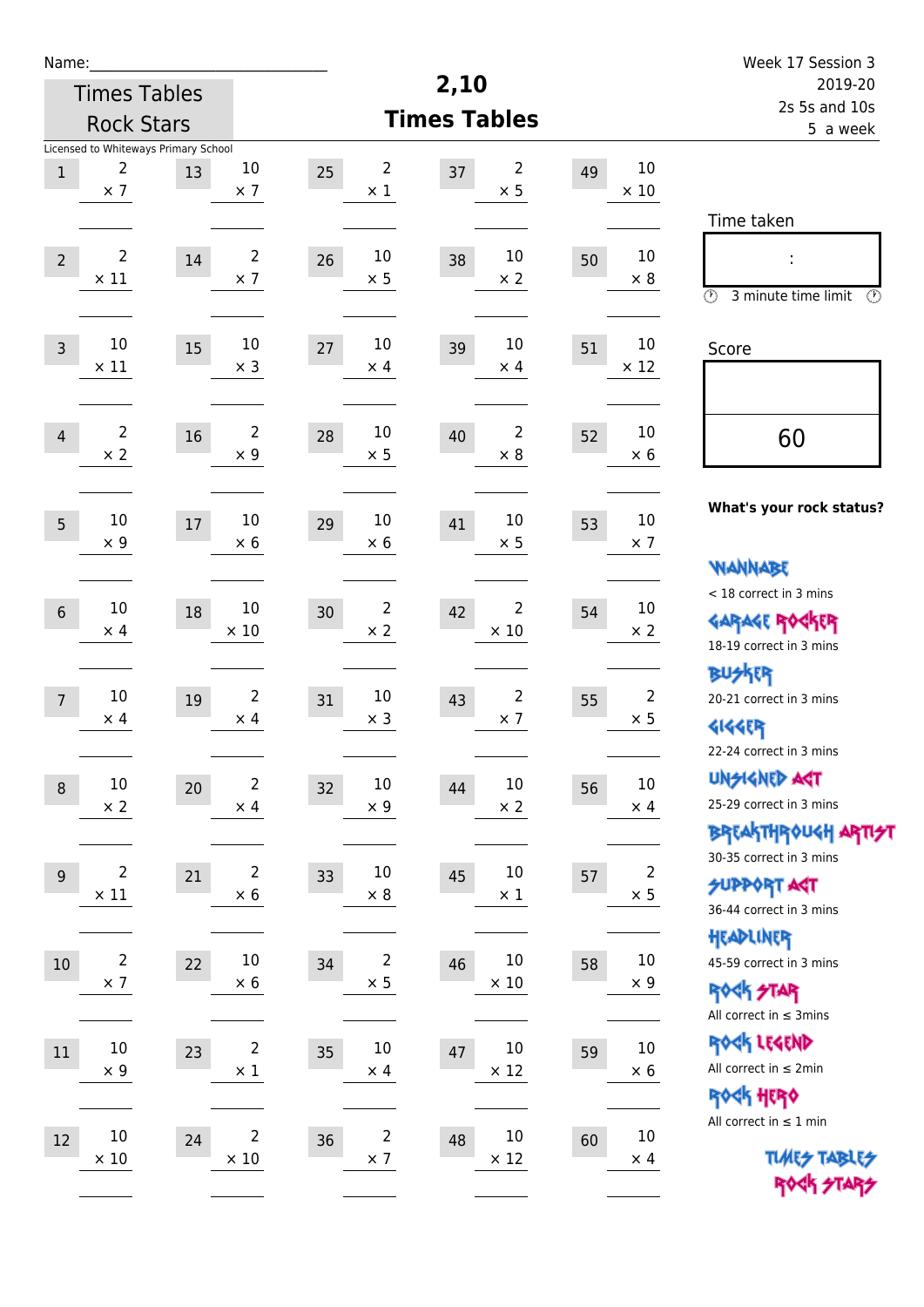Name:______________________________

Times Tables Rock Stars

Licensed to Whiteways Primary School

# 2,10 Times Tables

Week 17 Session 3
2019-20
2s 5s and 10s
5 a week

| # | Question | # | Question | # | Question | # | Question | # | Question |
|---|---|---|---|---|---|---|---|---|---|
| 1 | 2 × 7 | 13 | 10 × 7 | 25 | 2 × 1 | 37 | 2 × 5 | 49 | 10 × 10 |
| 2 | 2 × 11 | 14 | 2 × 7 | 26 | 10 × 5 | 38 | 10 × 2 | 50 | 10 × 8 |
| 3 | 10 × 11 | 15 | 10 × 3 | 27 | 10 × 4 | 39 | 10 × 4 | 51 | 10 × 12 |
| 4 | 2 × 2 | 16 | 2 × 9 | 28 | 10 × 5 | 40 | 2 × 8 | 52 | 10 × 6 |
| 5 | 10 × 9 | 17 | 10 × 6 | 29 | 10 × 6 | 41 | 10 × 5 | 53 | 10 × 7 |
| 6 | 10 × 4 | 18 | 10 × 10 | 30 | 2 × 2 | 42 | 2 × 10 | 54 | 10 × 2 |
| 7 | 10 × 4 | 19 | 2 × 4 | 31 | 10 × 3 | 43 | 2 × 7 | 55 | 2 × 5 |
| 8 | 10 × 2 | 20 | 2 × 4 | 32 | 10 × 9 | 44 | 10 × 2 | 56 | 10 × 4 |
| 9 | 2 × 11 | 21 | 2 × 6 | 33 | 10 × 8 | 45 | 10 × 1 | 57 | 2 × 5 |
| 10 | 2 × 7 | 22 | 10 × 6 | 34 | 2 × 5 | 46 | 10 × 10 | 58 | 10 × 9 |
| 11 | 10 × 9 | 23 | 2 × 1 | 35 | 10 × 4 | 47 | 10 × 12 | 59 | 10 × 6 |
| 12 | 10 × 10 | 24 | 2 × 10 | 36 | 2 × 7 | 48 | 10 × 12 | 60 | 10 × 4 |

Time taken

:

3 minute time limit

Score

60

**What's your rock status?**

WANNABE
< 18 correct in 3 mins

GARAGE ROCKER
18-19 correct in 3 mins

BUSKER
20-21 correct in 3 mins

GIGGER
22-24 correct in 3 mins

UNSIGNED ACT
25-29 correct in 3 mins

BREAKTHROUGH ARTIST
30-35 correct in 3 mins

SUPPORT ACT
36-44 correct in 3 mins

HEADLINER
45-59 correct in 3 mins

ROCK STAR
All correct in ≤ 3mins

ROCK LEGEND
All correct in ≤ 2min

ROCK HERO
All correct in ≤ 1 min

TIMES TABLES ROCK STARS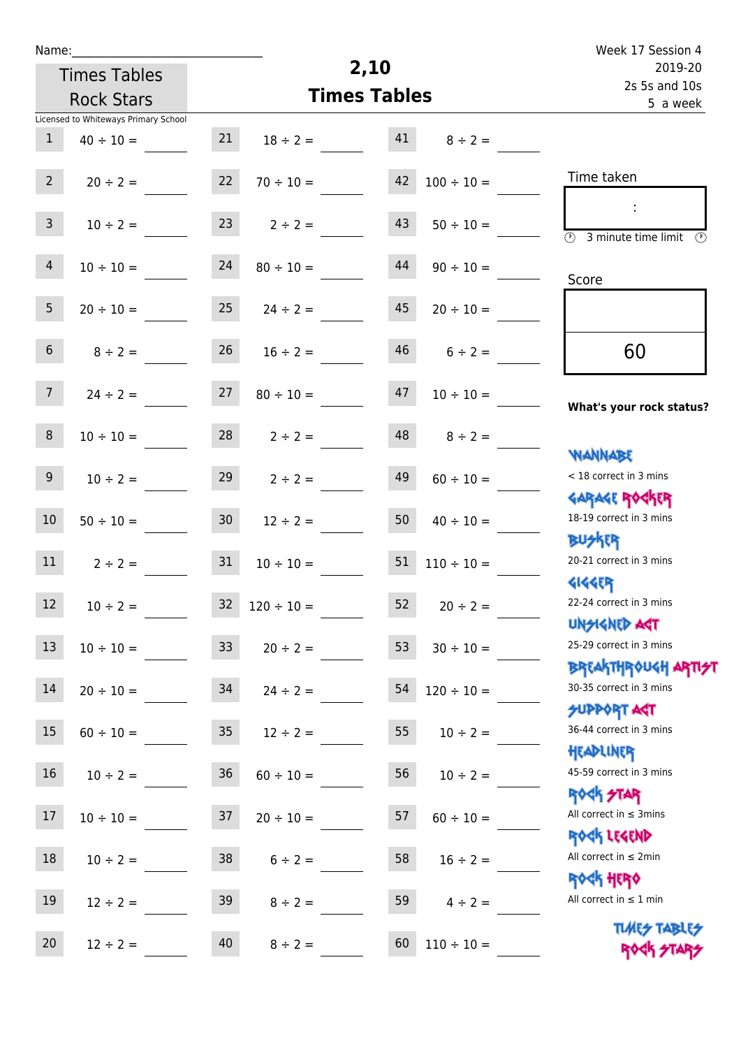Name:______________________________

Times Tables Rock Stars

Licensed to Whiteways Primary School

# 2,10 Times Tables

Week 17 Session 4
2019-20
2s 5s and 10s
5 a week

| | | | | | |
|---|---|---|---|---|---|
| 1 | 40 ÷ 10 = ____ | 21 | 18 ÷ 2 = ____ | 41 | 8 ÷ 2 = ____ |
| 2 | 20 ÷ 2 = ____ | 22 | 70 ÷ 10 = ____ | 42 | 100 ÷ 10 = ____ |
| 3 | 10 ÷ 2 = ____ | 23 | 2 ÷ 2 = ____ | 43 | 50 ÷ 10 = ____ |
| 4 | 10 ÷ 10 = ____ | 24 | 80 ÷ 10 = ____ | 44 | 90 ÷ 10 = ____ |
| 5 | 20 ÷ 10 = ____ | 25 | 24 ÷ 2 = ____ | 45 | 20 ÷ 10 = ____ |
| 6 | 8 ÷ 2 = ____ | 26 | 16 ÷ 2 = ____ | 46 | 6 ÷ 2 = ____ |
| 7 | 24 ÷ 2 = ____ | 27 | 80 ÷ 10 = ____ | 47 | 10 ÷ 10 = ____ |
| 8 | 10 ÷ 10 = ____ | 28 | 2 ÷ 2 = ____ | 48 | 8 ÷ 2 = ____ |
| 9 | 10 ÷ 2 = ____ | 29 | 2 ÷ 2 = ____ | 49 | 60 ÷ 10 = ____ |
| 10 | 50 ÷ 10 = ____ | 30 | 12 ÷ 2 = ____ | 50 | 40 ÷ 10 = ____ |
| 11 | 2 ÷ 2 = ____ | 31 | 10 ÷ 10 = ____ | 51 | 110 ÷ 10 = ____ |
| 12 | 10 ÷ 2 = ____ | 32 | 120 ÷ 10 = ____ | 52 | 20 ÷ 2 = ____ |
| 13 | 10 ÷ 10 = ____ | 33 | 20 ÷ 2 = ____ | 53 | 30 ÷ 10 = ____ |
| 14 | 20 ÷ 10 = ____ | 34 | 24 ÷ 2 = ____ | 54 | 120 ÷ 10 = ____ |
| 15 | 60 ÷ 10 = ____ | 35 | 12 ÷ 2 = ____ | 55 | 10 ÷ 2 = ____ |
| 16 | 10 ÷ 2 = ____ | 36 | 60 ÷ 10 = ____ | 56 | 10 ÷ 2 = ____ |
| 17 | 10 ÷ 10 = ____ | 37 | 20 ÷ 10 = ____ | 57 | 60 ÷ 10 = ____ |
| 18 | 10 ÷ 2 = ____ | 38 | 6 ÷ 2 = ____ | 58 | 16 ÷ 2 = ____ |
| 19 | 12 ÷ 2 = ____ | 39 | 8 ÷ 2 = ____ | 59 | 4 ÷ 2 = ____ |
| 20 | 12 ÷ 2 = ____ | 40 | 8 ÷ 2 = ____ | 60 | 110 ÷ 10 = ____ |

Time taken

:

3 minute time limit

Score

60

**What's your rock status?**

WANNABE
< 18 correct in 3 mins

GARAGE ROCKER
18-19 correct in 3 mins

BUSKER
20-21 correct in 3 mins

GIGGER
22-24 correct in 3 mins

UNSIGNED ACT
25-29 correct in 3 mins

BREAKTHROUGH ARTIST
30-35 correct in 3 mins

SUPPORT ACT
36-44 correct in 3 mins

HEADLINER
45-59 correct in 3 mins

ROCK STAR
All correct in ≤ 3mins

ROCK LEGEND
All correct in ≤ 2min

ROCK HERO
All correct in ≤ 1 min

TIMES TABLES ROCK STARS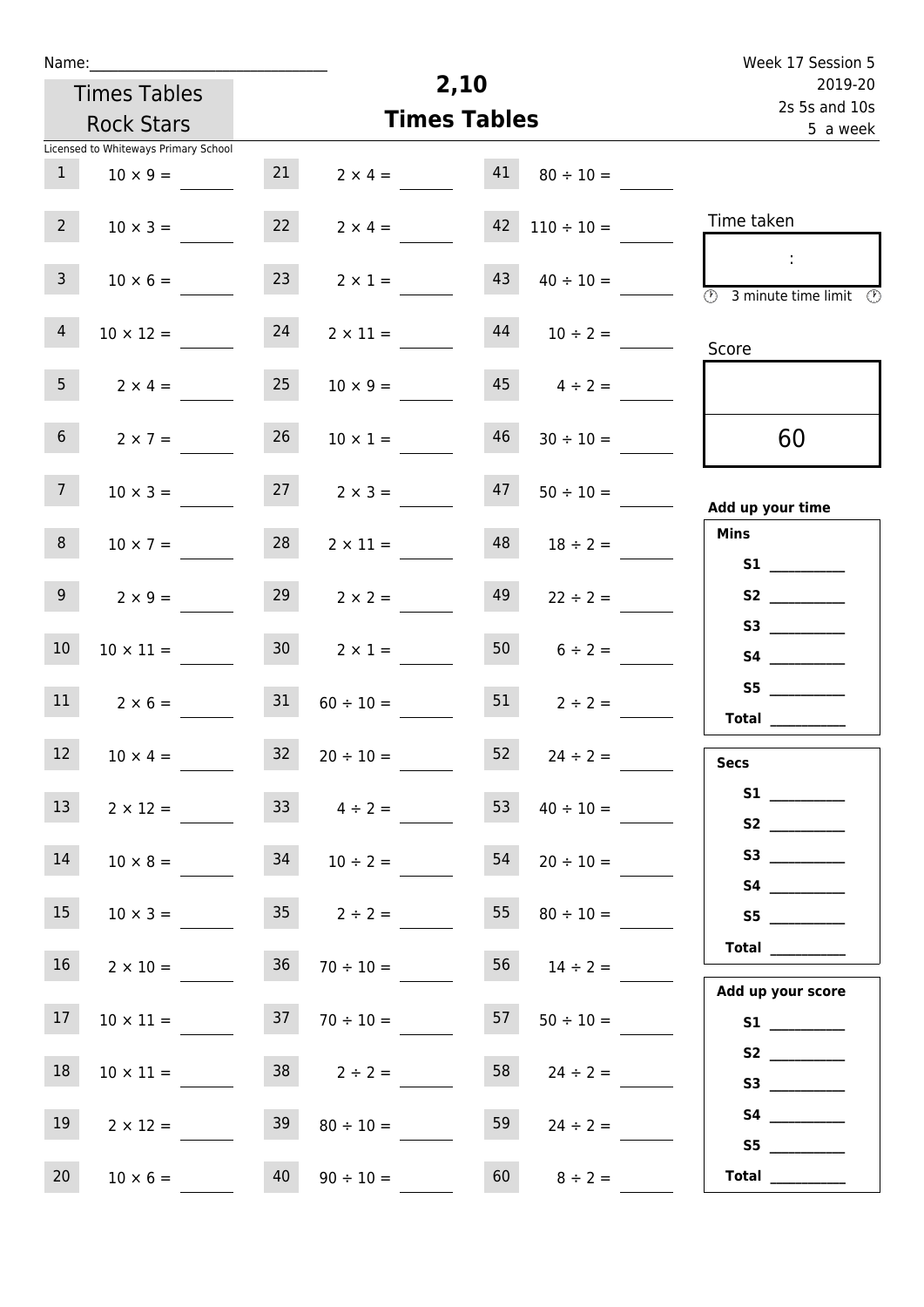Name:______________________________

Times Tables Rock Stars

Licensed to Whiteways Primary School

# 2,10
# Times Tables

Week 17 Session 5
2019-20
2s 5s and 10s
5 a week

| | | | | | |
|---|---|---|---|---|---|
| 1 | $10 \times 9 =$ | 21 | $2 \times 4 =$ | 41 | $80 \div 10 =$ |
| 2 | $10 \times 3 =$ | 22 | $2 \times 4 =$ | 42 | $110 \div 10 =$ |
| 3 | $10 \times 6 =$ | 23 | $2 \times 1 =$ | 43 | $40 \div 10 =$ |
| 4 | $10 \times 12 =$ | 24 | $2 \times 11 =$ | 44 | $10 \div 2 =$ |
| 5 | $2 \times 4 =$ | 25 | $10 \times 9 =$ | 45 | $4 \div 2 =$ |
| 6 | $2 \times 7 =$ | 26 | $10 \times 1 =$ | 46 | $30 \div 10 =$ |
| 7 | $10 \times 3 =$ | 27 | $2 \times 3 =$ | 47 | $50 \div 10 =$ |
| 8 | $10 \times 7 =$ | 28 | $2 \times 11 =$ | 48 | $18 \div 2 =$ |
| 9 | $2 \times 9 =$ | 29 | $2 \times 2 =$ | 49 | $22 \div 2 =$ |
| 10 | $10 \times 11 =$ | 30 | $2 \times 1 =$ | 50 | $6 \div 2 =$ |
| 11 | $2 \times 6 =$ | 31 | $60 \div 10 =$ | 51 | $2 \div 2 =$ |
| 12 | $10 \times 4 =$ | 32 | $20 \div 10 =$ | 52 | $24 \div 2 =$ |
| 13 | $2 \times 12 =$ | 33 | $4 \div 2 =$ | 53 | $40 \div 10 =$ |
| 14 | $10 \times 8 =$ | 34 | $10 \div 2 =$ | 54 | $20 \div 10 =$ |
| 15 | $10 \times 3 =$ | 35 | $2 \div 2 =$ | 55 | $80 \div 10 =$ |
| 16 | $2 \times 10 =$ | 36 | $70 \div 10 =$ | 56 | $14 \div 2 =$ |
| 17 | $10 \times 11 =$ | 37 | $70 \div 10 =$ | 57 | $50 \div 10 =$ |
| 18 | $10 \times 11 =$ | 38 | $2 \div 2 =$ | 58 | $24 \div 2 =$ |
| 19 | $2 \times 12 =$ | 39 | $80 \div 10 =$ | 59 | $24 \div 2 =$ |
| 20 | $10 \times 6 =$ | 40 | $90 \div 10 =$ | 60 | $8 \div 2 =$ |

Time taken

:

3 minute time limit

Score

60

**Add up your time**

**Mins**

**S1** __________
**S2** __________
**S3** __________
**S4** __________
**S5** __________
**Total** __________

**Secs**

**S1** __________
**S2** __________
**S3** __________
**S4** __________
**S5** __________
**Total** __________

**Add up your score**

**S1** __________
**S2** __________
**S3** __________
**S4** __________
**S5** __________
**Total** __________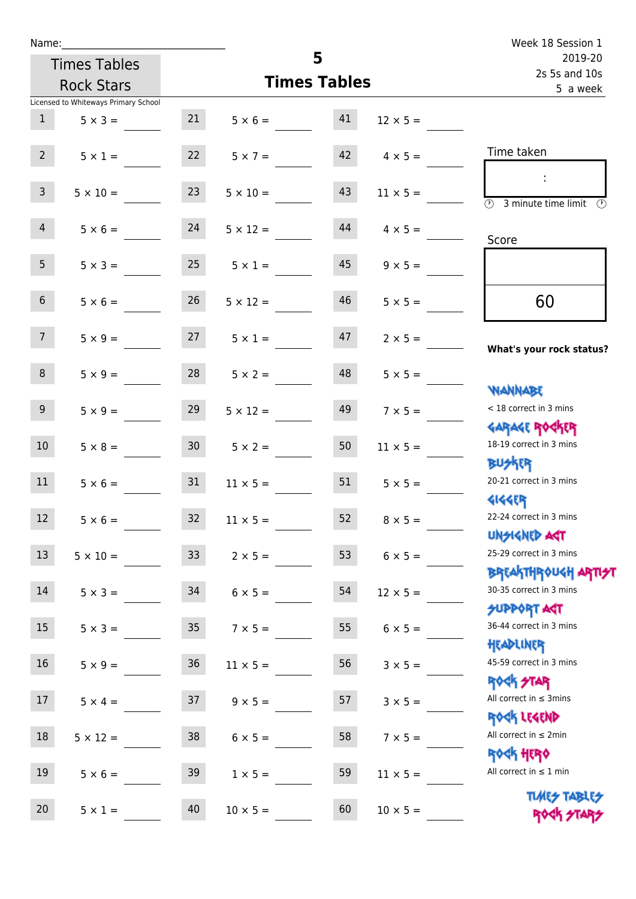Name:

Times Tables Rock Stars

# 5 Times Tables

Week 18 Session 1
2019-20
2s 5s and 10s
5 a week

Licensed to Whiteways Primary School

| | | | | | |
|---|---|---|---|---|---|
| 1 | $5 \times 3 =$ | 21 | $5 \times 6 =$ | 41 | $12 \times 5 =$ |
| 2 | $5 \times 1 =$ | 22 | $5 \times 7 =$ | 42 | $4 \times 5 =$ |
| 3 | $5 \times 10 =$ | 23 | $5 \times 10 =$ | 43 | $11 \times 5 =$ |
| 4 | $5 \times 6 =$ | 24 | $5 \times 12 =$ | 44 | $4 \times 5 =$ |
| 5 | $5 \times 3 =$ | 25 | $5 \times 1 =$ | 45 | $9 \times 5 =$ |
| 6 | $5 \times 6 =$ | 26 | $5 \times 12 =$ | 46 | $5 \times 5 =$ |
| 7 | $5 \times 9 =$ | 27 | $5 \times 1 =$ | 47 | $2 \times 5 =$ |
| 8 | $5 \times 9 =$ | 28 | $5 \times 2 =$ | 48 | $5 \times 5 =$ |
| 9 | $5 \times 9 =$ | 29 | $5 \times 12 =$ | 49 | $7 \times 5 =$ |
| 10 | $5 \times 8 =$ | 30 | $5 \times 2 =$ | 50 | $11 \times 5 =$ |
| 11 | $5 \times 6 =$ | 31 | $11 \times 5 =$ | 51 | $5 \times 5 =$ |
| 12 | $5 \times 6 =$ | 32 | $11 \times 5 =$ | 52 | $8 \times 5 =$ |
| 13 | $5 \times 10 =$ | 33 | $2 \times 5 =$ | 53 | $6 \times 5 =$ |
| 14 | $5 \times 3 =$ | 34 | $6 \times 5 =$ | 54 | $12 \times 5 =$ |
| 15 | $5 \times 3 =$ | 35 | $7 \times 5 =$ | 55 | $6 \times 5 =$ |
| 16 | $5 \times 9 =$ | 36 | $11 \times 5 =$ | 56 | $3 \times 5 =$ |
| 17 | $5 \times 4 =$ | 37 | $9 \times 5 =$ | 57 | $3 \times 5 =$ |
| 18 | $5 \times 12 =$ | 38 | $6 \times 5 =$ | 58 | $7 \times 5 =$ |
| 19 | $5 \times 6 =$ | 39 | $1 \times 5 =$ | 59 | $11 \times 5 =$ |
| 20 | $5 \times 1 =$ | 40 | $10 \times 5 =$ | 60 | $10 \times 5 =$ |

Time taken

:

3 minute time limit

Score

60

**What's your rock status?**

WANNABE
< 18 correct in 3 mins

GARAGE ROCKER
18-19 correct in 3 mins

BUSKER
20-21 correct in 3 mins

GIGGER
22-24 correct in 3 mins

UNSIGNED ACT
25-29 correct in 3 mins

BREAKTHROUGH ARTIST
30-35 correct in 3 mins

SUPPORT ACT
36-44 correct in 3 mins

HEADLINER
45-59 correct in 3 mins

ROCK STAR
All correct in ≤ 3mins

ROCK LEGEND
All correct in ≤ 2min

ROCK HERO
All correct in ≤ 1 min

TIMES TABLES ROCK STARS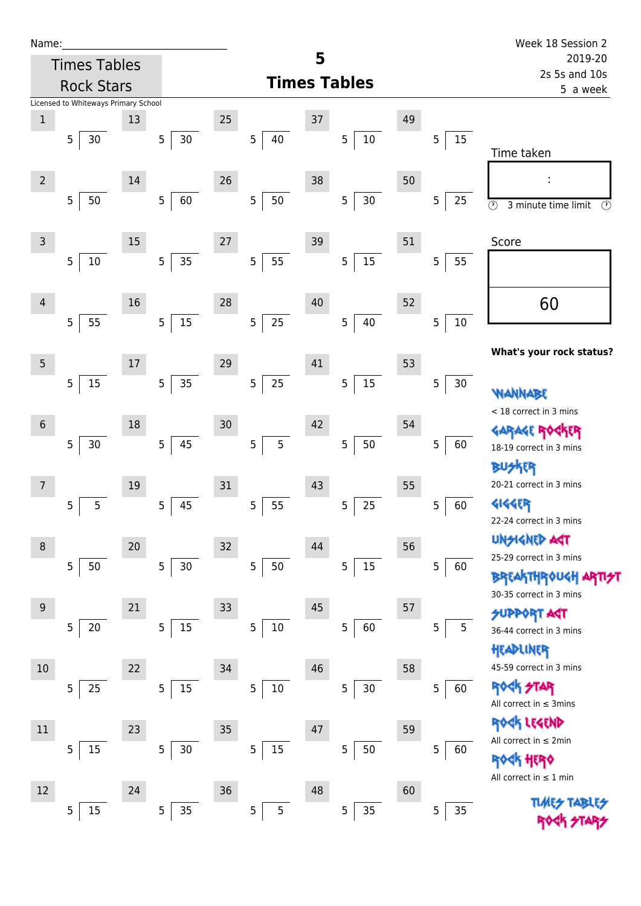Name:\_\_\_\_\_\_\_\_\_\_\_\_\_\_\_\_\_\_\_\_\_\_\_\_\_\_\_\_

Times Tables Rock Stars

Licensed to Whiteways Primary School

# 5
## Times Tables

Week 18 Session 2
2019-20
2s 5s and 10s
5 a week

| # | Question | # | Question | # | Question | # | Question | # | Question |
|---|---|---|---|---|---|---|---|---|---|
| 1 | 5 ⟌ 30 | 13 | 5 ⟌ 30 | 25 | 5 ⟌ 40 | 37 | 5 ⟌ 10 | 49 | 5 ⟌ 15 |
| 2 | 5 ⟌ 50 | 14 | 5 ⟌ 60 | 26 | 5 ⟌ 50 | 38 | 5 ⟌ 30 | 50 | 5 ⟌ 25 |
| 3 | 5 ⟌ 10 | 15 | 5 ⟌ 35 | 27 | 5 ⟌ 55 | 39 | 5 ⟌ 15 | 51 | 5 ⟌ 55 |
| 4 | 5 ⟌ 55 | 16 | 5 ⟌ 15 | 28 | 5 ⟌ 25 | 40 | 5 ⟌ 40 | 52 | 5 ⟌ 10 |
| 5 | 5 ⟌ 15 | 17 | 5 ⟌ 35 | 29 | 5 ⟌ 25 | 41 | 5 ⟌ 15 | 53 | 5 ⟌ 30 |
| 6 | 5 ⟌ 30 | 18 | 5 ⟌ 45 | 30 | 5 ⟌ 5 | 42 | 5 ⟌ 50 | 54 | 5 ⟌ 60 |
| 7 | 5 ⟌ 5 | 19 | 5 ⟌ 45 | 31 | 5 ⟌ 55 | 43 | 5 ⟌ 25 | 55 | 5 ⟌ 60 |
| 8 | 5 ⟌ 50 | 20 | 5 ⟌ 30 | 32 | 5 ⟌ 50 | 44 | 5 ⟌ 15 | 56 | 5 ⟌ 60 |
| 9 | 5 ⟌ 20 | 21 | 5 ⟌ 15 | 33 | 5 ⟌ 10 | 45 | 5 ⟌ 60 | 57 | 5 ⟌ 5 |
| 10 | 5 ⟌ 25 | 22 | 5 ⟌ 15 | 34 | 5 ⟌ 10 | 46 | 5 ⟌ 30 | 58 | 5 ⟌ 60 |
| 11 | 5 ⟌ 15 | 23 | 5 ⟌ 30 | 35 | 5 ⟌ 15 | 47 | 5 ⟌ 50 | 59 | 5 ⟌ 60 |
| 12 | 5 ⟌ 15 | 24 | 5 ⟌ 35 | 36 | 5 ⟌ 5 | 48 | 5 ⟌ 35 | 60 | 5 ⟌ 35 |

Time taken

:

3 minute time limit

Score

60

**What's your rock status?**

WANNABE
< 18 correct in 3 mins

GARAGE ROCKER
18-19 correct in 3 mins

BUSKER
20-21 correct in 3 mins

GIGGER
22-24 correct in 3 mins

UNSIGNED ACT
25-29 correct in 3 mins

BREAKTHROUGH ARTIST
30-35 correct in 3 mins

SUPPORT ACT
36-44 correct in 3 mins

HEADLINER
45-59 correct in 3 mins

ROCK STAR
All correct in ≤ 3mins

ROCK LEGEND
All correct in ≤ 2min

ROCK HERO
All correct in ≤ 1 min

TIMES TABLES ROCK STARS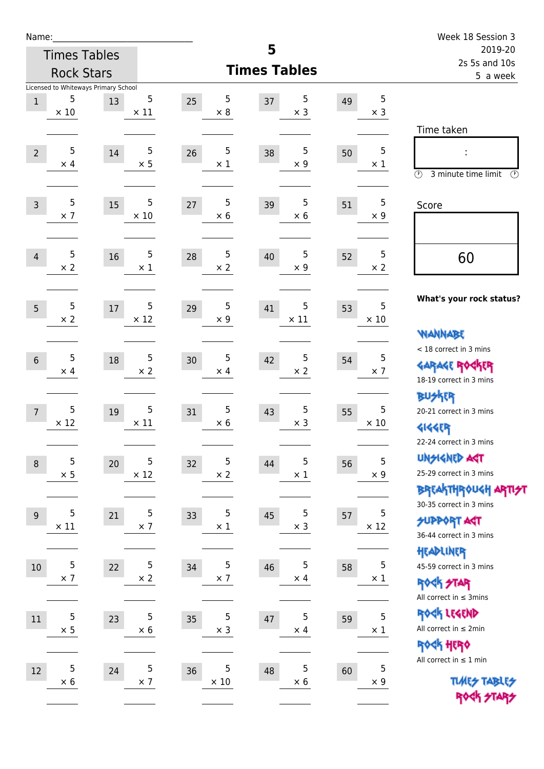Name:

Week 18 Session 3
2019-20
2s 5s and 10s
5 a week

Times Tables Rock Stars

# 5
# Times Tables

Licensed to Whiteways Primary School

| # | Problem | # | Problem | # | Problem | # | Problem | # | Problem |
|---|---|---|---|---|---|---|---|---|---|
| 1 | 5 × 10 | 13 | 5 × 11 | 25 | 5 × 8 | 37 | 5 × 3 | 49 | 5 × 3 |
| 2 | 5 × 4 | 14 | 5 × 5 | 26 | 5 × 1 | 38 | 5 × 9 | 50 | 5 × 1 |
| 3 | 5 × 7 | 15 | 5 × 10 | 27 | 5 × 6 | 39 | 5 × 6 | 51 | 5 × 9 |
| 4 | 5 × 2 | 16 | 5 × 1 | 28 | 5 × 2 | 40 | 5 × 9 | 52 | 5 × 2 |
| 5 | 5 × 2 | 17 | 5 × 12 | 29 | 5 × 9 | 41 | 5 × 11 | 53 | 5 × 10 |
| 6 | 5 × 4 | 18 | 5 × 2 | 30 | 5 × 4 | 42 | 5 × 2 | 54 | 5 × 7 |
| 7 | 5 × 12 | 19 | 5 × 11 | 31 | 5 × 6 | 43 | 5 × 3 | 55 | 5 × 10 |
| 8 | 5 × 5 | 20 | 5 × 12 | 32 | 5 × 2 | 44 | 5 × 1 | 56 | 5 × 9 |
| 9 | 5 × 11 | 21 | 5 × 7 | 33 | 5 × 1 | 45 | 5 × 3 | 57 | 5 × 12 |
| 10 | 5 × 7 | 22 | 5 × 2 | 34 | 5 × 7 | 46 | 5 × 4 | 58 | 5 × 1 |
| 11 | 5 × 5 | 23 | 5 × 6 | 35 | 5 × 3 | 47 | 5 × 4 | 59 | 5 × 1 |
| 12 | 5 × 6 | 24 | 5 × 7 | 36 | 5 × 10 | 48 | 5 × 6 | 60 | 5 × 9 |

Time taken

:

3 minute time limit

Score

60

**What's your rock status?**

WANNABE
< 18 correct in 3 mins

GARAGE ROCKER
18-19 correct in 3 mins

BUSKER
20-21 correct in 3 mins

GIGGER
22-24 correct in 3 mins

UNSIGNED ACT
25-29 correct in 3 mins

BREAKTHROUGH ARTIST
30-35 correct in 3 mins

SUPPORT ACT
36-44 correct in 3 mins

HEADLINER
45-59 correct in 3 mins

ROCK STAR
All correct in ≤ 3mins

ROCK LEGEND
All correct in ≤ 2min

ROCK HERO
All correct in ≤ 1 min

TIMES TABLES ROCK STARS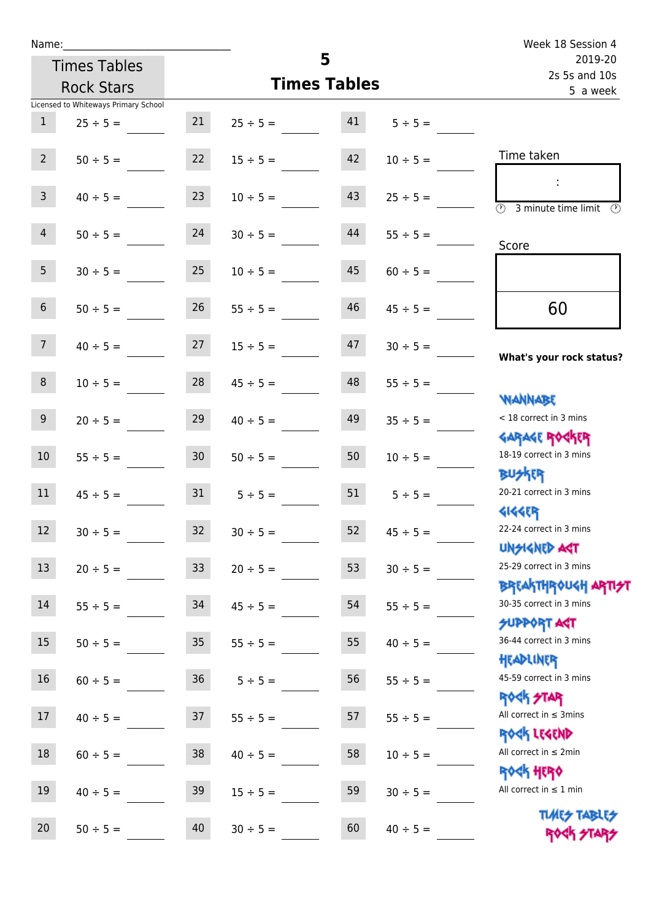Name:\_\_\_\_\_\_\_\_\_\_\_\_\_\_\_\_\_\_\_\_\_\_\_\_\_\_\_\_

Times Tables Rock Stars

Licensed to Whiteways Primary School

# 5
## Times Tables

Week 18 Session 4
2019-20
2s 5s and 10s
5 a week

| | | | | | |
|---|---|---|---|---|---|
| 1 | 25 ÷ 5 = ____ | 21 | 25 ÷ 5 = ____ | 41 | 5 ÷ 5 = ____ |
| 2 | 50 ÷ 5 = ____ | 22 | 15 ÷ 5 = ____ | 42 | 10 ÷ 5 = ____ |
| 3 | 40 ÷ 5 = ____ | 23 | 10 ÷ 5 = ____ | 43 | 25 ÷ 5 = ____ |
| 4 | 50 ÷ 5 = ____ | 24 | 30 ÷ 5 = ____ | 44 | 55 ÷ 5 = ____ |
| 5 | 30 ÷ 5 = ____ | 25 | 10 ÷ 5 = ____ | 45 | 60 ÷ 5 = ____ |
| 6 | 50 ÷ 5 = ____ | 26 | 55 ÷ 5 = ____ | 46 | 45 ÷ 5 = ____ |
| 7 | 40 ÷ 5 = ____ | 27 | 15 ÷ 5 = ____ | 47 | 30 ÷ 5 = ____ |
| 8 | 10 ÷ 5 = ____ | 28 | 45 ÷ 5 = ____ | 48 | 55 ÷ 5 = ____ |
| 9 | 20 ÷ 5 = ____ | 29 | 40 ÷ 5 = ____ | 49 | 35 ÷ 5 = ____ |
| 10 | 55 ÷ 5 = ____ | 30 | 50 ÷ 5 = ____ | 50 | 10 ÷ 5 = ____ |
| 11 | 45 ÷ 5 = ____ | 31 | 5 ÷ 5 = ____ | 51 | 5 ÷ 5 = ____ |
| 12 | 30 ÷ 5 = ____ | 32 | 30 ÷ 5 = ____ | 52 | 45 ÷ 5 = ____ |
| 13 | 20 ÷ 5 = ____ | 33 | 20 ÷ 5 = ____ | 53 | 30 ÷ 5 = ____ |
| 14 | 55 ÷ 5 = ____ | 34 | 45 ÷ 5 = ____ | 54 | 55 ÷ 5 = ____ |
| 15 | 50 ÷ 5 = ____ | 35 | 55 ÷ 5 = ____ | 55 | 40 ÷ 5 = ____ |
| 16 | 60 ÷ 5 = ____ | 36 | 5 ÷ 5 = ____ | 56 | 55 ÷ 5 = ____ |
| 17 | 40 ÷ 5 = ____ | 37 | 55 ÷ 5 = ____ | 57 | 55 ÷ 5 = ____ |
| 18 | 60 ÷ 5 = ____ | 38 | 40 ÷ 5 = ____ | 58 | 10 ÷ 5 = ____ |
| 19 | 40 ÷ 5 = ____ | 39 | 15 ÷ 5 = ____ | 59 | 30 ÷ 5 = ____ |
| 20 | 50 ÷ 5 = ____ | 40 | 30 ÷ 5 = ____ | 60 | 40 ÷ 5 = ____ |

Time taken

:

3 minute time limit

Score

60

**What's your rock status?**

WANNABE
< 18 correct in 3 mins

GARAGE ROCKER
18-19 correct in 3 mins

BUSKER
20-21 correct in 3 mins

GIGGER
22-24 correct in 3 mins

UNSIGNED ACT
25-29 correct in 3 mins

BREAKTHROUGH ARTIST
30-35 correct in 3 mins

SUPPORT ACT
36-44 correct in 3 mins

HEADLINER
45-59 correct in 3 mins

ROCK STAR
All correct in ≤ 3mins

ROCK LEGEND
All correct in ≤ 2min

ROCK HERO
All correct in ≤ 1 min

TIMES TABLES ROCK STARS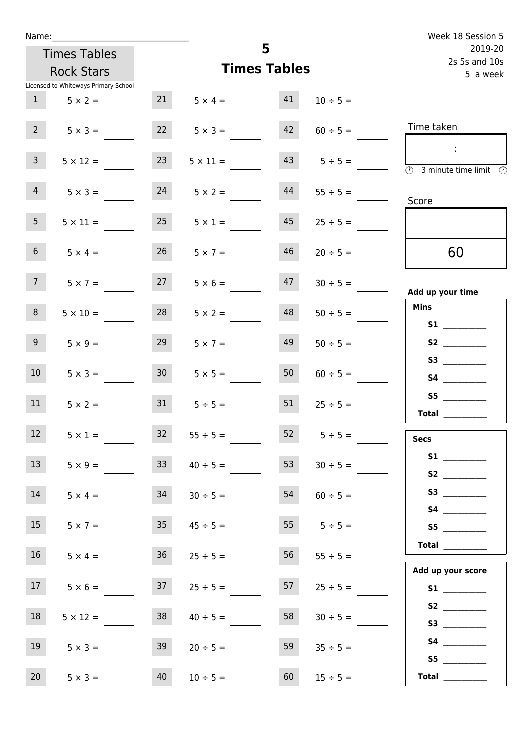Name:______________________________

Week 18 Session 5
2019-20
2s 5s and 10s
5 a week

Times Tables Rock Stars

# 5
## Times Tables

Licensed to Whiteways Primary School

| | | | | | |
|---|---|---|---|---|---|
| 1 | $5 \times 2 =$ | 21 | $5 \times 4 =$ | 41 | $10 \div 5 =$ |
| 2 | $5 \times 3 =$ | 22 | $5 \times 3 =$ | 42 | $60 \div 5 =$ |
| 3 | $5 \times 12 =$ | 23 | $5 \times 11 =$ | 43 | $5 \div 5 =$ |
| 4 | $5 \times 3 =$ | 24 | $5 \times 2 =$ | 44 | $55 \div 5 =$ |
| 5 | $5 \times 11 =$ | 25 | $5 \times 1 =$ | 45 | $25 \div 5 =$ |
| 6 | $5 \times 4 =$ | 26 | $5 \times 7 =$ | 46 | $20 \div 5 =$ |
| 7 | $5 \times 7 =$ | 27 | $5 \times 6 =$ | 47 | $30 \div 5 =$ |
| 8 | $5 \times 10 =$ | 28 | $5 \times 2 =$ | 48 | $50 \div 5 =$ |
| 9 | $5 \times 9 =$ | 29 | $5 \times 7 =$ | 49 | $50 \div 5 =$ |
| 10 | $5 \times 3 =$ | 30 | $5 \times 5 =$ | 50 | $60 \div 5 =$ |
| 11 | $5 \times 2 =$ | 31 | $5 \div 5 =$ | 51 | $25 \div 5 =$ |
| 12 | $5 \times 1 =$ | 32 | $55 \div 5 =$ | 52 | $5 \div 5 =$ |
| 13 | $5 \times 9 =$ | 33 | $40 \div 5 =$ | 53 | $30 \div 5 =$ |
| 14 | $5 \times 4 =$ | 34 | $30 \div 5 =$ | 54 | $60 \div 5 =$ |
| 15 | $5 \times 7 =$ | 35 | $45 \div 5 =$ | 55 | $5 \div 5 =$ |
| 16 | $5 \times 4 =$ | 36 | $25 \div 5 =$ | 56 | $55 \div 5 =$ |
| 17 | $5 \times 6 =$ | 37 | $25 \div 5 =$ | 57 | $25 \div 5 =$ |
| 18 | $5 \times 12 =$ | 38 | $40 \div 5 =$ | 58 | $30 \div 5 =$ |
| 19 | $5 \times 3 =$ | 39 | $20 \div 5 =$ | 59 | $35 \div 5 =$ |
| 20 | $5 \times 3 =$ | 40 | $10 \div 5 =$ | 60 | $15 \div 5 =$ |

Time taken

:

3 minute time limit

Score

60

**Add up your time**

**Mins**

**S1** __________
**S2** __________
**S3** __________
**S4** __________
**S5** __________
**Total** __________

**Secs**

**S1** __________
**S2** __________
**S3** __________
**S4** __________
**S5** __________
**Total** __________

**Add up your score**

**S1** __________
**S2** __________
**S3** __________
**S4** __________
**S5** __________
**Total** __________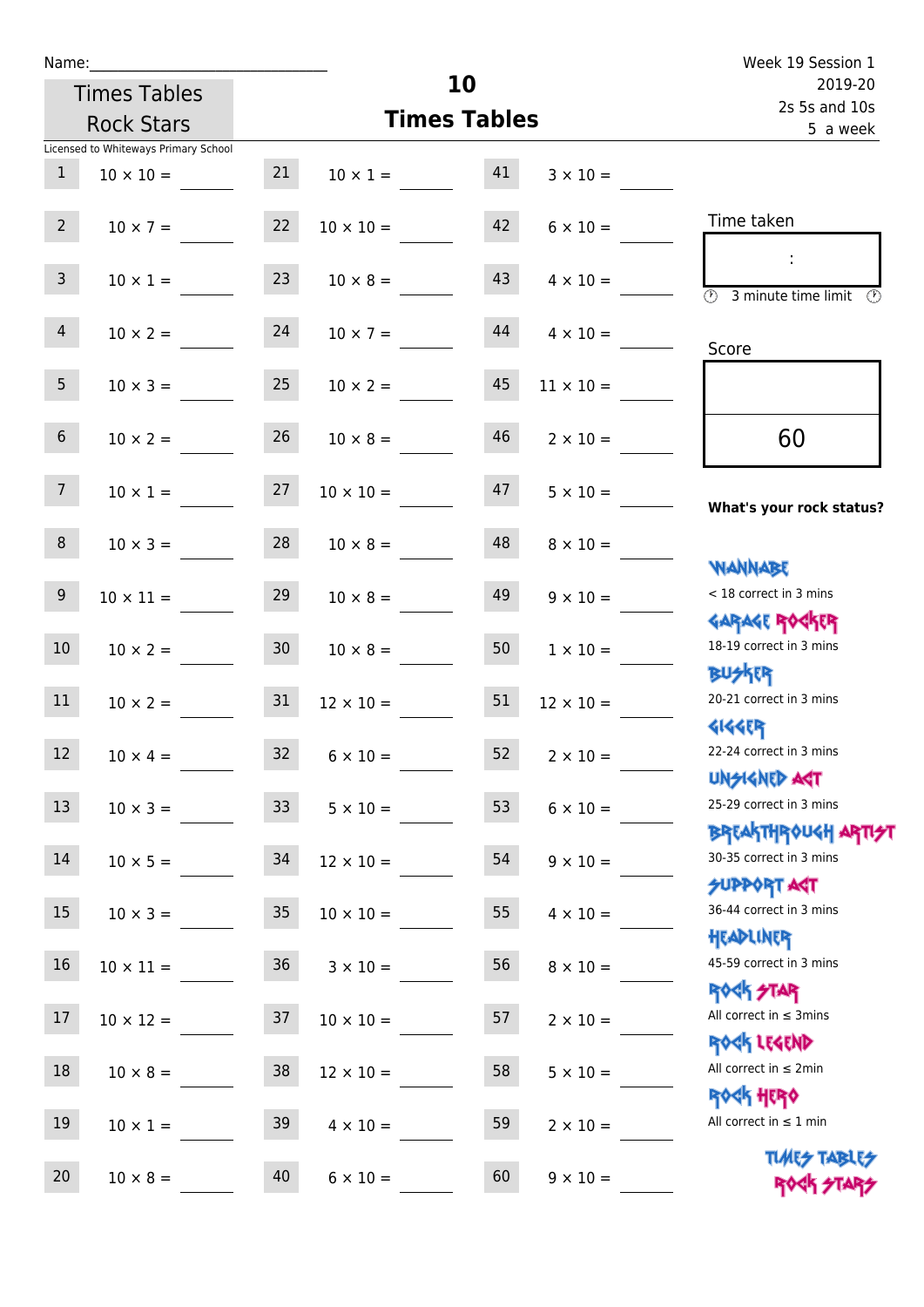Name:\_\_\_\_\_\_\_\_\_\_\_\_\_\_\_\_\_\_\_\_\_\_\_\_\_\_\_\_

Times Tables Rock Stars

Licensed to Whiteways Primary School

# 10
## Times Tables

Week 19 Session 1
2019-20
2s 5s and 10s
5 a week

| | | | | | |
|---|---|---|---|---|---|
| 1 | 10 × 10 = \_\_\_\_ | 21 | 10 × 1 = \_\_\_\_ | 41 | 3 × 10 = \_\_\_\_ |
| 2 | 10 × 7 = \_\_\_\_ | 22 | 10 × 10 = \_\_\_\_ | 42 | 6 × 10 = \_\_\_\_ |
| 3 | 10 × 1 = \_\_\_\_ | 23 | 10 × 8 = \_\_\_\_ | 43 | 4 × 10 = \_\_\_\_ |
| 4 | 10 × 2 = \_\_\_\_ | 24 | 10 × 7 = \_\_\_\_ | 44 | 4 × 10 = \_\_\_\_ |
| 5 | 10 × 3 = \_\_\_\_ | 25 | 10 × 2 = \_\_\_\_ | 45 | 11 × 10 = \_\_\_\_ |
| 6 | 10 × 2 = \_\_\_\_ | 26 | 10 × 8 = \_\_\_\_ | 46 | 2 × 10 = \_\_\_\_ |
| 7 | 10 × 1 = \_\_\_\_ | 27 | 10 × 10 = \_\_\_\_ | 47 | 5 × 10 = \_\_\_\_ |
| 8 | 10 × 3 = \_\_\_\_ | 28 | 10 × 8 = \_\_\_\_ | 48 | 8 × 10 = \_\_\_\_ |
| 9 | 10 × 11 = \_\_\_\_ | 29 | 10 × 8 = \_\_\_\_ | 49 | 9 × 10 = \_\_\_\_ |
| 10 | 10 × 2 = \_\_\_\_ | 30 | 10 × 8 = \_\_\_\_ | 50 | 1 × 10 = \_\_\_\_ |
| 11 | 10 × 2 = \_\_\_\_ | 31 | 12 × 10 = \_\_\_\_ | 51 | 12 × 10 = \_\_\_\_ |
| 12 | 10 × 4 = \_\_\_\_ | 32 | 6 × 10 = \_\_\_\_ | 52 | 2 × 10 = \_\_\_\_ |
| 13 | 10 × 3 = \_\_\_\_ | 33 | 5 × 10 = \_\_\_\_ | 53 | 6 × 10 = \_\_\_\_ |
| 14 | 10 × 5 = \_\_\_\_ | 34 | 12 × 10 = \_\_\_\_ | 54 | 9 × 10 = \_\_\_\_ |
| 15 | 10 × 3 = \_\_\_\_ | 35 | 10 × 10 = \_\_\_\_ | 55 | 4 × 10 = \_\_\_\_ |
| 16 | 10 × 11 = \_\_\_\_ | 36 | 3 × 10 = \_\_\_\_ | 56 | 8 × 10 = \_\_\_\_ |
| 17 | 10 × 12 = \_\_\_\_ | 37 | 10 × 10 = \_\_\_\_ | 57 | 2 × 10 = \_\_\_\_ |
| 18 | 10 × 8 = \_\_\_\_ | 38 | 12 × 10 = \_\_\_\_ | 58 | 5 × 10 = \_\_\_\_ |
| 19 | 10 × 1 = \_\_\_\_ | 39 | 4 × 10 = \_\_\_\_ | 59 | 2 × 10 = \_\_\_\_ |
| 20 | 10 × 8 = \_\_\_\_ | 40 | 6 × 10 = \_\_\_\_ | 60 | 9 × 10 = \_\_\_\_ |

Time taken

:

3 minute time limit

Score

60

**What's your rock status?**

WANNABE
< 18 correct in 3 mins

GARAGE ROCKER
18-19 correct in 3 mins

BUSKER
20-21 correct in 3 mins

GIGGER
22-24 correct in 3 mins

UNSIGNED ACT
25-29 correct in 3 mins

BREAKTHROUGH ARTIST
30-35 correct in 3 mins

SUPPORT ACT
36-44 correct in 3 mins

HEADLINER
45-59 correct in 3 mins

ROCK STAR
All correct in ≤ 3mins

ROCK LEGEND
All correct in ≤ 2min

ROCK HERO
All correct in ≤ 1 min

TIMES TABLES ROCK STARS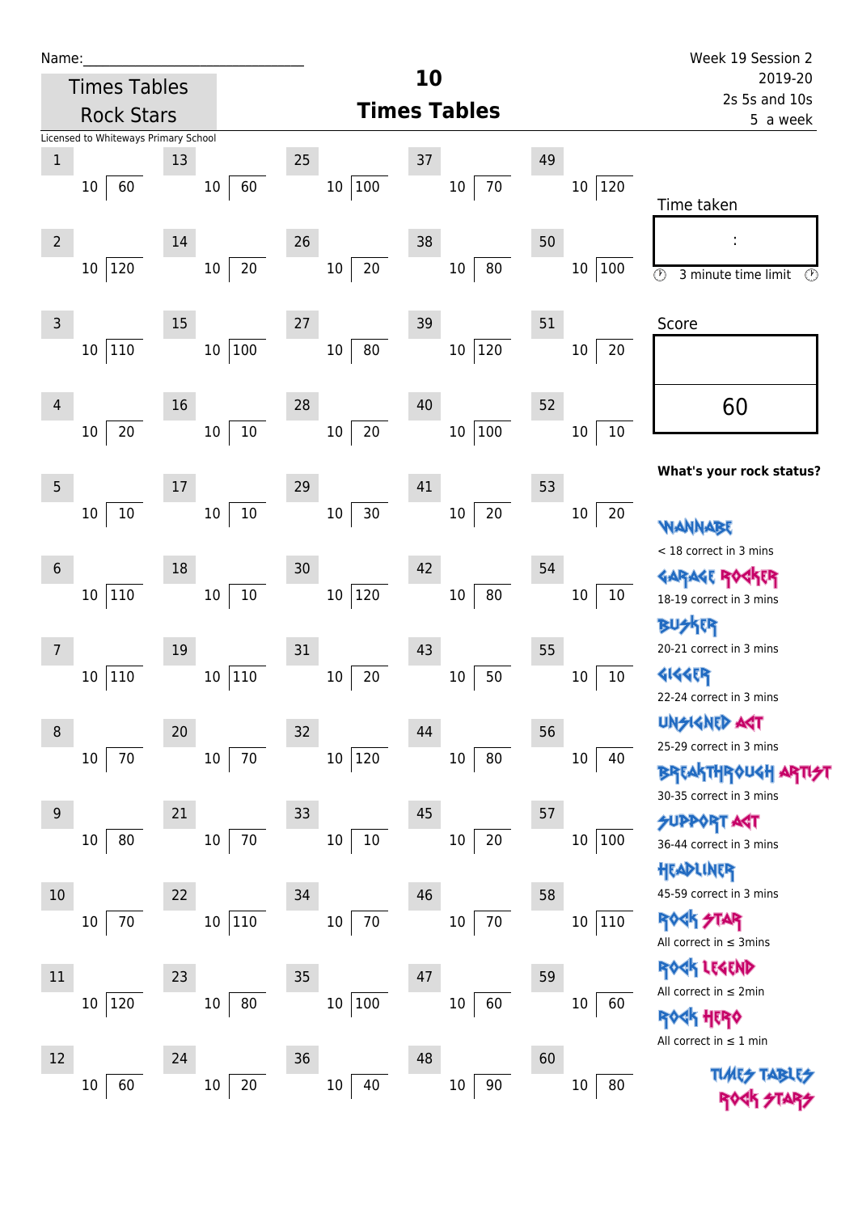Name:_______________________________

Week 19 Session 2
2019-20
2s 5s and 10s
5 a week

**Times Tables Rock Stars**

Licensed to Whiteways Primary School

# 10
## Times Tables

| # | Question | # | Question | # | Question | # | Question | # | Question |
|---|---|---|---|---|---|---|---|---|---|
| 1 | 10 ⟌ 60 | 13 | 10 ⟌ 60 | 25 | 10 ⟌ 100 | 37 | 10 ⟌ 70 | 49 | 10 ⟌ 120 |
| 2 | 10 ⟌ 120 | 14 | 10 ⟌ 20 | 26 | 10 ⟌ 20 | 38 | 10 ⟌ 80 | 50 | 10 ⟌ 100 |
| 3 | 10 ⟌ 110 | 15 | 10 ⟌ 100 | 27 | 10 ⟌ 80 | 39 | 10 ⟌ 120 | 51 | 10 ⟌ 20 |
| 4 | 10 ⟌ 20 | 16 | 10 ⟌ 10 | 28 | 10 ⟌ 20 | 40 | 10 ⟌ 100 | 52 | 10 ⟌ 10 |
| 5 | 10 ⟌ 10 | 17 | 10 ⟌ 10 | 29 | 10 ⟌ 30 | 41 | 10 ⟌ 20 | 53 | 10 ⟌ 20 |
| 6 | 10 ⟌ 110 | 18 | 10 ⟌ 10 | 30 | 10 ⟌ 120 | 42 | 10 ⟌ 80 | 54 | 10 ⟌ 10 |
| 7 | 10 ⟌ 110 | 19 | 10 ⟌ 110 | 31 | 10 ⟌ 20 | 43 | 10 ⟌ 50 | 55 | 10 ⟌ 10 |
| 8 | 10 ⟌ 70 | 20 | 10 ⟌ 70 | 32 | 10 ⟌ 120 | 44 | 10 ⟌ 80 | 56 | 10 ⟌ 40 |
| 9 | 10 ⟌ 80 | 21 | 10 ⟌ 70 | 33 | 10 ⟌ 10 | 45 | 10 ⟌ 20 | 57 | 10 ⟌ 100 |
| 10 | 10 ⟌ 70 | 22 | 10 ⟌ 110 | 34 | 10 ⟌ 70 | 46 | 10 ⟌ 70 | 58 | 10 ⟌ 110 |
| 11 | 10 ⟌ 120 | 23 | 10 ⟌ 80 | 35 | 10 ⟌ 100 | 47 | 10 ⟌ 60 | 59 | 10 ⟌ 60 |
| 12 | 10 ⟌ 60 | 24 | 10 ⟌ 20 | 36 | 10 ⟌ 40 | 48 | 10 ⟌ 90 | 60 | 10 ⟌ 80 |

Time taken

:

3 minute time limit

Score

60

**What's your rock status?**

WANNABE
< 18 correct in 3 mins

GARAGE ROCKER
18-19 correct in 3 mins

BUSKER
20-21 correct in 3 mins

GIGGER
22-24 correct in 3 mins

UNSIGNED ACT
25-29 correct in 3 mins

BREAKTHROUGH ARTIST
30-35 correct in 3 mins

SUPPORT ACT
36-44 correct in 3 mins

HEADLINER
45-59 correct in 3 mins

ROCK STAR
All correct in ≤ 3mins

ROCK LEGEND
All correct in ≤ 2min

ROCK HERO
All correct in ≤ 1 min

TIMES TABLES ROCK STARS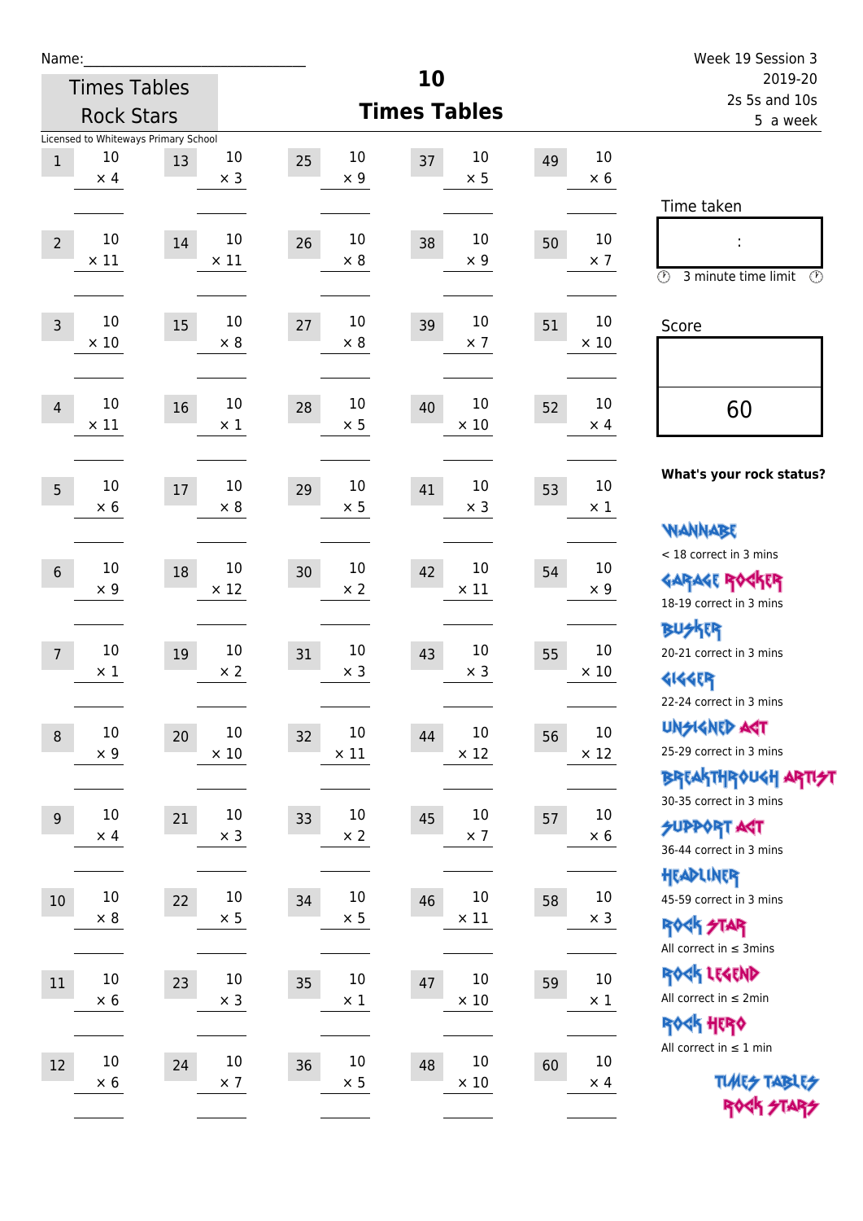Name:_____________________________

Times Tables Rock Stars

Licensed to Whiteways Primary School

# 10 Times Tables

Week 19 Session 3
2019-20
2s 5s and 10s
5 a week

| # | Question | # | Question | # | Question | # | Question | # | Question |
|---|---|---|---|---|---|---|---|---|---|
| 1 | 10 × 4 | 13 | 10 × 3 | 25 | 10 × 9 | 37 | 10 × 5 | 49 | 10 × 6 |
| 2 | 10 × 11 | 14 | 10 × 11 | 26 | 10 × 8 | 38 | 10 × 9 | 50 | 10 × 7 |
| 3 | 10 × 10 | 15 | 10 × 8 | 27 | 10 × 8 | 39 | 10 × 7 | 51 | 10 × 10 |
| 4 | 10 × 11 | 16 | 10 × 1 | 28 | 10 × 5 | 40 | 10 × 10 | 52 | 10 × 4 |
| 5 | 10 × 6 | 17 | 10 × 8 | 29 | 10 × 5 | 41 | 10 × 3 | 53 | 10 × 1 |
| 6 | 10 × 9 | 18 | 10 × 12 | 30 | 10 × 2 | 42 | 10 × 11 | 54 | 10 × 9 |
| 7 | 10 × 1 | 19 | 10 × 2 | 31 | 10 × 3 | 43 | 10 × 3 | 55 | 10 × 10 |
| 8 | 10 × 9 | 20 | 10 × 10 | 32 | 10 × 11 | 44 | 10 × 12 | 56 | 10 × 12 |
| 9 | 10 × 4 | 21 | 10 × 3 | 33 | 10 × 2 | 45 | 10 × 7 | 57 | 10 × 6 |
| 10 | 10 × 8 | 22 | 10 × 5 | 34 | 10 × 5 | 46 | 10 × 11 | 58 | 10 × 3 |
| 11 | 10 × 6 | 23 | 10 × 3 | 35 | 10 × 1 | 47 | 10 × 10 | 59 | 10 × 1 |
| 12 | 10 × 6 | 24 | 10 × 7 | 36 | 10 × 5 | 48 | 10 × 10 | 60 | 10 × 4 |

Time taken

:

3 minute time limit

Score

60

**What's your rock status?**

WANNABE
< 18 correct in 3 mins

GARAGE ROCKER
18-19 correct in 3 mins

BUSKER
20-21 correct in 3 mins

GIGGER
22-24 correct in 3 mins

UNSIGNED ACT
25-29 correct in 3 mins

BREAKTHROUGH ARTIST
30-35 correct in 3 mins

SUPPORT ACT
36-44 correct in 3 mins

HEADLINER
45-59 correct in 3 mins

ROCK STAR
All correct in ≤ 3mins

ROCK LEGEND
All correct in ≤ 2min

ROCK HERO
All correct in ≤ 1 min

TIMES TABLES ROCK STARS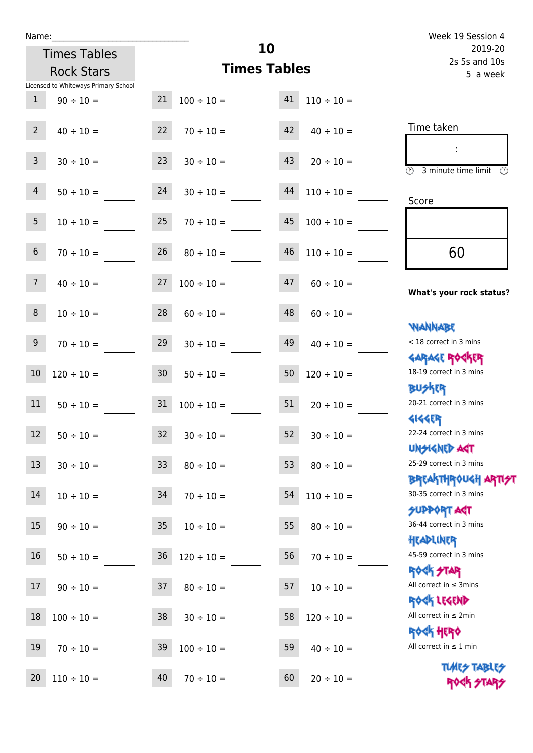Name:______________________________

Times Tables Rock Stars

Licensed to Whiteways Primary School

# 10
## Times Tables

Week 19 Session 4
2019-20
2s 5s and 10s
5 a week

| | | | | | |
|---|---|---|---|---|---|
| 1 | 90 ÷ 10 = | 21 | 100 ÷ 10 = | 41 | 110 ÷ 10 = |
| 2 | 40 ÷ 10 = | 22 | 70 ÷ 10 = | 42 | 40 ÷ 10 = |
| 3 | 30 ÷ 10 = | 23 | 30 ÷ 10 = | 43 | 20 ÷ 10 = |
| 4 | 50 ÷ 10 = | 24 | 30 ÷ 10 = | 44 | 110 ÷ 10 = |
| 5 | 10 ÷ 10 = | 25 | 70 ÷ 10 = | 45 | 100 ÷ 10 = |
| 6 | 70 ÷ 10 = | 26 | 80 ÷ 10 = | 46 | 110 ÷ 10 = |
| 7 | 40 ÷ 10 = | 27 | 100 ÷ 10 = | 47 | 60 ÷ 10 = |
| 8 | 10 ÷ 10 = | 28 | 60 ÷ 10 = | 48 | 60 ÷ 10 = |
| 9 | 70 ÷ 10 = | 29 | 30 ÷ 10 = | 49 | 40 ÷ 10 = |
| 10 | 120 ÷ 10 = | 30 | 50 ÷ 10 = | 50 | 120 ÷ 10 = |
| 11 | 50 ÷ 10 = | 31 | 100 ÷ 10 = | 51 | 20 ÷ 10 = |
| 12 | 50 ÷ 10 = | 32 | 30 ÷ 10 = | 52 | 30 ÷ 10 = |
| 13 | 30 ÷ 10 = | 33 | 80 ÷ 10 = | 53 | 80 ÷ 10 = |
| 14 | 10 ÷ 10 = | 34 | 70 ÷ 10 = | 54 | 110 ÷ 10 = |
| 15 | 90 ÷ 10 = | 35 | 10 ÷ 10 = | 55 | 80 ÷ 10 = |
| 16 | 50 ÷ 10 = | 36 | 120 ÷ 10 = | 56 | 70 ÷ 10 = |
| 17 | 90 ÷ 10 = | 37 | 80 ÷ 10 = | 57 | 10 ÷ 10 = |
| 18 | 100 ÷ 10 = | 38 | 30 ÷ 10 = | 58 | 120 ÷ 10 = |
| 19 | 70 ÷ 10 = | 39 | 100 ÷ 10 = | 59 | 40 ÷ 10 = |
| 20 | 110 ÷ 10 = | 40 | 70 ÷ 10 = | 60 | 20 ÷ 10 = |

Time taken

:

3 minute time limit

Score

60

**What's your rock status?**

- WANNABE: < 18 correct in 3 mins
- GARAGE ROCKER: 18-19 correct in 3 mins
- BUSKER: 20-21 correct in 3 mins
- GIGGER: 22-24 correct in 3 mins
- UNSIGNED ACT: 25-29 correct in 3 mins
- BREAKTHROUGH ARTIST: 30-35 correct in 3 mins
- SUPPORT ACT: 36-44 correct in 3 mins
- HEADLINER: 45-59 correct in 3 mins
- ROCK STAR: All correct in ≤ 3mins
- ROCK LEGEND: All correct in ≤ 2min
- ROCK HERO: All correct in ≤ 1 min

TIMES TABLES ROCK STARS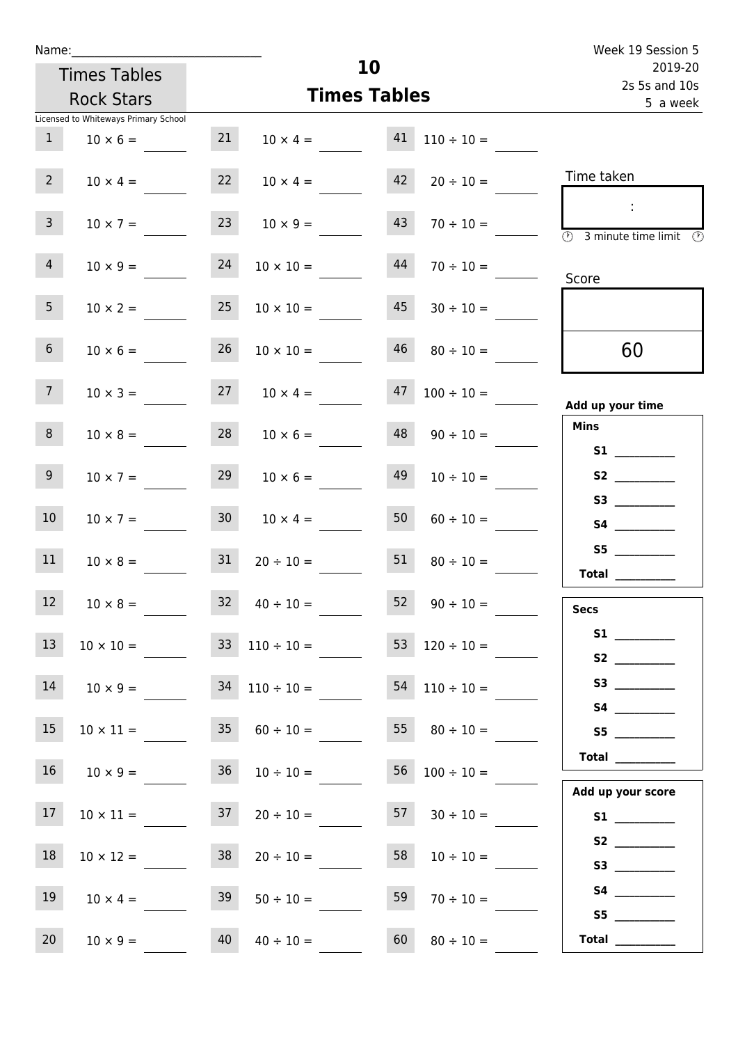Name:\_\_\_\_\_\_\_\_\_\_\_\_\_\_\_\_\_\_\_\_\_\_\_\_\_\_\_\_\_\_

Times Tables Rock Stars

Licensed to Whiteways Primary School

# 10
## Times Tables

Week 19 Session 5
2019-20
2s 5s and 10s
5 a week

| | | | | | |
|---|---|---|---|---|---|
| 1 | $10 \times 6 =$ | 21 | $10 \times 4 =$ | 41 | $110 \div 10 =$ |
| 2 | $10 \times 4 =$ | 22 | $10 \times 4 =$ | 42 | $20 \div 10 =$ |
| 3 | $10 \times 7 =$ | 23 | $10 \times 9 =$ | 43 | $70 \div 10 =$ |
| 4 | $10 \times 9 =$ | 24 | $10 \times 10 =$ | 44 | $70 \div 10 =$ |
| 5 | $10 \times 2 =$ | 25 | $10 \times 10 =$ | 45 | $30 \div 10 =$ |
| 6 | $10 \times 6 =$ | 26 | $10 \times 10 =$ | 46 | $80 \div 10 =$ |
| 7 | $10 \times 3 =$ | 27 | $10 \times 4 =$ | 47 | $100 \div 10 =$ |
| 8 | $10 \times 8 =$ | 28 | $10 \times 6 =$ | 48 | $90 \div 10 =$ |
| 9 | $10 \times 7 =$ | 29 | $10 \times 6 =$ | 49 | $10 \div 10 =$ |
| 10 | $10 \times 7 =$ | 30 | $10 \times 4 =$ | 50 | $60 \div 10 =$ |
| 11 | $10 \times 8 =$ | 31 | $20 \div 10 =$ | 51 | $80 \div 10 =$ |
| 12 | $10 \times 8 =$ | 32 | $40 \div 10 =$ | 52 | $90 \div 10 =$ |
| 13 | $10 \times 10 =$ | 33 | $110 \div 10 =$ | 53 | $120 \div 10 =$ |
| 14 | $10 \times 9 =$ | 34 | $110 \div 10 =$ | 54 | $110 \div 10 =$ |
| 15 | $10 \times 11 =$ | 35 | $60 \div 10 =$ | 55 | $80 \div 10 =$ |
| 16 | $10 \times 9 =$ | 36 | $10 \div 10 =$ | 56 | $100 \div 10 =$ |
| 17 | $10 \times 11 =$ | 37 | $20 \div 10 =$ | 57 | $30 \div 10 =$ |
| 18 | $10 \times 12 =$ | 38 | $20 \div 10 =$ | 58 | $10 \div 10 =$ |
| 19 | $10 \times 4 =$ | 39 | $50 \div 10 =$ | 59 | $70 \div 10 =$ |
| 20 | $10 \times 9 =$ | 40 | $40 \div 10 =$ | 60 | $80 \div 10 =$ |

Time taken

:

3 minute time limit

Score

60

**Add up your time**

**Mins**

**S1** \_\_\_\_\_\_\_\_\_\_
**S2** \_\_\_\_\_\_\_\_\_\_
**S3** \_\_\_\_\_\_\_\_\_\_
**S4** \_\_\_\_\_\_\_\_\_\_
**S5** \_\_\_\_\_\_\_\_\_\_
**Total** \_\_\_\_\_\_\_\_\_\_

**Secs**

**S1** \_\_\_\_\_\_\_\_\_\_
**S2** \_\_\_\_\_\_\_\_\_\_
**S3** \_\_\_\_\_\_\_\_\_\_
**S4** \_\_\_\_\_\_\_\_\_\_
**S5** \_\_\_\_\_\_\_\_\_\_
**Total** \_\_\_\_\_\_\_\_\_\_

**Add up your score**

**S1** \_\_\_\_\_\_\_\_\_\_
**S2** \_\_\_\_\_\_\_\_\_\_
**S3** \_\_\_\_\_\_\_\_\_\_
**S4** \_\_\_\_\_\_\_\_\_\_
**S5** \_\_\_\_\_\_\_\_\_\_
**Total** \_\_\_\_\_\_\_\_\_\_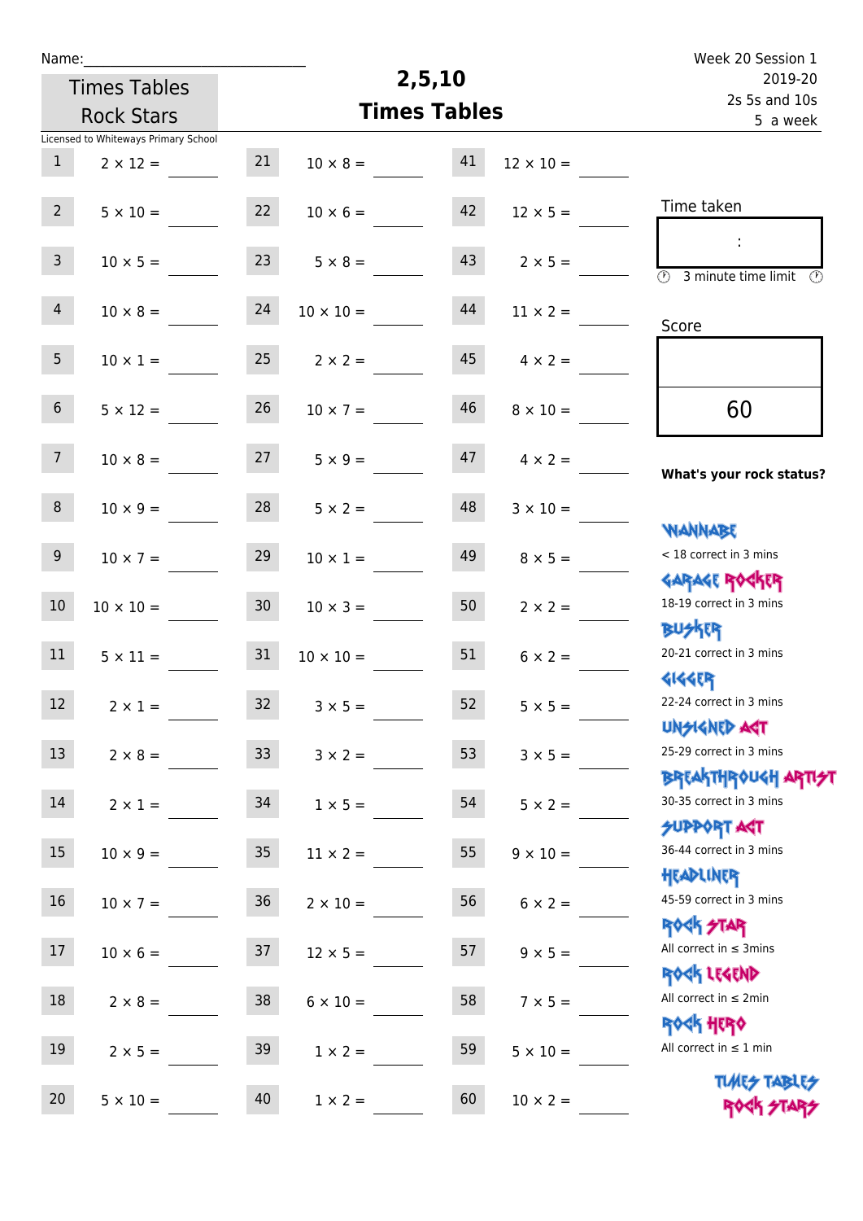Name:______________________________

Times Tables Rock Stars

Licensed to Whiteways Primary School

# 2,5,10 Times Tables

Week 20 Session 1
2019-20
2s 5s and 10s
5 a week

| | | | | | |
|---|---|---|---|---|---|
| 1 | $2 \times 12 =$ ______ | 21 | $10 \times 8 =$ ______ | 41 | $12 \times 10 =$ ______ |
| 2 | $5 \times 10 =$ ______ | 22 | $10 \times 6 =$ ______ | 42 | $12 \times 5 =$ ______ |
| 3 | $10 \times 5 =$ ______ | 23 | $5 \times 8 =$ ______ | 43 | $2 \times 5 =$ ______ |
| 4 | $10 \times 8 =$ ______ | 24 | $10 \times 10 =$ ______ | 44 | $11 \times 2 =$ ______ |
| 5 | $10 \times 1 =$ ______ | 25 | $2 \times 2 =$ ______ | 45 | $4 \times 2 =$ ______ |
| 6 | $5 \times 12 =$ ______ | 26 | $10 \times 7 =$ ______ | 46 | $8 \times 10 =$ ______ |
| 7 | $10 \times 8 =$ ______ | 27 | $5 \times 9 =$ ______ | 47 | $4 \times 2 =$ ______ |
| 8 | $10 \times 9 =$ ______ | 28 | $5 \times 2 =$ ______ | 48 | $3 \times 10 =$ ______ |
| 9 | $10 \times 7 =$ ______ | 29 | $10 \times 1 =$ ______ | 49 | $8 \times 5 =$ ______ |
| 10 | $10 \times 10 =$ ______ | 30 | $10 \times 3 =$ ______ | 50 | $2 \times 2 =$ ______ |
| 11 | $5 \times 11 =$ ______ | 31 | $10 \times 10 =$ ______ | 51 | $6 \times 2 =$ ______ |
| 12 | $2 \times 1 =$ ______ | 32 | $3 \times 5 =$ ______ | 52 | $5 \times 5 =$ ______ |
| 13 | $2 \times 8 =$ ______ | 33 | $3 \times 2 =$ ______ | 53 | $3 \times 5 =$ ______ |
| 14 | $2 \times 1 =$ ______ | 34 | $1 \times 5 =$ ______ | 54 | $5 \times 2 =$ ______ |
| 15 | $10 \times 9 =$ ______ | 35 | $11 \times 2 =$ ______ | 55 | $9 \times 10 =$ ______ |
| 16 | $10 \times 7 =$ ______ | 36 | $2 \times 10 =$ ______ | 56 | $6 \times 2 =$ ______ |
| 17 | $10 \times 6 =$ ______ | 37 | $12 \times 5 =$ ______ | 57 | $9 \times 5 =$ ______ |
| 18 | $2 \times 8 =$ ______ | 38 | $6 \times 10 =$ ______ | 58 | $7 \times 5 =$ ______ |
| 19 | $2 \times 5 =$ ______ | 39 | $1 \times 2 =$ ______ | 59 | $5 \times 10 =$ ______ |
| 20 | $5 \times 10 =$ ______ | 40 | $1 \times 2 =$ ______ | 60 | $10 \times 2 =$ ______ |

Time taken

:

3 minute time limit

Score

60

**What's your rock status?**

WANNABE
< 18 correct in 3 mins

GARAGE ROCKER
18-19 correct in 3 mins

BUSKER
20-21 correct in 3 mins

GIGGER
22-24 correct in 3 mins

UNSIGNED ACT
25-29 correct in 3 mins

BREAKTHROUGH ARTIST
30-35 correct in 3 mins

SUPPORT ACT
36-44 correct in 3 mins

HEADLINER
45-59 correct in 3 mins

ROCK STAR
All correct in ≤ 3mins

ROCK LEGEND
All correct in ≤ 2min

ROCK HERO
All correct in ≤ 1 min

TIMES TABLES ROCK STARS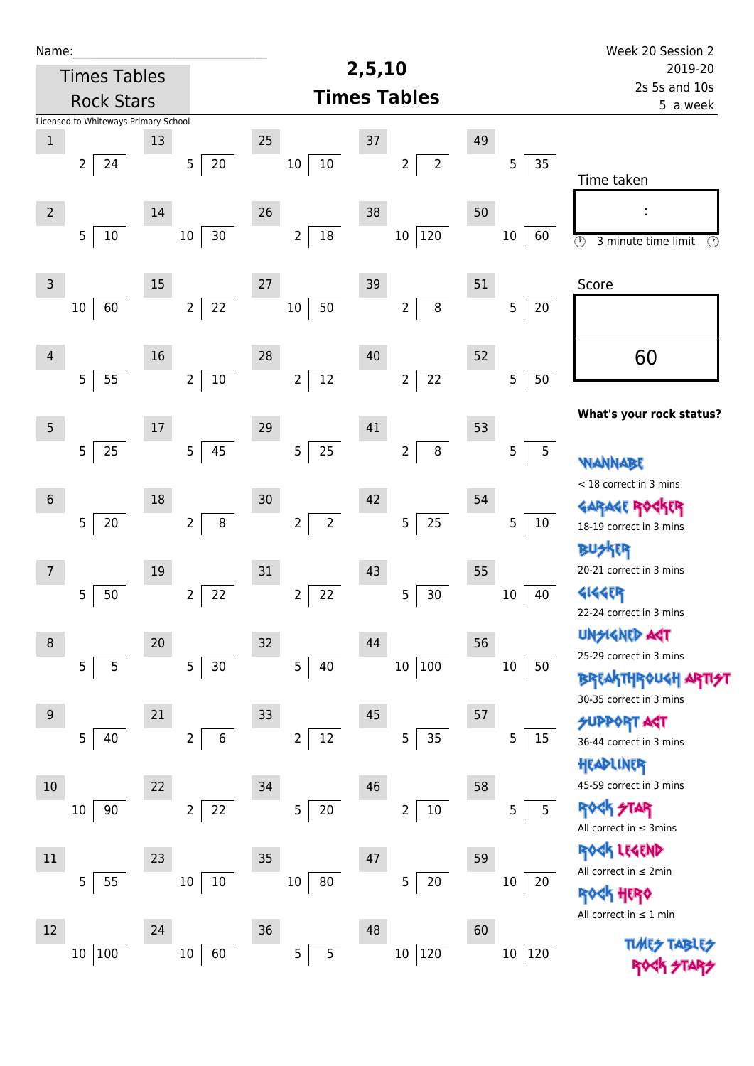Name:_____________________________

Times Tables Rock Stars

Licensed to Whiteways Primary School

# 2,5,10
# Times Tables

Week 20 Session 2
2019-20
2s 5s and 10s
5 a week

| # | Question | # | Question | # | Question | # | Question | # | Question |
|---|---|---|---|---|---|---|---|---|---|
| 1 | 2 ⟌ 24 | 13 | 5 ⟌ 20 | 25 | 10 ⟌ 10 | 37 | 2 ⟌ 2 | 49 | 5 ⟌ 35 |
| 2 | 5 ⟌ 10 | 14 | 10 ⟌ 30 | 26 | 2 ⟌ 18 | 38 | 10 ⟌ 120 | 50 | 10 ⟌ 60 |
| 3 | 10 ⟌ 60 | 15 | 2 ⟌ 22 | 27 | 10 ⟌ 50 | 39 | 2 ⟌ 8 | 51 | 5 ⟌ 20 |
| 4 | 5 ⟌ 55 | 16 | 2 ⟌ 10 | 28 | 2 ⟌ 12 | 40 | 2 ⟌ 22 | 52 | 5 ⟌ 50 |
| 5 | 5 ⟌ 25 | 17 | 5 ⟌ 45 | 29 | 5 ⟌ 25 | 41 | 2 ⟌ 8 | 53 | 5 ⟌ 5 |
| 6 | 5 ⟌ 20 | 18 | 2 ⟌ 8 | 30 | 2 ⟌ 2 | 42 | 5 ⟌ 25 | 54 | 5 ⟌ 10 |
| 7 | 5 ⟌ 50 | 19 | 2 ⟌ 22 | 31 | 2 ⟌ 22 | 43 | 5 ⟌ 30 | 55 | 10 ⟌ 40 |
| 8 | 5 ⟌ 5 | 20 | 5 ⟌ 30 | 32 | 5 ⟌ 40 | 44 | 10 ⟌ 100 | 56 | 10 ⟌ 50 |
| 9 | 5 ⟌ 40 | 21 | 2 ⟌ 6 | 33 | 2 ⟌ 12 | 45 | 5 ⟌ 35 | 57 | 5 ⟌ 15 |
| 10 | 10 ⟌ 90 | 22 | 2 ⟌ 22 | 34 | 5 ⟌ 20 | 46 | 2 ⟌ 10 | 58 | 5 ⟌ 5 |
| 11 | 5 ⟌ 55 | 23 | 10 ⟌ 10 | 35 | 10 ⟌ 80 | 47 | 5 ⟌ 20 | 59 | 10 ⟌ 20 |
| 12 | 10 ⟌ 100 | 24 | 10 ⟌ 60 | 36 | 5 ⟌ 5 | 48 | 10 ⟌ 120 | 60 | 10 ⟌ 120 |

Time taken

:

3 minute time limit

Score

60

**What's your rock status?**

WANNABE
< 18 correct in 3 mins

GARAGE ROCKER
18-19 correct in 3 mins

BUSKER
20-21 correct in 3 mins

GIGGER
22-24 correct in 3 mins

UNSIGNED ACT
25-29 correct in 3 mins

BREAKTHROUGH ARTIST
30-35 correct in 3 mins

SUPPORT ACT
36-44 correct in 3 mins

HEADLINER
45-59 correct in 3 mins

ROCK STAR
All correct in ≤ 3mins

ROCK LEGEND
All correct in ≤ 2min

ROCK HERO
All correct in ≤ 1 min

TIMES TABLES ROCK STARS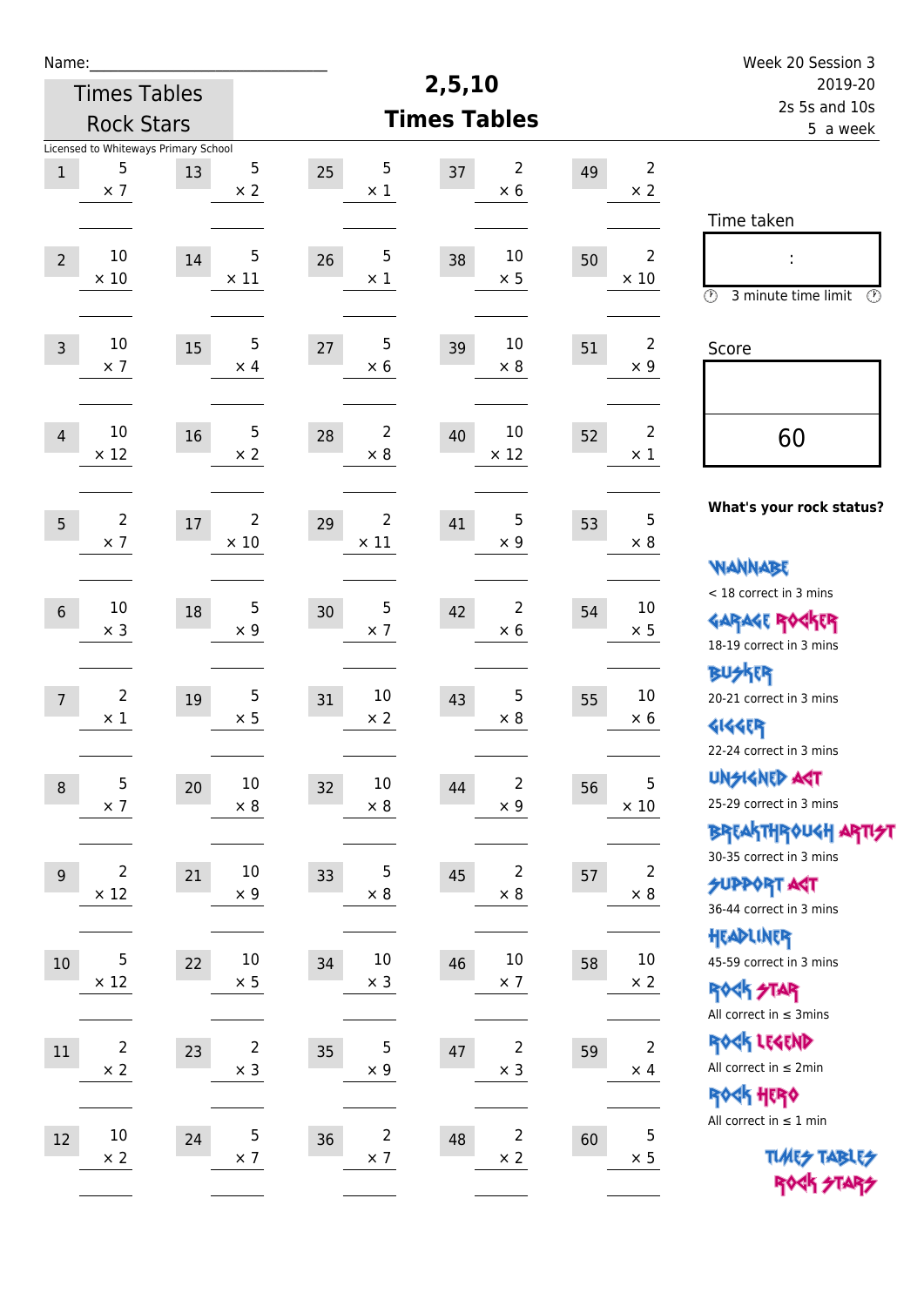Name:\_\_\_\_\_\_\_\_\_\_\_\_\_\_\_\_\_\_\_\_\_\_\_\_\_\_\_\_

Times Tables Rock Stars

Licensed to Whiteways Primary School

# 2,5,10 Times Tables

Week 20 Session 3
2019-20
2s 5s and 10s
5 a week

| # | Question | # | Question | # | Question | # | Question | # | Question |
|---|---|---|---|---|---|---|---|---|---|
| 1 | 5 × 7 | 13 | 5 × 2 | 25 | 5 × 1 | 37 | 2 × 6 | 49 | 2 × 2 |
| 2 | 10 × 10 | 14 | 5 × 11 | 26 | 5 × 1 | 38 | 10 × 5 | 50 | 2 × 10 |
| 3 | 10 × 7 | 15 | 5 × 4 | 27 | 5 × 6 | 39 | 10 × 8 | 51 | 2 × 9 |
| 4 | 10 × 12 | 16 | 5 × 2 | 28 | 2 × 8 | 40 | 10 × 12 | 52 | 2 × 1 |
| 5 | 2 × 7 | 17 | 2 × 10 | 29 | 2 × 11 | 41 | 5 × 9 | 53 | 5 × 8 |
| 6 | 10 × 3 | 18 | 5 × 9 | 30 | 5 × 7 | 42 | 2 × 6 | 54 | 10 × 5 |
| 7 | 2 × 1 | 19 | 5 × 5 | 31 | 10 × 2 | 43 | 5 × 8 | 55 | 10 × 6 |
| 8 | 5 × 7 | 20 | 10 × 8 | 32 | 10 × 8 | 44 | 2 × 9 | 56 | 5 × 10 |
| 9 | 2 × 12 | 21 | 10 × 9 | 33 | 5 × 8 | 45 | 2 × 8 | 57 | 2 × 8 |
| 10 | 5 × 12 | 22 | 10 × 5 | 34 | 10 × 3 | 46 | 10 × 7 | 58 | 10 × 2 |
| 11 | 2 × 2 | 23 | 2 × 3 | 35 | 5 × 9 | 47 | 2 × 3 | 59 | 2 × 4 |
| 12 | 10 × 2 | 24 | 5 × 7 | 36 | 2 × 7 | 48 | 2 × 2 | 60 | 5 × 5 |

Time taken

:

3 minute time limit

Score

60

**What's your rock status?**

WANNABE
< 18 correct in 3 mins

GARAGE ROCKER
18-19 correct in 3 mins

BUSKER
20-21 correct in 3 mins

GIGGER
22-24 correct in 3 mins

UNSIGNED ACT
25-29 correct in 3 mins

BREAKTHROUGH ARTIST
30-35 correct in 3 mins

SUPPORT ACT
36-44 correct in 3 mins

HEADLINER
45-59 correct in 3 mins

ROCK STAR
All correct in ≤ 3mins

ROCK LEGEND
All correct in ≤ 2min

ROCK HERO
All correct in ≤ 1 min

TIMES TABLES ROCK STARS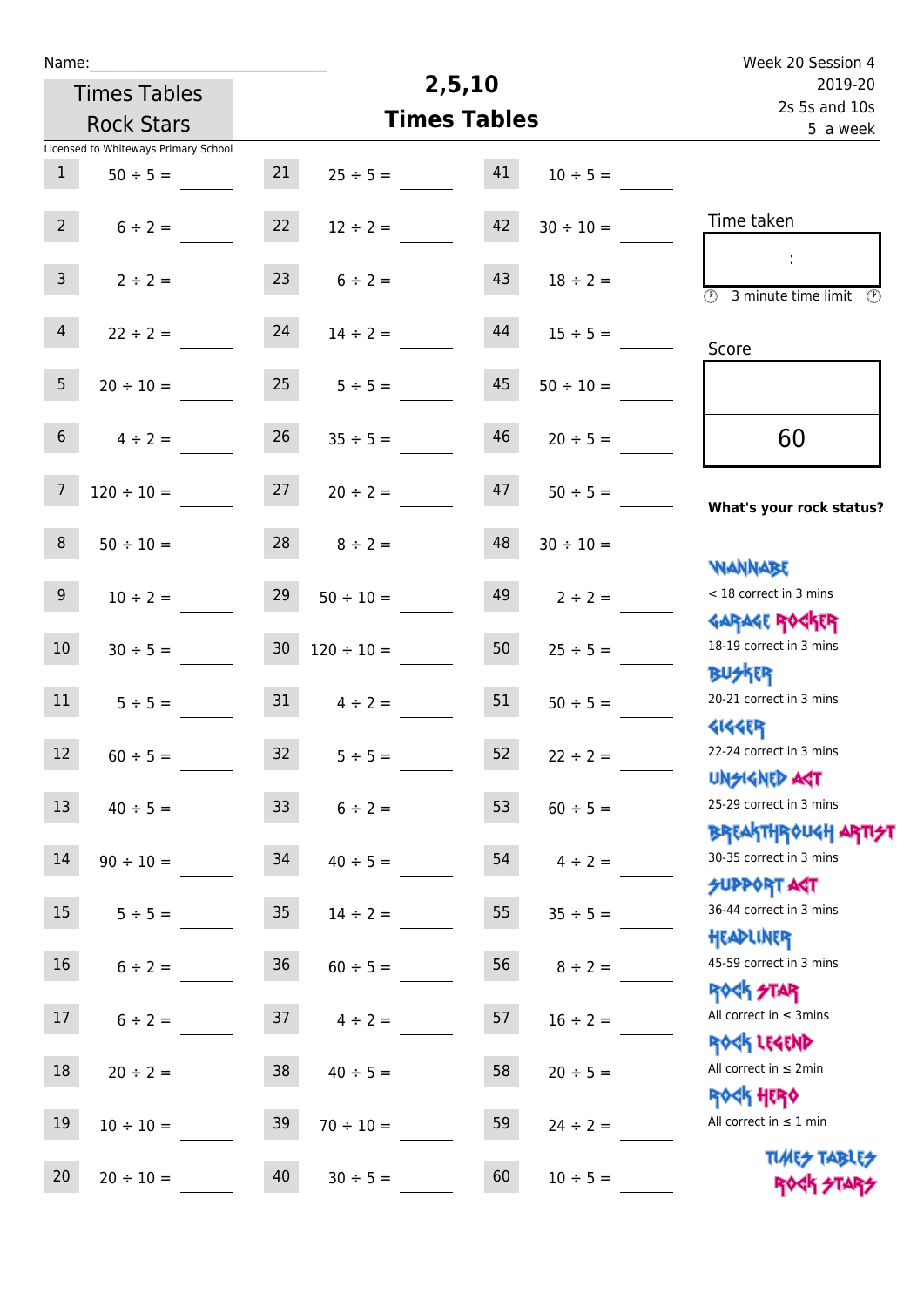Name:______________________________

**Times Tables Rock Stars**

Licensed to Whiteways Primary School

# 2,5,10 Times Tables

Week 20 Session 4
2019-20
2s 5s and 10s
5 a week

| | | | | | |
|---|---|---|---|---|---|
| 1 | $50 \div 5 =$ ____ | 21 | $25 \div 5 =$ ____ | 41 | $10 \div 5 =$ ____ |
| 2 | $6 \div 2 =$ ____ | 22 | $12 \div 2 =$ ____ | 42 | $30 \div 10 =$ ____ |
| 3 | $2 \div 2 =$ ____ | 23 | $6 \div 2 =$ ____ | 43 | $18 \div 2 =$ ____ |
| 4 | $22 \div 2 =$ ____ | 24 | $14 \div 2 =$ ____ | 44 | $15 \div 5 =$ ____ |
| 5 | $20 \div 10 =$ ____ | 25 | $5 \div 5 =$ ____ | 45 | $50 \div 10 =$ ____ |
| 6 | $4 \div 2 =$ ____ | 26 | $35 \div 5 =$ ____ | 46 | $20 \div 5 =$ ____ |
| 7 | $120 \div 10 =$ ____ | 27 | $20 \div 2 =$ ____ | 47 | $50 \div 5 =$ ____ |
| 8 | $50 \div 10 =$ ____ | 28 | $8 \div 2 =$ ____ | 48 | $30 \div 10 =$ ____ |
| 9 | $10 \div 2 =$ ____ | 29 | $50 \div 10 =$ ____ | 49 | $2 \div 2 =$ ____ |
| 10 | $30 \div 5 =$ ____ | 30 | $120 \div 10 =$ ____ | 50 | $25 \div 5 =$ ____ |
| 11 | $5 \div 5 =$ ____ | 31 | $4 \div 2 =$ ____ | 51 | $50 \div 5 =$ ____ |
| 12 | $60 \div 5 =$ ____ | 32 | $5 \div 5 =$ ____ | 52 | $22 \div 2 =$ ____ |
| 13 | $40 \div 5 =$ ____ | 33 | $6 \div 2 =$ ____ | 53 | $60 \div 5 =$ ____ |
| 14 | $90 \div 10 =$ ____ | 34 | $40 \div 5 =$ ____ | 54 | $4 \div 2 =$ ____ |
| 15 | $5 \div 5 =$ ____ | 35 | $14 \div 2 =$ ____ | 55 | $35 \div 5 =$ ____ |
| 16 | $6 \div 2 =$ ____ | 36 | $60 \div 5 =$ ____ | 56 | $8 \div 2 =$ ____ |
| 17 | $6 \div 2 =$ ____ | 37 | $4 \div 2 =$ ____ | 57 | $16 \div 2 =$ ____ |
| 18 | $20 \div 2 =$ ____ | 38 | $40 \div 5 =$ ____ | 58 | $20 \div 5 =$ ____ |
| 19 | $10 \div 10 =$ ____ | 39 | $70 \div 10 =$ ____ | 59 | $24 \div 2 =$ ____ |
| 20 | $20 \div 10 =$ ____ | 40 | $30 \div 5 =$ ____ | 60 | $10 \div 5 =$ ____ |

Time taken

:

3 minute time limit

Score

60

**What's your rock status?**

WANNABE
< 18 correct in 3 mins

GARAGE ROCKER
18-19 correct in 3 mins

BUSKER
20-21 correct in 3 mins

GIGGER
22-24 correct in 3 mins

UNSIGNED ACT
25-29 correct in 3 mins

BREAKTHROUGH ARTIST
30-35 correct in 3 mins

SUPPORT ACT
36-44 correct in 3 mins

HEADLINER
45-59 correct in 3 mins

ROCK STAR
All correct in ≤ 3mins

ROCK LEGEND
All correct in ≤ 2min

ROCK HERO
All correct in ≤ 1 min

TIMES TABLES ROCK STARS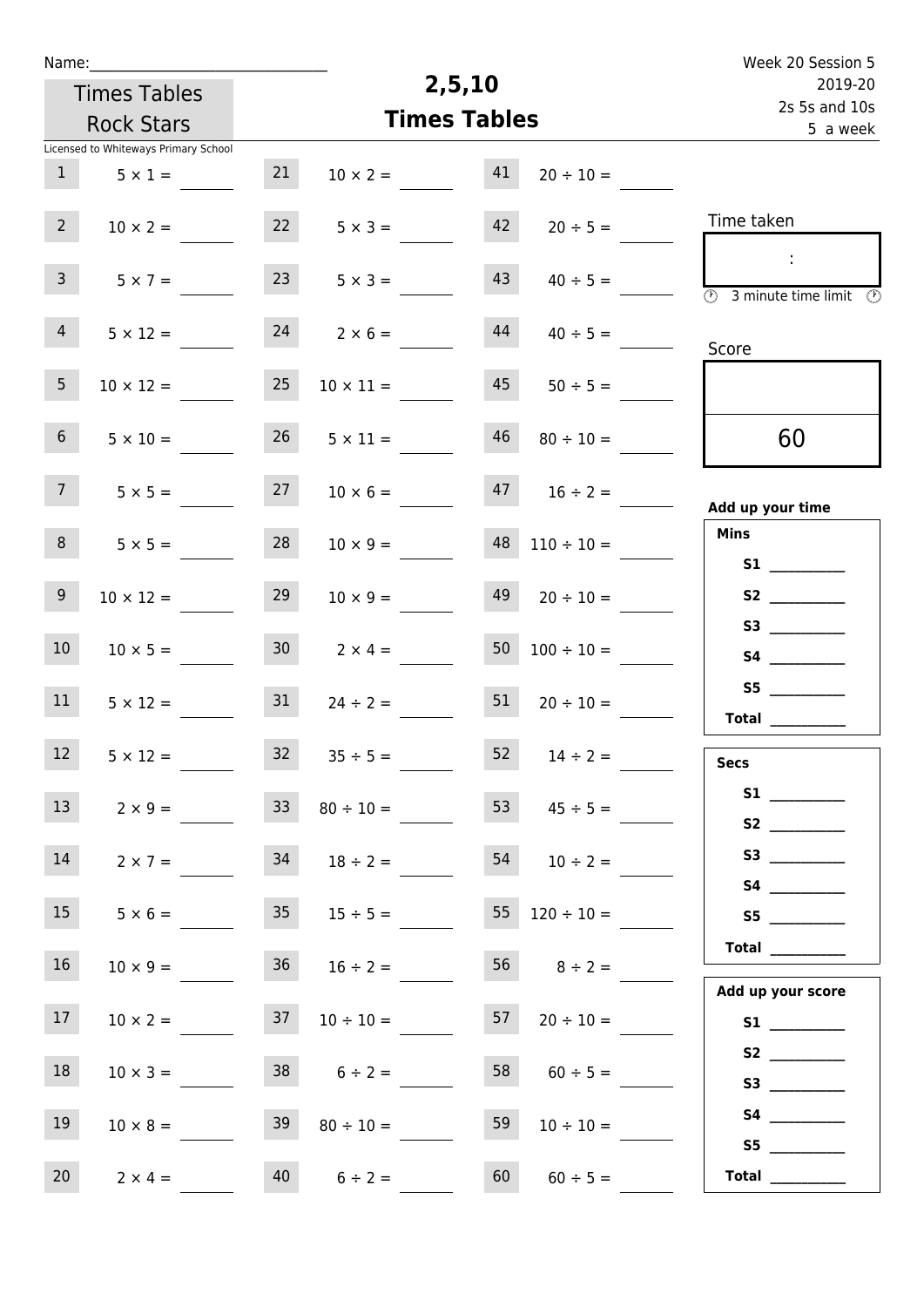Name:\_\_\_\_\_\_\_\_\_\_\_\_\_\_\_\_\_\_\_\_\_\_\_\_\_\_\_\_\_\_

Times Tables Rock Stars

Licensed to Whiteways Primary School

# 2,5,10 Times Tables

Week 20 Session 5
2019-20
2s 5s and 10s
5 a week

| | | | | | |
|---|---|---|---|---|---|
| 1 | $5 \times 1 =$ | 21 | $10 \times 2 =$ | 41 | $20 \div 10 =$ |
| 2 | $10 \times 2 =$ | 22 | $5 \times 3 =$ | 42 | $20 \div 5 =$ |
| 3 | $5 \times 7 =$ | 23 | $5 \times 3 =$ | 43 | $40 \div 5 =$ |
| 4 | $5 \times 12 =$ | 24 | $2 \times 6 =$ | 44 | $40 \div 5 =$ |
| 5 | $10 \times 12 =$ | 25 | $10 \times 11 =$ | 45 | $50 \div 5 =$ |
| 6 | $5 \times 10 =$ | 26 | $5 \times 11 =$ | 46 | $80 \div 10 =$ |
| 7 | $5 \times 5 =$ | 27 | $10 \times 6 =$ | 47 | $16 \div 2 =$ |
| 8 | $5 \times 5 =$ | 28 | $10 \times 9 =$ | 48 | $110 \div 10 =$ |
| 9 | $10 \times 12 =$ | 29 | $10 \times 9 =$ | 49 | $20 \div 10 =$ |
| 10 | $10 \times 5 =$ | 30 | $2 \times 4 =$ | 50 | $100 \div 10 =$ |
| 11 | $5 \times 12 =$ | 31 | $24 \div 2 =$ | 51 | $20 \div 10 =$ |
| 12 | $5 \times 12 =$ | 32 | $35 \div 5 =$ | 52 | $14 \div 2 =$ |
| 13 | $2 \times 9 =$ | 33 | $80 \div 10 =$ | 53 | $45 \div 5 =$ |
| 14 | $2 \times 7 =$ | 34 | $18 \div 2 =$ | 54 | $10 \div 2 =$ |
| 15 | $5 \times 6 =$ | 35 | $15 \div 5 =$ | 55 | $120 \div 10 =$ |
| 16 | $10 \times 9 =$ | 36 | $16 \div 2 =$ | 56 | $8 \div 2 =$ |
| 17 | $10 \times 2 =$ | 37 | $10 \div 10 =$ | 57 | $20 \div 10 =$ |
| 18 | $10 \times 3 =$ | 38 | $6 \div 2 =$ | 58 | $60 \div 5 =$ |
| 19 | $10 \times 8 =$ | 39 | $80 \div 10 =$ | 59 | $10 \div 10 =$ |
| 20 | $2 \times 4 =$ | 40 | $6 \div 2 =$ | 60 | $60 \div 5 =$ |

Time taken

:

3 minute time limit

Score

60

**Add up your time**

**Mins**

**S1** \_\_\_\_\_\_\_\_\_\_
**S2** \_\_\_\_\_\_\_\_\_\_
**S3** \_\_\_\_\_\_\_\_\_\_
**S4** \_\_\_\_\_\_\_\_\_\_
**S5** \_\_\_\_\_\_\_\_\_\_
**Total** \_\_\_\_\_\_\_\_\_\_

**Secs**

**S1** \_\_\_\_\_\_\_\_\_\_
**S2** \_\_\_\_\_\_\_\_\_\_
**S3** \_\_\_\_\_\_\_\_\_\_
**S4** \_\_\_\_\_\_\_\_\_\_
**S5** \_\_\_\_\_\_\_\_\_\_
**Total** \_\_\_\_\_\_\_\_\_\_

**Add up your score**

**S1** \_\_\_\_\_\_\_\_\_\_
**S2** \_\_\_\_\_\_\_\_\_\_
**S3** \_\_\_\_\_\_\_\_\_\_
**S4** \_\_\_\_\_\_\_\_\_\_
**S5** \_\_\_\_\_\_\_\_\_\_
**Total** \_\_\_\_\_\_\_\_\_\_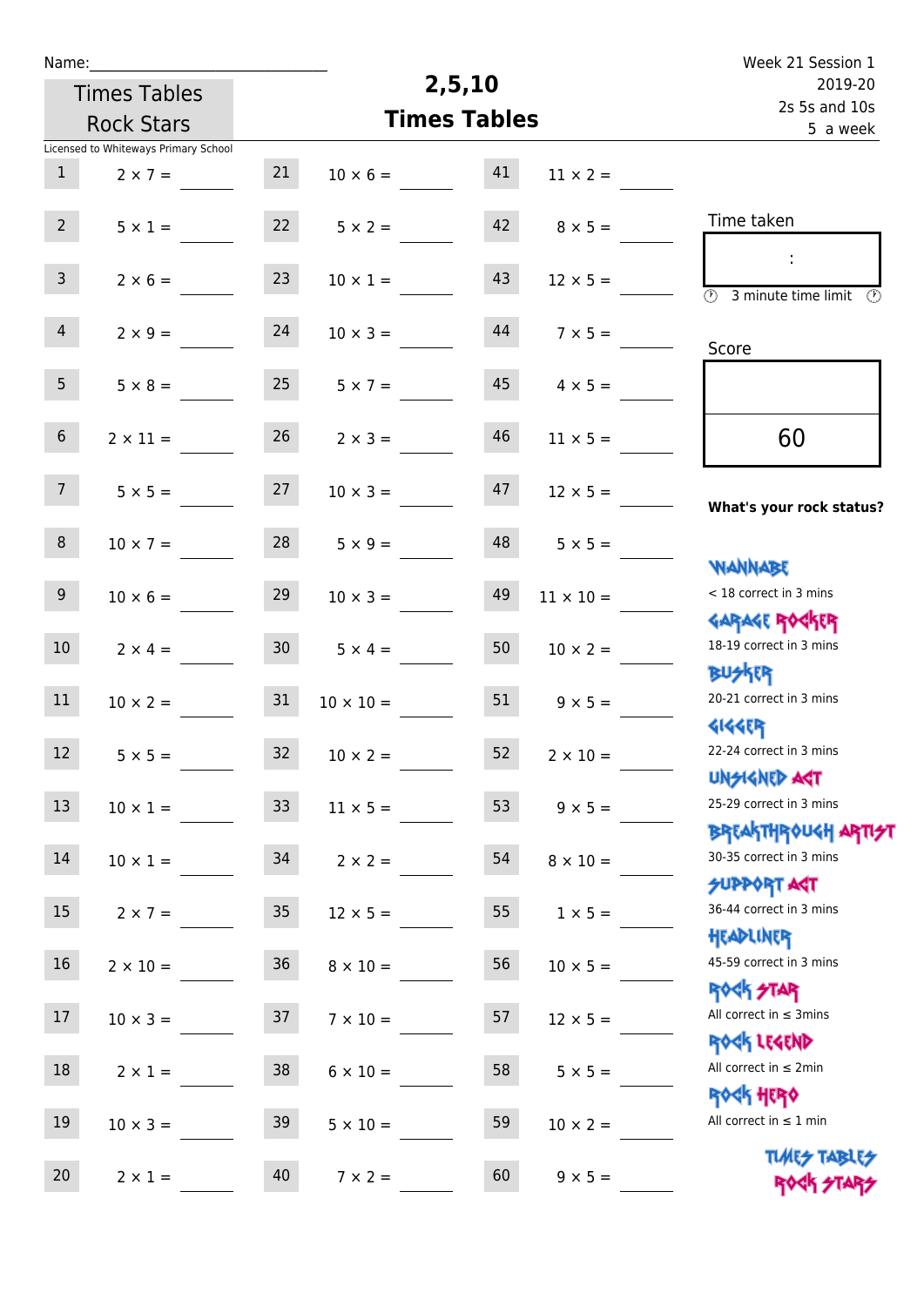Name:______________________________

Times Tables Rock Stars

Licensed to Whiteways Primary School

# 2,5,10 Times Tables

Week 21 Session 1
2019-20
2s 5s and 10s
5 a week

| | | | | | |
|---|---|---|---|---|---|
| 1 | 2 × 7 = | 21 | 10 × 6 = | 41 | 11 × 2 = |
| 2 | 5 × 1 = | 22 | 5 × 2 = | 42 | 8 × 5 = |
| 3 | 2 × 6 = | 23 | 10 × 1 = | 43 | 12 × 5 = |
| 4 | 2 × 9 = | 24 | 10 × 3 = | 44 | 7 × 5 = |
| 5 | 5 × 8 = | 25 | 5 × 7 = | 45 | 4 × 5 = |
| 6 | 2 × 11 = | 26 | 2 × 3 = | 46 | 11 × 5 = |
| 7 | 5 × 5 = | 27 | 10 × 3 = | 47 | 12 × 5 = |
| 8 | 10 × 7 = | 28 | 5 × 9 = | 48 | 5 × 5 = |
| 9 | 10 × 6 = | 29 | 10 × 3 = | 49 | 11 × 10 = |
| 10 | 2 × 4 = | 30 | 5 × 4 = | 50 | 10 × 2 = |
| 11 | 10 × 2 = | 31 | 10 × 10 = | 51 | 9 × 5 = |
| 12 | 5 × 5 = | 32 | 10 × 2 = | 52 | 2 × 10 = |
| 13 | 10 × 1 = | 33 | 11 × 5 = | 53 | 9 × 5 = |
| 14 | 10 × 1 = | 34 | 2 × 2 = | 54 | 8 × 10 = |
| 15 | 2 × 7 = | 35 | 12 × 5 = | 55 | 1 × 5 = |
| 16 | 2 × 10 = | 36 | 8 × 10 = | 56 | 10 × 5 = |
| 17 | 10 × 3 = | 37 | 7 × 10 = | 57 | 12 × 5 = |
| 18 | 2 × 1 = | 38 | 6 × 10 = | 58 | 5 × 5 = |
| 19 | 10 × 3 = | 39 | 5 × 10 = | 59 | 10 × 2 = |
| 20 | 2 × 1 = | 40 | 7 × 2 = | 60 | 9 × 5 = |

Time taken

:

3 minute time limit

Score

60

**What's your rock status?**

WANNABE
< 18 correct in 3 mins

GARAGE ROCKER
18-19 correct in 3 mins

BUSKER
20-21 correct in 3 mins

GIGGER
22-24 correct in 3 mins

UNSIGNED ACT
25-29 correct in 3 mins

BREAKTHROUGH ARTIST
30-35 correct in 3 mins

SUPPORT ACT
36-44 correct in 3 mins

HEADLINER
45-59 correct in 3 mins

ROCK STAR
All correct in ≤ 3mins

ROCK LEGEND
All correct in ≤ 2min

ROCK HERO
All correct in ≤ 1 min

TIMES TABLES ROCK STARS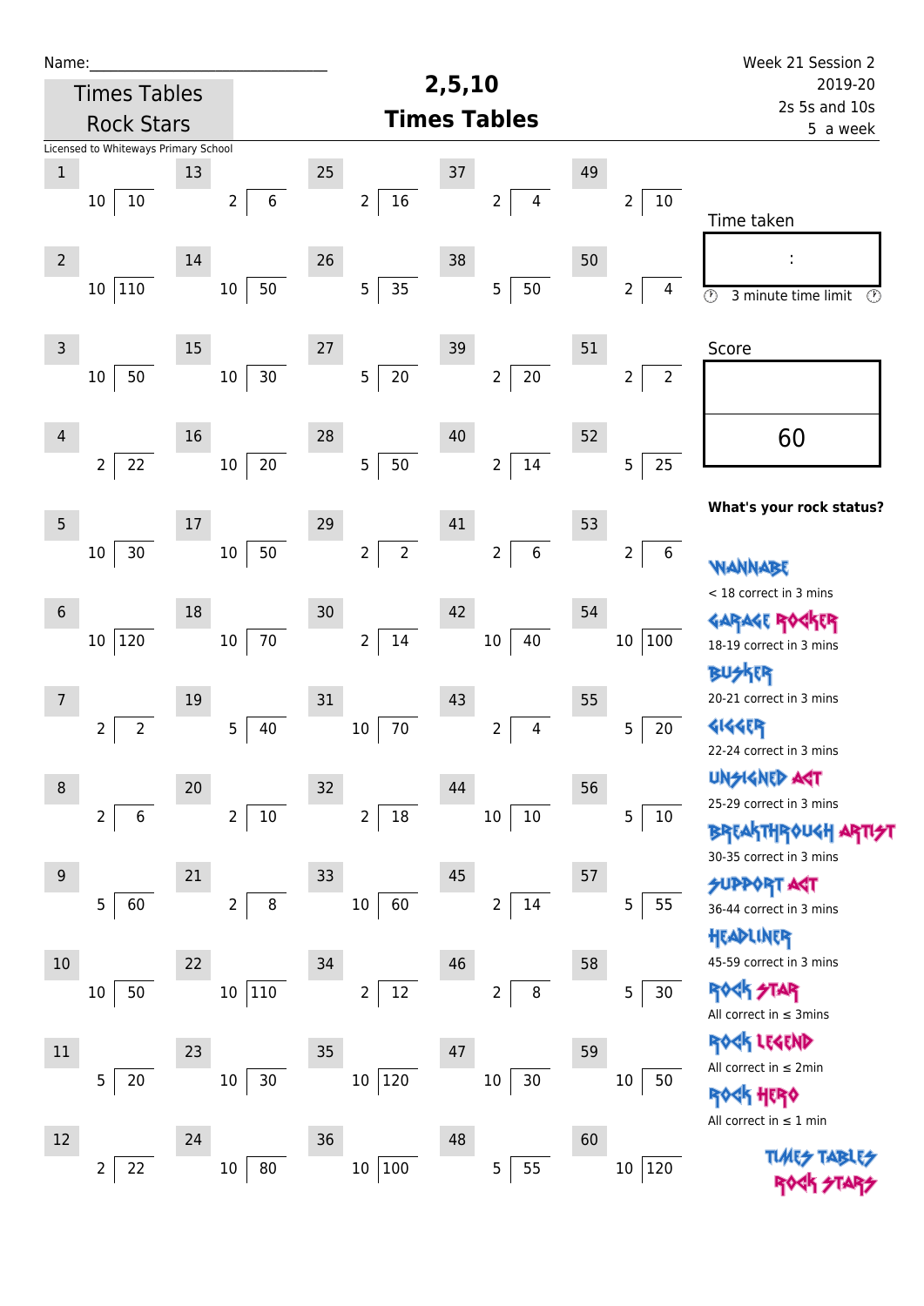Name:\_\_\_\_\_\_\_\_\_\_\_\_\_\_\_\_\_\_\_\_\_\_\_\_\_\_\_\_

Times Tables Rock Stars

Licensed to Whiteways Primary School

# 2,5,10 Times Tables

Week 21 Session 2
2019-20
2s 5s and 10s
5 a week

| # | Divisor | Dividend | # | Divisor | Dividend | # | Divisor | Dividend | # | Divisor | Dividend | # | Divisor | Dividend |
|---|---|---|---|---|---|---|---|---|---|---|---|---|---|---|
| 1 | 10 | 10 | 13 | 2 | 6 | 25 | 2 | 16 | 37 | 2 | 4 | 49 | 2 | 10 |
| 2 | 10 | 110 | 14 | 10 | 50 | 26 | 5 | 35 | 38 | 5 | 50 | 50 | 2 | 4 |
| 3 | 10 | 50 | 15 | 10 | 30 | 27 | 5 | 20 | 39 | 2 | 20 | 51 | 2 | 2 |
| 4 | 2 | 22 | 16 | 10 | 20 | 28 | 5 | 50 | 40 | 2 | 14 | 52 | 5 | 25 |
| 5 | 10 | 30 | 17 | 10 | 50 | 29 | 2 | 2 | 41 | 2 | 6 | 53 | 2 | 6 |
| 6 | 10 | 120 | 18 | 10 | 70 | 30 | 2 | 14 | 42 | 10 | 40 | 54 | 10 | 100 |
| 7 | 2 | 2 | 19 | 5 | 40 | 31 | 10 | 70 | 43 | 2 | 4 | 55 | 5 | 20 |
| 8 | 2 | 6 | 20 | 2 | 10 | 32 | 2 | 18 | 44 | 10 | 10 | 56 | 5 | 10 |
| 9 | 5 | 60 | 21 | 2 | 8 | 33 | 10 | 60 | 45 | 2 | 14 | 57 | 5 | 55 |
| 10 | 10 | 50 | 22 | 10 | 110 | 34 | 2 | 12 | 46 | 2 | 8 | 58 | 5 | 30 |
| 11 | 5 | 20 | 23 | 10 | 30 | 35 | 10 | 120 | 47 | 10 | 30 | 59 | 10 | 50 |
| 12 | 2 | 22 | 24 | 10 | 80 | 36 | 10 | 100 | 48 | 5 | 55 | 60 | 10 | 120 |

Time taken

:

3 minute time limit

Score

60

**What's your rock status?**

WANNABE
< 18 correct in 3 mins

GARAGE ROCKER
18-19 correct in 3 mins

BUSKER
20-21 correct in 3 mins

GIGGER
22-24 correct in 3 mins

UNSIGNED ACT
25-29 correct in 3 mins

BREAKTHROUGH ARTIST
30-35 correct in 3 mins

SUPPORT ACT
36-44 correct in 3 mins

HEADLINER
45-59 correct in 3 mins

ROCK STAR
All correct in ≤ 3mins

ROCK LEGEND
All correct in ≤ 2min

ROCK HERO
All correct in ≤ 1 min

TIMES TABLES ROCK STARS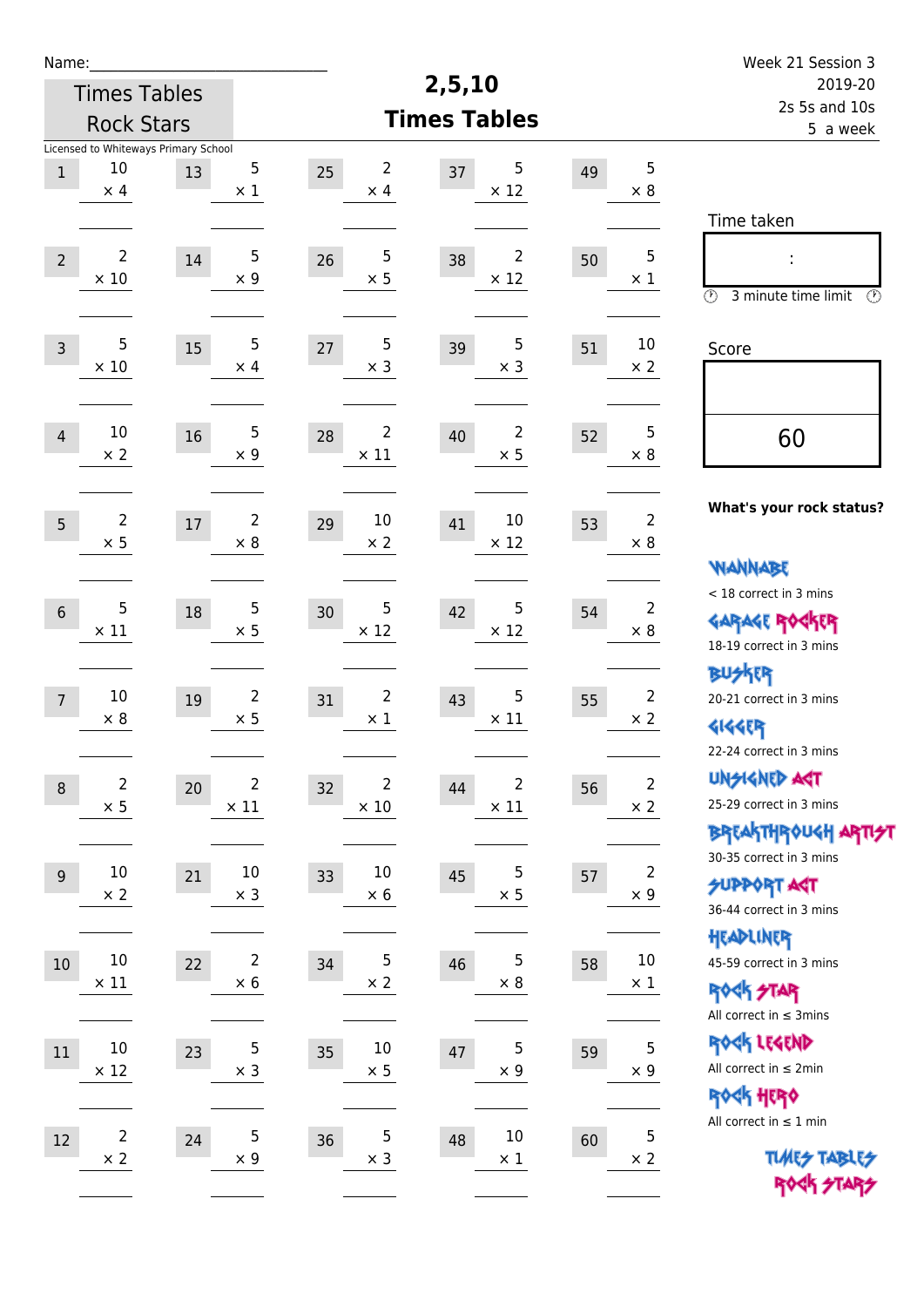Name:\_\_\_\_\_\_\_\_\_\_\_\_\_\_\_\_\_\_\_\_\_\_\_\_\_\_\_\_

Times Tables Rock Stars

Licensed to Whiteways Primary School

# 2,5,10 Times Tables

Week 21 Session 3
2019-20
2s 5s and 10s
5 a week

| # | Question | # | Question | # | Question | # | Question | # | Question |
|---|---|---|---|---|---|---|---|---|---|
| 1 | 10 × 4 | 13 | 5 × 1 | 25 | 2 × 4 | 37 | 5 × 12 | 49 | 5 × 8 |
| 2 | 2 × 10 | 14 | 5 × 9 | 26 | 5 × 5 | 38 | 2 × 12 | 50 | 5 × 1 |
| 3 | 5 × 10 | 15 | 5 × 4 | 27 | 5 × 3 | 39 | 5 × 3 | 51 | 10 × 2 |
| 4 | 10 × 2 | 16 | 5 × 9 | 28 | 2 × 11 | 40 | 2 × 5 | 52 | 5 × 8 |
| 5 | 2 × 5 | 17 | 2 × 8 | 29 | 10 × 2 | 41 | 10 × 12 | 53 | 2 × 8 |
| 6 | 5 × 11 | 18 | 5 × 5 | 30 | 5 × 12 | 42 | 5 × 12 | 54 | 2 × 8 |
| 7 | 10 × 8 | 19 | 2 × 5 | 31 | 2 × 1 | 43 | 5 × 11 | 55 | 2 × 2 |
| 8 | 2 × 5 | 20 | 2 × 11 | 32 | 2 × 10 | 44 | 2 × 11 | 56 | 2 × 2 |
| 9 | 10 × 2 | 21 | 10 × 3 | 33 | 10 × 6 | 45 | 5 × 5 | 57 | 2 × 9 |
| 10 | 10 × 11 | 22 | 2 × 6 | 34 | 5 × 2 | 46 | 5 × 8 | 58 | 10 × 1 |
| 11 | 10 × 12 | 23 | 5 × 3 | 35 | 10 × 5 | 47 | 5 × 9 | 59 | 5 × 9 |
| 12 | 2 × 2 | 24 | 5 × 9 | 36 | 5 × 3 | 48 | 10 × 1 | 60 | 5 × 2 |

Time taken

:

3 minute time limit

Score

60

**What's your rock status?**

WANNABE
< 18 correct in 3 mins

GARAGE ROCKER
18-19 correct in 3 mins

BUSKER
20-21 correct in 3 mins

GIGGER
22-24 correct in 3 mins

UNSIGNED ACT
25-29 correct in 3 mins

BREAKTHROUGH ARTIST
30-35 correct in 3 mins

SUPPORT ACT
36-44 correct in 3 mins

HEADLINER
45-59 correct in 3 mins

ROCK STAR
All correct in ≤ 3mins

ROCK LEGEND
All correct in ≤ 2min

ROCK HERO
All correct in ≤ 1 min

TIMES TABLES ROCK STARS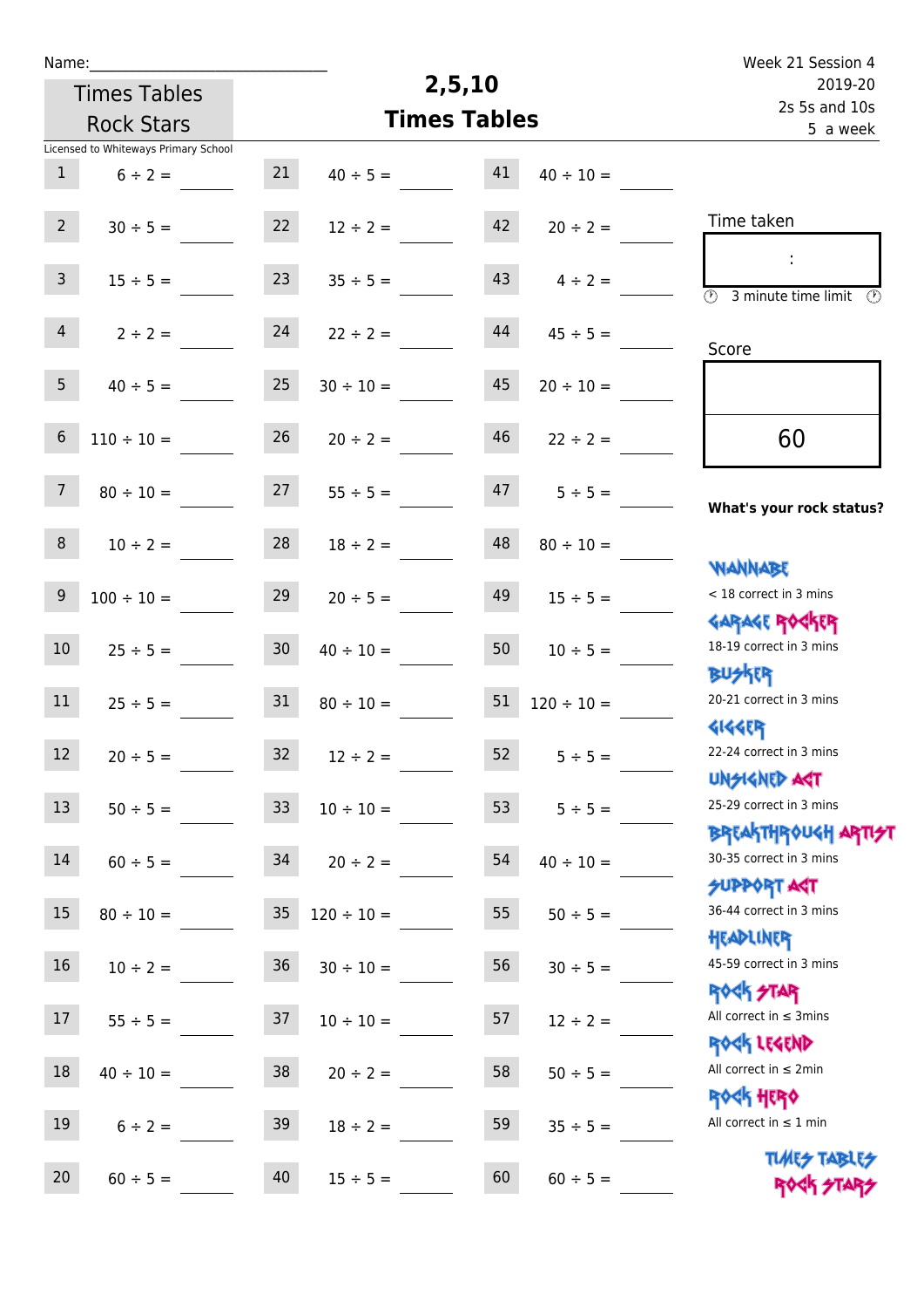Name:______________________________

Times Tables Rock Stars

# 2,5,10 Times Tables

Week 21 Session 4
2019-20
2s 5s and 10s
5 a week

Licensed to Whiteways Primary School

| | | | | | | | |
|---|---|---|---|---|---|---|---|
| 1 | 6 ÷ 2 = | 21 | 40 ÷ 5 = | 41 | 40 ÷ 10 = | | |
| 2 | 30 ÷ 5 = | 22 | 12 ÷ 2 = | 42 | 20 ÷ 2 = | | |
| 3 | 15 ÷ 5 = | 23 | 35 ÷ 5 = | 43 | 4 ÷ 2 = | | |
| 4 | 2 ÷ 2 = | 24 | 22 ÷ 2 = | 44 | 45 ÷ 5 = | | |
| 5 | 40 ÷ 5 = | 25 | 30 ÷ 10 = | 45 | 20 ÷ 10 = | | |
| 6 | 110 ÷ 10 = | 26 | 20 ÷ 2 = | 46 | 22 ÷ 2 = | | |
| 7 | 80 ÷ 10 = | 27 | 55 ÷ 5 = | 47 | 5 ÷ 5 = | | |
| 8 | 10 ÷ 2 = | 28 | 18 ÷ 2 = | 48 | 80 ÷ 10 = | | |
| 9 | 100 ÷ 10 = | 29 | 20 ÷ 5 = | 49 | 15 ÷ 5 = | | |
| 10 | 25 ÷ 5 = | 30 | 40 ÷ 10 = | 50 | 10 ÷ 5 = | | |
| 11 | 25 ÷ 5 = | 31 | 80 ÷ 10 = | 51 | 120 ÷ 10 = | | |
| 12 | 20 ÷ 5 = | 32 | 12 ÷ 2 = | 52 | 5 ÷ 5 = | | |
| 13 | 50 ÷ 5 = | 33 | 10 ÷ 10 = | 53 | 5 ÷ 5 = | | |
| 14 | 60 ÷ 5 = | 34 | 20 ÷ 2 = | 54 | 40 ÷ 10 = | | |
| 15 | 80 ÷ 10 = | 35 | 120 ÷ 10 = | 55 | 50 ÷ 5 = | | |
| 16 | 10 ÷ 2 = | 36 | 30 ÷ 10 = | 56 | 30 ÷ 5 = | | |
| 17 | 55 ÷ 5 = | 37 | 10 ÷ 10 = | 57 | 12 ÷ 2 = | | |
| 18 | 40 ÷ 10 = | 38 | 20 ÷ 2 = | 58 | 50 ÷ 5 = | | |
| 19 | 6 ÷ 2 = | 39 | 18 ÷ 2 = | 59 | 35 ÷ 5 = | | |
| 20 | 60 ÷ 5 = | 40 | 15 ÷ 5 = | 60 | 60 ÷ 5 = | | |

Time taken

:

3 minute time limit

Score

60

**What's your rock status?**

WANNABE
< 18 correct in 3 mins

GARAGE ROCKER
18-19 correct in 3 mins

BUSKER
20-21 correct in 3 mins

GIGGER
22-24 correct in 3 mins

UNSIGNED ACT
25-29 correct in 3 mins

BREAKTHROUGH ARTIST
30-35 correct in 3 mins

SUPPORT ACT
36-44 correct in 3 mins

HEADLINER
45-59 correct in 3 mins

ROCK STAR
All correct in ≤ 3mins

ROCK LEGEND
All correct in ≤ 2min

ROCK HERO
All correct in ≤ 1 min

TIMES TABLES ROCK STARS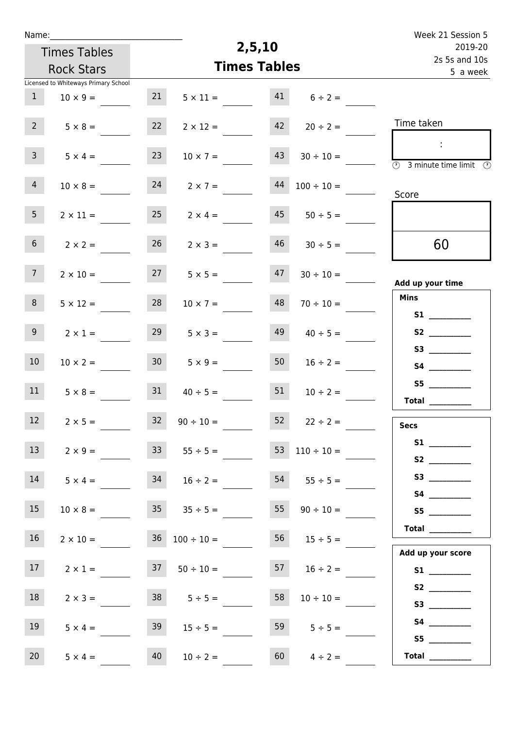Name:______________________________

Times Tables Rock Stars

Licensed to Whiteways Primary School

# 2,5,10 Times Tables

Week 21 Session 5
2019-20
2s 5s and 10s
5 a week

| | | | | | |
|---|---|---|---|---|---|
| 1 | $10 \times 9 =$ | 21 | $5 \times 11 =$ | 41 | $6 \div 2 =$ |
| 2 | $5 \times 8 =$ | 22 | $2 \times 12 =$ | 42 | $20 \div 2 =$ |
| 3 | $5 \times 4 =$ | 23 | $10 \times 7 =$ | 43 | $30 \div 10 =$ |
| 4 | $10 \times 8 =$ | 24 | $2 \times 7 =$ | 44 | $100 \div 10 =$ |
| 5 | $2 \times 11 =$ | 25 | $2 \times 4 =$ | 45 | $50 \div 5 =$ |
| 6 | $2 \times 2 =$ | 26 | $2 \times 3 =$ | 46 | $30 \div 5 =$ |
| 7 | $2 \times 10 =$ | 27 | $5 \times 5 =$ | 47 | $30 \div 10 =$ |
| 8 | $5 \times 12 =$ | 28 | $10 \times 7 =$ | 48 | $70 \div 10 =$ |
| 9 | $2 \times 1 =$ | 29 | $5 \times 3 =$ | 49 | $40 \div 5 =$ |
| 10 | $10 \times 2 =$ | 30 | $5 \times 9 =$ | 50 | $16 \div 2 =$ |
| 11 | $5 \times 8 =$ | 31 | $40 \div 5 =$ | 51 | $10 \div 2 =$ |
| 12 | $2 \times 5 =$ | 32 | $90 \div 10 =$ | 52 | $22 \div 2 =$ |
| 13 | $2 \times 9 =$ | 33 | $55 \div 5 =$ | 53 | $110 \div 10 =$ |
| 14 | $5 \times 4 =$ | 34 | $16 \div 2 =$ | 54 | $55 \div 5 =$ |
| 15 | $10 \times 8 =$ | 35 | $35 \div 5 =$ | 55 | $90 \div 10 =$ |
| 16 | $2 \times 10 =$ | 36 | $100 \div 10 =$ | 56 | $15 \div 5 =$ |
| 17 | $2 \times 1 =$ | 37 | $50 \div 10 =$ | 57 | $16 \div 2 =$ |
| 18 | $2 \times 3 =$ | 38 | $5 \div 5 =$ | 58 | $10 \div 10 =$ |
| 19 | $5 \times 4 =$ | 39 | $15 \div 5 =$ | 59 | $5 \div 5 =$ |
| 20 | $5 \times 4 =$ | 40 | $10 \div 2 =$ | 60 | $4 \div 2 =$ |

Time taken

:

3 minute time limit

Score

60

**Add up your time**

**Mins**

**S1** __________
**S2** __________
**S3** __________
**S4** __________
**S5** __________
**Total** __________

**Secs**

**S1** __________
**S2** __________
**S3** __________
**S4** __________
**S5** __________
**Total** __________

**Add up your score**

**S1** __________
**S2** __________
**S3** __________
**S4** __________
**S5** __________
**Total** __________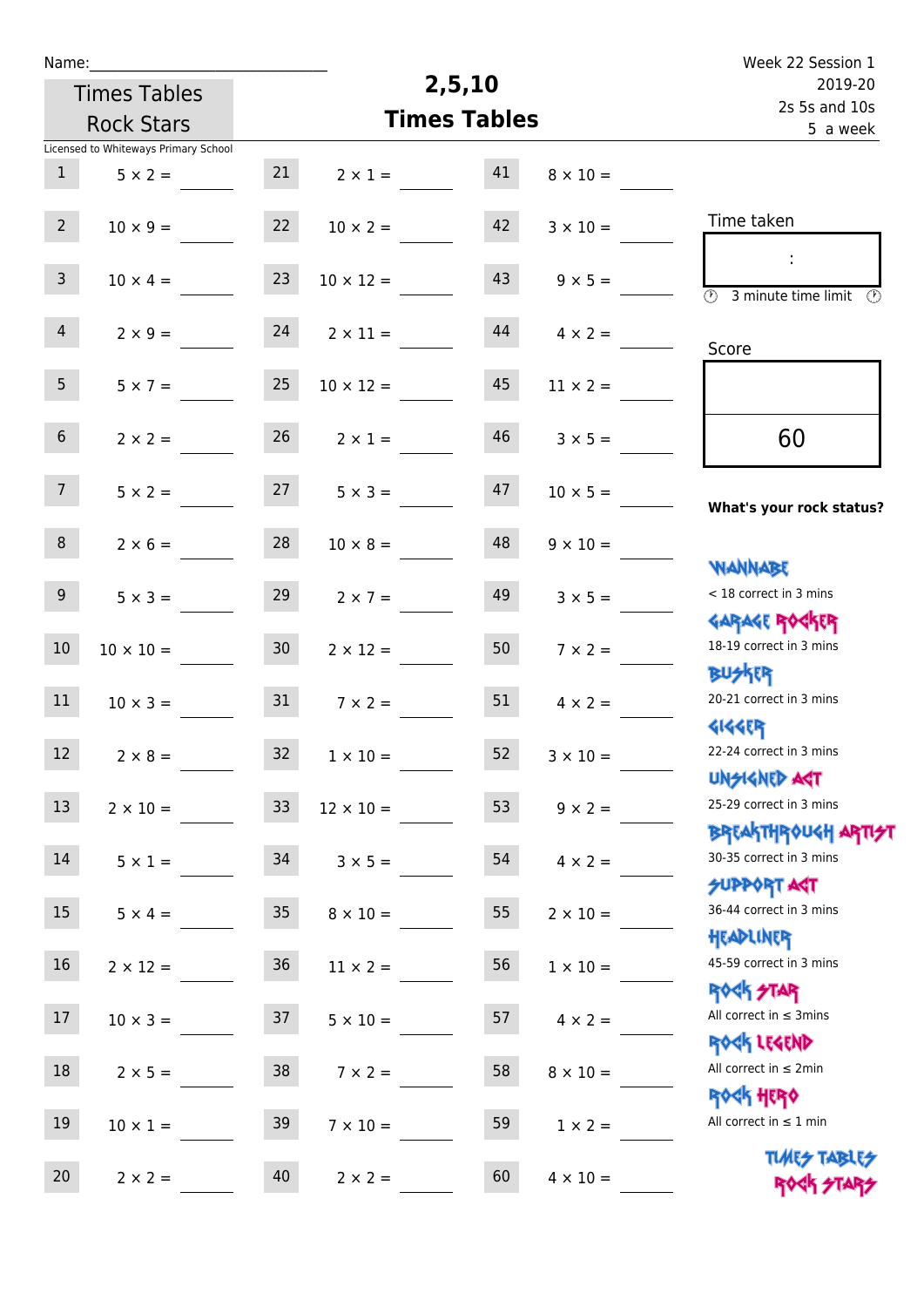Name:\_\_\_\_\_\_\_\_\_\_\_\_\_\_\_\_\_\_\_\_\_\_\_\_\_\_\_\_\_\_

Times Tables Rock Stars

Licensed to Whiteways Primary School

# 2,5,10 Times Tables

Week 22 Session 1
2019-20
2s 5s and 10s
5 a week

| | | | | | |
|---|---|---|---|---|---|
| 1 | $5 \times 2 =$ | 21 | $2 \times 1 =$ | 41 | $8 \times 10 =$ |
| 2 | $10 \times 9 =$ | 22 | $10 \times 2 =$ | 42 | $3 \times 10 =$ |
| 3 | $10 \times 4 =$ | 23 | $10 \times 12 =$ | 43 | $9 \times 5 =$ |
| 4 | $2 \times 9 =$ | 24 | $2 \times 11 =$ | 44 | $4 \times 2 =$ |
| 5 | $5 \times 7 =$ | 25 | $10 \times 12 =$ | 45 | $11 \times 2 =$ |
| 6 | $2 \times 2 =$ | 26 | $2 \times 1 =$ | 46 | $3 \times 5 =$ |
| 7 | $5 \times 2 =$ | 27 | $5 \times 3 =$ | 47 | $10 \times 5 =$ |
| 8 | $2 \times 6 =$ | 28 | $10 \times 8 =$ | 48 | $9 \times 10 =$ |
| 9 | $5 \times 3 =$ | 29 | $2 \times 7 =$ | 49 | $3 \times 5 =$ |
| 10 | $10 \times 10 =$ | 30 | $2 \times 12 =$ | 50 | $7 \times 2 =$ |
| 11 | $10 \times 3 =$ | 31 | $7 \times 2 =$ | 51 | $4 \times 2 =$ |
| 12 | $2 \times 8 =$ | 32 | $1 \times 10 =$ | 52 | $3 \times 10 =$ |
| 13 | $2 \times 10 =$ | 33 | $12 \times 10 =$ | 53 | $9 \times 2 =$ |
| 14 | $5 \times 1 =$ | 34 | $3 \times 5 =$ | 54 | $4 \times 2 =$ |
| 15 | $5 \times 4 =$ | 35 | $8 \times 10 =$ | 55 | $2 \times 10 =$ |
| 16 | $2 \times 12 =$ | 36 | $11 \times 2 =$ | 56 | $1 \times 10 =$ |
| 17 | $10 \times 3 =$ | 37 | $5 \times 10 =$ | 57 | $4 \times 2 =$ |
| 18 | $2 \times 5 =$ | 38 | $7 \times 2 =$ | 58 | $8 \times 10 =$ |
| 19 | $10 \times 1 =$ | 39 | $7 \times 10 =$ | 59 | $1 \times 2 =$ |
| 20 | $2 \times 2 =$ | 40 | $2 \times 2 =$ | 60 | $4 \times 10 =$ |

Time taken

:

3 minute time limit

Score

60

**What's your rock status?**

WANNABE
< 18 correct in 3 mins

GARAGE ROCKER
18-19 correct in 3 mins

BUSKER
20-21 correct in 3 mins

GIGGER
22-24 correct in 3 mins

UNSIGNED ACT
25-29 correct in 3 mins

BREAKTHROUGH ARTIST
30-35 correct in 3 mins

SUPPORT ACT
36-44 correct in 3 mins

HEADLINER
45-59 correct in 3 mins

ROCK STAR
All correct in ≤ 3mins

ROCK LEGEND
All correct in ≤ 2min

ROCK HERO
All correct in ≤ 1 min

TIMES TABLES ROCK STARS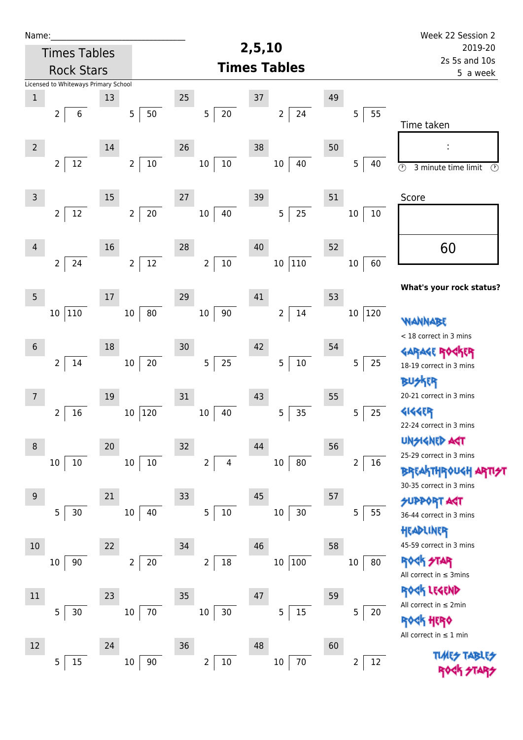Name:______________________________

Times Tables Rock Stars

Licensed to Whiteways Primary School

# 2,5,10 Times Tables

Week 22 Session 2
2019-20
2s 5s and 10s
5 a week

| # | Question | # | Question | # | Question | # | Question | # | Question |
|---|---|---|---|---|---|---|---|---|---|
| 1 | 2 ⟌ 6 | 13 | 5 ⟌ 50 | 25 | 5 ⟌ 20 | 37 | 2 ⟌ 24 | 49 | 5 ⟌ 55 |
| 2 | 2 ⟌ 12 | 14 | 2 ⟌ 10 | 26 | 10 ⟌ 10 | 38 | 10 ⟌ 40 | 50 | 5 ⟌ 40 |
| 3 | 2 ⟌ 12 | 15 | 2 ⟌ 20 | 27 | 10 ⟌ 40 | 39 | 5 ⟌ 25 | 51 | 10 ⟌ 10 |
| 4 | 2 ⟌ 24 | 16 | 2 ⟌ 12 | 28 | 2 ⟌ 10 | 40 | 10 ⟌ 110 | 52 | 10 ⟌ 60 |
| 5 | 10 ⟌ 110 | 17 | 10 ⟌ 80 | 29 | 10 ⟌ 90 | 41 | 2 ⟌ 14 | 53 | 10 ⟌ 120 |
| 6 | 2 ⟌ 14 | 18 | 10 ⟌ 20 | 30 | 5 ⟌ 25 | 42 | 5 ⟌ 10 | 54 | 5 ⟌ 25 |
| 7 | 2 ⟌ 16 | 19 | 10 ⟌ 120 | 31 | 10 ⟌ 40 | 43 | 5 ⟌ 35 | 55 | 5 ⟌ 25 |
| 8 | 10 ⟌ 10 | 20 | 10 ⟌ 10 | 32 | 2 ⟌ 4 | 44 | 10 ⟌ 80 | 56 | 2 ⟌ 16 |
| 9 | 5 ⟌ 30 | 21 | 10 ⟌ 40 | 33 | 5 ⟌ 10 | 45 | 10 ⟌ 30 | 57 | 5 ⟌ 55 |
| 10 | 10 ⟌ 90 | 22 | 2 ⟌ 20 | 34 | 2 ⟌ 18 | 46 | 10 ⟌ 100 | 58 | 10 ⟌ 80 |
| 11 | 5 ⟌ 30 | 23 | 10 ⟌ 70 | 35 | 10 ⟌ 30 | 47 | 5 ⟌ 15 | 59 | 5 ⟌ 20 |
| 12 | 5 ⟌ 15 | 24 | 10 ⟌ 90 | 36 | 2 ⟌ 10 | 48 | 10 ⟌ 70 | 60 | 2 ⟌ 12 |

Time taken

:

3 minute time limit

Score

60

**What's your rock status?**

WANNABE
< 18 correct in 3 mins

GARAGE ROCKER
18-19 correct in 3 mins

BUSKER
20-21 correct in 3 mins

GIGGER
22-24 correct in 3 mins

UNSIGNED ACT
25-29 correct in 3 mins

BREAKTHROUGH ARTIST
30-35 correct in 3 mins

SUPPORT ACT
36-44 correct in 3 mins

HEADLINER
45-59 correct in 3 mins

ROCK STAR
All correct in ≤ 3mins

ROCK LEGEND
All correct in ≤ 2min

ROCK HERO
All correct in ≤ 1 min

TIMES TABLES ROCK STARS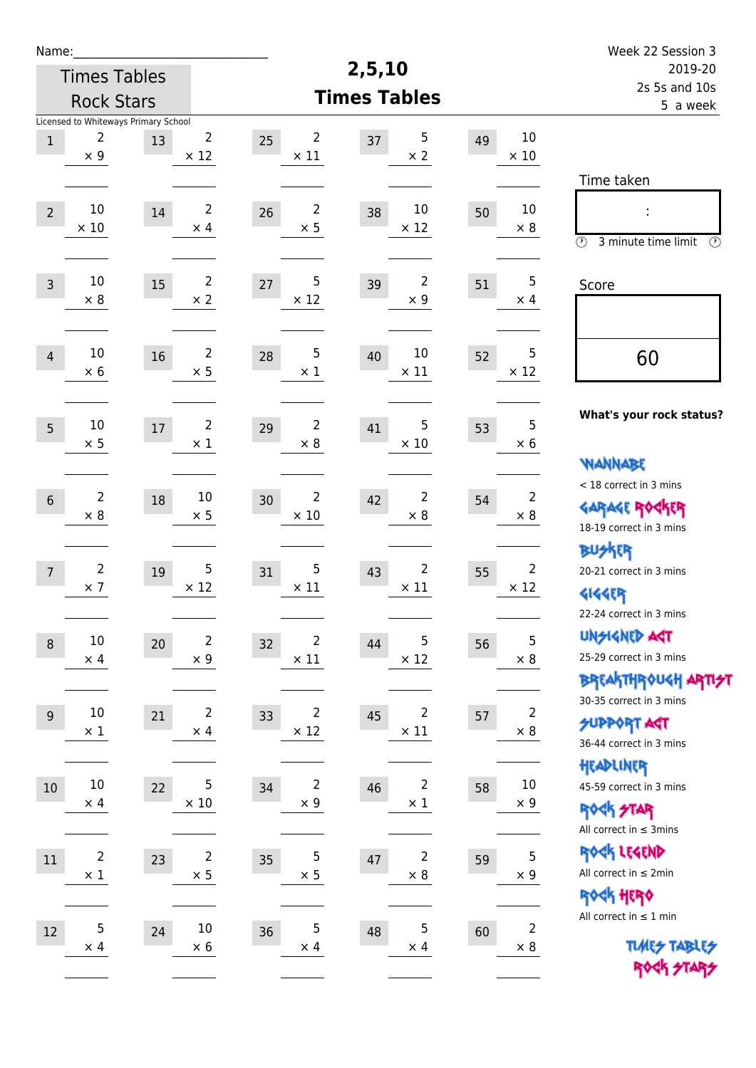Name:\_\_\_\_\_\_\_\_\_\_\_\_\_\_\_\_\_\_\_\_\_\_\_\_\_\_\_\_

Times Tables Rock Stars

# 2,5,10 Times Tables

Week 22 Session 3
2019-20
2s 5s and 10s
5 a week

Licensed to Whiteways Primary School

| | | | | | | | | | |
|---|---|---|---|---|---|---|---|---|---|
| 1 | 2 × 9 | 13 | 2 × 12 | 25 | 2 × 11 | 37 | 5 × 2 | 49 | 10 × 10 |
| 2 | 10 × 10 | 14 | 2 × 4 | 26 | 2 × 5 | 38 | 10 × 12 | 50 | 10 × 8 |
| 3 | 10 × 8 | 15 | 2 × 2 | 27 | 5 × 12 | 39 | 2 × 9 | 51 | 5 × 4 |
| 4 | 10 × 6 | 16 | 2 × 5 | 28 | 5 × 1 | 40 | 10 × 11 | 52 | 5 × 12 |
| 5 | 10 × 5 | 17 | 2 × 1 | 29 | 2 × 8 | 41 | 5 × 10 | 53 | 5 × 6 |
| 6 | 2 × 8 | 18 | 10 × 5 | 30 | 2 × 10 | 42 | 2 × 8 | 54 | 2 × 8 |
| 7 | 2 × 7 | 19 | 5 × 12 | 31 | 5 × 11 | 43 | 2 × 11 | 55 | 2 × 12 |
| 8 | 10 × 4 | 20 | 2 × 9 | 32 | 2 × 11 | 44 | 5 × 12 | 56 | 5 × 8 |
| 9 | 10 × 1 | 21 | 2 × 4 | 33 | 2 × 12 | 45 | 2 × 11 | 57 | 2 × 8 |
| 10 | 10 × 4 | 22 | 5 × 10 | 34 | 2 × 9 | 46 | 2 × 1 | 58 | 10 × 9 |
| 11 | 2 × 1 | 23 | 2 × 5 | 35 | 5 × 5 | 47 | 2 × 8 | 59 | 5 × 9 |
| 12 | 5 × 4 | 24 | 10 × 6 | 36 | 5 × 4 | 48 | 5 × 4 | 60 | 2 × 8 |

Time taken

:

3 minute time limit

Score

60

**What's your rock status?**

WANNABE
< 18 correct in 3 mins

GARAGE ROCKER
18-19 correct in 3 mins

BUSKER
20-21 correct in 3 mins

GIGGER
22-24 correct in 3 mins

UNSIGNED ACT
25-29 correct in 3 mins

BREAKTHROUGH ARTIST
30-35 correct in 3 mins

SUPPORT ACT
36-44 correct in 3 mins

HEADLINER
45-59 correct in 3 mins

ROCK STAR
All correct in ≤ 3mins

ROCK LEGEND
All correct in ≤ 2min

ROCK HERO
All correct in ≤ 1 min

TIMES TABLES ROCK STARS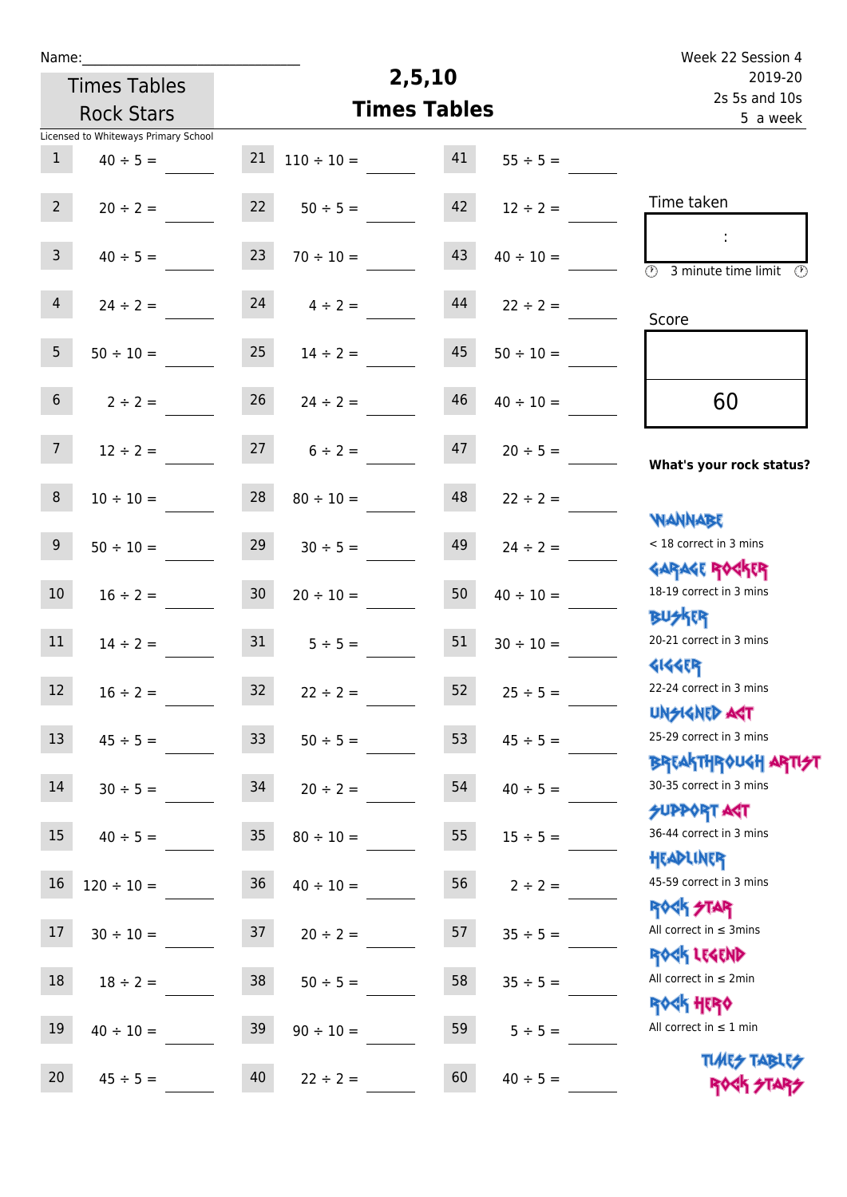Name:\_\_\_\_\_\_\_\_\_\_\_\_\_\_\_\_\_\_\_\_\_\_\_\_\_\_\_\_

Times Tables Rock Stars

Licensed to Whiteways Primary School

# 2,5,10 Times Tables

Week 22 Session 4
2019-20
2s 5s and 10s
5 a week

| | | | | | |
|---|---|---|---|---|---|
| 1 | 40 ÷ 5 = | 21 | 110 ÷ 10 = | 41 | 55 ÷ 5 = |
| 2 | 20 ÷ 2 = | 22 | 50 ÷ 5 = | 42 | 12 ÷ 2 = |
| 3 | 40 ÷ 5 = | 23 | 70 ÷ 10 = | 43 | 40 ÷ 10 = |
| 4 | 24 ÷ 2 = | 24 | 4 ÷ 2 = | 44 | 22 ÷ 2 = |
| 5 | 50 ÷ 10 = | 25 | 14 ÷ 2 = | 45 | 50 ÷ 10 = |
| 6 | 2 ÷ 2 = | 26 | 24 ÷ 2 = | 46 | 40 ÷ 10 = |
| 7 | 12 ÷ 2 = | 27 | 6 ÷ 2 = | 47 | 20 ÷ 5 = |
| 8 | 10 ÷ 10 = | 28 | 80 ÷ 10 = | 48 | 22 ÷ 2 = |
| 9 | 50 ÷ 10 = | 29 | 30 ÷ 5 = | 49 | 24 ÷ 2 = |
| 10 | 16 ÷ 2 = | 30 | 20 ÷ 10 = | 50 | 40 ÷ 10 = |
| 11 | 14 ÷ 2 = | 31 | 5 ÷ 5 = | 51 | 30 ÷ 10 = |
| 12 | 16 ÷ 2 = | 32 | 22 ÷ 2 = | 52 | 25 ÷ 5 = |
| 13 | 45 ÷ 5 = | 33 | 50 ÷ 5 = | 53 | 45 ÷ 5 = |
| 14 | 30 ÷ 5 = | 34 | 20 ÷ 2 = | 54 | 40 ÷ 5 = |
| 15 | 40 ÷ 5 = | 35 | 80 ÷ 10 = | 55 | 15 ÷ 5 = |
| 16 | 120 ÷ 10 = | 36 | 40 ÷ 10 = | 56 | 2 ÷ 2 = |
| 17 | 30 ÷ 10 = | 37 | 20 ÷ 2 = | 57 | 35 ÷ 5 = |
| 18 | 18 ÷ 2 = | 38 | 50 ÷ 5 = | 58 | 35 ÷ 5 = |
| 19 | 40 ÷ 10 = | 39 | 90 ÷ 10 = | 59 | 5 ÷ 5 = |
| 20 | 45 ÷ 5 = | 40 | 22 ÷ 2 = | 60 | 40 ÷ 5 = |

Time taken

:

3 minute time limit

Score

60

**What's your rock status?**

WANNABE
< 18 correct in 3 mins

GARAGE ROCKER
18-19 correct in 3 mins

BUSKER
20-21 correct in 3 mins

GIGGER
22-24 correct in 3 mins

UNSIGNED ACT
25-29 correct in 3 mins

BREAKTHROUGH ARTIST
30-35 correct in 3 mins

SUPPORT ACT
36-44 correct in 3 mins

HEADLINER
45-59 correct in 3 mins

ROCK STAR
All correct in ≤ 3mins

ROCK LEGEND
All correct in ≤ 2min

ROCK HERO
All correct in ≤ 1 min

TIMES TABLES ROCK STARS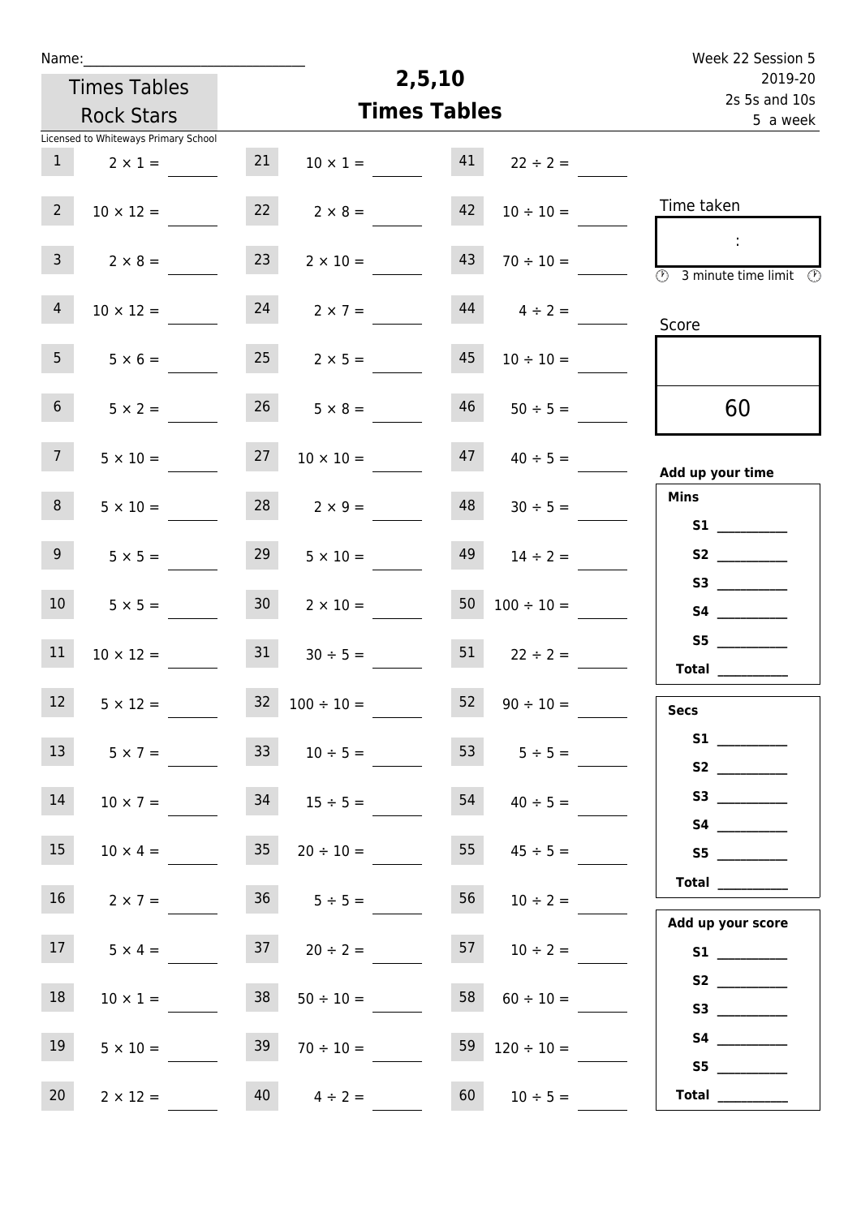Name:______________________________

Times Tables Rock Stars

Licensed to Whiteways Primary School

# 2,5,10
# Times Tables

Week 22 Session 5
2019-20
2s 5s and 10s
5 a week

| | | | | | |
|---|---|---|---|---|---|
| 1 | 2 × 1 = | 21 | 10 × 1 = | 41 | 22 ÷ 2 = |
| 2 | 10 × 12 = | 22 | 2 × 8 = | 42 | 10 ÷ 10 = |
| 3 | 2 × 8 = | 23 | 2 × 10 = | 43 | 70 ÷ 10 = |
| 4 | 10 × 12 = | 24 | 2 × 7 = | 44 | 4 ÷ 2 = |
| 5 | 5 × 6 = | 25 | 2 × 5 = | 45 | 10 ÷ 10 = |
| 6 | 5 × 2 = | 26 | 5 × 8 = | 46 | 50 ÷ 5 = |
| 7 | 5 × 10 = | 27 | 10 × 10 = | 47 | 40 ÷ 5 = |
| 8 | 5 × 10 = | 28 | 2 × 9 = | 48 | 30 ÷ 5 = |
| 9 | 5 × 5 = | 29 | 5 × 10 = | 49 | 14 ÷ 2 = |
| 10 | 5 × 5 = | 30 | 2 × 10 = | 50 | 100 ÷ 10 = |
| 11 | 10 × 12 = | 31 | 30 ÷ 5 = | 51 | 22 ÷ 2 = |
| 12 | 5 × 12 = | 32 | 100 ÷ 10 = | 52 | 90 ÷ 10 = |
| 13 | 5 × 7 = | 33 | 10 ÷ 5 = | 53 | 5 ÷ 5 = |
| 14 | 10 × 7 = | 34 | 15 ÷ 5 = | 54 | 40 ÷ 5 = |
| 15 | 10 × 4 = | 35 | 20 ÷ 10 = | 55 | 45 ÷ 5 = |
| 16 | 2 × 7 = | 36 | 5 ÷ 5 = | 56 | 10 ÷ 2 = |
| 17 | 5 × 4 = | 37 | 20 ÷ 2 = | 57 | 10 ÷ 2 = |
| 18 | 10 × 1 = | 38 | 50 ÷ 10 = | 58 | 60 ÷ 10 = |
| 19 | 5 × 10 = | 39 | 70 ÷ 10 = | 59 | 120 ÷ 10 = |
| 20 | 2 × 12 = | 40 | 4 ÷ 2 = | 60 | 10 ÷ 5 = |

Time taken

:

3 minute time limit

Score

60

**Add up your time**

**Mins**

**S1** __________
**S2** __________
**S3** __________
**S4** __________
**S5** __________
**Total** __________

**Secs**

**S1** __________
**S2** __________
**S3** __________
**S4** __________
**S5** __________
**Total** __________

**Add up your score**

**S1** __________
**S2** __________
**S3** __________
**S4** __________
**S5** __________
**Total** __________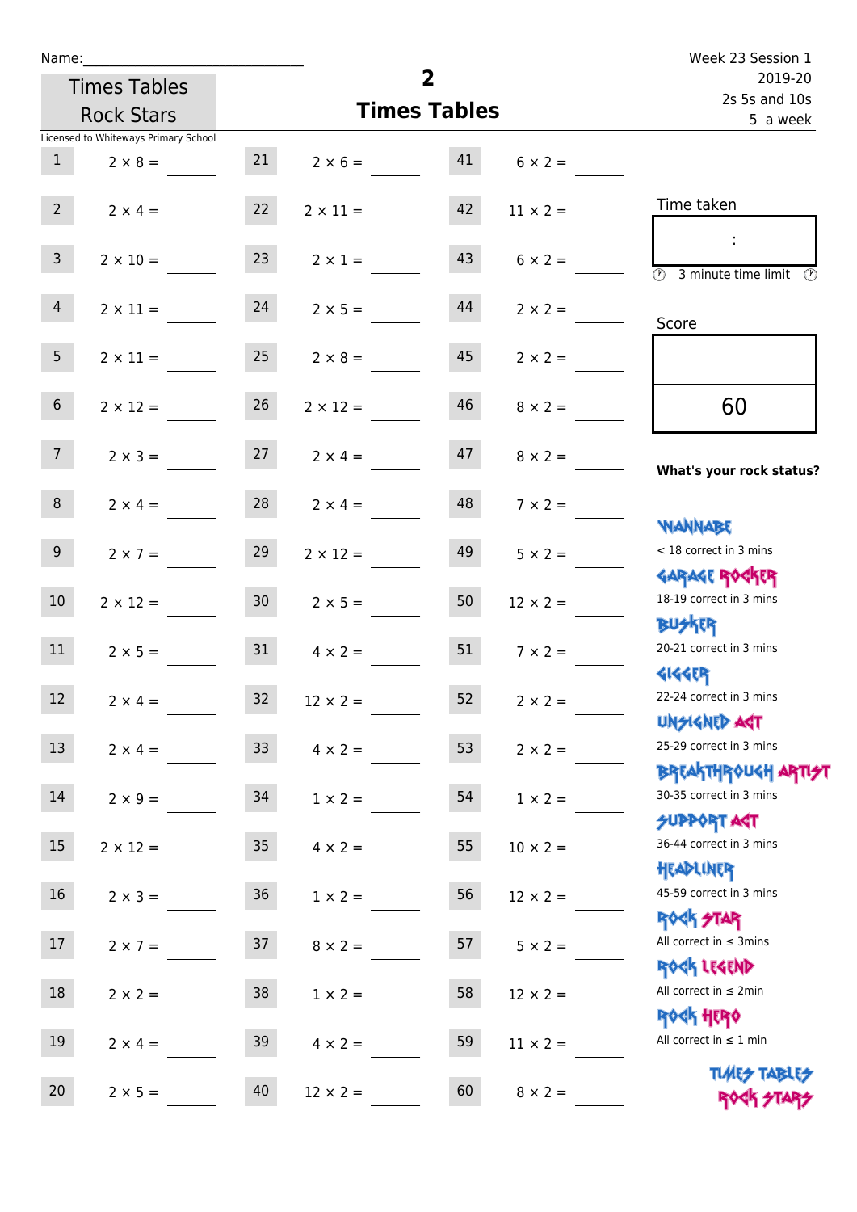Name:

Week 23 Session 1
2019-20
2s 5s and 10s
5 a week

Times Tables Rock Stars

# 2 Times Tables

Licensed to Whiteways Primary School

| | | | | | |
|---|---|---|---|---|---|
| 1 | 2 × 8 = | 21 | 2 × 6 = | 41 | 6 × 2 = |
| 2 | 2 × 4 = | 22 | 2 × 11 = | 42 | 11 × 2 = |
| 3 | 2 × 10 = | 23 | 2 × 1 = | 43 | 6 × 2 = |
| 4 | 2 × 11 = | 24 | 2 × 5 = | 44 | 2 × 2 = |
| 5 | 2 × 11 = | 25 | 2 × 8 = | 45 | 2 × 2 = |
| 6 | 2 × 12 = | 26 | 2 × 12 = | 46 | 8 × 2 = |
| 7 | 2 × 3 = | 27 | 2 × 4 = | 47 | 8 × 2 = |
| 8 | 2 × 4 = | 28 | 2 × 4 = | 48 | 7 × 2 = |
| 9 | 2 × 7 = | 29 | 2 × 12 = | 49 | 5 × 2 = |
| 10 | 2 × 12 = | 30 | 2 × 5 = | 50 | 12 × 2 = |
| 11 | 2 × 5 = | 31 | 4 × 2 = | 51 | 7 × 2 = |
| 12 | 2 × 4 = | 32 | 12 × 2 = | 52 | 2 × 2 = |
| 13 | 2 × 4 = | 33 | 4 × 2 = | 53 | 2 × 2 = |
| 14 | 2 × 9 = | 34 | 1 × 2 = | 54 | 1 × 2 = |
| 15 | 2 × 12 = | 35 | 4 × 2 = | 55 | 10 × 2 = |
| 16 | 2 × 3 = | 36 | 1 × 2 = | 56 | 12 × 2 = |
| 17 | 2 × 7 = | 37 | 8 × 2 = | 57 | 5 × 2 = |
| 18 | 2 × 2 = | 38 | 1 × 2 = | 58 | 12 × 2 = |
| 19 | 2 × 4 = | 39 | 4 × 2 = | 59 | 11 × 2 = |
| 20 | 2 × 5 = | 40 | 12 × 2 = | 60 | 8 × 2 = |

Time taken

:

3 minute time limit

Score

60

**What's your rock status?**

WANNABE
< 18 correct in 3 mins

GARAGE ROCKER
18-19 correct in 3 mins

BUSKER
20-21 correct in 3 mins

GIGGER
22-24 correct in 3 mins

UNSIGNED ACT
25-29 correct in 3 mins

BREAKTHROUGH ARTIST
30-35 correct in 3 mins

SUPPORT ACT
36-44 correct in 3 mins

HEADLINER
45-59 correct in 3 mins

ROCK STAR
All correct in ≤ 3mins

ROCK LEGEND
All correct in ≤ 2min

ROCK HERO
All correct in ≤ 1 min

TIMES TABLES ROCK STARS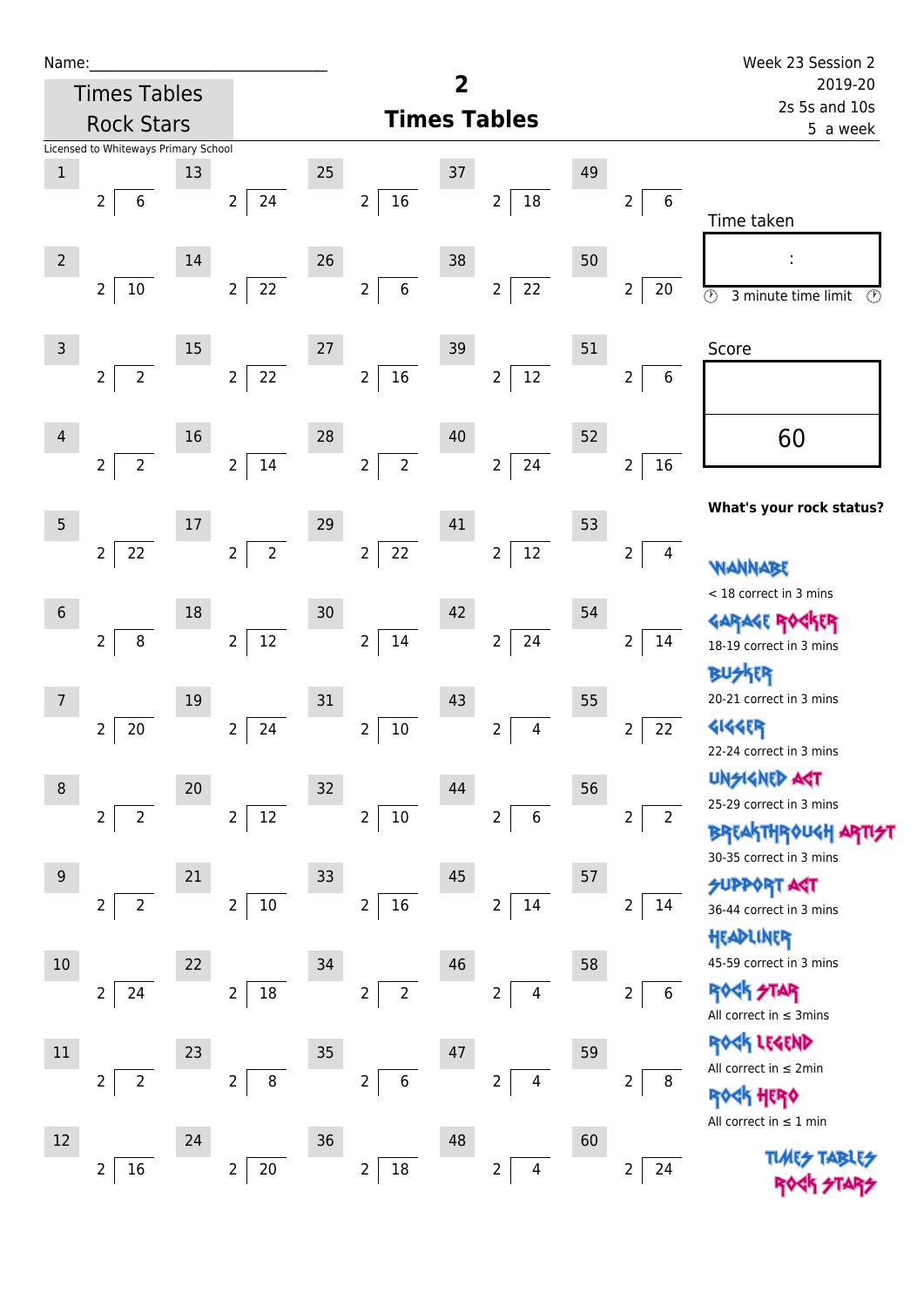Name:______________________________

Times Tables Rock Stars

Licensed to Whiteways Primary School

# 2
## Times Tables

Week 23 Session 2
2019-20
2s 5s and 10s
5 a week

| # | Question | # | Question | # | Question | # | Question | # | Question |
|---|---|---|---|---|---|---|---|---|---|
| 1 | 2 ⟌ 6 | 13 | 2 ⟌ 24 | 25 | 2 ⟌ 16 | 37 | 2 ⟌ 18 | 49 | 2 ⟌ 6 |
| 2 | 2 ⟌ 10 | 14 | 2 ⟌ 22 | 26 | 2 ⟌ 6 | 38 | 2 ⟌ 22 | 50 | 2 ⟌ 20 |
| 3 | 2 ⟌ 2 | 15 | 2 ⟌ 22 | 27 | 2 ⟌ 16 | 39 | 2 ⟌ 12 | 51 | 2 ⟌ 6 |
| 4 | 2 ⟌ 2 | 16 | 2 ⟌ 14 | 28 | 2 ⟌ 2 | 40 | 2 ⟌ 24 | 52 | 2 ⟌ 16 |
| 5 | 2 ⟌ 22 | 17 | 2 ⟌ 2 | 29 | 2 ⟌ 22 | 41 | 2 ⟌ 12 | 53 | 2 ⟌ 4 |
| 6 | 2 ⟌ 8 | 18 | 2 ⟌ 12 | 30 | 2 ⟌ 14 | 42 | 2 ⟌ 24 | 54 | 2 ⟌ 14 |
| 7 | 2 ⟌ 20 | 19 | 2 ⟌ 24 | 31 | 2 ⟌ 10 | 43 | 2 ⟌ 4 | 55 | 2 ⟌ 22 |
| 8 | 2 ⟌ 2 | 20 | 2 ⟌ 12 | 32 | 2 ⟌ 10 | 44 | 2 ⟌ 6 | 56 | 2 ⟌ 2 |
| 9 | 2 ⟌ 2 | 21 | 2 ⟌ 10 | 33 | 2 ⟌ 16 | 45 | 2 ⟌ 14 | 57 | 2 ⟌ 14 |
| 10 | 2 ⟌ 24 | 22 | 2 ⟌ 18 | 34 | 2 ⟌ 2 | 46 | 2 ⟌ 4 | 58 | 2 ⟌ 6 |
| 11 | 2 ⟌ 2 | 23 | 2 ⟌ 8 | 35 | 2 ⟌ 6 | 47 | 2 ⟌ 4 | 59 | 2 ⟌ 8 |
| 12 | 2 ⟌ 16 | 24 | 2 ⟌ 20 | 36 | 2 ⟌ 18 | 48 | 2 ⟌ 4 | 60 | 2 ⟌ 24 |

Time taken

:

3 minute time limit

Score

60

**What's your rock status?**

WANNABE
< 18 correct in 3 mins

GARAGE ROCKER
18-19 correct in 3 mins

BUSKER
20-21 correct in 3 mins

GIGGER
22-24 correct in 3 mins

UNSIGNED ACT
25-29 correct in 3 mins

BREAKTHROUGH ARTIST
30-35 correct in 3 mins

SUPPORT ACT
36-44 correct in 3 mins

HEADLINER
45-59 correct in 3 mins

ROCK STAR
All correct in ≤ 3mins

ROCK LEGEND
All correct in ≤ 2min

ROCK HERO
All correct in ≤ 1 min

TIMES TABLES ROCK STARS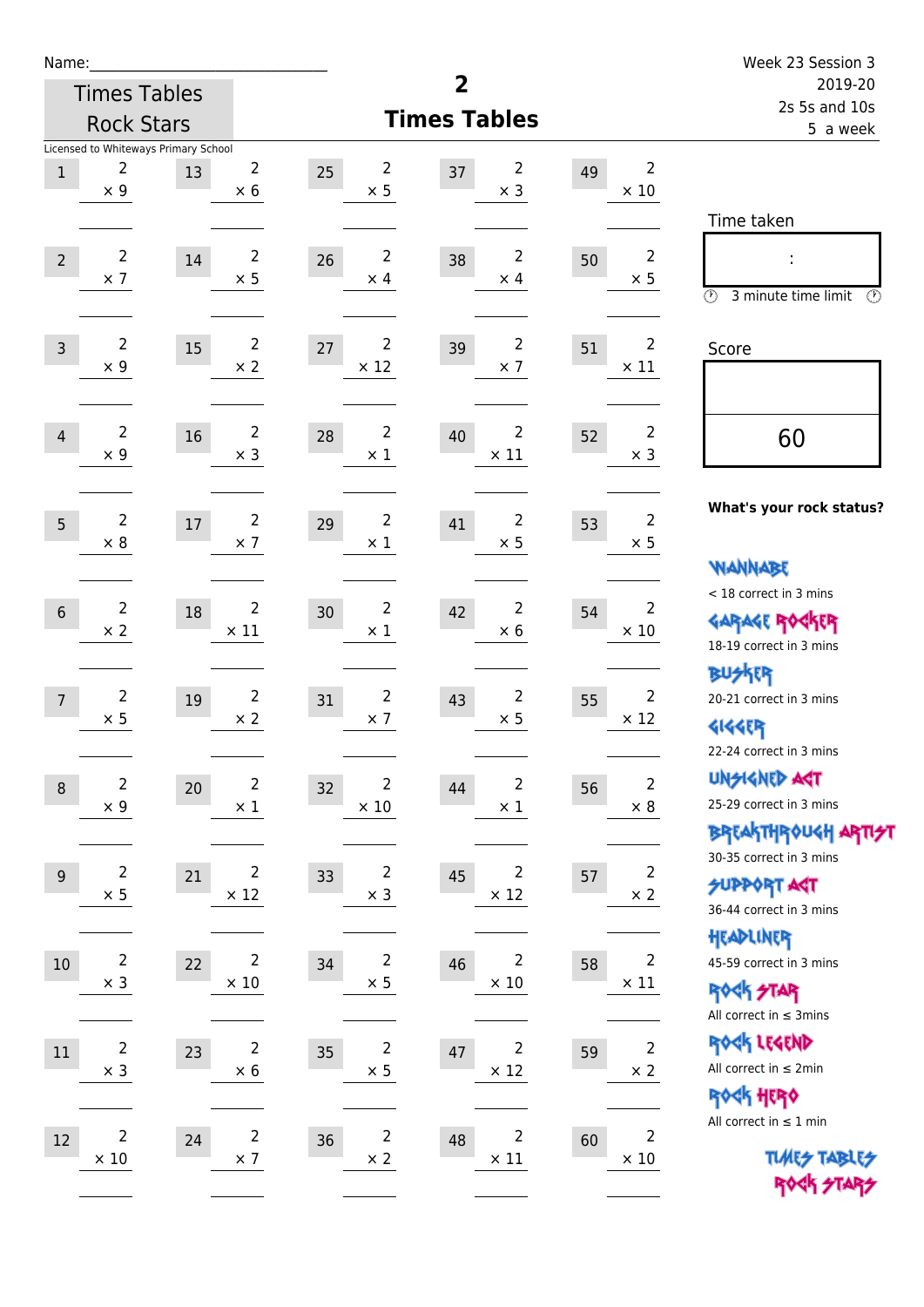Name:\_\_\_\_\_\_\_\_\_\_\_\_\_\_\_\_\_\_\_\_\_\_\_\_\_\_\_\_

Times Tables Rock Stars

Licensed to Whiteways Primary School

# 2
## Times Tables

Week 23 Session 3
2019-20
2s 5s and 10s
5 a week

| | | | | | | | | | |
|---|---|---|---|---|---|---|---|---|---|
| 1 | 2 × 9 | 13 | 2 × 6 | 25 | 2 × 5 | 37 | 2 × 3 | 49 | 2 × 10 |
| 2 | 2 × 7 | 14 | 2 × 5 | 26 | 2 × 4 | 38 | 2 × 4 | 50 | 2 × 5 |
| 3 | 2 × 9 | 15 | 2 × 2 | 27 | 2 × 12 | 39 | 2 × 7 | 51 | 2 × 11 |
| 4 | 2 × 9 | 16 | 2 × 3 | 28 | 2 × 1 | 40 | 2 × 11 | 52 | 2 × 3 |
| 5 | 2 × 8 | 17 | 2 × 7 | 29 | 2 × 1 | 41 | 2 × 5 | 53 | 2 × 5 |
| 6 | 2 × 2 | 18 | 2 × 11 | 30 | 2 × 1 | 42 | 2 × 6 | 54 | 2 × 10 |
| 7 | 2 × 5 | 19 | 2 × 2 | 31 | 2 × 7 | 43 | 2 × 5 | 55 | 2 × 12 |
| 8 | 2 × 9 | 20 | 2 × 1 | 32 | 2 × 10 | 44 | 2 × 1 | 56 | 2 × 8 |
| 9 | 2 × 5 | 21 | 2 × 12 | 33 | 2 × 3 | 45 | 2 × 12 | 57 | 2 × 2 |
| 10 | 2 × 3 | 22 | 2 × 10 | 34 | 2 × 5 | 46 | 2 × 10 | 58 | 2 × 11 |
| 11 | 2 × 3 | 23 | 2 × 6 | 35 | 2 × 5 | 47 | 2 × 12 | 59 | 2 × 2 |
| 12 | 2 × 10 | 24 | 2 × 7 | 36 | 2 × 2 | 48 | 2 × 11 | 60 | 2 × 10 |

Time taken

:

3 minute time limit

Score

60

**What's your rock status?**

WANNABE
< 18 correct in 3 mins

GARAGE ROCKER
18-19 correct in 3 mins

BUSKER
20-21 correct in 3 mins

GIGGER
22-24 correct in 3 mins

UNSIGNED ACT
25-29 correct in 3 mins

BREAKTHROUGH ARTIST
30-35 correct in 3 mins

SUPPORT ACT
36-44 correct in 3 mins

HEADLINER
45-59 correct in 3 mins

ROCK STAR
All correct in ≤ 3mins

ROCK LEGEND
All correct in ≤ 2min

ROCK HERO
All correct in ≤ 1 min

TIMES TABLES ROCK STARS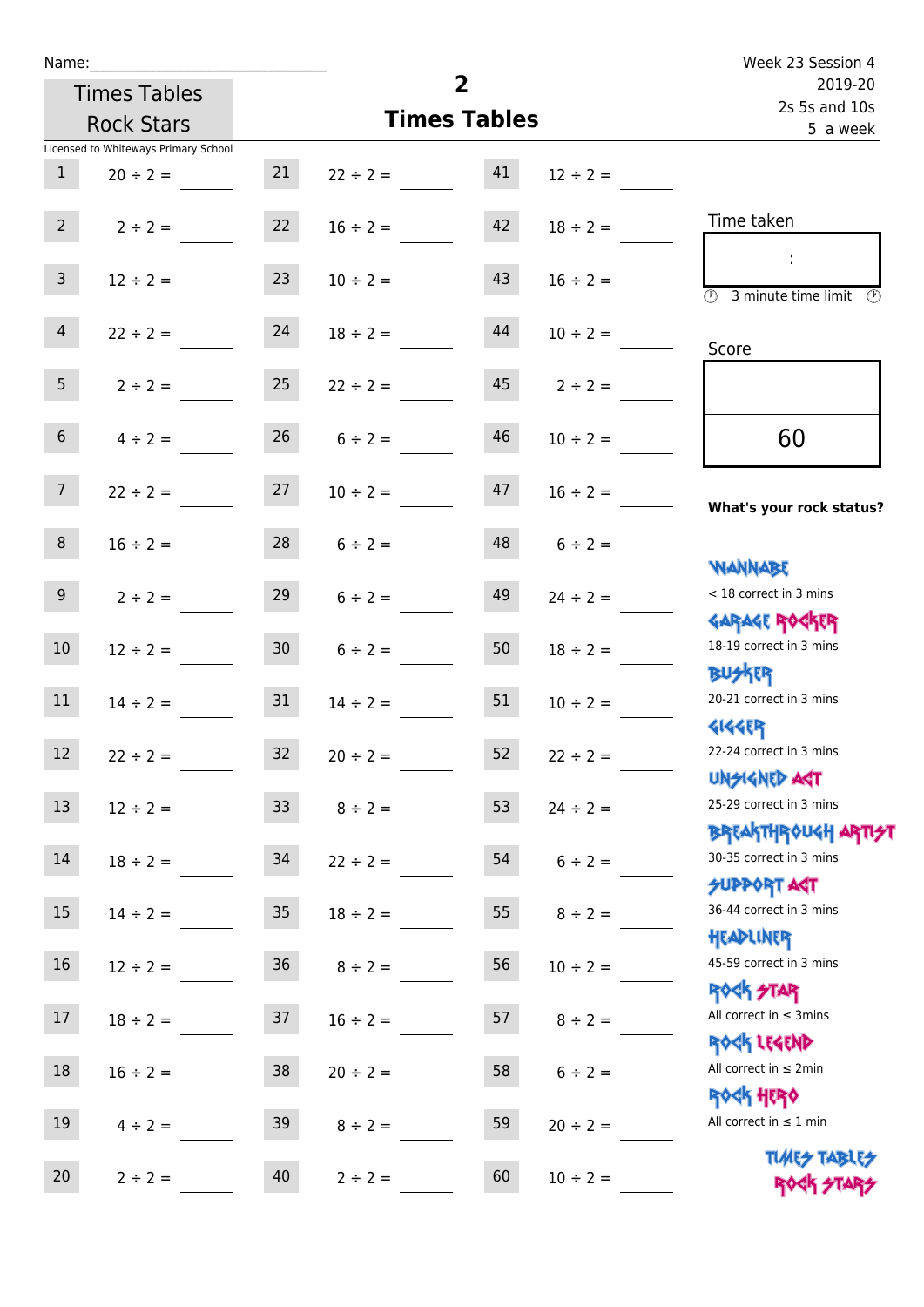Name:______________________________

Times Tables Rock Stars

Licensed to Whiteways Primary School

# 2
## Times Tables

Week 23 Session 4
2019-20
2s 5s and 10s
5 a week

| | | | | | |
|---|---|---|---|---|---|
| 1 | 20 ÷ 2 = | 21 | 22 ÷ 2 = | 41 | 12 ÷ 2 = |
| 2 | 2 ÷ 2 = | 22 | 16 ÷ 2 = | 42 | 18 ÷ 2 = |
| 3 | 12 ÷ 2 = | 23 | 10 ÷ 2 = | 43 | 16 ÷ 2 = |
| 4 | 22 ÷ 2 = | 24 | 18 ÷ 2 = | 44 | 10 ÷ 2 = |
| 5 | 2 ÷ 2 = | 25 | 22 ÷ 2 = | 45 | 2 ÷ 2 = |
| 6 | 4 ÷ 2 = | 26 | 6 ÷ 2 = | 46 | 10 ÷ 2 = |
| 7 | 22 ÷ 2 = | 27 | 10 ÷ 2 = | 47 | 16 ÷ 2 = |
| 8 | 16 ÷ 2 = | 28 | 6 ÷ 2 = | 48 | 6 ÷ 2 = |
| 9 | 2 ÷ 2 = | 29 | 6 ÷ 2 = | 49 | 24 ÷ 2 = |
| 10 | 12 ÷ 2 = | 30 | 6 ÷ 2 = | 50 | 18 ÷ 2 = |
| 11 | 14 ÷ 2 = | 31 | 14 ÷ 2 = | 51 | 10 ÷ 2 = |
| 12 | 22 ÷ 2 = | 32 | 20 ÷ 2 = | 52 | 22 ÷ 2 = |
| 13 | 12 ÷ 2 = | 33 | 8 ÷ 2 = | 53 | 24 ÷ 2 = |
| 14 | 18 ÷ 2 = | 34 | 22 ÷ 2 = | 54 | 6 ÷ 2 = |
| 15 | 14 ÷ 2 = | 35 | 18 ÷ 2 = | 55 | 8 ÷ 2 = |
| 16 | 12 ÷ 2 = | 36 | 8 ÷ 2 = | 56 | 10 ÷ 2 = |
| 17 | 18 ÷ 2 = | 37 | 16 ÷ 2 = | 57 | 8 ÷ 2 = |
| 18 | 16 ÷ 2 = | 38 | 20 ÷ 2 = | 58 | 6 ÷ 2 = |
| 19 | 4 ÷ 2 = | 39 | 8 ÷ 2 = | 59 | 20 ÷ 2 = |
| 20 | 2 ÷ 2 = | 40 | 2 ÷ 2 = | 60 | 10 ÷ 2 = |

Time taken

:

3 minute time limit

Score

60

**What's your rock status?**

WANNABE
< 18 correct in 3 mins

GARAGE ROCKER
18-19 correct in 3 mins

BUSKER
20-21 correct in 3 mins

GIGGER
22-24 correct in 3 mins

UNSIGNED ACT
25-29 correct in 3 mins

BREAKTHROUGH ARTIST
30-35 correct in 3 mins

SUPPORT ACT
36-44 correct in 3 mins

HEADLINER
45-59 correct in 3 mins

ROCK STAR
All correct in ≤ 3mins

ROCK LEGEND
All correct in ≤ 2min

ROCK HERO
All correct in ≤ 1 min

TIMES TABLES ROCK STARS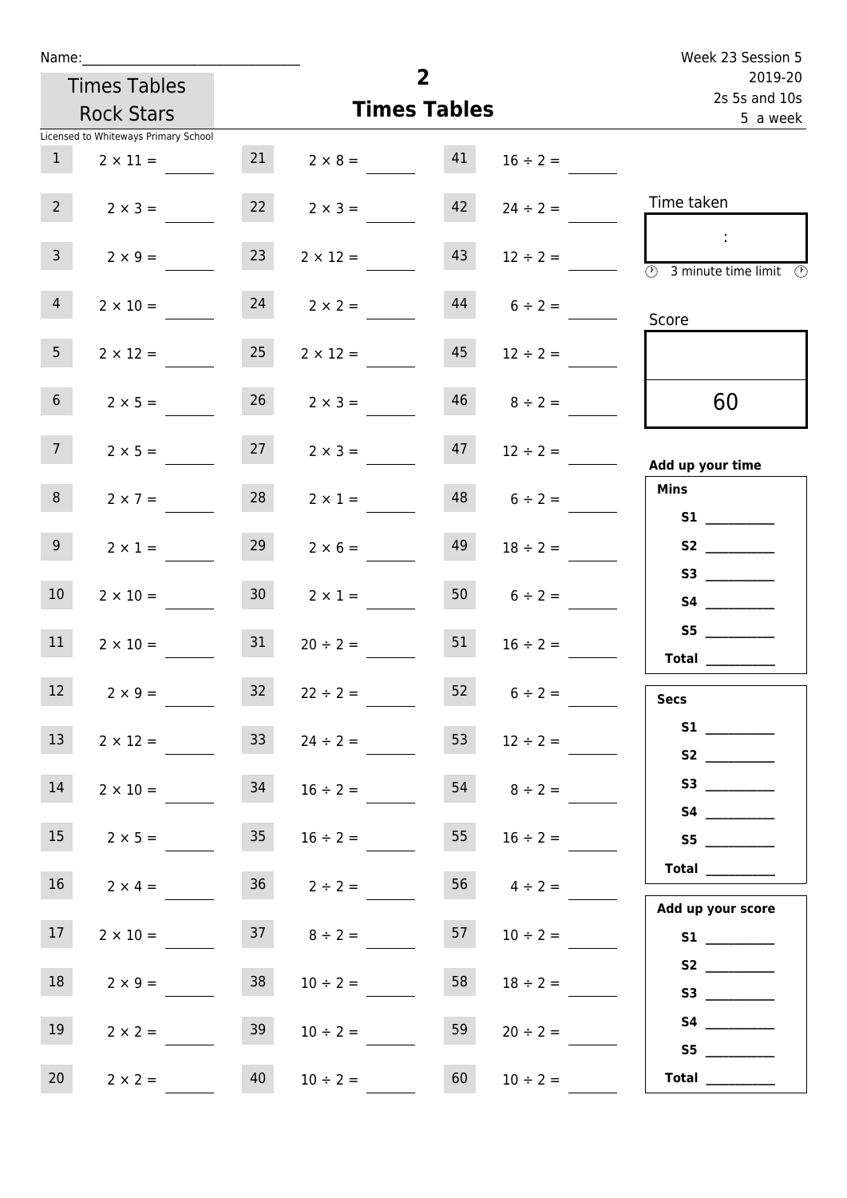Name:_______________________________

Week 23 Session 5
2019-20
2s 5s and 10s
5 a week

Times Tables Rock Stars

# 2
## Times Tables

Licensed to Whiteways Primary School

| | | | | | |
|---|---|---|---|---|---|
| 1 | 2 × 11 = | 21 | 2 × 8 = | 41 | 16 ÷ 2 = |
| 2 | 2 × 3 = | 22 | 2 × 3 = | 42 | 24 ÷ 2 = |
| 3 | 2 × 9 = | 23 | 2 × 12 = | 43 | 12 ÷ 2 = |
| 4 | 2 × 10 = | 24 | 2 × 2 = | 44 | 6 ÷ 2 = |
| 5 | 2 × 12 = | 25 | 2 × 12 = | 45 | 12 ÷ 2 = |
| 6 | 2 × 5 = | 26 | 2 × 3 = | 46 | 8 ÷ 2 = |
| 7 | 2 × 5 = | 27 | 2 × 3 = | 47 | 12 ÷ 2 = |
| 8 | 2 × 7 = | 28 | 2 × 1 = | 48 | 6 ÷ 2 = |
| 9 | 2 × 1 = | 29 | 2 × 6 = | 49 | 18 ÷ 2 = |
| 10 | 2 × 10 = | 30 | 2 × 1 = | 50 | 6 ÷ 2 = |
| 11 | 2 × 10 = | 31 | 20 ÷ 2 = | 51 | 16 ÷ 2 = |
| 12 | 2 × 9 = | 32 | 22 ÷ 2 = | 52 | 6 ÷ 2 = |
| 13 | 2 × 12 = | 33 | 24 ÷ 2 = | 53 | 12 ÷ 2 = |
| 14 | 2 × 10 = | 34 | 16 ÷ 2 = | 54 | 8 ÷ 2 = |
| 15 | 2 × 5 = | 35 | 16 ÷ 2 = | 55 | 16 ÷ 2 = |
| 16 | 2 × 4 = | 36 | 2 ÷ 2 = | 56 | 4 ÷ 2 = |
| 17 | 2 × 10 = | 37 | 8 ÷ 2 = | 57 | 10 ÷ 2 = |
| 18 | 2 × 9 = | 38 | 10 ÷ 2 = | 58 | 18 ÷ 2 = |
| 19 | 2 × 2 = | 39 | 10 ÷ 2 = | 59 | 20 ÷ 2 = |
| 20 | 2 × 2 = | 40 | 10 ÷ 2 = | 60 | 10 ÷ 2 = |

Time taken

:

3 minute time limit

Score

60

**Add up your time**

**Mins**

**S1** __________
**S2** __________
**S3** __________
**S4** __________
**S5** __________
**Total** __________

**Secs**

**S1** __________
**S2** __________
**S3** __________
**S4** __________
**S5** __________
**Total** __________

**Add up your score**

**S1** __________
**S2** __________
**S3** __________
**S4** __________
**S5** __________
**Total** __________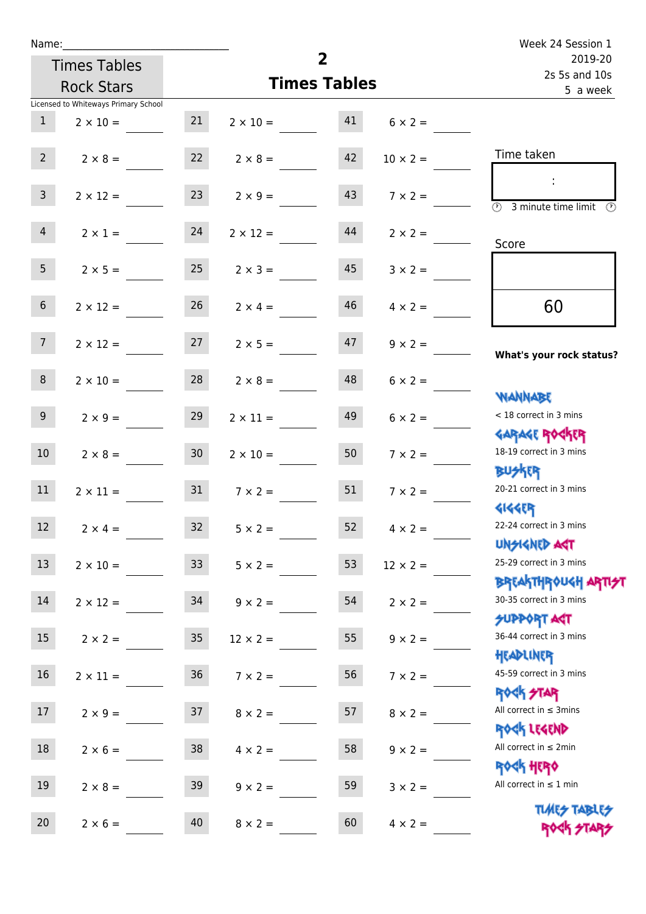Name:______________________________

Times Tables Rock Stars

Licensed to Whiteways Primary School

# 2
## Times Tables

Week 24 Session 1
2019-20
2s 5s and 10s
5 a week

| | | | | | |
|---|---|---|---|---|---|
| 1 | $2 \times 10 =$ | 21 | $2 \times 10 =$ | 41 | $6 \times 2 =$ |
| 2 | $2 \times 8 =$ | 22 | $2 \times 8 =$ | 42 | $10 \times 2 =$ |
| 3 | $2 \times 12 =$ | 23 | $2 \times 9 =$ | 43 | $7 \times 2 =$ |
| 4 | $2 \times 1 =$ | 24 | $2 \times 12 =$ | 44 | $2 \times 2 =$ |
| 5 | $2 \times 5 =$ | 25 | $2 \times 3 =$ | 45 | $3 \times 2 =$ |
| 6 | $2 \times 12 =$ | 26 | $2 \times 4 =$ | 46 | $4 \times 2 =$ |
| 7 | $2 \times 12 =$ | 27 | $2 \times 5 =$ | 47 | $9 \times 2 =$ |
| 8 | $2 \times 10 =$ | 28 | $2 \times 8 =$ | 48 | $6 \times 2 =$ |
| 9 | $2 \times 9 =$ | 29 | $2 \times 11 =$ | 49 | $6 \times 2 =$ |
| 10 | $2 \times 8 =$ | 30 | $2 \times 10 =$ | 50 | $7 \times 2 =$ |
| 11 | $2 \times 11 =$ | 31 | $7 \times 2 =$ | 51 | $7 \times 2 =$ |
| 12 | $2 \times 4 =$ | 32 | $5 \times 2 =$ | 52 | $4 \times 2 =$ |
| 13 | $2 \times 10 =$ | 33 | $5 \times 2 =$ | 53 | $12 \times 2 =$ |
| 14 | $2 \times 12 =$ | 34 | $9 \times 2 =$ | 54 | $2 \times 2 =$ |
| 15 | $2 \times 2 =$ | 35 | $12 \times 2 =$ | 55 | $9 \times 2 =$ |
| 16 | $2 \times 11 =$ | 36 | $7 \times 2 =$ | 56 | $7 \times 2 =$ |
| 17 | $2 \times 9 =$ | 37 | $8 \times 2 =$ | 57 | $8 \times 2 =$ |
| 18 | $2 \times 6 =$ | 38 | $4 \times 2 =$ | 58 | $9 \times 2 =$ |
| 19 | $2 \times 8 =$ | 39 | $9 \times 2 =$ | 59 | $3 \times 2 =$ |
| 20 | $2 \times 6 =$ | 40 | $8 \times 2 =$ | 60 | $4 \times 2 =$ |

Time taken

:

3 minute time limit

Score

60

**What's your rock status?**

WANNABE
< 18 correct in 3 mins

GARAGE ROCKER
18-19 correct in 3 mins

BUSKER
20-21 correct in 3 mins

GIGGER
22-24 correct in 3 mins

UNSIGNED ACT
25-29 correct in 3 mins

BREAKTHROUGH ARTIST
30-35 correct in 3 mins

SUPPORT ACT
36-44 correct in 3 mins

HEADLINER
45-59 correct in 3 mins

ROCK STAR
All correct in ≤ 3mins

ROCK LEGEND
All correct in ≤ 2min

ROCK HERO
All correct in ≤ 1 min

TIMES TABLES ROCK STARS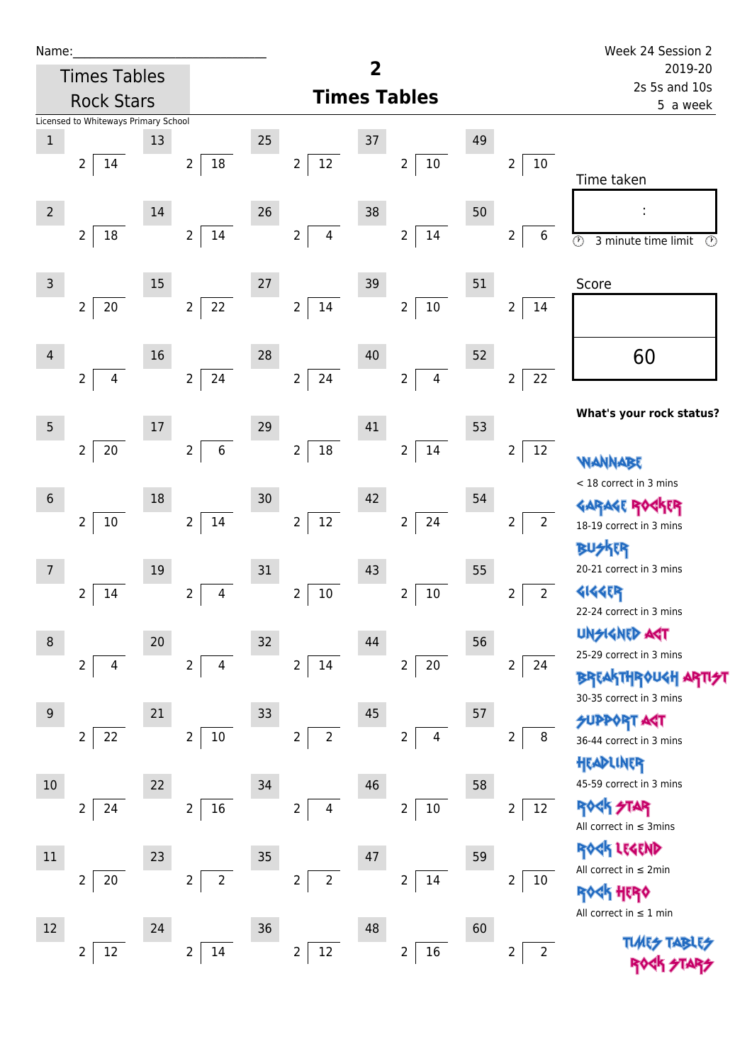Name:\_\_\_\_\_\_\_\_\_\_\_\_\_\_\_\_\_\_\_\_\_\_\_\_\_\_\_\_

Times Tables Rock Stars

Licensed to Whiteways Primary School

# 2
## Times Tables

Week 24 Session 2
2019-20
2s 5s and 10s
5 a week

| # | Question | # | Question | # | Question | # | Question | # | Question |
|---|---|---|---|---|---|---|---|---|---|
| 1 | 2 ⟌ 14 | 13 | 2 ⟌ 18 | 25 | 2 ⟌ 12 | 37 | 2 ⟌ 10 | 49 | 2 ⟌ 10 |
| 2 | 2 ⟌ 18 | 14 | 2 ⟌ 14 | 26 | 2 ⟌ 4 | 38 | 2 ⟌ 14 | 50 | 2 ⟌ 6 |
| 3 | 2 ⟌ 20 | 15 | 2 ⟌ 22 | 27 | 2 ⟌ 14 | 39 | 2 ⟌ 10 | 51 | 2 ⟌ 14 |
| 4 | 2 ⟌ 4 | 16 | 2 ⟌ 24 | 28 | 2 ⟌ 24 | 40 | 2 ⟌ 4 | 52 | 2 ⟌ 22 |
| 5 | 2 ⟌ 20 | 17 | 2 ⟌ 6 | 29 | 2 ⟌ 18 | 41 | 2 ⟌ 14 | 53 | 2 ⟌ 12 |
| 6 | 2 ⟌ 10 | 18 | 2 ⟌ 14 | 30 | 2 ⟌ 12 | 42 | 2 ⟌ 24 | 54 | 2 ⟌ 2 |
| 7 | 2 ⟌ 14 | 19 | 2 ⟌ 4 | 31 | 2 ⟌ 10 | 43 | 2 ⟌ 10 | 55 | 2 ⟌ 2 |
| 8 | 2 ⟌ 4 | 20 | 2 ⟌ 4 | 32 | 2 ⟌ 14 | 44 | 2 ⟌ 20 | 56 | 2 ⟌ 24 |
| 9 | 2 ⟌ 22 | 21 | 2 ⟌ 10 | 33 | 2 ⟌ 2 | 45 | 2 ⟌ 4 | 57 | 2 ⟌ 8 |
| 10 | 2 ⟌ 24 | 22 | 2 ⟌ 16 | 34 | 2 ⟌ 4 | 46 | 2 ⟌ 10 | 58 | 2 ⟌ 12 |
| 11 | 2 ⟌ 20 | 23 | 2 ⟌ 2 | 35 | 2 ⟌ 2 | 47 | 2 ⟌ 14 | 59 | 2 ⟌ 10 |
| 12 | 2 ⟌ 12 | 24 | 2 ⟌ 14 | 36 | 2 ⟌ 12 | 48 | 2 ⟌ 16 | 60 | 2 ⟌ 2 |

Time taken

:

3 minute time limit

Score

60

**What's your rock status?**

WANNABE
< 18 correct in 3 mins

GARAGE ROCKER
18-19 correct in 3 mins

BUSKER
20-21 correct in 3 mins

GIGGER
22-24 correct in 3 mins

UNSIGNED ACT
25-29 correct in 3 mins

BREAKTHROUGH ARTIST
30-35 correct in 3 mins

SUPPORT ACT
36-44 correct in 3 mins

HEADLINER
45-59 correct in 3 mins

ROCK STAR
All correct in ≤ 3mins

ROCK LEGEND
All correct in ≤ 2min

ROCK HERO
All correct in ≤ 1 min

TIMES TABLES ROCK STARS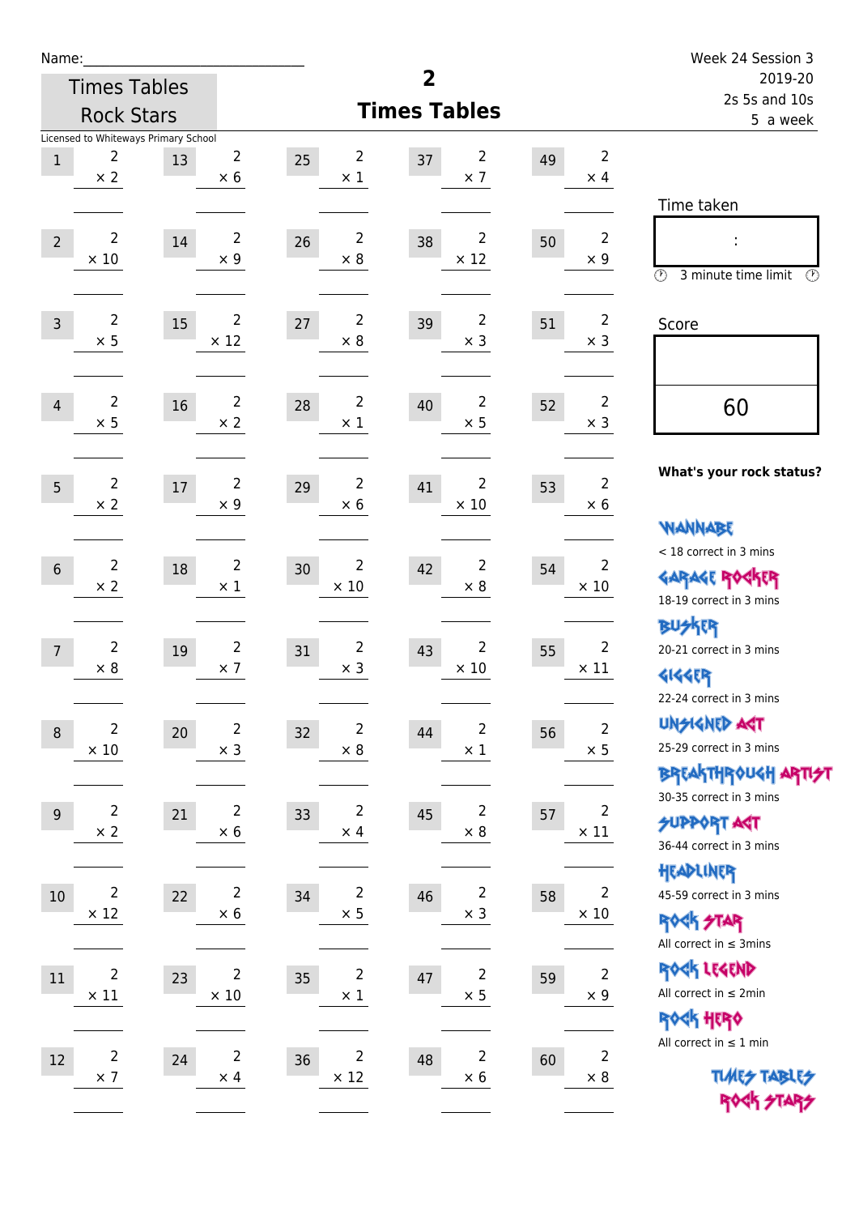Name:\_\_\_\_\_\_\_\_\_\_\_\_\_\_\_\_\_\_\_\_\_\_\_\_\_\_\_\_

Times Tables Rock Stars

Licensed to Whiteways Primary School

# 2
## Times Tables

Week 24 Session 3
2019-20
2s 5s and 10s
5 a week

| # | Question | # | Question | # | Question | # | Question | # | Question |
|---|---|---|---|---|---|---|---|---|---|
| 1 | 2 × 2 | 13 | 2 × 6 | 25 | 2 × 1 | 37 | 2 × 7 | 49 | 2 × 4 |
| 2 | 2 × 10 | 14 | 2 × 9 | 26 | 2 × 8 | 38 | 2 × 12 | 50 | 2 × 9 |
| 3 | 2 × 5 | 15 | 2 × 12 | 27 | 2 × 8 | 39 | 2 × 3 | 51 | 2 × 3 |
| 4 | 2 × 5 | 16 | 2 × 2 | 28 | 2 × 1 | 40 | 2 × 5 | 52 | 2 × 3 |
| 5 | 2 × 2 | 17 | 2 × 9 | 29 | 2 × 6 | 41 | 2 × 10 | 53 | 2 × 6 |
| 6 | 2 × 2 | 18 | 2 × 1 | 30 | 2 × 10 | 42 | 2 × 8 | 54 | 2 × 10 |
| 7 | 2 × 8 | 19 | 2 × 7 | 31 | 2 × 3 | 43 | 2 × 10 | 55 | 2 × 11 |
| 8 | 2 × 10 | 20 | 2 × 3 | 32 | 2 × 8 | 44 | 2 × 1 | 56 | 2 × 5 |
| 9 | 2 × 2 | 21 | 2 × 6 | 33 | 2 × 4 | 45 | 2 × 8 | 57 | 2 × 11 |
| 10 | 2 × 12 | 22 | 2 × 6 | 34 | 2 × 5 | 46 | 2 × 3 | 58 | 2 × 10 |
| 11 | 2 × 11 | 23 | 2 × 10 | 35 | 2 × 1 | 47 | 2 × 5 | 59 | 2 × 9 |
| 12 | 2 × 7 | 24 | 2 × 4 | 36 | 2 × 12 | 48 | 2 × 6 | 60 | 2 × 8 |

Time taken

:

3 minute time limit

Score

60

**What's your rock status?**

WANNABE
< 18 correct in 3 mins

GARAGE ROCKER
18-19 correct in 3 mins

BUSKER
20-21 correct in 3 mins

GIGGER
22-24 correct in 3 mins

UNSIGNED ACT
25-29 correct in 3 mins

BREAKTHROUGH ARTIST
30-35 correct in 3 mins

SUPPORT ACT
36-44 correct in 3 mins

HEADLINER
45-59 correct in 3 mins

ROCK STAR
All correct in ≤ 3mins

ROCK LEGEND
All correct in ≤ 2min

ROCK HERO
All correct in ≤ 1 min

TIMES TABLES ROCK STARS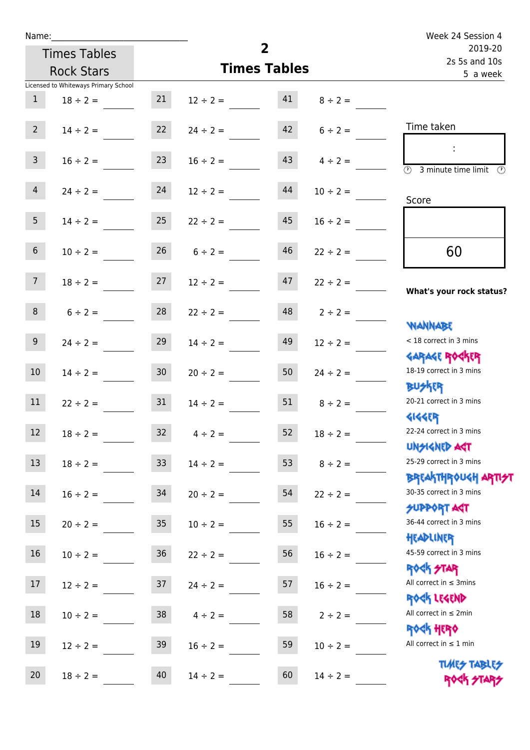Name:\_\_\_\_\_\_\_\_\_\_\_\_\_\_\_\_\_\_\_\_\_\_\_\_\_\_\_\_

Times Tables Rock Stars

Licensed to Whiteways Primary School

# 2
## Times Tables

Week 24 Session 4
2019-20
2s 5s and 10s
5 a week

| | | | | | |
|---|---|---|---|---|---|
| 1 | 18 ÷ 2 = | 21 | 12 ÷ 2 = | 41 | 8 ÷ 2 = |
| 2 | 14 ÷ 2 = | 22 | 24 ÷ 2 = | 42 | 6 ÷ 2 = |
| 3 | 16 ÷ 2 = | 23 | 16 ÷ 2 = | 43 | 4 ÷ 2 = |
| 4 | 24 ÷ 2 = | 24 | 12 ÷ 2 = | 44 | 10 ÷ 2 = |
| 5 | 14 ÷ 2 = | 25 | 22 ÷ 2 = | 45 | 16 ÷ 2 = |
| 6 | 10 ÷ 2 = | 26 | 6 ÷ 2 = | 46 | 22 ÷ 2 = |
| 7 | 18 ÷ 2 = | 27 | 12 ÷ 2 = | 47 | 22 ÷ 2 = |
| 8 | 6 ÷ 2 = | 28 | 22 ÷ 2 = | 48 | 2 ÷ 2 = |
| 9 | 24 ÷ 2 = | 29 | 14 ÷ 2 = | 49 | 12 ÷ 2 = |
| 10 | 14 ÷ 2 = | 30 | 20 ÷ 2 = | 50 | 24 ÷ 2 = |
| 11 | 22 ÷ 2 = | 31 | 14 ÷ 2 = | 51 | 8 ÷ 2 = |
| 12 | 18 ÷ 2 = | 32 | 4 ÷ 2 = | 52 | 18 ÷ 2 = |
| 13 | 18 ÷ 2 = | 33 | 14 ÷ 2 = | 53 | 8 ÷ 2 = |
| 14 | 16 ÷ 2 = | 34 | 20 ÷ 2 = | 54 | 22 ÷ 2 = |
| 15 | 20 ÷ 2 = | 35 | 10 ÷ 2 = | 55 | 16 ÷ 2 = |
| 16 | 10 ÷ 2 = | 36 | 22 ÷ 2 = | 56 | 16 ÷ 2 = |
| 17 | 12 ÷ 2 = | 37 | 24 ÷ 2 = | 57 | 16 ÷ 2 = |
| 18 | 10 ÷ 2 = | 38 | 4 ÷ 2 = | 58 | 2 ÷ 2 = |
| 19 | 12 ÷ 2 = | 39 | 16 ÷ 2 = | 59 | 10 ÷ 2 = |
| 20 | 18 ÷ 2 = | 40 | 14 ÷ 2 = | 60 | 14 ÷ 2 = |

Time taken

:

3 minute time limit

Score

60

**What's your rock status?**

WANNABE
< 18 correct in 3 mins

GARAGE ROCKER
18-19 correct in 3 mins

BUSKER
20-21 correct in 3 mins

GIGGER
22-24 correct in 3 mins

UNSIGNED ACT
25-29 correct in 3 mins

BREAKTHROUGH ARTIST
30-35 correct in 3 mins

SUPPORT ACT
36-44 correct in 3 mins

HEADLINER
45-59 correct in 3 mins

ROCK STAR
All correct in ≤ 3mins

ROCK LEGEND
All correct in ≤ 2min

ROCK HERO
All correct in ≤ 1 min

TIMES TABLES ROCK STARS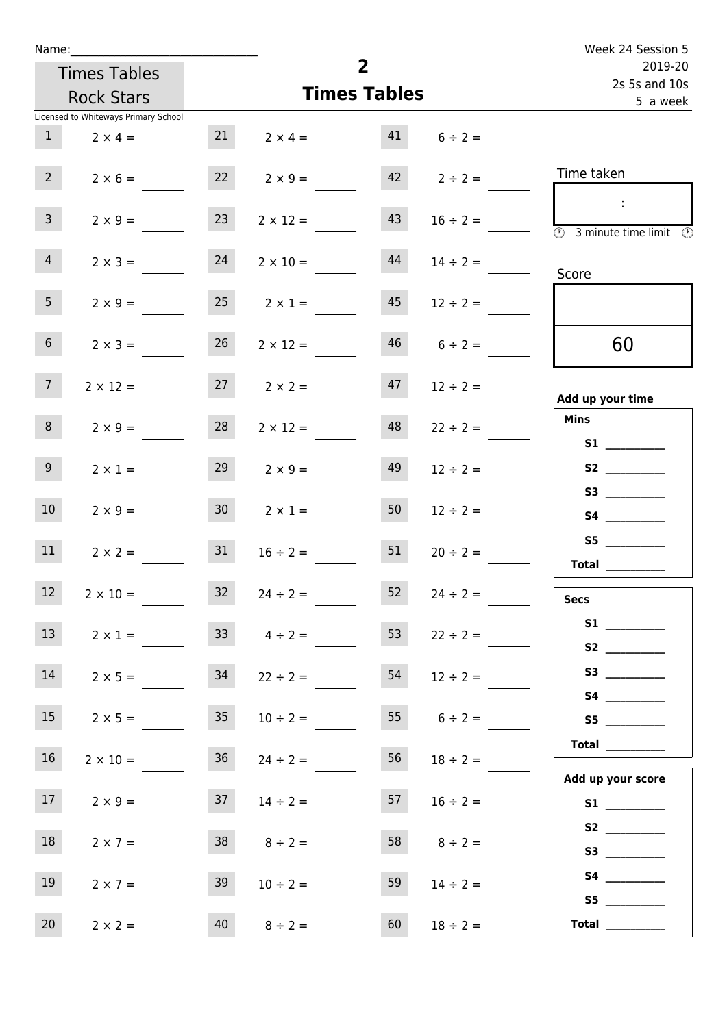Name:______________________________

Times Tables Rock Stars

Licensed to Whiteways Primary School

# 2
## Times Tables

Week 24 Session 5
2019-20
2s 5s and 10s
5 a week

| | | | | | |
|---|---|---|---|---|---|
| 1 | 2 × 4 = | 21 | 2 × 4 = | 41 | 6 ÷ 2 = |
| 2 | 2 × 6 = | 22 | 2 × 9 = | 42 | 2 ÷ 2 = |
| 3 | 2 × 9 = | 23 | 2 × 12 = | 43 | 16 ÷ 2 = |
| 4 | 2 × 3 = | 24 | 2 × 10 = | 44 | 14 ÷ 2 = |
| 5 | 2 × 9 = | 25 | 2 × 1 = | 45 | 12 ÷ 2 = |
| 6 | 2 × 3 = | 26 | 2 × 12 = | 46 | 6 ÷ 2 = |
| 7 | 2 × 12 = | 27 | 2 × 2 = | 47 | 12 ÷ 2 = |
| 8 | 2 × 9 = | 28 | 2 × 12 = | 48 | 22 ÷ 2 = |
| 9 | 2 × 1 = | 29 | 2 × 9 = | 49 | 12 ÷ 2 = |
| 10 | 2 × 9 = | 30 | 2 × 1 = | 50 | 12 ÷ 2 = |
| 11 | 2 × 2 = | 31 | 16 ÷ 2 = | 51 | 20 ÷ 2 = |
| 12 | 2 × 10 = | 32 | 24 ÷ 2 = | 52 | 24 ÷ 2 = |
| 13 | 2 × 1 = | 33 | 4 ÷ 2 = | 53 | 22 ÷ 2 = |
| 14 | 2 × 5 = | 34 | 22 ÷ 2 = | 54 | 12 ÷ 2 = |
| 15 | 2 × 5 = | 35 | 10 ÷ 2 = | 55 | 6 ÷ 2 = |
| 16 | 2 × 10 = | 36 | 24 ÷ 2 = | 56 | 18 ÷ 2 = |
| 17 | 2 × 9 = | 37 | 14 ÷ 2 = | 57 | 16 ÷ 2 = |
| 18 | 2 × 7 = | 38 | 8 ÷ 2 = | 58 | 8 ÷ 2 = |
| 19 | 2 × 7 = | 39 | 10 ÷ 2 = | 59 | 14 ÷ 2 = |
| 20 | 2 × 2 = | 40 | 8 ÷ 2 = | 60 | 18 ÷ 2 = |

Time taken

:

3 minute time limit

Score

60

**Add up your time**

**Mins**

**S1** __________
**S2** __________
**S3** __________
**S4** __________
**S5** __________
**Total** __________

**Secs**

**S1** __________
**S2** __________
**S3** __________
**S4** __________
**S5** __________
**Total** __________

**Add up your score**

**S1** __________
**S2** __________
**S3** __________
**S4** __________
**S5** __________
**Total** __________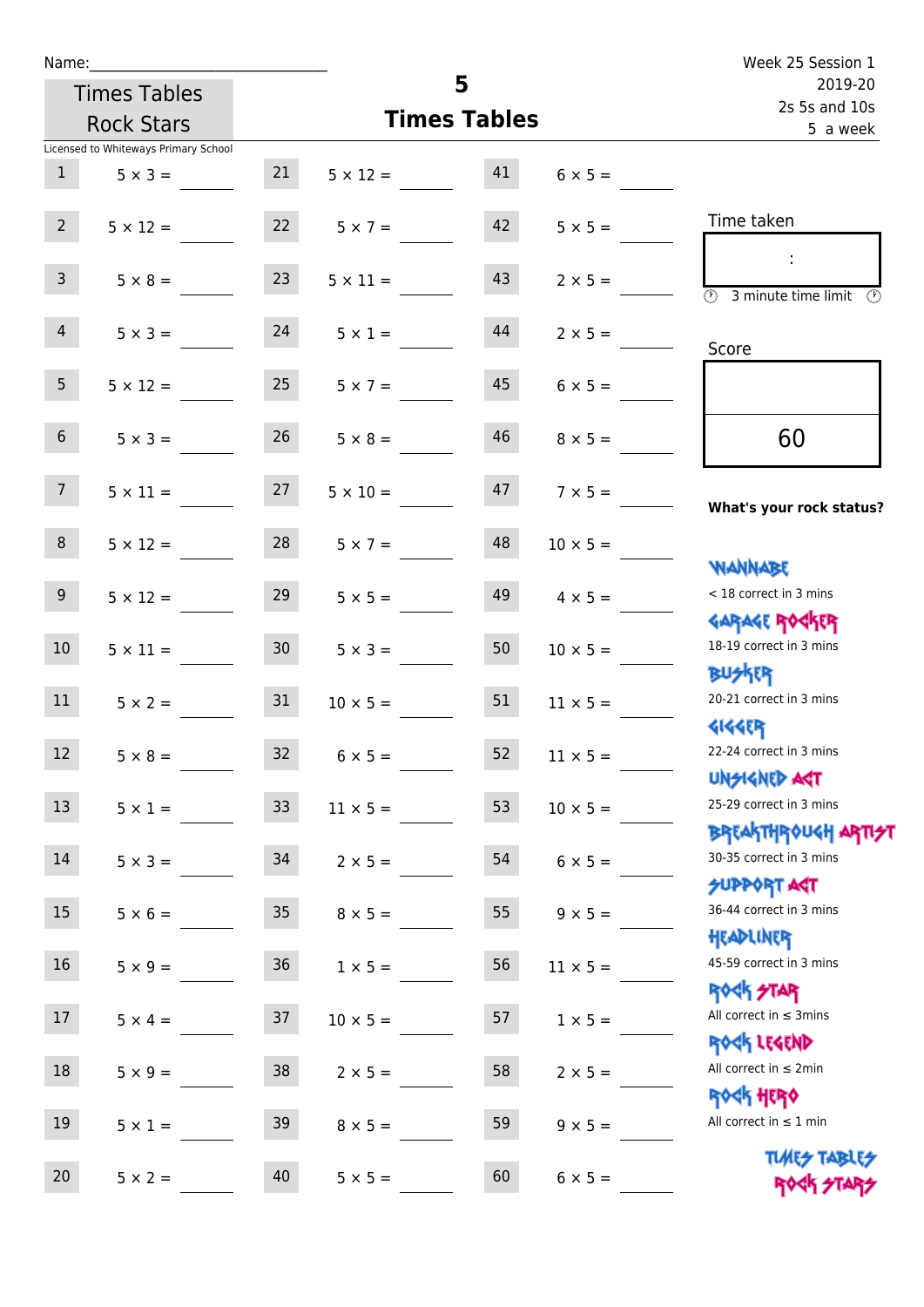Name:\_\_\_\_\_\_\_\_\_\_\_\_\_\_\_\_\_\_\_\_\_\_\_\_\_\_\_\_

Times Tables Rock Stars

Licensed to Whiteways Primary School

# 5
## Times Tables

Week 25 Session 1
2019-20
2s 5s and 10s
5 a week

| | | | | | |
|---|---|---|---|---|---|
| 1 | 5 × 3 = | 21 | 5 × 12 = | 41 | 6 × 5 = |
| 2 | 5 × 12 = | 22 | 5 × 7 = | 42 | 5 × 5 = |
| 3 | 5 × 8 = | 23 | 5 × 11 = | 43 | 2 × 5 = |
| 4 | 5 × 3 = | 24 | 5 × 1 = | 44 | 2 × 5 = |
| 5 | 5 × 12 = | 25 | 5 × 7 = | 45 | 6 × 5 = |
| 6 | 5 × 3 = | 26 | 5 × 8 = | 46 | 8 × 5 = |
| 7 | 5 × 11 = | 27 | 5 × 10 = | 47 | 7 × 5 = |
| 8 | 5 × 12 = | 28 | 5 × 7 = | 48 | 10 × 5 = |
| 9 | 5 × 12 = | 29 | 5 × 5 = | 49 | 4 × 5 = |
| 10 | 5 × 11 = | 30 | 5 × 3 = | 50 | 10 × 5 = |
| 11 | 5 × 2 = | 31 | 10 × 5 = | 51 | 11 × 5 = |
| 12 | 5 × 8 = | 32 | 6 × 5 = | 52 | 11 × 5 = |
| 13 | 5 × 1 = | 33 | 11 × 5 = | 53 | 10 × 5 = |
| 14 | 5 × 3 = | 34 | 2 × 5 = | 54 | 6 × 5 = |
| 15 | 5 × 6 = | 35 | 8 × 5 = | 55 | 9 × 5 = |
| 16 | 5 × 9 = | 36 | 1 × 5 = | 56 | 11 × 5 = |
| 17 | 5 × 4 = | 37 | 10 × 5 = | 57 | 1 × 5 = |
| 18 | 5 × 9 = | 38 | 2 × 5 = | 58 | 2 × 5 = |
| 19 | 5 × 1 = | 39 | 8 × 5 = | 59 | 9 × 5 = |
| 20 | 5 × 2 = | 40 | 5 × 5 = | 60 | 6 × 5 = |

Time taken

:

3 minute time limit

Score

60

**What's your rock status?**

WANNABE
< 18 correct in 3 mins

GARAGE ROCKER
18-19 correct in 3 mins

BUSKER
20-21 correct in 3 mins

GIGGER
22-24 correct in 3 mins

UNSIGNED ACT
25-29 correct in 3 mins

BREAKTHROUGH ARTIST
30-35 correct in 3 mins

SUPPORT ACT
36-44 correct in 3 mins

HEADLINER
45-59 correct in 3 mins

ROCK STAR
All correct in ≤ 3mins

ROCK LEGEND
All correct in ≤ 2min

ROCK HERO
All correct in ≤ 1 min

TIMES TABLES ROCK STARS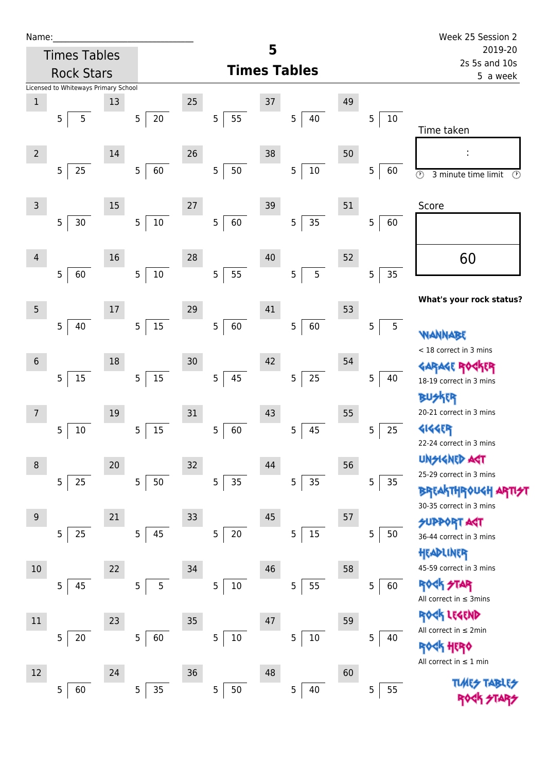Name:______________________________

Times Tables Rock Stars

# 5
## Times Tables

Week 25 Session 2
2019-20
2s 5s and 10s
5 a week

Licensed to Whiteways Primary School

| # | Question | # | Question | # | Question | # | Question | # | Question |
|---|---|---|---|---|---|---|---|---|---|
| 1 | 5 ⟌ 5 | 13 | 5 ⟌ 20 | 25 | 5 ⟌ 55 | 37 | 5 ⟌ 40 | 49 | 5 ⟌ 10 |
| 2 | 5 ⟌ 25 | 14 | 5 ⟌ 60 | 26 | 5 ⟌ 50 | 38 | 5 ⟌ 10 | 50 | 5 ⟌ 60 |
| 3 | 5 ⟌ 30 | 15 | 5 ⟌ 10 | 27 | 5 ⟌ 60 | 39 | 5 ⟌ 35 | 51 | 5 ⟌ 60 |
| 4 | 5 ⟌ 60 | 16 | 5 ⟌ 10 | 28 | 5 ⟌ 55 | 40 | 5 ⟌ 5 | 52 | 5 ⟌ 35 |
| 5 | 5 ⟌ 40 | 17 | 5 ⟌ 15 | 29 | 5 ⟌ 60 | 41 | 5 ⟌ 60 | 53 | 5 ⟌ 5 |
| 6 | 5 ⟌ 15 | 18 | 5 ⟌ 15 | 30 | 5 ⟌ 45 | 42 | 5 ⟌ 25 | 54 | 5 ⟌ 40 |
| 7 | 5 ⟌ 10 | 19 | 5 ⟌ 15 | 31 | 5 ⟌ 60 | 43 | 5 ⟌ 45 | 55 | 5 ⟌ 25 |
| 8 | 5 ⟌ 25 | 20 | 5 ⟌ 50 | 32 | 5 ⟌ 35 | 44 | 5 ⟌ 35 | 56 | 5 ⟌ 35 |
| 9 | 5 ⟌ 25 | 21 | 5 ⟌ 45 | 33 | 5 ⟌ 20 | 45 | 5 ⟌ 15 | 57 | 5 ⟌ 50 |
| 10 | 5 ⟌ 45 | 22 | 5 ⟌ 5 | 34 | 5 ⟌ 10 | 46 | 5 ⟌ 55 | 58 | 5 ⟌ 60 |
| 11 | 5 ⟌ 20 | 23 | 5 ⟌ 60 | 35 | 5 ⟌ 10 | 47 | 5 ⟌ 10 | 59 | 5 ⟌ 40 |
| 12 | 5 ⟌ 60 | 24 | 5 ⟌ 35 | 36 | 5 ⟌ 50 | 48 | 5 ⟌ 40 | 60 | 5 ⟌ 55 |

Time taken

:

3 minute time limit

Score

60

**What's your rock status?**

WANNABE
< 18 correct in 3 mins

GARAGE ROCKER
18-19 correct in 3 mins

BUSKER
20-21 correct in 3 mins

GIGGER
22-24 correct in 3 mins

UNSIGNED ACT
25-29 correct in 3 mins

BREAKTHROUGH ARTIST
30-35 correct in 3 mins

SUPPORT ACT
36-44 correct in 3 mins

HEADLINER
45-59 correct in 3 mins

ROCK STAR
All correct in ≤ 3mins

ROCK LEGEND
All correct in ≤ 2min

ROCK HERO
All correct in ≤ 1 min

TIMES TABLES ROCK STARS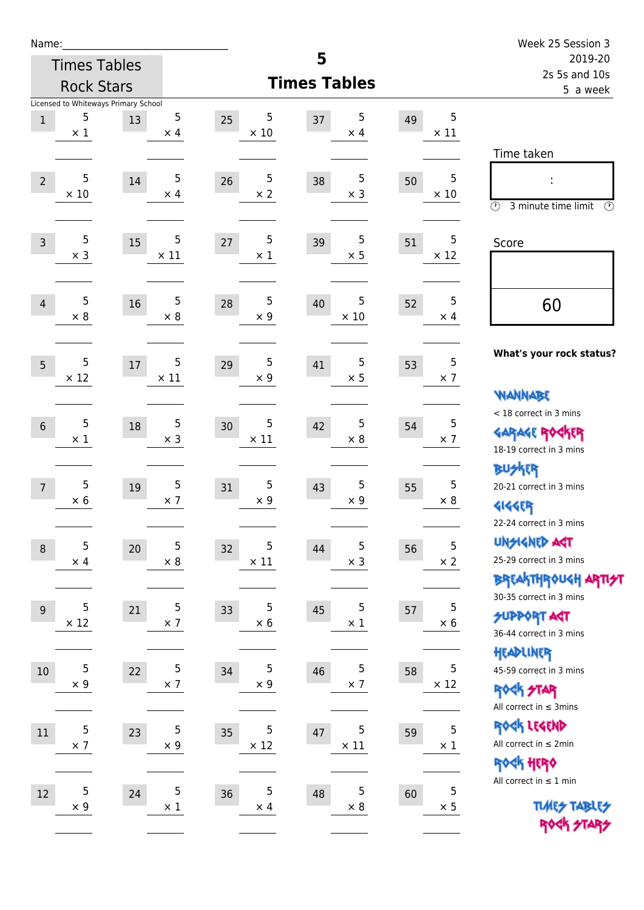Name:\_\_\_\_\_\_\_\_\_\_\_\_\_\_\_\_\_\_\_\_\_\_\_\_\_\_

Times Tables Rock Stars

Licensed to Whiteways Primary School

# 5 Times Tables

Week 25 Session 3
2019-20
2s 5s and 10s
5 a week

| | | | | | | | | | |
|---|---|---|---|---|---|---|---|---|---|
| 1 | 5 × 1 | 13 | 5 × 4 | 25 | 5 × 10 | 37 | 5 × 4 | 49 | 5 × 11 |
| 2 | 5 × 10 | 14 | 5 × 4 | 26 | 5 × 2 | 38 | 5 × 3 | 50 | 5 × 10 |
| 3 | 5 × 3 | 15 | 5 × 11 | 27 | 5 × 1 | 39 | 5 × 5 | 51 | 5 × 12 |
| 4 | 5 × 8 | 16 | 5 × 8 | 28 | 5 × 9 | 40 | 5 × 10 | 52 | 5 × 4 |
| 5 | 5 × 12 | 17 | 5 × 11 | 29 | 5 × 9 | 41 | 5 × 5 | 53 | 5 × 7 |
| 6 | 5 × 1 | 18 | 5 × 3 | 30 | 5 × 11 | 42 | 5 × 8 | 54 | 5 × 7 |
| 7 | 5 × 6 | 19 | 5 × 7 | 31 | 5 × 9 | 43 | 5 × 9 | 55 | 5 × 8 |
| 8 | 5 × 4 | 20 | 5 × 8 | 32 | 5 × 11 | 44 | 5 × 3 | 56 | 5 × 2 |
| 9 | 5 × 12 | 21 | 5 × 7 | 33 | 5 × 6 | 45 | 5 × 1 | 57 | 5 × 6 |
| 10 | 5 × 9 | 22 | 5 × 7 | 34 | 5 × 9 | 46 | 5 × 7 | 58 | 5 × 12 |
| 11 | 5 × 7 | 23 | 5 × 9 | 35 | 5 × 12 | 47 | 5 × 11 | 59 | 5 × 1 |
| 12 | 5 × 9 | 24 | 5 × 1 | 36 | 5 × 4 | 48 | 5 × 8 | 60 | 5 × 5 |

Time taken

:

3 minute time limit

Score

60

**What's your rock status?**

WANNABE
< 18 correct in 3 mins

GARAGE ROCKER
18-19 correct in 3 mins

BUSKER
20-21 correct in 3 mins

GIGGER
22-24 correct in 3 mins

UNSIGNED ACT
25-29 correct in 3 mins

BREAKTHROUGH ARTIST
30-35 correct in 3 mins

SUPPORT ACT
36-44 correct in 3 mins

HEADLINER
45-59 correct in 3 mins

ROCK STAR
All correct in ≤ 3mins

ROCK LEGEND
All correct in ≤ 2min

ROCK HERO
All correct in ≤ 1 min

TIMES TABLES ROCK STARS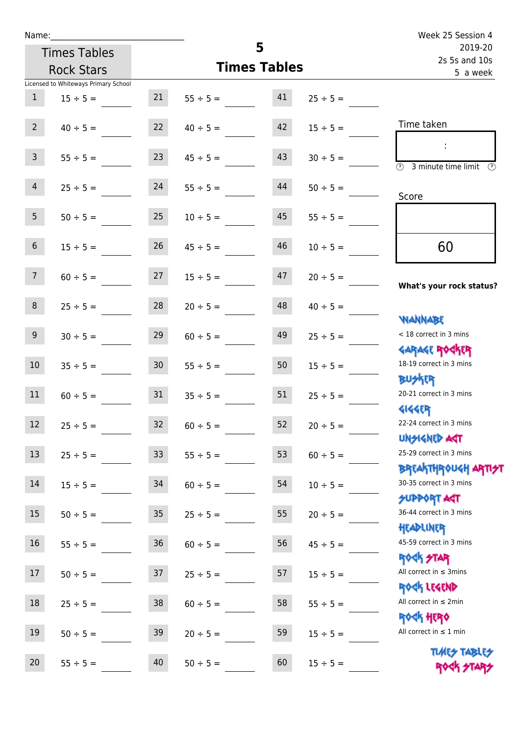Name:\_\_\_\_\_\_\_\_\_\_\_\_\_\_\_\_\_\_\_\_\_\_\_\_\_\_\_\_

Times Tables Rock Stars

Licensed to Whiteways Primary School

# 5 Times Tables

Week 25 Session 4
2019-20
2s 5s and 10s
5 a week

| | | | | | |
|---|---|---|---|---|---|
| 1 | 15 ÷ 5 = | 21 | 55 ÷ 5 = | 41 | 25 ÷ 5 = |
| 2 | 40 ÷ 5 = | 22 | 40 ÷ 5 = | 42 | 15 ÷ 5 = |
| 3 | 55 ÷ 5 = | 23 | 45 ÷ 5 = | 43 | 30 ÷ 5 = |
| 4 | 25 ÷ 5 = | 24 | 55 ÷ 5 = | 44 | 50 ÷ 5 = |
| 5 | 50 ÷ 5 = | 25 | 10 ÷ 5 = | 45 | 55 ÷ 5 = |
| 6 | 15 ÷ 5 = | 26 | 45 ÷ 5 = | 46 | 10 ÷ 5 = |
| 7 | 60 ÷ 5 = | 27 | 15 ÷ 5 = | 47 | 20 ÷ 5 = |
| 8 | 25 ÷ 5 = | 28 | 20 ÷ 5 = | 48 | 40 ÷ 5 = |
| 9 | 30 ÷ 5 = | 29 | 60 ÷ 5 = | 49 | 25 ÷ 5 = |
| 10 | 35 ÷ 5 = | 30 | 55 ÷ 5 = | 50 | 15 ÷ 5 = |
| 11 | 60 ÷ 5 = | 31 | 35 ÷ 5 = | 51 | 25 ÷ 5 = |
| 12 | 25 ÷ 5 = | 32 | 60 ÷ 5 = | 52 | 20 ÷ 5 = |
| 13 | 25 ÷ 5 = | 33 | 55 ÷ 5 = | 53 | 60 ÷ 5 = |
| 14 | 15 ÷ 5 = | 34 | 60 ÷ 5 = | 54 | 10 ÷ 5 = |
| 15 | 50 ÷ 5 = | 35 | 25 ÷ 5 = | 55 | 20 ÷ 5 = |
| 16 | 55 ÷ 5 = | 36 | 60 ÷ 5 = | 56 | 45 ÷ 5 = |
| 17 | 50 ÷ 5 = | 37 | 25 ÷ 5 = | 57 | 15 ÷ 5 = |
| 18 | 25 ÷ 5 = | 38 | 60 ÷ 5 = | 58 | 55 ÷ 5 = |
| 19 | 50 ÷ 5 = | 39 | 20 ÷ 5 = | 59 | 15 ÷ 5 = |
| 20 | 55 ÷ 5 = | 40 | 50 ÷ 5 = | 60 | 15 ÷ 5 = |

Time taken

:

3 minute time limit

Score

60

**What's your rock status?**

WANNABE
< 18 correct in 3 mins

GARAGE ROCKER
18-19 correct in 3 mins

BUSKER
20-21 correct in 3 mins

GIGGER
22-24 correct in 3 mins

UNSIGNED ACT
25-29 correct in 3 mins

BREAKTHROUGH ARTIST
30-35 correct in 3 mins

SUPPORT ACT
36-44 correct in 3 mins

HEADLINER
45-59 correct in 3 mins

ROCK STAR
All correct in ≤ 3mins

ROCK LEGEND
All correct in ≤ 2min

ROCK HERO
All correct in ≤ 1 min

TIMES TABLES ROCK STARS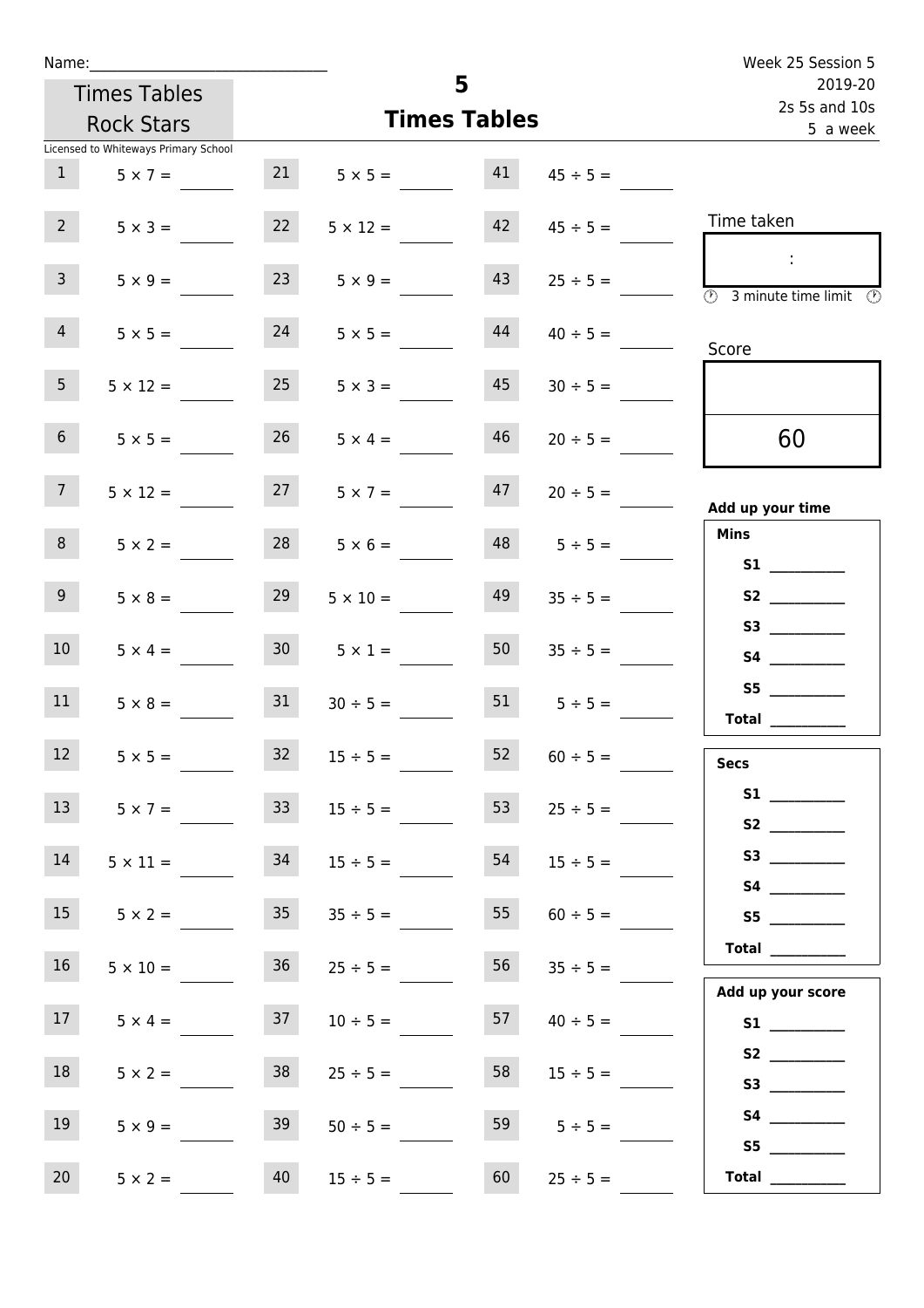Name:______________________________

Times Tables Rock Stars

# 5
## Times Tables

Week 25 Session 5
2019-20
2s 5s and 10s
5 a week

Licensed to Whiteways Primary School

| | | | | | |
|---|---|---|---|---|---|
| 1 | $5 \times 7 =$ | 21 | $5 \times 5 =$ | 41 | $45 \div 5 =$ |
| 2 | $5 \times 3 =$ | 22 | $5 \times 12 =$ | 42 | $45 \div 5 =$ |
| 3 | $5 \times 9 =$ | 23 | $5 \times 9 =$ | 43 | $25 \div 5 =$ |
| 4 | $5 \times 5 =$ | 24 | $5 \times 5 =$ | 44 | $40 \div 5 =$ |
| 5 | $5 \times 12 =$ | 25 | $5 \times 3 =$ | 45 | $30 \div 5 =$ |
| 6 | $5 \times 5 =$ | 26 | $5 \times 4 =$ | 46 | $20 \div 5 =$ |
| 7 | $5 \times 12 =$ | 27 | $5 \times 7 =$ | 47 | $20 \div 5 =$ |
| 8 | $5 \times 2 =$ | 28 | $5 \times 6 =$ | 48 | $5 \div 5 =$ |
| 9 | $5 \times 8 =$ | 29 | $5 \times 10 =$ | 49 | $35 \div 5 =$ |
| 10 | $5 \times 4 =$ | 30 | $5 \times 1 =$ | 50 | $35 \div 5 =$ |
| 11 | $5 \times 8 =$ | 31 | $30 \div 5 =$ | 51 | $5 \div 5 =$ |
| 12 | $5 \times 5 =$ | 32 | $15 \div 5 =$ | 52 | $60 \div 5 =$ |
| 13 | $5 \times 7 =$ | 33 | $15 \div 5 =$ | 53 | $25 \div 5 =$ |
| 14 | $5 \times 11 =$ | 34 | $15 \div 5 =$ | 54 | $15 \div 5 =$ |
| 15 | $5 \times 2 =$ | 35 | $35 \div 5 =$ | 55 | $60 \div 5 =$ |
| 16 | $5 \times 10 =$ | 36 | $25 \div 5 =$ | 56 | $35 \div 5 =$ |
| 17 | $5 \times 4 =$ | 37 | $10 \div 5 =$ | 57 | $40 \div 5 =$ |
| 18 | $5 \times 2 =$ | 38 | $25 \div 5 =$ | 58 | $15 \div 5 =$ |
| 19 | $5 \times 9 =$ | 39 | $50 \div 5 =$ | 59 | $5 \div 5 =$ |
| 20 | $5 \times 2 =$ | 40 | $15 \div 5 =$ | 60 | $25 \div 5 =$ |

Time taken

:

3 minute time limit

Score

60

**Add up your time**

**Mins**

**S1** __________
**S2** __________
**S3** __________
**S4** __________
**S5** __________
**Total** __________

**Secs**

**S1** __________
**S2** __________
**S3** __________
**S4** __________
**S5** __________
**Total** __________

**Add up your score**

**S1** __________
**S2** __________
**S3** __________
**S4** __________
**S5** __________
**Total** __________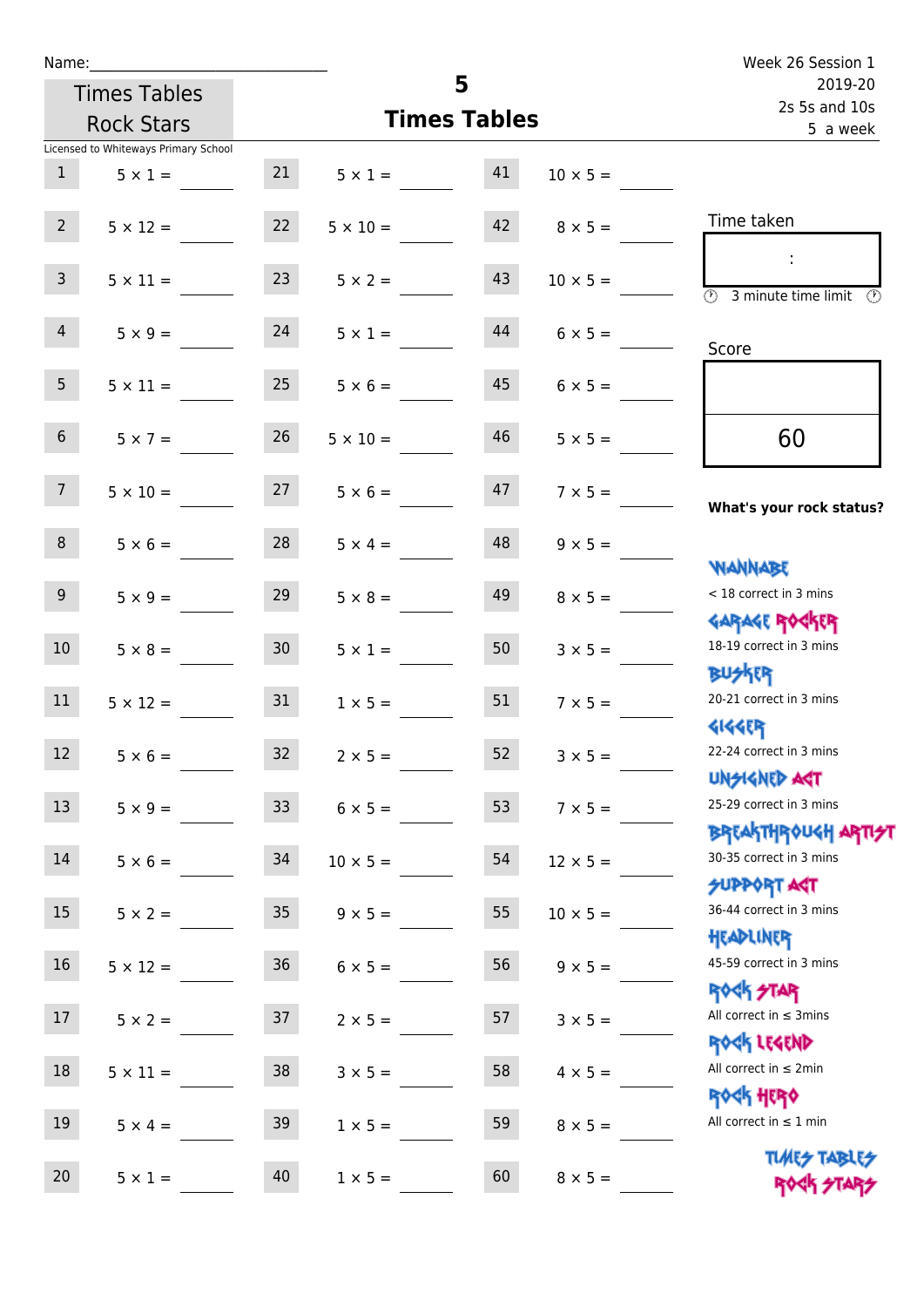Name:______________________________

Times Tables Rock Stars

Licensed to Whiteways Primary School

# 5
## Times Tables

Week 26 Session 1
2019-20
2s 5s and 10s
5 a week

| | | | | | |
|---|---|---|---|---|---|
| 1 | 5 × 1 = | 21 | 5 × 1 = | 41 | 10 × 5 = |
| 2 | 5 × 12 = | 22 | 5 × 10 = | 42 | 8 × 5 = |
| 3 | 5 × 11 = | 23 | 5 × 2 = | 43 | 10 × 5 = |
| 4 | 5 × 9 = | 24 | 5 × 1 = | 44 | 6 × 5 = |
| 5 | 5 × 11 = | 25 | 5 × 6 = | 45 | 6 × 5 = |
| 6 | 5 × 7 = | 26 | 5 × 10 = | 46 | 5 × 5 = |
| 7 | 5 × 10 = | 27 | 5 × 6 = | 47 | 7 × 5 = |
| 8 | 5 × 6 = | 28 | 5 × 4 = | 48 | 9 × 5 = |
| 9 | 5 × 9 = | 29 | 5 × 8 = | 49 | 8 × 5 = |
| 10 | 5 × 8 = | 30 | 5 × 1 = | 50 | 3 × 5 = |
| 11 | 5 × 12 = | 31 | 1 × 5 = | 51 | 7 × 5 = |
| 12 | 5 × 6 = | 32 | 2 × 5 = | 52 | 3 × 5 = |
| 13 | 5 × 9 = | 33 | 6 × 5 = | 53 | 7 × 5 = |
| 14 | 5 × 6 = | 34 | 10 × 5 = | 54 | 12 × 5 = |
| 15 | 5 × 2 = | 35 | 9 × 5 = | 55 | 10 × 5 = |
| 16 | 5 × 12 = | 36 | 6 × 5 = | 56 | 9 × 5 = |
| 17 | 5 × 2 = | 37 | 2 × 5 = | 57 | 3 × 5 = |
| 18 | 5 × 11 = | 38 | 3 × 5 = | 58 | 4 × 5 = |
| 19 | 5 × 4 = | 39 | 1 × 5 = | 59 | 8 × 5 = |
| 20 | 5 × 1 = | 40 | 1 × 5 = | 60 | 8 × 5 = |

Time taken

:

3 minute time limit

Score

60

**What's your rock status?**

WANNABE
< 18 correct in 3 mins

GARAGE ROCKER
18-19 correct in 3 mins

BUSKER
20-21 correct in 3 mins

GIGGER
22-24 correct in 3 mins

UNSIGNED ACT
25-29 correct in 3 mins

BREAKTHROUGH ARTIST
30-35 correct in 3 mins

SUPPORT ACT
36-44 correct in 3 mins

HEADLINER
45-59 correct in 3 mins

ROCK STAR
All correct in ≤ 3mins

ROCK LEGEND
All correct in ≤ 2min

ROCK HERO
All correct in ≤ 1 min

TIMES TABLES ROCK STARS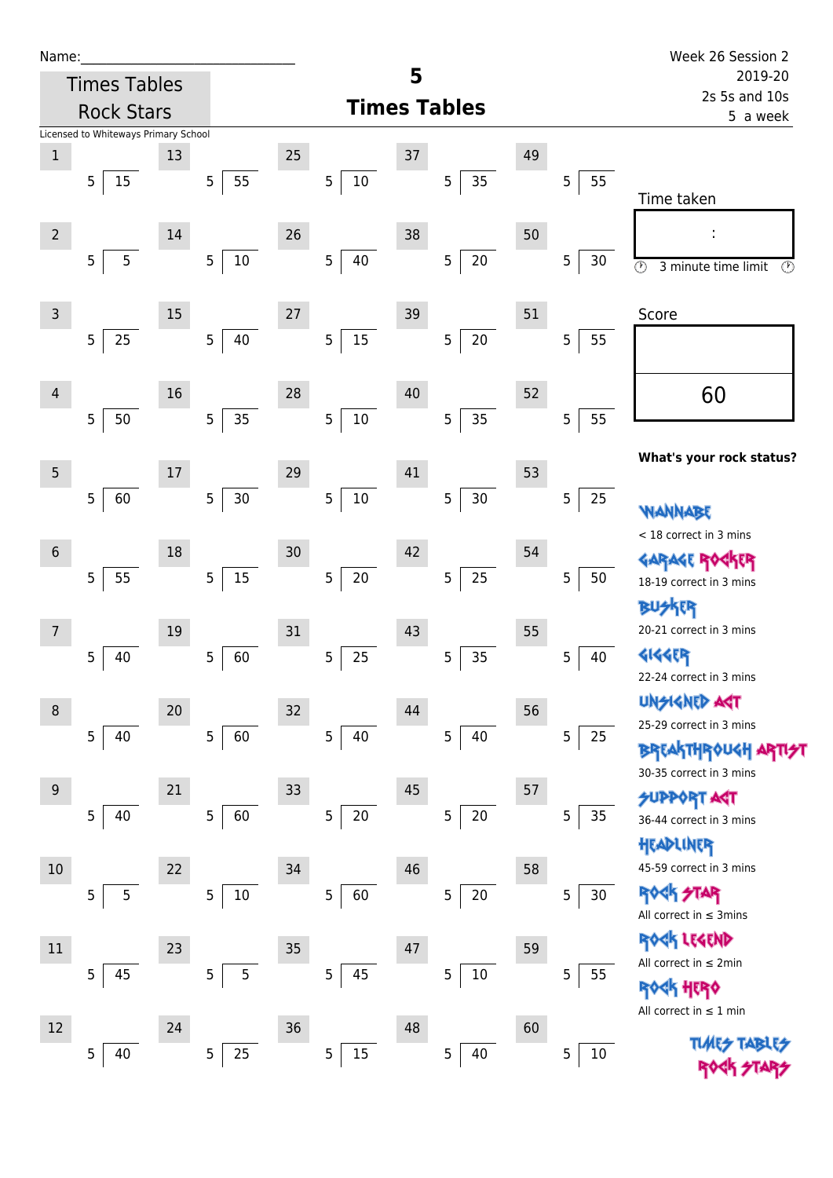Name:\_\_\_\_\_\_\_\_\_\_\_\_\_\_\_\_\_\_\_\_\_\_\_\_\_\_\_\_\_\_

Times Tables Rock Stars

Licensed to Whiteways Primary School

# 5 Times Tables

Week 26 Session 2
2019-20
2s 5s and 10s
5 a week

| # | Question | # | Question | # | Question | # | Question | # | Question |
|---|---|---|---|---|---|---|---|---|---|
| 1 | 5 ⟌ 15 | 13 | 5 ⟌ 55 | 25 | 5 ⟌ 10 | 37 | 5 ⟌ 35 | 49 | 5 ⟌ 55 |
| 2 | 5 ⟌ 5 | 14 | 5 ⟌ 10 | 26 | 5 ⟌ 40 | 38 | 5 ⟌ 20 | 50 | 5 ⟌ 30 |
| 3 | 5 ⟌ 25 | 15 | 5 ⟌ 40 | 27 | 5 ⟌ 15 | 39 | 5 ⟌ 20 | 51 | 5 ⟌ 55 |
| 4 | 5 ⟌ 50 | 16 | 5 ⟌ 35 | 28 | 5 ⟌ 10 | 40 | 5 ⟌ 35 | 52 | 5 ⟌ 55 |
| 5 | 5 ⟌ 60 | 17 | 5 ⟌ 30 | 29 | 5 ⟌ 10 | 41 | 5 ⟌ 30 | 53 | 5 ⟌ 25 |
| 6 | 5 ⟌ 55 | 18 | 5 ⟌ 15 | 30 | 5 ⟌ 20 | 42 | 5 ⟌ 25 | 54 | 5 ⟌ 50 |
| 7 | 5 ⟌ 40 | 19 | 5 ⟌ 60 | 31 | 5 ⟌ 25 | 43 | 5 ⟌ 35 | 55 | 5 ⟌ 40 |
| 8 | 5 ⟌ 40 | 20 | 5 ⟌ 60 | 32 | 5 ⟌ 40 | 44 | 5 ⟌ 40 | 56 | 5 ⟌ 25 |
| 9 | 5 ⟌ 40 | 21 | 5 ⟌ 60 | 33 | 5 ⟌ 20 | 45 | 5 ⟌ 20 | 57 | 5 ⟌ 35 |
| 10 | 5 ⟌ 5 | 22 | 5 ⟌ 10 | 34 | 5 ⟌ 60 | 46 | 5 ⟌ 20 | 58 | 5 ⟌ 30 |
| 11 | 5 ⟌ 45 | 23 | 5 ⟌ 5 | 35 | 5 ⟌ 45 | 47 | 5 ⟌ 10 | 59 | 5 ⟌ 55 |
| 12 | 5 ⟌ 40 | 24 | 5 ⟌ 25 | 36 | 5 ⟌ 15 | 48 | 5 ⟌ 40 | 60 | 5 ⟌ 10 |

Time taken

:

3 minute time limit

Score

60

**What's your rock status?**

WANNABE
< 18 correct in 3 mins

GARAGE ROCKER
18-19 correct in 3 mins

BUSKER
20-21 correct in 3 mins

GIGGER
22-24 correct in 3 mins

UNSIGNED ACT
25-29 correct in 3 mins

BREAKTHROUGH ARTIST
30-35 correct in 3 mins

SUPPORT ACT
36-44 correct in 3 mins

HEADLINER
45-59 correct in 3 mins

ROCK STAR
All correct in ≤ 3mins

ROCK LEGEND
All correct in ≤ 2min

ROCK HERO
All correct in ≤ 1 min

TIMES TABLES ROCK STARS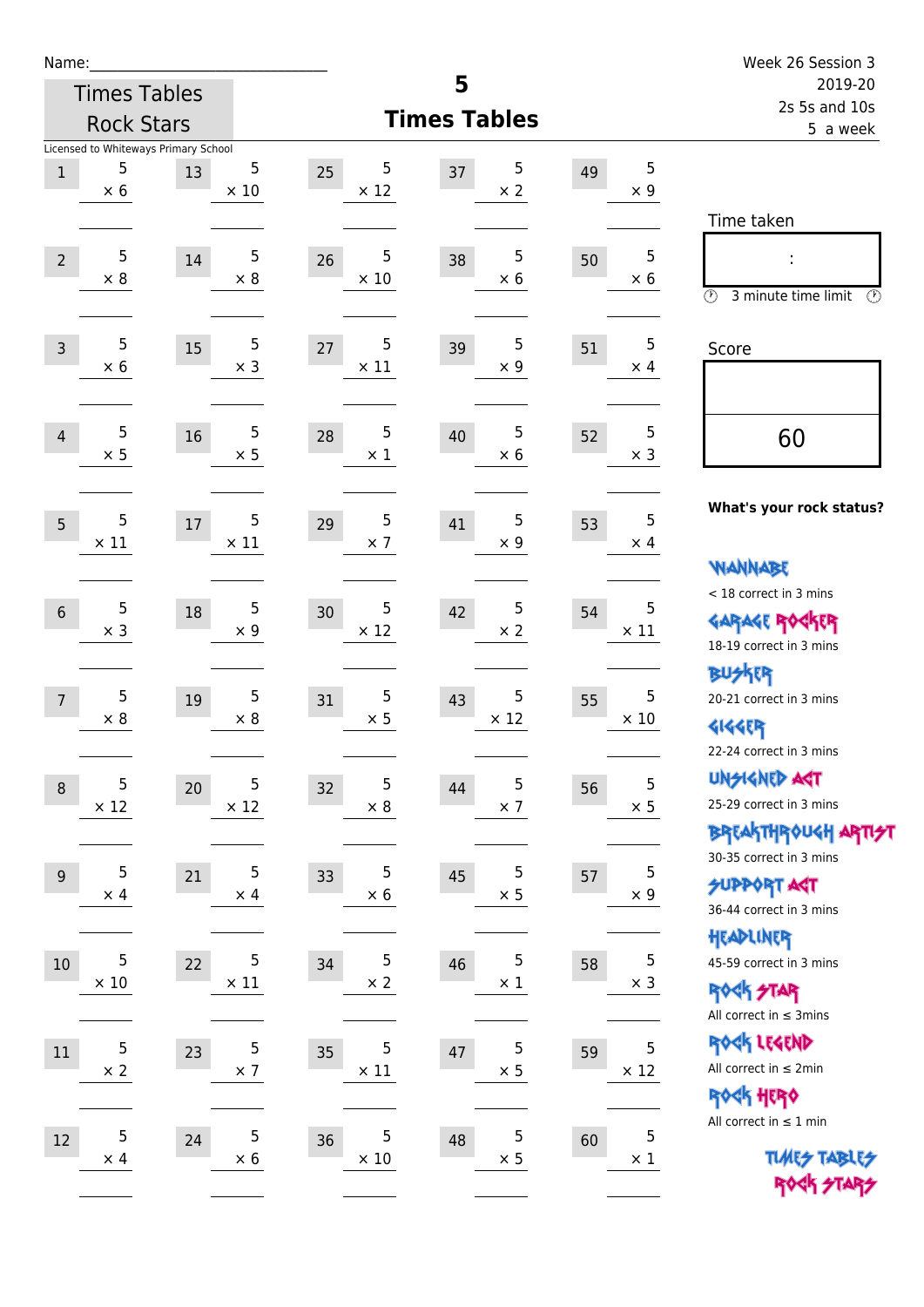Name:\_\_\_\_\_\_\_\_\_\_\_\_\_\_\_\_\_\_\_\_\_\_\_\_\_\_\_

Times Tables Rock Stars

# 5 Times Tables

Week 26 Session 3
2019-20
2s 5s and 10s
5 a week

Licensed to Whiteways Primary School

| | | | | | | | | | |
|---|---|---|---|---|---|---|---|---|---|
| 1 | 5 × 6 | 13 | 5 × 10 | 25 | 5 × 12 | 37 | 5 × 2 | 49 | 5 × 9 |
| 2 | 5 × 8 | 14 | 5 × 8 | 26 | 5 × 10 | 38 | 5 × 6 | 50 | 5 × 6 |
| 3 | 5 × 6 | 15 | 5 × 3 | 27 | 5 × 11 | 39 | 5 × 9 | 51 | 5 × 4 |
| 4 | 5 × 5 | 16 | 5 × 5 | 28 | 5 × 1 | 40 | 5 × 6 | 52 | 5 × 3 |
| 5 | 5 × 11 | 17 | 5 × 11 | 29 | 5 × 7 | 41 | 5 × 9 | 53 | 5 × 4 |
| 6 | 5 × 3 | 18 | 5 × 9 | 30 | 5 × 12 | 42 | 5 × 2 | 54 | 5 × 11 |
| 7 | 5 × 8 | 19 | 5 × 8 | 31 | 5 × 5 | 43 | 5 × 12 | 55 | 5 × 10 |
| 8 | 5 × 12 | 20 | 5 × 12 | 32 | 5 × 8 | 44 | 5 × 7 | 56 | 5 × 5 |
| 9 | 5 × 4 | 21 | 5 × 4 | 33 | 5 × 6 | 45 | 5 × 5 | 57 | 5 × 9 |
| 10 | 5 × 10 | 22 | 5 × 11 | 34 | 5 × 2 | 46 | 5 × 1 | 58 | 5 × 3 |
| 11 | 5 × 2 | 23 | 5 × 7 | 35 | 5 × 11 | 47 | 5 × 5 | 59 | 5 × 12 |
| 12 | 5 × 4 | 24 | 5 × 6 | 36 | 5 × 10 | 48 | 5 × 5 | 60 | 5 × 1 |

Time taken

:

3 minute time limit

Score

60

**What's your rock status?**

WANNABE
< 18 correct in 3 mins

GARAGE ROCKER
18-19 correct in 3 mins

BUSKER
20-21 correct in 3 mins

GIGGER
22-24 correct in 3 mins

UNSIGNED ACT
25-29 correct in 3 mins

BREAKTHROUGH ARTIST
30-35 correct in 3 mins

SUPPORT ACT
36-44 correct in 3 mins

HEADLINER
45-59 correct in 3 mins

ROCK STAR
All correct in ≤ 3mins

ROCK LEGEND
All correct in ≤ 2min

ROCK HERO
All correct in ≤ 1 min

TIMES TABLES ROCK STARS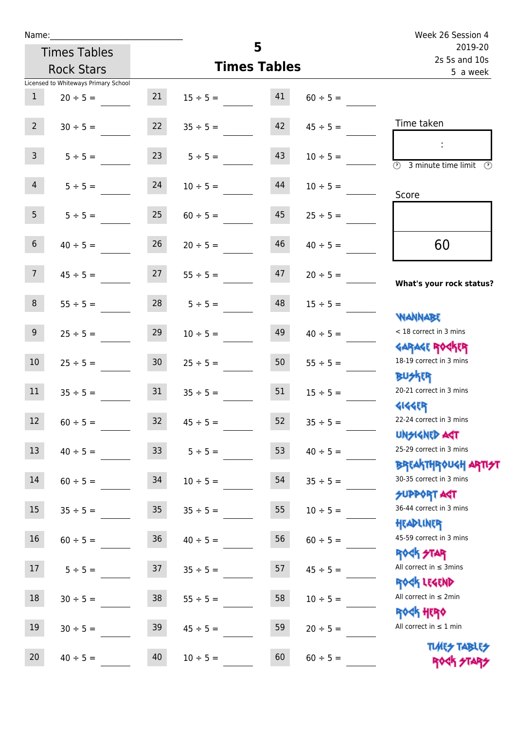Name:______________________________

Week 26 Session 4
2019-20
2s 5s and 10s
5 a week

Times Tables Rock Stars

# 5
## Times Tables

Licensed to Whiteways Primary School

| | | | | | |
|---|---|---|---|---|---|
| 1 | $20 \div 5 =$ | 21 | $15 \div 5 =$ | 41 | $60 \div 5 =$ |
| 2 | $30 \div 5 =$ | 22 | $35 \div 5 =$ | 42 | $45 \div 5 =$ |
| 3 | $5 \div 5 =$ | 23 | $5 \div 5 =$ | 43 | $10 \div 5 =$ |
| 4 | $5 \div 5 =$ | 24 | $10 \div 5 =$ | 44 | $10 \div 5 =$ |
| 5 | $5 \div 5 =$ | 25 | $60 \div 5 =$ | 45 | $25 \div 5 =$ |
| 6 | $40 \div 5 =$ | 26 | $20 \div 5 =$ | 46 | $40 \div 5 =$ |
| 7 | $45 \div 5 =$ | 27 | $55 \div 5 =$ | 47 | $20 \div 5 =$ |
| 8 | $55 \div 5 =$ | 28 | $5 \div 5 =$ | 48 | $15 \div 5 =$ |
| 9 | $25 \div 5 =$ | 29 | $10 \div 5 =$ | 49 | $40 \div 5 =$ |
| 10 | $25 \div 5 =$ | 30 | $25 \div 5 =$ | 50 | $55 \div 5 =$ |
| 11 | $35 \div 5 =$ | 31 | $35 \div 5 =$ | 51 | $15 \div 5 =$ |
| 12 | $60 \div 5 =$ | 32 | $45 \div 5 =$ | 52 | $35 \div 5 =$ |
| 13 | $40 \div 5 =$ | 33 | $5 \div 5 =$ | 53 | $40 \div 5 =$ |
| 14 | $60 \div 5 =$ | 34 | $10 \div 5 =$ | 54 | $35 \div 5 =$ |
| 15 | $35 \div 5 =$ | 35 | $35 \div 5 =$ | 55 | $10 \div 5 =$ |
| 16 | $60 \div 5 =$ | 36 | $40 \div 5 =$ | 56 | $60 \div 5 =$ |
| 17 | $5 \div 5 =$ | 37 | $35 \div 5 =$ | 57 | $45 \div 5 =$ |
| 18 | $30 \div 5 =$ | 38 | $55 \div 5 =$ | 58 | $10 \div 5 =$ |
| 19 | $30 \div 5 =$ | 39 | $45 \div 5 =$ | 59 | $20 \div 5 =$ |
| 20 | $40 \div 5 =$ | 40 | $10 \div 5 =$ | 60 | $60 \div 5 =$ |

Time taken

:

3 minute time limit

Score

60

**What's your rock status?**

WANNABE
< 18 correct in 3 mins

GARAGE ROCKER
18-19 correct in 3 mins

BUSKER
20-21 correct in 3 mins

GIGGER
22-24 correct in 3 mins

UNSIGNED ACT
25-29 correct in 3 mins

BREAKTHROUGH ARTIST
30-35 correct in 3 mins

SUPPORT ACT
36-44 correct in 3 mins

HEADLINER
45-59 correct in 3 mins

ROCK STAR
All correct in ≤ 3mins

ROCK LEGEND
All correct in ≤ 2min

ROCK HERO
All correct in ≤ 1 min

TIMES TABLES ROCK STARS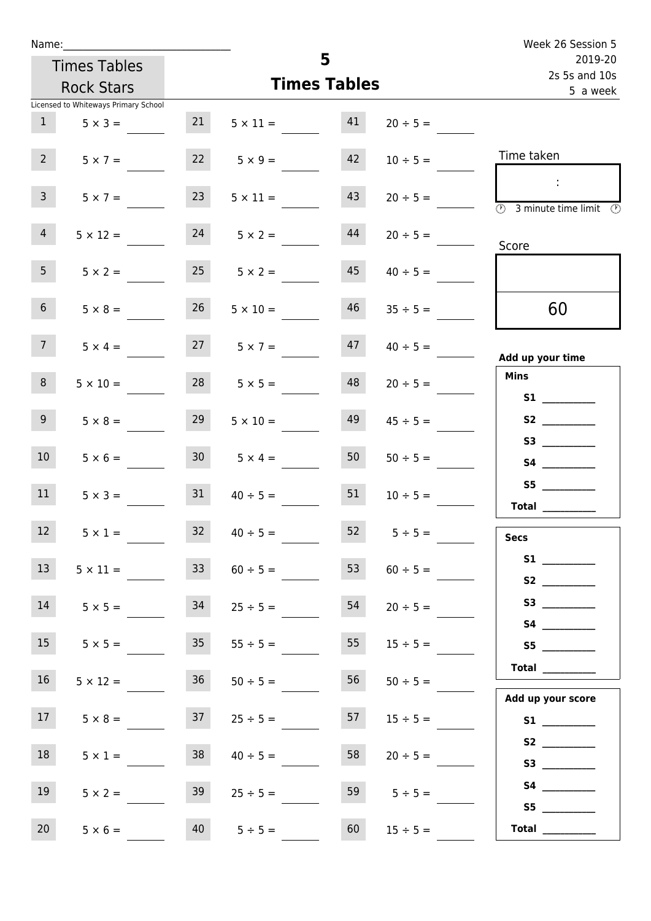Name:_______________________________

Week 26 Session 5
2019-20
2s 5s and 10s
5 a week

Times Tables Rock Stars

# 5
## Times Tables

Licensed to Whiteways Primary School

| | | | | | |
|---|---|---|---|---|---|
| 1 | 5 × 3 = ____ | 21 | 5 × 11 = ____ | 41 | 20 ÷ 5 = ____ |
| 2 | 5 × 7 = ____ | 22 | 5 × 9 = ____ | 42 | 10 ÷ 5 = ____ |
| 3 | 5 × 7 = ____ | 23 | 5 × 11 = ____ | 43 | 20 ÷ 5 = ____ |
| 4 | 5 × 12 = ____ | 24 | 5 × 2 = ____ | 44 | 20 ÷ 5 = ____ |
| 5 | 5 × 2 = ____ | 25 | 5 × 2 = ____ | 45 | 40 ÷ 5 = ____ |
| 6 | 5 × 8 = ____ | 26 | 5 × 10 = ____ | 46 | 35 ÷ 5 = ____ |
| 7 | 5 × 4 = ____ | 27 | 5 × 7 = ____ | 47 | 40 ÷ 5 = ____ |
| 8 | 5 × 10 = ____ | 28 | 5 × 5 = ____ | 48 | 20 ÷ 5 = ____ |
| 9 | 5 × 8 = ____ | 29 | 5 × 10 = ____ | 49 | 45 ÷ 5 = ____ |
| 10 | 5 × 6 = ____ | 30 | 5 × 4 = ____ | 50 | 50 ÷ 5 = ____ |
| 11 | 5 × 3 = ____ | 31 | 40 ÷ 5 = ____ | 51 | 10 ÷ 5 = ____ |
| 12 | 5 × 1 = ____ | 32 | 40 ÷ 5 = ____ | 52 | 5 ÷ 5 = ____ |
| 13 | 5 × 11 = ____ | 33 | 60 ÷ 5 = ____ | 53 | 60 ÷ 5 = ____ |
| 14 | 5 × 5 = ____ | 34 | 25 ÷ 5 = ____ | 54 | 20 ÷ 5 = ____ |
| 15 | 5 × 5 = ____ | 35 | 55 ÷ 5 = ____ | 55 | 15 ÷ 5 = ____ |
| 16 | 5 × 12 = ____ | 36 | 50 ÷ 5 = ____ | 56 | 50 ÷ 5 = ____ |
| 17 | 5 × 8 = ____ | 37 | 25 ÷ 5 = ____ | 57 | 15 ÷ 5 = ____ |
| 18 | 5 × 1 = ____ | 38 | 40 ÷ 5 = ____ | 58 | 20 ÷ 5 = ____ |
| 19 | 5 × 2 = ____ | 39 | 25 ÷ 5 = ____ | 59 | 5 ÷ 5 = ____ |
| 20 | 5 × 6 = ____ | 40 | 5 ÷ 5 = ____ | 60 | 15 ÷ 5 = ____ |

Time taken

:

3 minute time limit

Score

60

**Add up your time**

**Mins**

**S1** __________
**S2** __________
**S3** __________
**S4** __________
**S5** __________
**Total** __________

**Secs**

**S1** __________
**S2** __________
**S3** __________
**S4** __________
**S5** __________
**Total** __________

**Add up your score**

**S1** __________
**S2** __________
**S3** __________
**S4** __________
**S5** __________
**Total** __________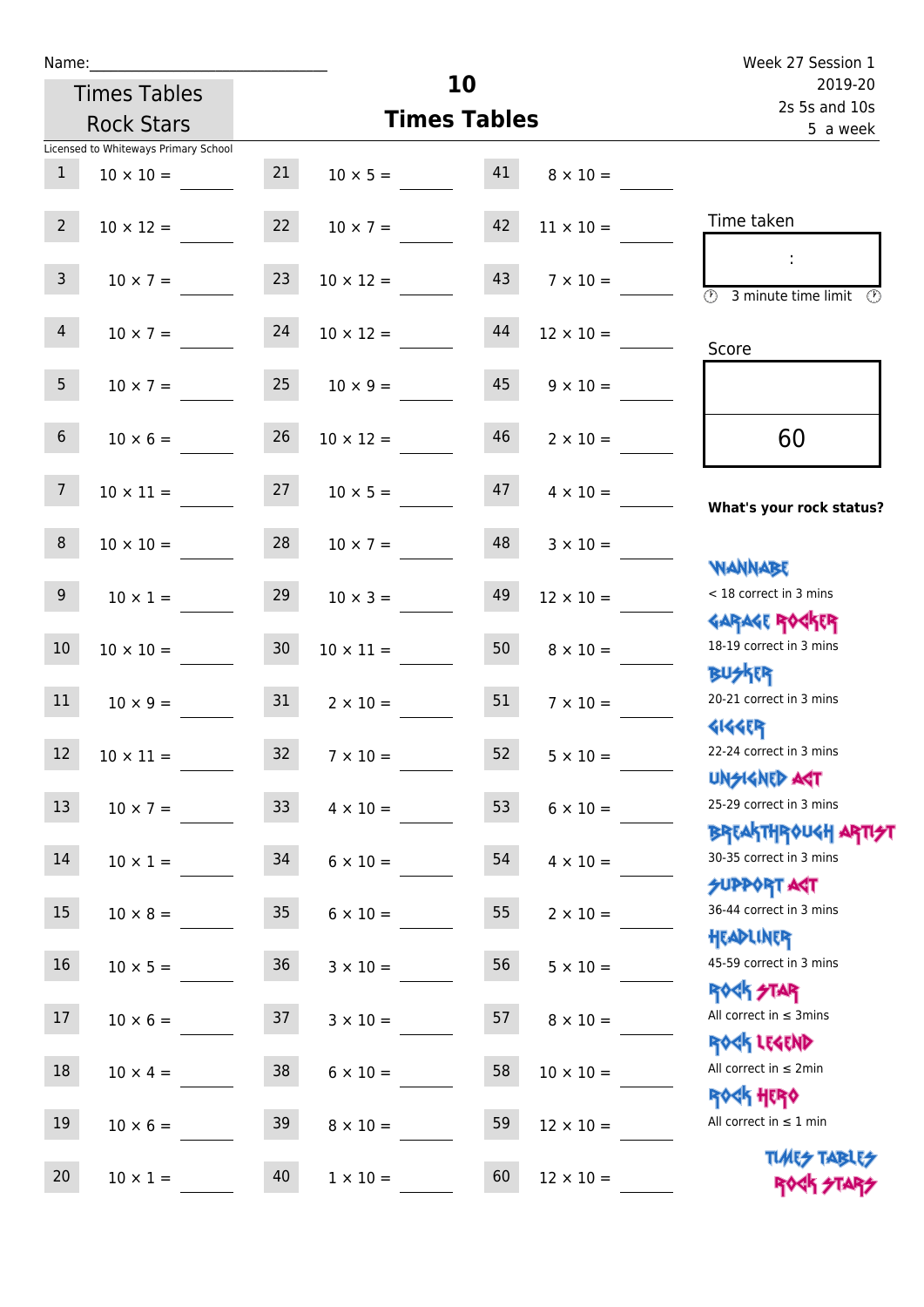Name:\_\_\_\_\_\_\_\_\_\_\_\_\_\_\_\_\_\_\_\_\_\_\_\_\_\_\_\_

Times Tables Rock Stars

Licensed to Whiteways Primary School

# 10
## Times Tables

Week 27 Session 1
2019-20
2s 5s and 10s
5 a week

| | | | | | |
|---|---|---|---|---|---|
| 1 | 10 × 10 = ____ | 21 | 10 × 5 = ____ | 41 | 8 × 10 = ____ |
| 2 | 10 × 12 = ____ | 22 | 10 × 7 = ____ | 42 | 11 × 10 = ____ |
| 3 | 10 × 7 = ____ | 23 | 10 × 12 = ____ | 43 | 7 × 10 = ____ |
| 4 | 10 × 7 = ____ | 24 | 10 × 12 = ____ | 44 | 12 × 10 = ____ |
| 5 | 10 × 7 = ____ | 25 | 10 × 9 = ____ | 45 | 9 × 10 = ____ |
| 6 | 10 × 6 = ____ | 26 | 10 × 12 = ____ | 46 | 2 × 10 = ____ |
| 7 | 10 × 11 = ____ | 27 | 10 × 5 = ____ | 47 | 4 × 10 = ____ |
| 8 | 10 × 10 = ____ | 28 | 10 × 7 = ____ | 48 | 3 × 10 = ____ |
| 9 | 10 × 1 = ____ | 29 | 10 × 3 = ____ | 49 | 12 × 10 = ____ |
| 10 | 10 × 10 = ____ | 30 | 10 × 11 = ____ | 50 | 8 × 10 = ____ |
| 11 | 10 × 9 = ____ | 31 | 2 × 10 = ____ | 51 | 7 × 10 = ____ |
| 12 | 10 × 11 = ____ | 32 | 7 × 10 = ____ | 52 | 5 × 10 = ____ |
| 13 | 10 × 7 = ____ | 33 | 4 × 10 = ____ | 53 | 6 × 10 = ____ |
| 14 | 10 × 1 = ____ | 34 | 6 × 10 = ____ | 54 | 4 × 10 = ____ |
| 15 | 10 × 8 = ____ | 35 | 6 × 10 = ____ | 55 | 2 × 10 = ____ |
| 16 | 10 × 5 = ____ | 36 | 3 × 10 = ____ | 56 | 5 × 10 = ____ |
| 17 | 10 × 6 = ____ | 37 | 3 × 10 = ____ | 57 | 8 × 10 = ____ |
| 18 | 10 × 4 = ____ | 38 | 6 × 10 = ____ | 58 | 10 × 10 = ____ |
| 19 | 10 × 6 = ____ | 39 | 8 × 10 = ____ | 59 | 12 × 10 = ____ |
| 20 | 10 × 1 = ____ | 40 | 1 × 10 = ____ | 60 | 12 × 10 = ____ |

Time taken

:

3 minute time limit

Score

60

**What's your rock status?**

WANNABE
< 18 correct in 3 mins

GARAGE ROCKER
18-19 correct in 3 mins

BUSKER
20-21 correct in 3 mins

GIGGER
22-24 correct in 3 mins

UNSIGNED ACT
25-29 correct in 3 mins

BREAKTHROUGH ARTIST
30-35 correct in 3 mins

SUPPORT ACT
36-44 correct in 3 mins

HEADLINER
45-59 correct in 3 mins

ROCK STAR
All correct in ≤ 3mins

ROCK LEGEND
All correct in ≤ 2min

ROCK HERO
All correct in ≤ 1 min

TIMES TABLES ROCK STARS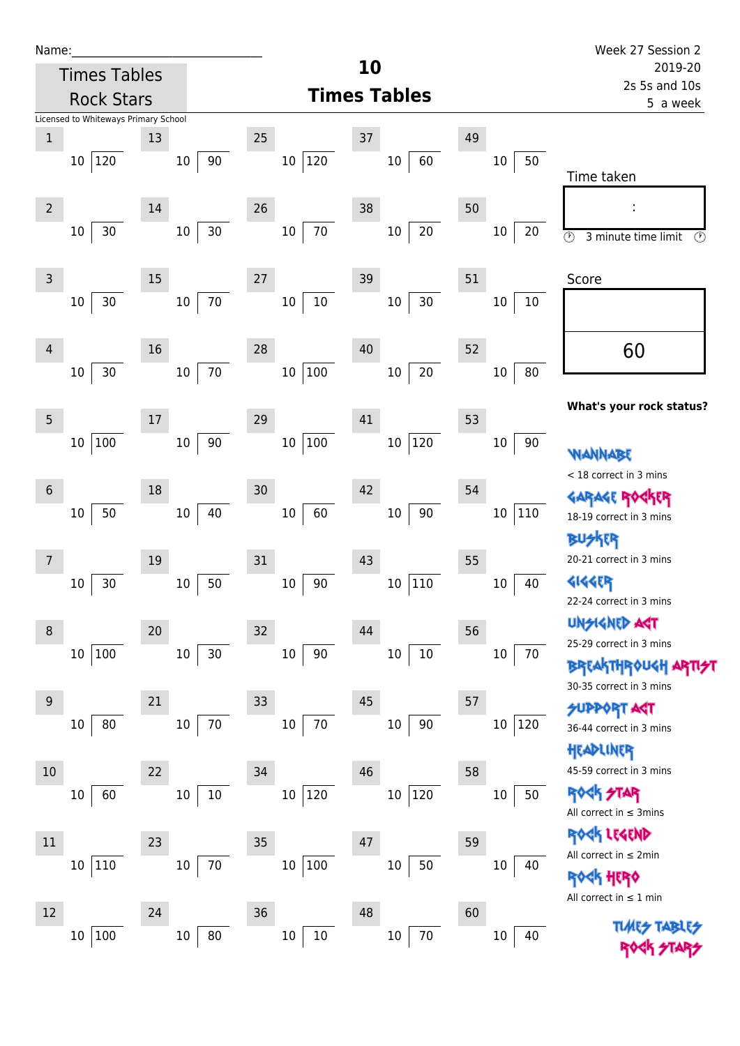Name:\_\_\_\_\_\_\_\_\_\_\_\_\_\_\_\_\_\_\_\_\_\_\_\_\_\_\_\_\_\_

Times Tables Rock Stars

Licensed to Whiteways Primary School

# 10 Times Tables

Week 27 Session 2
2019-20
2s 5s and 10s
5 a week

| # | Question | # | Question | # | Question | # | Question | # | Question |
|---|---|---|---|---|---|---|---|---|---|
| 1 | 10 ⟌ 120 | 13 | 10 ⟌ 90 | 25 | 10 ⟌ 120 | 37 | 10 ⟌ 60 | 49 | 10 ⟌ 50 |
| 2 | 10 ⟌ 30 | 14 | 10 ⟌ 30 | 26 | 10 ⟌ 70 | 38 | 10 ⟌ 20 | 50 | 10 ⟌ 20 |
| 3 | 10 ⟌ 30 | 15 | 10 ⟌ 70 | 27 | 10 ⟌ 10 | 39 | 10 ⟌ 30 | 51 | 10 ⟌ 10 |
| 4 | 10 ⟌ 30 | 16 | 10 ⟌ 70 | 28 | 10 ⟌ 100 | 40 | 10 ⟌ 20 | 52 | 10 ⟌ 80 |
| 5 | 10 ⟌ 100 | 17 | 10 ⟌ 90 | 29 | 10 ⟌ 100 | 41 | 10 ⟌ 120 | 53 | 10 ⟌ 90 |
| 6 | 10 ⟌ 50 | 18 | 10 ⟌ 40 | 30 | 10 ⟌ 60 | 42 | 10 ⟌ 90 | 54 | 10 ⟌ 110 |
| 7 | 10 ⟌ 30 | 19 | 10 ⟌ 50 | 31 | 10 ⟌ 90 | 43 | 10 ⟌ 110 | 55 | 10 ⟌ 40 |
| 8 | 10 ⟌ 100 | 20 | 10 ⟌ 30 | 32 | 10 ⟌ 90 | 44 | 10 ⟌ 10 | 56 | 10 ⟌ 70 |
| 9 | 10 ⟌ 80 | 21 | 10 ⟌ 70 | 33 | 10 ⟌ 70 | 45 | 10 ⟌ 90 | 57 | 10 ⟌ 120 |
| 10 | 10 ⟌ 60 | 22 | 10 ⟌ 10 | 34 | 10 ⟌ 120 | 46 | 10 ⟌ 120 | 58 | 10 ⟌ 50 |
| 11 | 10 ⟌ 110 | 23 | 10 ⟌ 70 | 35 | 10 ⟌ 100 | 47 | 10 ⟌ 50 | 59 | 10 ⟌ 40 |
| 12 | 10 ⟌ 100 | 24 | 10 ⟌ 80 | 36 | 10 ⟌ 10 | 48 | 10 ⟌ 70 | 60 | 10 ⟌ 40 |

Time taken

:

3 minute time limit

Score

60

**What's your rock status?**

WANNABE
< 18 correct in 3 mins

GARAGE ROCKER
18-19 correct in 3 mins

BUSKER
20-21 correct in 3 mins

GIGGER
22-24 correct in 3 mins

UNSIGNED ACT
25-29 correct in 3 mins

BREAKTHROUGH ARTIST
30-35 correct in 3 mins

SUPPORT ACT
36-44 correct in 3 mins

HEADLINER
45-59 correct in 3 mins

ROCK STAR
All correct in ≤ 3mins

ROCK LEGEND
All correct in ≤ 2min

ROCK HERO
All correct in ≤ 1 min

TIMES TABLES ROCK STARS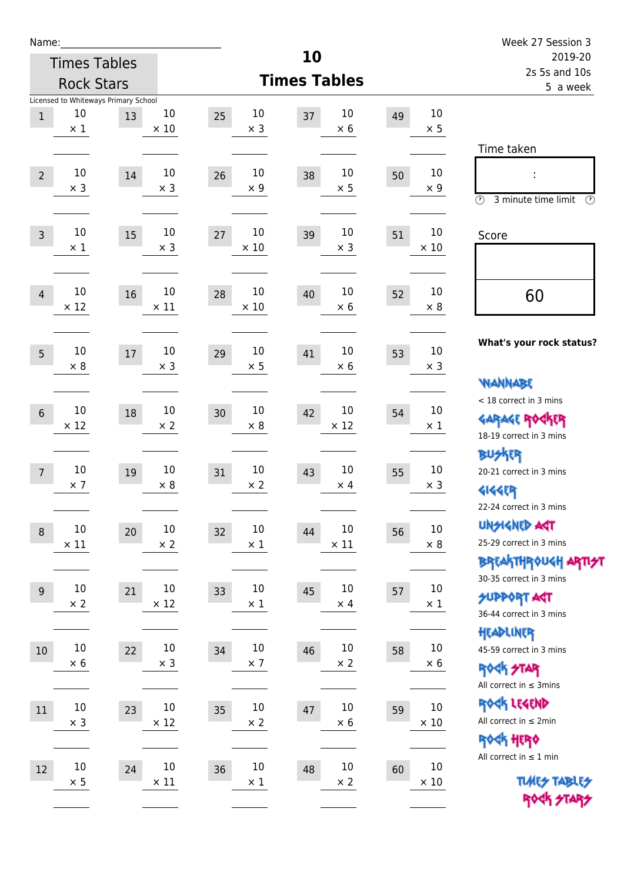Name:\_\_\_\_\_\_\_\_\_\_\_\_\_\_\_\_\_\_\_\_\_\_\_\_\_\_\_\_

Times Tables Rock Stars

Licensed to Whiteways Primary School

# 10 Times Tables

Week 27 Session 3
2019-20
2s 5s and 10s
5 a week

| # | | # | | # | | # | | # | |
|---|---|---|---|---|---|---|---|---|---|
| 1 | 10 × 1 | 13 | 10 × 10 | 25 | 10 × 3 | 37 | 10 × 6 | 49 | 10 × 5 |
| 2 | 10 × 3 | 14 | 10 × 3 | 26 | 10 × 9 | 38 | 10 × 5 | 50 | 10 × 9 |
| 3 | 10 × 1 | 15 | 10 × 3 | 27 | 10 × 10 | 39 | 10 × 3 | 51 | 10 × 10 |
| 4 | 10 × 12 | 16 | 10 × 11 | 28 | 10 × 10 | 40 | 10 × 6 | 52 | 10 × 8 |
| 5 | 10 × 8 | 17 | 10 × 3 | 29 | 10 × 5 | 41 | 10 × 6 | 53 | 10 × 3 |
| 6 | 10 × 12 | 18 | 10 × 2 | 30 | 10 × 8 | 42 | 10 × 12 | 54 | 10 × 1 |
| 7 | 10 × 7 | 19 | 10 × 8 | 31 | 10 × 2 | 43 | 10 × 4 | 55 | 10 × 3 |
| 8 | 10 × 11 | 20 | 10 × 2 | 32 | 10 × 1 | 44 | 10 × 11 | 56 | 10 × 8 |
| 9 | 10 × 2 | 21 | 10 × 12 | 33 | 10 × 1 | 45 | 10 × 4 | 57 | 10 × 1 |
| 10 | 10 × 6 | 22 | 10 × 3 | 34 | 10 × 7 | 46 | 10 × 2 | 58 | 10 × 6 |
| 11 | 10 × 3 | 23 | 10 × 12 | 35 | 10 × 2 | 47 | 10 × 6 | 59 | 10 × 10 |
| 12 | 10 × 5 | 24 | 10 × 11 | 36 | 10 × 1 | 48 | 10 × 2 | 60 | 10 × 10 |

Time taken

:

3 minute time limit

Score

60

**What's your rock status?**

WANNABE
< 18 correct in 3 mins

GARAGE ROCKER
18-19 correct in 3 mins

BUSKER
20-21 correct in 3 mins

GIGGER
22-24 correct in 3 mins

UNSIGNED ACT
25-29 correct in 3 mins

BREAKTHROUGH ARTIST
30-35 correct in 3 mins

SUPPORT ACT
36-44 correct in 3 mins

HEADLINER
45-59 correct in 3 mins

ROCK STAR
All correct in ≤ 3mins

ROCK LEGEND
All correct in ≤ 2min

ROCK HERO
All correct in ≤ 1 min

TIMES TABLES ROCK STARS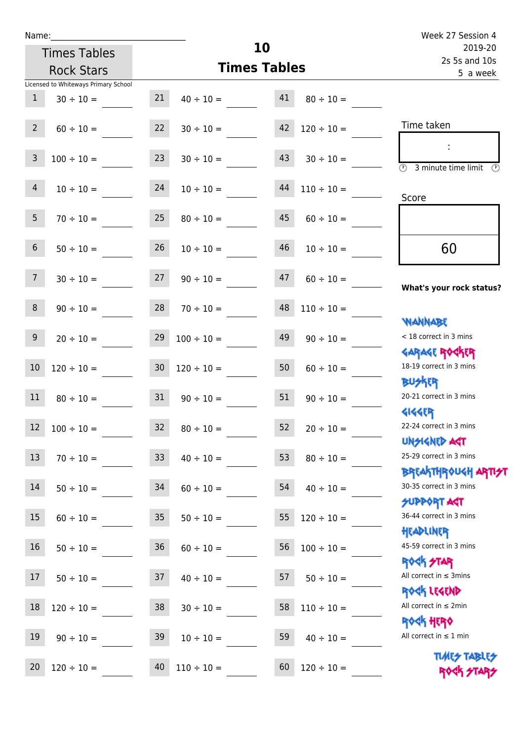Name:______________________________

Times Tables Rock Stars

# 10 Times Tables

Week 27 Session 4
2019-20
2s 5s and 10s
5 a week

Licensed to Whiteways Primary School

| | | | | | |
|---|---|---|---|---|---|
| 1 | 30 ÷ 10 = ____ | 21 | 40 ÷ 10 = ____ | 41 | 80 ÷ 10 = ____ |
| 2 | 60 ÷ 10 = ____ | 22 | 30 ÷ 10 = ____ | 42 | 120 ÷ 10 = ____ |
| 3 | 100 ÷ 10 = ____ | 23 | 30 ÷ 10 = ____ | 43 | 30 ÷ 10 = ____ |
| 4 | 10 ÷ 10 = ____ | 24 | 10 ÷ 10 = ____ | 44 | 110 ÷ 10 = ____ |
| 5 | 70 ÷ 10 = ____ | 25 | 80 ÷ 10 = ____ | 45 | 60 ÷ 10 = ____ |
| 6 | 50 ÷ 10 = ____ | 26 | 10 ÷ 10 = ____ | 46 | 10 ÷ 10 = ____ |
| 7 | 30 ÷ 10 = ____ | 27 | 90 ÷ 10 = ____ | 47 | 60 ÷ 10 = ____ |
| 8 | 90 ÷ 10 = ____ | 28 | 70 ÷ 10 = ____ | 48 | 110 ÷ 10 = ____ |
| 9 | 20 ÷ 10 = ____ | 29 | 100 ÷ 10 = ____ | 49 | 90 ÷ 10 = ____ |
| 10 | 120 ÷ 10 = ____ | 30 | 120 ÷ 10 = ____ | 50 | 60 ÷ 10 = ____ |
| 11 | 80 ÷ 10 = ____ | 31 | 90 ÷ 10 = ____ | 51 | 90 ÷ 10 = ____ |
| 12 | 100 ÷ 10 = ____ | 32 | 80 ÷ 10 = ____ | 52 | 20 ÷ 10 = ____ |
| 13 | 70 ÷ 10 = ____ | 33 | 40 ÷ 10 = ____ | 53 | 80 ÷ 10 = ____ |
| 14 | 50 ÷ 10 = ____ | 34 | 60 ÷ 10 = ____ | 54 | 40 ÷ 10 = ____ |
| 15 | 60 ÷ 10 = ____ | 35 | 50 ÷ 10 = ____ | 55 | 120 ÷ 10 = ____ |
| 16 | 50 ÷ 10 = ____ | 36 | 60 ÷ 10 = ____ | 56 | 100 ÷ 10 = ____ |
| 17 | 50 ÷ 10 = ____ | 37 | 40 ÷ 10 = ____ | 57 | 50 ÷ 10 = ____ |
| 18 | 120 ÷ 10 = ____ | 38 | 30 ÷ 10 = ____ | 58 | 110 ÷ 10 = ____ |
| 19 | 90 ÷ 10 = ____ | 39 | 10 ÷ 10 = ____ | 59 | 40 ÷ 10 = ____ |
| 20 | 120 ÷ 10 = ____ | 40 | 110 ÷ 10 = ____ | 60 | 120 ÷ 10 = ____ |

Time taken

:

3 minute time limit

Score

60

**What's your rock status?**

WANNABE
< 18 correct in 3 mins

GARAGE ROCKER
18-19 correct in 3 mins

BUSKER
20-21 correct in 3 mins

GIGGER
22-24 correct in 3 mins

UNSIGNED ACT
25-29 correct in 3 mins

BREAKTHROUGH ARTIST
30-35 correct in 3 mins

SUPPORT ACT
36-44 correct in 3 mins

HEADLINER
45-59 correct in 3 mins

ROCK STAR
All correct in ≤ 3mins

ROCK LEGEND
All correct in ≤ 2min

ROCK HERO
All correct in ≤ 1 min

TIMES TABLES ROCK STARS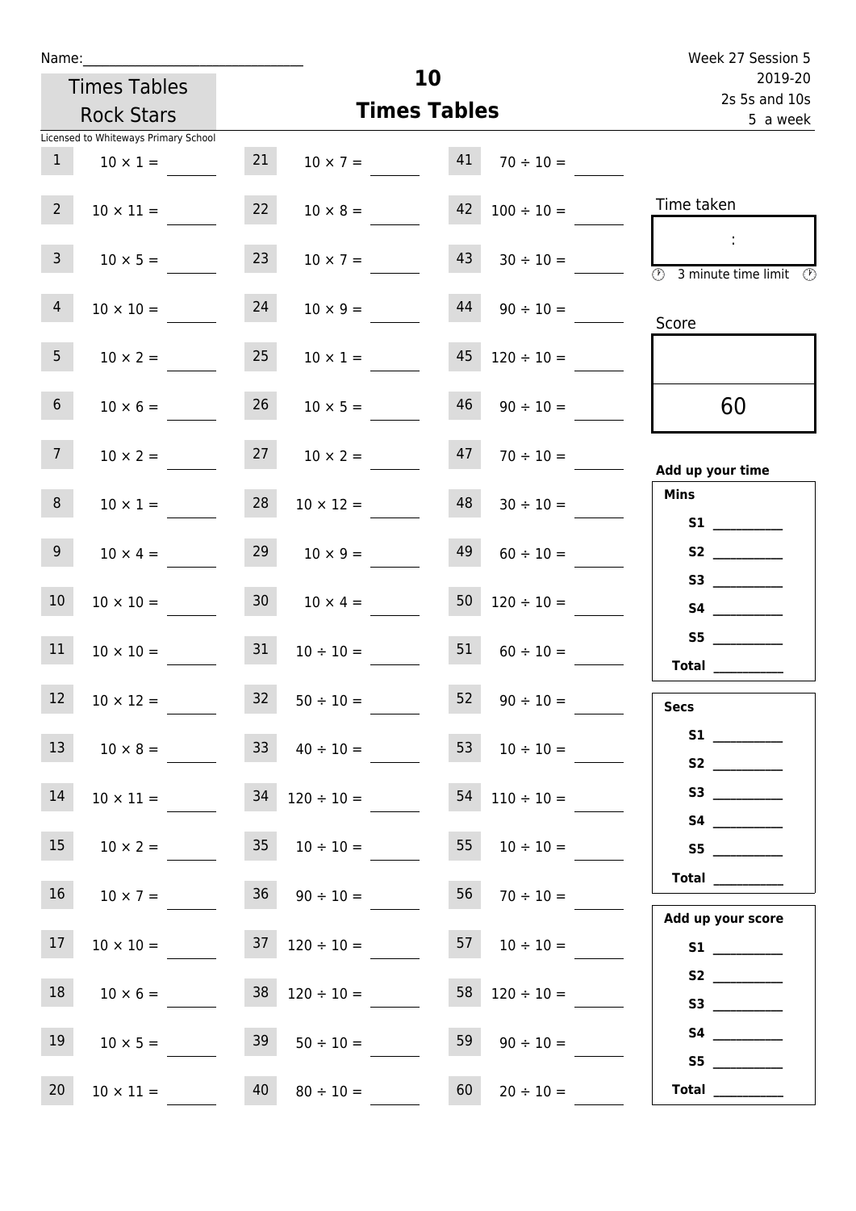Name:______________________________

# 10
## Times Tables

Times Tables Rock Stars

Licensed to Whiteways Primary School

Week 27 Session 5
2019-20
2s 5s and 10s
5 a week

| | | | | | |
|---|---|---|---|---|---|
| 1 | $10 \times 1 =$ ____ | 21 | $10 \times 7 =$ ____ | 41 | $70 \div 10 =$ ____ |
| 2 | $10 \times 11 =$ ____ | 22 | $10 \times 8 =$ ____ | 42 | $100 \div 10 =$ ____ |
| 3 | $10 \times 5 =$ ____ | 23 | $10 \times 7 =$ ____ | 43 | $30 \div 10 =$ ____ |
| 4 | $10 \times 10 =$ ____ | 24 | $10 \times 9 =$ ____ | 44 | $90 \div 10 =$ ____ |
| 5 | $10 \times 2 =$ ____ | 25 | $10 \times 1 =$ ____ | 45 | $120 \div 10 =$ ____ |
| 6 | $10 \times 6 =$ ____ | 26 | $10 \times 5 =$ ____ | 46 | $90 \div 10 =$ ____ |
| 7 | $10 \times 2 =$ ____ | 27 | $10 \times 2 =$ ____ | 47 | $70 \div 10 =$ ____ |
| 8 | $10 \times 1 =$ ____ | 28 | $10 \times 12 =$ ____ | 48 | $30 \div 10 =$ ____ |
| 9 | $10 \times 4 =$ ____ | 29 | $10 \times 9 =$ ____ | 49 | $60 \div 10 =$ ____ |
| 10 | $10 \times 10 =$ ____ | 30 | $10 \times 4 =$ ____ | 50 | $120 \div 10 =$ ____ |
| 11 | $10 \times 10 =$ ____ | 31 | $10 \div 10 =$ ____ | 51 | $60 \div 10 =$ ____ |
| 12 | $10 \times 12 =$ ____ | 32 | $50 \div 10 =$ ____ | 52 | $90 \div 10 =$ ____ |
| 13 | $10 \times 8 =$ ____ | 33 | $40 \div 10 =$ ____ | 53 | $10 \div 10 =$ ____ |
| 14 | $10 \times 11 =$ ____ | 34 | $120 \div 10 =$ ____ | 54 | $110 \div 10 =$ ____ |
| 15 | $10 \times 2 =$ ____ | 35 | $10 \div 10 =$ ____ | 55 | $10 \div 10 =$ ____ |
| 16 | $10 \times 7 =$ ____ | 36 | $90 \div 10 =$ ____ | 56 | $70 \div 10 =$ ____ |
| 17 | $10 \times 10 =$ ____ | 37 | $120 \div 10 =$ ____ | 57 | $10 \div 10 =$ ____ |
| 18 | $10 \times 6 =$ ____ | 38 | $120 \div 10 =$ ____ | 58 | $120 \div 10 =$ ____ |
| 19 | $10 \times 5 =$ ____ | 39 | $50 \div 10 =$ ____ | 59 | $90 \div 10 =$ ____ |
| 20 | $10 \times 11 =$ ____ | 40 | $80 \div 10 =$ ____ | 60 | $20 \div 10 =$ ____ |

Time taken

:

3 minute time limit

Score

60

**Add up your time**

**Mins**

**S1** ________
**S2** ________
**S3** ________
**S4** ________
**S5** ________
**Total** ________

**Secs**

**S1** ________
**S2** ________
**S3** ________
**S4** ________
**S5** ________
**Total** ________

**Add up your score**

**S1** ________
**S2** ________
**S3** ________
**S4** ________
**S5** ________
**Total** ________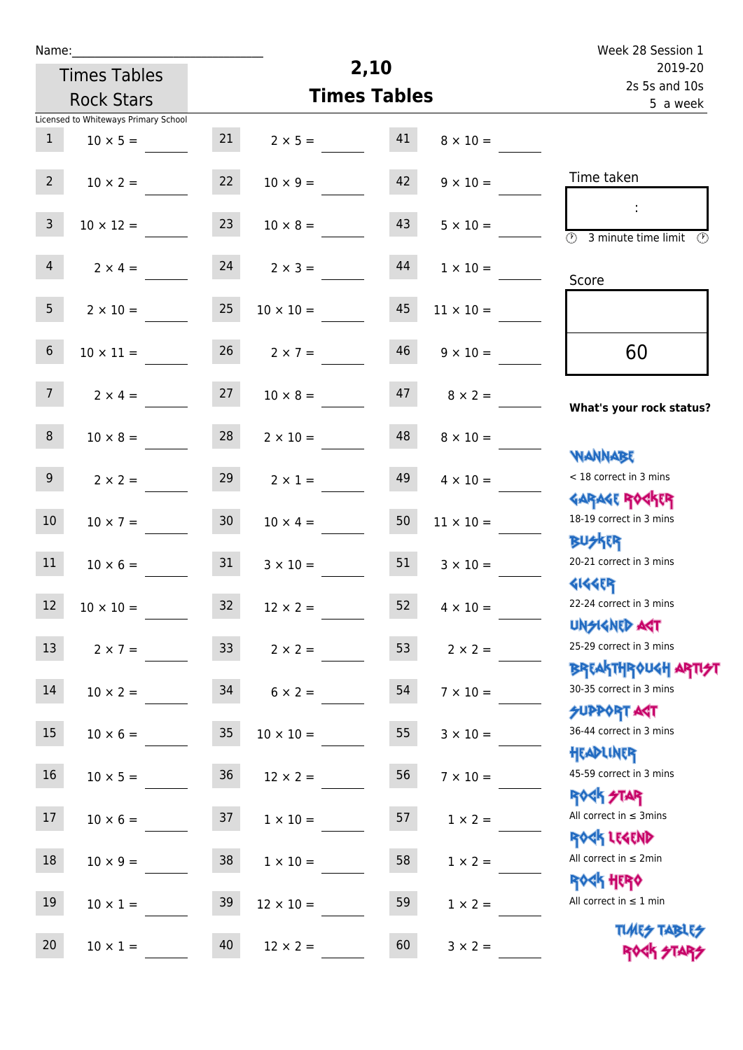Name:______________________________

Times Tables Rock Stars

Licensed to Whiteways Primary School

# 2,10
# Times Tables

Week 28 Session 1
2019-20
2s 5s and 10s
5 a week

| | | | | | |
|---|---|---|---|---|---|
| 1 | 10 × 5 = | 21 | 2 × 5 = | 41 | 8 × 10 = |
| 2 | 10 × 2 = | 22 | 10 × 9 = | 42 | 9 × 10 = |
| 3 | 10 × 12 = | 23 | 10 × 8 = | 43 | 5 × 10 = |
| 4 | 2 × 4 = | 24 | 2 × 3 = | 44 | 1 × 10 = |
| 5 | 2 × 10 = | 25 | 10 × 10 = | 45 | 11 × 10 = |
| 6 | 10 × 11 = | 26 | 2 × 7 = | 46 | 9 × 10 = |
| 7 | 2 × 4 = | 27 | 10 × 8 = | 47 | 8 × 2 = |
| 8 | 10 × 8 = | 28 | 2 × 10 = | 48 | 8 × 10 = |
| 9 | 2 × 2 = | 29 | 2 × 1 = | 49 | 4 × 10 = |
| 10 | 10 × 7 = | 30 | 10 × 4 = | 50 | 11 × 10 = |
| 11 | 10 × 6 = | 31 | 3 × 10 = | 51 | 3 × 10 = |
| 12 | 10 × 10 = | 32 | 12 × 2 = | 52 | 4 × 10 = |
| 13 | 2 × 7 = | 33 | 2 × 2 = | 53 | 2 × 2 = |
| 14 | 10 × 2 = | 34 | 6 × 2 = | 54 | 7 × 10 = |
| 15 | 10 × 6 = | 35 | 10 × 10 = | 55 | 3 × 10 = |
| 16 | 10 × 5 = | 36 | 12 × 2 = | 56 | 7 × 10 = |
| 17 | 10 × 6 = | 37 | 1 × 10 = | 57 | 1 × 2 = |
| 18 | 10 × 9 = | 38 | 1 × 10 = | 58 | 1 × 2 = |
| 19 | 10 × 1 = | 39 | 12 × 10 = | 59 | 1 × 2 = |
| 20 | 10 × 1 = | 40 | 12 × 2 = | 60 | 3 × 2 = |

Time taken

:

3 minute time limit

Score

60

**What's your rock status?**

WANNABE
< 18 correct in 3 mins

GARAGE ROCKER
18-19 correct in 3 mins

BUSKER
20-21 correct in 3 mins

GIGGER
22-24 correct in 3 mins

UNSIGNED ACT
25-29 correct in 3 mins

BREAKTHROUGH ARTIST
30-35 correct in 3 mins

SUPPORT ACT
36-44 correct in 3 mins

HEADLINER
45-59 correct in 3 mins

ROCK STAR
All correct in ≤ 3mins

ROCK LEGEND
All correct in ≤ 2min

ROCK HERO
All correct in ≤ 1 min

TIMES TABLES ROCK STARS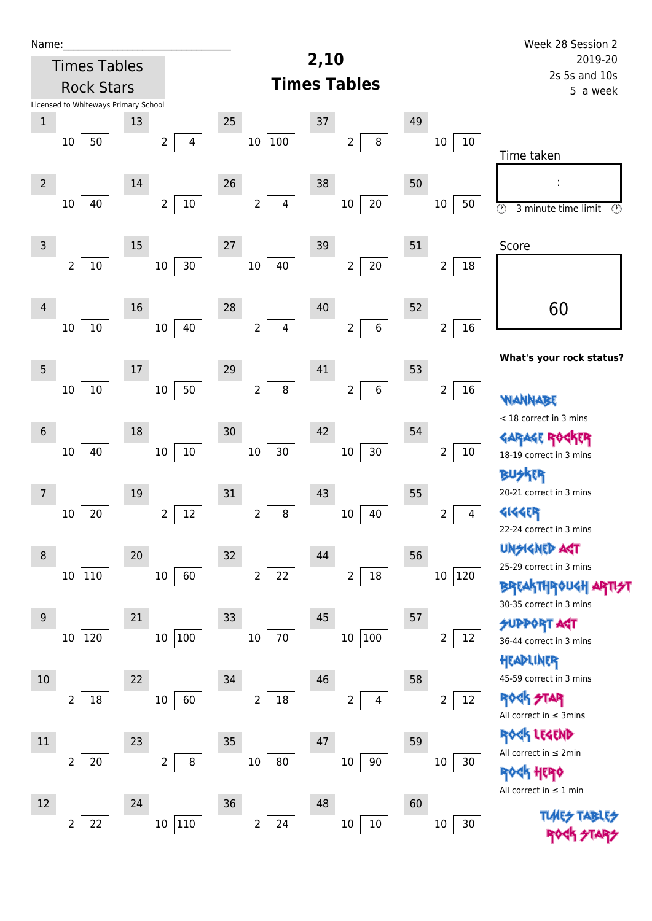Name:\_\_\_\_\_\_\_\_\_\_\_\_\_\_\_\_\_\_\_\_\_\_\_\_\_\_\_\_\_

Times Tables Rock Stars

Licensed to Whiteways Primary School

# 2,10 Times Tables

Week 28 Session 2
2019-20
2s 5s and 10s
5 a week

| # | Divisor | Dividend | # | Divisor | Dividend | # | Divisor | Dividend | # | Divisor | Dividend | # | Divisor | Dividend |
|---|---|---|---|---|---|---|---|---|---|---|---|---|---|---|
| 1 | 10 | 50 | 13 | 2 | 4 | 25 | 10 | 100 | 37 | 2 | 8 | 49 | 10 | 10 |
| 2 | 10 | 40 | 14 | 2 | 10 | 26 | 2 | 4 | 38 | 10 | 20 | 50 | 10 | 50 |
| 3 | 2 | 10 | 15 | 10 | 30 | 27 | 10 | 40 | 39 | 2 | 20 | 51 | 2 | 18 |
| 4 | 10 | 10 | 16 | 10 | 40 | 28 | 2 | 4 | 40 | 2 | 6 | 52 | 2 | 16 |
| 5 | 10 | 10 | 17 | 10 | 50 | 29 | 2 | 8 | 41 | 2 | 6 | 53 | 2 | 16 |
| 6 | 10 | 40 | 18 | 10 | 10 | 30 | 10 | 30 | 42 | 10 | 30 | 54 | 2 | 10 |
| 7 | 10 | 20 | 19 | 2 | 12 | 31 | 2 | 8 | 43 | 10 | 40 | 55 | 2 | 4 |
| 8 | 10 | 110 | 20 | 10 | 60 | 32 | 2 | 22 | 44 | 2 | 18 | 56 | 10 | 120 |
| 9 | 10 | 120 | 21 | 10 | 100 | 33 | 10 | 70 | 45 | 10 | 100 | 57 | 2 | 12 |
| 10 | 2 | 18 | 22 | 10 | 60 | 34 | 2 | 18 | 46 | 2 | 4 | 58 | 2 | 12 |
| 11 | 2 | 20 | 23 | 2 | 8 | 35 | 10 | 80 | 47 | 10 | 90 | 59 | 10 | 30 |
| 12 | 2 | 22 | 24 | 10 | 110 | 36 | 2 | 24 | 48 | 10 | 10 | 60 | 10 | 30 |

Time taken

:

3 minute time limit

Score

60

**What's your rock status?**

WANNABE
< 18 correct in 3 mins

GARAGE ROCKER
18-19 correct in 3 mins

BUSKER
20-21 correct in 3 mins

GIGGER
22-24 correct in 3 mins

UNSIGNED ACT
25-29 correct in 3 mins

BREAKTHROUGH ARTIST
30-35 correct in 3 mins

SUPPORT ACT
36-44 correct in 3 mins

HEADLINER
45-59 correct in 3 mins

ROCK STAR
All correct in ≤ 3mins

ROCK LEGEND
All correct in ≤ 2min

ROCK HERO
All correct in ≤ 1 min

TIMES TABLES ROCK STARS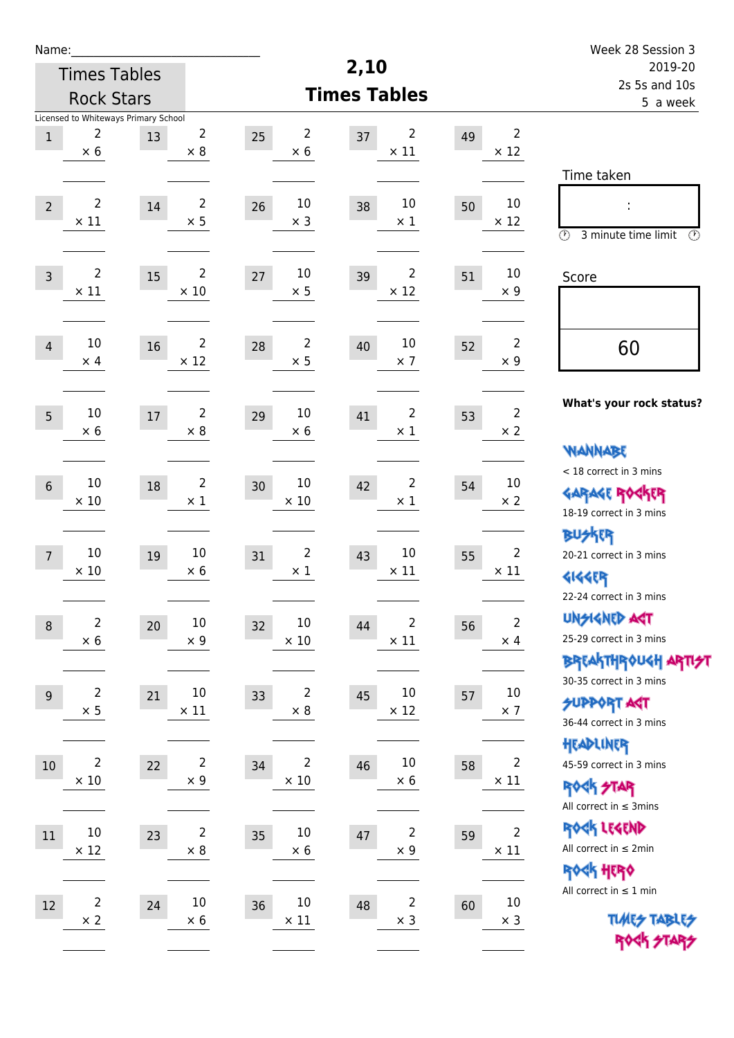Name:\_\_\_\_\_\_\_\_\_\_\_\_\_\_\_\_\_\_\_\_\_\_\_\_\_\_\_\_

Times Tables Rock Stars

Licensed to Whiteways Primary School

# 2,10 Times Tables

Week 28 Session 3
2019-20
2s 5s and 10s
5 a week

| 1 | 13 | 25 | 37 | 49 |
|---|---|---|---|---|
| 2 × 6 | 2 × 8 | 2 × 6 | 2 × 11 | 2 × 12 |

| 2 | 14 | 26 | 38 | 50 |
|---|---|---|---|---|
| 2 × 11 | 2 × 5 | 10 × 3 | 10 × 1 | 10 × 12 |

| 3 | 15 | 27 | 39 | 51 |
|---|---|---|---|---|
| 2 × 11 | 2 × 10 | 10 × 5 | 2 × 12 | 10 × 9 |

| 4 | 16 | 28 | 40 | 52 |
|---|---|---|---|---|
| 10 × 4 | 2 × 12 | 2 × 5 | 10 × 7 | 2 × 9 |

| 5 | 17 | 29 | 41 | 53 |
|---|---|---|---|---|
| 10 × 6 | 2 × 8 | 10 × 6 | 2 × 1 | 2 × 2 |

| 6 | 18 | 30 | 42 | 54 |
|---|---|---|---|---|
| 10 × 10 | 2 × 1 | 10 × 10 | 2 × 1 | 10 × 2 |

| 7 | 19 | 31 | 43 | 55 |
|---|---|---|---|---|
| 10 × 10 | 10 × 6 | 2 × 1 | 10 × 11 | 2 × 11 |

| 8 | 20 | 32 | 44 | 56 |
|---|---|---|---|---|
| 2 × 6 | 10 × 9 | 10 × 10 | 2 × 11 | 2 × 4 |

| 9 | 21 | 33 | 45 | 57 |
|---|---|---|---|---|
| 2 × 5 | 10 × 11 | 2 × 8 | 10 × 12 | 10 × 7 |

| 10 | 22 | 34 | 46 | 58 |
|---|---|---|---|---|
| 2 × 10 | 2 × 9 | 2 × 10 | 10 × 6 | 2 × 11 |

| 11 | 23 | 35 | 47 | 59 |
|---|---|---|---|---|
| 10 × 12 | 2 × 8 | 10 × 6 | 2 × 9 | 2 × 11 |

| 12 | 24 | 36 | 48 | 60 |
|---|---|---|---|---|
| 2 × 2 | 10 × 6 | 10 × 11 | 2 × 3 | 10 × 3 |

Time taken

:

3 minute time limit

Score

60

**What's your rock status?**

WANNABE
< 18 correct in 3 mins

GARAGE ROCKER
18-19 correct in 3 mins

BUSKER
20-21 correct in 3 mins

GIGGER
22-24 correct in 3 mins

UNSIGNED ACT
25-29 correct in 3 mins

BREAKTHROUGH ARTIST
30-35 correct in 3 mins

SUPPORT ACT
36-44 correct in 3 mins

HEADLINER
45-59 correct in 3 mins

ROCK STAR
All correct in ≤ 3mins

ROCK LEGEND
All correct in ≤ 2min

ROCK HERO
All correct in ≤ 1 min

TIMES TABLES ROCK STARS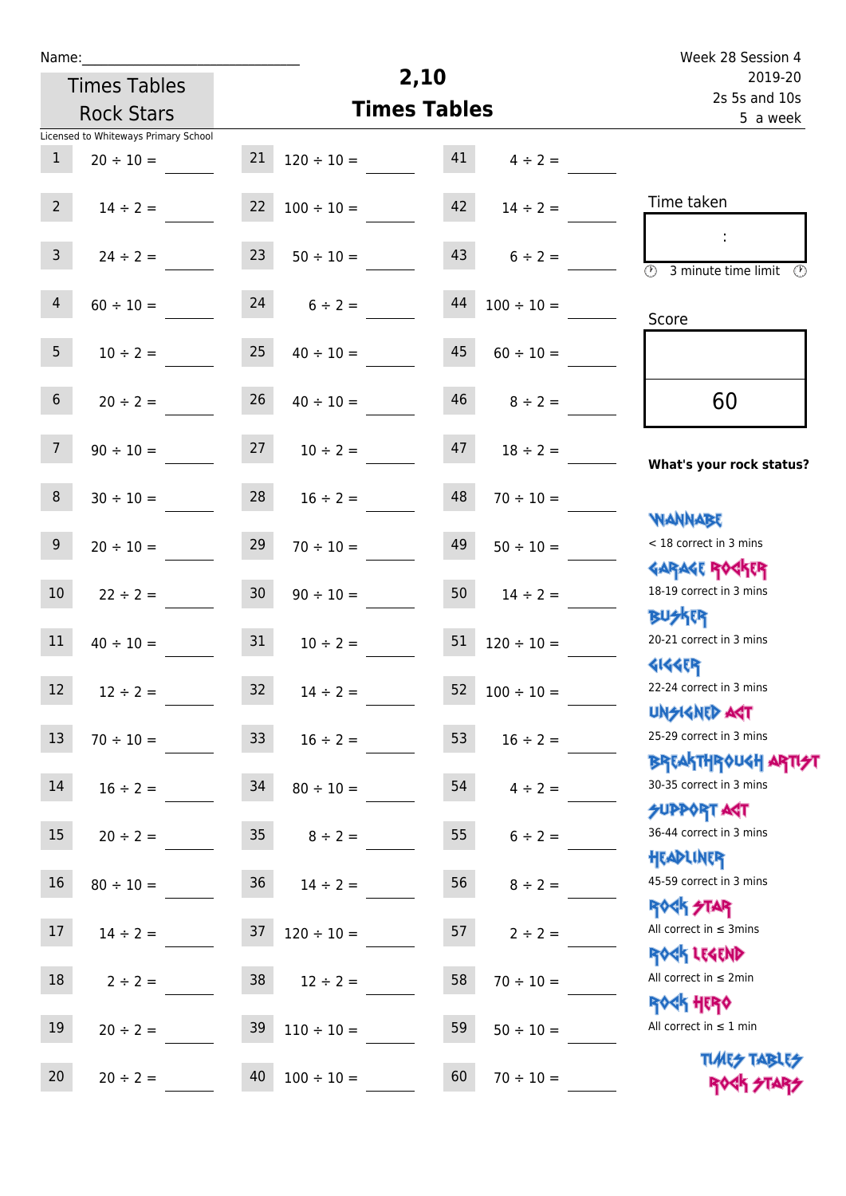Name:\_\_\_\_\_\_\_\_\_\_\_\_\_\_\_\_\_\_\_\_\_\_\_\_\_\_\_\_\_\_

Times Tables Rock Stars

Licensed to Whiteways Primary School

# 2,10 Times Tables

Week 28 Session 4
2019-20
2s 5s and 10s
5 a week

| | | | | | |
|---|---|---|---|---|---|
| 1 | 20 ÷ 10 = | 21 | 120 ÷ 10 = | 41 | 4 ÷ 2 = |
| 2 | 14 ÷ 2 = | 22 | 100 ÷ 10 = | 42 | 14 ÷ 2 = |
| 3 | 24 ÷ 2 = | 23 | 50 ÷ 10 = | 43 | 6 ÷ 2 = |
| 4 | 60 ÷ 10 = | 24 | 6 ÷ 2 = | 44 | 100 ÷ 10 = |
| 5 | 10 ÷ 2 = | 25 | 40 ÷ 10 = | 45 | 60 ÷ 10 = |
| 6 | 20 ÷ 2 = | 26 | 40 ÷ 10 = | 46 | 8 ÷ 2 = |
| 7 | 90 ÷ 10 = | 27 | 10 ÷ 2 = | 47 | 18 ÷ 2 = |
| 8 | 30 ÷ 10 = | 28 | 16 ÷ 2 = | 48 | 70 ÷ 10 = |
| 9 | 20 ÷ 10 = | 29 | 70 ÷ 10 = | 49 | 50 ÷ 10 = |
| 10 | 22 ÷ 2 = | 30 | 90 ÷ 10 = | 50 | 14 ÷ 2 = |
| 11 | 40 ÷ 10 = | 31 | 10 ÷ 2 = | 51 | 120 ÷ 10 = |
| 12 | 12 ÷ 2 = | 32 | 14 ÷ 2 = | 52 | 100 ÷ 10 = |
| 13 | 70 ÷ 10 = | 33 | 16 ÷ 2 = | 53 | 16 ÷ 2 = |
| 14 | 16 ÷ 2 = | 34 | 80 ÷ 10 = | 54 | 4 ÷ 2 = |
| 15 | 20 ÷ 2 = | 35 | 8 ÷ 2 = | 55 | 6 ÷ 2 = |
| 16 | 80 ÷ 10 = | 36 | 14 ÷ 2 = | 56 | 8 ÷ 2 = |
| 17 | 14 ÷ 2 = | 37 | 120 ÷ 10 = | 57 | 2 ÷ 2 = |
| 18 | 2 ÷ 2 = | 38 | 12 ÷ 2 = | 58 | 70 ÷ 10 = |
| 19 | 20 ÷ 2 = | 39 | 110 ÷ 10 = | 59 | 50 ÷ 10 = |
| 20 | 20 ÷ 2 = | 40 | 100 ÷ 10 = | 60 | 70 ÷ 10 = |

Time taken

:

3 minute time limit

Score

60

**What's your rock status?**

WANNABE
< 18 correct in 3 mins

GARAGE ROCKER
18-19 correct in 3 mins

BUSKER
20-21 correct in 3 mins

GIGGER
22-24 correct in 3 mins

UNSIGNED ACT
25-29 correct in 3 mins

BREAKTHROUGH ARTIST
30-35 correct in 3 mins

SUPPORT ACT
36-44 correct in 3 mins

HEADLINER
45-59 correct in 3 mins

ROCK STAR
All correct in ≤ 3mins

ROCK LEGEND
All correct in ≤ 2min

ROCK HERO
All correct in ≤ 1 min

TIMES TABLES ROCK STARS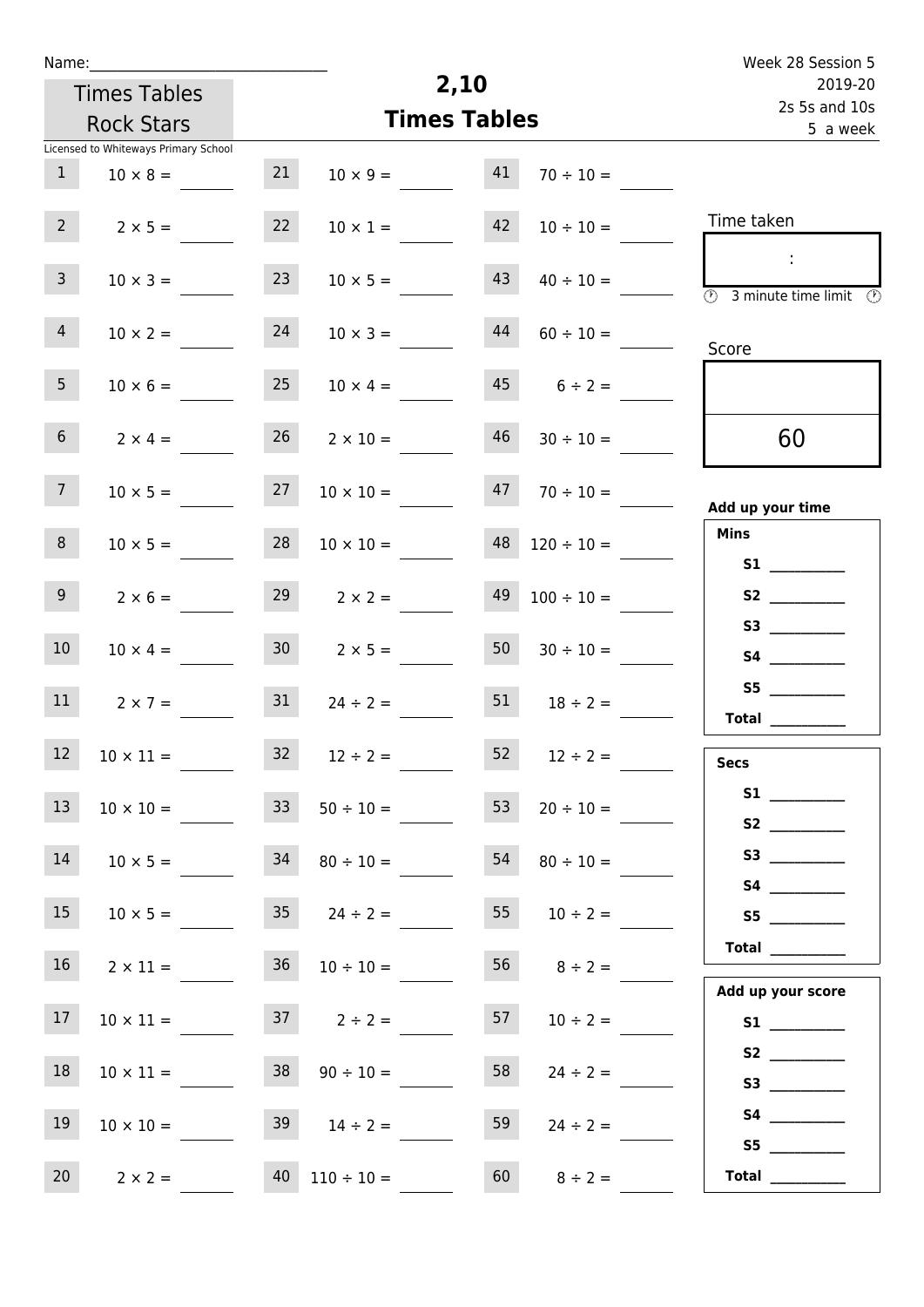Name:______________________________

Times Tables Rock Stars

Licensed to Whiteways Primary School

# 2,10 Times Tables

Week 28 Session 5
2019-20
2s 5s and 10s
5 a week

| | | | | | |
|---|---|---|---|---|---|
| 1 | $10 \times 8 =$ | 21 | $10 \times 9 =$ | 41 | $70 \div 10 =$ |
| 2 | $2 \times 5 =$ | 22 | $10 \times 1 =$ | 42 | $10 \div 10 =$ |
| 3 | $10 \times 3 =$ | 23 | $10 \times 5 =$ | 43 | $40 \div 10 =$ |
| 4 | $10 \times 2 =$ | 24 | $10 \times 3 =$ | 44 | $60 \div 10 =$ |
| 5 | $10 \times 6 =$ | 25 | $10 \times 4 =$ | 45 | $6 \div 2 =$ |
| 6 | $2 \times 4 =$ | 26 | $2 \times 10 =$ | 46 | $30 \div 10 =$ |
| 7 | $10 \times 5 =$ | 27 | $10 \times 10 =$ | 47 | $70 \div 10 =$ |
| 8 | $10 \times 5 =$ | 28 | $10 \times 10 =$ | 48 | $120 \div 10 =$ |
| 9 | $2 \times 6 =$ | 29 | $2 \times 2 =$ | 49 | $100 \div 10 =$ |
| 10 | $10 \times 4 =$ | 30 | $2 \times 5 =$ | 50 | $30 \div 10 =$ |
| 11 | $2 \times 7 =$ | 31 | $24 \div 2 =$ | 51 | $18 \div 2 =$ |
| 12 | $10 \times 11 =$ | 32 | $12 \div 2 =$ | 52 | $12 \div 2 =$ |
| 13 | $10 \times 10 =$ | 33 | $50 \div 10 =$ | 53 | $20 \div 10 =$ |
| 14 | $10 \times 5 =$ | 34 | $80 \div 10 =$ | 54 | $80 \div 10 =$ |
| 15 | $10 \times 5 =$ | 35 | $24 \div 2 =$ | 55 | $10 \div 2 =$ |
| 16 | $2 \times 11 =$ | 36 | $10 \div 10 =$ | 56 | $8 \div 2 =$ |
| 17 | $10 \times 11 =$ | 37 | $2 \div 2 =$ | 57 | $10 \div 2 =$ |
| 18 | $10 \times 11 =$ | 38 | $90 \div 10 =$ | 58 | $24 \div 2 =$ |
| 19 | $10 \times 10 =$ | 39 | $14 \div 2 =$ | 59 | $24 \div 2 =$ |
| 20 | $2 \times 2 =$ | 40 | $110 \div 10 =$ | 60 | $8 \div 2 =$ |

Time taken

:

3 minute time limit

Score

60

**Add up your time**

**Mins**

**S1** __________
**S2** __________
**S3** __________
**S4** __________
**S5** __________
**Total** __________

**Secs**

**S1** __________
**S2** __________
**S3** __________
**S4** __________
**S5** __________
**Total** __________

**Add up your score**

**S1** __________
**S2** __________
**S3** __________
**S4** __________
**S5** __________
**Total** __________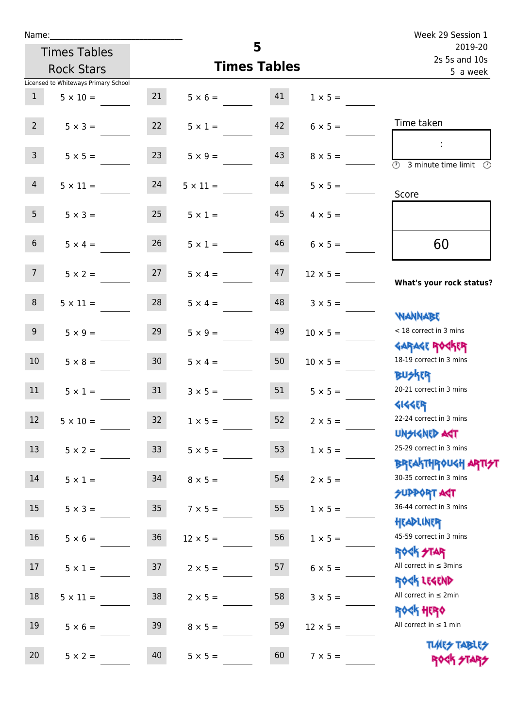Name:\_\_\_\_\_\_\_\_\_\_\_\_\_\_\_\_\_\_\_\_\_\_\_\_\_\_\_\_

Times Tables Rock Stars

Licensed to Whiteways Primary School

# 5
## Times Tables

Week 29 Session 1
2019-20
2s 5s and 10s
5 a week

| | | | | | |
|---|---|---|---|---|---|
| 1 | 5 × 10 = | 21 | 5 × 6 = | 41 | 1 × 5 = |
| 2 | 5 × 3 = | 22 | 5 × 1 = | 42 | 6 × 5 = |
| 3 | 5 × 5 = | 23 | 5 × 9 = | 43 | 8 × 5 = |
| 4 | 5 × 11 = | 24 | 5 × 11 = | 44 | 5 × 5 = |
| 5 | 5 × 3 = | 25 | 5 × 1 = | 45 | 4 × 5 = |
| 6 | 5 × 4 = | 26 | 5 × 1 = | 46 | 6 × 5 = |
| 7 | 5 × 2 = | 27 | 5 × 4 = | 47 | 12 × 5 = |
| 8 | 5 × 11 = | 28 | 5 × 4 = | 48 | 3 × 5 = |
| 9 | 5 × 9 = | 29 | 5 × 9 = | 49 | 10 × 5 = |
| 10 | 5 × 8 = | 30 | 5 × 4 = | 50 | 10 × 5 = |
| 11 | 5 × 1 = | 31 | 3 × 5 = | 51 | 5 × 5 = |
| 12 | 5 × 10 = | 32 | 1 × 5 = | 52 | 2 × 5 = |
| 13 | 5 × 2 = | 33 | 5 × 5 = | 53 | 1 × 5 = |
| 14 | 5 × 1 = | 34 | 8 × 5 = | 54 | 2 × 5 = |
| 15 | 5 × 3 = | 35 | 7 × 5 = | 55 | 1 × 5 = |
| 16 | 5 × 6 = | 36 | 12 × 5 = | 56 | 1 × 5 = |
| 17 | 5 × 1 = | 37 | 2 × 5 = | 57 | 6 × 5 = |
| 18 | 5 × 11 = | 38 | 2 × 5 = | 58 | 3 × 5 = |
| 19 | 5 × 6 = | 39 | 8 × 5 = | 59 | 12 × 5 = |
| 20 | 5 × 2 = | 40 | 5 × 5 = | 60 | 7 × 5 = |

Time taken

:

3 minute time limit

Score

60

**What's your rock status?**

WANNABE
< 18 correct in 3 mins

GARAGE ROCKER
18-19 correct in 3 mins

BUSKER
20-21 correct in 3 mins

GIGGER
22-24 correct in 3 mins

UNSIGNED ACT
25-29 correct in 3 mins

BREAKTHROUGH ARTIST
30-35 correct in 3 mins

SUPPORT ACT
36-44 correct in 3 mins

HEADLINER
45-59 correct in 3 mins

ROCK STAR
All correct in ≤ 3mins

ROCK LEGEND
All correct in ≤ 2min

ROCK HERO
All correct in ≤ 1 min

TIMES TABLES ROCK STARS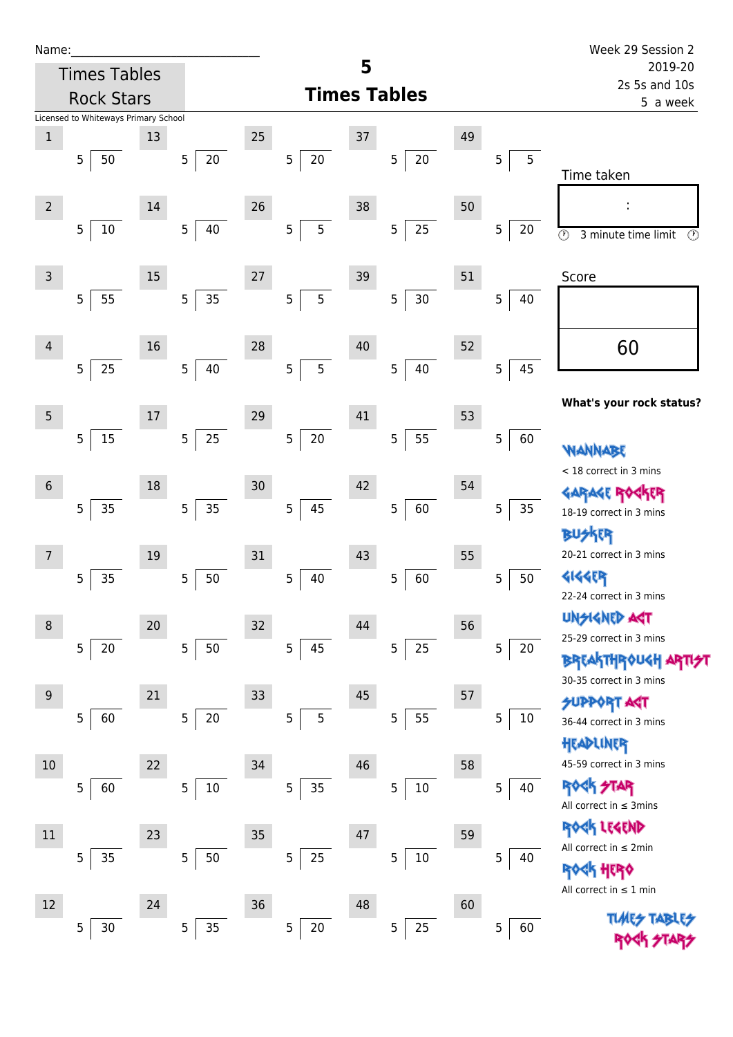Name:_____________________________

Week 29 Session 2
2019-20
2s 5s and 10s
5 a week

Times Tables Rock Stars

# 5
# Times Tables

Licensed to Whiteways Primary School

| No. | Question | No. | Question | No. | Question | No. | Question | No. | Question |
|---|---|---|---|---|---|---|---|---|---|
| 1 | 5 ⟌ 50 | 13 | 5 ⟌ 20 | 25 | 5 ⟌ 20 | 37 | 5 ⟌ 20 | 49 | 5 ⟌ 5 |
| 2 | 5 ⟌ 10 | 14 | 5 ⟌ 40 | 26 | 5 ⟌ 5 | 38 | 5 ⟌ 25 | 50 | 5 ⟌ 20 |
| 3 | 5 ⟌ 55 | 15 | 5 ⟌ 35 | 27 | 5 ⟌ 5 | 39 | 5 ⟌ 30 | 51 | 5 ⟌ 40 |
| 4 | 5 ⟌ 25 | 16 | 5 ⟌ 40 | 28 | 5 ⟌ 5 | 40 | 5 ⟌ 40 | 52 | 5 ⟌ 45 |
| 5 | 5 ⟌ 15 | 17 | 5 ⟌ 25 | 29 | 5 ⟌ 20 | 41 | 5 ⟌ 55 | 53 | 5 ⟌ 60 |
| 6 | 5 ⟌ 35 | 18 | 5 ⟌ 35 | 30 | 5 ⟌ 45 | 42 | 5 ⟌ 60 | 54 | 5 ⟌ 35 |
| 7 | 5 ⟌ 35 | 19 | 5 ⟌ 50 | 31 | 5 ⟌ 40 | 43 | 5 ⟌ 60 | 55 | 5 ⟌ 50 |
| 8 | 5 ⟌ 20 | 20 | 5 ⟌ 50 | 32 | 5 ⟌ 45 | 44 | 5 ⟌ 25 | 56 | 5 ⟌ 20 |
| 9 | 5 ⟌ 60 | 21 | 5 ⟌ 20 | 33 | 5 ⟌ 5 | 45 | 5 ⟌ 55 | 57 | 5 ⟌ 10 |
| 10 | 5 ⟌ 60 | 22 | 5 ⟌ 10 | 34 | 5 ⟌ 35 | 46 | 5 ⟌ 10 | 58 | 5 ⟌ 40 |
| 11 | 5 ⟌ 35 | 23 | 5 ⟌ 50 | 35 | 5 ⟌ 25 | 47 | 5 ⟌ 10 | 59 | 5 ⟌ 40 |
| 12 | 5 ⟌ 30 | 24 | 5 ⟌ 35 | 36 | 5 ⟌ 20 | 48 | 5 ⟌ 25 | 60 | 5 ⟌ 60 |

Time taken

:

3 minute time limit

Score

60

**What's your rock status?**

WANNABE
< 18 correct in 3 mins

GARAGE ROCKER
18-19 correct in 3 mins

BUSKER
20-21 correct in 3 mins

GIGGER
22-24 correct in 3 mins

UNSIGNED ACT
25-29 correct in 3 mins

BREAKTHROUGH ARTIST
30-35 correct in 3 mins

SUPPORT ACT
36-44 correct in 3 mins

HEADLINER
45-59 correct in 3 mins

ROCK STAR
All correct in ≤ 3mins

ROCK LEGEND
All correct in ≤ 2min

ROCK HERO
All correct in ≤ 1 min

TIMES TABLES ROCK STARS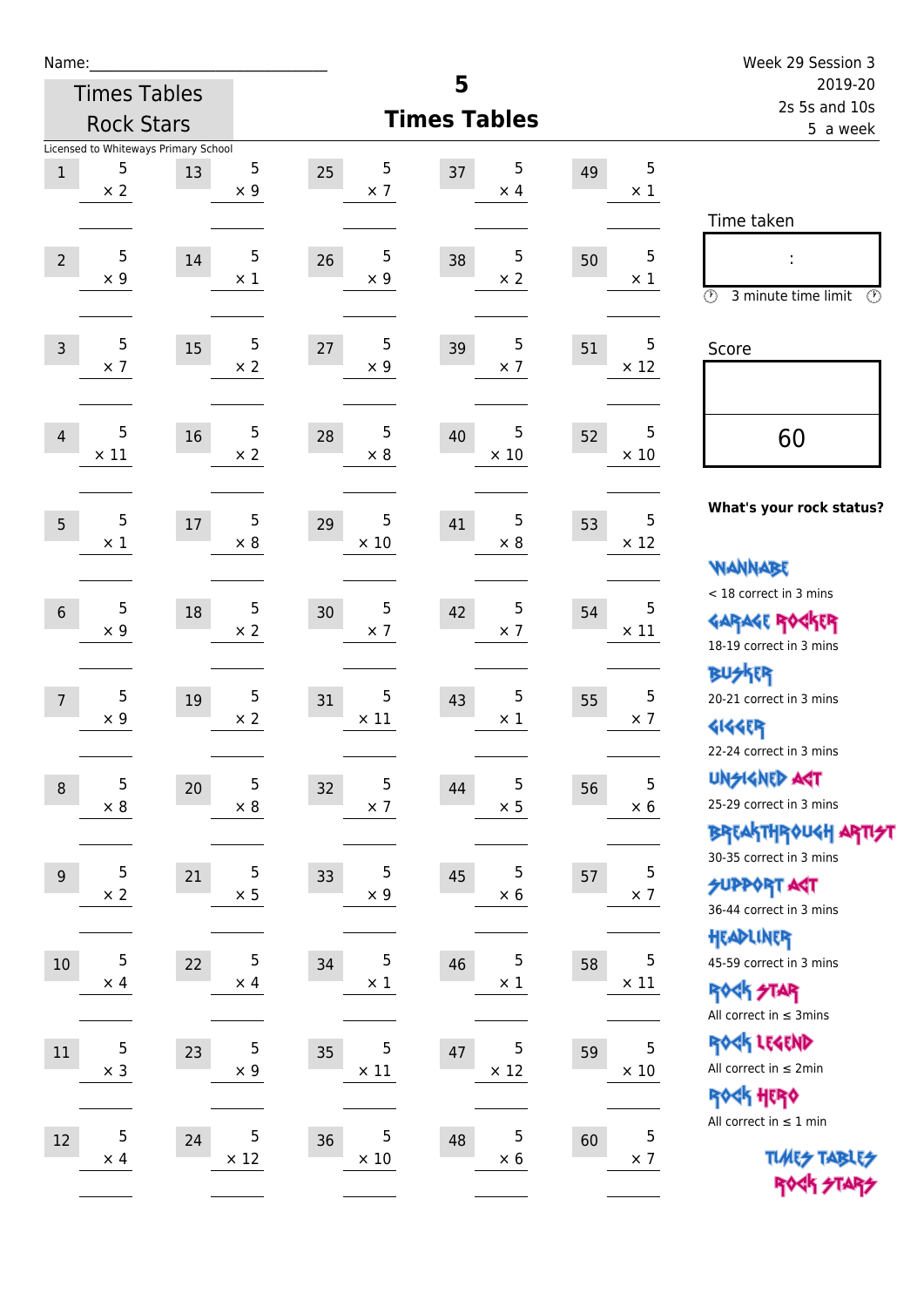Name:\_\_\_\_\_\_\_\_\_\_\_\_\_\_\_\_\_\_\_\_\_\_\_\_\_\_\_\_

Times Tables Rock Stars

Licensed to Whiteways Primary School

# 5 Times Tables

Week 29 Session 3
2019-20
2s 5s and 10s
5 a week

| | | | | | | | | | |
|---|---|---|---|---|---|---|---|---|---|
| 1 | $5 \times 2$ | 13 | $5 \times 9$ | 25 | $5 \times 7$ | 37 | $5 \times 4$ | 49 | $5 \times 1$ |
| 2 | $5 \times 9$ | 14 | $5 \times 1$ | 26 | $5 \times 9$ | 38 | $5 \times 2$ | 50 | $5 \times 1$ |
| 3 | $5 \times 7$ | 15 | $5 \times 2$ | 27 | $5 \times 9$ | 39 | $5 \times 7$ | 51 | $5 \times 12$ |
| 4 | $5 \times 11$ | 16 | $5 \times 2$ | 28 | $5 \times 8$ | 40 | $5 \times 10$ | 52 | $5 \times 10$ |
| 5 | $5 \times 1$ | 17 | $5 \times 8$ | 29 | $5 \times 10$ | 41 | $5 \times 8$ | 53 | $5 \times 12$ |
| 6 | $5 \times 9$ | 18 | $5 \times 2$ | 30 | $5 \times 7$ | 42 | $5 \times 7$ | 54 | $5 \times 11$ |
| 7 | $5 \times 9$ | 19 | $5 \times 2$ | 31 | $5 \times 11$ | 43 | $5 \times 1$ | 55 | $5 \times 7$ |
| 8 | $5 \times 8$ | 20 | $5 \times 8$ | 32 | $5 \times 7$ | 44 | $5 \times 5$ | 56 | $5 \times 6$ |
| 9 | $5 \times 2$ | 21 | $5 \times 5$ | 33 | $5 \times 9$ | 45 | $5 \times 6$ | 57 | $5 \times 7$ |
| 10 | $5 \times 4$ | 22 | $5 \times 4$ | 34 | $5 \times 1$ | 46 | $5 \times 1$ | 58 | $5 \times 11$ |
| 11 | $5 \times 3$ | 23 | $5 \times 9$ | 35 | $5 \times 11$ | 47 | $5 \times 12$ | 59 | $5 \times 10$ |
| 12 | $5 \times 4$ | 24 | $5 \times 12$ | 36 | $5 \times 10$ | 48 | $5 \times 6$ | 60 | $5 \times 7$ |

Time taken

:

3 minute time limit

Score

60

**What's your rock status?**

WANNABE
< 18 correct in 3 mins

GARAGE ROCKER
18-19 correct in 3 mins

BUSKER
20-21 correct in 3 mins

GIGGER
22-24 correct in 3 mins

UNSIGNED ACT
25-29 correct in 3 mins

BREAKTHROUGH ARTIST
30-35 correct in 3 mins

SUPPORT ACT
36-44 correct in 3 mins

HEADLINER
45-59 correct in 3 mins

ROCK STAR
All correct in ≤ 3mins

ROCK LEGEND
All correct in ≤ 2min

ROCK HERO
All correct in ≤ 1 min

TIMES TABLES ROCK STARS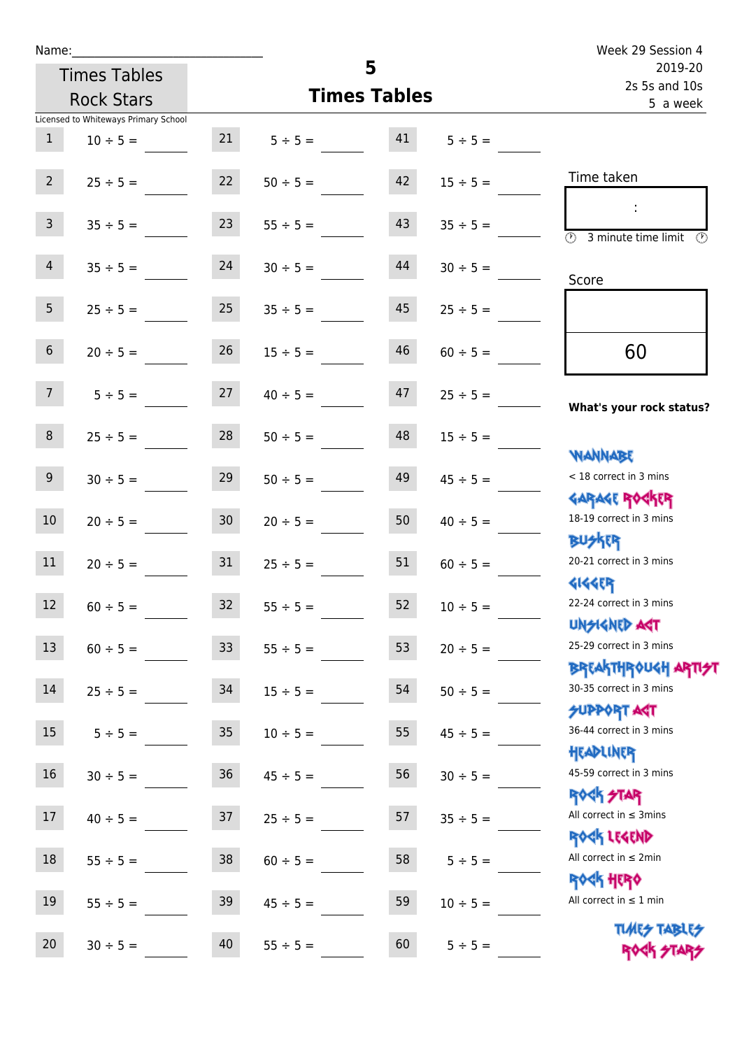Name:\_\_\_\_\_\_\_\_\_\_\_\_\_\_\_\_\_\_\_\_\_\_\_\_\_\_\_\_

Times Tables Rock Stars

Licensed to Whiteways Primary School

# 5 Times Tables

Week 29 Session 4
2019-20
2s 5s and 10s
5 a week

| | | | | | |
|---|---|---|---|---|---|
| 1 | 10 ÷ 5 = | 21 | 5 ÷ 5 = | 41 | 5 ÷ 5 = |
| 2 | 25 ÷ 5 = | 22 | 50 ÷ 5 = | 42 | 15 ÷ 5 = |
| 3 | 35 ÷ 5 = | 23 | 55 ÷ 5 = | 43 | 35 ÷ 5 = |
| 4 | 35 ÷ 5 = | 24 | 30 ÷ 5 = | 44 | 30 ÷ 5 = |
| 5 | 25 ÷ 5 = | 25 | 35 ÷ 5 = | 45 | 25 ÷ 5 = |
| 6 | 20 ÷ 5 = | 26 | 15 ÷ 5 = | 46 | 60 ÷ 5 = |
| 7 | 5 ÷ 5 = | 27 | 40 ÷ 5 = | 47 | 25 ÷ 5 = |
| 8 | 25 ÷ 5 = | 28 | 50 ÷ 5 = | 48 | 15 ÷ 5 = |
| 9 | 30 ÷ 5 = | 29 | 50 ÷ 5 = | 49 | 45 ÷ 5 = |
| 10 | 20 ÷ 5 = | 30 | 20 ÷ 5 = | 50 | 40 ÷ 5 = |
| 11 | 20 ÷ 5 = | 31 | 25 ÷ 5 = | 51 | 60 ÷ 5 = |
| 12 | 60 ÷ 5 = | 32 | 55 ÷ 5 = | 52 | 10 ÷ 5 = |
| 13 | 60 ÷ 5 = | 33 | 55 ÷ 5 = | 53 | 20 ÷ 5 = |
| 14 | 25 ÷ 5 = | 34 | 15 ÷ 5 = | 54 | 50 ÷ 5 = |
| 15 | 5 ÷ 5 = | 35 | 10 ÷ 5 = | 55 | 45 ÷ 5 = |
| 16 | 30 ÷ 5 = | 36 | 45 ÷ 5 = | 56 | 30 ÷ 5 = |
| 17 | 40 ÷ 5 = | 37 | 25 ÷ 5 = | 57 | 35 ÷ 5 = |
| 18 | 55 ÷ 5 = | 38 | 60 ÷ 5 = | 58 | 5 ÷ 5 = |
| 19 | 55 ÷ 5 = | 39 | 45 ÷ 5 = | 59 | 10 ÷ 5 = |
| 20 | 30 ÷ 5 = | 40 | 55 ÷ 5 = | 60 | 5 ÷ 5 = |

Time taken

:

3 minute time limit

Score

60

**What's your rock status?**

- WANNABE: < 18 correct in 3 mins
- GARAGE ROCKER: 18-19 correct in 3 mins
- BUSKER: 20-21 correct in 3 mins
- GIGGER: 22-24 correct in 3 mins
- UNSIGNED ACT: 25-29 correct in 3 mins
- BREAKTHROUGH ARTIST: 30-35 correct in 3 mins
- SUPPORT ACT: 36-44 correct in 3 mins
- HEADLINER: 45-59 correct in 3 mins
- ROCK STAR: All correct in ≤ 3mins
- ROCK LEGEND: All correct in ≤ 2min
- ROCK HERO: All correct in ≤ 1 min

TIMES TABLES ROCK STARS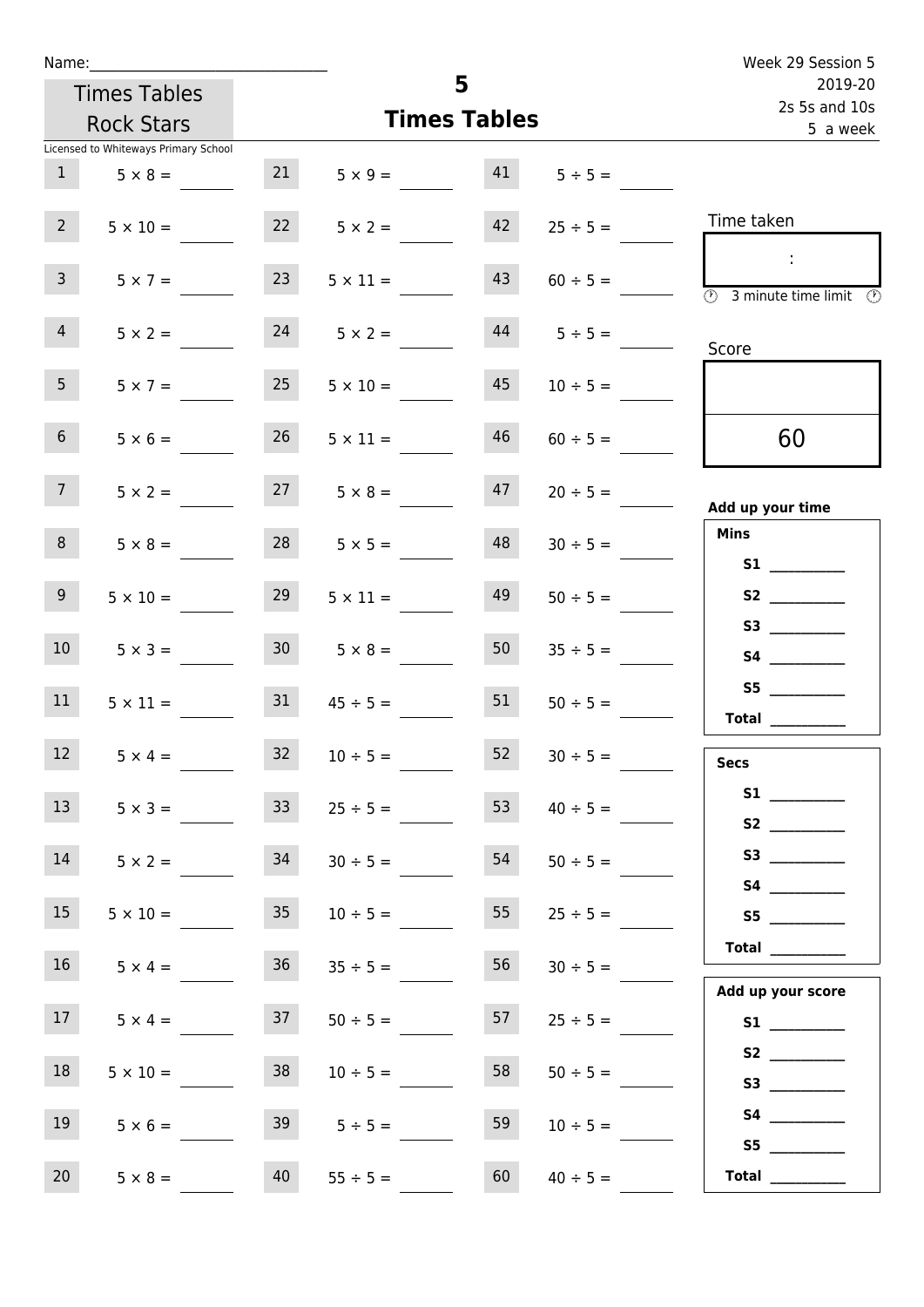Name:______________________________

Times Tables Rock Stars

Licensed to Whiteways Primary School

# 5
## Times Tables

Week 29 Session 5
2019-20
2s 5s and 10s
5 a week

| | | | | | |
|---|---|---|---|---|---|
| 1 | $5 \times 8 =$ | 21 | $5 \times 9 =$ | 41 | $5 \div 5 =$ |
| 2 | $5 \times 10 =$ | 22 | $5 \times 2 =$ | 42 | $25 \div 5 =$ |
| 3 | $5 \times 7 =$ | 23 | $5 \times 11 =$ | 43 | $60 \div 5 =$ |
| 4 | $5 \times 2 =$ | 24 | $5 \times 2 =$ | 44 | $5 \div 5 =$ |
| 5 | $5 \times 7 =$ | 25 | $5 \times 10 =$ | 45 | $10 \div 5 =$ |
| 6 | $5 \times 6 =$ | 26 | $5 \times 11 =$ | 46 | $60 \div 5 =$ |
| 7 | $5 \times 2 =$ | 27 | $5 \times 8 =$ | 47 | $20 \div 5 =$ |
| 8 | $5 \times 8 =$ | 28 | $5 \times 5 =$ | 48 | $30 \div 5 =$ |
| 9 | $5 \times 10 =$ | 29 | $5 \times 11 =$ | 49 | $50 \div 5 =$ |
| 10 | $5 \times 3 =$ | 30 | $5 \times 8 =$ | 50 | $35 \div 5 =$ |
| 11 | $5 \times 11 =$ | 31 | $45 \div 5 =$ | 51 | $50 \div 5 =$ |
| 12 | $5 \times 4 =$ | 32 | $10 \div 5 =$ | 52 | $30 \div 5 =$ |
| 13 | $5 \times 3 =$ | 33 | $25 \div 5 =$ | 53 | $40 \div 5 =$ |
| 14 | $5 \times 2 =$ | 34 | $30 \div 5 =$ | 54 | $50 \div 5 =$ |
| 15 | $5 \times 10 =$ | 35 | $10 \div 5 =$ | 55 | $25 \div 5 =$ |
| 16 | $5 \times 4 =$ | 36 | $35 \div 5 =$ | 56 | $30 \div 5 =$ |
| 17 | $5 \times 4 =$ | 37 | $50 \div 5 =$ | 57 | $25 \div 5 =$ |
| 18 | $5 \times 10 =$ | 38 | $10 \div 5 =$ | 58 | $50 \div 5 =$ |
| 19 | $5 \times 6 =$ | 39 | $5 \div 5 =$ | 59 | $10 \div 5 =$ |
| 20 | $5 \times 8 =$ | 40 | $55 \div 5 =$ | 60 | $40 \div 5 =$ |

Time taken

:

3 minute time limit

Score

60

**Add up your time**

**Mins**

**S1** __________
**S2** __________
**S3** __________
**S4** __________
**S5** __________
**Total** __________

**Secs**

**S1** __________
**S2** __________
**S3** __________
**S4** __________
**S5** __________
**Total** __________

**Add up your score**

**S1** __________
**S2** __________
**S3** __________
**S4** __________
**S5** __________
**Total** __________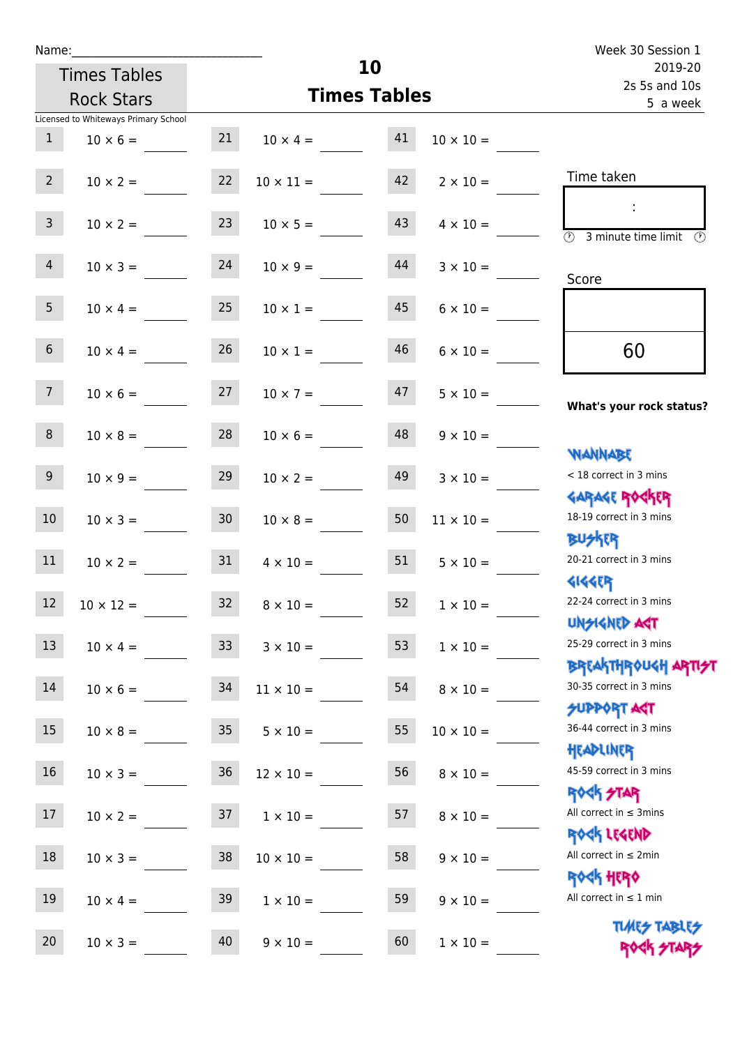Name:\_\_\_\_\_\_\_\_\_\_\_\_\_\_\_\_\_\_\_\_\_\_\_\_\_\_\_\_

Times Tables Rock Stars

Licensed to Whiteways Primary School

# 10 Times Tables

Week 30 Session 1
2019-20
2s 5s and 10s
5 a week

| | | | | | |
|---|---|---|---|---|---|
| 1 | 10 × 6 = | 21 | 10 × 4 = | 41 | 10 × 10 = |
| 2 | 10 × 2 = | 22 | 10 × 11 = | 42 | 2 × 10 = |
| 3 | 10 × 2 = | 23 | 10 × 5 = | 43 | 4 × 10 = |
| 4 | 10 × 3 = | 24 | 10 × 9 = | 44 | 3 × 10 = |
| 5 | 10 × 4 = | 25 | 10 × 1 = | 45 | 6 × 10 = |
| 6 | 10 × 4 = | 26 | 10 × 1 = | 46 | 6 × 10 = |
| 7 | 10 × 6 = | 27 | 10 × 7 = | 47 | 5 × 10 = |
| 8 | 10 × 8 = | 28 | 10 × 6 = | 48 | 9 × 10 = |
| 9 | 10 × 9 = | 29 | 10 × 2 = | 49 | 3 × 10 = |
| 10 | 10 × 3 = | 30 | 10 × 8 = | 50 | 11 × 10 = |
| 11 | 10 × 2 = | 31 | 4 × 10 = | 51 | 5 × 10 = |
| 12 | 10 × 12 = | 32 | 8 × 10 = | 52 | 1 × 10 = |
| 13 | 10 × 4 = | 33 | 3 × 10 = | 53 | 1 × 10 = |
| 14 | 10 × 6 = | 34 | 11 × 10 = | 54 | 8 × 10 = |
| 15 | 10 × 8 = | 35 | 5 × 10 = | 55 | 10 × 10 = |
| 16 | 10 × 3 = | 36 | 12 × 10 = | 56 | 8 × 10 = |
| 17 | 10 × 2 = | 37 | 1 × 10 = | 57 | 8 × 10 = |
| 18 | 10 × 3 = | 38 | 10 × 10 = | 58 | 9 × 10 = |
| 19 | 10 × 4 = | 39 | 1 × 10 = | 59 | 9 × 10 = |
| 20 | 10 × 3 = | 40 | 9 × 10 = | 60 | 1 × 10 = |

Time taken

:

3 minute time limit

Score

60

**What's your rock status?**

WANNABE
< 18 correct in 3 mins

GARAGE ROCKER
18-19 correct in 3 mins

BUSKER
20-21 correct in 3 mins

GIGGER
22-24 correct in 3 mins

UNSIGNED ACT
25-29 correct in 3 mins

BREAKTHROUGH ARTIST
30-35 correct in 3 mins

SUPPORT ACT
36-44 correct in 3 mins

HEADLINER
45-59 correct in 3 mins

ROCK STAR
All correct in ≤ 3mins

ROCK LEGEND
All correct in ≤ 2min

ROCK HERO
All correct in ≤ 1 min

TIMES TABLES ROCK STARS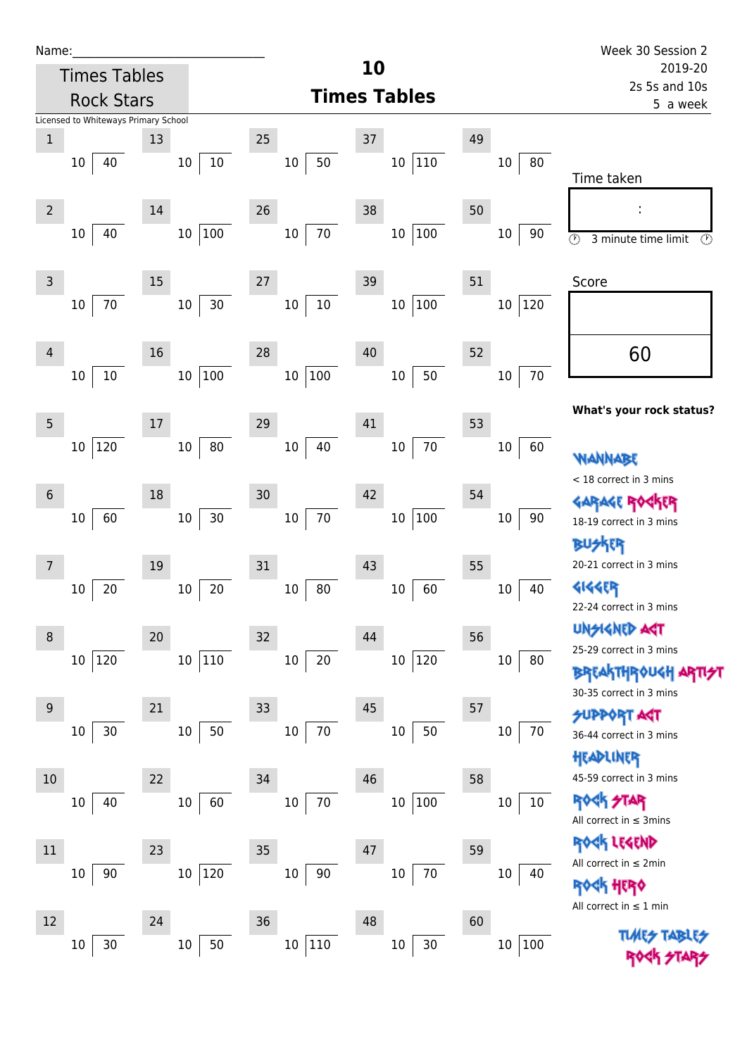Name:______________________________

Week 30 Session 2
2019-20
2s 5s and 10s
5 a week

Times Tables Rock Stars

# 10
# Times Tables

Licensed to Whiteways Primary School

| # | Question | # | Question | # | Question | # | Question | # | Question |
|---|---|---|---|---|---|---|---|---|---|
| 1 | 10 ⟌ 40 | 13 | 10 ⟌ 10 | 25 | 10 ⟌ 50 | 37 | 10 ⟌ 110 | 49 | 10 ⟌ 80 |
| 2 | 10 ⟌ 40 | 14 | 10 ⟌ 100 | 26 | 10 ⟌ 70 | 38 | 10 ⟌ 100 | 50 | 10 ⟌ 90 |
| 3 | 10 ⟌ 70 | 15 | 10 ⟌ 30 | 27 | 10 ⟌ 10 | 39 | 10 ⟌ 100 | 51 | 10 ⟌ 120 |
| 4 | 10 ⟌ 10 | 16 | 10 ⟌ 100 | 28 | 10 ⟌ 100 | 40 | 10 ⟌ 50 | 52 | 10 ⟌ 70 |
| 5 | 10 ⟌ 120 | 17 | 10 ⟌ 80 | 29 | 10 ⟌ 40 | 41 | 10 ⟌ 70 | 53 | 10 ⟌ 60 |
| 6 | 10 ⟌ 60 | 18 | 10 ⟌ 30 | 30 | 10 ⟌ 70 | 42 | 10 ⟌ 100 | 54 | 10 ⟌ 90 |
| 7 | 10 ⟌ 20 | 19 | 10 ⟌ 20 | 31 | 10 ⟌ 80 | 43 | 10 ⟌ 60 | 55 | 10 ⟌ 40 |
| 8 | 10 ⟌ 120 | 20 | 10 ⟌ 110 | 32 | 10 ⟌ 20 | 44 | 10 ⟌ 120 | 56 | 10 ⟌ 80 |
| 9 | 10 ⟌ 30 | 21 | 10 ⟌ 50 | 33 | 10 ⟌ 70 | 45 | 10 ⟌ 50 | 57 | 10 ⟌ 70 |
| 10 | 10 ⟌ 40 | 22 | 10 ⟌ 60 | 34 | 10 ⟌ 70 | 46 | 10 ⟌ 100 | 58 | 10 ⟌ 10 |
| 11 | 10 ⟌ 90 | 23 | 10 ⟌ 120 | 35 | 10 ⟌ 90 | 47 | 10 ⟌ 70 | 59 | 10 ⟌ 40 |
| 12 | 10 ⟌ 30 | 24 | 10 ⟌ 50 | 36 | 10 ⟌ 110 | 48 | 10 ⟌ 30 | 60 | 10 ⟌ 100 |

Time taken

:

3 minute time limit

Score

60

**What's your rock status?**

WANNABE
< 18 correct in 3 mins

GARAGE ROCKER
18-19 correct in 3 mins

BUSKER
20-21 correct in 3 mins

GIGGER
22-24 correct in 3 mins

UNSIGNED ACT
25-29 correct in 3 mins

BREAKTHROUGH ARTIST
30-35 correct in 3 mins

SUPPORT ACT
36-44 correct in 3 mins

HEADLINER
45-59 correct in 3 mins

ROCK STAR
All correct in ≤ 3mins

ROCK LEGEND
All correct in ≤ 2min

ROCK HERO
All correct in ≤ 1 min

TIMES TABLES ROCK STARS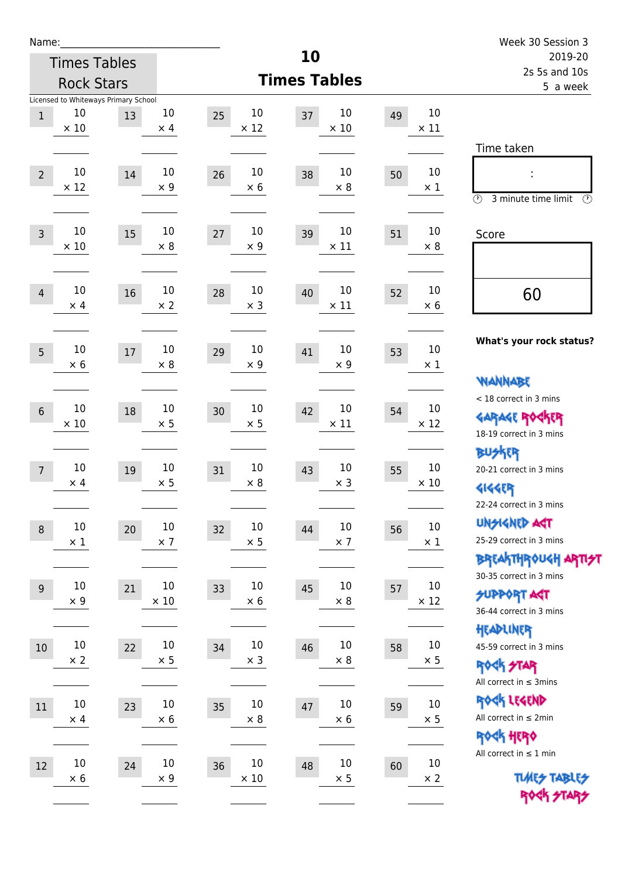Name:\_\_\_\_\_\_\_\_\_\_\_\_\_\_\_\_\_\_\_\_\_\_\_\_\_\_\_\_

Times Tables Rock Stars

Licensed to Whiteways Primary School

# 10 Times Tables

Week 30 Session 3
2019-20
2s 5s and 10s
5 a week

| # | Question | # | Question | # | Question | # | Question | # | Question |
|---|---|---|---|---|---|---|---|---|---|
| 1 | $10 \times 10$ | 13 | $10 \times 4$ | 25 | $10 \times 12$ | 37 | $10 \times 10$ | 49 | $10 \times 11$ |
| 2 | $10 \times 12$ | 14 | $10 \times 9$ | 26 | $10 \times 6$ | 38 | $10 \times 8$ | 50 | $10 \times 1$ |
| 3 | $10 \times 10$ | 15 | $10 \times 8$ | 27 | $10 \times 9$ | 39 | $10 \times 11$ | 51 | $10 \times 8$ |
| 4 | $10 \times 4$ | 16 | $10 \times 2$ | 28 | $10 \times 3$ | 40 | $10 \times 11$ | 52 | $10 \times 6$ |
| 5 | $10 \times 6$ | 17 | $10 \times 8$ | 29 | $10 \times 9$ | 41 | $10 \times 9$ | 53 | $10 \times 1$ |
| 6 | $10 \times 10$ | 18 | $10 \times 5$ | 30 | $10 \times 5$ | 42 | $10 \times 11$ | 54 | $10 \times 12$ |
| 7 | $10 \times 4$ | 19 | $10 \times 5$ | 31 | $10 \times 8$ | 43 | $10 \times 3$ | 55 | $10 \times 10$ |
| 8 | $10 \times 1$ | 20 | $10 \times 7$ | 32 | $10 \times 5$ | 44 | $10 \times 7$ | 56 | $10 \times 1$ |
| 9 | $10 \times 9$ | 21 | $10 \times 10$ | 33 | $10 \times 6$ | 45 | $10 \times 8$ | 57 | $10 \times 12$ |
| 10 | $10 \times 2$ | 22 | $10 \times 5$ | 34 | $10 \times 3$ | 46 | $10 \times 8$ | 58 | $10 \times 5$ |
| 11 | $10 \times 4$ | 23 | $10 \times 6$ | 35 | $10 \times 8$ | 47 | $10 \times 6$ | 59 | $10 \times 5$ |
| 12 | $10 \times 6$ | 24 | $10 \times 9$ | 36 | $10 \times 10$ | 48 | $10 \times 5$ | 60 | $10 \times 2$ |

Time taken

:

3 minute time limit

Score

60

**What's your rock status?**

WANNABE
< 18 correct in 3 mins

GARAGE ROCKER
18-19 correct in 3 mins

BUSKER
20-21 correct in 3 mins

GIGGER
22-24 correct in 3 mins

UNSIGNED ACT
25-29 correct in 3 mins

BREAKTHROUGH ARTIST
30-35 correct in 3 mins

SUPPORT ACT
36-44 correct in 3 mins

HEADLINER
45-59 correct in 3 mins

ROCK STAR
All correct in ≤ 3mins

ROCK LEGEND
All correct in ≤ 2min

ROCK HERO
All correct in ≤ 1 min

TIMES TABLES ROCK STARS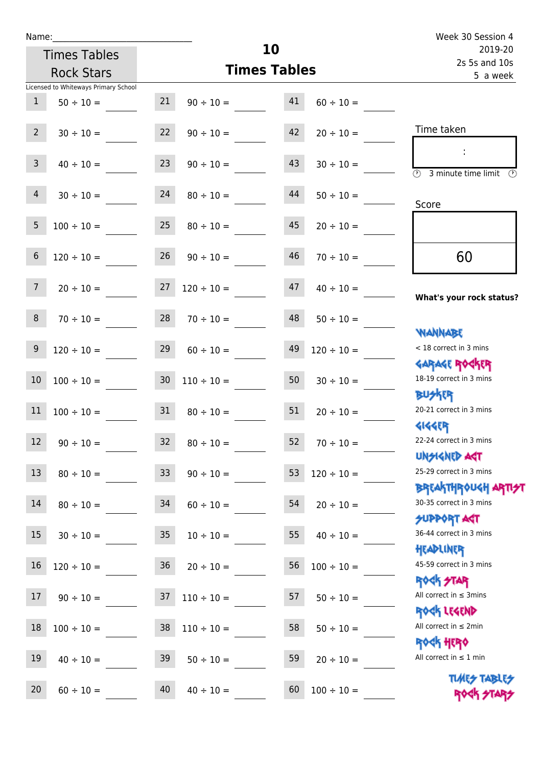Name:

Times Tables Rock Stars

Licensed to Whiteways Primary School

# 10 Times Tables

Week 30 Session 4
2019-20
2s 5s and 10s
5 a week

| | | | | | |
|---|---|---|---|---|---|
| 1 | 50 ÷ 10 = | 21 | 90 ÷ 10 = | 41 | 60 ÷ 10 = |
| 2 | 30 ÷ 10 = | 22 | 90 ÷ 10 = | 42 | 20 ÷ 10 = |
| 3 | 40 ÷ 10 = | 23 | 90 ÷ 10 = | 43 | 30 ÷ 10 = |
| 4 | 30 ÷ 10 = | 24 | 80 ÷ 10 = | 44 | 50 ÷ 10 = |
| 5 | 100 ÷ 10 = | 25 | 80 ÷ 10 = | 45 | 20 ÷ 10 = |
| 6 | 120 ÷ 10 = | 26 | 90 ÷ 10 = | 46 | 70 ÷ 10 = |
| 7 | 20 ÷ 10 = | 27 | 120 ÷ 10 = | 47 | 40 ÷ 10 = |
| 8 | 70 ÷ 10 = | 28 | 70 ÷ 10 = | 48 | 50 ÷ 10 = |
| 9 | 120 ÷ 10 = | 29 | 60 ÷ 10 = | 49 | 120 ÷ 10 = |
| 10 | 100 ÷ 10 = | 30 | 110 ÷ 10 = | 50 | 30 ÷ 10 = |
| 11 | 100 ÷ 10 = | 31 | 80 ÷ 10 = | 51 | 20 ÷ 10 = |
| 12 | 90 ÷ 10 = | 32 | 80 ÷ 10 = | 52 | 70 ÷ 10 = |
| 13 | 80 ÷ 10 = | 33 | 90 ÷ 10 = | 53 | 120 ÷ 10 = |
| 14 | 80 ÷ 10 = | 34 | 60 ÷ 10 = | 54 | 20 ÷ 10 = |
| 15 | 30 ÷ 10 = | 35 | 10 ÷ 10 = | 55 | 40 ÷ 10 = |
| 16 | 120 ÷ 10 = | 36 | 20 ÷ 10 = | 56 | 100 ÷ 10 = |
| 17 | 90 ÷ 10 = | 37 | 110 ÷ 10 = | 57 | 50 ÷ 10 = |
| 18 | 100 ÷ 10 = | 38 | 110 ÷ 10 = | 58 | 50 ÷ 10 = |
| 19 | 40 ÷ 10 = | 39 | 50 ÷ 10 = | 59 | 20 ÷ 10 = |
| 20 | 60 ÷ 10 = | 40 | 40 ÷ 10 = | 60 | 100 ÷ 10 = |

Time taken

:

3 minute time limit

Score

60

**What's your rock status?**

WANNABE
< 18 correct in 3 mins

GARAGE ROCKER
18-19 correct in 3 mins

BUSKER
20-21 correct in 3 mins

GIGGER
22-24 correct in 3 mins

UNSIGNED ACT
25-29 correct in 3 mins

BREAKTHROUGH ARTIST
30-35 correct in 3 mins

SUPPORT ACT
36-44 correct in 3 mins

HEADLINER
45-59 correct in 3 mins

ROCK STAR
All correct in ≤ 3mins

ROCK LEGEND
All correct in ≤ 2min

ROCK HERO
All correct in ≤ 1 min

TIMES TABLES ROCK STARS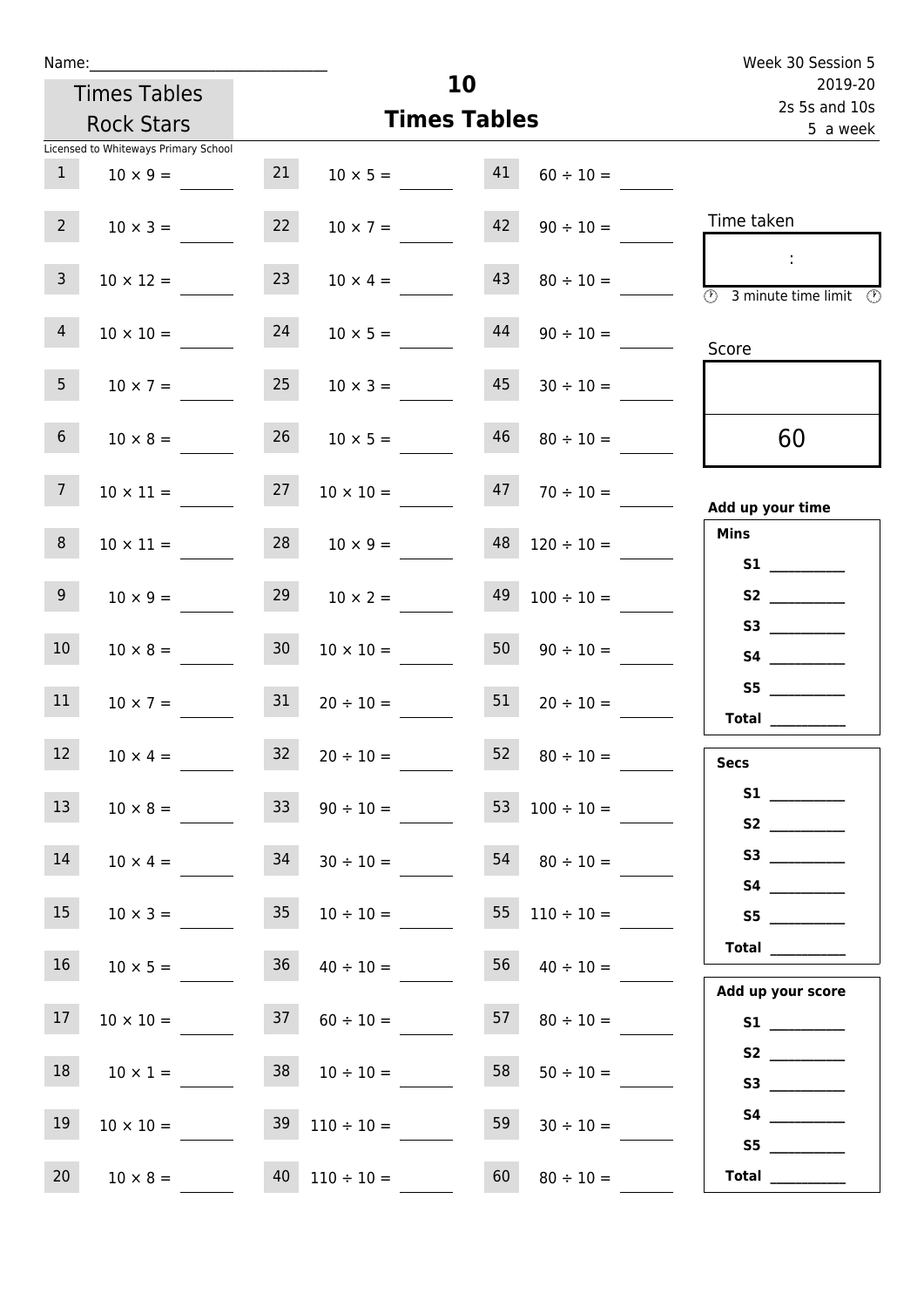Name:______________________________

Times Tables Rock Stars

Licensed to Whiteways Primary School

# 10 Times Tables

Week 30 Session 5
2019-20
2s 5s and 10s
5 a week

| | | | | | |
|---|---|---|---|---|---|
| 1 | $10 \times 9 =$ | 21 | $10 \times 5 =$ | 41 | $60 \div 10 =$ |
| 2 | $10 \times 3 =$ | 22 | $10 \times 7 =$ | 42 | $90 \div 10 =$ |
| 3 | $10 \times 12 =$ | 23 | $10 \times 4 =$ | 43 | $80 \div 10 =$ |
| 4 | $10 \times 10 =$ | 24 | $10 \times 5 =$ | 44 | $90 \div 10 =$ |
| 5 | $10 \times 7 =$ | 25 | $10 \times 3 =$ | 45 | $30 \div 10 =$ |
| 6 | $10 \times 8 =$ | 26 | $10 \times 5 =$ | 46 | $80 \div 10 =$ |
| 7 | $10 \times 11 =$ | 27 | $10 \times 10 =$ | 47 | $70 \div 10 =$ |
| 8 | $10 \times 11 =$ | 28 | $10 \times 9 =$ | 48 | $120 \div 10 =$ |
| 9 | $10 \times 9 =$ | 29 | $10 \times 2 =$ | 49 | $100 \div 10 =$ |
| 10 | $10 \times 8 =$ | 30 | $10 \times 10 =$ | 50 | $90 \div 10 =$ |
| 11 | $10 \times 7 =$ | 31 | $20 \div 10 =$ | 51 | $20 \div 10 =$ |
| 12 | $10 \times 4 =$ | 32 | $20 \div 10 =$ | 52 | $80 \div 10 =$ |
| 13 | $10 \times 8 =$ | 33 | $90 \div 10 =$ | 53 | $100 \div 10 =$ |
| 14 | $10 \times 4 =$ | 34 | $30 \div 10 =$ | 54 | $80 \div 10 =$ |
| 15 | $10 \times 3 =$ | 35 | $10 \div 10 =$ | 55 | $110 \div 10 =$ |
| 16 | $10 \times 5 =$ | 36 | $40 \div 10 =$ | 56 | $40 \div 10 =$ |
| 17 | $10 \times 10 =$ | 37 | $60 \div 10 =$ | 57 | $80 \div 10 =$ |
| 18 | $10 \times 1 =$ | 38 | $10 \div 10 =$ | 58 | $50 \div 10 =$ |
| 19 | $10 \times 10 =$ | 39 | $110 \div 10 =$ | 59 | $30 \div 10 =$ |
| 20 | $10 \times 8 =$ | 40 | $110 \div 10 =$ | 60 | $80 \div 10 =$ |

Time taken

:

3 minute time limit

Score

60

**Add up your time**

**Mins**
- **S1** ________
- **S2** ________
- **S3** ________
- **S4** ________
- **S5** ________
- **Total** ________

**Secs**
- **S1** ________
- **S2** ________
- **S3** ________
- **S4** ________
- **S5** ________
- **Total** ________

**Add up your score**
- **S1** ________
- **S2** ________
- **S3** ________
- **S4** ________
- **S5** ________
- **Total** ________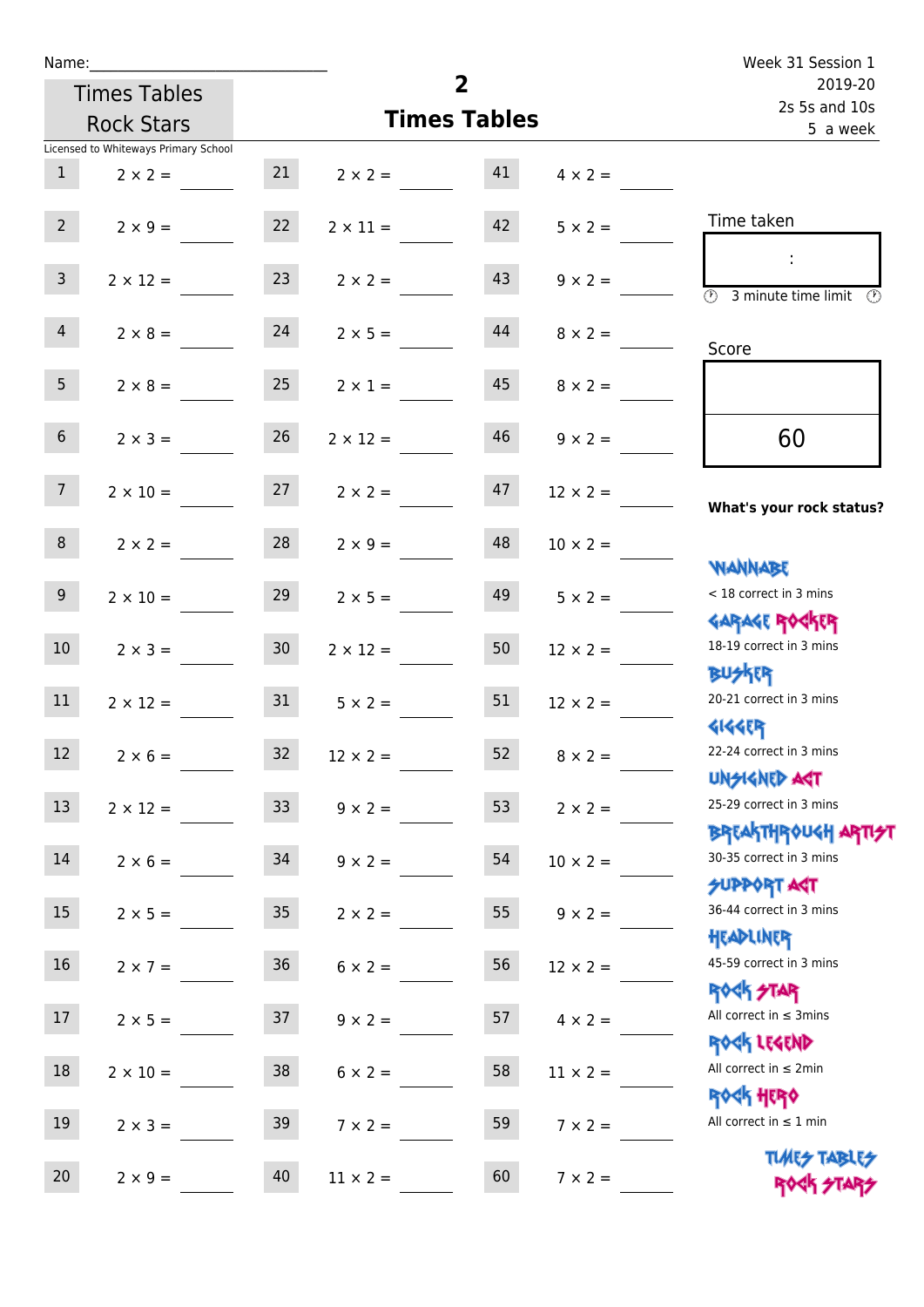Name:

Week 31 Session 1
2019-20
2s 5s and 10s
5 a week

Times Tables Rock Stars

# 2
## Times Tables

Licensed to Whiteways Primary School

| | | | | | |
|---|---|---|---|---|---|
| 1 | 2 × 2 = | 21 | 2 × 2 = | 41 | 4 × 2 = |
| 2 | 2 × 9 = | 22 | 2 × 11 = | 42 | 5 × 2 = |
| 3 | 2 × 12 = | 23 | 2 × 2 = | 43 | 9 × 2 = |
| 4 | 2 × 8 = | 24 | 2 × 5 = | 44 | 8 × 2 = |
| 5 | 2 × 8 = | 25 | 2 × 1 = | 45 | 8 × 2 = |
| 6 | 2 × 3 = | 26 | 2 × 12 = | 46 | 9 × 2 = |
| 7 | 2 × 10 = | 27 | 2 × 2 = | 47 | 12 × 2 = |
| 8 | 2 × 2 = | 28 | 2 × 9 = | 48 | 10 × 2 = |
| 9 | 2 × 10 = | 29 | 2 × 5 = | 49 | 5 × 2 = |
| 10 | 2 × 3 = | 30 | 2 × 12 = | 50 | 12 × 2 = |
| 11 | 2 × 12 = | 31 | 5 × 2 = | 51 | 12 × 2 = |
| 12 | 2 × 6 = | 32 | 12 × 2 = | 52 | 8 × 2 = |
| 13 | 2 × 12 = | 33 | 9 × 2 = | 53 | 2 × 2 = |
| 14 | 2 × 6 = | 34 | 9 × 2 = | 54 | 10 × 2 = |
| 15 | 2 × 5 = | 35 | 2 × 2 = | 55 | 9 × 2 = |
| 16 | 2 × 7 = | 36 | 6 × 2 = | 56 | 12 × 2 = |
| 17 | 2 × 5 = | 37 | 9 × 2 = | 57 | 4 × 2 = |
| 18 | 2 × 10 = | 38 | 6 × 2 = | 58 | 11 × 2 = |
| 19 | 2 × 3 = | 39 | 7 × 2 = | 59 | 7 × 2 = |
| 20 | 2 × 9 = | 40 | 11 × 2 = | 60 | 7 × 2 = |

Time taken

:

3 minute time limit

Score

60

**What's your rock status?**

WANNABE
< 18 correct in 3 mins

GARAGE ROCKER
18-19 correct in 3 mins

BUSKER
20-21 correct in 3 mins

GIGGER
22-24 correct in 3 mins

UNSIGNED ACT
25-29 correct in 3 mins

BREAKTHROUGH ARTIST
30-35 correct in 3 mins

SUPPORT ACT
36-44 correct in 3 mins

HEADLINER
45-59 correct in 3 mins

ROCK STAR
All correct in ≤ 3mins

ROCK LEGEND
All correct in ≤ 2min

ROCK HERO
All correct in ≤ 1 min

TIMES TABLES ROCK STARS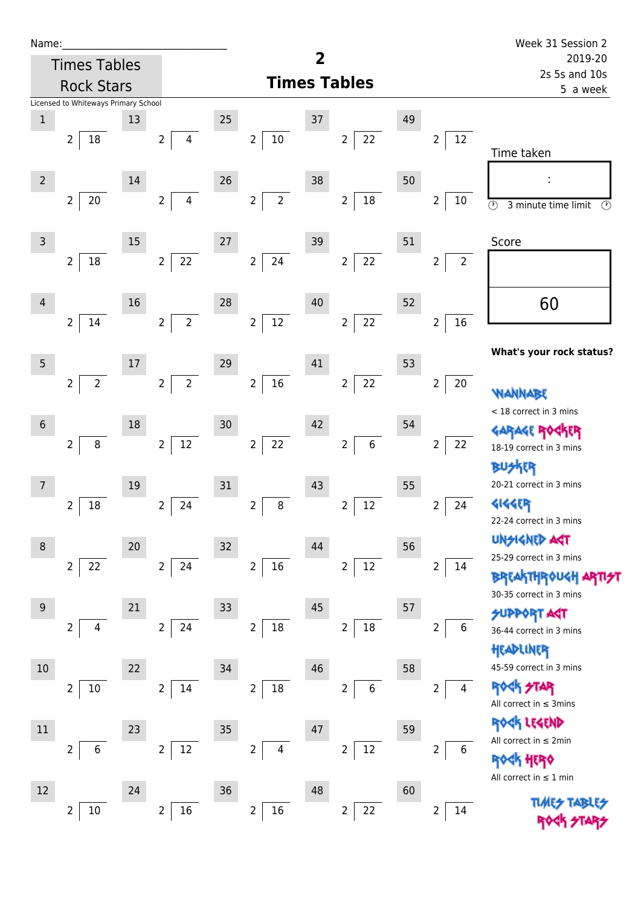Name:\_\_\_\_\_\_\_\_\_\_\_\_\_\_\_\_\_\_\_\_\_\_\_\_\_\_\_\_

Times Tables Rock Stars

Licensed to Whiteways Primary School

# 2
## Times Tables

Week 31 Session 2
2019-20
2s 5s and 10s
5 a week

| # | Question | # | Question | # | Question | # | Question | # | Question |
|---|---|---|---|---|---|---|---|---|---|
| 1 | 2 ⟌ 18 | 13 | 2 ⟌ 4 | 25 | 2 ⟌ 10 | 37 | 2 ⟌ 22 | 49 | 2 ⟌ 12 |
| 2 | 2 ⟌ 20 | 14 | 2 ⟌ 4 | 26 | 2 ⟌ 2 | 38 | 2 ⟌ 18 | 50 | 2 ⟌ 10 |
| 3 | 2 ⟌ 18 | 15 | 2 ⟌ 22 | 27 | 2 ⟌ 24 | 39 | 2 ⟌ 22 | 51 | 2 ⟌ 2 |
| 4 | 2 ⟌ 14 | 16 | 2 ⟌ 2 | 28 | 2 ⟌ 12 | 40 | 2 ⟌ 22 | 52 | 2 ⟌ 16 |
| 5 | 2 ⟌ 2 | 17 | 2 ⟌ 2 | 29 | 2 ⟌ 16 | 41 | 2 ⟌ 22 | 53 | 2 ⟌ 20 |
| 6 | 2 ⟌ 8 | 18 | 2 ⟌ 12 | 30 | 2 ⟌ 22 | 42 | 2 ⟌ 6 | 54 | 2 ⟌ 22 |
| 7 | 2 ⟌ 18 | 19 | 2 ⟌ 24 | 31 | 2 ⟌ 8 | 43 | 2 ⟌ 12 | 55 | 2 ⟌ 24 |
| 8 | 2 ⟌ 22 | 20 | 2 ⟌ 24 | 32 | 2 ⟌ 16 | 44 | 2 ⟌ 12 | 56 | 2 ⟌ 14 |
| 9 | 2 ⟌ 4 | 21 | 2 ⟌ 24 | 33 | 2 ⟌ 18 | 45 | 2 ⟌ 18 | 57 | 2 ⟌ 6 |
| 10 | 2 ⟌ 10 | 22 | 2 ⟌ 14 | 34 | 2 ⟌ 18 | 46 | 2 ⟌ 6 | 58 | 2 ⟌ 4 |
| 11 | 2 ⟌ 6 | 23 | 2 ⟌ 12 | 35 | 2 ⟌ 4 | 47 | 2 ⟌ 12 | 59 | 2 ⟌ 6 |
| 12 | 2 ⟌ 10 | 24 | 2 ⟌ 16 | 36 | 2 ⟌ 16 | 48 | 2 ⟌ 22 | 60 | 2 ⟌ 14 |

Time taken

:

3 minute time limit

Score

60

**What's your rock status?**

WANNABE
< 18 correct in 3 mins

GARAGE ROCKER
18-19 correct in 3 mins

BUSKER
20-21 correct in 3 mins

GIGGER
22-24 correct in 3 mins

UNSIGNED ACT
25-29 correct in 3 mins

BREAKTHROUGH ARTIST
30-35 correct in 3 mins

SUPPORT ACT
36-44 correct in 3 mins

HEADLINER
45-59 correct in 3 mins

ROCK STAR
All correct in ≤ 3mins

ROCK LEGEND
All correct in ≤ 2min

ROCK HERO
All correct in ≤ 1 min

TIMES TABLES ROCK STARS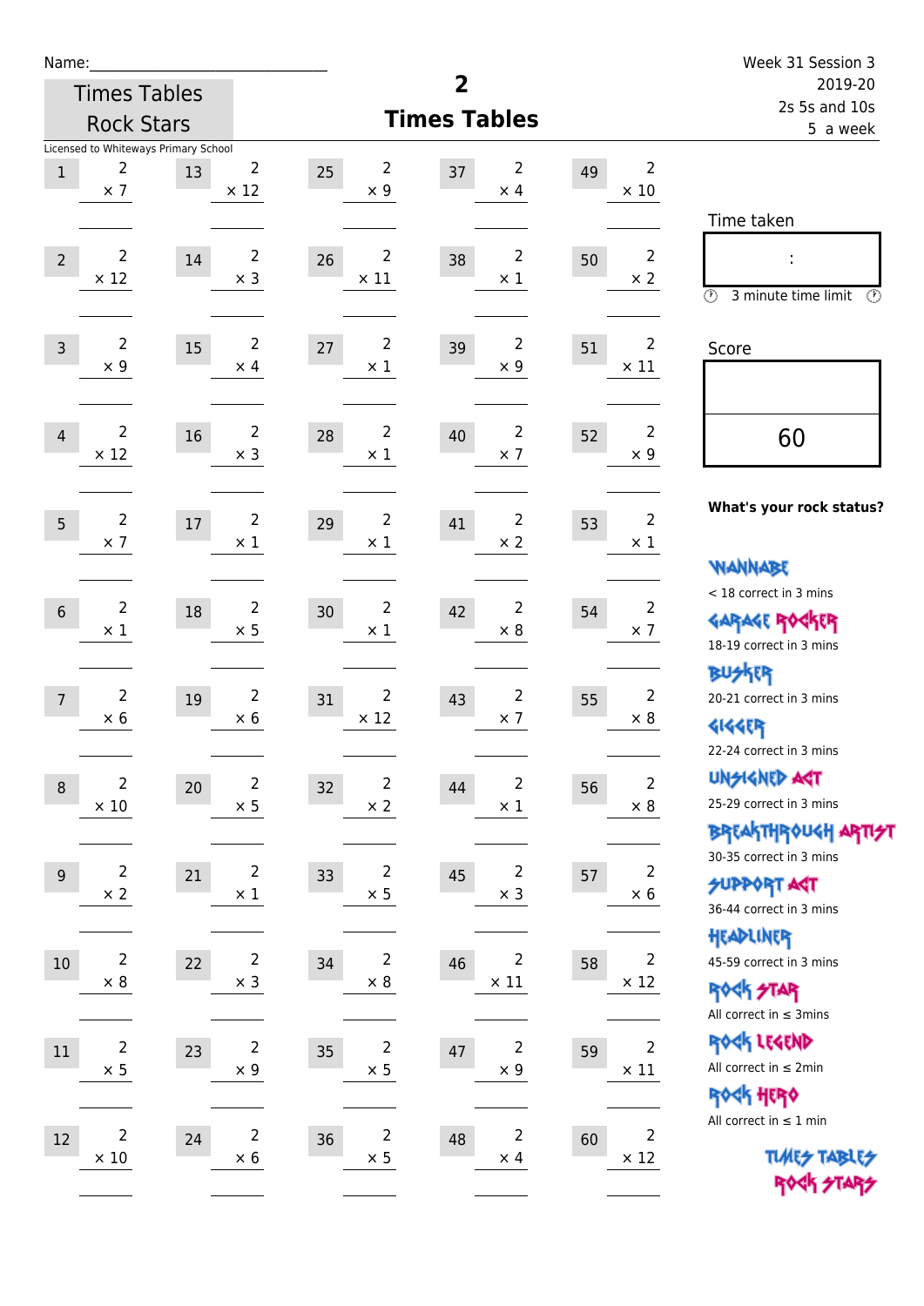Name:\_\_\_\_\_\_\_\_\_\_\_\_\_\_\_\_\_\_\_\_\_\_\_\_\_\_\_\_

Times Tables Rock Stars

Licensed to Whiteways Primary School

# 2
## Times Tables

Week 31 Session 3
2019-20
2s 5s and 10s
5 a week

| | | | | | | | | | |
|---|---|---|---|---|---|---|---|---|---|
| 1 | 2 × 7 | 13 | 2 × 12 | 25 | 2 × 9 | 37 | 2 × 4 | 49 | 2 × 10 |
| 2 | 2 × 12 | 14 | 2 × 3 | 26 | 2 × 11 | 38 | 2 × 1 | 50 | 2 × 2 |
| 3 | 2 × 9 | 15 | 2 × 4 | 27 | 2 × 1 | 39 | 2 × 9 | 51 | 2 × 11 |
| 4 | 2 × 12 | 16 | 2 × 3 | 28 | 2 × 1 | 40 | 2 × 7 | 52 | 2 × 9 |
| 5 | 2 × 7 | 17 | 2 × 1 | 29 | 2 × 1 | 41 | 2 × 2 | 53 | 2 × 1 |
| 6 | 2 × 1 | 18 | 2 × 5 | 30 | 2 × 1 | 42 | 2 × 8 | 54 | 2 × 7 |
| 7 | 2 × 6 | 19 | 2 × 6 | 31 | 2 × 12 | 43 | 2 × 7 | 55 | 2 × 8 |
| 8 | 2 × 10 | 20 | 2 × 5 | 32 | 2 × 2 | 44 | 2 × 1 | 56 | 2 × 8 |
| 9 | 2 × 2 | 21 | 2 × 1 | 33 | 2 × 5 | 45 | 2 × 3 | 57 | 2 × 6 |
| 10 | 2 × 8 | 22 | 2 × 3 | 34 | 2 × 8 | 46 | 2 × 11 | 58 | 2 × 12 |
| 11 | 2 × 5 | 23 | 2 × 9 | 35 | 2 × 5 | 47 | 2 × 9 | 59 | 2 × 11 |
| 12 | 2 × 10 | 24 | 2 × 6 | 36 | 2 × 5 | 48 | 2 × 4 | 60 | 2 × 12 |

Time taken

:

3 minute time limit

Score

60

**What's your rock status?**

WANNABE
< 18 correct in 3 mins

GARAGE ROCKER
18-19 correct in 3 mins

BUSKER
20-21 correct in 3 mins

GIGGER
22-24 correct in 3 mins

UNSIGNED ACT
25-29 correct in 3 mins

BREAKTHROUGH ARTIST
30-35 correct in 3 mins

SUPPORT ACT
36-44 correct in 3 mins

HEADLINER
45-59 correct in 3 mins

ROCK STAR
All correct in ≤ 3mins

ROCK LEGEND
All correct in ≤ 2min

ROCK HERO
All correct in ≤ 1 min

TIMES TABLES ROCK STARS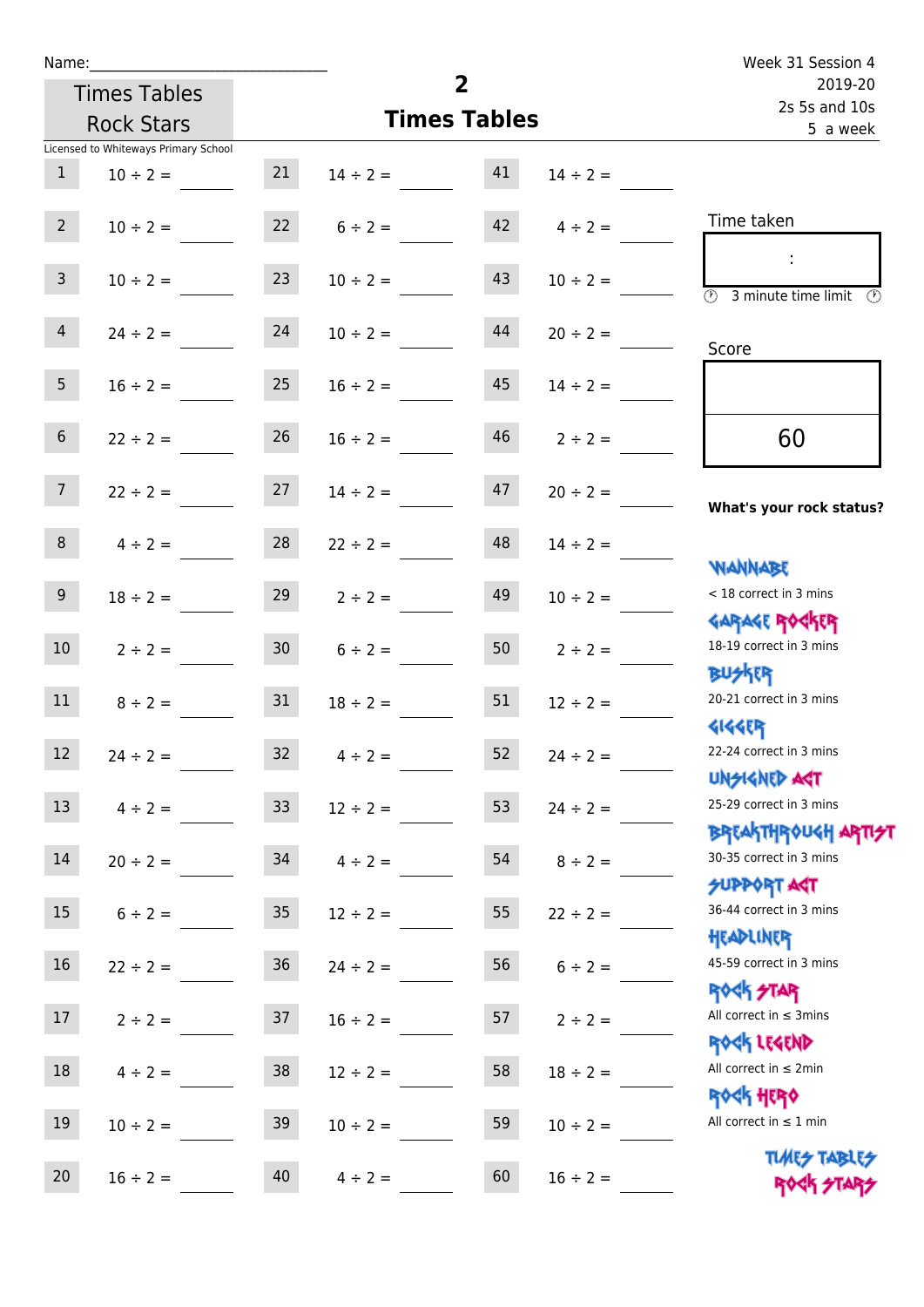Name:______________________________

Times Tables Rock Stars

# 2
## Times Tables

Week 31 Session 4
2019-20
2s 5s and 10s
5 a week

Licensed to Whiteways Primary School

| | | | | | |
|---|---|---|---|---|---|
| 1 | 10 ÷ 2 = ____ | 21 | 14 ÷ 2 = ____ | 41 | 14 ÷ 2 = ____ |
| 2 | 10 ÷ 2 = ____ | 22 | 6 ÷ 2 = ____ | 42 | 4 ÷ 2 = ____ |
| 3 | 10 ÷ 2 = ____ | 23 | 10 ÷ 2 = ____ | 43 | 10 ÷ 2 = ____ |
| 4 | 24 ÷ 2 = ____ | 24 | 10 ÷ 2 = ____ | 44 | 20 ÷ 2 = ____ |
| 5 | 16 ÷ 2 = ____ | 25 | 16 ÷ 2 = ____ | 45 | 14 ÷ 2 = ____ |
| 6 | 22 ÷ 2 = ____ | 26 | 16 ÷ 2 = ____ | 46 | 2 ÷ 2 = ____ |
| 7 | 22 ÷ 2 = ____ | 27 | 14 ÷ 2 = ____ | 47 | 20 ÷ 2 = ____ |
| 8 | 4 ÷ 2 = ____ | 28 | 22 ÷ 2 = ____ | 48 | 14 ÷ 2 = ____ |
| 9 | 18 ÷ 2 = ____ | 29 | 2 ÷ 2 = ____ | 49 | 10 ÷ 2 = ____ |
| 10 | 2 ÷ 2 = ____ | 30 | 6 ÷ 2 = ____ | 50 | 2 ÷ 2 = ____ |
| 11 | 8 ÷ 2 = ____ | 31 | 18 ÷ 2 = ____ | 51 | 12 ÷ 2 = ____ |
| 12 | 24 ÷ 2 = ____ | 32 | 4 ÷ 2 = ____ | 52 | 24 ÷ 2 = ____ |
| 13 | 4 ÷ 2 = ____ | 33 | 12 ÷ 2 = ____ | 53 | 24 ÷ 2 = ____ |
| 14 | 20 ÷ 2 = ____ | 34 | 4 ÷ 2 = ____ | 54 | 8 ÷ 2 = ____ |
| 15 | 6 ÷ 2 = ____ | 35 | 12 ÷ 2 = ____ | 55 | 22 ÷ 2 = ____ |
| 16 | 22 ÷ 2 = ____ | 36 | 24 ÷ 2 = ____ | 56 | 6 ÷ 2 = ____ |
| 17 | 2 ÷ 2 = ____ | 37 | 16 ÷ 2 = ____ | 57 | 2 ÷ 2 = ____ |
| 18 | 4 ÷ 2 = ____ | 38 | 12 ÷ 2 = ____ | 58 | 18 ÷ 2 = ____ |
| 19 | 10 ÷ 2 = ____ | 39 | 10 ÷ 2 = ____ | 59 | 10 ÷ 2 = ____ |
| 20 | 16 ÷ 2 = ____ | 40 | 4 ÷ 2 = ____ | 60 | 16 ÷ 2 = ____ |

Time taken

:

3 minute time limit

Score

60

**What's your rock status?**

WANNABE
< 18 correct in 3 mins

GARAGE ROCKER
18-19 correct in 3 mins

BUSKER
20-21 correct in 3 mins

GIGGER
22-24 correct in 3 mins

UNSIGNED ACT
25-29 correct in 3 mins

BREAKTHROUGH ARTIST
30-35 correct in 3 mins

SUPPORT ACT
36-44 correct in 3 mins

HEADLINER
45-59 correct in 3 mins

ROCK STAR
All correct in ≤ 3mins

ROCK LEGEND
All correct in ≤ 2min

ROCK HERO
All correct in ≤ 1 min

TIMES TABLES ROCK STARS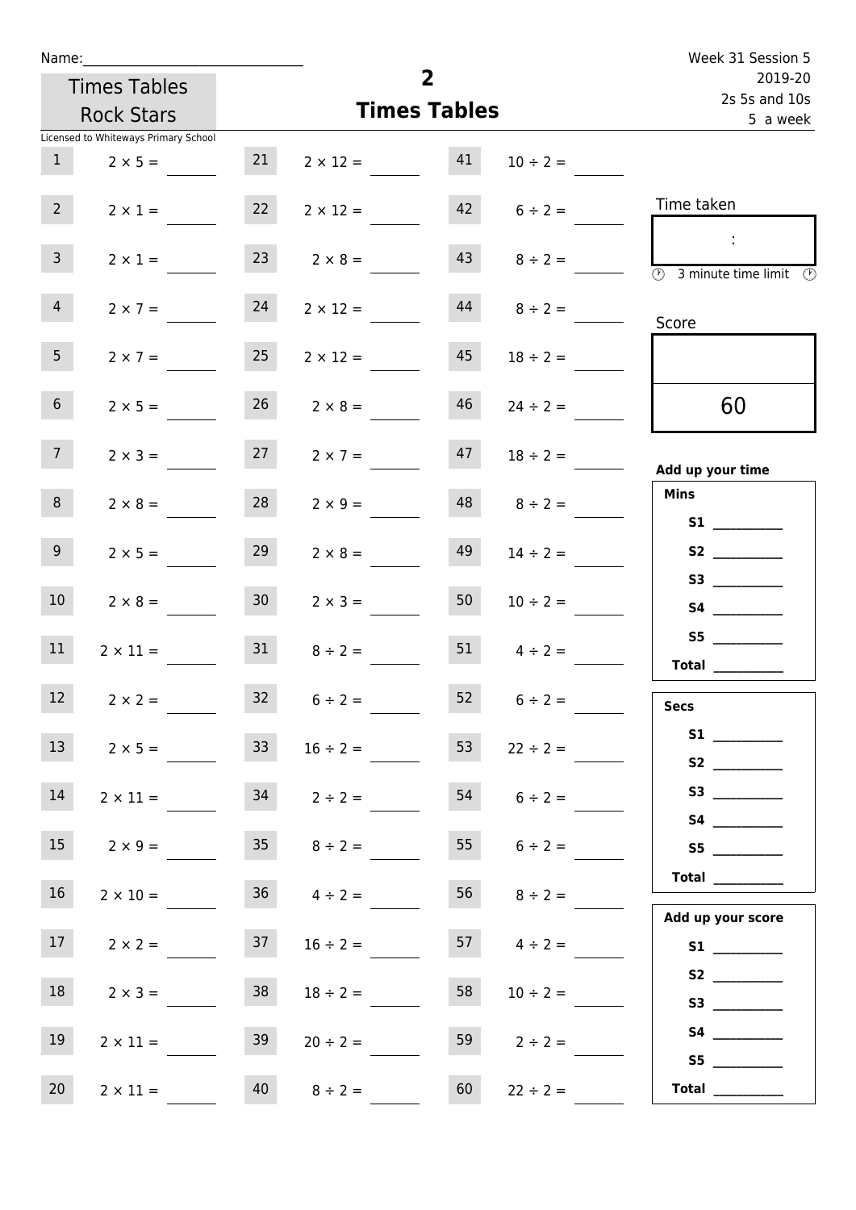Name:______________________________

Times Tables Rock Stars

Licensed to Whiteways Primary School

# 2
## Times Tables

Week 31 Session 5
2019-20
2s 5s and 10s
5 a week

| | | | | | |
|---|---|---|---|---|---|
| 1 | $2 \times 5 =$ | 21 | $2 \times 12 =$ | 41 | $10 \div 2 =$ |
| 2 | $2 \times 1 =$ | 22 | $2 \times 12 =$ | 42 | $6 \div 2 =$ |
| 3 | $2 \times 1 =$ | 23 | $2 \times 8 =$ | 43 | $8 \div 2 =$ |
| 4 | $2 \times 7 =$ | 24 | $2 \times 12 =$ | 44 | $8 \div 2 =$ |
| 5 | $2 \times 7 =$ | 25 | $2 \times 12 =$ | 45 | $18 \div 2 =$ |
| 6 | $2 \times 5 =$ | 26 | $2 \times 8 =$ | 46 | $24 \div 2 =$ |
| 7 | $2 \times 3 =$ | 27 | $2 \times 7 =$ | 47 | $18 \div 2 =$ |
| 8 | $2 \times 8 =$ | 28 | $2 \times 9 =$ | 48 | $8 \div 2 =$ |
| 9 | $2 \times 5 =$ | 29 | $2 \times 8 =$ | 49 | $14 \div 2 =$ |
| 10 | $2 \times 8 =$ | 30 | $2 \times 3 =$ | 50 | $10 \div 2 =$ |
| 11 | $2 \times 11 =$ | 31 | $8 \div 2 =$ | 51 | $4 \div 2 =$ |
| 12 | $2 \times 2 =$ | 32 | $6 \div 2 =$ | 52 | $6 \div 2 =$ |
| 13 | $2 \times 5 =$ | 33 | $16 \div 2 =$ | 53 | $22 \div 2 =$ |
| 14 | $2 \times 11 =$ | 34 | $2 \div 2 =$ | 54 | $6 \div 2 =$ |
| 15 | $2 \times 9 =$ | 35 | $8 \div 2 =$ | 55 | $6 \div 2 =$ |
| 16 | $2 \times 10 =$ | 36 | $4 \div 2 =$ | 56 | $8 \div 2 =$ |
| 17 | $2 \times 2 =$ | 37 | $16 \div 2 =$ | 57 | $4 \div 2 =$ |
| 18 | $2 \times 3 =$ | 38 | $18 \div 2 =$ | 58 | $10 \div 2 =$ |
| 19 | $2 \times 11 =$ | 39 | $20 \div 2 =$ | 59 | $2 \div 2 =$ |
| 20 | $2 \times 11 =$ | 40 | $8 \div 2 =$ | 60 | $22 \div 2 =$ |

Time taken

:

3 minute time limit

Score

60

**Add up your time**

**Mins**

**S1** __________
**S2** __________
**S3** __________
**S4** __________
**S5** __________
**Total** __________

**Secs**

**S1** __________
**S2** __________
**S3** __________
**S4** __________
**S5** __________
**Total** __________

**Add up your score**

**S1** __________
**S2** __________
**S3** __________
**S4** __________
**S5** __________
**Total** __________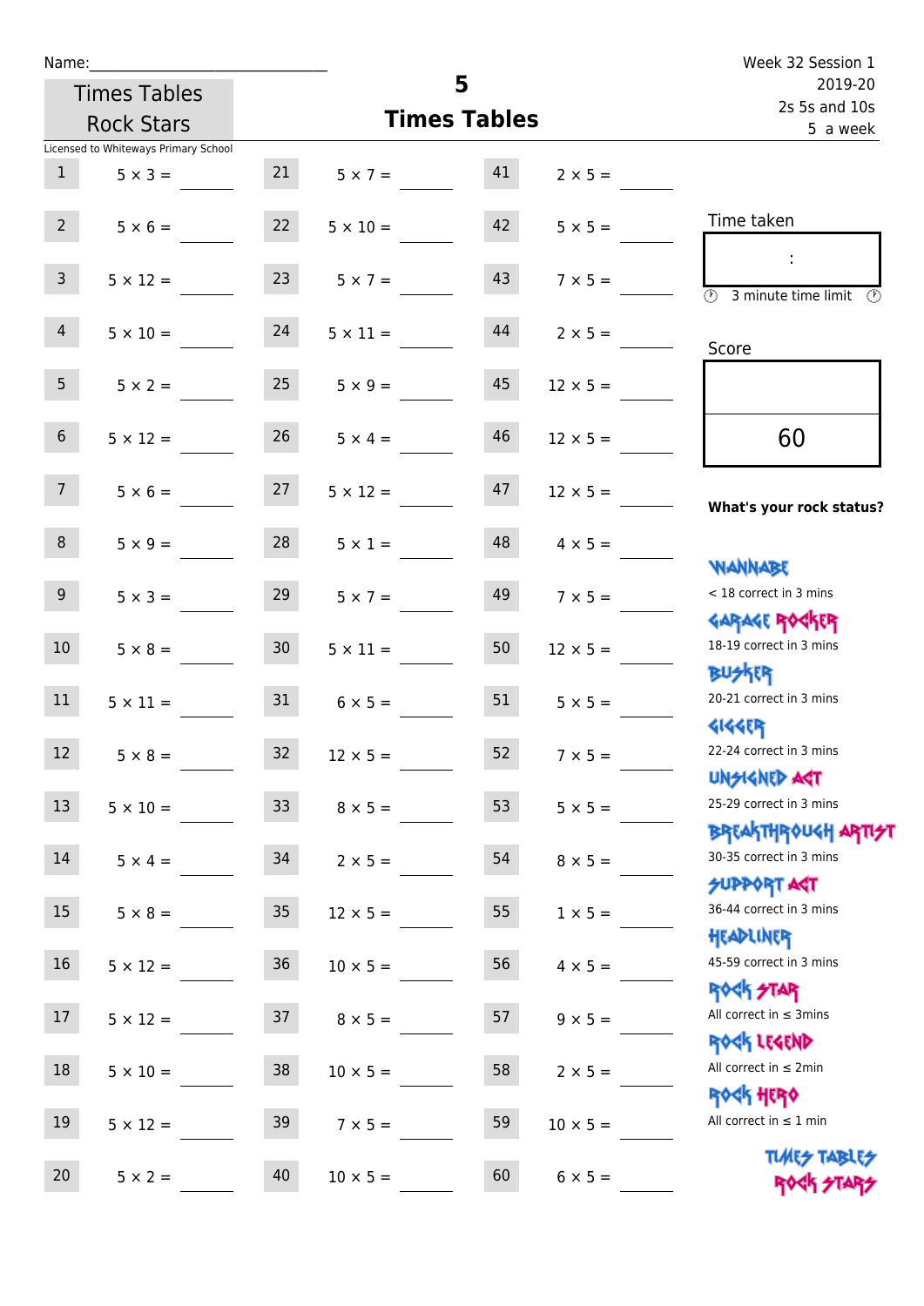Name:\_\_\_\_\_\_\_\_\_\_\_\_\_\_\_\_\_\_\_\_\_\_\_\_\_\_\_\_

Times Tables Rock Stars

Licensed to Whiteways Primary School

# 5
## Times Tables

Week 32 Session 1
2019-20
2s 5s and 10s
5 a week

| | | | | | |
|---|---|---|---|---|---|
| 1 | 5 × 3 = | 21 | 5 × 7 = | 41 | 2 × 5 = |
| 2 | 5 × 6 = | 22 | 5 × 10 = | 42 | 5 × 5 = |
| 3 | 5 × 12 = | 23 | 5 × 7 = | 43 | 7 × 5 = |
| 4 | 5 × 10 = | 24 | 5 × 11 = | 44 | 2 × 5 = |
| 5 | 5 × 2 = | 25 | 5 × 9 = | 45 | 12 × 5 = |
| 6 | 5 × 12 = | 26 | 5 × 4 = | 46 | 12 × 5 = |
| 7 | 5 × 6 = | 27 | 5 × 12 = | 47 | 12 × 5 = |
| 8 | 5 × 9 = | 28 | 5 × 1 = | 48 | 4 × 5 = |
| 9 | 5 × 3 = | 29 | 5 × 7 = | 49 | 7 × 5 = |
| 10 | 5 × 8 = | 30 | 5 × 11 = | 50 | 12 × 5 = |
| 11 | 5 × 11 = | 31 | 6 × 5 = | 51 | 5 × 5 = |
| 12 | 5 × 8 = | 32 | 12 × 5 = | 52 | 7 × 5 = |
| 13 | 5 × 10 = | 33 | 8 × 5 = | 53 | 5 × 5 = |
| 14 | 5 × 4 = | 34 | 2 × 5 = | 54 | 8 × 5 = |
| 15 | 5 × 8 = | 35 | 12 × 5 = | 55 | 1 × 5 = |
| 16 | 5 × 12 = | 36 | 10 × 5 = | 56 | 4 × 5 = |
| 17 | 5 × 12 = | 37 | 8 × 5 = | 57 | 9 × 5 = |
| 18 | 5 × 10 = | 38 | 10 × 5 = | 58 | 2 × 5 = |
| 19 | 5 × 12 = | 39 | 7 × 5 = | 59 | 10 × 5 = |
| 20 | 5 × 2 = | 40 | 10 × 5 = | 60 | 6 × 5 = |

Time taken

:

3 minute time limit

Score

60

**What's your rock status?**

WANNABE
< 18 correct in 3 mins

GARAGE ROCKER
18-19 correct in 3 mins

BUSKER
20-21 correct in 3 mins

GIGGER
22-24 correct in 3 mins

UNSIGNED ACT
25-29 correct in 3 mins

BREAKTHROUGH ARTIST
30-35 correct in 3 mins

SUPPORT ACT
36-44 correct in 3 mins

HEADLINER
45-59 correct in 3 mins

ROCK STAR
All correct in ≤ 3mins

ROCK LEGEND
All correct in ≤ 2min

ROCK HERO
All correct in ≤ 1 min

TIMES TABLES ROCK STARS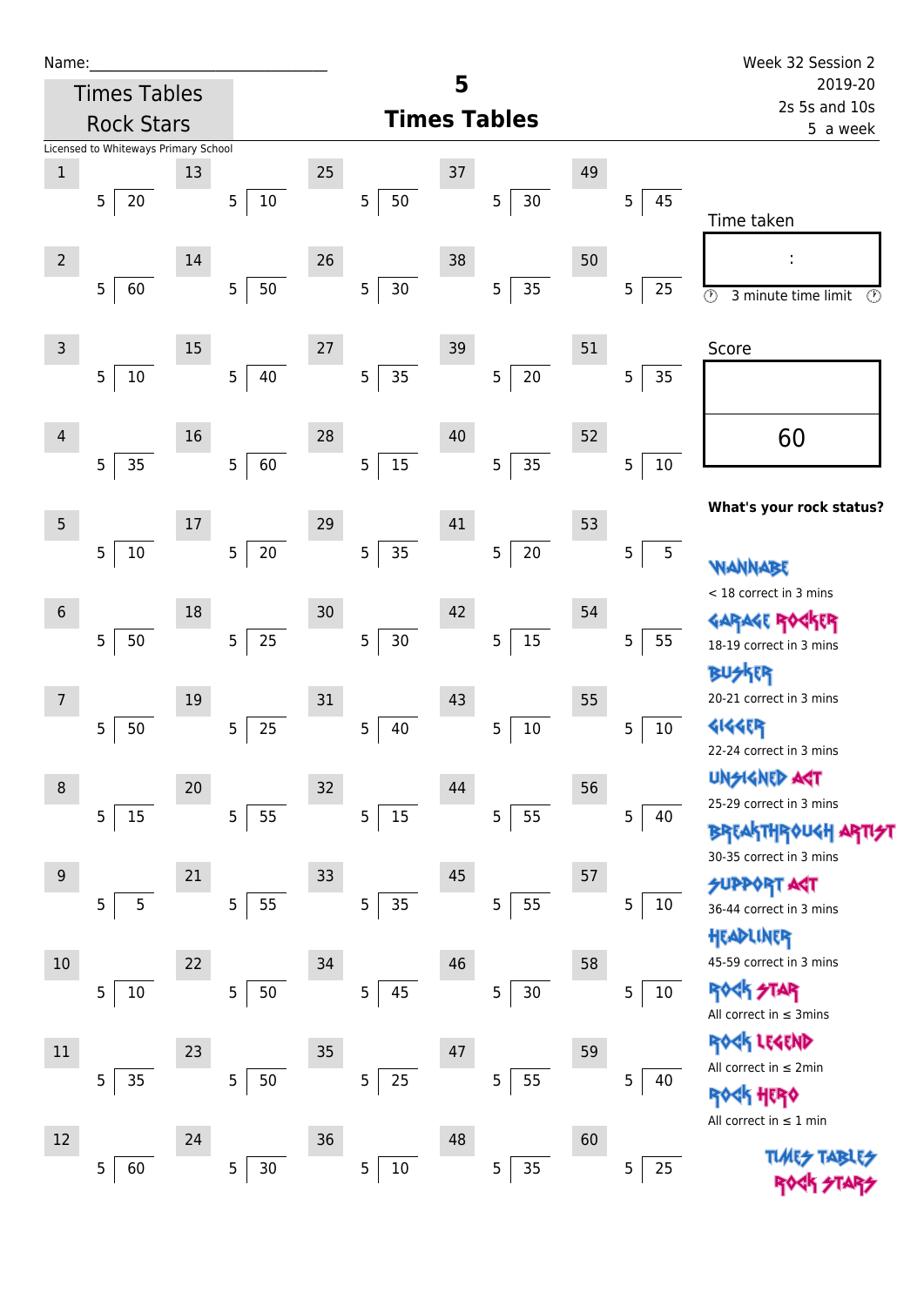Name:\_\_\_\_\_\_\_\_\_\_\_\_\_\_\_\_\_\_\_\_\_\_\_\_\_\_\_\_

Times Tables Rock Stars

# 5 Times Tables

Week 32 Session 2
2019-20
2s 5s and 10s
5 a week

Licensed to Whiteways Primary School

| # | Question | # | Question | # | Question | # | Question | # | Question |
|---|---|---|---|---|---|---|---|---|---|
| 1 | 5 ⟌ 20 | 13 | 5 ⟌ 10 | 25 | 5 ⟌ 50 | 37 | 5 ⟌ 30 | 49 | 5 ⟌ 45 |
| 2 | 5 ⟌ 60 | 14 | 5 ⟌ 50 | 26 | 5 ⟌ 30 | 38 | 5 ⟌ 35 | 50 | 5 ⟌ 25 |
| 3 | 5 ⟌ 10 | 15 | 5 ⟌ 40 | 27 | 5 ⟌ 35 | 39 | 5 ⟌ 20 | 51 | 5 ⟌ 35 |
| 4 | 5 ⟌ 35 | 16 | 5 ⟌ 60 | 28 | 5 ⟌ 15 | 40 | 5 ⟌ 35 | 52 | 5 ⟌ 10 |
| 5 | 5 ⟌ 10 | 17 | 5 ⟌ 20 | 29 | 5 ⟌ 35 | 41 | 5 ⟌ 20 | 53 | 5 ⟌ 5 |
| 6 | 5 ⟌ 50 | 18 | 5 ⟌ 25 | 30 | 5 ⟌ 30 | 42 | 5 ⟌ 15 | 54 | 5 ⟌ 55 |
| 7 | 5 ⟌ 50 | 19 | 5 ⟌ 25 | 31 | 5 ⟌ 40 | 43 | 5 ⟌ 10 | 55 | 5 ⟌ 10 |
| 8 | 5 ⟌ 15 | 20 | 5 ⟌ 55 | 32 | 5 ⟌ 15 | 44 | 5 ⟌ 55 | 56 | 5 ⟌ 40 |
| 9 | 5 ⟌ 5 | 21 | 5 ⟌ 55 | 33 | 5 ⟌ 35 | 45 | 5 ⟌ 55 | 57 | 5 ⟌ 10 |
| 10 | 5 ⟌ 10 | 22 | 5 ⟌ 50 | 34 | 5 ⟌ 45 | 46 | 5 ⟌ 30 | 58 | 5 ⟌ 10 |
| 11 | 5 ⟌ 35 | 23 | 5 ⟌ 50 | 35 | 5 ⟌ 25 | 47 | 5 ⟌ 55 | 59 | 5 ⟌ 40 |
| 12 | 5 ⟌ 60 | 24 | 5 ⟌ 30 | 36 | 5 ⟌ 10 | 48 | 5 ⟌ 35 | 60 | 5 ⟌ 25 |

Time taken

:

3 minute time limit

Score

60

**What's your rock status?**

WANNABE
< 18 correct in 3 mins

GARAGE ROCKER
18-19 correct in 3 mins

BUSKER
20-21 correct in 3 mins

GIGGER
22-24 correct in 3 mins

UNSIGNED ACT
25-29 correct in 3 mins

BREAKTHROUGH ARTIST
30-35 correct in 3 mins

SUPPORT ACT
36-44 correct in 3 mins

HEADLINER
45-59 correct in 3 mins

ROCK STAR
All correct in ≤ 3mins

ROCK LEGEND
All correct in ≤ 2min

ROCK HERO
All correct in ≤ 1 min

TIMES TABLES ROCK STARS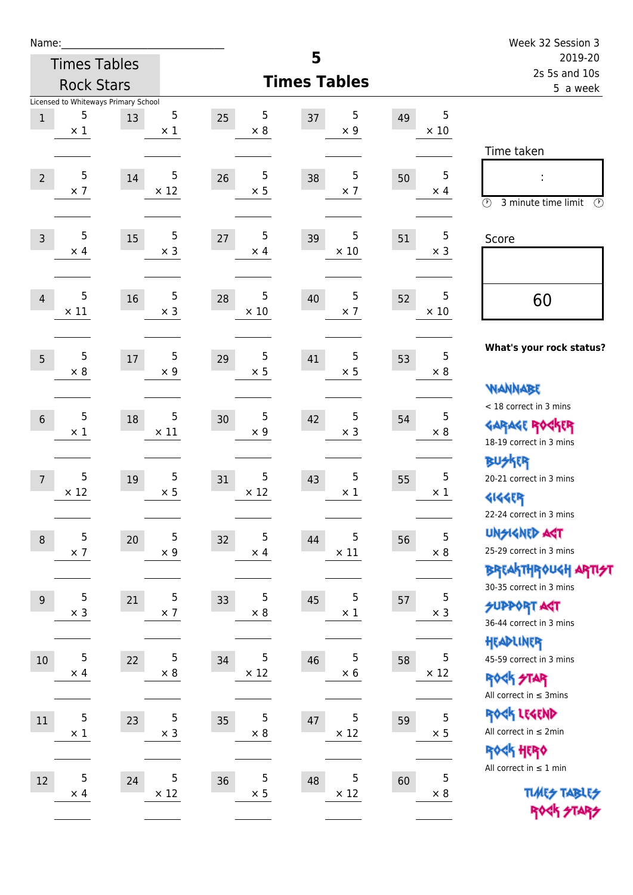Name:______________________________

Times Tables Rock Stars

Licensed to Whiteways Primary School

# 5 Times Tables

Week 32 Session 3
2019-20
2s 5s and 10s
5 a week

| # | Question | # | Question | # | Question | # | Question | # | Question |
|---|---|---|---|---|---|---|---|---|---|
| 1 | 5 × 1 | 13 | 5 × 1 | 25 | 5 × 8 | 37 | 5 × 9 | 49 | 5 × 10 |
| 2 | 5 × 7 | 14 | 5 × 12 | 26 | 5 × 5 | 38 | 5 × 7 | 50 | 5 × 4 |
| 3 | 5 × 4 | 15 | 5 × 3 | 27 | 5 × 4 | 39 | 5 × 10 | 51 | 5 × 3 |
| 4 | 5 × 11 | 16 | 5 × 3 | 28 | 5 × 10 | 40 | 5 × 7 | 52 | 5 × 10 |
| 5 | 5 × 8 | 17 | 5 × 9 | 29 | 5 × 5 | 41 | 5 × 5 | 53 | 5 × 8 |
| 6 | 5 × 1 | 18 | 5 × 11 | 30 | 5 × 9 | 42 | 5 × 3 | 54 | 5 × 8 |
| 7 | 5 × 12 | 19 | 5 × 5 | 31 | 5 × 12 | 43 | 5 × 1 | 55 | 5 × 1 |
| 8 | 5 × 7 | 20 | 5 × 9 | 32 | 5 × 4 | 44 | 5 × 11 | 56 | 5 × 8 |
| 9 | 5 × 3 | 21 | 5 × 7 | 33 | 5 × 8 | 45 | 5 × 1 | 57 | 5 × 3 |
| 10 | 5 × 4 | 22 | 5 × 8 | 34 | 5 × 12 | 46 | 5 × 6 | 58 | 5 × 12 |
| 11 | 5 × 1 | 23 | 5 × 3 | 35 | 5 × 8 | 47 | 5 × 12 | 59 | 5 × 5 |
| 12 | 5 × 4 | 24 | 5 × 12 | 36 | 5 × 5 | 48 | 5 × 12 | 60 | 5 × 8 |

Time taken

:

3 minute time limit

Score

60

**What's your rock status?**

WANNABE
< 18 correct in 3 mins

GARAGE ROCKER
18-19 correct in 3 mins

BUSKER
20-21 correct in 3 mins

GIGGER
22-24 correct in 3 mins

UNSIGNED ACT
25-29 correct in 3 mins

BREAKTHROUGH ARTIST
30-35 correct in 3 mins

SUPPORT ACT
36-44 correct in 3 mins

HEADLINER
45-59 correct in 3 mins

ROCK STAR
All correct in ≤ 3mins

ROCK LEGEND
All correct in ≤ 2min

ROCK HERO
All correct in ≤ 1 min

TIMES TABLES ROCK STARS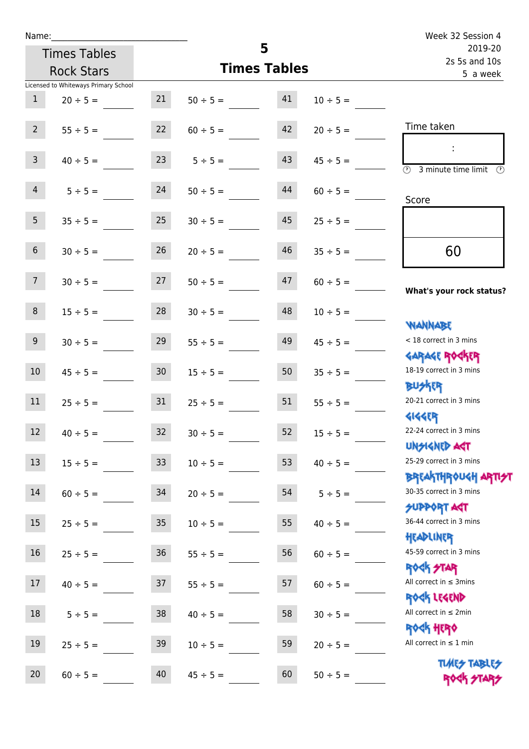Name:

Times Tables Rock Stars

Licensed to Whiteways Primary School

# 5 Times Tables

Week 32 Session 4
2019-20
2s 5s and 10s
5 a week

| | | | | | |
|---|---|---|---|---|---|
| 1 | 20 ÷ 5 = | 21 | 50 ÷ 5 = | 41 | 10 ÷ 5 = |
| 2 | 55 ÷ 5 = | 22 | 60 ÷ 5 = | 42 | 20 ÷ 5 = |
| 3 | 40 ÷ 5 = | 23 | 5 ÷ 5 = | 43 | 45 ÷ 5 = |
| 4 | 5 ÷ 5 = | 24 | 50 ÷ 5 = | 44 | 60 ÷ 5 = |
| 5 | 35 ÷ 5 = | 25 | 30 ÷ 5 = | 45 | 25 ÷ 5 = |
| 6 | 30 ÷ 5 = | 26 | 20 ÷ 5 = | 46 | 35 ÷ 5 = |
| 7 | 30 ÷ 5 = | 27 | 50 ÷ 5 = | 47 | 60 ÷ 5 = |
| 8 | 15 ÷ 5 = | 28 | 30 ÷ 5 = | 48 | 10 ÷ 5 = |
| 9 | 30 ÷ 5 = | 29 | 55 ÷ 5 = | 49 | 45 ÷ 5 = |
| 10 | 45 ÷ 5 = | 30 | 15 ÷ 5 = | 50 | 35 ÷ 5 = |
| 11 | 25 ÷ 5 = | 31 | 25 ÷ 5 = | 51 | 55 ÷ 5 = |
| 12 | 40 ÷ 5 = | 32 | 30 ÷ 5 = | 52 | 15 ÷ 5 = |
| 13 | 15 ÷ 5 = | 33 | 10 ÷ 5 = | 53 | 40 ÷ 5 = |
| 14 | 60 ÷ 5 = | 34 | 20 ÷ 5 = | 54 | 5 ÷ 5 = |
| 15 | 25 ÷ 5 = | 35 | 10 ÷ 5 = | 55 | 40 ÷ 5 = |
| 16 | 25 ÷ 5 = | 36 | 55 ÷ 5 = | 56 | 60 ÷ 5 = |
| 17 | 40 ÷ 5 = | 37 | 55 ÷ 5 = | 57 | 60 ÷ 5 = |
| 18 | 5 ÷ 5 = | 38 | 40 ÷ 5 = | 58 | 30 ÷ 5 = |
| 19 | 25 ÷ 5 = | 39 | 10 ÷ 5 = | 59 | 20 ÷ 5 = |
| 20 | 60 ÷ 5 = | 40 | 45 ÷ 5 = | 60 | 50 ÷ 5 = |

Time taken

:

3 minute time limit

Score

60

**What's your rock status?**

WANNABE
< 18 correct in 3 mins

GARAGE ROCKER
18-19 correct in 3 mins

BUSKER
20-21 correct in 3 mins

GIGGER
22-24 correct in 3 mins

UNSIGNED ACT
25-29 correct in 3 mins

BREAKTHROUGH ARTIST
30-35 correct in 3 mins

SUPPORT ACT
36-44 correct in 3 mins

HEADLINER
45-59 correct in 3 mins

ROCK STAR
All correct in ≤ 3mins

ROCK LEGEND
All correct in ≤ 2min

ROCK HERO
All correct in ≤ 1 min

TIMES TABLES ROCK STARS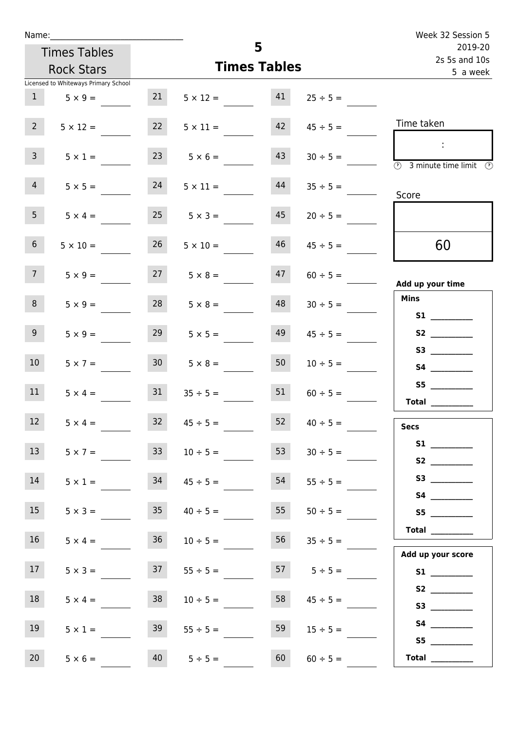Name:\_\_\_\_\_\_\_\_\_\_\_\_\_\_\_\_\_\_\_\_\_\_\_\_\_\_\_\_

Times Tables Rock Stars

Licensed to Whiteways Primary School

# 5
## Times Tables

Week 32 Session 5
2019-20
2s 5s and 10s
5 a week

| | | | | | |
|---|---|---|---|---|---|
| 1 | $5 \times 9 =$ | 21 | $5 \times 12 =$ | 41 | $25 \div 5 =$ |
| 2 | $5 \times 12 =$ | 22 | $5 \times 11 =$ | 42 | $45 \div 5 =$ |
| 3 | $5 \times 1 =$ | 23 | $5 \times 6 =$ | 43 | $30 \div 5 =$ |
| 4 | $5 \times 5 =$ | 24 | $5 \times 11 =$ | 44 | $35 \div 5 =$ |
| 5 | $5 \times 4 =$ | 25 | $5 \times 3 =$ | 45 | $20 \div 5 =$ |
| 6 | $5 \times 10 =$ | 26 | $5 \times 10 =$ | 46 | $45 \div 5 =$ |
| 7 | $5 \times 9 =$ | 27 | $5 \times 8 =$ | 47 | $60 \div 5 =$ |
| 8 | $5 \times 9 =$ | 28 | $5 \times 8 =$ | 48 | $30 \div 5 =$ |
| 9 | $5 \times 9 =$ | 29 | $5 \times 5 =$ | 49 | $45 \div 5 =$ |
| 10 | $5 \times 7 =$ | 30 | $5 \times 8 =$ | 50 | $10 \div 5 =$ |
| 11 | $5 \times 4 =$ | 31 | $35 \div 5 =$ | 51 | $60 \div 5 =$ |
| 12 | $5 \times 4 =$ | 32 | $45 \div 5 =$ | 52 | $40 \div 5 =$ |
| 13 | $5 \times 7 =$ | 33 | $10 \div 5 =$ | 53 | $30 \div 5 =$ |
| 14 | $5 \times 1 =$ | 34 | $45 \div 5 =$ | 54 | $55 \div 5 =$ |
| 15 | $5 \times 3 =$ | 35 | $40 \div 5 =$ | 55 | $50 \div 5 =$ |
| 16 | $5 \times 4 =$ | 36 | $10 \div 5 =$ | 56 | $35 \div 5 =$ |
| 17 | $5 \times 3 =$ | 37 | $55 \div 5 =$ | 57 | $5 \div 5 =$ |
| 18 | $5 \times 4 =$ | 38 | $10 \div 5 =$ | 58 | $45 \div 5 =$ |
| 19 | $5 \times 1 =$ | 39 | $55 \div 5 =$ | 59 | $15 \div 5 =$ |
| 20 | $5 \times 6 =$ | 40 | $5 \div 5 =$ | 60 | $60 \div 5 =$ |

Time taken

:

3 minute time limit

Score

60

**Add up your time**

**Mins**

**S1** \_\_\_\_\_\_\_\_
**S2** \_\_\_\_\_\_\_\_
**S3** \_\_\_\_\_\_\_\_
**S4** \_\_\_\_\_\_\_\_
**S5** \_\_\_\_\_\_\_\_
**Total** \_\_\_\_\_\_\_\_

**Secs**

**S1** \_\_\_\_\_\_\_\_
**S2** \_\_\_\_\_\_\_\_
**S3** \_\_\_\_\_\_\_\_
**S4** \_\_\_\_\_\_\_\_
**S5** \_\_\_\_\_\_\_\_
**Total** \_\_\_\_\_\_\_\_

**Add up your score**

**S1** \_\_\_\_\_\_\_\_
**S2** \_\_\_\_\_\_\_\_
**S3** \_\_\_\_\_\_\_\_
**S4** \_\_\_\_\_\_\_\_
**S5** \_\_\_\_\_\_\_\_
**Total** \_\_\_\_\_\_\_\_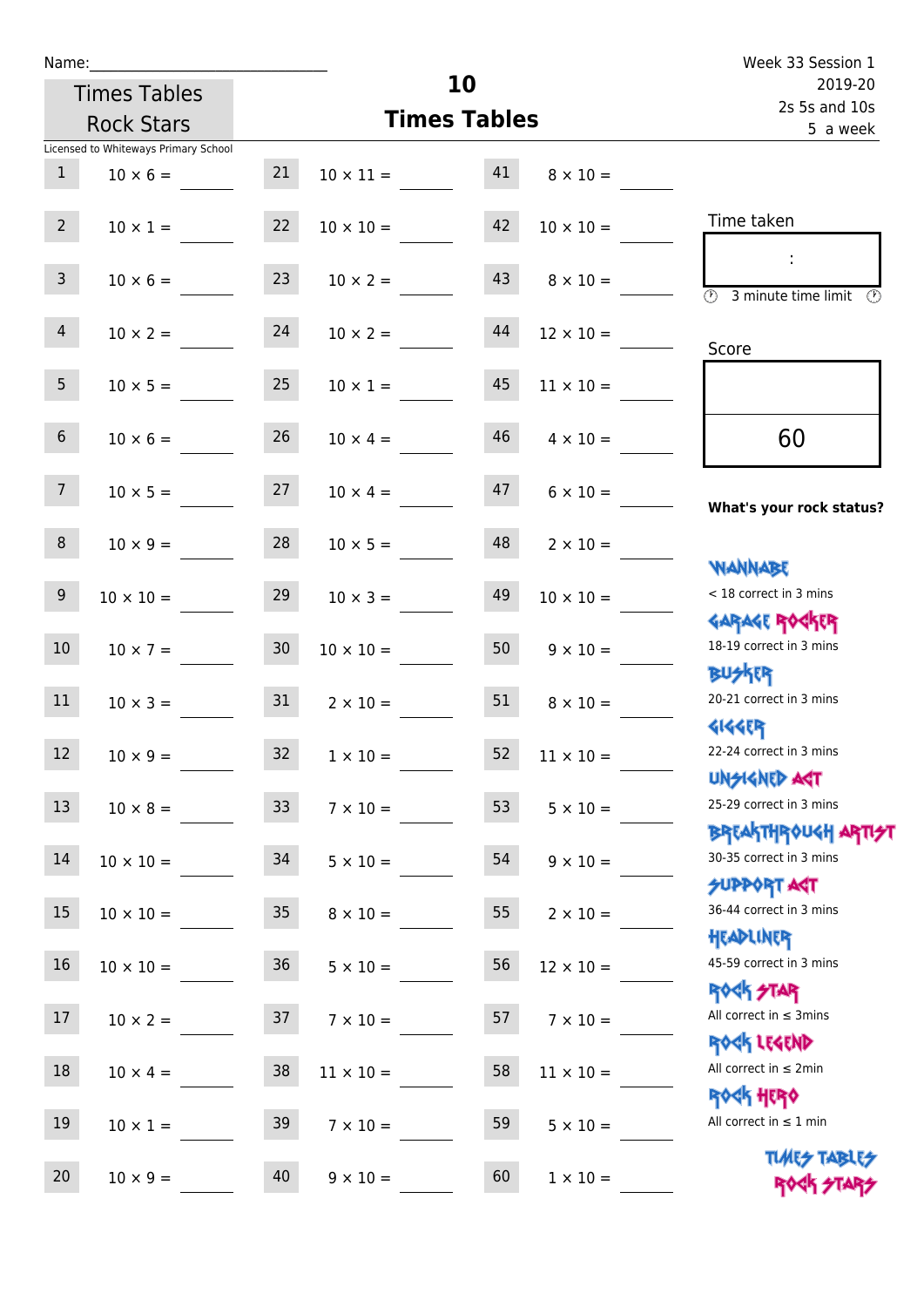Name:\_\_\_\_\_\_\_\_\_\_\_\_\_\_\_\_\_\_\_\_\_\_\_\_\_\_\_\_

Times Tables Rock Stars

Licensed to Whiteways Primary School

# 10 Times Tables

Week 33 Session 1
2019-20
2s 5s and 10s
5 a week

| | | | | | |
|---|---|---|---|---|---|
| 1 | 10 × 6 = | 21 | 10 × 11 = | 41 | 8 × 10 = |
| 2 | 10 × 1 = | 22 | 10 × 10 = | 42 | 10 × 10 = |
| 3 | 10 × 6 = | 23 | 10 × 2 = | 43 | 8 × 10 = |
| 4 | 10 × 2 = | 24 | 10 × 2 = | 44 | 12 × 10 = |
| 5 | 10 × 5 = | 25 | 10 × 1 = | 45 | 11 × 10 = |
| 6 | 10 × 6 = | 26 | 10 × 4 = | 46 | 4 × 10 = |
| 7 | 10 × 5 = | 27 | 10 × 4 = | 47 | 6 × 10 = |
| 8 | 10 × 9 = | 28 | 10 × 5 = | 48 | 2 × 10 = |
| 9 | 10 × 10 = | 29 | 10 × 3 = | 49 | 10 × 10 = |
| 10 | 10 × 7 = | 30 | 10 × 10 = | 50 | 9 × 10 = |
| 11 | 10 × 3 = | 31 | 2 × 10 = | 51 | 8 × 10 = |
| 12 | 10 × 9 = | 32 | 1 × 10 = | 52 | 11 × 10 = |
| 13 | 10 × 8 = | 33 | 7 × 10 = | 53 | 5 × 10 = |
| 14 | 10 × 10 = | 34 | 5 × 10 = | 54 | 9 × 10 = |
| 15 | 10 × 10 = | 35 | 8 × 10 = | 55 | 2 × 10 = |
| 16 | 10 × 10 = | 36 | 5 × 10 = | 56 | 12 × 10 = |
| 17 | 10 × 2 = | 37 | 7 × 10 = | 57 | 7 × 10 = |
| 18 | 10 × 4 = | 38 | 11 × 10 = | 58 | 11 × 10 = |
| 19 | 10 × 1 = | 39 | 7 × 10 = | 59 | 5 × 10 = |
| 20 | 10 × 9 = | 40 | 9 × 10 = | 60 | 1 × 10 = |

Time taken

:

3 minute time limit

Score

60

**What's your rock status?**

WANNABE
< 18 correct in 3 mins

GARAGE ROCKER
18-19 correct in 3 mins

BUSKER
20-21 correct in 3 mins

GIGGER
22-24 correct in 3 mins

UNSIGNED ACT
25-29 correct in 3 mins

BREAKTHROUGH ARTIST
30-35 correct in 3 mins

SUPPORT ACT
36-44 correct in 3 mins

HEADLINER
45-59 correct in 3 mins

ROCK STAR
All correct in ≤ 3mins

ROCK LEGEND
All correct in ≤ 2min

ROCK HERO
All correct in ≤ 1 min

TIMES TABLES ROCK STARS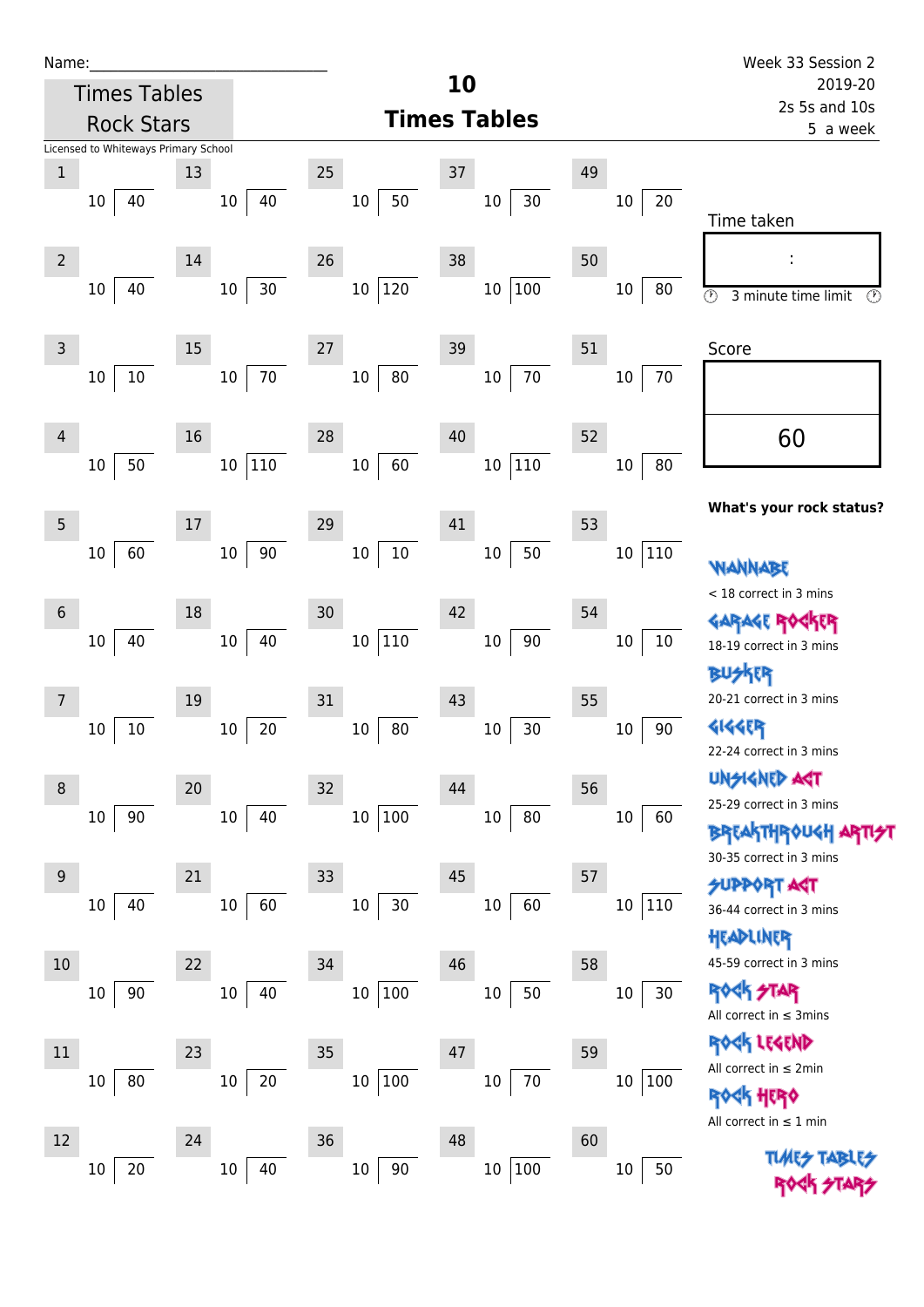Name:\_\_\_\_\_\_\_\_\_\_\_\_\_\_\_\_\_\_\_\_\_\_\_\_\_\_\_\_\_\_

Times Tables Rock Stars

Licensed to Whiteways Primary School

# 10 Times Tables

Week 33 Session 2
2019-20
2s 5s and 10s
5 a week

| # | | # | | # | | # | | # | |
|---|---|---|---|---|---|---|---|---|---|
| 1 | 10 ⟌ 40 | 13 | 10 ⟌ 40 | 25 | 10 ⟌ 50 | 37 | 10 ⟌ 30 | 49 | 10 ⟌ 20 |
| 2 | 10 ⟌ 40 | 14 | 10 ⟌ 30 | 26 | 10 ⟌ 120 | 38 | 10 ⟌ 100 | 50 | 10 ⟌ 80 |
| 3 | 10 ⟌ 10 | 15 | 10 ⟌ 70 | 27 | 10 ⟌ 80 | 39 | 10 ⟌ 70 | 51 | 10 ⟌ 70 |
| 4 | 10 ⟌ 50 | 16 | 10 ⟌ 110 | 28 | 10 ⟌ 60 | 40 | 10 ⟌ 110 | 52 | 10 ⟌ 80 |
| 5 | 10 ⟌ 60 | 17 | 10 ⟌ 90 | 29 | 10 ⟌ 10 | 41 | 10 ⟌ 50 | 53 | 10 ⟌ 110 |
| 6 | 10 ⟌ 40 | 18 | 10 ⟌ 40 | 30 | 10 ⟌ 110 | 42 | 10 ⟌ 90 | 54 | 10 ⟌ 10 |
| 7 | 10 ⟌ 10 | 19 | 10 ⟌ 20 | 31 | 10 ⟌ 80 | 43 | 10 ⟌ 30 | 55 | 10 ⟌ 90 |
| 8 | 10 ⟌ 90 | 20 | 10 ⟌ 40 | 32 | 10 ⟌ 100 | 44 | 10 ⟌ 80 | 56 | 10 ⟌ 60 |
| 9 | 10 ⟌ 40 | 21 | 10 ⟌ 60 | 33 | 10 ⟌ 30 | 45 | 10 ⟌ 60 | 57 | 10 ⟌ 110 |
| 10 | 10 ⟌ 90 | 22 | 10 ⟌ 40 | 34 | 10 ⟌ 100 | 46 | 10 ⟌ 50 | 58 | 10 ⟌ 30 |
| 11 | 10 ⟌ 80 | 23 | 10 ⟌ 20 | 35 | 10 ⟌ 100 | 47 | 10 ⟌ 70 | 59 | 10 ⟌ 100 |
| 12 | 10 ⟌ 20 | 24 | 10 ⟌ 40 | 36 | 10 ⟌ 90 | 48 | 10 ⟌ 100 | 60 | 10 ⟌ 50 |

Time taken

:

3 minute time limit

Score

60

**What's your rock status?**

WANNABE
< 18 correct in 3 mins

GARAGE ROCKER
18-19 correct in 3 mins

BUSKER
20-21 correct in 3 mins

GIGGER
22-24 correct in 3 mins

UNSIGNED ACT
25-29 correct in 3 mins

BREAKTHROUGH ARTIST
30-35 correct in 3 mins

SUPPORT ACT
36-44 correct in 3 mins

HEADLINER
45-59 correct in 3 mins

ROCK STAR
All correct in ≤ 3mins

ROCK LEGEND
All correct in ≤ 2min

ROCK HERO
All correct in ≤ 1 min

TIMES TABLES ROCK STARS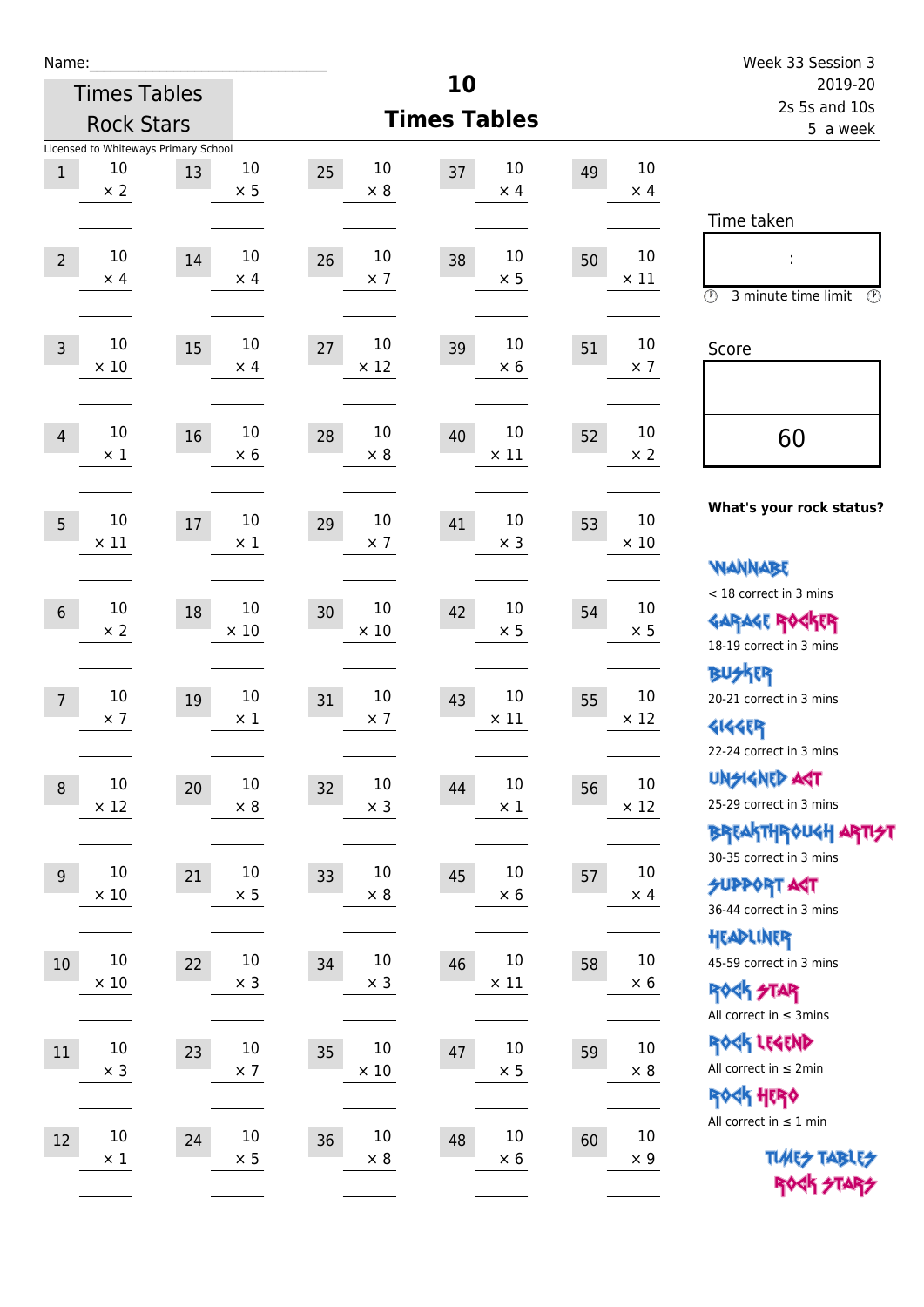Name:_______________________

Times Tables Rock Stars

Licensed to Whiteways Primary School

# 10 Times Tables

Week 33 Session 3
2019-20
2s 5s and 10s
5 a week

| # | Question | # | Question | # | Question | # | Question | # | Question |
|---|---|---|---|---|---|---|---|---|---|
| 1 | 10 × 2 | 13 | 10 × 5 | 25 | 10 × 8 | 37 | 10 × 4 | 49 | 10 × 4 |
| 2 | 10 × 4 | 14 | 10 × 4 | 26 | 10 × 7 | 38 | 10 × 5 | 50 | 10 × 11 |
| 3 | 10 × 10 | 15 | 10 × 4 | 27 | 10 × 12 | 39 | 10 × 6 | 51 | 10 × 7 |
| 4 | 10 × 1 | 16 | 10 × 6 | 28 | 10 × 8 | 40 | 10 × 11 | 52 | 10 × 2 |
| 5 | 10 × 11 | 17 | 10 × 1 | 29 | 10 × 7 | 41 | 10 × 3 | 53 | 10 × 10 |
| 6 | 10 × 2 | 18 | 10 × 10 | 30 | 10 × 10 | 42 | 10 × 5 | 54 | 10 × 5 |
| 7 | 10 × 7 | 19 | 10 × 1 | 31 | 10 × 7 | 43 | 10 × 11 | 55 | 10 × 12 |
| 8 | 10 × 12 | 20 | 10 × 8 | 32 | 10 × 3 | 44 | 10 × 1 | 56 | 10 × 12 |
| 9 | 10 × 10 | 21 | 10 × 5 | 33 | 10 × 8 | 45 | 10 × 6 | 57 | 10 × 4 |
| 10 | 10 × 10 | 22 | 10 × 3 | 34 | 10 × 3 | 46 | 10 × 11 | 58 | 10 × 6 |
| 11 | 10 × 3 | 23 | 10 × 7 | 35 | 10 × 10 | 47 | 10 × 5 | 59 | 10 × 8 |
| 12 | 10 × 1 | 24 | 10 × 5 | 36 | 10 × 8 | 48 | 10 × 6 | 60 | 10 × 9 |

Time taken

:

3 minute time limit

Score

60

**What's your rock status?**

WANNABE
< 18 correct in 3 mins

GARAGE ROCKER
18-19 correct in 3 mins

BUSKER
20-21 correct in 3 mins

GIGGER
22-24 correct in 3 mins

UNSIGNED ACT
25-29 correct in 3 mins

BREAKTHROUGH ARTIST
30-35 correct in 3 mins

SUPPORT ACT
36-44 correct in 3 mins

HEADLINER
45-59 correct in 3 mins

ROCK STAR
All correct in ≤ 3mins

ROCK LEGEND
All correct in ≤ 2min

ROCK HERO
All correct in ≤ 1 min

TIMES TABLES ROCK STARS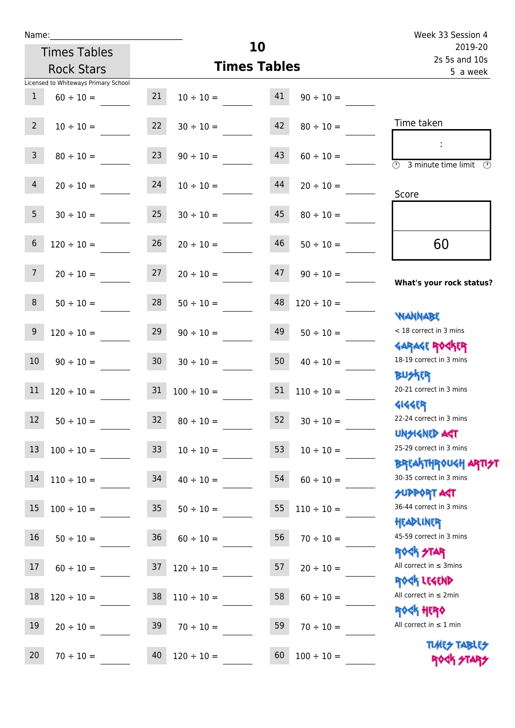Name:______________________________

Times Tables Rock Stars

# 10 Times Tables

Week 33 Session 4
2019-20
2s 5s and 10s
5 a week

Licensed to Whiteways Primary School

| | | | | | |
|---|---|---|---|---|---|
| 1 | 60 ÷ 10 = ____ | 21 | 10 ÷ 10 = ____ | 41 | 90 ÷ 10 = ____ |
| 2 | 10 ÷ 10 = ____ | 22 | 30 ÷ 10 = ____ | 42 | 80 ÷ 10 = ____ |
| 3 | 80 ÷ 10 = ____ | 23 | 90 ÷ 10 = ____ | 43 | 60 ÷ 10 = ____ |
| 4 | 20 ÷ 10 = ____ | 24 | 10 ÷ 10 = ____ | 44 | 20 ÷ 10 = ____ |
| 5 | 30 ÷ 10 = ____ | 25 | 30 ÷ 10 = ____ | 45 | 80 ÷ 10 = ____ |
| 6 | 120 ÷ 10 = ____ | 26 | 20 ÷ 10 = ____ | 46 | 50 ÷ 10 = ____ |
| 7 | 20 ÷ 10 = ____ | 27 | 20 ÷ 10 = ____ | 47 | 90 ÷ 10 = ____ |
| 8 | 50 ÷ 10 = ____ | 28 | 50 ÷ 10 = ____ | 48 | 120 ÷ 10 = ____ |
| 9 | 120 ÷ 10 = ____ | 29 | 90 ÷ 10 = ____ | 49 | 50 ÷ 10 = ____ |
| 10 | 90 ÷ 10 = ____ | 30 | 30 ÷ 10 = ____ | 50 | 40 ÷ 10 = ____ |
| 11 | 120 ÷ 10 = ____ | 31 | 100 ÷ 10 = ____ | 51 | 110 ÷ 10 = ____ |
| 12 | 50 ÷ 10 = ____ | 32 | 80 ÷ 10 = ____ | 52 | 30 ÷ 10 = ____ |
| 13 | 100 ÷ 10 = ____ | 33 | 10 ÷ 10 = ____ | 53 | 10 ÷ 10 = ____ |
| 14 | 110 ÷ 10 = ____ | 34 | 40 ÷ 10 = ____ | 54 | 60 ÷ 10 = ____ |
| 15 | 100 ÷ 10 = ____ | 35 | 50 ÷ 10 = ____ | 55 | 110 ÷ 10 = ____ |
| 16 | 50 ÷ 10 = ____ | 36 | 60 ÷ 10 = ____ | 56 | 70 ÷ 10 = ____ |
| 17 | 60 ÷ 10 = ____ | 37 | 120 ÷ 10 = ____ | 57 | 20 ÷ 10 = ____ |
| 18 | 120 ÷ 10 = ____ | 38 | 110 ÷ 10 = ____ | 58 | 60 ÷ 10 = ____ |
| 19 | 20 ÷ 10 = ____ | 39 | 70 ÷ 10 = ____ | 59 | 70 ÷ 10 = ____ |
| 20 | 70 ÷ 10 = ____ | 40 | 120 ÷ 10 = ____ | 60 | 100 ÷ 10 = ____ |

Time taken

:

3 minute time limit

Score

60

**What's your rock status?**

WANNABE
< 18 correct in 3 mins

GARAGE ROCKER
18-19 correct in 3 mins

BUSKER
20-21 correct in 3 mins

GIGGER
22-24 correct in 3 mins

UNSIGNED ACT
25-29 correct in 3 mins

BREAKTHROUGH ARTIST
30-35 correct in 3 mins

SUPPORT ACT
36-44 correct in 3 mins

HEADLINER
45-59 correct in 3 mins

ROCK STAR
All correct in ≤ 3mins

ROCK LEGEND
All correct in ≤ 2min

ROCK HERO
All correct in ≤ 1 min

TIMES TABLES ROCK STARS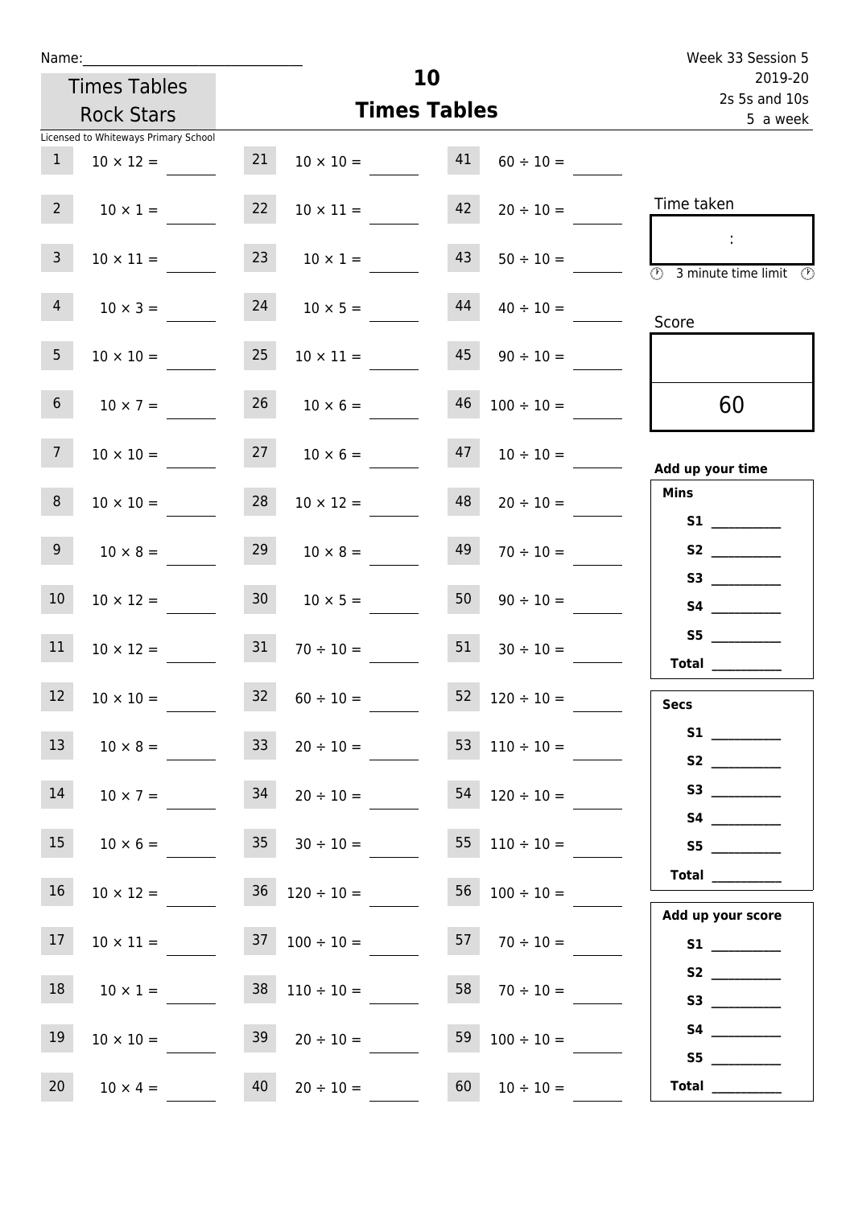Name:

Times Tables Rock Stars

Licensed to Whiteways Primary School

# 10
## Times Tables

Week 33 Session 5
2019-20
2s 5s and 10s
5 a week

| | | | | | |
|---|---|---|---|---|---|
| 1 | 10 × 12 = | 21 | 10 × 10 = | 41 | 60 ÷ 10 = |
| 2 | 10 × 1 = | 22 | 10 × 11 = | 42 | 20 ÷ 10 = |
| 3 | 10 × 11 = | 23 | 10 × 1 = | 43 | 50 ÷ 10 = |
| 4 | 10 × 3 = | 24 | 10 × 5 = | 44 | 40 ÷ 10 = |
| 5 | 10 × 10 = | 25 | 10 × 11 = | 45 | 90 ÷ 10 = |
| 6 | 10 × 7 = | 26 | 10 × 6 = | 46 | 100 ÷ 10 = |
| 7 | 10 × 10 = | 27 | 10 × 6 = | 47 | 10 ÷ 10 = |
| 8 | 10 × 10 = | 28 | 10 × 12 = | 48 | 20 ÷ 10 = |
| 9 | 10 × 8 = | 29 | 10 × 8 = | 49 | 70 ÷ 10 = |
| 10 | 10 × 12 = | 30 | 10 × 5 = | 50 | 90 ÷ 10 = |
| 11 | 10 × 12 = | 31 | 70 ÷ 10 = | 51 | 30 ÷ 10 = |
| 12 | 10 × 10 = | 32 | 60 ÷ 10 = | 52 | 120 ÷ 10 = |
| 13 | 10 × 8 = | 33 | 20 ÷ 10 = | 53 | 110 ÷ 10 = |
| 14 | 10 × 7 = | 34 | 20 ÷ 10 = | 54 | 120 ÷ 10 = |
| 15 | 10 × 6 = | 35 | 30 ÷ 10 = | 55 | 110 ÷ 10 = |
| 16 | 10 × 12 = | 36 | 120 ÷ 10 = | 56 | 100 ÷ 10 = |
| 17 | 10 × 11 = | 37 | 100 ÷ 10 = | 57 | 70 ÷ 10 = |
| 18 | 10 × 1 = | 38 | 110 ÷ 10 = | 58 | 70 ÷ 10 = |
| 19 | 10 × 10 = | 39 | 20 ÷ 10 = | 59 | 100 ÷ 10 = |
| 20 | 10 × 4 = | 40 | 20 ÷ 10 = | 60 | 10 ÷ 10 = |

Time taken

:

3 minute time limit

Score

60

**Add up your time**

**Mins**

**S1**
**S2**
**S3**
**S4**
**S5**
**Total**

**Secs**

**S1**
**S2**
**S3**
**S4**
**S5**
**Total**

**Add up your score**

**S1**
**S2**
**S3**
**S4**
**S5**
**Total**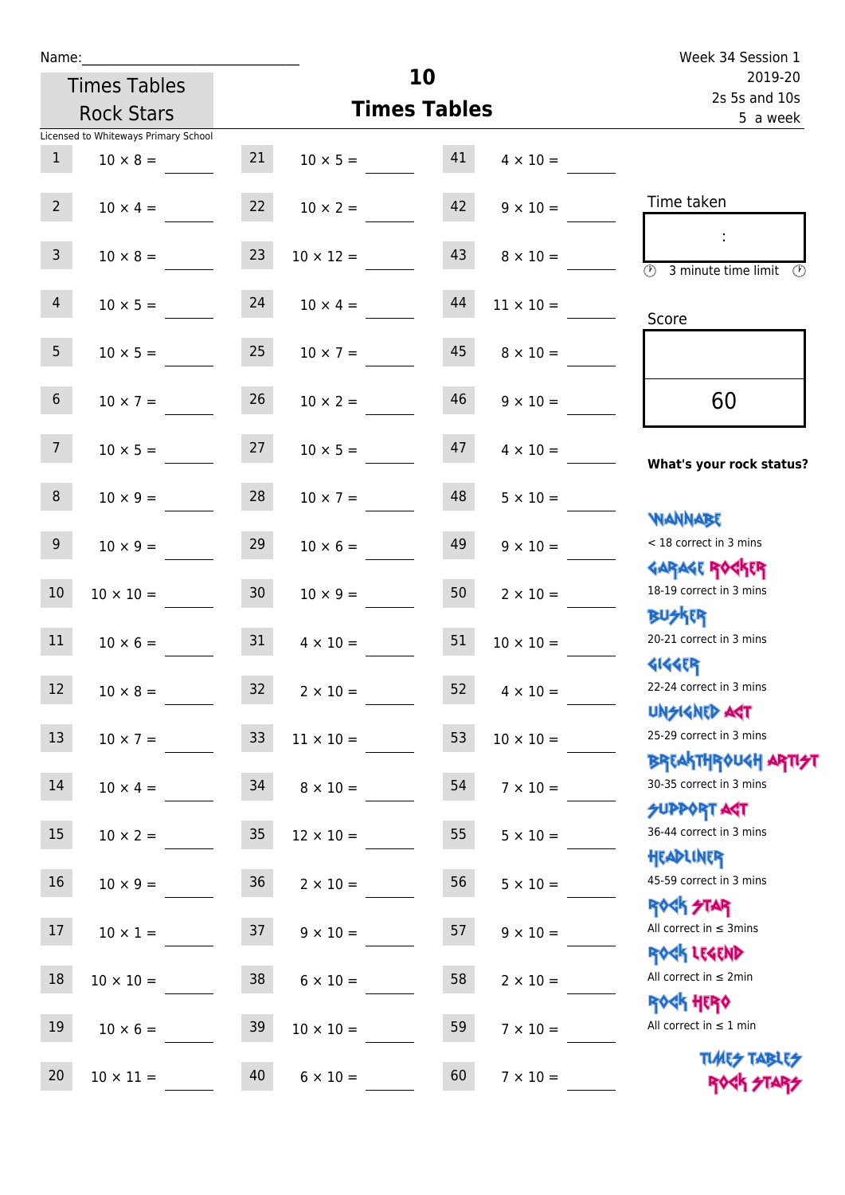Name:\_\_\_\_\_\_\_\_\_\_\_\_\_\_\_\_\_\_\_\_\_\_\_\_\_\_\_\_

Times Tables Rock Stars

Licensed to Whiteways Primary School

# 10 Times Tables

Week 34 Session 1
2019-20
2s 5s and 10s
5 a week

| | | | | | |
|---|---|---|---|---|---|
| 1 | 10 × 8 = | 21 | 10 × 5 = | 41 | 4 × 10 = |
| 2 | 10 × 4 = | 22 | 10 × 2 = | 42 | 9 × 10 = |
| 3 | 10 × 8 = | 23 | 10 × 12 = | 43 | 8 × 10 = |
| 4 | 10 × 5 = | 24 | 10 × 4 = | 44 | 11 × 10 = |
| 5 | 10 × 5 = | 25 | 10 × 7 = | 45 | 8 × 10 = |
| 6 | 10 × 7 = | 26 | 10 × 2 = | 46 | 9 × 10 = |
| 7 | 10 × 5 = | 27 | 10 × 5 = | 47 | 4 × 10 = |
| 8 | 10 × 9 = | 28 | 10 × 7 = | 48 | 5 × 10 = |
| 9 | 10 × 9 = | 29 | 10 × 6 = | 49 | 9 × 10 = |
| 10 | 10 × 10 = | 30 | 10 × 9 = | 50 | 2 × 10 = |
| 11 | 10 × 6 = | 31 | 4 × 10 = | 51 | 10 × 10 = |
| 12 | 10 × 8 = | 32 | 2 × 10 = | 52 | 4 × 10 = |
| 13 | 10 × 7 = | 33 | 11 × 10 = | 53 | 10 × 10 = |
| 14 | 10 × 4 = | 34 | 8 × 10 = | 54 | 7 × 10 = |
| 15 | 10 × 2 = | 35 | 12 × 10 = | 55 | 5 × 10 = |
| 16 | 10 × 9 = | 36 | 2 × 10 = | 56 | 5 × 10 = |
| 17 | 10 × 1 = | 37 | 9 × 10 = | 57 | 9 × 10 = |
| 18 | 10 × 10 = | 38 | 6 × 10 = | 58 | 2 × 10 = |
| 19 | 10 × 6 = | 39 | 10 × 10 = | 59 | 7 × 10 = |
| 20 | 10 × 11 = | 40 | 6 × 10 = | 60 | 7 × 10 = |

Time taken

:

3 minute time limit

Score

60

**What's your rock status?**

WANNABE
< 18 correct in 3 mins

GARAGE ROCKER
18-19 correct in 3 mins

BUSKER
20-21 correct in 3 mins

GIGGER
22-24 correct in 3 mins

UNSIGNED ACT
25-29 correct in 3 mins

BREAKTHROUGH ARTIST
30-35 correct in 3 mins

SUPPORT ACT
36-44 correct in 3 mins

HEADLINER
45-59 correct in 3 mins

ROCK STAR
All correct in ≤ 3mins

ROCK LEGEND
All correct in ≤ 2min

ROCK HERO
All correct in ≤ 1 min

TIMES TABLES ROCK STARS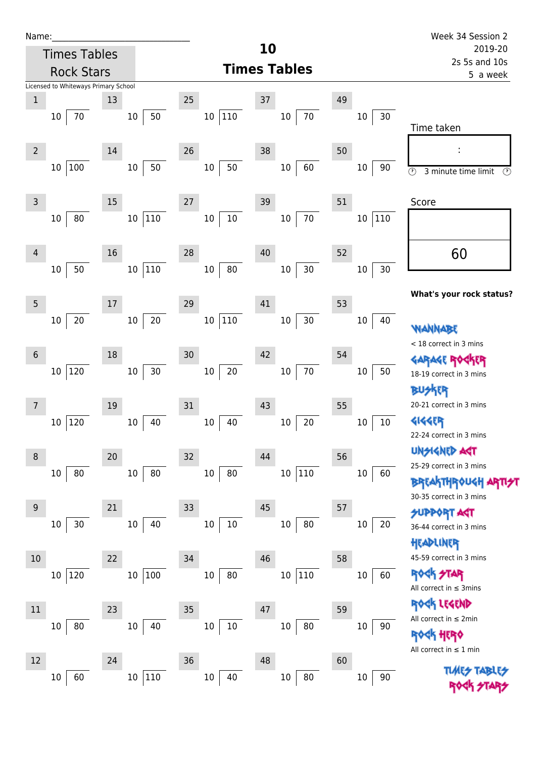Name:_______________________________

Times Tables Rock Stars

Licensed to Whiteways Primary School

# 10 Times Tables

Week 34 Session 2
2019-20
2s 5s and 10s
5 a week

| No. | Question | No. | Question | No. | Question | No. | Question | No. | Question |
|---|---|---|---|---|---|---|---|---|---|
| 1 | 10 ⟌ 70 | 13 | 10 ⟌ 50 | 25 | 10 ⟌ 110 | 37 | 10 ⟌ 70 | 49 | 10 ⟌ 30 |
| 2 | 10 ⟌ 100 | 14 | 10 ⟌ 50 | 26 | 10 ⟌ 50 | 38 | 10 ⟌ 60 | 50 | 10 ⟌ 90 |
| 3 | 10 ⟌ 80 | 15 | 10 ⟌ 110 | 27 | 10 ⟌ 10 | 39 | 10 ⟌ 70 | 51 | 10 ⟌ 110 |
| 4 | 10 ⟌ 50 | 16 | 10 ⟌ 110 | 28 | 10 ⟌ 80 | 40 | 10 ⟌ 30 | 52 | 10 ⟌ 30 |
| 5 | 10 ⟌ 20 | 17 | 10 ⟌ 20 | 29 | 10 ⟌ 110 | 41 | 10 ⟌ 30 | 53 | 10 ⟌ 40 |
| 6 | 10 ⟌ 120 | 18 | 10 ⟌ 30 | 30 | 10 ⟌ 20 | 42 | 10 ⟌ 70 | 54 | 10 ⟌ 50 |
| 7 | 10 ⟌ 120 | 19 | 10 ⟌ 40 | 31 | 10 ⟌ 40 | 43 | 10 ⟌ 20 | 55 | 10 ⟌ 10 |
| 8 | 10 ⟌ 80 | 20 | 10 ⟌ 80 | 32 | 10 ⟌ 80 | 44 | 10 ⟌ 110 | 56 | 10 ⟌ 60 |
| 9 | 10 ⟌ 30 | 21 | 10 ⟌ 40 | 33 | 10 ⟌ 10 | 45 | 10 ⟌ 80 | 57 | 10 ⟌ 20 |
| 10 | 10 ⟌ 120 | 22 | 10 ⟌ 100 | 34 | 10 ⟌ 80 | 46 | 10 ⟌ 110 | 58 | 10 ⟌ 60 |
| 11 | 10 ⟌ 80 | 23 | 10 ⟌ 40 | 35 | 10 ⟌ 10 | 47 | 10 ⟌ 80 | 59 | 10 ⟌ 90 |
| 12 | 10 ⟌ 60 | 24 | 10 ⟌ 110 | 36 | 10 ⟌ 40 | 48 | 10 ⟌ 80 | 60 | 10 ⟌ 90 |

Time taken

:

3 minute time limit

Score

60

**What's your rock status?**

WANNABE
< 18 correct in 3 mins

GARAGE ROCKER
18-19 correct in 3 mins

BUSKER
20-21 correct in 3 mins

GIGGER
22-24 correct in 3 mins

UNSIGNED ACT
25-29 correct in 3 mins

BREAKTHROUGH ARTIST
30-35 correct in 3 mins

SUPPORT ACT
36-44 correct in 3 mins

HEADLINER
45-59 correct in 3 mins

ROCK STAR
All correct in ≤ 3mins

ROCK LEGEND
All correct in ≤ 2min

ROCK HERO
All correct in ≤ 1 min

TIMES TABLES ROCK STARS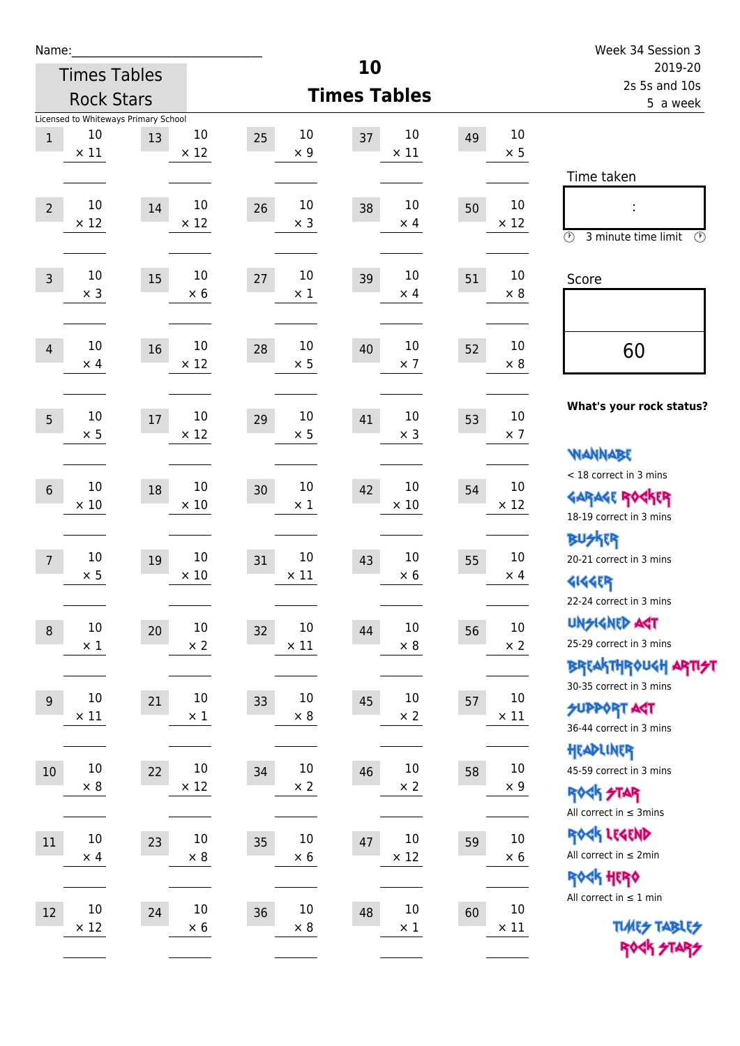Name:\_\_\_\_\_\_\_\_\_\_\_\_\_\_\_\_\_\_\_\_\_\_\_\_\_\_\_

Times Tables Rock Stars

Licensed to Whiteways Primary School

# 10 Times Tables

Week 34 Session 3
2019-20
2s 5s and 10s
5 a week

| # | | # | | # | | # | | # | |
|---|---|---|---|---|---|---|---|---|---|
| 1 | $10 \times 11$ | 13 | $10 \times 12$ | 25 | $10 \times 9$ | 37 | $10 \times 11$ | 49 | $10 \times 5$ |
| 2 | $10 \times 12$ | 14 | $10 \times 12$ | 26 | $10 \times 3$ | 38 | $10 \times 4$ | 50 | $10 \times 12$ |
| 3 | $10 \times 3$ | 15 | $10 \times 6$ | 27 | $10 \times 1$ | 39 | $10 \times 4$ | 51 | $10 \times 8$ |
| 4 | $10 \times 4$ | 16 | $10 \times 12$ | 28 | $10 \times 5$ | 40 | $10 \times 7$ | 52 | $10 \times 8$ |
| 5 | $10 \times 5$ | 17 | $10 \times 12$ | 29 | $10 \times 5$ | 41 | $10 \times 3$ | 53 | $10 \times 7$ |
| 6 | $10 \times 10$ | 18 | $10 \times 10$ | 30 | $10 \times 1$ | 42 | $10 \times 10$ | 54 | $10 \times 12$ |
| 7 | $10 \times 5$ | 19 | $10 \times 10$ | 31 | $10 \times 11$ | 43 | $10 \times 6$ | 55 | $10 \times 4$ |
| 8 | $10 \times 1$ | 20 | $10 \times 2$ | 32 | $10 \times 11$ | 44 | $10 \times 8$ | 56 | $10 \times 2$ |
| 9 | $10 \times 11$ | 21 | $10 \times 1$ | 33 | $10 \times 8$ | 45 | $10 \times 2$ | 57 | $10 \times 11$ |
| 10 | $10 \times 8$ | 22 | $10 \times 12$ | 34 | $10 \times 2$ | 46 | $10 \times 2$ | 58 | $10 \times 9$ |
| 11 | $10 \times 4$ | 23 | $10 \times 8$ | 35 | $10 \times 6$ | 47 | $10 \times 12$ | 59 | $10 \times 6$ |
| 12 | $10 \times 12$ | 24 | $10 \times 6$ | 36 | $10 \times 8$ | 48 | $10 \times 1$ | 60 | $10 \times 11$ |

Time taken

:

3 minute time limit

Score

60

**What's your rock status?**

WANNABE
< 18 correct in 3 mins

GARAGE ROCKER
18-19 correct in 3 mins

BUSKER
20-21 correct in 3 mins

GIGGER
22-24 correct in 3 mins

UNSIGNED ACT
25-29 correct in 3 mins

BREAKTHROUGH ARTIST
30-35 correct in 3 mins

SUPPORT ACT
36-44 correct in 3 mins

HEADLINER
45-59 correct in 3 mins

ROCK STAR
All correct in ≤ 3mins

ROCK LEGEND
All correct in ≤ 2min

ROCK HERO
All correct in ≤ 1 min

TIMES TABLES ROCK STARS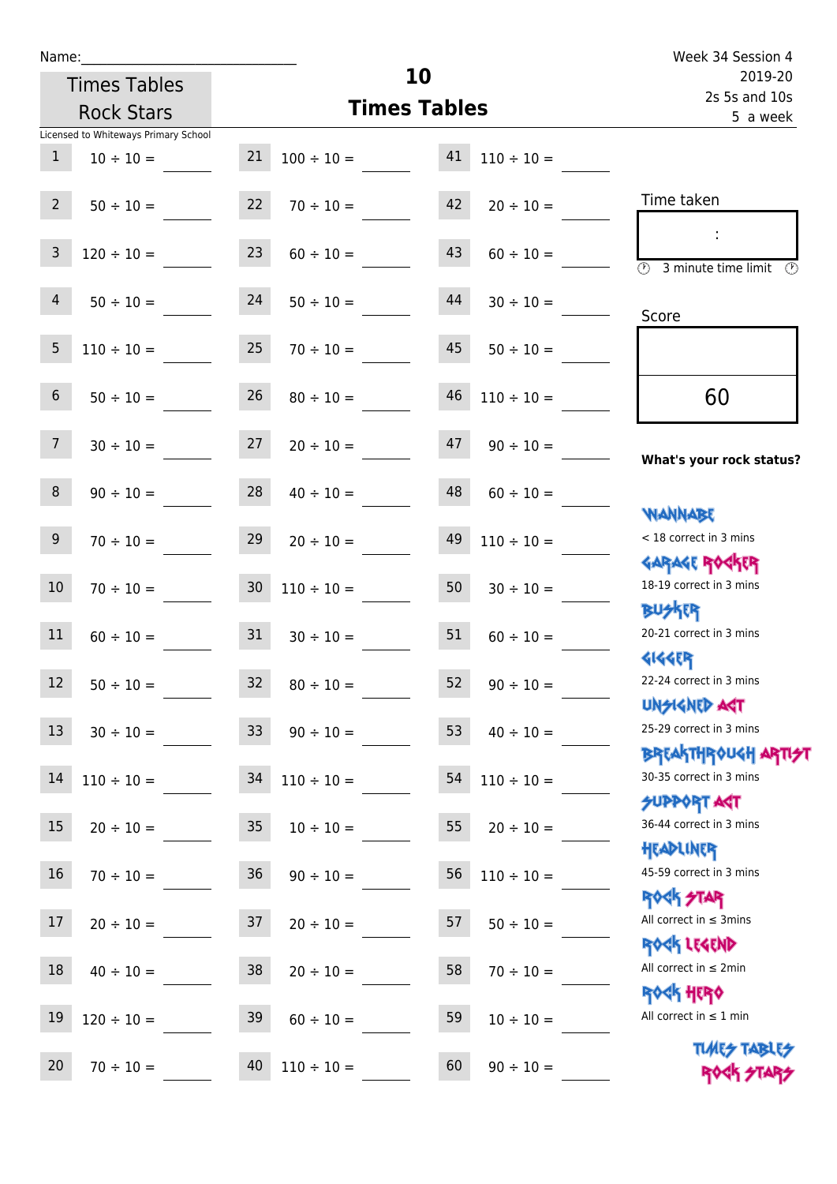Name:_____________________________

Times Tables Rock Stars

Licensed to Whiteways Primary School

# 10 Times Tables

Week 34 Session 4
2019-20
2s 5s and 10s
5 a week

| | | | | | |
|---|---|---|---|---|---|
| 1 | 10 ÷ 10 = ____ | 21 | 100 ÷ 10 = ____ | 41 | 110 ÷ 10 = ____ |
| 2 | 50 ÷ 10 = ____ | 22 | 70 ÷ 10 = ____ | 42 | 20 ÷ 10 = ____ |
| 3 | 120 ÷ 10 = ____ | 23 | 60 ÷ 10 = ____ | 43 | 60 ÷ 10 = ____ |
| 4 | 50 ÷ 10 = ____ | 24 | 50 ÷ 10 = ____ | 44 | 30 ÷ 10 = ____ |
| 5 | 110 ÷ 10 = ____ | 25 | 70 ÷ 10 = ____ | 45 | 50 ÷ 10 = ____ |
| 6 | 50 ÷ 10 = ____ | 26 | 80 ÷ 10 = ____ | 46 | 110 ÷ 10 = ____ |
| 7 | 30 ÷ 10 = ____ | 27 | 20 ÷ 10 = ____ | 47 | 90 ÷ 10 = ____ |
| 8 | 90 ÷ 10 = ____ | 28 | 40 ÷ 10 = ____ | 48 | 60 ÷ 10 = ____ |
| 9 | 70 ÷ 10 = ____ | 29 | 20 ÷ 10 = ____ | 49 | 110 ÷ 10 = ____ |
| 10 | 70 ÷ 10 = ____ | 30 | 110 ÷ 10 = ____ | 50 | 30 ÷ 10 = ____ |
| 11 | 60 ÷ 10 = ____ | 31 | 30 ÷ 10 = ____ | 51 | 60 ÷ 10 = ____ |
| 12 | 50 ÷ 10 = ____ | 32 | 80 ÷ 10 = ____ | 52 | 90 ÷ 10 = ____ |
| 13 | 30 ÷ 10 = ____ | 33 | 90 ÷ 10 = ____ | 53 | 40 ÷ 10 = ____ |
| 14 | 110 ÷ 10 = ____ | 34 | 110 ÷ 10 = ____ | 54 | 110 ÷ 10 = ____ |
| 15 | 20 ÷ 10 = ____ | 35 | 10 ÷ 10 = ____ | 55 | 20 ÷ 10 = ____ |
| 16 | 70 ÷ 10 = ____ | 36 | 90 ÷ 10 = ____ | 56 | 110 ÷ 10 = ____ |
| 17 | 20 ÷ 10 = ____ | 37 | 20 ÷ 10 = ____ | 57 | 50 ÷ 10 = ____ |
| 18 | 40 ÷ 10 = ____ | 38 | 20 ÷ 10 = ____ | 58 | 70 ÷ 10 = ____ |
| 19 | 120 ÷ 10 = ____ | 39 | 60 ÷ 10 = ____ | 59 | 10 ÷ 10 = ____ |
| 20 | 70 ÷ 10 = ____ | 40 | 110 ÷ 10 = ____ | 60 | 90 ÷ 10 = ____ |

Time taken

:

3 minute time limit

Score

60

**What's your rock status?**

WANNABE
< 18 correct in 3 mins

GARAGE ROCKER
18-19 correct in 3 mins

BUSKER
20-21 correct in 3 mins

GIGGER
22-24 correct in 3 mins

UNSIGNED ACT
25-29 correct in 3 mins

BREAKTHROUGH ARTIST
30-35 correct in 3 mins

SUPPORT ACT
36-44 correct in 3 mins

HEADLINER
45-59 correct in 3 mins

ROCK STAR
All correct in ≤ 3mins

ROCK LEGEND
All correct in ≤ 2min

ROCK HERO
All correct in ≤ 1 min

TIMES TABLES ROCK STARS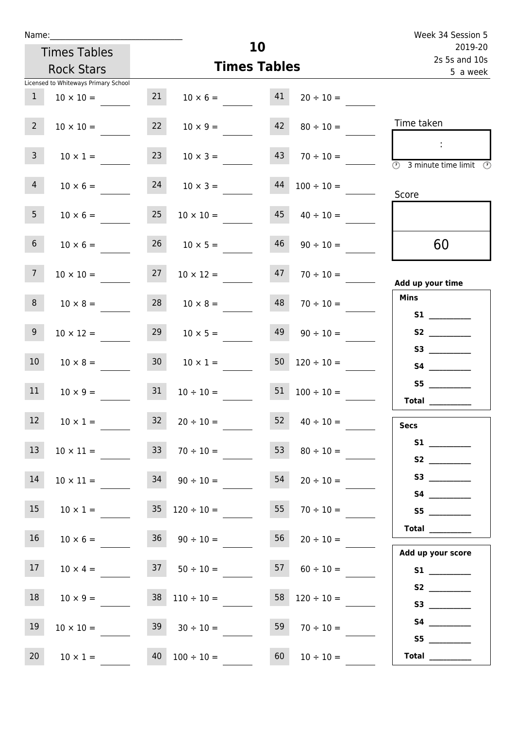Name:\_\_\_\_\_\_\_\_\_\_\_\_\_\_\_\_\_\_\_\_\_\_\_\_\_\_\_\_\_\_

Times Tables Rock Stars

Licensed to Whiteways Primary School

# 10
## Times Tables

Week 34 Session 5
2019-20
2s 5s and 10s
5 a week

| | | | | | |
|---|---|---|---|---|---|
| 1 | 10 × 10 = | 21 | 10 × 6 = | 41 | 20 ÷ 10 = |
| 2 | 10 × 10 = | 22 | 10 × 9 = | 42 | 80 ÷ 10 = |
| 3 | 10 × 1 = | 23 | 10 × 3 = | 43 | 70 ÷ 10 = |
| 4 | 10 × 6 = | 24 | 10 × 3 = | 44 | 100 ÷ 10 = |
| 5 | 10 × 6 = | 25 | 10 × 10 = | 45 | 40 ÷ 10 = |
| 6 | 10 × 6 = | 26 | 10 × 5 = | 46 | 90 ÷ 10 = |
| 7 | 10 × 10 = | 27 | 10 × 12 = | 47 | 70 ÷ 10 = |
| 8 | 10 × 8 = | 28 | 10 × 8 = | 48 | 70 ÷ 10 = |
| 9 | 10 × 12 = | 29 | 10 × 5 = | 49 | 90 ÷ 10 = |
| 10 | 10 × 8 = | 30 | 10 × 1 = | 50 | 120 ÷ 10 = |
| 11 | 10 × 9 = | 31 | 10 ÷ 10 = | 51 | 100 ÷ 10 = |
| 12 | 10 × 1 = | 32 | 20 ÷ 10 = | 52 | 40 ÷ 10 = |
| 13 | 10 × 11 = | 33 | 70 ÷ 10 = | 53 | 80 ÷ 10 = |
| 14 | 10 × 11 = | 34 | 90 ÷ 10 = | 54 | 20 ÷ 10 = |
| 15 | 10 × 1 = | 35 | 120 ÷ 10 = | 55 | 70 ÷ 10 = |
| 16 | 10 × 6 = | 36 | 90 ÷ 10 = | 56 | 20 ÷ 10 = |
| 17 | 10 × 4 = | 37 | 50 ÷ 10 = | 57 | 60 ÷ 10 = |
| 18 | 10 × 9 = | 38 | 110 ÷ 10 = | 58 | 120 ÷ 10 = |
| 19 | 10 × 10 = | 39 | 30 ÷ 10 = | 59 | 70 ÷ 10 = |
| 20 | 10 × 1 = | 40 | 100 ÷ 10 = | 60 | 10 ÷ 10 = |

Time taken

:

3 minute time limit

Score

60

**Add up your time**

**Mins**

**S1** \_\_\_\_\_\_\_\_
**S2** \_\_\_\_\_\_\_\_
**S3** \_\_\_\_\_\_\_\_
**S4** \_\_\_\_\_\_\_\_
**S5** \_\_\_\_\_\_\_\_
**Total** \_\_\_\_\_\_\_\_

**Secs**

**S1** \_\_\_\_\_\_\_\_
**S2** \_\_\_\_\_\_\_\_
**S3** \_\_\_\_\_\_\_\_
**S4** \_\_\_\_\_\_\_\_
**S5** \_\_\_\_\_\_\_\_
**Total** \_\_\_\_\_\_\_\_

**Add up your score**

**S1** \_\_\_\_\_\_\_\_
**S2** \_\_\_\_\_\_\_\_
**S3** \_\_\_\_\_\_\_\_
**S4** \_\_\_\_\_\_\_\_
**S5** \_\_\_\_\_\_\_\_
**Total** \_\_\_\_\_\_\_\_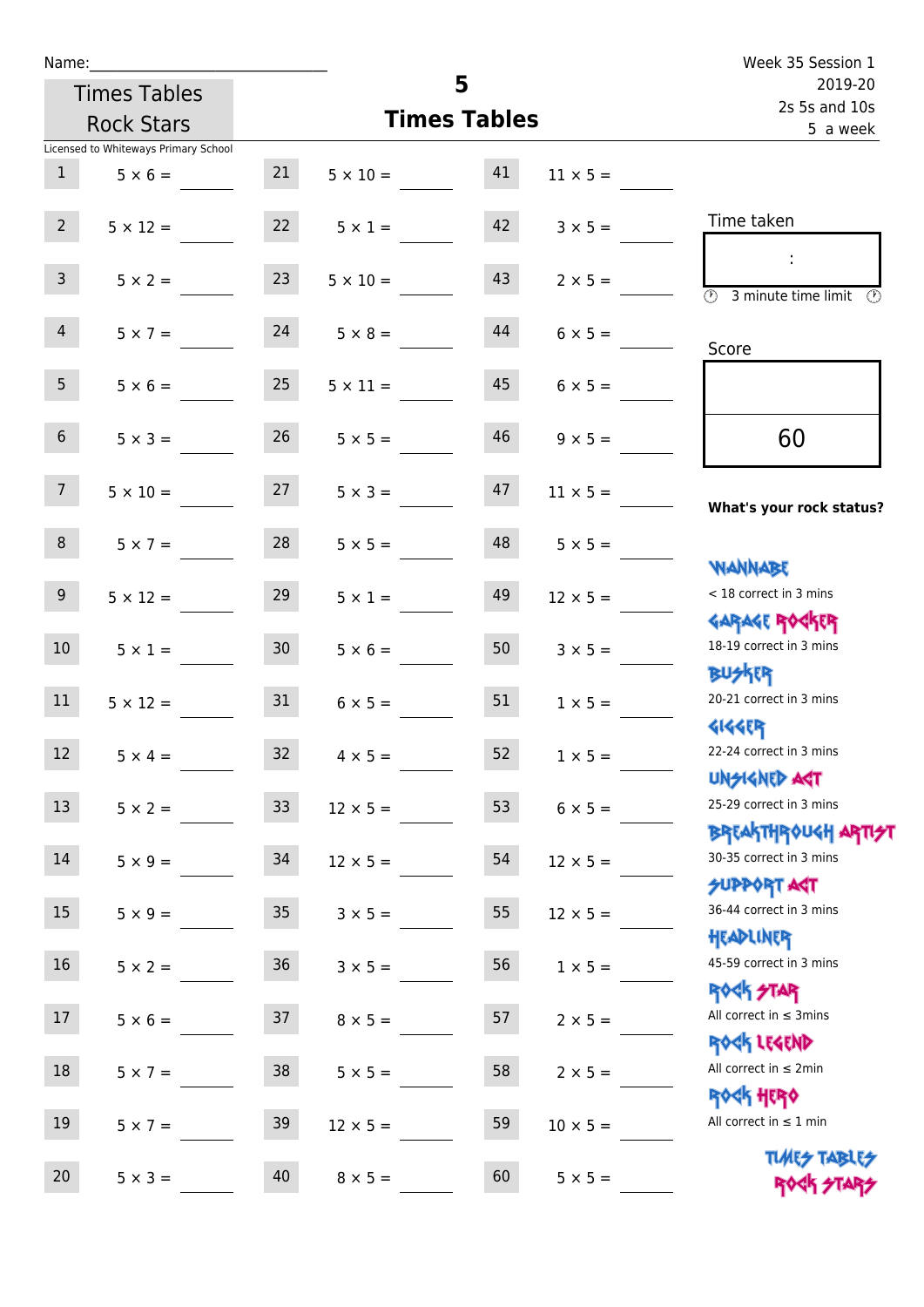Name:\_\_\_\_\_\_\_\_\_\_\_\_\_\_\_\_\_\_\_\_\_\_\_\_\_\_\_\_

Times Tables Rock Stars

Licensed to Whiteways Primary School

# 5
## Times Tables

Week 35 Session 1
2019-20
2s 5s and 10s
5 a week

| | | | | | | | |
|---|---|---|---|---|---|---|---|
| 1 | $5 \times 6 =$ | 21 | $5 \times 10 =$ | 41 | $11 \times 5 =$ | | |
| 2 | $5 \times 12 =$ | 22 | $5 \times 1 =$ | 42 | $3 \times 5 =$ | | |
| 3 | $5 \times 2 =$ | 23 | $5 \times 10 =$ | 43 | $2 \times 5 =$ | | |
| 4 | $5 \times 7 =$ | 24 | $5 \times 8 =$ | 44 | $6 \times 5 =$ | | |
| 5 | $5 \times 6 =$ | 25 | $5 \times 11 =$ | 45 | $6 \times 5 =$ | | |
| 6 | $5 \times 3 =$ | 26 | $5 \times 5 =$ | 46 | $9 \times 5 =$ | | |
| 7 | $5 \times 10 =$ | 27 | $5 \times 3 =$ | 47 | $11 \times 5 =$ | | |
| 8 | $5 \times 7 =$ | 28 | $5 \times 5 =$ | 48 | $5 \times 5 =$ | | |
| 9 | $5 \times 12 =$ | 29 | $5 \times 1 =$ | 49 | $12 \times 5 =$ | | |
| 10 | $5 \times 1 =$ | 30 | $5 \times 6 =$ | 50 | $3 \times 5 =$ | | |
| 11 | $5 \times 12 =$ | 31 | $6 \times 5 =$ | 51 | $1 \times 5 =$ | | |
| 12 | $5 \times 4 =$ | 32 | $4 \times 5 =$ | 52 | $1 \times 5 =$ | | |
| 13 | $5 \times 2 =$ | 33 | $12 \times 5 =$ | 53 | $6 \times 5 =$ | | |
| 14 | $5 \times 9 =$ | 34 | $12 \times 5 =$ | 54 | $12 \times 5 =$ | | |
| 15 | $5 \times 9 =$ | 35 | $3 \times 5 =$ | 55 | $12 \times 5 =$ | | |
| 16 | $5 \times 2 =$ | 36 | $3 \times 5 =$ | 56 | $1 \times 5 =$ | | |
| 17 | $5 \times 6 =$ | 37 | $8 \times 5 =$ | 57 | $2 \times 5 =$ | | |
| 18 | $5 \times 7 =$ | 38 | $5 \times 5 =$ | 58 | $2 \times 5 =$ | | |
| 19 | $5 \times 7 =$ | 39 | $12 \times 5 =$ | 59 | $10 \times 5 =$ | | |
| 20 | $5 \times 3 =$ | 40 | $8 \times 5 =$ | 60 | $5 \times 5 =$ | | |

Time taken

:

3 minute time limit

Score

60

**What's your rock status?**

WANNABE
< 18 correct in 3 mins

GARAGE ROCKER
18-19 correct in 3 mins

BUSKER
20-21 correct in 3 mins

GIGGER
22-24 correct in 3 mins

UNSIGNED ACT
25-29 correct in 3 mins

BREAKTHROUGH ARTIST
30-35 correct in 3 mins

SUPPORT ACT
36-44 correct in 3 mins

HEADLINER
45-59 correct in 3 mins

ROCK STAR
All correct in ≤ 3mins

ROCK LEGEND
All correct in ≤ 2min

ROCK HERO
All correct in ≤ 1 min

TIMES TABLES ROCK STARS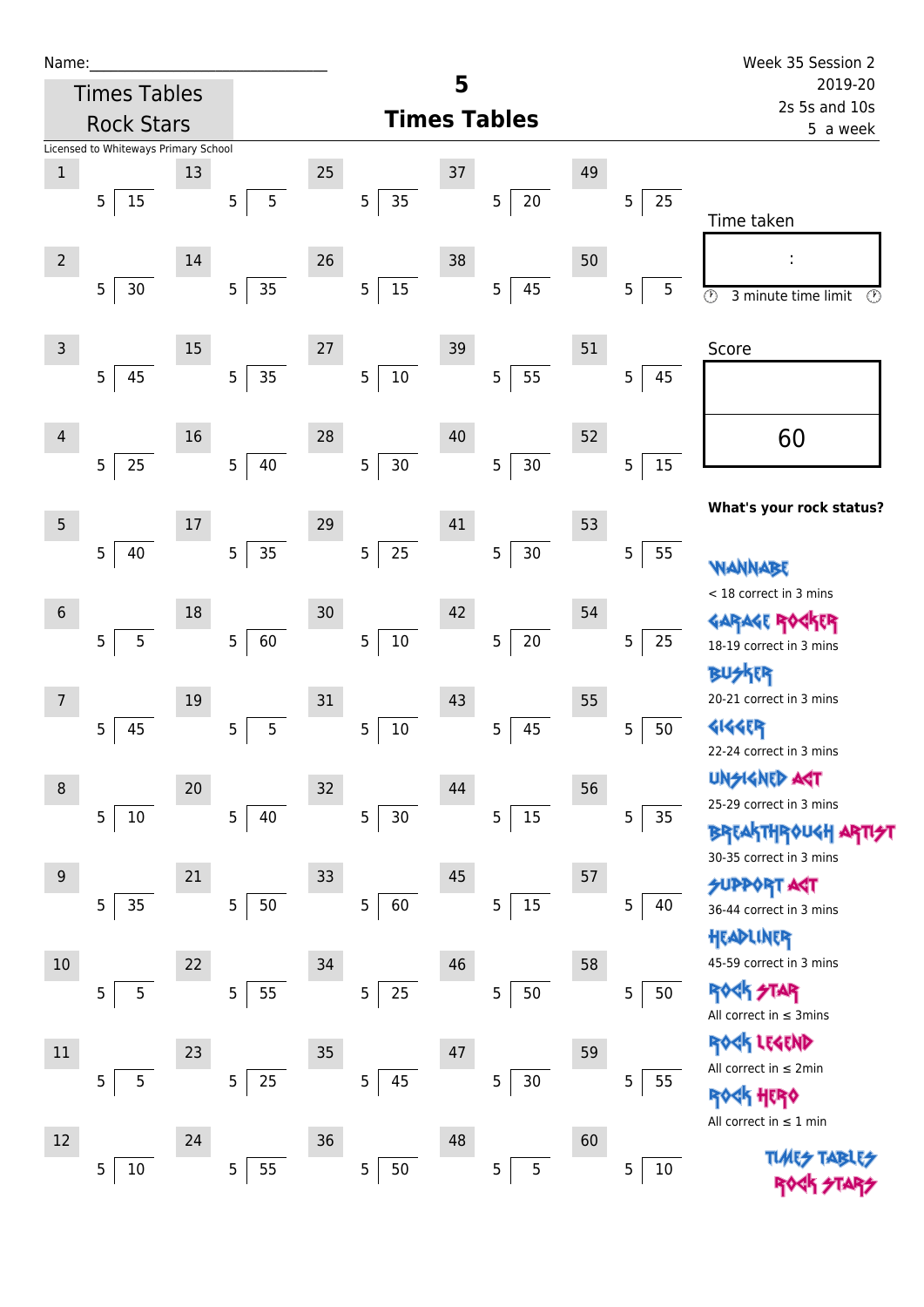Name:\_\_\_\_\_\_\_\_\_\_\_\_\_\_\_\_\_\_\_\_\_\_\_\_\_\_\_\_

Times Tables Rock Stars

Licensed to Whiteways Primary School

# 5 Times Tables

Week 35 Session 2
2019-20
2s 5s and 10s
5 a week

| # | Question | # | Question | # | Question | # | Question | # | Question |
|---|---|---|---|---|---|---|---|---|---|
| 1 | 5 ⟌ 15 | 13 | 5 ⟌ 5 | 25 | 5 ⟌ 35 | 37 | 5 ⟌ 20 | 49 | 5 ⟌ 25 |
| 2 | 5 ⟌ 30 | 14 | 5 ⟌ 35 | 26 | 5 ⟌ 15 | 38 | 5 ⟌ 45 | 50 | 5 ⟌ 5 |
| 3 | 5 ⟌ 45 | 15 | 5 ⟌ 35 | 27 | 5 ⟌ 10 | 39 | 5 ⟌ 55 | 51 | 5 ⟌ 45 |
| 4 | 5 ⟌ 25 | 16 | 5 ⟌ 40 | 28 | 5 ⟌ 30 | 40 | 5 ⟌ 30 | 52 | 5 ⟌ 15 |
| 5 | 5 ⟌ 40 | 17 | 5 ⟌ 35 | 29 | 5 ⟌ 25 | 41 | 5 ⟌ 30 | 53 | 5 ⟌ 55 |
| 6 | 5 ⟌ 5 | 18 | 5 ⟌ 60 | 30 | 5 ⟌ 10 | 42 | 5 ⟌ 20 | 54 | 5 ⟌ 25 |
| 7 | 5 ⟌ 45 | 19 | 5 ⟌ 5 | 31 | 5 ⟌ 10 | 43 | 5 ⟌ 45 | 55 | 5 ⟌ 50 |
| 8 | 5 ⟌ 10 | 20 | 5 ⟌ 40 | 32 | 5 ⟌ 30 | 44 | 5 ⟌ 15 | 56 | 5 ⟌ 35 |
| 9 | 5 ⟌ 35 | 21 | 5 ⟌ 50 | 33 | 5 ⟌ 60 | 45 | 5 ⟌ 15 | 57 | 5 ⟌ 40 |
| 10 | 5 ⟌ 5 | 22 | 5 ⟌ 55 | 34 | 5 ⟌ 25 | 46 | 5 ⟌ 50 | 58 | 5 ⟌ 50 |
| 11 | 5 ⟌ 5 | 23 | 5 ⟌ 25 | 35 | 5 ⟌ 45 | 47 | 5 ⟌ 30 | 59 | 5 ⟌ 55 |
| 12 | 5 ⟌ 10 | 24 | 5 ⟌ 55 | 36 | 5 ⟌ 50 | 48 | 5 ⟌ 5 | 60 | 5 ⟌ 10 |

Time taken

:

3 minute time limit

Score

60

**What's your rock status?**

WANNABE
< 18 correct in 3 mins

GARAGE ROCKER
18-19 correct in 3 mins

BUSKER
20-21 correct in 3 mins

GIGGER
22-24 correct in 3 mins

UNSIGNED ACT
25-29 correct in 3 mins

BREAKTHROUGH ARTIST
30-35 correct in 3 mins

SUPPORT ACT
36-44 correct in 3 mins

HEADLINER
45-59 correct in 3 mins

ROCK STAR
All correct in ≤ 3mins

ROCK LEGEND
All correct in ≤ 2min

ROCK HERO
All correct in ≤ 1 min

TIMES TABLES ROCK STARS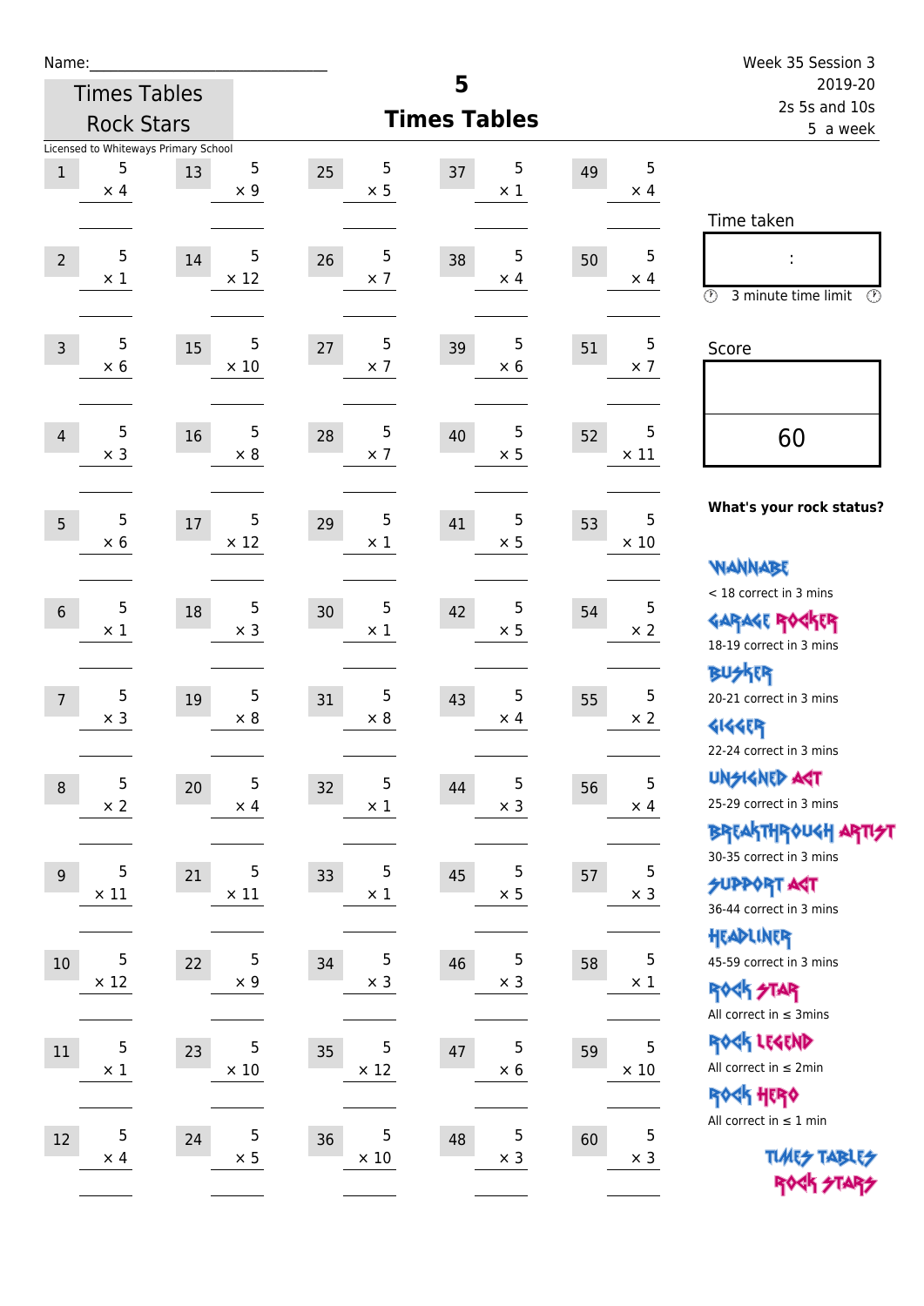Name:\_\_\_\_\_\_\_\_\_\_\_\_\_\_\_\_\_\_\_\_\_\_\_\_\_\_\_\_

Times Tables Rock Stars

Licensed to Whiteways Primary School

# 5 Times Tables

Week 35 Session 3
2019-20
2s 5s and 10s
5 a week

| # | Question | # | Question | # | Question | # | Question | # | Question |
|---|---|---|---|---|---|---|---|---|---|
| 1 | 5 × 4 | 13 | 5 × 9 | 25 | 5 × 5 | 37 | 5 × 1 | 49 | 5 × 4 |
| 2 | 5 × 1 | 14 | 5 × 12 | 26 | 5 × 7 | 38 | 5 × 4 | 50 | 5 × 4 |
| 3 | 5 × 6 | 15 | 5 × 10 | 27 | 5 × 7 | 39 | 5 × 6 | 51 | 5 × 7 |
| 4 | 5 × 3 | 16 | 5 × 8 | 28 | 5 × 7 | 40 | 5 × 5 | 52 | 5 × 11 |
| 5 | 5 × 6 | 17 | 5 × 12 | 29 | 5 × 1 | 41 | 5 × 5 | 53 | 5 × 10 |
| 6 | 5 × 1 | 18 | 5 × 3 | 30 | 5 × 1 | 42 | 5 × 5 | 54 | 5 × 2 |
| 7 | 5 × 3 | 19 | 5 × 8 | 31 | 5 × 8 | 43 | 5 × 4 | 55 | 5 × 2 |
| 8 | 5 × 2 | 20 | 5 × 4 | 32 | 5 × 1 | 44 | 5 × 3 | 56 | 5 × 4 |
| 9 | 5 × 11 | 21 | 5 × 11 | 33 | 5 × 1 | 45 | 5 × 5 | 57 | 5 × 3 |
| 10 | 5 × 12 | 22 | 5 × 9 | 34 | 5 × 3 | 46 | 5 × 3 | 58 | 5 × 1 |
| 11 | 5 × 1 | 23 | 5 × 10 | 35 | 5 × 12 | 47 | 5 × 6 | 59 | 5 × 10 |
| 12 | 5 × 4 | 24 | 5 × 5 | 36 | 5 × 10 | 48 | 5 × 3 | 60 | 5 × 3 |

Time taken

:

3 minute time limit

Score

60

**What's your rock status?**

WANNABE
< 18 correct in 3 mins

GARAGE ROCKER
18-19 correct in 3 mins

BUSKER
20-21 correct in 3 mins

GIGGER
22-24 correct in 3 mins

UNSIGNED ACT
25-29 correct in 3 mins

BREAKTHROUGH ARTIST
30-35 correct in 3 mins

SUPPORT ACT
36-44 correct in 3 mins

HEADLINER
45-59 correct in 3 mins

ROCK STAR
All correct in ≤ 3mins

ROCK LEGEND
All correct in ≤ 2min

ROCK HERO
All correct in ≤ 1 min

TIMES TABLES ROCK STARS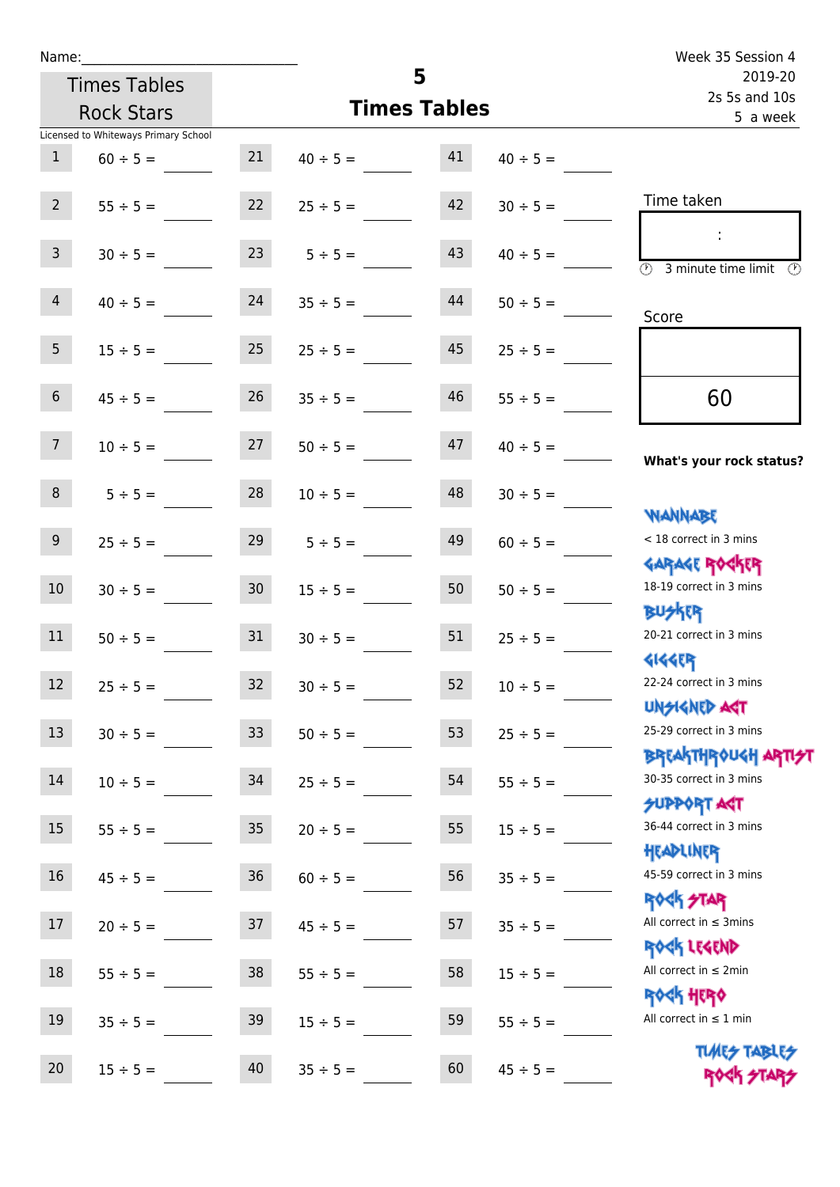Name:______________________________

Times Tables Rock Stars

# 5
## Times Tables

Week 35 Session 4
2019-20
2s 5s and 10s
5 a week

Licensed to Whiteways Primary School

| | | | | | |
|---|---|---|---|---|---|
| 1 | 60 ÷ 5 = ____ | 21 | 40 ÷ 5 = ____ | 41 | 40 ÷ 5 = ____ |
| 2 | 55 ÷ 5 = ____ | 22 | 25 ÷ 5 = ____ | 42 | 30 ÷ 5 = ____ |
| 3 | 30 ÷ 5 = ____ | 23 | 5 ÷ 5 = ____ | 43 | 40 ÷ 5 = ____ |
| 4 | 40 ÷ 5 = ____ | 24 | 35 ÷ 5 = ____ | 44 | 50 ÷ 5 = ____ |
| 5 | 15 ÷ 5 = ____ | 25 | 25 ÷ 5 = ____ | 45 | 25 ÷ 5 = ____ |
| 6 | 45 ÷ 5 = ____ | 26 | 35 ÷ 5 = ____ | 46 | 55 ÷ 5 = ____ |
| 7 | 10 ÷ 5 = ____ | 27 | 50 ÷ 5 = ____ | 47 | 40 ÷ 5 = ____ |
| 8 | 5 ÷ 5 = ____ | 28 | 10 ÷ 5 = ____ | 48 | 30 ÷ 5 = ____ |
| 9 | 25 ÷ 5 = ____ | 29 | 5 ÷ 5 = ____ | 49 | 60 ÷ 5 = ____ |
| 10 | 30 ÷ 5 = ____ | 30 | 15 ÷ 5 = ____ | 50 | 50 ÷ 5 = ____ |
| 11 | 50 ÷ 5 = ____ | 31 | 30 ÷ 5 = ____ | 51 | 25 ÷ 5 = ____ |
| 12 | 25 ÷ 5 = ____ | 32 | 30 ÷ 5 = ____ | 52 | 10 ÷ 5 = ____ |
| 13 | 30 ÷ 5 = ____ | 33 | 50 ÷ 5 = ____ | 53 | 25 ÷ 5 = ____ |
| 14 | 10 ÷ 5 = ____ | 34 | 25 ÷ 5 = ____ | 54 | 55 ÷ 5 = ____ |
| 15 | 55 ÷ 5 = ____ | 35 | 20 ÷ 5 = ____ | 55 | 15 ÷ 5 = ____ |
| 16 | 45 ÷ 5 = ____ | 36 | 60 ÷ 5 = ____ | 56 | 35 ÷ 5 = ____ |
| 17 | 20 ÷ 5 = ____ | 37 | 45 ÷ 5 = ____ | 57 | 35 ÷ 5 = ____ |
| 18 | 55 ÷ 5 = ____ | 38 | 55 ÷ 5 = ____ | 58 | 15 ÷ 5 = ____ |
| 19 | 35 ÷ 5 = ____ | 39 | 15 ÷ 5 = ____ | 59 | 55 ÷ 5 = ____ |
| 20 | 15 ÷ 5 = ____ | 40 | 35 ÷ 5 = ____ | 60 | 45 ÷ 5 = ____ |

Time taken

:

3 minute time limit

Score

60

**What's your rock status?**

WANNABE
< 18 correct in 3 mins

GARAGE ROCKER
18-19 correct in 3 mins

BUSKER
20-21 correct in 3 mins

GIGGER
22-24 correct in 3 mins

UNSIGNED ACT
25-29 correct in 3 mins

BREAKTHROUGH ARTIST
30-35 correct in 3 mins

SUPPORT ACT
36-44 correct in 3 mins

HEADLINER
45-59 correct in 3 mins

ROCK STAR
All correct in ≤ 3mins

ROCK LEGEND
All correct in ≤ 2min

ROCK HERO
All correct in ≤ 1 min

TIMES TABLES ROCK STARS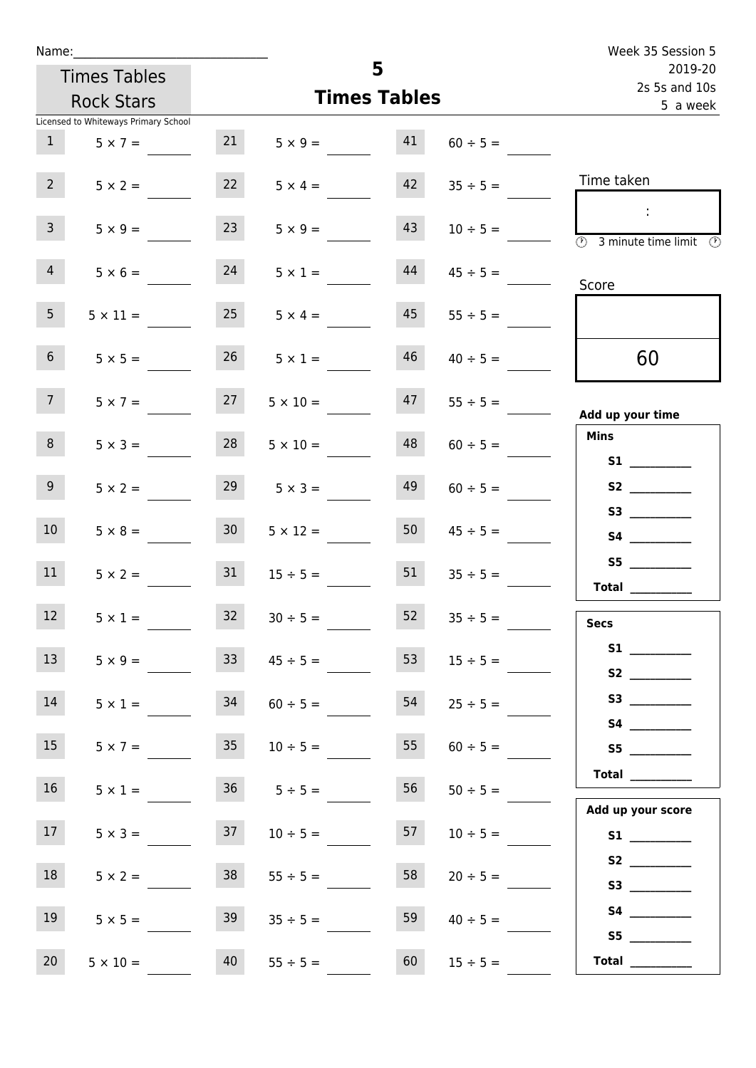Name:______________________________

Times Tables Rock Stars

Licensed to Whiteways Primary School

# 5
## Times Tables

Week 35 Session 5
2019-20
2s 5s and 10s
5 a week

| | | | | | |
|---|---|---|---|---|---|
| 1 | $5 \times 7 =$ ____ | 21 | $5 \times 9 =$ ____ | 41 | $60 \div 5 =$ ____ |
| 2 | $5 \times 2 =$ ____ | 22 | $5 \times 4 =$ ____ | 42 | $35 \div 5 =$ ____ |
| 3 | $5 \times 9 =$ ____ | 23 | $5 \times 9 =$ ____ | 43 | $10 \div 5 =$ ____ |
| 4 | $5 \times 6 =$ ____ | 24 | $5 \times 1 =$ ____ | 44 | $45 \div 5 =$ ____ |
| 5 | $5 \times 11 =$ ____ | 25 | $5 \times 4 =$ ____ | 45 | $55 \div 5 =$ ____ |
| 6 | $5 \times 5 =$ ____ | 26 | $5 \times 1 =$ ____ | 46 | $40 \div 5 =$ ____ |
| 7 | $5 \times 7 =$ ____ | 27 | $5 \times 10 =$ ____ | 47 | $55 \div 5 =$ ____ |
| 8 | $5 \times 3 =$ ____ | 28 | $5 \times 10 =$ ____ | 48 | $60 \div 5 =$ ____ |
| 9 | $5 \times 2 =$ ____ | 29 | $5 \times 3 =$ ____ | 49 | $60 \div 5 =$ ____ |
| 10 | $5 \times 8 =$ ____ | 30 | $5 \times 12 =$ ____ | 50 | $45 \div 5 =$ ____ |
| 11 | $5 \times 2 =$ ____ | 31 | $15 \div 5 =$ ____ | 51 | $35 \div 5 =$ ____ |
| 12 | $5 \times 1 =$ ____ | 32 | $30 \div 5 =$ ____ | 52 | $35 \div 5 =$ ____ |
| 13 | $5 \times 9 =$ ____ | 33 | $45 \div 5 =$ ____ | 53 | $15 \div 5 =$ ____ |
| 14 | $5 \times 1 =$ ____ | 34 | $60 \div 5 =$ ____ | 54 | $25 \div 5 =$ ____ |
| 15 | $5 \times 7 =$ ____ | 35 | $10 \div 5 =$ ____ | 55 | $60 \div 5 =$ ____ |
| 16 | $5 \times 1 =$ ____ | 36 | $5 \div 5 =$ ____ | 56 | $50 \div 5 =$ ____ |
| 17 | $5 \times 3 =$ ____ | 37 | $10 \div 5 =$ ____ | 57 | $10 \div 5 =$ ____ |
| 18 | $5 \times 2 =$ ____ | 38 | $55 \div 5 =$ ____ | 58 | $20 \div 5 =$ ____ |
| 19 | $5 \times 5 =$ ____ | 39 | $35 \div 5 =$ ____ | 59 | $40 \div 5 =$ ____ |
| 20 | $5 \times 10 =$ ____ | 40 | $55 \div 5 =$ ____ | 60 | $15 \div 5 =$ ____ |

Time taken

:

3 minute time limit

Score

60

**Add up your time**

**Mins**
- **S1** ________
- **S2** ________
- **S3** ________
- **S4** ________
- **S5** ________
- **Total** ________

**Secs**
- **S1** ________
- **S2** ________
- **S3** ________
- **S4** ________
- **S5** ________
- **Total** ________

**Add up your score**
- **S1** ________
- **S2** ________
- **S3** ________
- **S4** ________
- **S5** ________
- **Total** ________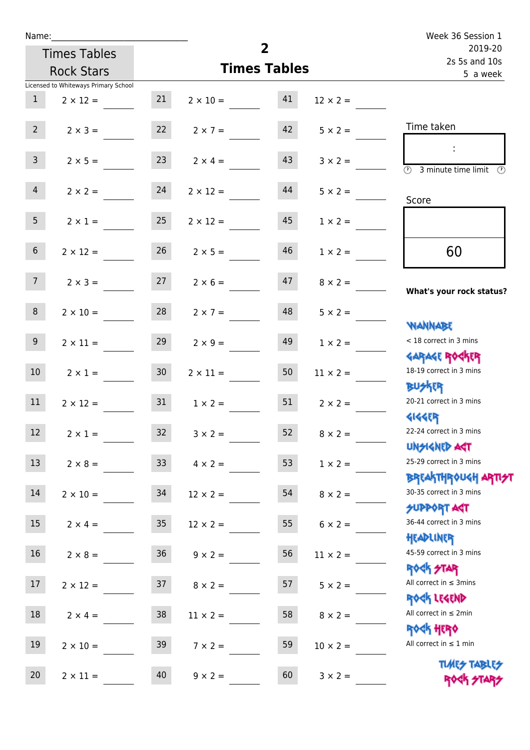Name:______________________________

Times Tables Rock Stars

Licensed to Whiteways Primary School

# 2
## Times Tables

Week 36 Session 1
2019-20
2s 5s and 10s
5 a week

| | | | | | |
|---|---|---|---|---|---|
| 1 | 2 × 12 = ____ | 21 | 2 × 10 = ____ | 41 | 12 × 2 = ____ |
| 2 | 2 × 3 = ____ | 22 | 2 × 7 = ____ | 42 | 5 × 2 = ____ |
| 3 | 2 × 5 = ____ | 23 | 2 × 4 = ____ | 43 | 3 × 2 = ____ |
| 4 | 2 × 2 = ____ | 24 | 2 × 12 = ____ | 44 | 5 × 2 = ____ |
| 5 | 2 × 1 = ____ | 25 | 2 × 12 = ____ | 45 | 1 × 2 = ____ |
| 6 | 2 × 12 = ____ | 26 | 2 × 5 = ____ | 46 | 1 × 2 = ____ |
| 7 | 2 × 3 = ____ | 27 | 2 × 6 = ____ | 47 | 8 × 2 = ____ |
| 8 | 2 × 10 = ____ | 28 | 2 × 7 = ____ | 48 | 5 × 2 = ____ |
| 9 | 2 × 11 = ____ | 29 | 2 × 9 = ____ | 49 | 1 × 2 = ____ |
| 10 | 2 × 1 = ____ | 30 | 2 × 11 = ____ | 50 | 11 × 2 = ____ |
| 11 | 2 × 12 = ____ | 31 | 1 × 2 = ____ | 51 | 2 × 2 = ____ |
| 12 | 2 × 1 = ____ | 32 | 3 × 2 = ____ | 52 | 8 × 2 = ____ |
| 13 | 2 × 8 = ____ | 33 | 4 × 2 = ____ | 53 | 1 × 2 = ____ |
| 14 | 2 × 10 = ____ | 34 | 12 × 2 = ____ | 54 | 8 × 2 = ____ |
| 15 | 2 × 4 = ____ | 35 | 12 × 2 = ____ | 55 | 6 × 2 = ____ |
| 16 | 2 × 8 = ____ | 36 | 9 × 2 = ____ | 56 | 11 × 2 = ____ |
| 17 | 2 × 12 = ____ | 37 | 8 × 2 = ____ | 57 | 5 × 2 = ____ |
| 18 | 2 × 4 = ____ | 38 | 11 × 2 = ____ | 58 | 8 × 2 = ____ |
| 19 | 2 × 10 = ____ | 39 | 7 × 2 = ____ | 59 | 10 × 2 = ____ |
| 20 | 2 × 11 = ____ | 40 | 9 × 2 = ____ | 60 | 3 × 2 = ____ |

Time taken

:

3 minute time limit

Score

60

**What's your rock status?**

WANNABE
< 18 correct in 3 mins

GARAGE ROCKER
18-19 correct in 3 mins

BUSKER
20-21 correct in 3 mins

GIGGER
22-24 correct in 3 mins

UNSIGNED ACT
25-29 correct in 3 mins

BREAKTHROUGH ARTIST
30-35 correct in 3 mins

SUPPORT ACT
36-44 correct in 3 mins

HEADLINER
45-59 correct in 3 mins

ROCK STAR
All correct in ≤ 3mins

ROCK LEGEND
All correct in ≤ 2min

ROCK HERO
All correct in ≤ 1 min

TIMES TABLES ROCK STARS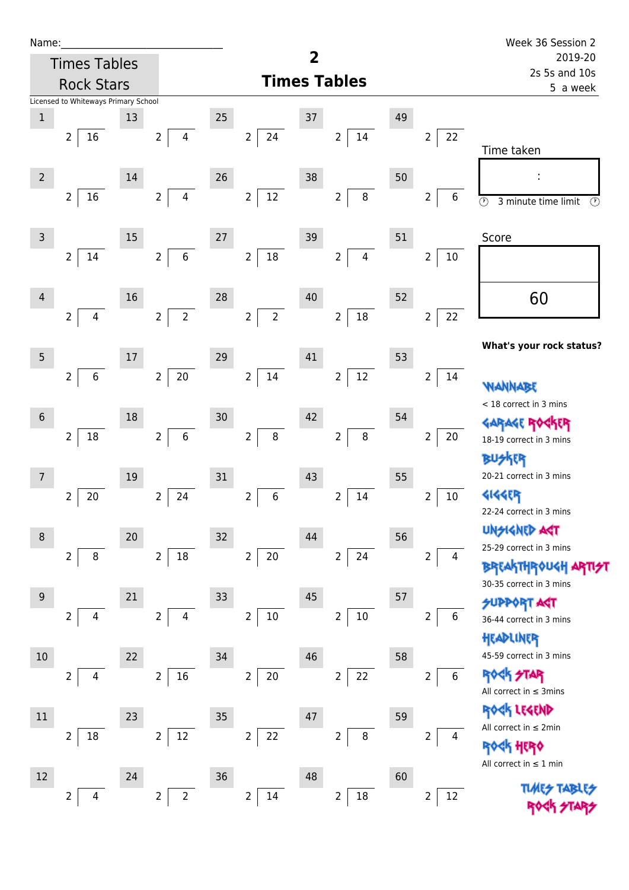Name:\_\_\_\_\_\_\_\_\_\_\_\_\_\_\_\_\_\_\_\_\_\_\_\_\_\_\_\_

Times Tables Rock Stars

Licensed to Whiteways Primary School

# 2
## Times Tables

Week 36 Session 2
2019-20
2s 5s and 10s
5 a week

| # | Question | # | Question | # | Question | # | Question | # | Question |
|---|---|---|---|---|---|---|---|---|---|
| 1 | 2 ⟌ 16 | 13 | 2 ⟌ 4 | 25 | 2 ⟌ 24 | 37 | 2 ⟌ 14 | 49 | 2 ⟌ 22 |
| 2 | 2 ⟌ 16 | 14 | 2 ⟌ 4 | 26 | 2 ⟌ 12 | 38 | 2 ⟌ 8 | 50 | 2 ⟌ 6 |
| 3 | 2 ⟌ 14 | 15 | 2 ⟌ 6 | 27 | 2 ⟌ 18 | 39 | 2 ⟌ 4 | 51 | 2 ⟌ 10 |
| 4 | 2 ⟌ 4 | 16 | 2 ⟌ 2 | 28 | 2 ⟌ 2 | 40 | 2 ⟌ 18 | 52 | 2 ⟌ 22 |
| 5 | 2 ⟌ 6 | 17 | 2 ⟌ 20 | 29 | 2 ⟌ 14 | 41 | 2 ⟌ 12 | 53 | 2 ⟌ 14 |
| 6 | 2 ⟌ 18 | 18 | 2 ⟌ 6 | 30 | 2 ⟌ 8 | 42 | 2 ⟌ 8 | 54 | 2 ⟌ 20 |
| 7 | 2 ⟌ 20 | 19 | 2 ⟌ 24 | 31 | 2 ⟌ 6 | 43 | 2 ⟌ 14 | 55 | 2 ⟌ 10 |
| 8 | 2 ⟌ 8 | 20 | 2 ⟌ 18 | 32 | 2 ⟌ 20 | 44 | 2 ⟌ 24 | 56 | 2 ⟌ 4 |
| 9 | 2 ⟌ 4 | 21 | 2 ⟌ 4 | 33 | 2 ⟌ 10 | 45 | 2 ⟌ 10 | 57 | 2 ⟌ 6 |
| 10 | 2 ⟌ 4 | 22 | 2 ⟌ 16 | 34 | 2 ⟌ 20 | 46 | 2 ⟌ 22 | 58 | 2 ⟌ 6 |
| 11 | 2 ⟌ 18 | 23 | 2 ⟌ 12 | 35 | 2 ⟌ 22 | 47 | 2 ⟌ 8 | 59 | 2 ⟌ 4 |
| 12 | 2 ⟌ 4 | 24 | 2 ⟌ 2 | 36 | 2 ⟌ 14 | 48 | 2 ⟌ 18 | 60 | 2 ⟌ 12 |

Time taken

:

3 minute time limit

Score

60

**What's your rock status?**

WANNABE
< 18 correct in 3 mins

GARAGE ROCKER
18-19 correct in 3 mins

BUSKER
20-21 correct in 3 mins

GIGGER
22-24 correct in 3 mins

UNSIGNED ACT
25-29 correct in 3 mins

BREAKTHROUGH ARTIST
30-35 correct in 3 mins

SUPPORT ACT
36-44 correct in 3 mins

HEADLINER
45-59 correct in 3 mins

ROCK STAR
All correct in ≤ 3mins

ROCK LEGEND
All correct in ≤ 2min

ROCK HERO
All correct in ≤ 1 min

TIMES TABLES ROCK STARS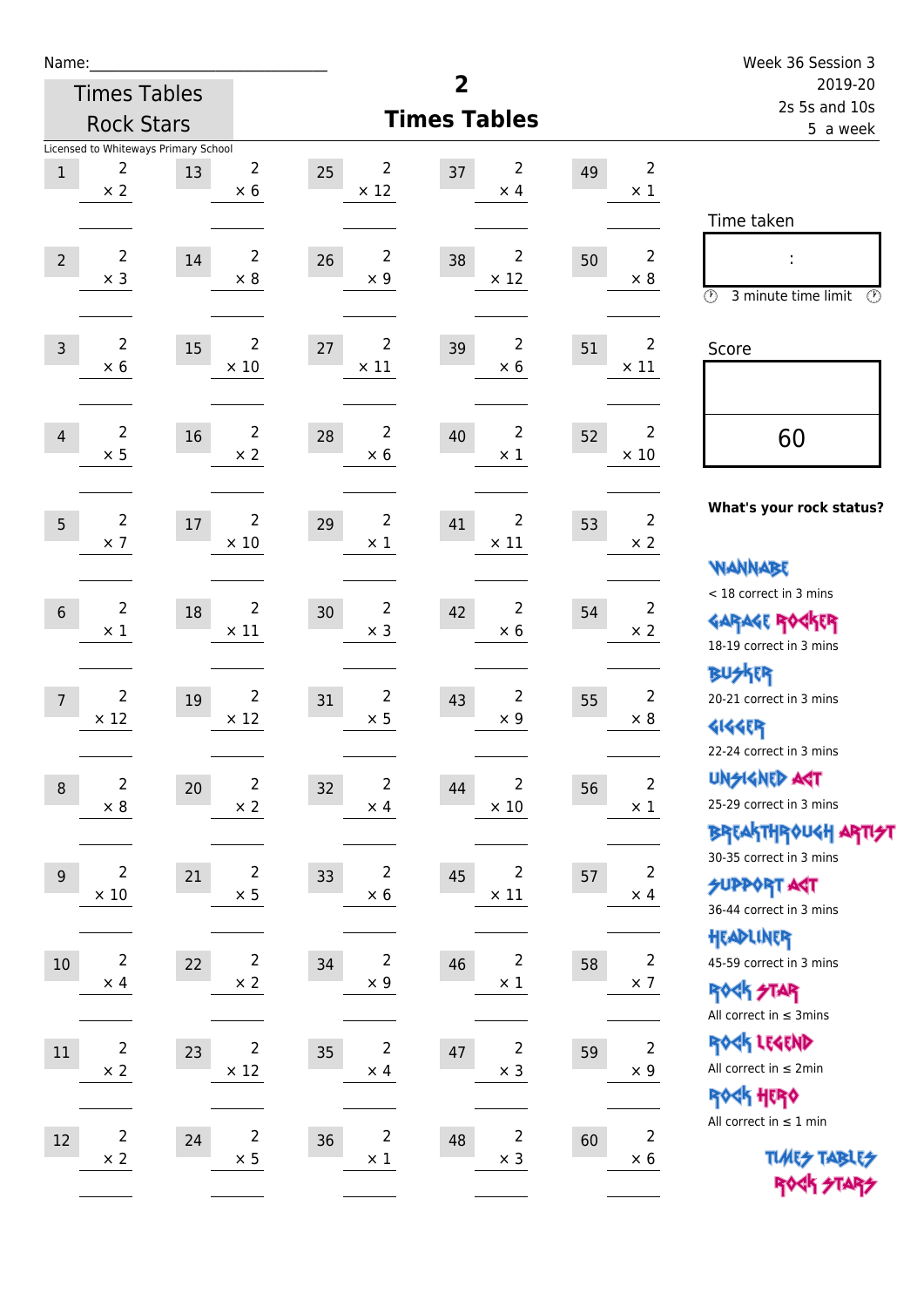Name:______________________________

Week 36 Session 3
2019-20
2s 5s and 10s
5 a week

Times Tables Rock Stars

# 2
## Times Tables

Licensed to Whiteways Primary School

| # | Question | # | Question | # | Question | # | Question | # | Question |
|---|---|---|---|---|---|---|---|---|---|
| 1 | 2 × 2 | 13 | 2 × 6 | 25 | 2 × 12 | 37 | 2 × 4 | 49 | 2 × 1 |
| 2 | 2 × 3 | 14 | 2 × 8 | 26 | 2 × 9 | 38 | 2 × 12 | 50 | 2 × 8 |
| 3 | 2 × 6 | 15 | 2 × 10 | 27 | 2 × 11 | 39 | 2 × 6 | 51 | 2 × 11 |
| 4 | 2 × 5 | 16 | 2 × 2 | 28 | 2 × 6 | 40 | 2 × 1 | 52 | 2 × 10 |
| 5 | 2 × 7 | 17 | 2 × 10 | 29 | 2 × 1 | 41 | 2 × 11 | 53 | 2 × 2 |
| 6 | 2 × 1 | 18 | 2 × 11 | 30 | 2 × 3 | 42 | 2 × 6 | 54 | 2 × 2 |
| 7 | 2 × 12 | 19 | 2 × 12 | 31 | 2 × 5 | 43 | 2 × 9 | 55 | 2 × 8 |
| 8 | 2 × 8 | 20 | 2 × 2 | 32 | 2 × 4 | 44 | 2 × 10 | 56 | 2 × 1 |
| 9 | 2 × 10 | 21 | 2 × 5 | 33 | 2 × 6 | 45 | 2 × 11 | 57 | 2 × 4 |
| 10 | 2 × 4 | 22 | 2 × 2 | 34 | 2 × 9 | 46 | 2 × 1 | 58 | 2 × 7 |
| 11 | 2 × 2 | 23 | 2 × 12 | 35 | 2 × 4 | 47 | 2 × 3 | 59 | 2 × 9 |
| 12 | 2 × 2 | 24 | 2 × 5 | 36 | 2 × 1 | 48 | 2 × 3 | 60 | 2 × 6 |

Time taken

:

3 minute time limit

Score

60

**What's your rock status?**

WANNABE
< 18 correct in 3 mins

GARAGE ROCKER
18-19 correct in 3 mins

BUSKER
20-21 correct in 3 mins

GIGGER
22-24 correct in 3 mins

UNSIGNED ACT
25-29 correct in 3 mins

BREAKTHROUGH ARTIST
30-35 correct in 3 mins

SUPPORT ACT
36-44 correct in 3 mins

HEADLINER
45-59 correct in 3 mins

ROCK STAR
All correct in ≤ 3mins

ROCK LEGEND
All correct in ≤ 2min

ROCK HERO
All correct in ≤ 1 min

TIMES TABLES ROCK STARS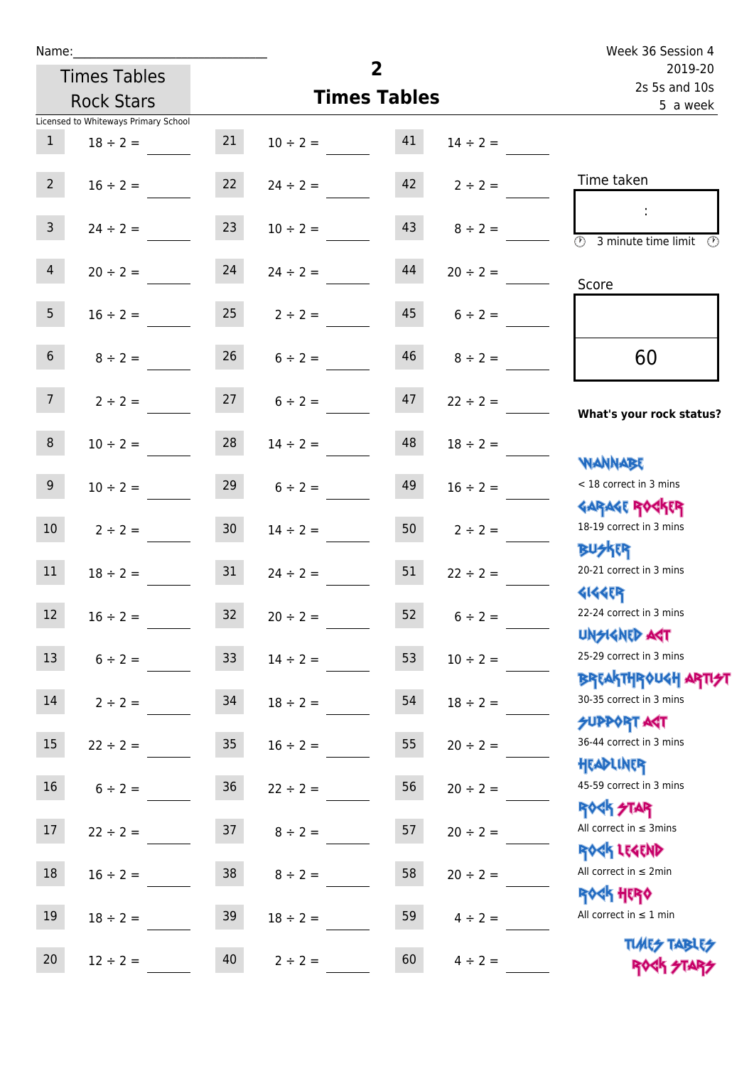Name:______________________________

Times Tables Rock Stars

# 2 Times Tables

Week 36 Session 4
2019-20
2s 5s and 10s
5 a week

Licensed to Whiteways Primary School

| | | | | | |
|---|---|---|---|---|---|
| 1 | 18 ÷ 2 = ____ | 21 | 10 ÷ 2 = ____ | 41 | 14 ÷ 2 = ____ |
| 2 | 16 ÷ 2 = ____ | 22 | 24 ÷ 2 = ____ | 42 | 2 ÷ 2 = ____ |
| 3 | 24 ÷ 2 = ____ | 23 | 10 ÷ 2 = ____ | 43 | 8 ÷ 2 = ____ |
| 4 | 20 ÷ 2 = ____ | 24 | 24 ÷ 2 = ____ | 44 | 20 ÷ 2 = ____ |
| 5 | 16 ÷ 2 = ____ | 25 | 2 ÷ 2 = ____ | 45 | 6 ÷ 2 = ____ |
| 6 | 8 ÷ 2 = ____ | 26 | 6 ÷ 2 = ____ | 46 | 8 ÷ 2 = ____ |
| 7 | 2 ÷ 2 = ____ | 27 | 6 ÷ 2 = ____ | 47 | 22 ÷ 2 = ____ |
| 8 | 10 ÷ 2 = ____ | 28 | 14 ÷ 2 = ____ | 48 | 18 ÷ 2 = ____ |
| 9 | 10 ÷ 2 = ____ | 29 | 6 ÷ 2 = ____ | 49 | 16 ÷ 2 = ____ |
| 10 | 2 ÷ 2 = ____ | 30 | 14 ÷ 2 = ____ | 50 | 2 ÷ 2 = ____ |
| 11 | 18 ÷ 2 = ____ | 31 | 24 ÷ 2 = ____ | 51 | 22 ÷ 2 = ____ |
| 12 | 16 ÷ 2 = ____ | 32 | 20 ÷ 2 = ____ | 52 | 6 ÷ 2 = ____ |
| 13 | 6 ÷ 2 = ____ | 33 | 14 ÷ 2 = ____ | 53 | 10 ÷ 2 = ____ |
| 14 | 2 ÷ 2 = ____ | 34 | 18 ÷ 2 = ____ | 54 | 18 ÷ 2 = ____ |
| 15 | 22 ÷ 2 = ____ | 35 | 16 ÷ 2 = ____ | 55 | 20 ÷ 2 = ____ |
| 16 | 6 ÷ 2 = ____ | 36 | 22 ÷ 2 = ____ | 56 | 20 ÷ 2 = ____ |
| 17 | 22 ÷ 2 = ____ | 37 | 8 ÷ 2 = ____ | 57 | 20 ÷ 2 = ____ |
| 18 | 16 ÷ 2 = ____ | 38 | 8 ÷ 2 = ____ | 58 | 20 ÷ 2 = ____ |
| 19 | 18 ÷ 2 = ____ | 39 | 18 ÷ 2 = ____ | 59 | 4 ÷ 2 = ____ |
| 20 | 12 ÷ 2 = ____ | 40 | 2 ÷ 2 = ____ | 60 | 4 ÷ 2 = ____ |

Time taken

:

3 minute time limit

Score

60

**What's your rock status?**

WANNABE
< 18 correct in 3 mins

GARAGE ROCKER
18-19 correct in 3 mins

BUSKER
20-21 correct in 3 mins

GIGGER
22-24 correct in 3 mins

UNSIGNED ACT
25-29 correct in 3 mins

BREAKTHROUGH ARTIST
30-35 correct in 3 mins

SUPPORT ACT
36-44 correct in 3 mins

HEADLINER
45-59 correct in 3 mins

ROCK STAR
All correct in ≤ 3mins

ROCK LEGEND
All correct in ≤ 2min

ROCK HERO
All correct in ≤ 1 min

TIMES TABLES ROCK STARS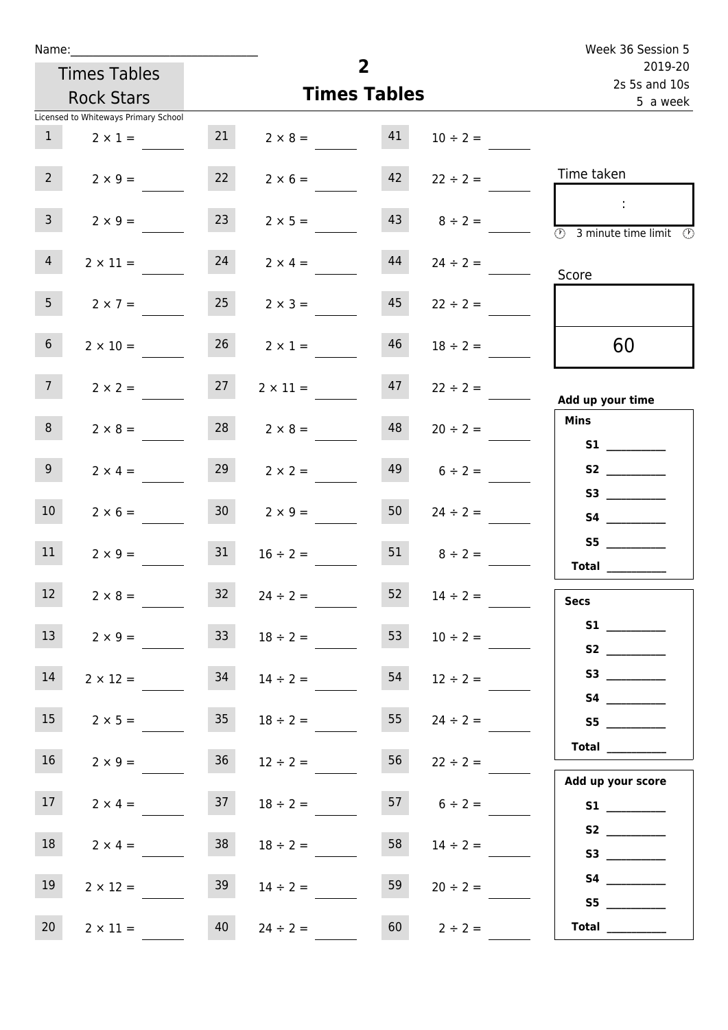Name:\_\_\_\_\_\_\_\_\_\_\_\_\_\_\_\_\_\_\_\_\_\_\_\_\_\_\_\_\_\_

Times Tables Rock Stars

Licensed to Whiteways Primary School

# 2
## Times Tables

Week 36 Session 5
2019-20
2s 5s and 10s
5 a week

| | | | | | |
|---|---|---|---|---|---|
| 1 | $2 \times 1 =$ | 21 | $2 \times 8 =$ | 41 | $10 \div 2 =$ |
| 2 | $2 \times 9 =$ | 22 | $2 \times 6 =$ | 42 | $22 \div 2 =$ |
| 3 | $2 \times 9 =$ | 23 | $2 \times 5 =$ | 43 | $8 \div 2 =$ |
| 4 | $2 \times 11 =$ | 24 | $2 \times 4 =$ | 44 | $24 \div 2 =$ |
| 5 | $2 \times 7 =$ | 25 | $2 \times 3 =$ | 45 | $22 \div 2 =$ |
| 6 | $2 \times 10 =$ | 26 | $2 \times 1 =$ | 46 | $18 \div 2 =$ |
| 7 | $2 \times 2 =$ | 27 | $2 \times 11 =$ | 47 | $22 \div 2 =$ |
| 8 | $2 \times 8 =$ | 28 | $2 \times 8 =$ | 48 | $20 \div 2 =$ |
| 9 | $2 \times 4 =$ | 29 | $2 \times 2 =$ | 49 | $6 \div 2 =$ |
| 10 | $2 \times 6 =$ | 30 | $2 \times 9 =$ | 50 | $24 \div 2 =$ |
| 11 | $2 \times 9 =$ | 31 | $16 \div 2 =$ | 51 | $8 \div 2 =$ |
| 12 | $2 \times 8 =$ | 32 | $24 \div 2 =$ | 52 | $14 \div 2 =$ |
| 13 | $2 \times 9 =$ | 33 | $18 \div 2 =$ | 53 | $10 \div 2 =$ |
| 14 | $2 \times 12 =$ | 34 | $14 \div 2 =$ | 54 | $12 \div 2 =$ |
| 15 | $2 \times 5 =$ | 35 | $18 \div 2 =$ | 55 | $24 \div 2 =$ |
| 16 | $2 \times 9 =$ | 36 | $12 \div 2 =$ | 56 | $22 \div 2 =$ |
| 17 | $2 \times 4 =$ | 37 | $18 \div 2 =$ | 57 | $6 \div 2 =$ |
| 18 | $2 \times 4 =$ | 38 | $18 \div 2 =$ | 58 | $14 \div 2 =$ |
| 19 | $2 \times 12 =$ | 39 | $14 \div 2 =$ | 59 | $20 \div 2 =$ |
| 20 | $2 \times 11 =$ | 40 | $24 \div 2 =$ | 60 | $2 \div 2 =$ |

Time taken

:

3 minute time limit

Score

60

**Add up your time**

**Mins**

**S1** \_\_\_\_\_\_\_\_\_\_
**S2** \_\_\_\_\_\_\_\_\_\_
**S3** \_\_\_\_\_\_\_\_\_\_
**S4** \_\_\_\_\_\_\_\_\_\_
**S5** \_\_\_\_\_\_\_\_\_\_
**Total** \_\_\_\_\_\_\_\_\_\_

**Secs**

**S1** \_\_\_\_\_\_\_\_\_\_
**S2** \_\_\_\_\_\_\_\_\_\_
**S3** \_\_\_\_\_\_\_\_\_\_
**S4** \_\_\_\_\_\_\_\_\_\_
**S5** \_\_\_\_\_\_\_\_\_\_
**Total** \_\_\_\_\_\_\_\_\_\_

**Add up your score**

**S1** \_\_\_\_\_\_\_\_\_\_
**S2** \_\_\_\_\_\_\_\_\_\_
**S3** \_\_\_\_\_\_\_\_\_\_
**S4** \_\_\_\_\_\_\_\_\_\_
**S5** \_\_\_\_\_\_\_\_\_\_
**Total** \_\_\_\_\_\_\_\_\_\_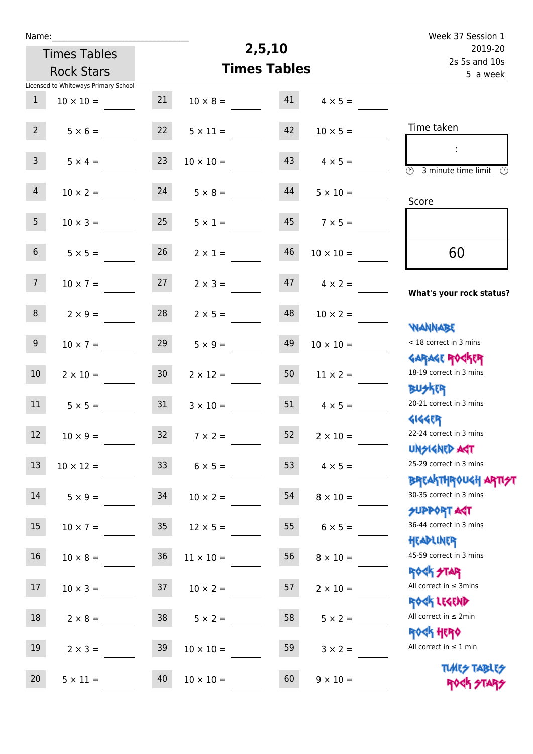Name:\_\_\_\_\_\_\_\_\_\_\_\_\_\_\_\_\_\_\_\_\_\_\_\_\_\_\_\_\_\_

Times Tables Rock Stars

# 2,5,10 Times Tables

Week 37 Session 1
2019-20
2s 5s and 10s
5 a week

Licensed to Whiteways Primary School

| | | | | | |
|---|---|---|---|---|---|
| 1 | 10 × 10 = | 21 | 10 × 8 = | 41 | 4 × 5 = |
| 2 | 5 × 6 = | 22 | 5 × 11 = | 42 | 10 × 5 = |
| 3 | 5 × 4 = | 23 | 10 × 10 = | 43 | 4 × 5 = |
| 4 | 10 × 2 = | 24 | 5 × 8 = | 44 | 5 × 10 = |
| 5 | 10 × 3 = | 25 | 5 × 1 = | 45 | 7 × 5 = |
| 6 | 5 × 5 = | 26 | 2 × 1 = | 46 | 10 × 10 = |
| 7 | 10 × 7 = | 27 | 2 × 3 = | 47 | 4 × 2 = |
| 8 | 2 × 9 = | 28 | 2 × 5 = | 48 | 10 × 2 = |
| 9 | 10 × 7 = | 29 | 5 × 9 = | 49 | 10 × 10 = |
| 10 | 2 × 10 = | 30 | 2 × 12 = | 50 | 11 × 2 = |
| 11 | 5 × 5 = | 31 | 3 × 10 = | 51 | 4 × 5 = |
| 12 | 10 × 9 = | 32 | 7 × 2 = | 52 | 2 × 10 = |
| 13 | 10 × 12 = | 33 | 6 × 5 = | 53 | 4 × 5 = |
| 14 | 5 × 9 = | 34 | 10 × 2 = | 54 | 8 × 10 = |
| 15 | 10 × 7 = | 35 | 12 × 5 = | 55 | 6 × 5 = |
| 16 | 10 × 8 = | 36 | 11 × 10 = | 56 | 8 × 10 = |
| 17 | 10 × 3 = | 37 | 10 × 2 = | 57 | 2 × 10 = |
| 18 | 2 × 8 = | 38 | 5 × 2 = | 58 | 5 × 2 = |
| 19 | 2 × 3 = | 39 | 10 × 10 = | 59 | 3 × 2 = |
| 20 | 5 × 11 = | 40 | 10 × 10 = | 60 | 9 × 10 = |

Time taken

:

3 minute time limit

Score

60

**What's your rock status?**

WANNABE
< 18 correct in 3 mins

GARAGE ROCKER
18-19 correct in 3 mins

BUSKER
20-21 correct in 3 mins

GIGGER
22-24 correct in 3 mins

UNSIGNED ACT
25-29 correct in 3 mins

BREAKTHROUGH ARTIST
30-35 correct in 3 mins

SUPPORT ACT
36-44 correct in 3 mins

HEADLINER
45-59 correct in 3 mins

ROCK STAR
All correct in ≤ 3mins

ROCK LEGEND
All correct in ≤ 2min

ROCK HERO
All correct in ≤ 1 min

TIMES TABLES ROCK STARS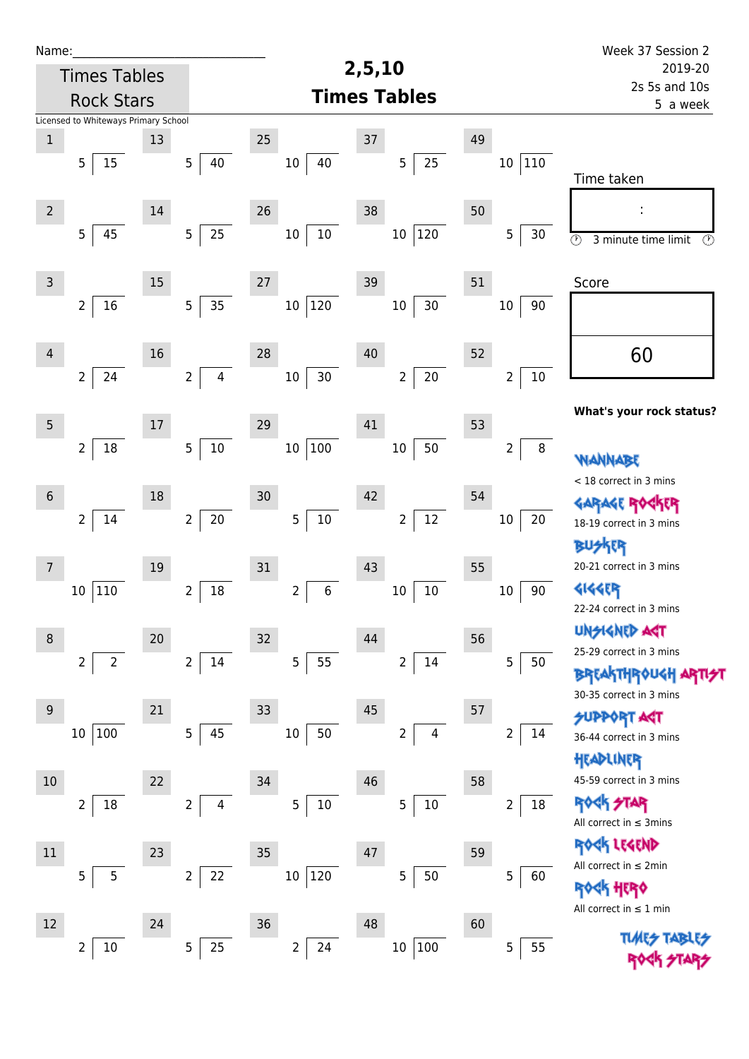Name:\_\_\_\_\_\_\_\_\_\_\_\_\_\_\_\_\_\_\_\_\_\_\_\_\_\_\_\_\_\_

Times Tables Rock Stars

Licensed to Whiteways Primary School

# 2,5,10 Times Tables

Week 37 Session 2
2019-20
2s 5s and 10s
5 a week

| # | Question | # | Question | # | Question | # | Question | # | Question |
|---|---|---|---|---|---|---|---|---|---|
| 1 | 5 ⟌ 15 | 13 | 5 ⟌ 40 | 25 | 10 ⟌ 40 | 37 | 5 ⟌ 25 | 49 | 10 ⟌ 110 |
| 2 | 5 ⟌ 45 | 14 | 5 ⟌ 25 | 26 | 10 ⟌ 10 | 38 | 10 ⟌ 120 | 50 | 5 ⟌ 30 |
| 3 | 2 ⟌ 16 | 15 | 5 ⟌ 35 | 27 | 10 ⟌ 120 | 39 | 10 ⟌ 30 | 51 | 10 ⟌ 90 |
| 4 | 2 ⟌ 24 | 16 | 2 ⟌ 4 | 28 | 10 ⟌ 30 | 40 | 2 ⟌ 20 | 52 | 2 ⟌ 10 |
| 5 | 2 ⟌ 18 | 17 | 5 ⟌ 10 | 29 | 10 ⟌ 100 | 41 | 10 ⟌ 50 | 53 | 2 ⟌ 8 |
| 6 | 2 ⟌ 14 | 18 | 2 ⟌ 20 | 30 | 5 ⟌ 10 | 42 | 2 ⟌ 12 | 54 | 10 ⟌ 20 |
| 7 | 10 ⟌ 110 | 19 | 2 ⟌ 18 | 31 | 2 ⟌ 6 | 43 | 10 ⟌ 10 | 55 | 10 ⟌ 90 |
| 8 | 2 ⟌ 2 | 20 | 2 ⟌ 14 | 32 | 5 ⟌ 55 | 44 | 2 ⟌ 14 | 56 | 5 ⟌ 50 |
| 9 | 10 ⟌ 100 | 21 | 5 ⟌ 45 | 33 | 10 ⟌ 50 | 45 | 2 ⟌ 4 | 57 | 2 ⟌ 14 |
| 10 | 2 ⟌ 18 | 22 | 2 ⟌ 4 | 34 | 5 ⟌ 10 | 46 | 5 ⟌ 10 | 58 | 2 ⟌ 18 |
| 11 | 5 ⟌ 5 | 23 | 2 ⟌ 22 | 35 | 10 ⟌ 120 | 47 | 5 ⟌ 50 | 59 | 5 ⟌ 60 |
| 12 | 2 ⟌ 10 | 24 | 5 ⟌ 25 | 36 | 2 ⟌ 24 | 48 | 10 ⟌ 100 | 60 | 5 ⟌ 55 |

Time taken

:

3 minute time limit

Score

60

**What's your rock status?**

WANNABE
< 18 correct in 3 mins

GARAGE ROCKER
18-19 correct in 3 mins

BUSKER
20-21 correct in 3 mins

GIGGER
22-24 correct in 3 mins

UNSIGNED ACT
25-29 correct in 3 mins

BREAKTHROUGH ARTIST
30-35 correct in 3 mins

SUPPORT ACT
36-44 correct in 3 mins

HEADLINER
45-59 correct in 3 mins

ROCK STAR
All correct in ≤ 3mins

ROCK LEGEND
All correct in ≤ 2min

ROCK HERO
All correct in ≤ 1 min

TIMES TABLES ROCK STARS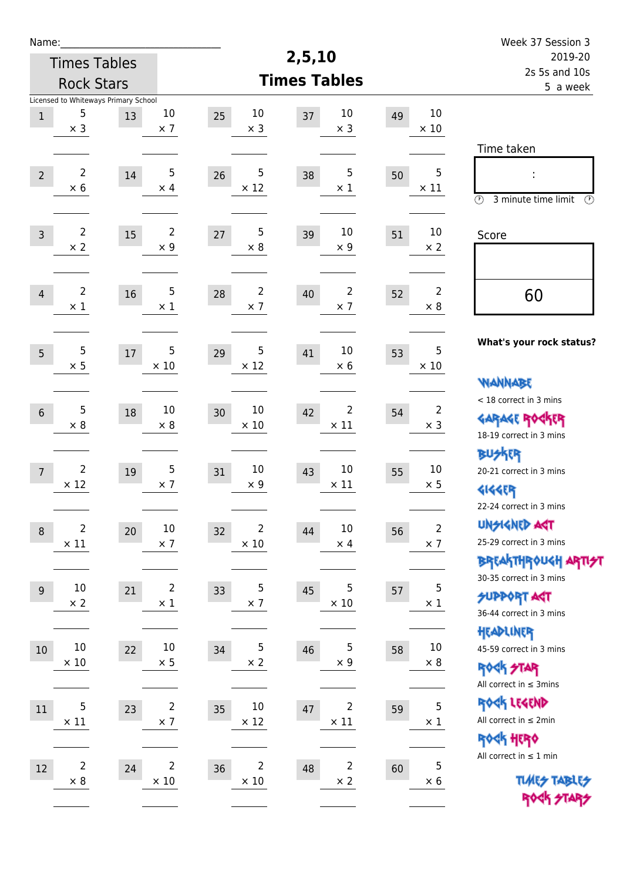Name:_______________________

Times Tables Rock Stars

# 2,5,10 Times Tables

Week 37 Session 3
2019-20
2s 5s and 10s
5 a week

Licensed to Whiteways Primary School

| # | Question | # | Question | # | Question | # | Question | # | Question |
|---|---|---|---|---|---|---|---|---|---|
| 1 | 5 × 3 | 13 | 10 × 7 | 25 | 10 × 3 | 37 | 10 × 3 | 49 | 10 × 10 |
| 2 | 2 × 6 | 14 | 5 × 4 | 26 | 5 × 12 | 38 | 5 × 1 | 50 | 5 × 11 |
| 3 | 2 × 2 | 15 | 2 × 9 | 27 | 5 × 8 | 39 | 10 × 9 | 51 | 10 × 2 |
| 4 | 2 × 1 | 16 | 5 × 1 | 28 | 2 × 7 | 40 | 2 × 7 | 52 | 2 × 8 |
| 5 | 5 × 5 | 17 | 5 × 10 | 29 | 5 × 12 | 41 | 10 × 6 | 53 | 5 × 10 |
| 6 | 5 × 8 | 18 | 10 × 8 | 30 | 10 × 10 | 42 | 2 × 11 | 54 | 2 × 3 |
| 7 | 2 × 12 | 19 | 5 × 7 | 31 | 10 × 9 | 43 | 10 × 11 | 55 | 10 × 5 |
| 8 | 2 × 11 | 20 | 10 × 7 | 32 | 2 × 10 | 44 | 10 × 4 | 56 | 2 × 7 |
| 9 | 10 × 2 | 21 | 2 × 1 | 33 | 5 × 7 | 45 | 5 × 10 | 57 | 5 × 1 |
| 10 | 10 × 10 | 22 | 10 × 5 | 34 | 5 × 2 | 46 | 5 × 9 | 58 | 10 × 8 |
| 11 | 5 × 11 | 23 | 2 × 7 | 35 | 10 × 12 | 47 | 2 × 11 | 59 | 5 × 1 |
| 12 | 2 × 8 | 24 | 2 × 10 | 36 | 2 × 10 | 48 | 2 × 2 | 60 | 5 × 6 |

Time taken

:

3 minute time limit

Score

60

**What's your rock status?**

WANNABE
< 18 correct in 3 mins

GARAGE ROCKER
18-19 correct in 3 mins

BUSKER
20-21 correct in 3 mins

GIGGER
22-24 correct in 3 mins

UNSIGNED ACT
25-29 correct in 3 mins

BREAKTHROUGH ARTIST
30-35 correct in 3 mins

SUPPORT ACT
36-44 correct in 3 mins

HEADLINER
45-59 correct in 3 mins

ROCK STAR
All correct in ≤ 3mins

ROCK LEGEND
All correct in ≤ 2min

ROCK HERO
All correct in ≤ 1 min

TIMES TABLES ROCK STARS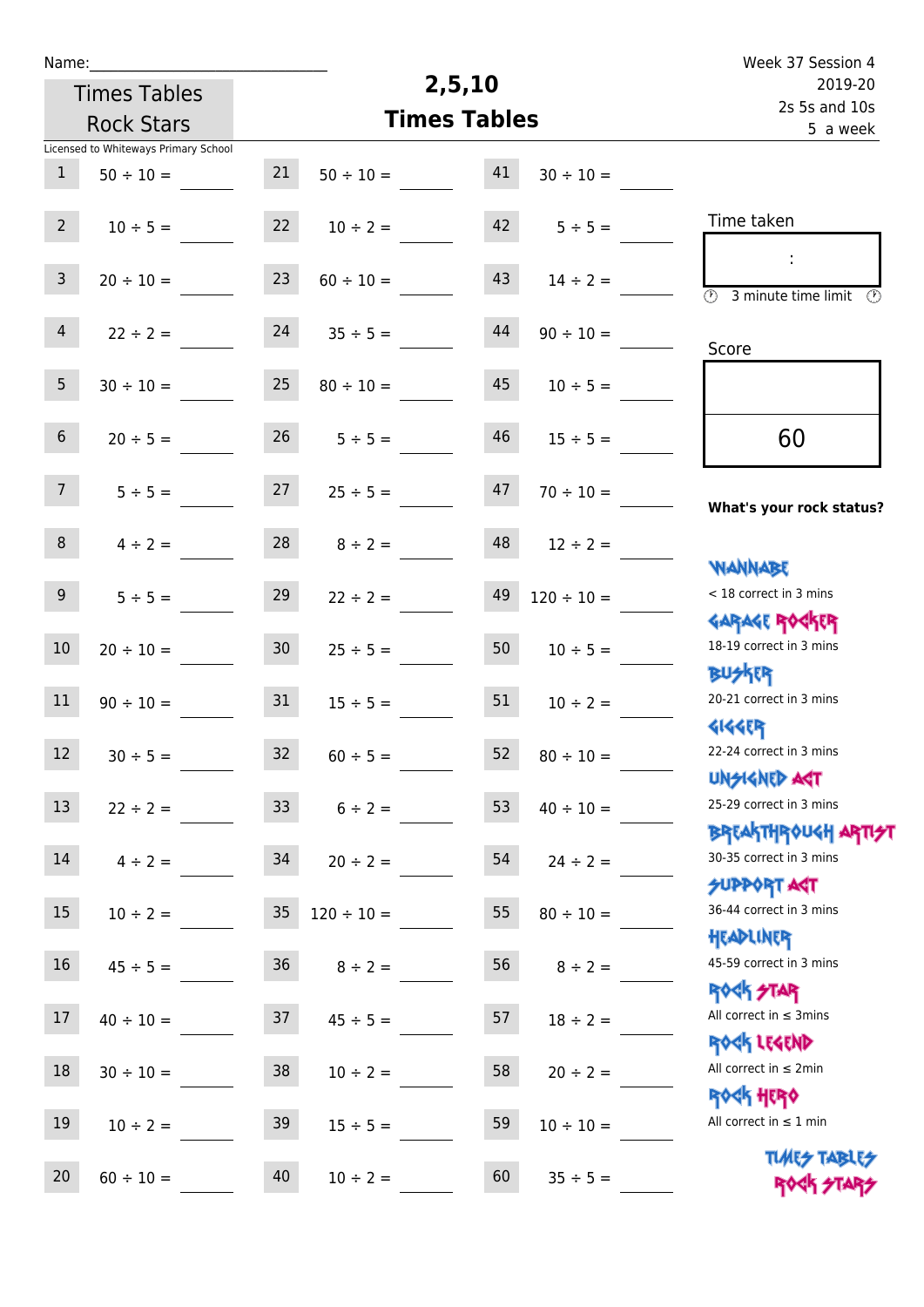Name:\_\_\_\_\_\_\_\_\_\_\_\_\_\_\_\_\_\_\_\_\_\_\_\_\_\_\_\_

Times Tables Rock Stars

# 2,5,10 Times Tables

Week 37 Session 4
2019-20
2s 5s and 10s
5 a week

Licensed to Whiteways Primary School

| | | | | | |
|---|---|---|---|---|---|
| 1 | 50 ÷ 10 = | 21 | 50 ÷ 10 = | 41 | 30 ÷ 10 = |
| 2 | 10 ÷ 5 = | 22 | 10 ÷ 2 = | 42 | 5 ÷ 5 = |
| 3 | 20 ÷ 10 = | 23 | 60 ÷ 10 = | 43 | 14 ÷ 2 = |
| 4 | 22 ÷ 2 = | 24 | 35 ÷ 5 = | 44 | 90 ÷ 10 = |
| 5 | 30 ÷ 10 = | 25 | 80 ÷ 10 = | 45 | 10 ÷ 5 = |
| 6 | 20 ÷ 5 = | 26 | 5 ÷ 5 = | 46 | 15 ÷ 5 = |
| 7 | 5 ÷ 5 = | 27 | 25 ÷ 5 = | 47 | 70 ÷ 10 = |
| 8 | 4 ÷ 2 = | 28 | 8 ÷ 2 = | 48 | 12 ÷ 2 = |
| 9 | 5 ÷ 5 = | 29 | 22 ÷ 2 = | 49 | 120 ÷ 10 = |
| 10 | 20 ÷ 10 = | 30 | 25 ÷ 5 = | 50 | 10 ÷ 5 = |
| 11 | 90 ÷ 10 = | 31 | 15 ÷ 5 = | 51 | 10 ÷ 2 = |
| 12 | 30 ÷ 5 = | 32 | 60 ÷ 5 = | 52 | 80 ÷ 10 = |
| 13 | 22 ÷ 2 = | 33 | 6 ÷ 2 = | 53 | 40 ÷ 10 = |
| 14 | 4 ÷ 2 = | 34 | 20 ÷ 2 = | 54 | 24 ÷ 2 = |
| 15 | 10 ÷ 2 = | 35 | 120 ÷ 10 = | 55 | 80 ÷ 10 = |
| 16 | 45 ÷ 5 = | 36 | 8 ÷ 2 = | 56 | 8 ÷ 2 = |
| 17 | 40 ÷ 10 = | 37 | 45 ÷ 5 = | 57 | 18 ÷ 2 = |
| 18 | 30 ÷ 10 = | 38 | 10 ÷ 2 = | 58 | 20 ÷ 2 = |
| 19 | 10 ÷ 2 = | 39 | 15 ÷ 5 = | 59 | 10 ÷ 10 = |
| 20 | 60 ÷ 10 = | 40 | 10 ÷ 2 = | 60 | 35 ÷ 5 = |

Time taken

:

3 minute time limit

Score

60

**What's your rock status?**

WANNABE
< 18 correct in 3 mins

GARAGE ROCKER
18-19 correct in 3 mins

BUSKER
20-21 correct in 3 mins

GIGGER
22-24 correct in 3 mins

UNSIGNED ACT
25-29 correct in 3 mins

BREAKTHROUGH ARTIST
30-35 correct in 3 mins

SUPPORT ACT
36-44 correct in 3 mins

HEADLINER
45-59 correct in 3 mins

ROCK STAR
All correct in ≤ 3mins

ROCK LEGEND
All correct in ≤ 2min

ROCK HERO
All correct in ≤ 1 min

TIMES TABLES ROCK STARS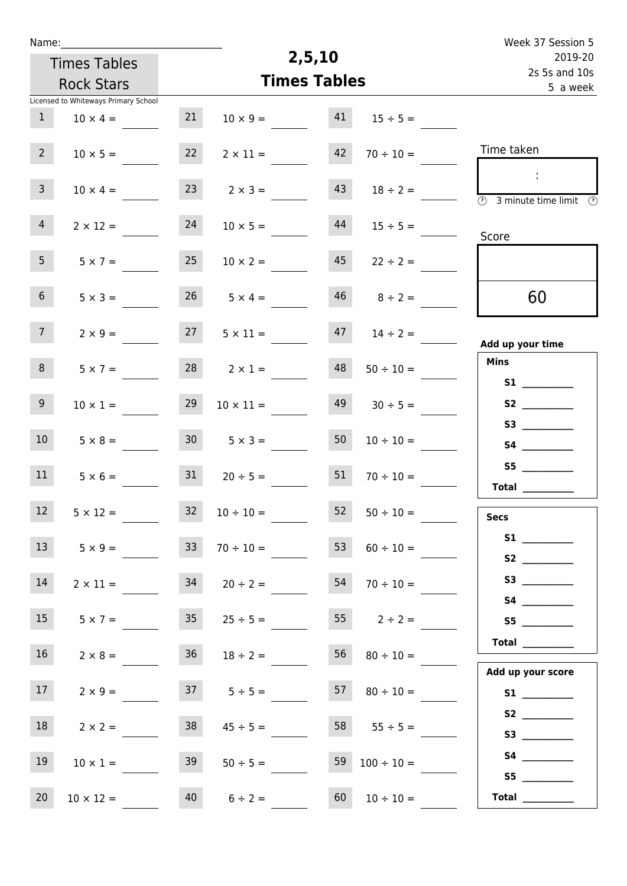Name:______________________________

Times Tables Rock Stars

Licensed to Whiteways Primary School

# 2,5,10
# Times Tables

Week 37 Session 5
2019-20
2s 5s and 10s
5 a week

| | | | | | |
|---|---|---|---|---|---|
| 1 | 10 × 4 = | 21 | 10 × 9 = | 41 | 15 ÷ 5 = |
| 2 | 10 × 5 = | 22 | 2 × 11 = | 42 | 70 ÷ 10 = |
| 3 | 10 × 4 = | 23 | 2 × 3 = | 43 | 18 ÷ 2 = |
| 4 | 2 × 12 = | 24 | 10 × 5 = | 44 | 15 ÷ 5 = |
| 5 | 5 × 7 = | 25 | 10 × 2 = | 45 | 22 ÷ 2 = |
| 6 | 5 × 3 = | 26 | 5 × 4 = | 46 | 8 ÷ 2 = |
| 7 | 2 × 9 = | 27 | 5 × 11 = | 47 | 14 ÷ 2 = |
| 8 | 5 × 7 = | 28 | 2 × 1 = | 48 | 50 ÷ 10 = |
| 9 | 10 × 1 = | 29 | 10 × 11 = | 49 | 30 ÷ 5 = |
| 10 | 5 × 8 = | 30 | 5 × 3 = | 50 | 10 ÷ 10 = |
| 11 | 5 × 6 = | 31 | 20 ÷ 5 = | 51 | 70 ÷ 10 = |
| 12 | 5 × 12 = | 32 | 10 ÷ 10 = | 52 | 50 ÷ 10 = |
| 13 | 5 × 9 = | 33 | 70 ÷ 10 = | 53 | 60 ÷ 10 = |
| 14 | 2 × 11 = | 34 | 20 ÷ 2 = | 54 | 70 ÷ 10 = |
| 15 | 5 × 7 = | 35 | 25 ÷ 5 = | 55 | 2 ÷ 2 = |
| 16 | 2 × 8 = | 36 | 18 ÷ 2 = | 56 | 80 ÷ 10 = |
| 17 | 2 × 9 = | 37 | 5 ÷ 5 = | 57 | 80 ÷ 10 = |
| 18 | 2 × 2 = | 38 | 45 ÷ 5 = | 58 | 55 ÷ 5 = |
| 19 | 10 × 1 = | 39 | 50 ÷ 5 = | 59 | 100 ÷ 10 = |
| 20 | 10 × 12 = | 40 | 6 ÷ 2 = | 60 | 10 ÷ 10 = |

Time taken

:

3 minute time limit

Score

60

**Add up your time**

**Mins**

**S1** __________
**S2** __________
**S3** __________
**S4** __________
**S5** __________
**Total** __________

**Secs**

**S1** __________
**S2** __________
**S3** __________
**S4** __________
**S5** __________
**Total** __________

**Add up your score**

**S1** __________
**S2** __________
**S3** __________
**S4** __________
**S5** __________
**Total** __________